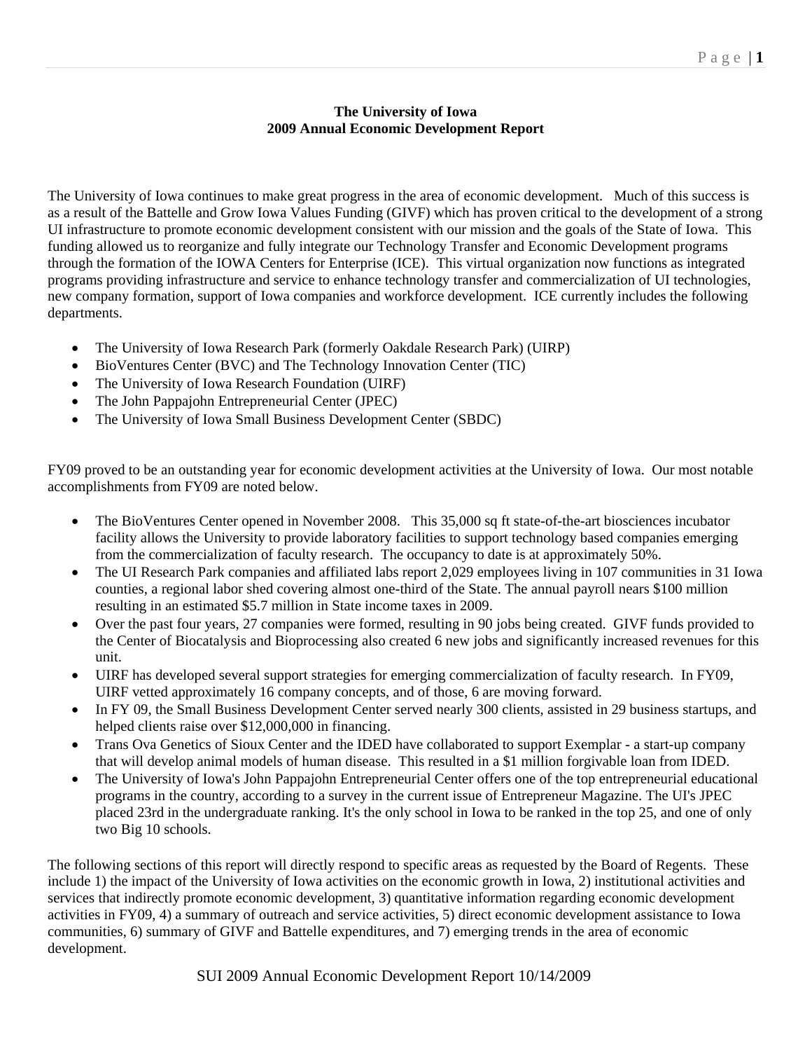# The University of Iowa
## 2009 Annual Economic Development Report

The University of Iowa continues to make great progress in the area of economic development. Much of this success is as a result of the Battelle and Grow Iowa Values Funding (GIVF) which has proven critical to the development of a strong UI infrastructure to promote economic development consistent with our mission and the goals of the State of Iowa. This funding allowed us to reorganize and fully integrate our Technology Transfer and Economic Development programs through the formation of the IOWA Centers for Enterprise (ICE). This virtual organization now functions as integrated programs providing infrastructure and service to enhance technology transfer and commercialization of UI technologies, new company formation, support of Iowa companies and workforce development. ICE currently includes the following departments.

- The University of Iowa Research Park (formerly Oakdale Research Park) (UIRP)
- BioVentures Center (BVC) and The Technology Innovation Center (TIC)
- The University of Iowa Research Foundation (UIRF)
- The John Pappajohn Entrepreneurial Center (JPEC)
- The University of Iowa Small Business Development Center (SBDC)

FY09 proved to be an outstanding year for economic development activities at the University of Iowa. Our most notable accomplishments from FY09 are noted below.

- The BioVentures Center opened in November 2008. This 35,000 sq ft state-of-the-art biosciences incubator facility allows the University to provide laboratory facilities to support technology based companies emerging from the commercialization of faculty research. The occupancy to date is at approximately 50%.
- The UI Research Park companies and affiliated labs report 2,029 employees living in 107 communities in 31 Iowa counties, a regional labor shed covering almost one-third of the State. The annual payroll nears $100 million resulting in an estimated $5.7 million in State income taxes in 2009.
- Over the past four years, 27 companies were formed, resulting in 90 jobs being created. GIVF funds provided to the Center of Biocatalysis and Bioprocessing also created 6 new jobs and significantly increased revenues for this unit.
- UIRF has developed several support strategies for emerging commercialization of faculty research. In FY09, UIRF vetted approximately 16 company concepts, and of those, 6 are moving forward.
- In FY 09, the Small Business Development Center served nearly 300 clients, assisted in 29 business startups, and helped clients raise over $12,000,000 in financing.
- Trans Ova Genetics of Sioux Center and the IDED have collaborated to support Exemplar - a start-up company that will develop animal models of human disease. This resulted in a $1 million forgivable loan from IDED.
- The University of Iowa's John Pappajohn Entrepreneurial Center offers one of the top entrepreneurial educational programs in the country, according to a survey in the current issue of Entrepreneur Magazine. The UI's JPEC placed 23rd in the undergraduate ranking. It's the only school in Iowa to be ranked in the top 25, and one of only two Big 10 schools.

The following sections of this report will directly respond to specific areas as requested by the Board of Regents. These include 1) the impact of the University of Iowa activities on the economic growth in Iowa, 2) institutional activities and services that indirectly promote economic development, 3) quantitative information regarding economic development activities in FY09, 4) a summary of outreach and service activities, 5) direct economic development assistance to Iowa communities, 6) summary of GIVF and Battelle expenditures, and 7) emerging trends in the area of economic development.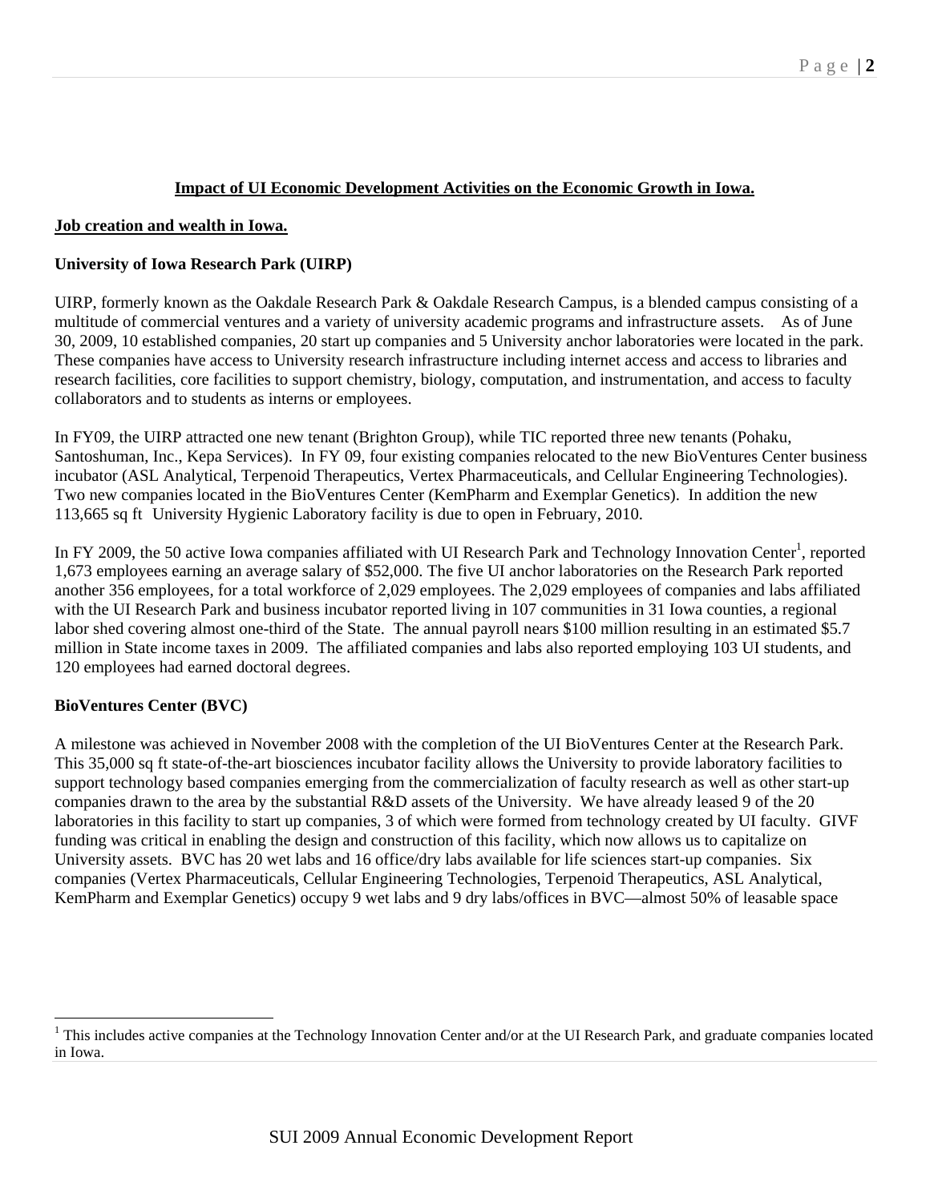**Impact of UI Economic Development Activities on the Economic Growth in Iowa.**

**Job creation and wealth in Iowa.**

**University of Iowa Research Park (UIRP)**

UIRP, formerly known as the Oakdale Research Park & Oakdale Research Campus, is a blended campus consisting of a multitude of commercial ventures and a variety of university academic programs and infrastructure assets. As of June 30, 2009, 10 established companies, 20 start up companies and 5 University anchor laboratories were located in the park. These companies have access to University research infrastructure including internet access and access to libraries and research facilities, core facilities to support chemistry, biology, computation, and instrumentation, and access to faculty collaborators and to students as interns or employees.

In FY09, the UIRP attracted one new tenant (Brighton Group), while TIC reported three new tenants (Pohaku, Santoshuman, Inc., Kepa Services). In FY 09, four existing companies relocated to the new BioVentures Center business incubator (ASL Analytical, Terpenoid Therapeutics, Vertex Pharmaceuticals, and Cellular Engineering Technologies). Two new companies located in the BioVentures Center (KemPharm and Exemplar Genetics). In addition the new 113,665 sq ft University Hygienic Laboratory facility is due to open in February, 2010.

In FY 2009, the 50 active Iowa companies affiliated with UI Research Park and Technology Innovation Center[1], reported 1,673 employees earning an average salary of $52,000. The five UI anchor laboratories on the Research Park reported another 356 employees, for a total workforce of 2,029 employees. The 2,029 employees of companies and labs affiliated with the UI Research Park and business incubator reported living in 107 communities in 31 Iowa counties, a regional labor shed covering almost one-third of the State. The annual payroll nears $100 million resulting in an estimated $5.7 million in State income taxes in 2009. The affiliated companies and labs also reported employing 103 UI students, and 120 employees had earned doctoral degrees.

**BioVentures Center (BVC)**

A milestone was achieved in November 2008 with the completion of the UI BioVentures Center at the Research Park. This 35,000 sq ft state-of-the-art biosciences incubator facility allows the University to provide laboratory facilities to support technology based companies emerging from the commercialization of faculty research as well as other start-up companies drawn to the area by the substantial R&D assets of the University. We have already leased 9 of the 20 laboratories in this facility to start up companies, 3 of which were formed from technology created by UI faculty. GIVF funding was critical in enabling the design and construction of this facility, which now allows us to capitalize on University assets. BVC has 20 wet labs and 16 office/dry labs available for life sciences start-up companies. Six companies (Vertex Pharmaceuticals, Cellular Engineering Technologies, Terpenoid Therapeutics, ASL Analytical, KemPharm and Exemplar Genetics) occupy 9 wet labs and 9 dry labs/offices in BVC—almost 50% of leasable space

[1] This includes active companies at the Technology Innovation Center and/or at the UI Research Park, and graduate companies located in Iowa.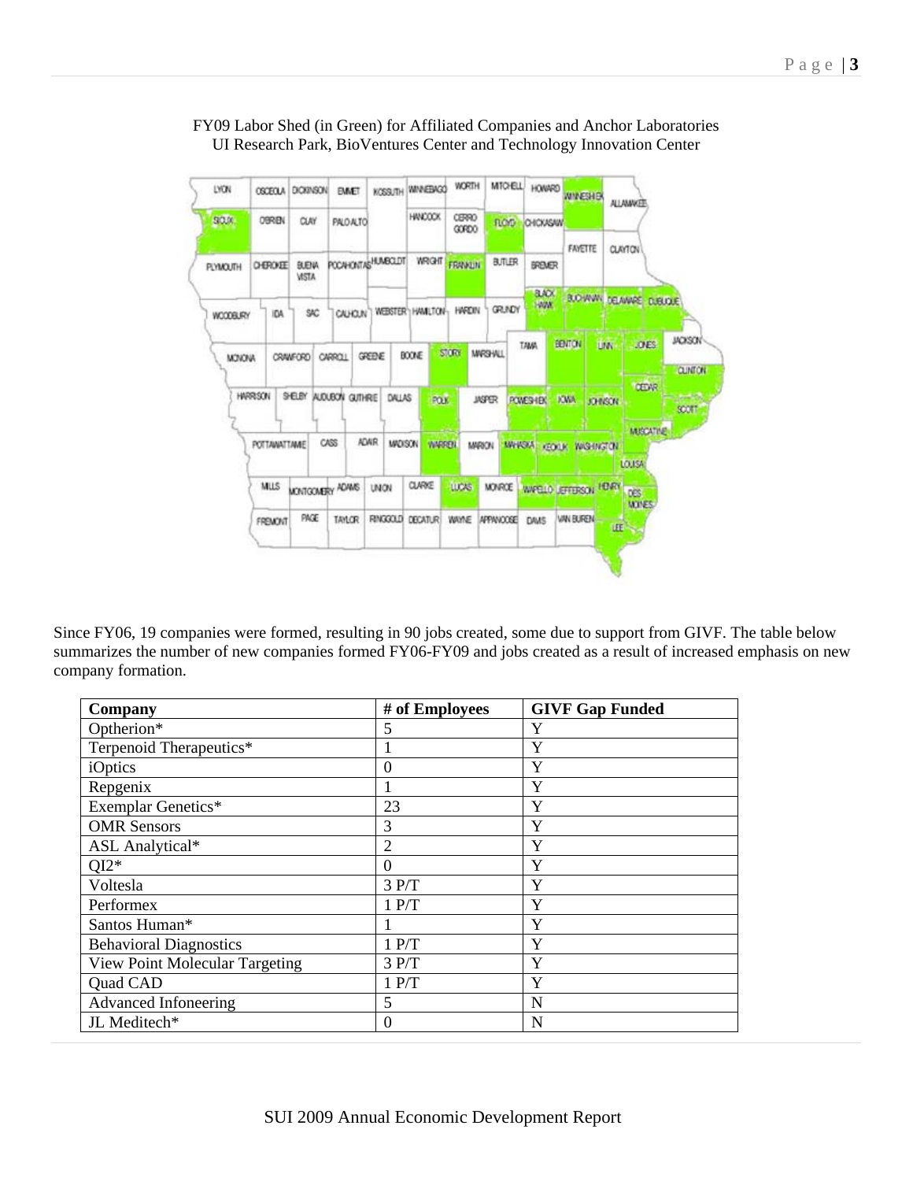FY09 Labor Shed (in Green) for Affiliated Companies and Anchor Laboratories
UI Research Park, BioVentures Center and Technology Innovation Center

Since FY06, 19 companies were formed, resulting in 90 jobs created, some due to support from GIVF. The table below summarizes the number of new companies formed FY06-FY09 and jobs created as a result of increased emphasis on new company formation.

| Company | # of Employees | GIVF Gap Funded |
|---|---|---|
| Optherion* | 5 | Y |
| Terpenoid Therapeutics* | 1 | Y |
| iOptics | 0 | Y |
| Repgenix | 1 | Y |
| Exemplar Genetics* | 23 | Y |
| OMR Sensors | 3 | Y |
| ASL Analytical* | 2 | Y |
| QI2* | 0 | Y |
| Voltesla | 3 P/T | Y |
| Performex | 1 P/T | Y |
| Santos Human* | 1 | Y |
| Behavioral Diagnostics | 1 P/T | Y |
| View Point Molecular Targeting | 3 P/T | Y |
| Quad CAD | 1 P/T | Y |
| Advanced Infoneering | 5 | N |
| JL Meditech* | 0 | N |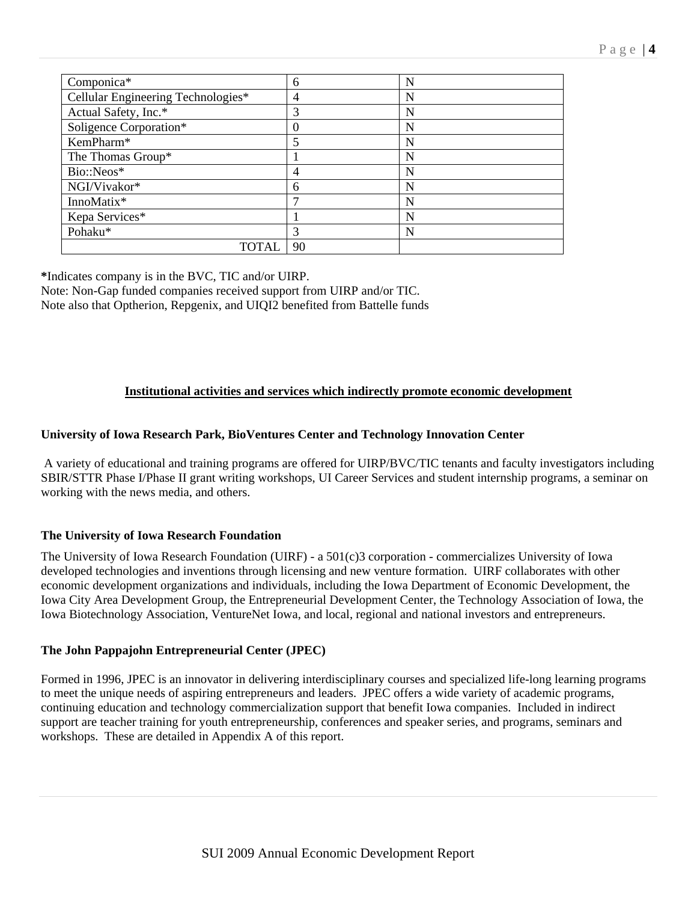| | | |
|---|---|---|
| Componica* | 6 | N |
| Cellular Engineering Technologies* | 4 | N |
| Actual Safety, Inc.* | 3 | N |
| Soligence Corporation* | 0 | N |
| KemPharm* | 5 | N |
| The Thomas Group* | 1 | N |
| Bio::Neos* | 4 | N |
| NGI/Vivakor* | 6 | N |
| InnoMatix* | 7 | N |
| Kepa Services* | 1 | N |
| Pohaku* | 3 | N |
| TOTAL | 90 | |

**\***Indicates company is in the BVC, TIC and/or UIRP.
Note: Non-Gap funded companies received support from UIRP and/or TIC.
Note also that Optherion, Repgenix, and UIQI2 benefited from Battelle funds

## Institutional activities and services which indirectly promote economic development

### University of Iowa Research Park, BioVentures Center and Technology Innovation Center

A variety of educational and training programs are offered for UIRP/BVC/TIC tenants and faculty investigators including SBIR/STTR Phase I/Phase II grant writing workshops, UI Career Services and student internship programs, a seminar on working with the news media, and others.

### The University of Iowa Research Foundation

The University of Iowa Research Foundation (UIRF) - a 501(c)3 corporation - commercializes University of Iowa developed technologies and inventions through licensing and new venture formation. UIRF collaborates with other economic development organizations and individuals, including the Iowa Department of Economic Development, the Iowa City Area Development Group, the Entrepreneurial Development Center, the Technology Association of Iowa, the Iowa Biotechnology Association, VentureNet Iowa, and local, regional and national investors and entrepreneurs.

### The John Pappajohn Entrepreneurial Center (JPEC)

Formed in 1996, JPEC is an innovator in delivering interdisciplinary courses and specialized life-long learning programs to meet the unique needs of aspiring entrepreneurs and leaders. JPEC offers a wide variety of academic programs, continuing education and technology commercialization support that benefit Iowa companies. Included in indirect support are teacher training for youth entrepreneurship, conferences and speaker series, and programs, seminars and workshops. These are detailed in Appendix A of this report.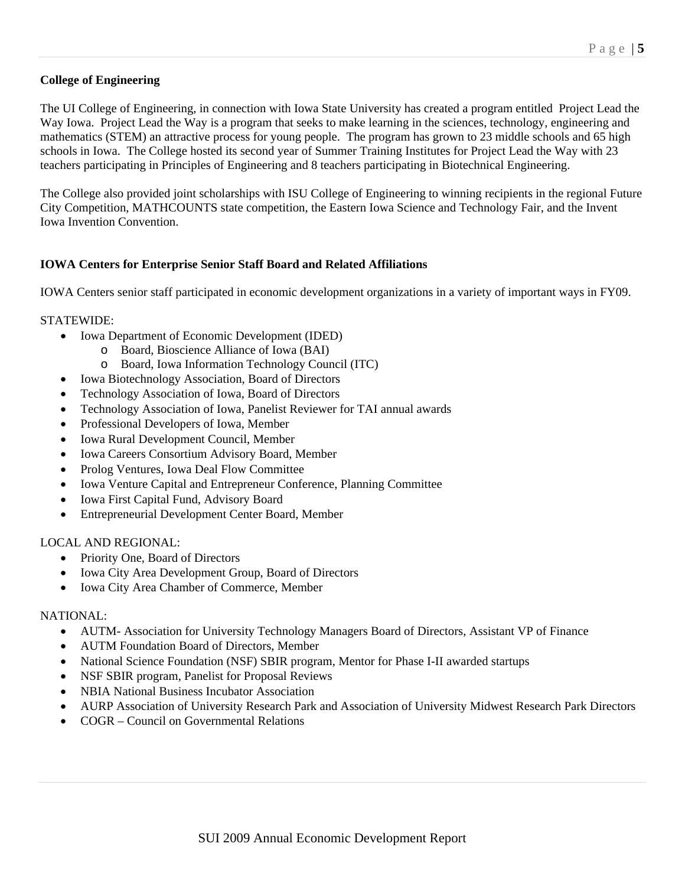## College of Engineering

The UI College of Engineering, in connection with Iowa State University has created a program entitled Project Lead the Way Iowa. Project Lead the Way is a program that seeks to make learning in the sciences, technology, engineering and mathematics (STEM) an attractive process for young people. The program has grown to 23 middle schools and 65 high schools in Iowa. The College hosted its second year of Summer Training Institutes for Project Lead the Way with 23 teachers participating in Principles of Engineering and 8 teachers participating in Biotechnical Engineering.

The College also provided joint scholarships with ISU College of Engineering to winning recipients in the regional Future City Competition, MATHCOUNTS state competition, the Eastern Iowa Science and Technology Fair, and the Invent Iowa Invention Convention.

## IOWA Centers for Enterprise Senior Staff Board and Related Affiliations

IOWA Centers senior staff participated in economic development organizations in a variety of important ways in FY09.

STATEWIDE:

- Iowa Department of Economic Development (IDED)
    - Board, Bioscience Alliance of Iowa (BAI)
    - Board, Iowa Information Technology Council (ITC)
- Iowa Biotechnology Association, Board of Directors
- Technology Association of Iowa, Board of Directors
- Technology Association of Iowa, Panelist Reviewer for TAI annual awards
- Professional Developers of Iowa, Member
- Iowa Rural Development Council, Member
- Iowa Careers Consortium Advisory Board, Member
- Prolog Ventures, Iowa Deal Flow Committee
- Iowa Venture Capital and Entrepreneur Conference, Planning Committee
- Iowa First Capital Fund, Advisory Board
- Entrepreneurial Development Center Board, Member

LOCAL AND REGIONAL:

- Priority One, Board of Directors
- Iowa City Area Development Group, Board of Directors
- Iowa City Area Chamber of Commerce, Member

NATIONAL:

- AUTM- Association for University Technology Managers Board of Directors, Assistant VP of Finance
- AUTM Foundation Board of Directors, Member
- National Science Foundation (NSF) SBIR program, Mentor for Phase I-II awarded startups
- NSF SBIR program, Panelist for Proposal Reviews
- NBIA National Business Incubator Association
- AURP Association of University Research Park and Association of University Midwest Research Park Directors
- COGR – Council on Governmental Relations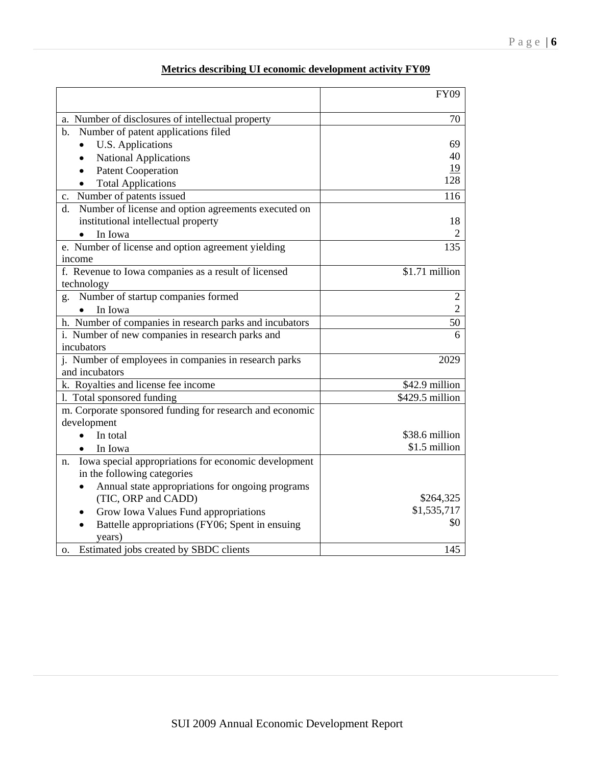## Metrics describing UI economic development activity FY09

| | FY09 |
|---|---|
| a. Number of disclosures of intellectual property | 70 |
| b. Number of patent applications filed<br>• U.S. Applications<br>• National Applications<br>• Patent Cooperation<br>• Total Applications | <br>69<br>40<br>19<br>128 |
| c. Number of patents issued | 116 |
| d. Number of license and option agreements executed on institutional intellectual property<br>• In Iowa | <br>18<br>2 |
| e. Number of license and option agreement yielding income | 135 |
| f. Revenue to Iowa companies as a result of licensed technology | $1.71 million |
| g. Number of startup companies formed<br>• In Iowa | 2<br>2 |
| h. Number of companies in research parks and incubators | 50 |
| i. Number of new companies in research parks and incubators | 6 |
| j. Number of employees in companies in research parks and incubators | 2029 |
| k. Royalties and license fee income | $42.9 million |
| l. Total sponsored funding | $429.5 million |
| m. Corporate sponsored funding for research and economic development<br>• In total<br>• In Iowa | <br><br>$38.6 million<br>$1.5 million |
| n. Iowa special appropriations for economic development in the following categories<br>• Annual state appropriations for ongoing programs (TIC, ORP and CADD)<br>• Grow Iowa Values Fund appropriations<br>• Battelle appropriations (FY06; Spent in ensuing years) | <br><br>$264,325<br>$1,535,717<br>$0 |
| o. Estimated jobs created by SBDC clients | 145 |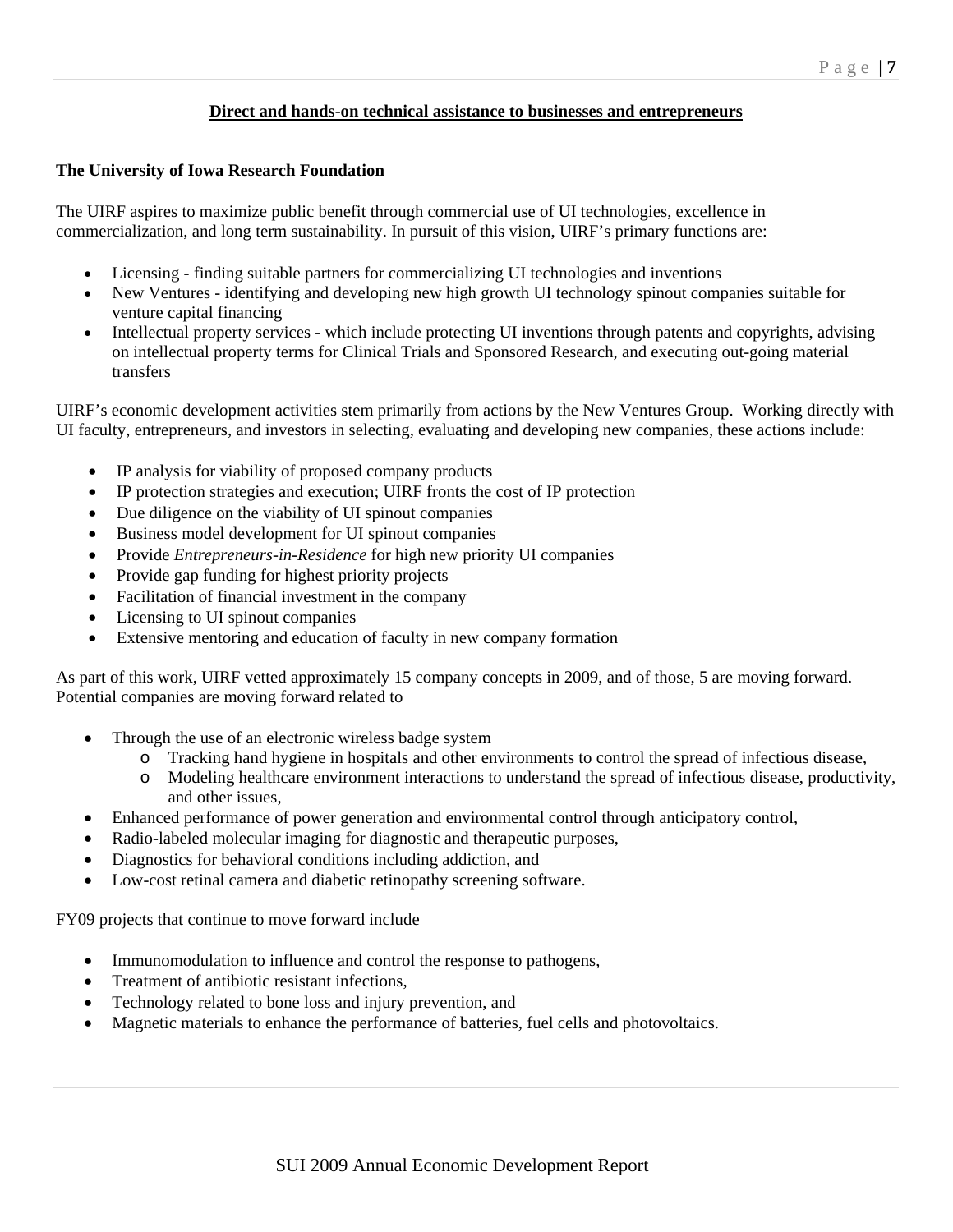## Direct and hands-on technical assistance to businesses and entrepreneurs

### The University of Iowa Research Foundation

The UIRF aspires to maximize public benefit through commercial use of UI technologies, excellence in commercialization, and long term sustainability. In pursuit of this vision, UIRF's primary functions are:

- Licensing - finding suitable partners for commercializing UI technologies and inventions
- New Ventures - identifying and developing new high growth UI technology spinout companies suitable for venture capital financing
- Intellectual property services - which include protecting UI inventions through patents and copyrights, advising on intellectual property terms for Clinical Trials and Sponsored Research, and executing out-going material transfers

UIRF's economic development activities stem primarily from actions by the New Ventures Group. Working directly with UI faculty, entrepreneurs, and investors in selecting, evaluating and developing new companies, these actions include:

- IP analysis for viability of proposed company products
- IP protection strategies and execution; UIRF fronts the cost of IP protection
- Due diligence on the viability of UI spinout companies
- Business model development for UI spinout companies
- Provide *Entrepreneurs-in-Residence* for high new priority UI companies
- Provide gap funding for highest priority projects
- Facilitation of financial investment in the company
- Licensing to UI spinout companies
- Extensive mentoring and education of faculty in new company formation

As part of this work, UIRF vetted approximately 15 company concepts in 2009, and of those, 5 are moving forward. Potential companies are moving forward related to

- Through the use of an electronic wireless badge system
  - Tracking hand hygiene in hospitals and other environments to control the spread of infectious disease,
  - Modeling healthcare environment interactions to understand the spread of infectious disease, productivity, and other issues,
- Enhanced performance of power generation and environmental control through anticipatory control,
- Radio-labeled molecular imaging for diagnostic and therapeutic purposes,
- Diagnostics for behavioral conditions including addiction, and
- Low-cost retinal camera and diabetic retinopathy screening software.

FY09 projects that continue to move forward include

- Immunomodulation to influence and control the response to pathogens,
- Treatment of antibiotic resistant infections,
- Technology related to bone loss and injury prevention, and
- Magnetic materials to enhance the performance of batteries, fuel cells and photovoltaics.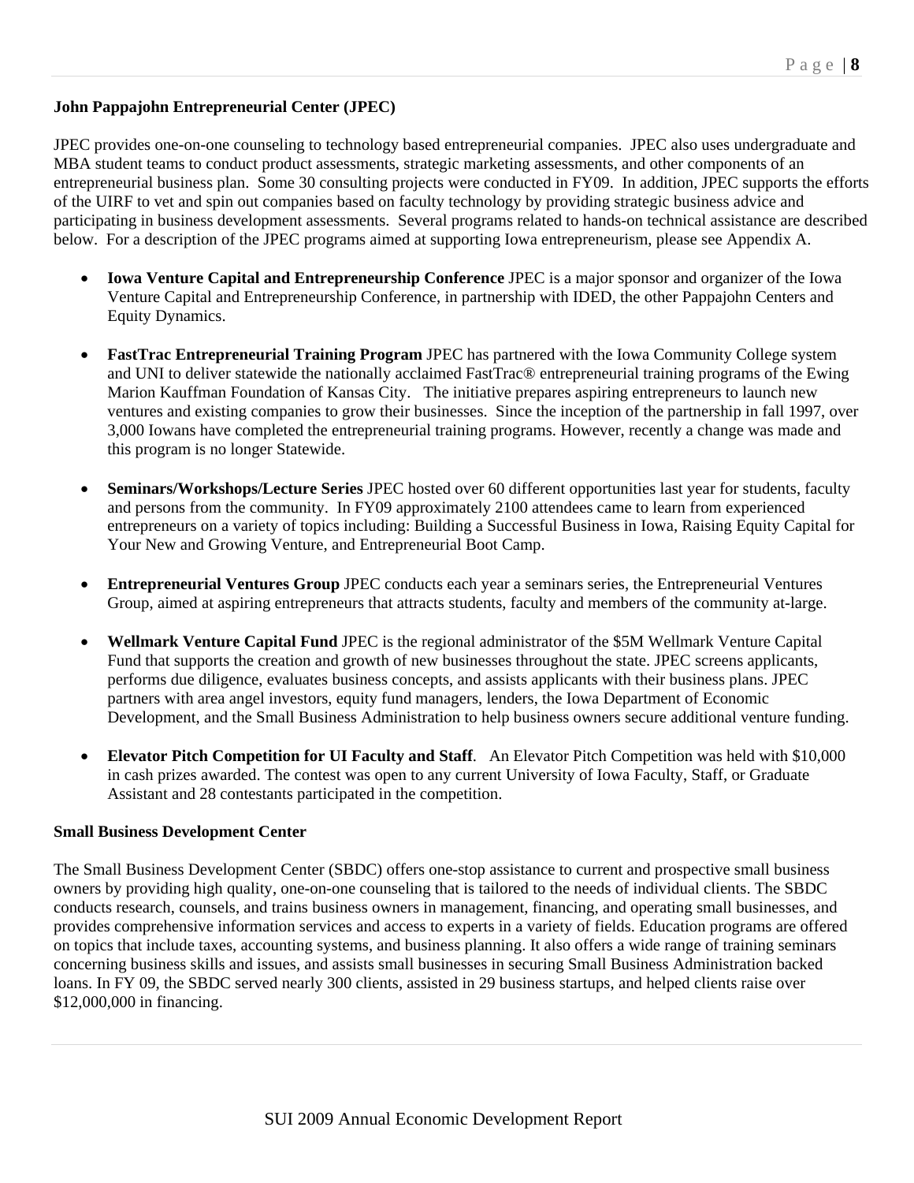**John Pappajohn Entrepreneurial Center (JPEC)**

JPEC provides one-on-one counseling to technology based entrepreneurial companies. JPEC also uses undergraduate and MBA student teams to conduct product assessments, strategic marketing assessments, and other components of an entrepreneurial business plan. Some 30 consulting projects were conducted in FY09. In addition, JPEC supports the efforts of the UIRF to vet and spin out companies based on faculty technology by providing strategic business advice and participating in business development assessments. Several programs related to hands-on technical assistance are described below. For a description of the JPEC programs aimed at supporting Iowa entrepreneurism, please see Appendix A.

- **Iowa Venture Capital and Entrepreneurship Conference** JPEC is a major sponsor and organizer of the Iowa Venture Capital and Entrepreneurship Conference, in partnership with IDED, the other Pappajohn Centers and Equity Dynamics.

- **FastTrac Entrepreneurial Training Program** JPEC has partnered with the Iowa Community College system and UNI to deliver statewide the nationally acclaimed FastTrac® entrepreneurial training programs of the Ewing Marion Kauffman Foundation of Kansas City. The initiative prepares aspiring entrepreneurs to launch new ventures and existing companies to grow their businesses. Since the inception of the partnership in fall 1997, over 3,000 Iowans have completed the entrepreneurial training programs. However, recently a change was made and this program is no longer Statewide.

- **Seminars/Workshops/Lecture Series** JPEC hosted over 60 different opportunities last year for students, faculty and persons from the community. In FY09 approximately 2100 attendees came to learn from experienced entrepreneurs on a variety of topics including: Building a Successful Business in Iowa, Raising Equity Capital for Your New and Growing Venture, and Entrepreneurial Boot Camp.

- **Entrepreneurial Ventures Group** JPEC conducts each year a seminars series, the Entrepreneurial Ventures Group, aimed at aspiring entrepreneurs that attracts students, faculty and members of the community at-large.

- **Wellmark Venture Capital Fund** JPEC is the regional administrator of the $5M Wellmark Venture Capital Fund that supports the creation and growth of new businesses throughout the state. JPEC screens applicants, performs due diligence, evaluates business concepts, and assists applicants with their business plans. JPEC partners with area angel investors, equity fund managers, lenders, the Iowa Department of Economic Development, and the Small Business Administration to help business owners secure additional venture funding.

- **Elevator Pitch Competition for UI Faculty and Staff**. An Elevator Pitch Competition was held with $10,000 in cash prizes awarded. The contest was open to any current University of Iowa Faculty, Staff, or Graduate Assistant and 28 contestants participated in the competition.

**Small Business Development Center**

The Small Business Development Center (SBDC) offers one-stop assistance to current and prospective small business owners by providing high quality, one-on-one counseling that is tailored to the needs of individual clients. The SBDC conducts research, counsels, and trains business owners in management, financing, and operating small businesses, and provides comprehensive information services and access to experts in a variety of fields. Education programs are offered on topics that include taxes, accounting systems, and business planning. It also offers a wide range of training seminars concerning business skills and issues, and assists small businesses in securing Small Business Administration backed loans. In FY 09, the SBDC served nearly 300 clients, assisted in 29 business startups, and helped clients raise over $12,000,000 in financing.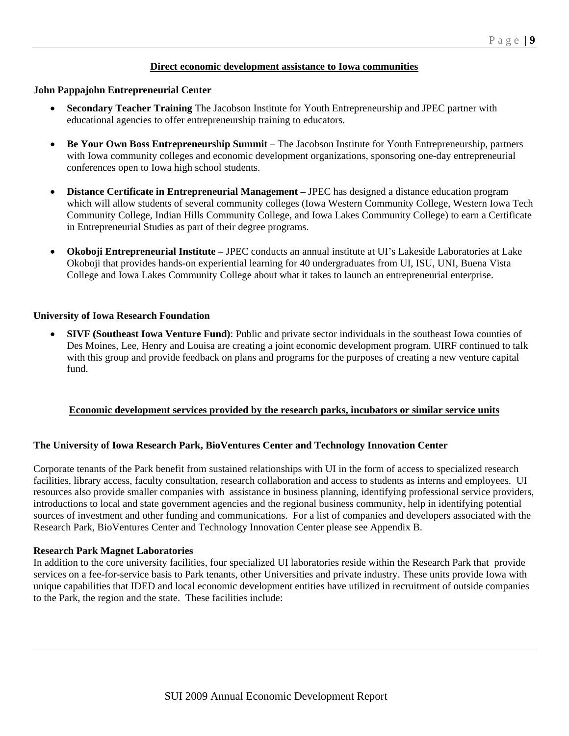## Direct economic development assistance to Iowa communities

**John Pappajohn Entrepreneurial Center**

- **Secondary Teacher Training** The Jacobson Institute for Youth Entrepreneurship and JPEC partner with educational agencies to offer entrepreneurship training to educators.

- **Be Your Own Boss Entrepreneurship Summit** – The Jacobson Institute for Youth Entrepreneurship, partners with Iowa community colleges and economic development organizations, sponsoring one-day entrepreneurial conferences open to Iowa high school students.

- **Distance Certificate in Entrepreneurial Management –** JPEC has designed a distance education program which will allow students of several community colleges (Iowa Western Community College, Western Iowa Tech Community College, Indian Hills Community College, and Iowa Lakes Community College) to earn a Certificate in Entrepreneurial Studies as part of their degree programs.

- **Okoboji Entrepreneurial Institute** – JPEC conducts an annual institute at UI's Lakeside Laboratories at Lake Okoboji that provides hands-on experiential learning for 40 undergraduates from UI, ISU, UNI, Buena Vista College and Iowa Lakes Community College about what it takes to launch an entrepreneurial enterprise.

**University of Iowa Research Foundation**

- **SIVF (Southeast Iowa Venture Fund)**: Public and private sector individuals in the southeast Iowa counties of Des Moines, Lee, Henry and Louisa are creating a joint economic development program. UIRF continued to talk with this group and provide feedback on plans and programs for the purposes of creating a new venture capital fund.

## Economic development services provided by the research parks, incubators or similar service units

**The University of Iowa Research Park, BioVentures Center and Technology Innovation Center**

Corporate tenants of the Park benefit from sustained relationships with UI in the form of access to specialized research facilities, library access, faculty consultation, research collaboration and access to students as interns and employees. UI resources also provide smaller companies with assistance in business planning, identifying professional service providers, introductions to local and state government agencies and the regional business community, help in identifying potential sources of investment and other funding and communications. For a list of companies and developers associated with the Research Park, BioVentures Center and Technology Innovation Center please see Appendix B.

**Research Park Magnet Laboratories**

In addition to the core university facilities, four specialized UI laboratories reside within the Research Park that provide services on a fee-for-service basis to Park tenants, other Universities and private industry. These units provide Iowa with unique capabilities that IDED and local economic development entities have utilized in recruitment of outside companies to the Park, the region and the state. These facilities include: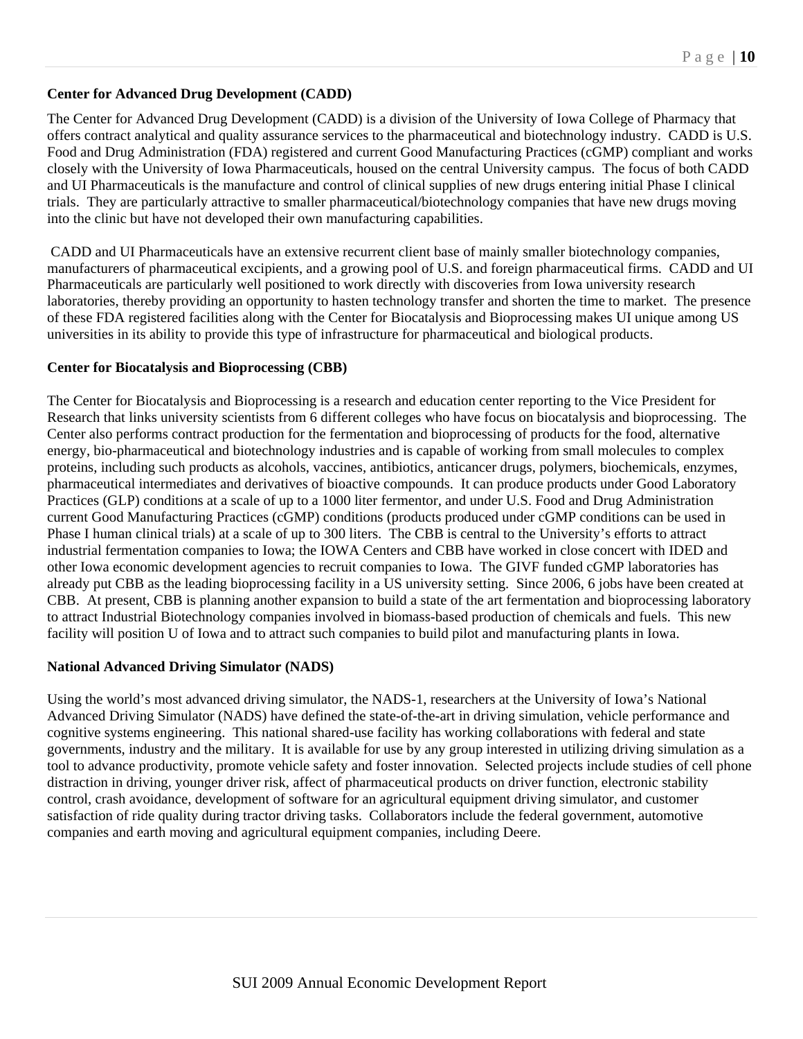**Center for Advanced Drug Development (CADD)**

The Center for Advanced Drug Development (CADD) is a division of the University of Iowa College of Pharmacy that offers contract analytical and quality assurance services to the pharmaceutical and biotechnology industry. CADD is U.S. Food and Drug Administration (FDA) registered and current Good Manufacturing Practices (cGMP) compliant and works closely with the University of Iowa Pharmaceuticals, housed on the central University campus. The focus of both CADD and UI Pharmaceuticals is the manufacture and control of clinical supplies of new drugs entering initial Phase I clinical trials. They are particularly attractive to smaller pharmaceutical/biotechnology companies that have new drugs moving into the clinic but have not developed their own manufacturing capabilities.

CADD and UI Pharmaceuticals have an extensive recurrent client base of mainly smaller biotechnology companies, manufacturers of pharmaceutical excipients, and a growing pool of U.S. and foreign pharmaceutical firms. CADD and UI Pharmaceuticals are particularly well positioned to work directly with discoveries from Iowa university research laboratories, thereby providing an opportunity to hasten technology transfer and shorten the time to market. The presence of these FDA registered facilities along with the Center for Biocatalysis and Bioprocessing makes UI unique among US universities in its ability to provide this type of infrastructure for pharmaceutical and biological products.

**Center for Biocatalysis and Bioprocessing (CBB)**

The Center for Biocatalysis and Bioprocessing is a research and education center reporting to the Vice President for Research that links university scientists from 6 different colleges who have focus on biocatalysis and bioprocessing. The Center also performs contract production for the fermentation and bioprocessing of products for the food, alternative energy, bio-pharmaceutical and biotechnology industries and is capable of working from small molecules to complex proteins, including such products as alcohols, vaccines, antibiotics, anticancer drugs, polymers, biochemicals, enzymes, pharmaceutical intermediates and derivatives of bioactive compounds. It can produce products under Good Laboratory Practices (GLP) conditions at a scale of up to a 1000 liter fermentor, and under U.S. Food and Drug Administration current Good Manufacturing Practices (cGMP) conditions (products produced under cGMP conditions can be used in Phase I human clinical trials) at a scale of up to 300 liters. The CBB is central to the University's efforts to attract industrial fermentation companies to Iowa; the IOWA Centers and CBB have worked in close concert with IDED and other Iowa economic development agencies to recruit companies to Iowa. The GIVF funded cGMP laboratories has already put CBB as the leading bioprocessing facility in a US university setting. Since 2006, 6 jobs have been created at CBB. At present, CBB is planning another expansion to build a state of the art fermentation and bioprocessing laboratory to attract Industrial Biotechnology companies involved in biomass-based production of chemicals and fuels. This new facility will position U of Iowa and to attract such companies to build pilot and manufacturing plants in Iowa.

**National Advanced Driving Simulator (NADS)**

Using the world's most advanced driving simulator, the NADS-1, researchers at the University of Iowa's National Advanced Driving Simulator (NADS) have defined the state-of-the-art in driving simulation, vehicle performance and cognitive systems engineering. This national shared-use facility has working collaborations with federal and state governments, industry and the military. It is available for use by any group interested in utilizing driving simulation as a tool to advance productivity, promote vehicle safety and foster innovation. Selected projects include studies of cell phone distraction in driving, younger driver risk, affect of pharmaceutical products on driver function, electronic stability control, crash avoidance, development of software for an agricultural equipment driving simulator, and customer satisfaction of ride quality during tractor driving tasks. Collaborators include the federal government, automotive companies and earth moving and agricultural equipment companies, including Deere.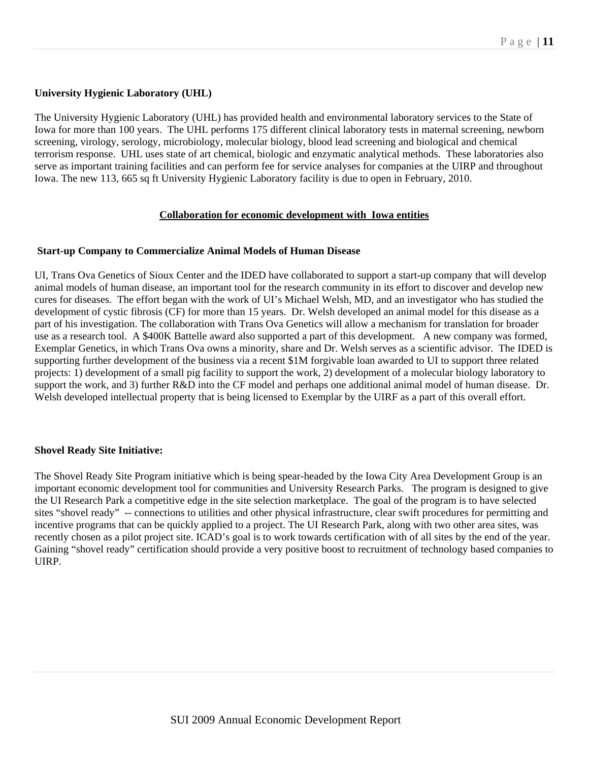**University Hygienic Laboratory (UHL)**

The University Hygienic Laboratory (UHL) has provided health and environmental laboratory services to the State of Iowa for more than 100 years. The UHL performs 175 different clinical laboratory tests in maternal screening, newborn screening, virology, serology, microbiology, molecular biology, blood lead screening and biological and chemical terrorism response. UHL uses state of art chemical, biologic and enzymatic analytical methods. These laboratories also serve as important training facilities and can perform fee for service analyses for companies at the UIRP and throughout Iowa. The new 113, 665 sq ft University Hygienic Laboratory facility is due to open in February, 2010.

## Collaboration for economic development with Iowa entities

**Start-up Company to Commercialize Animal Models of Human Disease**

UI, Trans Ova Genetics of Sioux Center and the IDED have collaborated to support a start-up company that will develop animal models of human disease, an important tool for the research community in its effort to discover and develop new cures for diseases. The effort began with the work of UI's Michael Welsh, MD, and an investigator who has studied the development of cystic fibrosis (CF) for more than 15 years. Dr. Welsh developed an animal model for this disease as a part of his investigation. The collaboration with Trans Ova Genetics will allow a mechanism for translation for broader use as a research tool. A $400K Battelle award also supported a part of this development. A new company was formed, Exemplar Genetics, in which Trans Ova owns a minority, share and Dr. Welsh serves as a scientific advisor. The IDED is supporting further development of the business via a recent $1M forgivable loan awarded to UI to support three related projects: 1) development of a small pig facility to support the work, 2) development of a molecular biology laboratory to support the work, and 3) further R&D into the CF model and perhaps one additional animal model of human disease. Dr. Welsh developed intellectual property that is being licensed to Exemplar by the UIRF as a part of this overall effort.

**Shovel Ready Site Initiative:**

The Shovel Ready Site Program initiative which is being spear-headed by the Iowa City Area Development Group is an important economic development tool for communities and University Research Parks. The program is designed to give the UI Research Park a competitive edge in the site selection marketplace. The goal of the program is to have selected sites "shovel ready" -- connections to utilities and other physical infrastructure, clear swift procedures for permitting and incentive programs that can be quickly applied to a project. The UI Research Park, along with two other area sites, was recently chosen as a pilot project site. ICAD's goal is to work towards certification with of all sites by the end of the year. Gaining "shovel ready" certification should provide a very positive boost to recruitment of technology based companies to UIRP.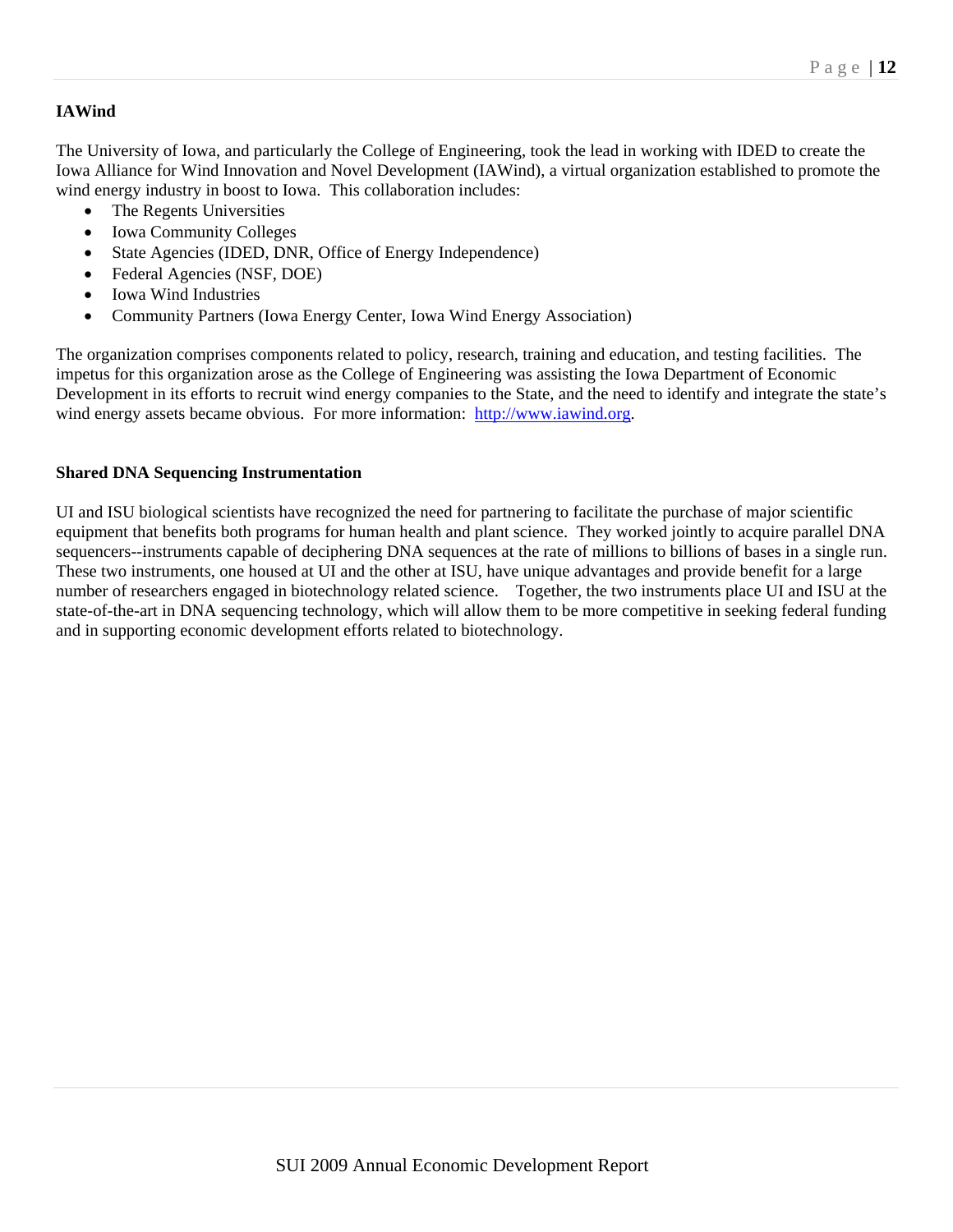### IAWind

The University of Iowa, and particularly the College of Engineering, took the lead in working with IDED to create the Iowa Alliance for Wind Innovation and Novel Development (IAWind), a virtual organization established to promote the wind energy industry in boost to Iowa. This collaboration includes:

- The Regents Universities
- Iowa Community Colleges
- State Agencies (IDED, DNR, Office of Energy Independence)
- Federal Agencies (NSF, DOE)
- Iowa Wind Industries
- Community Partners (Iowa Energy Center, Iowa Wind Energy Association)

The organization comprises components related to policy, research, training and education, and testing facilities. The impetus for this organization arose as the College of Engineering was assisting the Iowa Department of Economic Development in its efforts to recruit wind energy companies to the State, and the need to identify and integrate the state's wind energy assets became obvious. For more information: http://www.iawind.org.

### Shared DNA Sequencing Instrumentation

UI and ISU biological scientists have recognized the need for partnering to facilitate the purchase of major scientific equipment that benefits both programs for human health and plant science. They worked jointly to acquire parallel DNA sequencers--instruments capable of deciphering DNA sequences at the rate of millions to billions of bases in a single run. These two instruments, one housed at UI and the other at ISU, have unique advantages and provide benefit for a large number of researchers engaged in biotechnology related science. Together, the two instruments place UI and ISU at the state-of-the-art in DNA sequencing technology, which will allow them to be more competitive in seeking federal funding and in supporting economic development efforts related to biotechnology.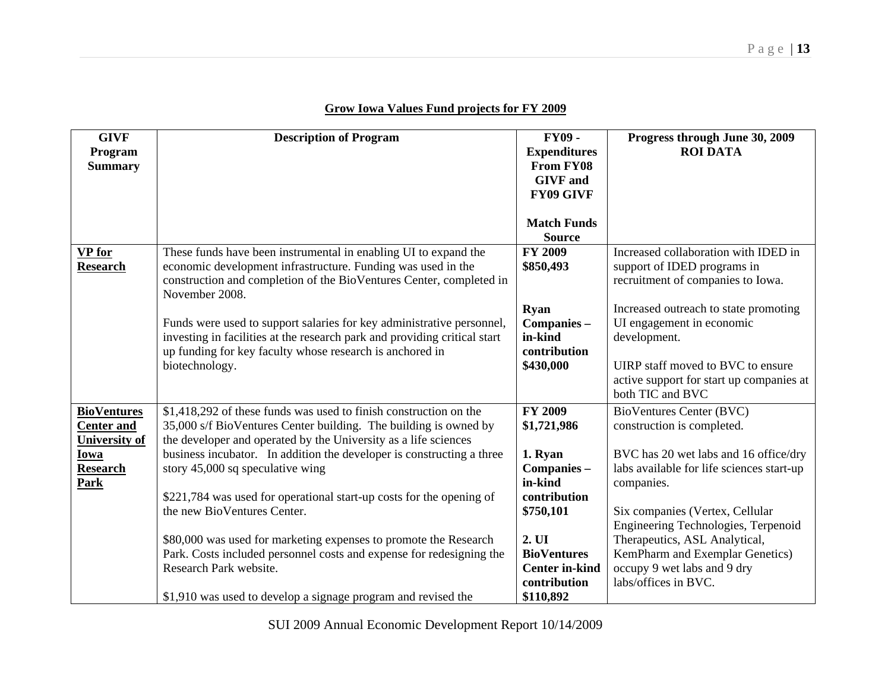**Grow Iowa Values Fund projects for FY 2009**

| GIVF Program Summary | Description of Program | FY09 - Expenditures From FY08 GIVF and FY09 GIVF<br><br>Match Funds Source | Progress through June 30, 2009 ROI DATA |
|---|---|---|---|
| **VP for Research** | These funds have been instrumental in enabling UI to expand the economic development infrastructure. Funding was used in the construction and completion of the BioVentures Center, completed in November 2008.<br><br>Funds were used to support salaries for key administrative personnel, investing in facilities at the research park and providing critical start up funding for key faculty whose research is anchored in biotechnology. | **FY 2009 $850,493**<br><br>**Ryan Companies – in-kind contribution $430,000** | Increased collaboration with IDED in support of IDED programs in recruitment of companies to Iowa.<br><br>Increased outreach to state promoting UI engagement in economic development.<br><br>UIRP staff moved to BVC to ensure active support for start up companies at both TIC and BVC |
| **BioVentures Center and University of Iowa Research Park** | $1,418,292 of these funds was used to finish construction on the 35,000 s/f BioVentures Center building. The building is owned by the developer and operated by the University as a life sciences business incubator. In addition the developer is constructing a three story 45,000 sq speculative wing<br><br>$221,784 was used for operational start-up costs for the opening of the new BioVentures Center.<br><br>$80,000 was used for marketing expenses to promote the Research Park. Costs included personnel costs and expense for redesigning the Research Park website.<br><br>$1,910 was used to develop a signage program and revised the | **FY 2009 $1,721,986**<br><br>**1. Ryan Companies – in-kind contribution $750,101**<br><br>**2. UI BioVentures Center in-kind contribution $110,892** | BioVentures Center (BVC) construction is completed.<br><br>BVC has 20 wet labs and 16 office/dry labs available for life sciences start-up companies.<br><br>Six companies (Vertex, Cellular Engineering Technologies, Terpenoid Therapeutics, ASL Analytical, KemPharm and Exemplar Genetics) occupy 9 wet labs and 9 dry labs/offices in BVC. |

SUI 2009 Annual Economic Development Report 10/14/2009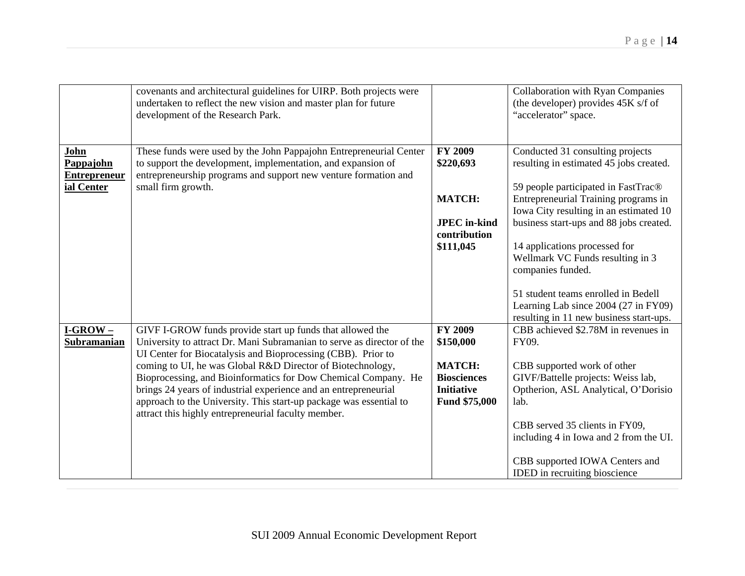| | | | |
|---|---|---|---|
| | covenants and architectural guidelines for UIRP. Both projects were undertaken to reflect the new vision and master plan for future development of the Research Park. | | Collaboration with Ryan Companies (the developer) provides 45K s/f of "accelerator" space. |
| **John Pappajohn Entrepreneurial Center** | These funds were used by the John Pappajohn Entrepreneurial Center to support the development, implementation, and expansion of entrepreneurship programs and support new venture formation and small firm growth. | **FY 2009 $220,693**<br><br>**MATCH:**<br><br>**JPEC in-kind contribution $111,045** | Conducted 31 consulting projects resulting in estimated 45 jobs created.<br><br>59 people participated in FastTrac® Entrepreneurial Training programs in Iowa City resulting in an estimated 10 business start-ups and 88 jobs created.<br><br>14 applications processed for Wellmark VC Funds resulting in 3 companies funded.<br><br>51 student teams enrolled in Bedell Learning Lab since 2004 (27 in FY09) resulting in 11 new business start-ups. |
| **I-GROW – Subramanian** | GIVF I-GROW funds provide start up funds that allowed the University to attract Dr. Mani Subramanian to serve as director of the UI Center for Biocatalysis and Bioprocessing (CBB). Prior to coming to UI, he was Global R&D Director of Biotechnology, Bioprocessing, and Bioinformatics for Dow Chemical Company. He brings 24 years of industrial experience and an entrepreneurial approach to the University. This start-up package was essential to attract this highly entrepreneurial faculty member. | **FY 2009 $150,000**<br><br>**MATCH: Biosciences Initiative Fund $75,000** | CBB achieved $2.78M in revenues in FY09.<br><br>CBB supported work of other GIVF/Battelle projects: Weiss lab, Optherion, ASL Analytical, O'Dorisio lab.<br><br>CBB served 35 clients in FY09, including 4 in Iowa and 2 from the UI.<br><br>CBB supported IOWA Centers and IDED in recruiting bioscience |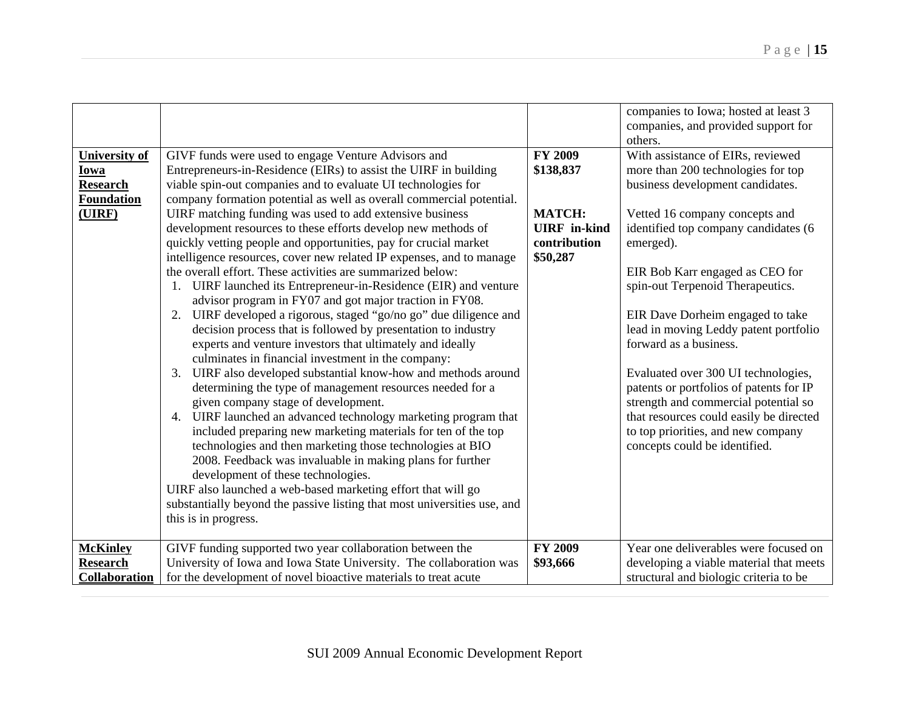| | | | |
|---|---|---|---|
| | | | companies to Iowa; hosted at least 3 companies, and provided support for others. |
| **University of Iowa Research Foundation (UIRF)** | GIVF funds were used to engage Venture Advisors and Entrepreneurs-in-Residence (EIRs) to assist the UIRF in building viable spin-out companies and to evaluate UI technologies for company formation potential as well as overall commercial potential. UIRF matching funding was used to add extensive business development resources to these efforts develop new methods of quickly vetting people and opportunities, pay for crucial market intelligence resources, cover new related IP expenses, and to manage the overall effort. These activities are summarized below:<br>1. UIRF launched its Entrepreneur-in-Residence (EIR) and venture advisor program in FY07 and got major traction in FY08.<br>2. UIRF developed a rigorous, staged "go/no go" due diligence and decision process that is followed by presentation to industry experts and venture investors that ultimately and ideally culminates in financial investment in the company:<br>3. UIRF also developed substantial know-how and methods around determining the type of management resources needed for a given company stage of development.<br>4. UIRF launched an advanced technology marketing program that included preparing new marketing materials for ten of the top technologies and then marketing those technologies at BIO 2008. Feedback was invaluable in making plans for further development of these technologies.<br>UIRF also launched a web-based marketing effort that will go substantially beyond the passive listing that most universities use, and this is in progress. | **FY 2009 $138,837**<br><br>**MATCH: UIRF in-kind contribution $50,287** | With assistance of EIRs, reviewed more than 200 technologies for top business development candidates.<br><br>Vetted 16 company concepts and identified top company candidates (6 emerged).<br><br>EIR Bob Karr engaged as CEO for spin-out Terpenoid Therapeutics.<br><br>EIR Dave Dorheim engaged to take lead in moving Leddy patent portfolio forward as a business.<br><br>Evaluated over 300 UI technologies, patents or portfolios of patents for IP strength and commercial potential so that resources could easily be directed to top priorities, and new company concepts could be identified. |
| **McKinley Research Collaboration** | GIVF funding supported two year collaboration between the University of Iowa and Iowa State University. The collaboration was for the development of novel bioactive materials to treat acute | **FY 2009 $93,666** | Year one deliverables were focused on developing a viable material that meets structural and biologic criteria to be |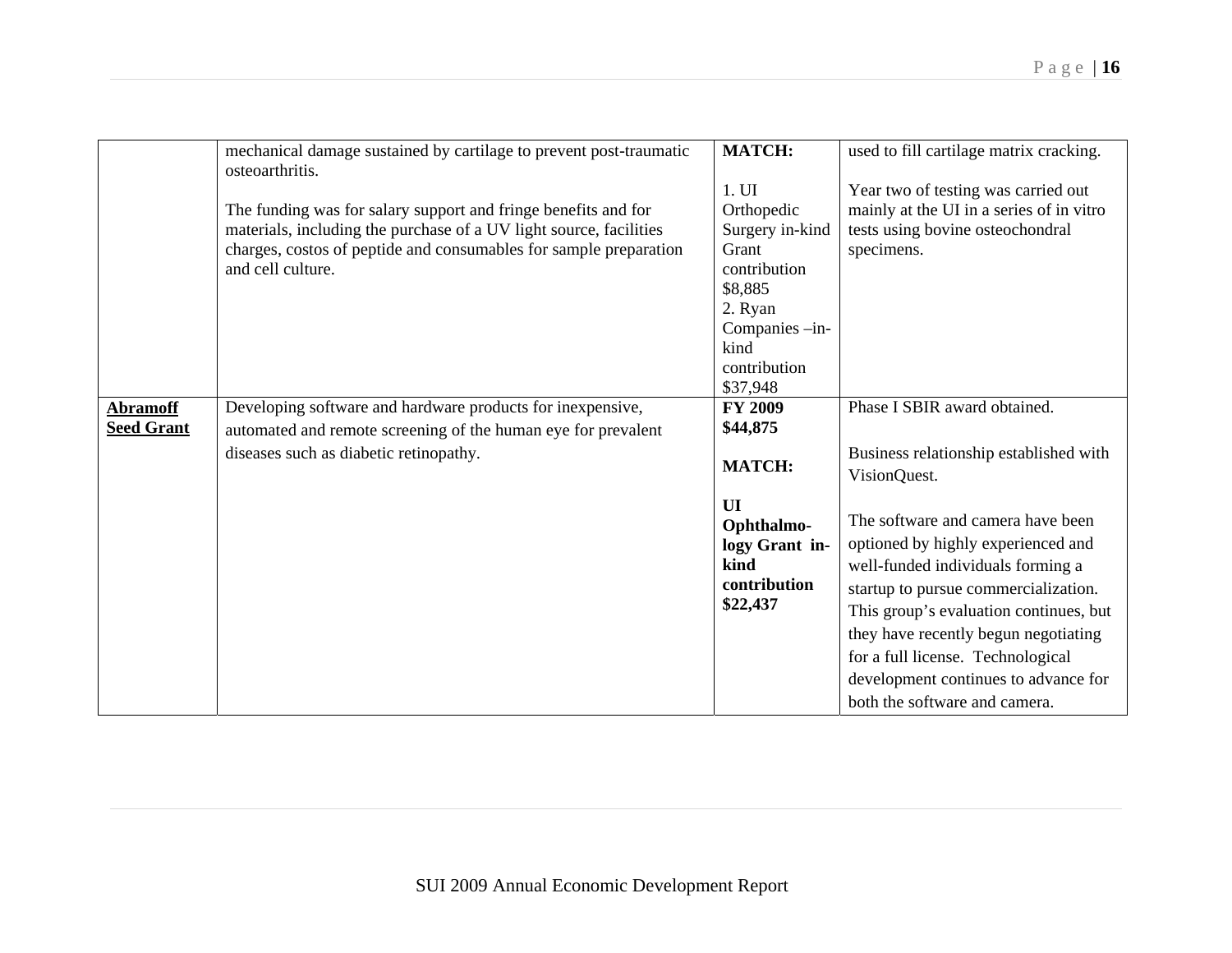| | | | |
|---|---|---|---|
| | mechanical damage sustained by cartilage to prevent post-traumatic osteoarthritis.<br><br>The funding was for salary support and fringe benefits and for materials, including the purchase of a UV light source, facilities charges, costos of peptide and consumables for sample preparation and cell culture. | **MATCH:**<br><br>1. UI Orthopedic Surgery in-kind Grant contribution $8,885<br>2. Ryan Companies –in-kind contribution $37,948 | used to fill cartilage matrix cracking.<br><br>Year two of testing was carried out mainly at the UI in a series of in vitro tests using bovine osteochondral specimens. |
| **Abramoff Seed Grant** | Developing software and hardware products for inexpensive, automated and remote screening of the human eye for prevalent diseases such as diabetic retinopathy. | **FY 2009 $44,875**<br><br>**MATCH:**<br><br>**UI Ophthalmo-logy Grant in-kind contribution $22,437** | Phase I SBIR award obtained.<br><br>Business relationship established with VisionQuest.<br><br>The software and camera have been optioned by highly experienced and well-funded individuals forming a startup to pursue commercialization. This group's evaluation continues, but they have recently begun negotiating for a full license. Technological development continues to advance for both the software and camera. |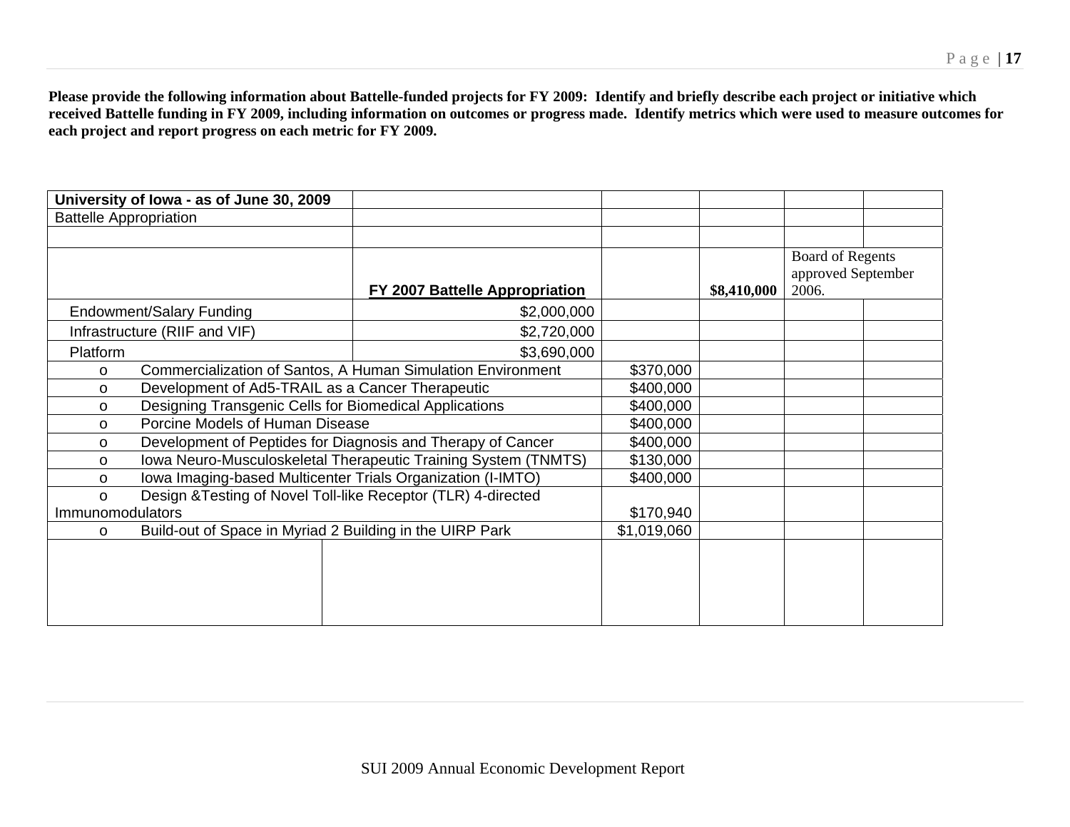**Please provide the following information about Battelle-funded projects for FY 2009: Identify and briefly describe each project or initiative which received Battelle funding in FY 2009, including information on outcomes or progress made. Identify metrics which were used to measure outcomes for each project and report progress on each metric for FY 2009.**

| **University of Iowa - as of June 30, 2009** | | | | | |
|---|---|---|---|---|---|
| Battelle Appropriation | | | | | |
| | | | | | |
| | **FY 2007 Battelle Appropriation** | | **$8,410,000** | Board of Regents approved September 2006. | |
| Endowment/Salary Funding | $2,000,000 | | | | |
| Infrastructure (RIIF and VIF) | $2,720,000 | | | | |
| Platform | $3,690,000 | | | | |
| o Commercialization of Santos, A Human Simulation Environment | | $370,000 | | | |
| o Development of Ad5-TRAIL as a Cancer Therapeutic | | $400,000 | | | |
| o Designing Transgenic Cells for Biomedical Applications | | $400,000 | | | |
| o Porcine Models of Human Disease | | $400,000 | | | |
| o Development of Peptides for Diagnosis and Therapy of Cancer | | $400,000 | | | |
| o Iowa Neuro-Musculoskeletal Therapeutic Training System (TNMTS) | | $130,000 | | | |
| o Iowa Imaging-based Multicenter Trials Organization (I-IMTO) | | $400,000 | | | |
| o Design &Testing of Novel Toll-like Receptor (TLR) 4-directed Immunomodulators | | $170,940 | | | |
| o Build-out of Space in Myriad 2 Building in the UIRP Park | | $1,019,060 | | | |
| | | | | | |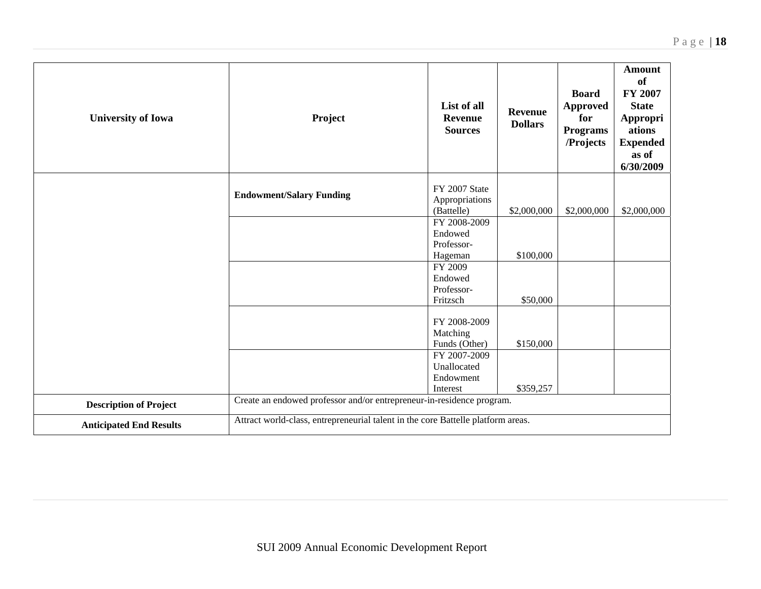| University of Iowa | Project | List of all Revenue Sources | Revenue Dollars | Board Approved for Programs /Projects | Amount of FY 2007 State Appropriations Expended as of 6/30/2009 |
|---|---|---|---|---|---|
| | **Endowment/Salary Funding** | FY 2007 State Appropriations (Battelle) | $2,000,000 | $2,000,000 | $2,000,000 |
| | | FY 2008-2009 Endowed Professor-Hageman | $100,000 | | |
| | | FY 2009 Endowed Professor-Fritzsch | $50,000 | | |
| | | FY 2008-2009 Matching Funds (Other) | $150,000 | | |
| | | FY 2007-2009 Unallocated Endowment Interest | $359,257 | | |
| **Description of Project** | Create an endowed professor and/or entrepreneur-in-residence program. | | | | |
| **Anticipated End Results** | Attract world-class, entrepreneurial talent in the core Battelle platform areas. | | | | |

SUI 2009 Annual Economic Development Report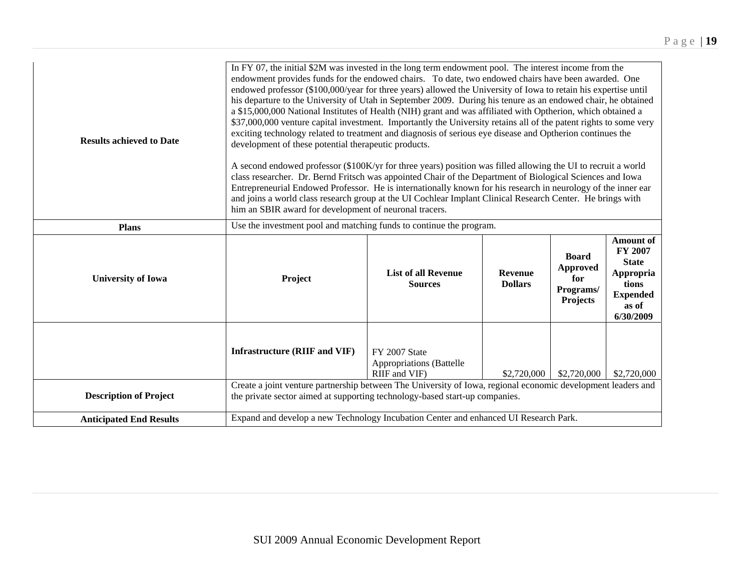| | | | | | |
|---|---|---|---|---|---|
| **Results achieved to Date** | In FY 07, the initial $2M was invested in the long term endowment pool. The interest income from the endowment provides funds for the endowed chairs. To date, two endowed chairs have been awarded. One endowed professor ($100,000/year for three years) allowed the University of Iowa to retain his expertise until his departure to the University of Utah in September 2009. During his tenure as an endowed chair, he obtained a $15,000,000 National Institutes of Health (NIH) grant and was affiliated with Optherion, which obtained a $37,000,000 venture capital investment. Importantly the University retains all of the patent rights to some very exciting technology related to treatment and diagnosis of serious eye disease and Optherion continues the development of these potential therapeutic products.<br><br>A second endowed professor ($100K/yr for three years) position was filled allowing the UI to recruit a world class researcher. Dr. Bernd Fritsch was appointed Chair of the Department of Biological Sciences and Iowa Entrepreneurial Endowed Professor. He is internationally known for his research in neurology of the inner ear and joins a world class research group at the UI Cochlear Implant Clinical Research Center. He brings with him an SBIR award for development of neuronal tracers. | | | | |
| **Plans** | Use the investment pool and matching funds to continue the program. | | | | |
| **University of Iowa** | **Project** | **List of all Revenue Sources** | **Revenue Dollars** | **Board Approved for Programs/ Projects** | **Amount of FY 2007 State Appropriations Expended as of 6/30/2009** |
| | **Infrastructure (RIIF and VIF)** | FY 2007 State Appropriations (Battelle RIIF and VIF) | $2,720,000 | $2,720,000 | $2,720,000 |
| **Description of Project** | Create a joint venture partnership between The University of Iowa, regional economic development leaders and the private sector aimed at supporting technology-based start-up companies. | | | | |
| **Anticipated End Results** | Expand and develop a new Technology Incubation Center and enhanced UI Research Park. | | | | |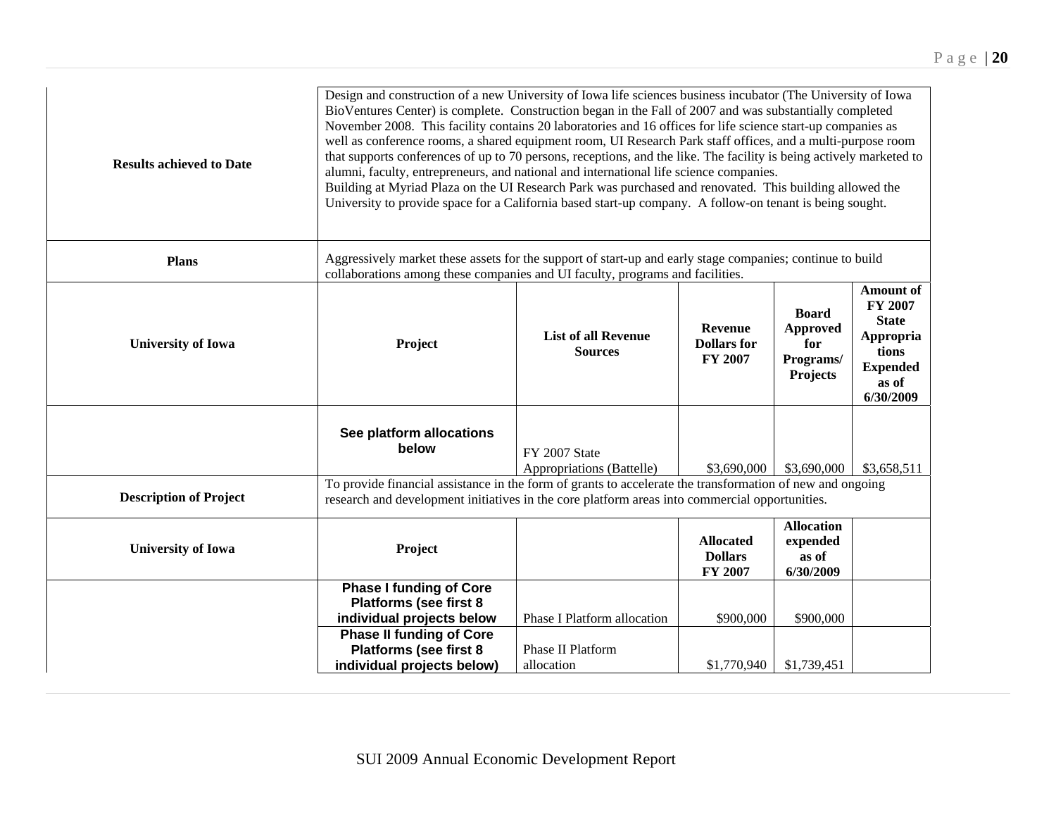| | | | | | |
|---|---|---|---|---|---|
| **Results achieved to Date** | Design and construction of a new University of Iowa life sciences business incubator (The University of Iowa BioVentures Center) is complete. Construction began in the Fall of 2007 and was substantially completed November 2008. This facility contains 20 laboratories and 16 offices for life science start-up companies as well as conference rooms, a shared equipment room, UI Research Park staff offices, and a multi-purpose room that supports conferences of up to 70 persons, receptions, and the like. The facility is being actively marketed to alumni, faculty, entrepreneurs, and national and international life science companies.<br>Building at Myriad Plaza on the UI Research Park was purchased and renovated. This building allowed the University to provide space for a California based start-up company. A follow-on tenant is being sought. | | | | |
| **Plans** | Aggressively market these assets for the support of start-up and early stage companies; continue to build collaborations among these companies and UI faculty, programs and facilities. | | | | |
| **University of Iowa** | **Project** | **List of all Revenue Sources** | **Revenue Dollars for FY 2007** | **Board Approved for Programs/ Projects** | **Amount of FY 2007 State Appropriations Expended as of 6/30/2009** |
| | **See platform allocations below** | FY 2007 State Appropriations (Battelle) | $3,690,000 | $3,690,000 | $3,658,511 |
| **Description of Project** | To provide financial assistance in the form of grants to accelerate the transformation of new and ongoing research and development initiatives in the core platform areas into commercial opportunities. | | | | |
| **University of Iowa** | **Project** | | **Allocated Dollars FY 2007** | **Allocation expended as of 6/30/2009** | |
| | **Phase I funding of Core Platforms (see first 8 individual projects below** | Phase I Platform allocation | $900,000 | $900,000 | |
| | **Phase II funding of Core Platforms (see first 8 individual projects below)** | Phase II Platform allocation | $1,770,940 | $1,739,451 | |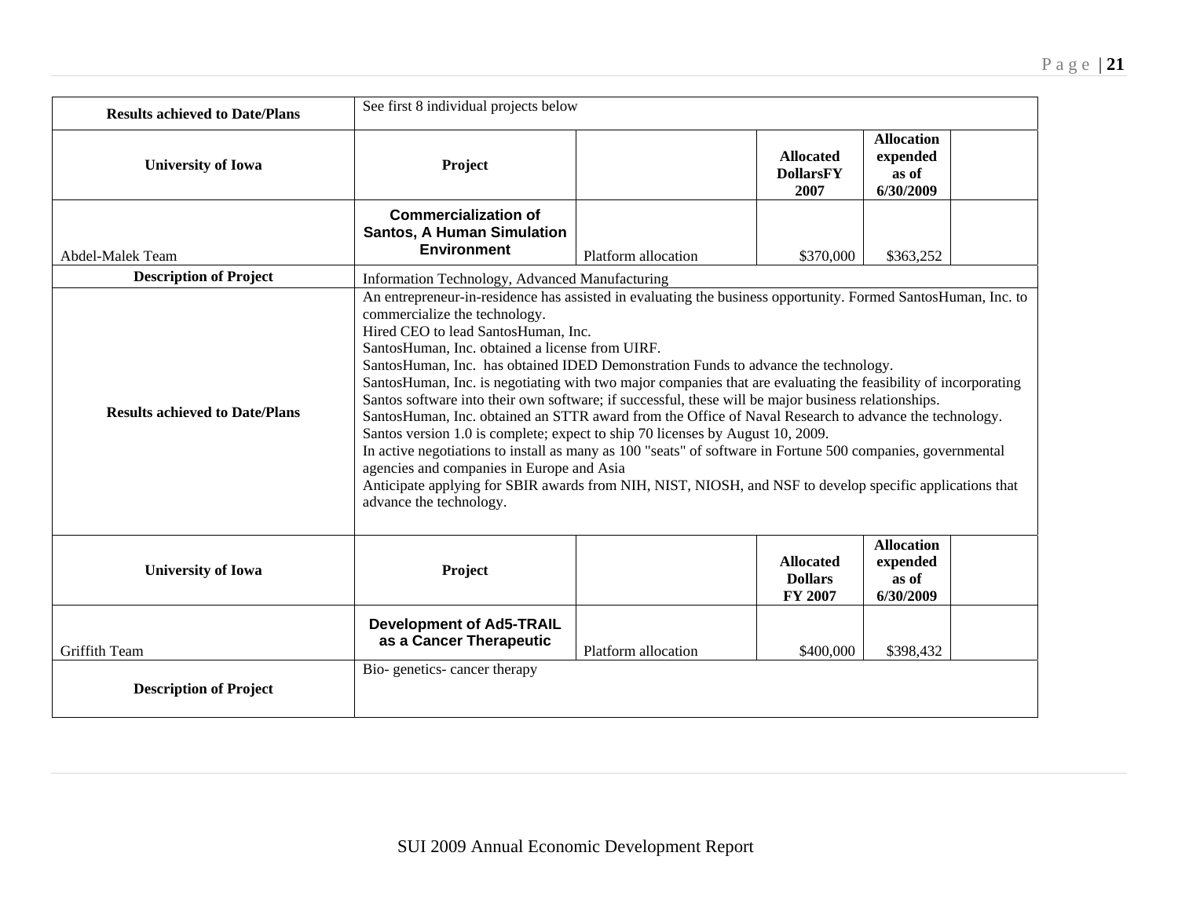| Results achieved to Date/Plans | See first 8 individual projects below | | | | |
|---|---|---|---|---|---|
| **University of Iowa** | **Project** | | **Allocated DollarsFY 2007** | **Allocation expended as of 6/30/2009** | |
| Abdel-Malek Team | **Commercialization of Santos, A Human Simulation Environment** | Platform allocation | $370,000 | $363,252 | |
| **Description of Project** | Information Technology, Advanced Manufacturing | | | | |
| **Results achieved to Date/Plans** | An entrepreneur-in-residence has assisted in evaluating the business opportunity. Formed SantosHuman, Inc. to commercialize the technology.<br>Hired CEO to lead SantosHuman, Inc.<br>SantosHuman, Inc. obtained a license from UIRF.<br>SantosHuman, Inc. has obtained IDED Demonstration Funds to advance the technology.<br>SantosHuman, Inc. is negotiating with two major companies that are evaluating the feasibility of incorporating Santos software into their own software; if successful, these will be major business relationships.<br>SantosHuman, Inc. obtained an STTR award from the Office of Naval Research to advance the technology.<br>Santos version 1.0 is complete; expect to ship 70 licenses by August 10, 2009.<br>In active negotiations to install as many as 100 "seats" of software in Fortune 500 companies, governmental agencies and companies in Europe and Asia<br>Anticipate applying for SBIR awards from NIH, NIST, NIOSH, and NSF to develop specific applications that advance the technology. | | | | |
| **University of Iowa** | **Project** | | **Allocated Dollars FY 2007** | **Allocation expended as of 6/30/2009** | |
| Griffith Team | **Development of Ad5-TRAIL as a Cancer Therapeutic** | Platform allocation | $400,000 | $398,432 | |
| **Description of Project** | Bio- genetics- cancer therapy | | | | |

SUI 2009 Annual Economic Development Report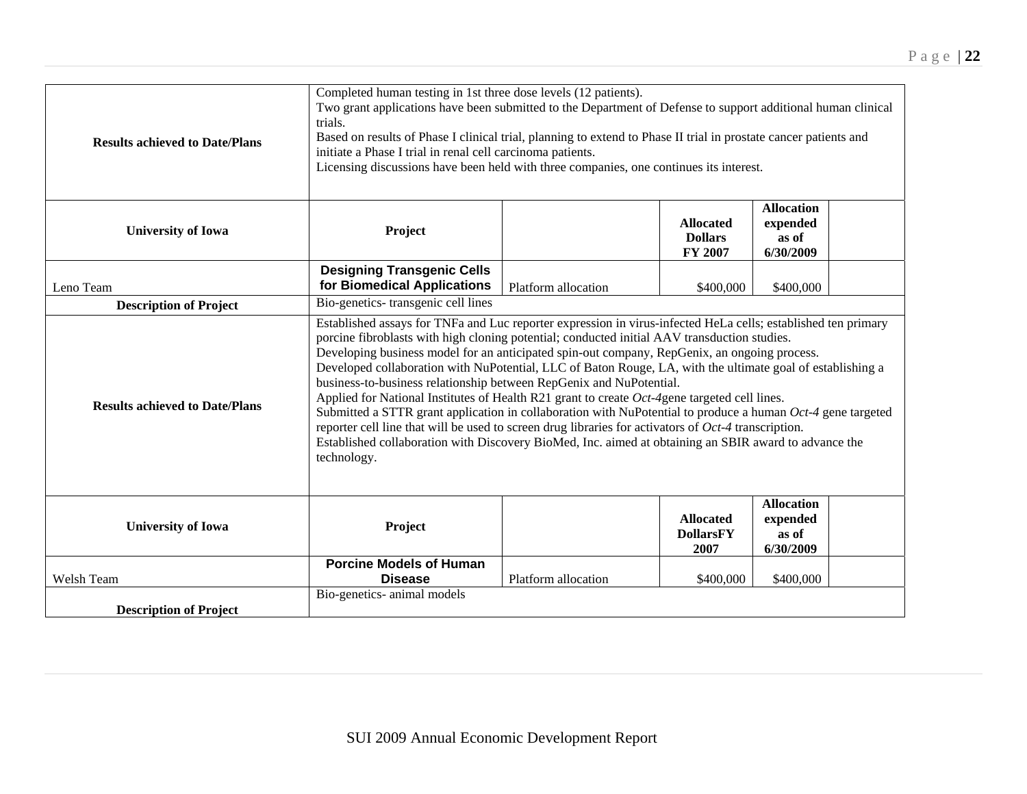| Results achieved to Date/Plans | Completed human testing in 1st three dose levels (12 patients).<br>Two grant applications have been submitted to the Department of Defense to support additional human clinical trials.<br>Based on results of Phase I clinical trial, planning to extend to Phase II trial in prostate cancer patients and initiate a Phase I trial in renal cell carcinoma patients.<br>Licensing discussions have been held with three companies, one continues its interest. | | | | |
|---|---|---|---|---|---|
| **University of Iowa** | **Project** | | **Allocated Dollars FY 2007** | **Allocation expended as of 6/30/2009** | |
| Leno Team | **Designing Transgenic Cells for Biomedical Applications** | Platform allocation | $400,000 | $400,000 | |
| **Description of Project** | Bio-genetics- transgenic cell lines | | | | |
| **Results achieved to Date/Plans** | Established assays for TNFa and Luc reporter expression in virus-infected HeLa cells; established ten primary porcine fibroblasts with high cloning potential; conducted initial AAV transduction studies.<br>Developing business model for an anticipated spin-out company, RepGenix, an ongoing process.<br>Developed collaboration with NuPotential, LLC of Baton Rouge, LA, with the ultimate goal of establishing a business-to-business relationship between RepGenix and NuPotential.<br>Applied for National Institutes of Health R21 grant to create *Oct-4*gene targeted cell lines.<br>Submitted a STTR grant application in collaboration with NuPotential to produce a human *Oct-4* gene targeted reporter cell line that will be used to screen drug libraries for activators of *Oct-4* transcription.<br>Established collaboration with Discovery BioMed, Inc. aimed at obtaining an SBIR award to advance the technology. | | | | |
| **University of Iowa** | **Project** | | **Allocated DollarsFY 2007** | **Allocation expended as of 6/30/2009** | |
| Welsh Team | **Porcine Models of Human Disease** | Platform allocation | $400,000 | $400,000 | |
| **Description of Project** | Bio-genetics- animal models | | | | |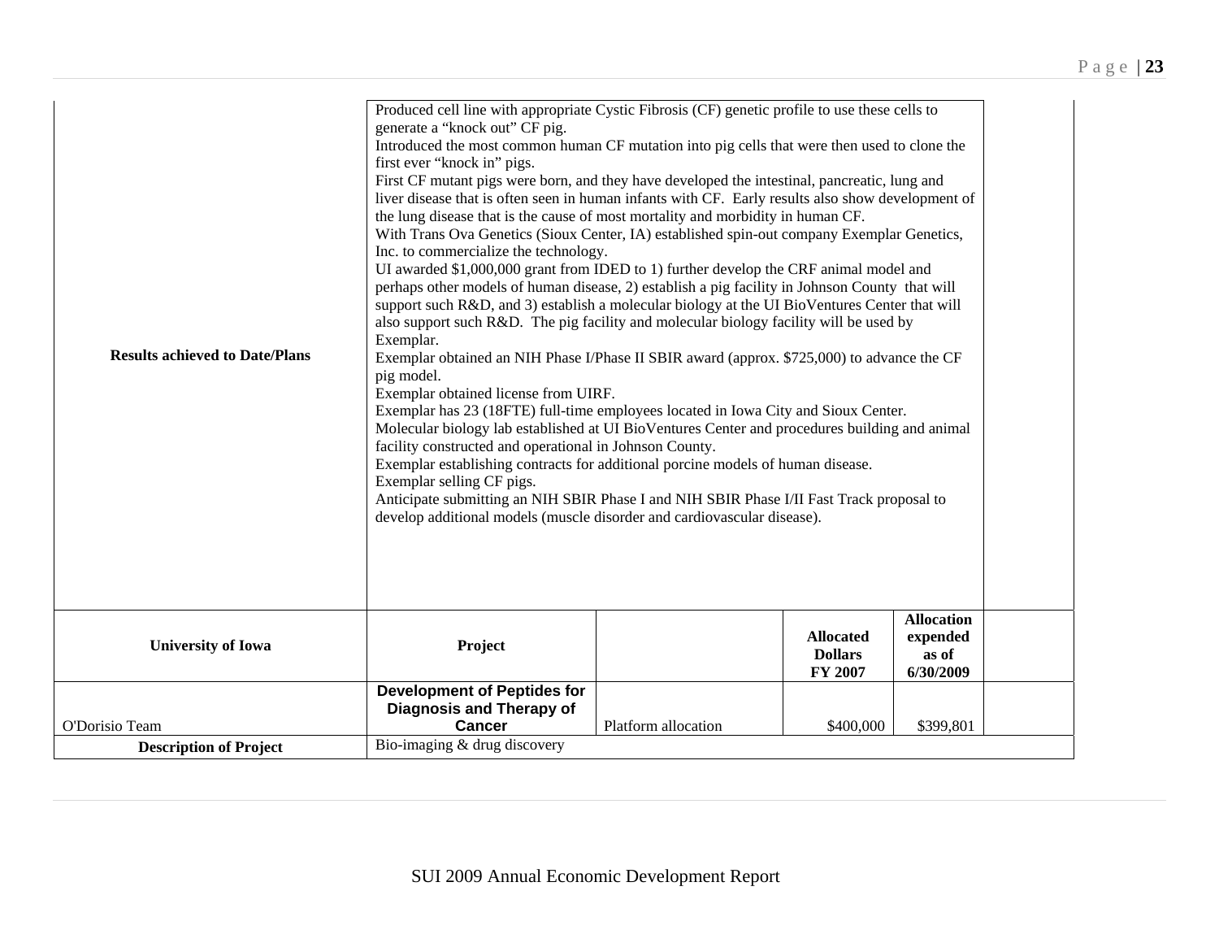| | | | | | |
|---|---|---|---|---|---|
| **Results achieved to Date/Plans** | Produced cell line with appropriate Cystic Fibrosis (CF) genetic profile to use these cells to generate a "knock out" CF pig.<br>Introduced the most common human CF mutation into pig cells that were then used to clone the first ever "knock in" pigs.<br>First CF mutant pigs were born, and they have developed the intestinal, pancreatic, lung and liver disease that is often seen in human infants with CF. Early results also show development of the lung disease that is the cause of most mortality and morbidity in human CF.<br>With Trans Ova Genetics (Sioux Center, IA) established spin-out company Exemplar Genetics, Inc. to commercialize the technology.<br>UI awarded $1,000,000 grant from IDED to 1) further develop the CRF animal model and perhaps other models of human disease, 2) establish a pig facility in Johnson County that will support such R&D, and 3) establish a molecular biology at the UI BioVentures Center that will also support such R&D. The pig facility and molecular biology facility will be used by Exemplar.<br>Exemplar obtained an NIH Phase I/Phase II SBIR award (approx. $725,000) to advance the CF pig model.<br>Exemplar obtained license from UIRF.<br>Exemplar has 23 (18FTE) full-time employees located in Iowa City and Sioux Center.<br>Molecular biology lab established at UI BioVentures Center and procedures building and animal facility constructed and operational in Johnson County.<br>Exemplar establishing contracts for additional porcine models of human disease.<br>Exemplar selling CF pigs.<br>Anticipate submitting an NIH SBIR Phase I and NIH SBIR Phase I/II Fast Track proposal to develop additional models (muscle disorder and cardiovascular disease). | | | | |
| **University of Iowa** | **Project** | | **Allocated Dollars FY 2007** | **Allocation expended as of 6/30/2009** | |
| O'Dorisio Team | **Development of Peptides for Diagnosis and Therapy of Cancer** | Platform allocation | $400,000 | $399,801 | |
| **Description of Project** | Bio-imaging & drug discovery | | | | |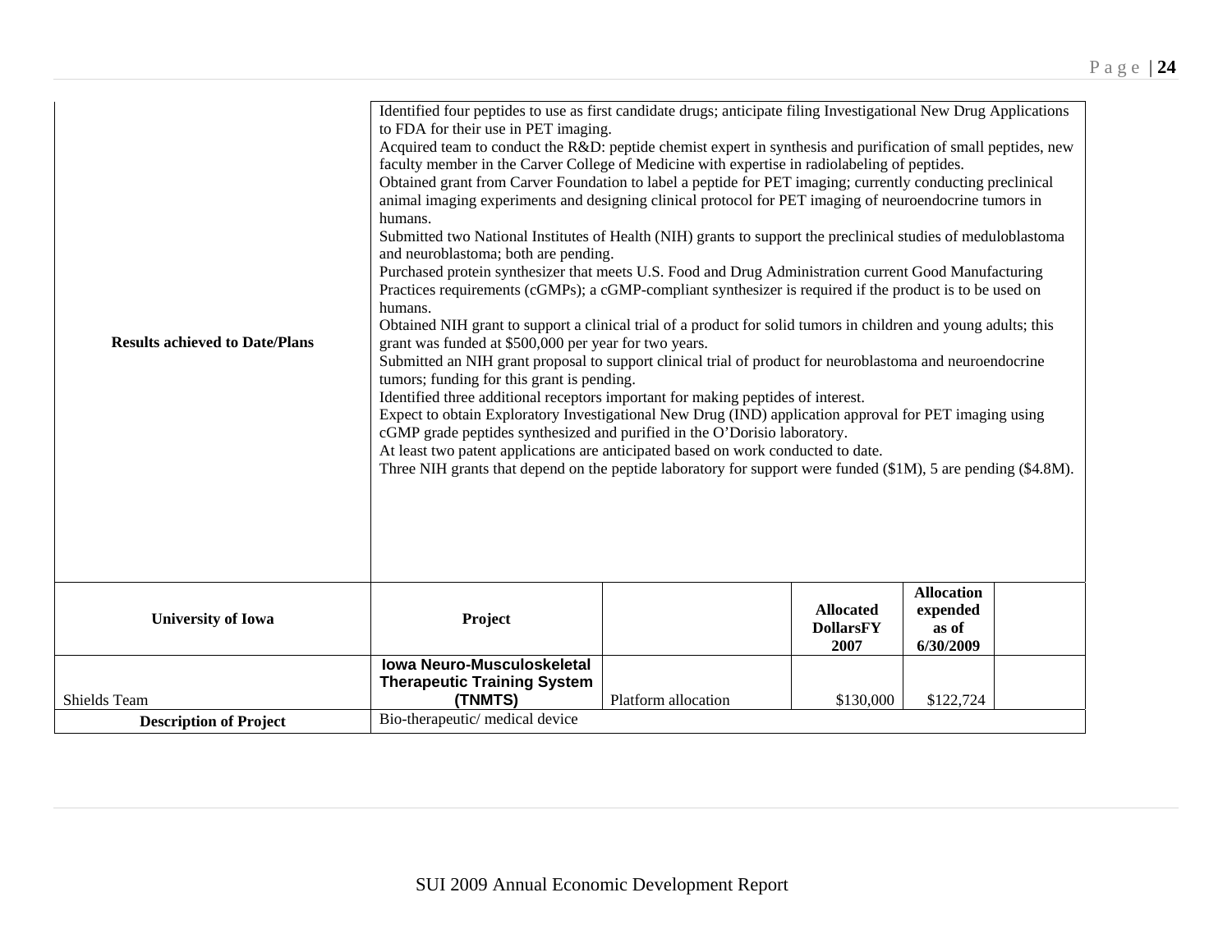| | | | | | |
|---|---|---|---|---|---|
| **Results achieved to Date/Plans** | Identified four peptides to use as first candidate drugs; anticipate filing Investigational New Drug Applications to FDA for their use in PET imaging.<br>Acquired team to conduct the R&D: peptide chemist expert in synthesis and purification of small peptides, new faculty member in the Carver College of Medicine with expertise in radiolabeling of peptides.<br>Obtained grant from Carver Foundation to label a peptide for PET imaging; currently conducting preclinical animal imaging experiments and designing clinical protocol for PET imaging of neuroendocrine tumors in humans.<br>Submitted two National Institutes of Health (NIH) grants to support the preclinical studies of meduloblastoma and neuroblastoma; both are pending.<br>Purchased protein synthesizer that meets U.S. Food and Drug Administration current Good Manufacturing Practices requirements (cGMPs); a cGMP-compliant synthesizer is required if the product is to be used on humans.<br>Obtained NIH grant to support a clinical trial of a product for solid tumors in children and young adults; this grant was funded at $500,000 per year for two years.<br>Submitted an NIH grant proposal to support clinical trial of product for neuroblastoma and neuroendocrine tumors; funding for this grant is pending.<br>Identified three additional receptors important for making peptides of interest.<br>Expect to obtain Exploratory Investigational New Drug (IND) application approval for PET imaging using cGMP grade peptides synthesized and purified in the O'Dorisio laboratory.<br>At least two patent applications are anticipated based on work conducted to date.<br>Three NIH grants that depend on the peptide laboratory for support were funded ($1M), 5 are pending ($4.8M). | | | | |
| **University of Iowa** | **Project** | | **Allocated DollarsFY 2007** | **Allocation expended as of 6/30/2009** | |
| Shields Team | **Iowa Neuro-Musculoskeletal Therapeutic Training System (TNMTS)** | Platform allocation | $130,000 | $122,724 | |
| **Description of Project** | Bio-therapeutic/ medical device | | | | |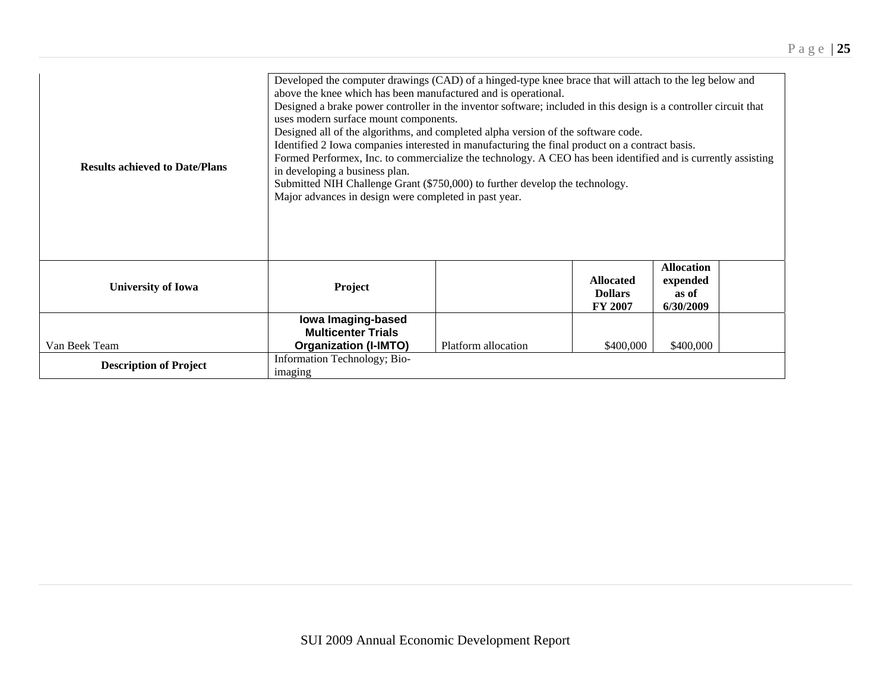| | | | | | |
|---|---|---|---|---|---|
| **Results achieved to Date/Plans** | Developed the computer drawings (CAD) of a hinged-type knee brace that will attach to the leg below and above the knee which has been manufactured and is operational.<br>Designed a brake power controller in the inventor software; included in this design is a controller circuit that uses modern surface mount components.<br>Designed all of the algorithms, and completed alpha version of the software code.<br>Identified 2 Iowa companies interested in manufacturing the final product on a contract basis.<br>Formed Performex, Inc. to commercialize the technology. A CEO has been identified and is currently assisting in developing a business plan.<br>Submitted NIH Challenge Grant ($750,000) to further develop the technology.<br>Major advances in design were completed in past year. | | | | |
| **University of Iowa** | **Project** | | **Allocated Dollars FY 2007** | **Allocation expended as of 6/30/2009** | |
| Van Beek Team | **Iowa Imaging-based Multicenter Trials Organization (I-IMTO)** | Platform allocation | $400,000 | $400,000 | |
| **Description of Project** | Information Technology; Bio-imaging | | | | |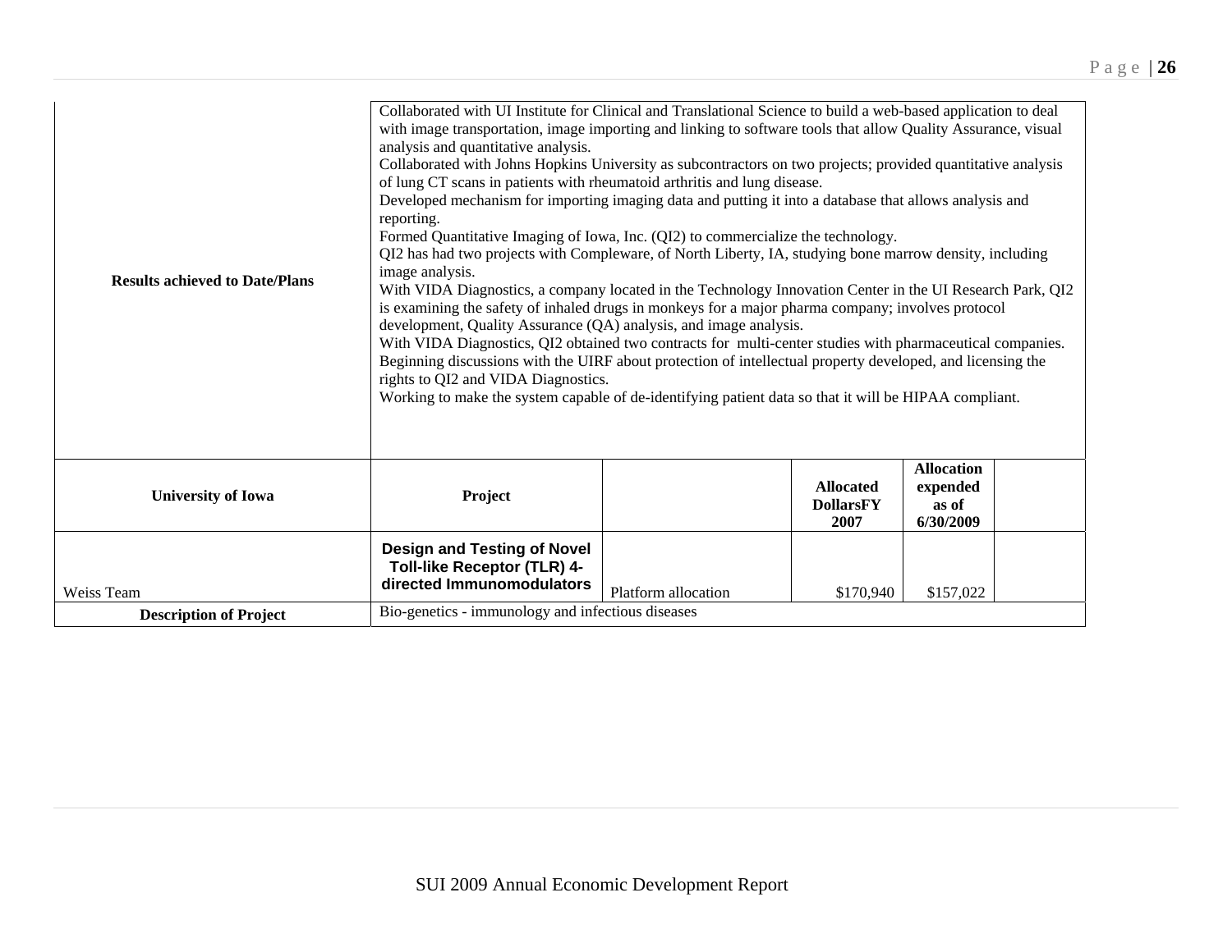| Results achieved to Date/Plans | Collaborated with UI Institute for Clinical and Translational Science to build a web-based application to deal with image transportation, image importing and linking to software tools that allow Quality Assurance, visual analysis and quantitative analysis.<br>Collaborated with Johns Hopkins University as subcontractors on two projects; provided quantitative analysis of lung CT scans in patients with rheumatoid arthritis and lung disease.<br>Developed mechanism for importing imaging data and putting it into a database that allows analysis and reporting.<br>Formed Quantitative Imaging of Iowa, Inc. (QI2) to commercialize the technology.<br>QI2 has had two projects with Compleware, of North Liberty, IA, studying bone marrow density, including image analysis.<br>With VIDA Diagnostics, a company located in the Technology Innovation Center in the UI Research Park, QI2 is examining the safety of inhaled drugs in monkeys for a major pharma company; involves protocol development, Quality Assurance (QA) analysis, and image analysis.<br>With VIDA Diagnostics, QI2 obtained two contracts for multi-center studies with pharmaceutical companies.<br>Beginning discussions with the UIRF about protection of intellectual property developed, and licensing the rights to QI2 and VIDA Diagnostics.<br>Working to make the system capable of de-identifying patient data so that it will be HIPAA compliant. | | | | |
|---|---|---|---|---|---|
| **University of Iowa** | **Project** | | **Allocated DollarsFY 2007** | **Allocation expended as of 6/30/2009** | |
| Weiss Team | **Design and Testing of Novel Toll-like Receptor (TLR) 4-directed Immunomodulators** | Platform allocation | $170,940 | $157,022 | |
| **Description of Project** | Bio-genetics - immunology and infectious diseases | | | | |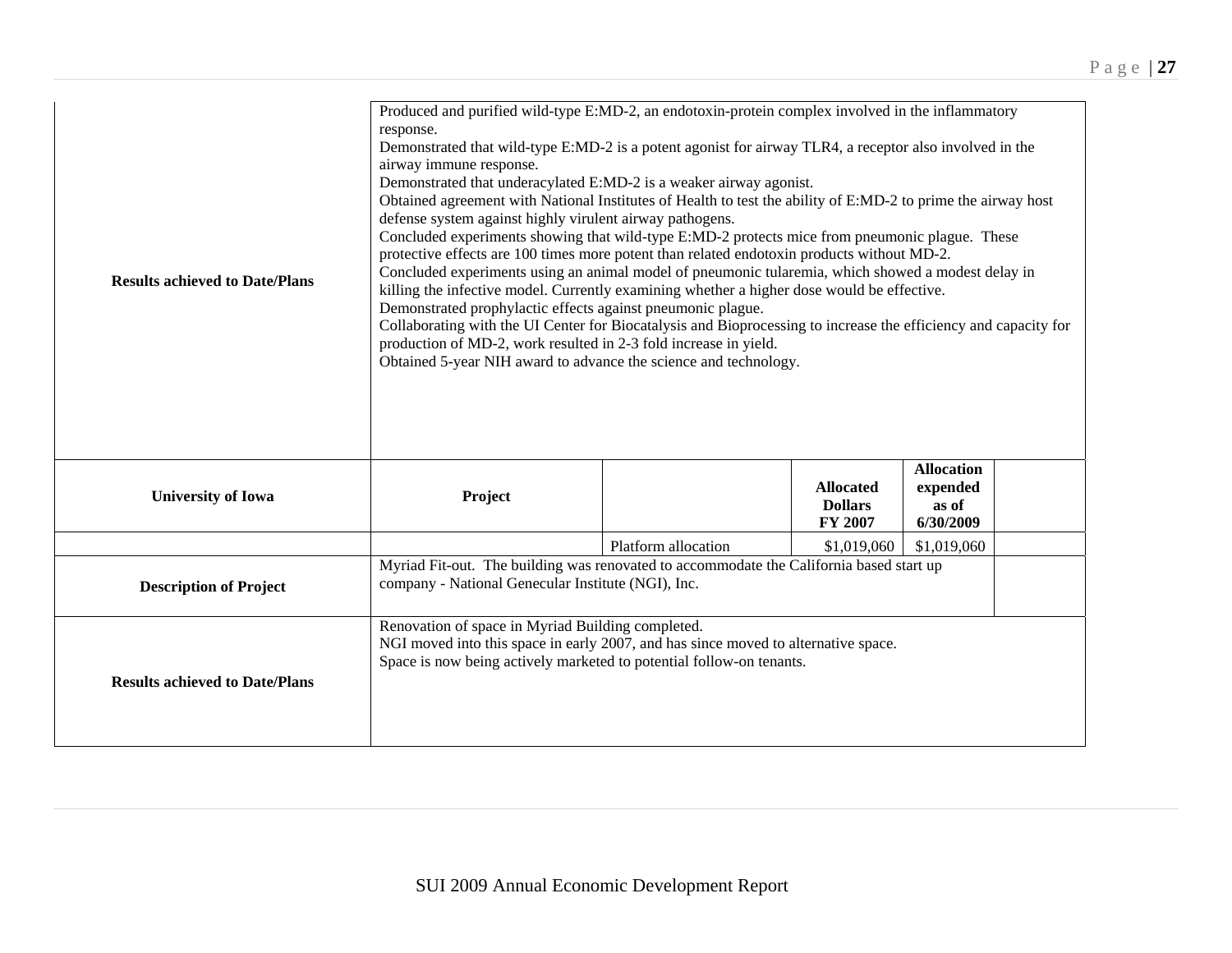| | | | | | |
|---|---|---|---|---|---|
| **Results achieved to Date/Plans** | Produced and purified wild-type E:MD-2, an endotoxin-protein complex involved in the inflammatory response.<br>Demonstrated that wild-type E:MD-2 is a potent agonist for airway TLR4, a receptor also involved in the airway immune response.<br>Demonstrated that underacylated E:MD-2 is a weaker airway agonist.<br>Obtained agreement with National Institutes of Health to test the ability of E:MD-2 to prime the airway host defense system against highly virulent airway pathogens.<br>Concluded experiments showing that wild-type E:MD-2 protects mice from pneumonic plague. These protective effects are 100 times more potent than related endotoxin products without MD-2.<br>Concluded experiments using an animal model of pneumonic tularemia, which showed a modest delay in killing the infective model. Currently examining whether a higher dose would be effective.<br>Demonstrated prophylactic effects against pneumonic plague.<br>Collaborating with the UI Center for Biocatalysis and Bioprocessing to increase the efficiency and capacity for production of MD-2, work resulted in 2-3 fold increase in yield.<br>Obtained 5-year NIH award to advance the science and technology. | | | | |
| **University of Iowa** | **Project** | | **Allocated Dollars FY 2007** | **Allocation expended as of 6/30/2009** | |
| | | Platform allocation | $1,019,060 | $1,019,060 | |
| **Description of Project** | Myriad Fit-out. The building was renovated to accommodate the California based start up company - National Genecular Institute (NGI), Inc. | | | | |
| **Results achieved to Date/Plans** | Renovation of space in Myriad Building completed.<br>NGI moved into this space in early 2007, and has since moved to alternative space.<br>Space is now being actively marketed to potential follow-on tenants. | | | | |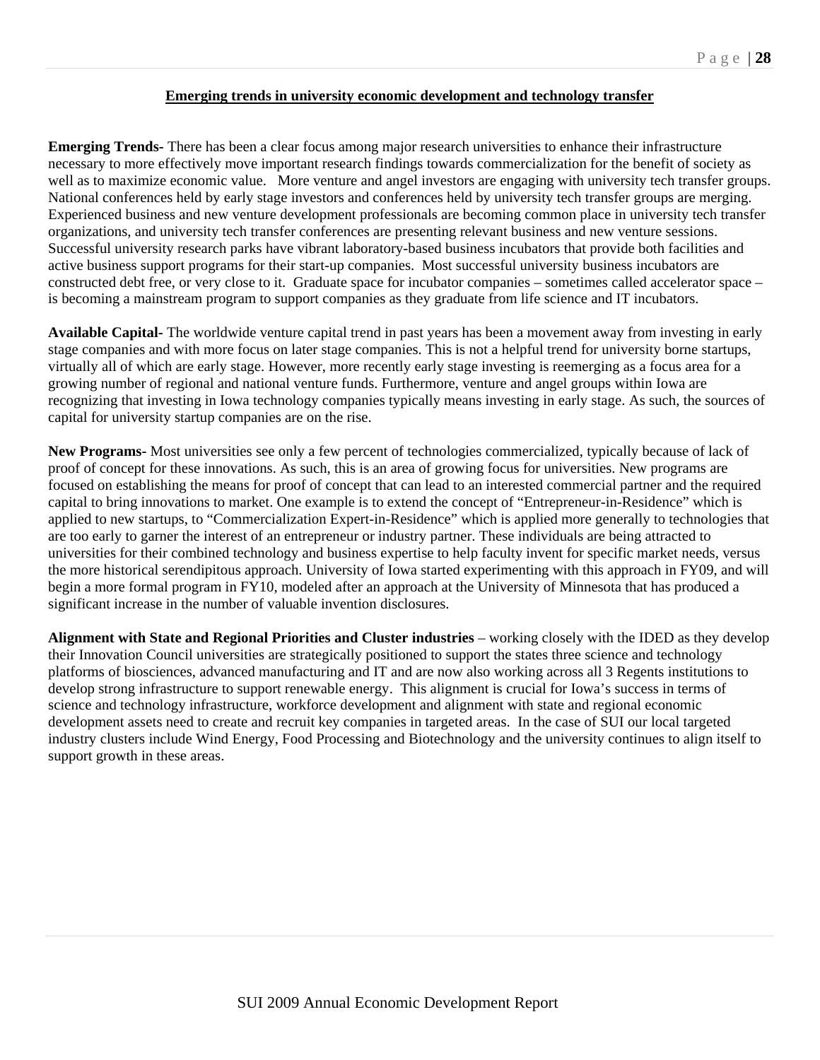## Emerging trends in university economic development and technology transfer

**Emerging Trends-** There has been a clear focus among major research universities to enhance their infrastructure necessary to more effectively move important research findings towards commercialization for the benefit of society as well as to maximize economic value. More venture and angel investors are engaging with university tech transfer groups. National conferences held by early stage investors and conferences held by university tech transfer groups are merging. Experienced business and new venture development professionals are becoming common place in university tech transfer organizations, and university tech transfer conferences are presenting relevant business and new venture sessions. Successful university research parks have vibrant laboratory-based business incubators that provide both facilities and active business support programs for their start-up companies. Most successful university business incubators are constructed debt free, or very close to it. Graduate space for incubator companies – sometimes called accelerator space – is becoming a mainstream program to support companies as they graduate from life science and IT incubators.

**Available Capital-** The worldwide venture capital trend in past years has been a movement away from investing in early stage companies and with more focus on later stage companies. This is not a helpful trend for university borne startups, virtually all of which are early stage. However, more recently early stage investing is reemerging as a focus area for a growing number of regional and national venture funds. Furthermore, venture and angel groups within Iowa are recognizing that investing in Iowa technology companies typically means investing in early stage. As such, the sources of capital for university startup companies are on the rise.

**New Programs-** Most universities see only a few percent of technologies commercialized, typically because of lack of proof of concept for these innovations. As such, this is an area of growing focus for universities. New programs are focused on establishing the means for proof of concept that can lead to an interested commercial partner and the required capital to bring innovations to market. One example is to extend the concept of "Entrepreneur-in-Residence" which is applied to new startups, to "Commercialization Expert-in-Residence" which is applied more generally to technologies that are too early to garner the interest of an entrepreneur or industry partner. These individuals are being attracted to universities for their combined technology and business expertise to help faculty invent for specific market needs, versus the more historical serendipitous approach. University of Iowa started experimenting with this approach in FY09, and will begin a more formal program in FY10, modeled after an approach at the University of Minnesota that has produced a significant increase in the number of valuable invention disclosures.

**Alignment with State and Regional Priorities and Cluster industries** – working closely with the IDED as they develop their Innovation Council universities are strategically positioned to support the states three science and technology platforms of biosciences, advanced manufacturing and IT and are now also working across all 3 Regents institutions to develop strong infrastructure to support renewable energy. This alignment is crucial for Iowa's success in terms of science and technology infrastructure, workforce development and alignment with state and regional economic development assets need to create and recruit key companies in targeted areas. In the case of SUI our local targeted industry clusters include Wind Energy, Food Processing and Biotechnology and the university continues to align itself to support growth in these areas.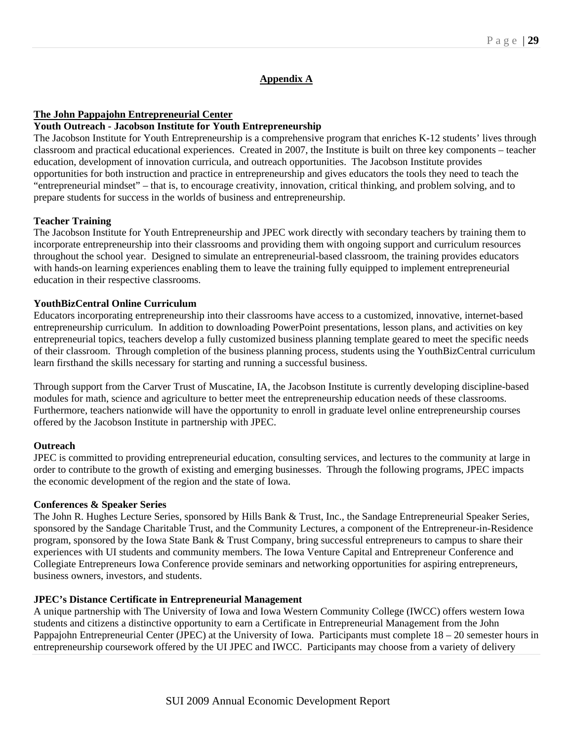## Appendix A

### The John Pappajohn Entrepreneurial Center

**Youth Outreach - Jacobson Institute for Youth Entrepreneurship**

The Jacobson Institute for Youth Entrepreneurship is a comprehensive program that enriches K-12 students' lives through classroom and practical educational experiences. Created in 2007, the Institute is built on three key components – teacher education, development of innovation curricula, and outreach opportunities. The Jacobson Institute provides opportunities for both instruction and practice in entrepreneurship and gives educators the tools they need to teach the "entrepreneurial mindset" – that is, to encourage creativity, innovation, critical thinking, and problem solving, and to prepare students for success in the worlds of business and entrepreneurship.

**Teacher Training**

The Jacobson Institute for Youth Entrepreneurship and JPEC work directly with secondary teachers by training them to incorporate entrepreneurship into their classrooms and providing them with ongoing support and curriculum resources throughout the school year. Designed to simulate an entrepreneurial-based classroom, the training provides educators with hands-on learning experiences enabling them to leave the training fully equipped to implement entrepreneurial education in their respective classrooms.

**YouthBizCentral Online Curriculum**

Educators incorporating entrepreneurship into their classrooms have access to a customized, innovative, internet-based entrepreneurship curriculum. In addition to downloading PowerPoint presentations, lesson plans, and activities on key entrepreneurial topics, teachers develop a fully customized business planning template geared to meet the specific needs of their classroom. Through completion of the business planning process, students using the YouthBizCentral curriculum learn firsthand the skills necessary for starting and running a successful business.

Through support from the Carver Trust of Muscatine, IA, the Jacobson Institute is currently developing discipline-based modules for math, science and agriculture to better meet the entrepreneurship education needs of these classrooms. Furthermore, teachers nationwide will have the opportunity to enroll in graduate level online entrepreneurship courses offered by the Jacobson Institute in partnership with JPEC.

**Outreach**

JPEC is committed to providing entrepreneurial education, consulting services, and lectures to the community at large in order to contribute to the growth of existing and emerging businesses. Through the following programs, JPEC impacts the economic development of the region and the state of Iowa.

**Conferences & Speaker Series**

The John R. Hughes Lecture Series, sponsored by Hills Bank & Trust, Inc., the Sandage Entrepreneurial Speaker Series, sponsored by the Sandage Charitable Trust, and the Community Lectures, a component of the Entrepreneur-in-Residence program, sponsored by the Iowa State Bank & Trust Company, bring successful entrepreneurs to campus to share their experiences with UI students and community members. The Iowa Venture Capital and Entrepreneur Conference and Collegiate Entrepreneurs Iowa Conference provide seminars and networking opportunities for aspiring entrepreneurs, business owners, investors, and students.

**JPEC's Distance Certificate in Entrepreneurial Management**

A unique partnership with The University of Iowa and Iowa Western Community College (IWCC) offers western Iowa students and citizens a distinctive opportunity to earn a Certificate in Entrepreneurial Management from the John Pappajohn Entrepreneurial Center (JPEC) at the University of Iowa. Participants must complete 18 – 20 semester hours in entrepreneurship coursework offered by the UI JPEC and IWCC. Participants may choose from a variety of delivery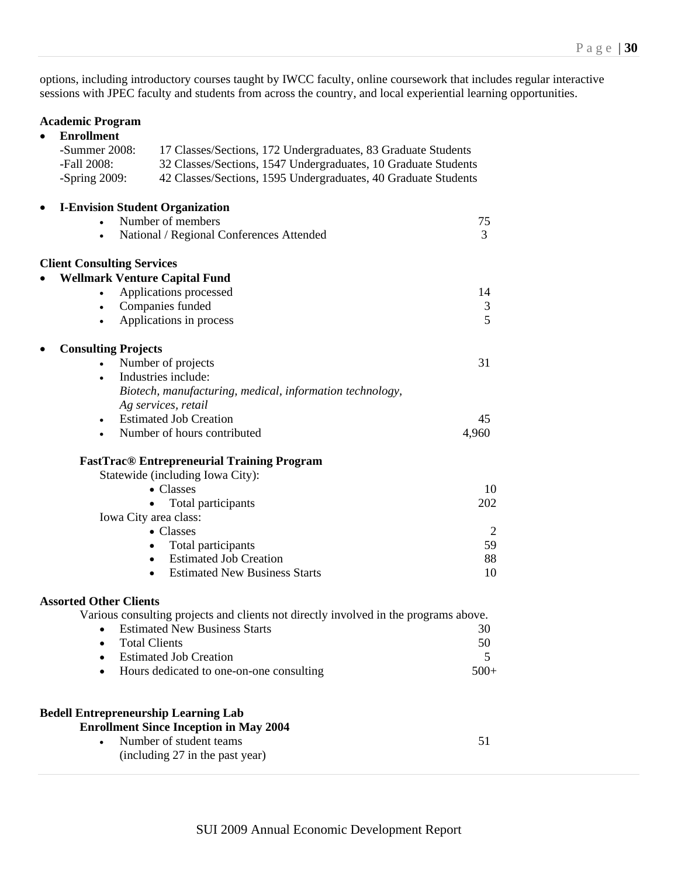options, including introductory courses taught by IWCC faculty, online coursework that includes regular interactive sessions with JPEC faculty and students from across the country, and local experiential learning opportunities.

**Academic Program**

- **Enrollment**
  - -Summer 2008: 17 Classes/Sections, 172 Undergraduates, 83 Graduate Students
  - -Fall 2008: 32 Classes/Sections, 1547 Undergraduates, 10 Graduate Students
  - -Spring 2009: 42 Classes/Sections, 1595 Undergraduates, 40 Graduate Students

- **I-Envision Student Organization**
  - Number of members: 75
  - National / Regional Conferences Attended: 3

**Client Consulting Services**

- **Wellmark Venture Capital Fund**
  - Applications processed: 14
  - Companies funded: 3
  - Applications in process: 5

- **Consulting Projects**
  - Number of projects: 31
  - Industries include: *Biotech, manufacturing, medical, information technology, Ag services, retail*
  - Estimated Job Creation: 45
  - Number of hours contributed: 4,960

**FastTrac® Entrepreneurial Training Program**

Statewide (including Iowa City):

- Classes: 10
- Total participants: 202

Iowa City area class:

- Classes: 2
- Total participants: 59
- Estimated Job Creation: 88
- Estimated New Business Starts: 10

**Assorted Other Clients**

Various consulting projects and clients not directly involved in the programs above.

- Estimated New Business Starts: 30
- Total Clients: 50
- Estimated Job Creation: 5
- Hours dedicated to one-on-one consulting: 500+

**Bedell Entrepreneurship Learning Lab**

**Enrollment Since Inception in May 2004**

- Number of student teams (including 27 in the past year): 51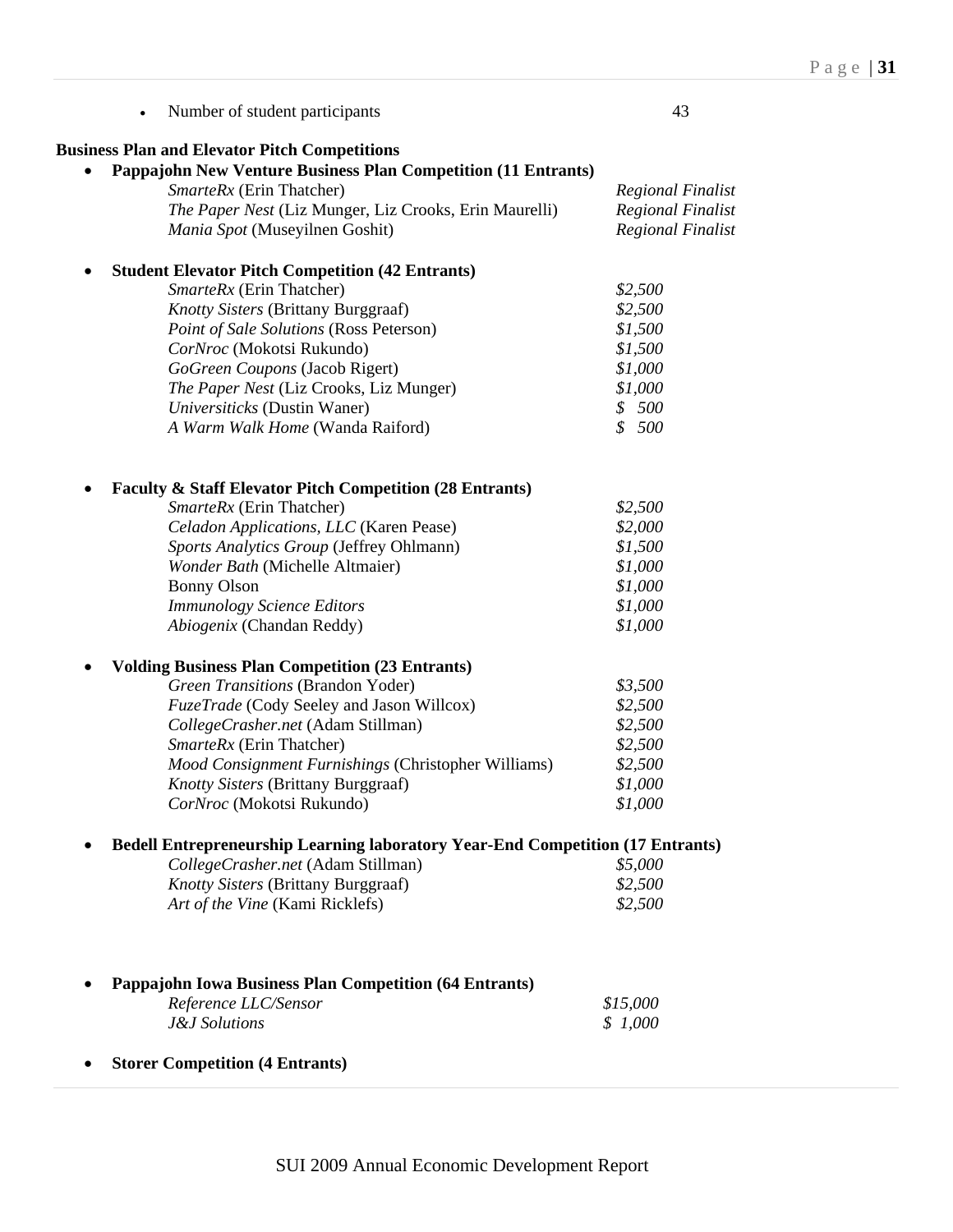- Number of student participants 43

**Business Plan and Elevator Pitch Competitions**

- **Pappajohn New Venture Business Plan Competition (11 Entrants)**

| | |
|---|---|
| *SmarteRx* (Erin Thatcher) | *Regional Finalist* |
| *The Paper Nest* (Liz Munger, Liz Crooks, Erin Maurelli) | *Regional Finalist* |
| *Mania Spot* (Museyilnen Goshit) | *Regional Finalist* |

- **Student Elevator Pitch Competition (42 Entrants)**

| | |
|---|---|
| *SmarteRx* (Erin Thatcher) | *$2,500* |
| *Knotty Sisters* (Brittany Burggraaf) | *$2,500* |
| *Point of Sale Solutions* (Ross Peterson) | *$1,500* |
| *CorNroc* (Mokotsi Rukundo) | *$1,500* |
| *GoGreen Coupons* (Jacob Rigert) | *$1,000* |
| *The Paper Nest* (Liz Crooks, Liz Munger) | *$1,000* |
| *Universiticks* (Dustin Waner) | *$ 500* |
| *A Warm Walk Home* (Wanda Raiford) | *$ 500* |

- **Faculty & Staff Elevator Pitch Competition (28 Entrants)**

| | |
|---|---|
| *SmarteRx* (Erin Thatcher) | *$2,500* |
| *Celadon Applications, LLC* (Karen Pease) | *$2,000* |
| *Sports Analytics Group* (Jeffrey Ohlmann) | *$1,500* |
| *Wonder Bath* (Michelle Altmaier) | *$1,000* |
| Bonny Olson | *$1,000* |
| *Immunology Science Editors* | *$1,000* |
| *Abiogenix* (Chandan Reddy) | *$1,000* |

- **Volding Business Plan Competition (23 Entrants)**

| | |
|---|---|
| *Green Transitions* (Brandon Yoder) | *$3,500* |
| *FuzeTrade* (Cody Seeley and Jason Willcox) | *$2,500* |
| *CollegeCrasher.net* (Adam Stillman) | *$2,500* |
| *SmarteRx* (Erin Thatcher) | *$2,500* |
| *Mood Consignment Furnishings* (Christopher Williams) | *$2,500* |
| *Knotty Sisters* (Brittany Burggraaf) | *$1,000* |
| *CorNroc* (Mokotsi Rukundo) | *$1,000* |

- **Bedell Entrepreneurship Learning laboratory Year-End Competition (17 Entrants)**

| | |
|---|---|
| *CollegeCrasher.net* (Adam Stillman) | *$5,000* |
| *Knotty Sisters* (Brittany Burggraaf) | *$2,500* |
| *Art of the Vine* (Kami Ricklefs) | *$2,500* |

- **Pappajohn Iowa Business Plan Competition (64 Entrants)**

| | |
|---|---|
| *Reference LLC/Sensor* | *$15,000* |
| *J&J Solutions* | *$ 1,000* |

- **Storer Competition (4 Entrants)**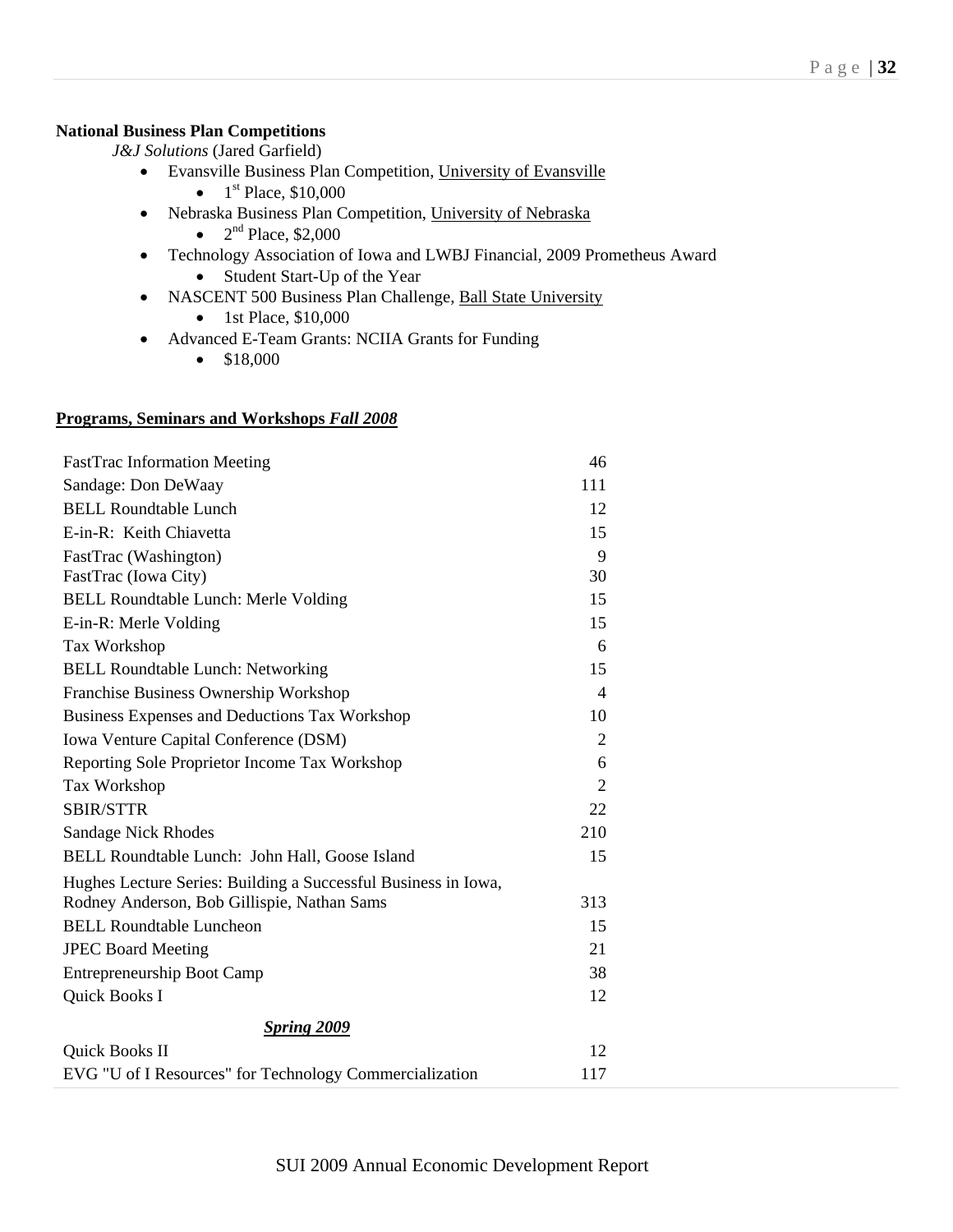**National Business Plan Competitions**

*J&J Solutions* (Jared Garfield)

- Evansville Business Plan Competition, University of Evansville
  - 1st Place, $10,000
- Nebraska Business Plan Competition, University of Nebraska
  - 2nd Place, $2,000
- Technology Association of Iowa and LWBJ Financial, 2009 Prometheus Award
  - Student Start-Up of the Year
- NASCENT 500 Business Plan Challenge, Ball State University
  - 1st Place, $10,000
- Advanced E-Team Grants: NCIIA Grants for Funding
  - $18,000

**Programs, Seminars and Workshops *Fall 2008***

| Program | Attendance |
|---|---|
| FastTrac Information Meeting | 46 |
| Sandage: Don DeWaay | 111 |
| BELL Roundtable Lunch | 12 |
| E-in-R: Keith Chiavetta | 15 |
| FastTrac (Washington) | 9 |
| FastTrac (Iowa City) | 30 |
| BELL Roundtable Lunch: Merle Volding | 15 |
| E-in-R: Merle Volding | 15 |
| Tax Workshop | 6 |
| BELL Roundtable Lunch: Networking | 15 |
| Franchise Business Ownership Workshop | 4 |
| Business Expenses and Deductions Tax Workshop | 10 |
| Iowa Venture Capital Conference (DSM) | 2 |
| Reporting Sole Proprietor Income Tax Workshop | 6 |
| Tax Workshop | 2 |
| SBIR/STTR | 22 |
| Sandage Nick Rhodes | 210 |
| BELL Roundtable Lunch: John Hall, Goose Island | 15 |
| Hughes Lecture Series: Building a Successful Business in Iowa, Rodney Anderson, Bob Gillispie, Nathan Sams | 313 |
| BELL Roundtable Luncheon | 15 |
| JPEC Board Meeting | 21 |
| Entrepreneurship Boot Camp | 38 |
| Quick Books I | 12 |
| ***Spring 2009*** | |
| Quick Books II | 12 |
| EVG "U of I Resources" for Technology Commercialization | 117 |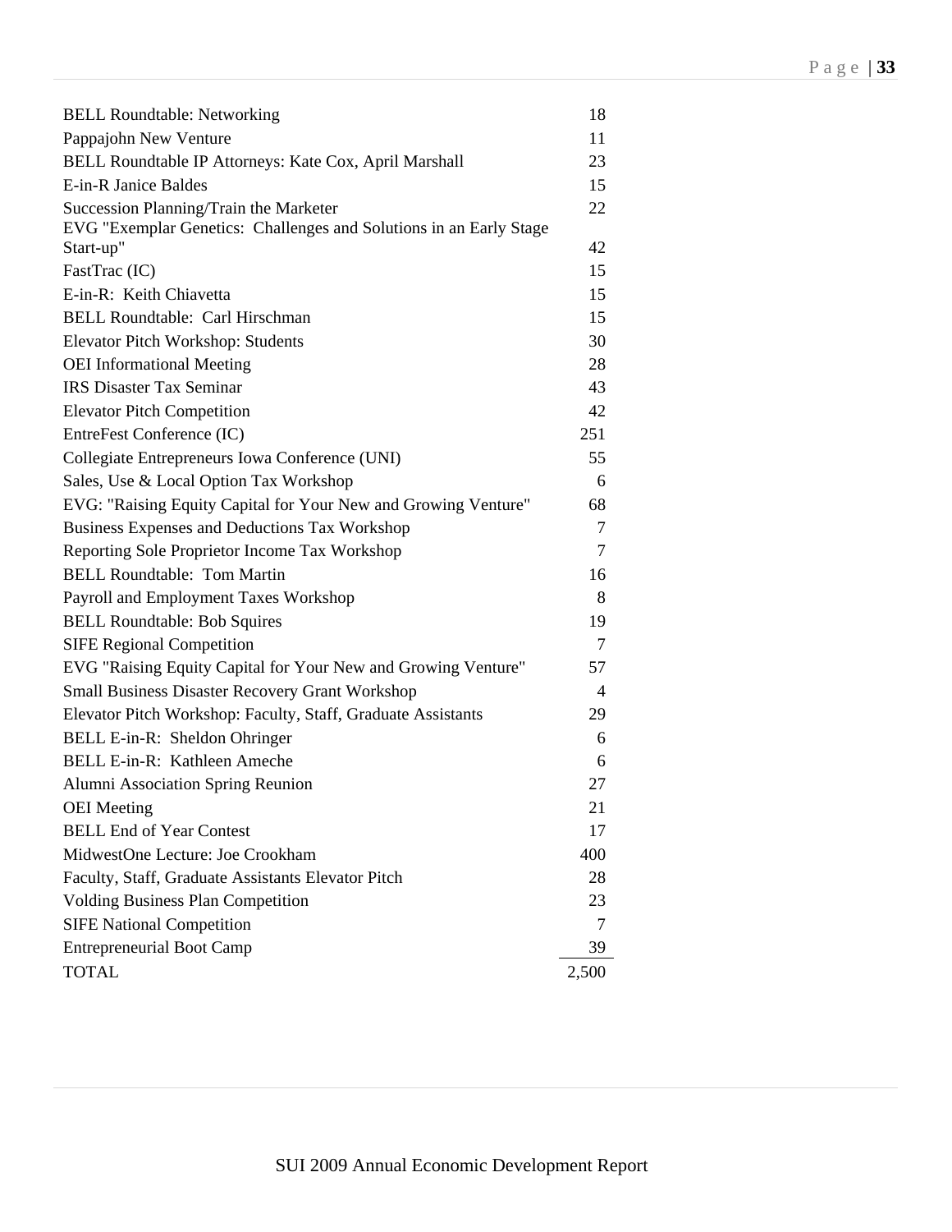| | |
|---|---|
| BELL Roundtable: Networking | 18 |
| Pappajohn New Venture | 11 |
| BELL Roundtable IP Attorneys: Kate Cox, April Marshall | 23 |
| E-in-R Janice Baldes | 15 |
| Succession Planning/Train the Marketer | 22 |
| EVG "Exemplar Genetics: Challenges and Solutions in an Early Stage Start-up" | 42 |
| FastTrac (IC) | 15 |
| E-in-R: Keith Chiavetta | 15 |
| BELL Roundtable: Carl Hirschman | 15 |
| Elevator Pitch Workshop: Students | 30 |
| OEI Informational Meeting | 28 |
| IRS Disaster Tax Seminar | 43 |
| Elevator Pitch Competition | 42 |
| EntreFest Conference (IC) | 251 |
| Collegiate Entrepreneurs Iowa Conference (UNI) | 55 |
| Sales, Use & Local Option Tax Workshop | 6 |
| EVG: "Raising Equity Capital for Your New and Growing Venture" | 68 |
| Business Expenses and Deductions Tax Workshop | 7 |
| Reporting Sole Proprietor Income Tax Workshop | 7 |
| BELL Roundtable: Tom Martin | 16 |
| Payroll and Employment Taxes Workshop | 8 |
| BELL Roundtable: Bob Squires | 19 |
| SIFE Regional Competition | 7 |
| EVG "Raising Equity Capital for Your New and Growing Venture" | 57 |
| Small Business Disaster Recovery Grant Workshop | 4 |
| Elevator Pitch Workshop: Faculty, Staff, Graduate Assistants | 29 |
| BELL E-in-R: Sheldon Ohringer | 6 |
| BELL E-in-R: Kathleen Ameche | 6 |
| Alumni Association Spring Reunion | 27 |
| OEI Meeting | 21 |
| BELL End of Year Contest | 17 |
| MidwestOne Lecture: Joe Crookham | 400 |
| Faculty, Staff, Graduate Assistants Elevator Pitch | 28 |
| Volding Business Plan Competition | 23 |
| SIFE National Competition | 7 |
| Entrepreneurial Boot Camp | 39 |
| TOTAL | 2,500 |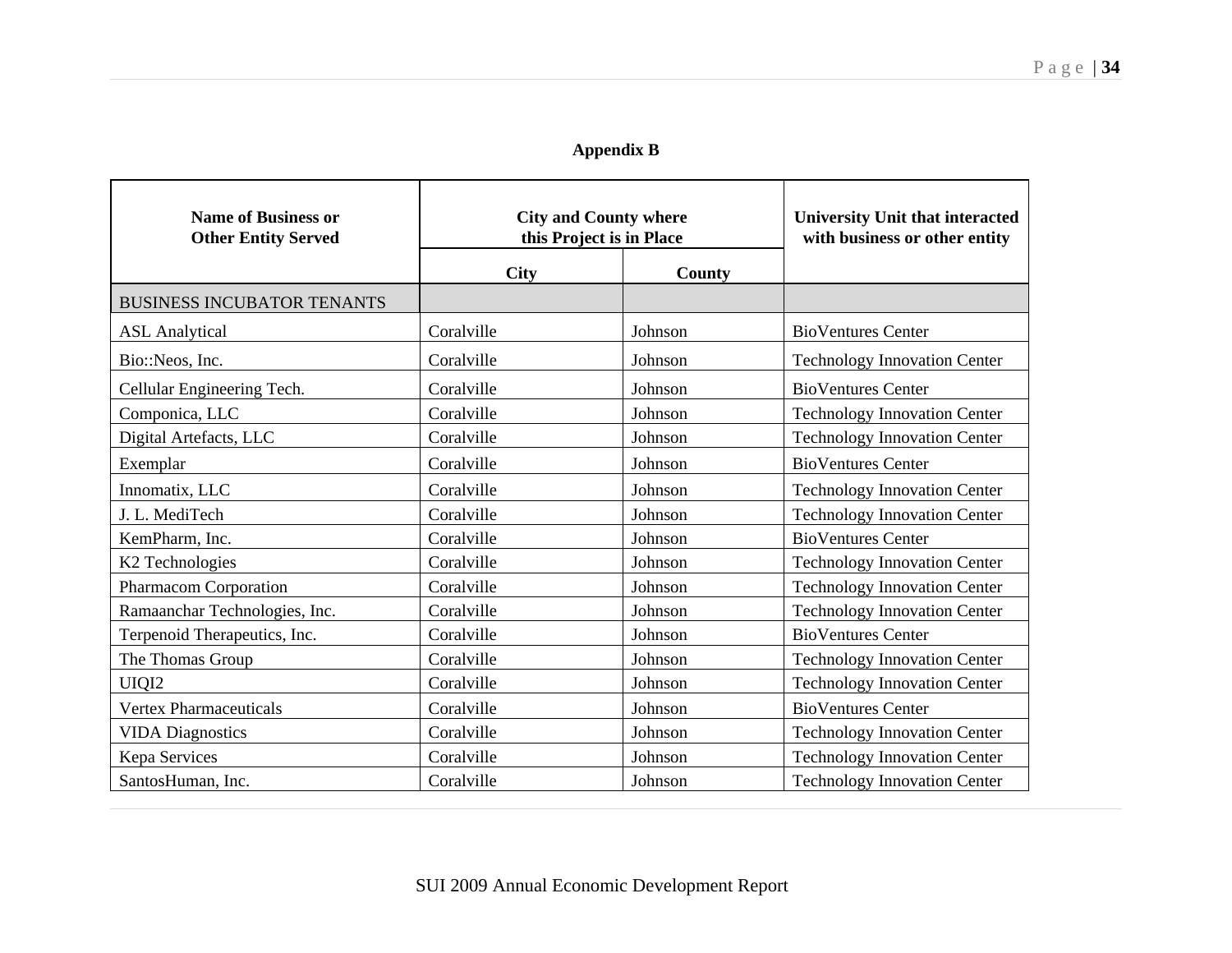**Appendix B**

| Name of Business or Other Entity Served | City and County where this Project is in Place | | University Unit that interacted with business or other entity |
|---|---|---|---|
| | City | County | |
| BUSINESS INCUBATOR TENANTS | | | |
| ASL Analytical | Coralville | Johnson | BioVentures Center |
| Bio::Neos, Inc. | Coralville | Johnson | Technology Innovation Center |
| Cellular Engineering Tech. | Coralville | Johnson | BioVentures Center |
| Componica, LLC | Coralville | Johnson | Technology Innovation Center |
| Digital Artefacts, LLC | Coralville | Johnson | Technology Innovation Center |
| Exemplar | Coralville | Johnson | BioVentures Center |
| Innomatix, LLC | Coralville | Johnson | Technology Innovation Center |
| J. L. MediTech | Coralville | Johnson | Technology Innovation Center |
| KemPharm, Inc. | Coralville | Johnson | BioVentures Center |
| K2 Technologies | Coralville | Johnson | Technology Innovation Center |
| Pharmacom Corporation | Coralville | Johnson | Technology Innovation Center |
| Ramaanchar Technologies, Inc. | Coralville | Johnson | Technology Innovation Center |
| Terpenoid Therapeutics, Inc. | Coralville | Johnson | BioVentures Center |
| The Thomas Group | Coralville | Johnson | Technology Innovation Center |
| UIQI2 | Coralville | Johnson | Technology Innovation Center |
| Vertex Pharmaceuticals | Coralville | Johnson | BioVentures Center |
| VIDA Diagnostics | Coralville | Johnson | Technology Innovation Center |
| Kepa Services | Coralville | Johnson | Technology Innovation Center |
| SantosHuman, Inc. | Coralville | Johnson | Technology Innovation Center |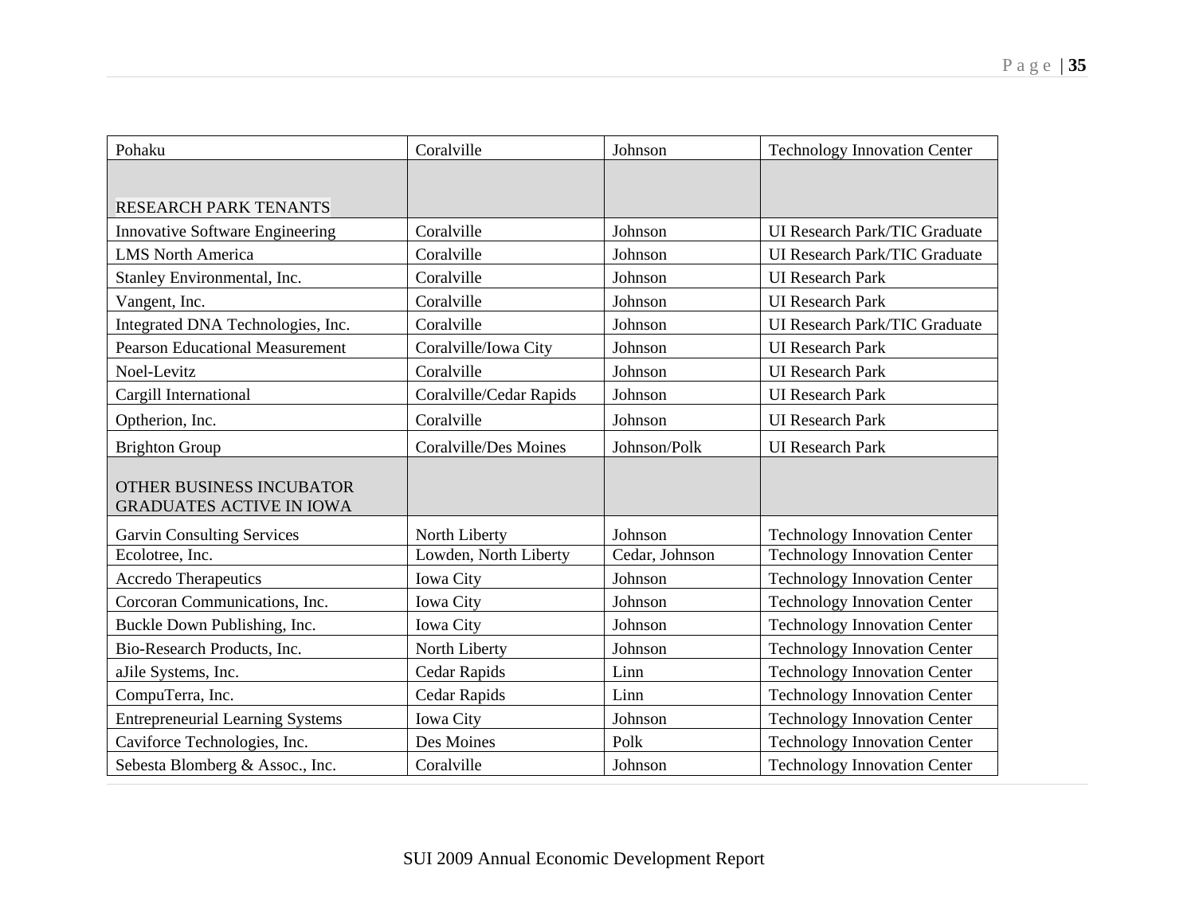| | | | |
|---|---|---|---|
| Pohaku | Coralville | Johnson | Technology Innovation Center |
| RESEARCH PARK TENANTS | | | |
| Innovative Software Engineering | Coralville | Johnson | UI Research Park/TIC Graduate |
| LMS North America | Coralville | Johnson | UI Research Park/TIC Graduate |
| Stanley Environmental, Inc. | Coralville | Johnson | UI Research Park |
| Vangent, Inc. | Coralville | Johnson | UI Research Park |
| Integrated DNA Technologies, Inc. | Coralville | Johnson | UI Research Park/TIC Graduate |
| Pearson Educational Measurement | Coralville/Iowa City | Johnson | UI Research Park |
| Noel-Levitz | Coralville | Johnson | UI Research Park |
| Cargill International | Coralville/Cedar Rapids | Johnson | UI Research Park |
| Optherion, Inc. | Coralville | Johnson | UI Research Park |
| Brighton Group | Coralville/Des Moines | Johnson/Polk | UI Research Park |
| OTHER BUSINESS INCUBATOR GRADUATES ACTIVE IN IOWA | | | |
| Garvin Consulting Services | North Liberty | Johnson | Technology Innovation Center |
| Ecolotree, Inc. | Lowden, North Liberty | Cedar, Johnson | Technology Innovation Center |
| Accredo Therapeutics | Iowa City | Johnson | Technology Innovation Center |
| Corcoran Communications, Inc. | Iowa City | Johnson | Technology Innovation Center |
| Buckle Down Publishing, Inc. | Iowa City | Johnson | Technology Innovation Center |
| Bio-Research Products, Inc. | North Liberty | Johnson | Technology Innovation Center |
| aJile Systems, Inc. | Cedar Rapids | Linn | Technology Innovation Center |
| CompuTerra, Inc. | Cedar Rapids | Linn | Technology Innovation Center |
| Entrepreneurial Learning Systems | Iowa City | Johnson | Technology Innovation Center |
| Caviforce Technologies, Inc. | Des Moines | Polk | Technology Innovation Center |
| Sebesta Blomberg & Assoc., Inc. | Coralville | Johnson | Technology Innovation Center |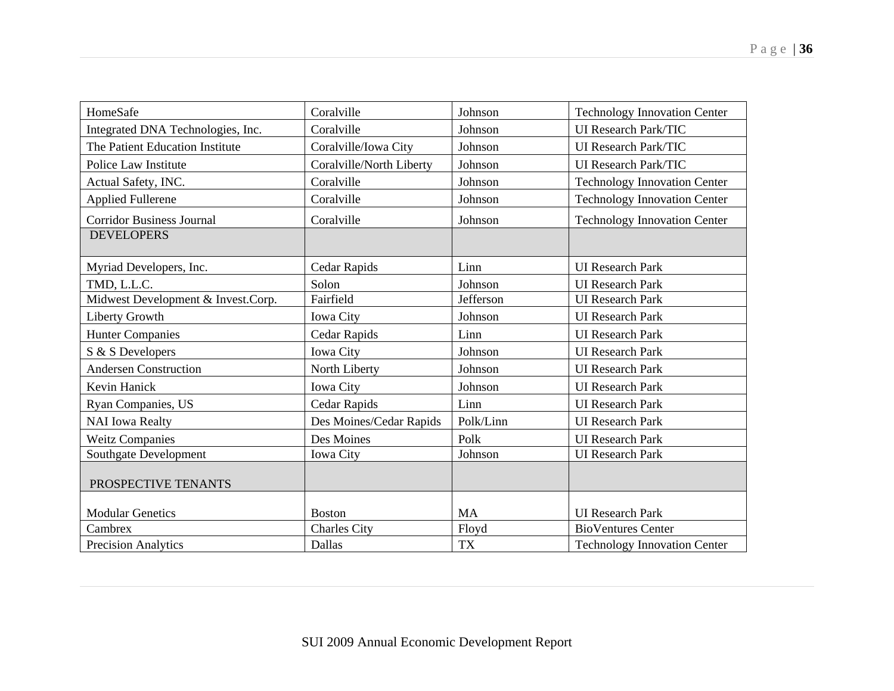| HomeSafe | Coralville | Johnson | Technology Innovation Center |
|---|---|---|---|
| Integrated DNA Technologies, Inc. | Coralville | Johnson | UI Research Park/TIC |
| The Patient Education Institute | Coralville/Iowa City | Johnson | UI Research Park/TIC |
| Police Law Institute | Coralville/North Liberty | Johnson | UI Research Park/TIC |
| Actual Safety, INC. | Coralville | Johnson | Technology Innovation Center |
| Applied Fullerene | Coralville | Johnson | Technology Innovation Center |
| Corridor Business Journal | Coralville | Johnson | Technology Innovation Center |
| DEVELOPERS | | | |
| Myriad Developers, Inc. | Cedar Rapids | Linn | UI Research Park |
| TMD, L.L.C. | Solon | Johnson | UI Research Park |
| Midwest Development & Invest.Corp. | Fairfield | Jefferson | UI Research Park |
| Liberty Growth | Iowa City | Johnson | UI Research Park |
| Hunter Companies | Cedar Rapids | Linn | UI Research Park |
| S & S Developers | Iowa City | Johnson | UI Research Park |
| Andersen Construction | North Liberty | Johnson | UI Research Park |
| Kevin Hanick | Iowa City | Johnson | UI Research Park |
| Ryan Companies, US | Cedar Rapids | Linn | UI Research Park |
| NAI Iowa Realty | Des Moines/Cedar Rapids | Polk/Linn | UI Research Park |
| Weitz Companies | Des Moines | Polk | UI Research Park |
| Southgate Development | Iowa City | Johnson | UI Research Park |
| PROSPECTIVE TENANTS | | | |
| Modular Genetics | Boston | MA | UI Research Park |
| Cambrex | Charles City | Floyd | BioVentures Center |
| Precision Analytics | Dallas | TX | Technology Innovation Center |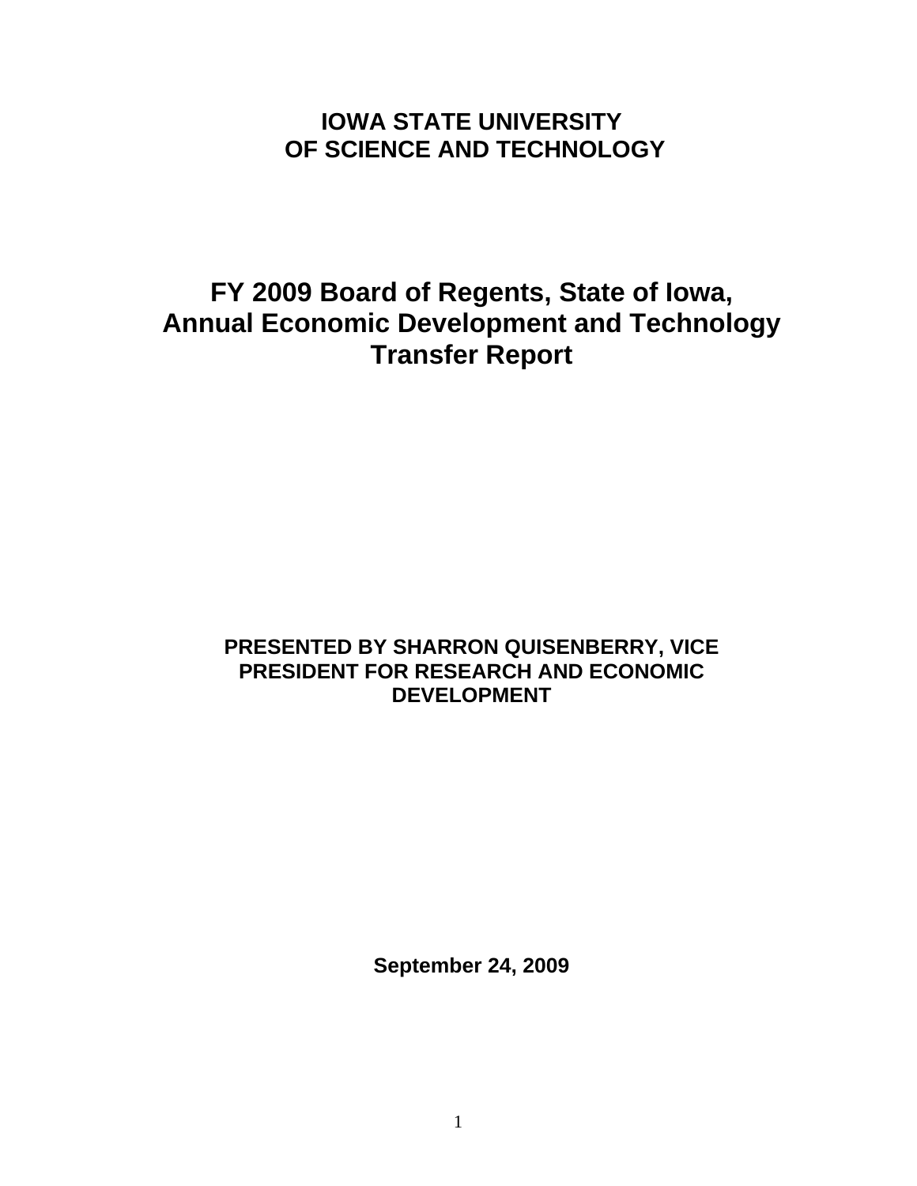# IOWA STATE UNIVERSITY OF SCIENCE AND TECHNOLOGY

# FY 2009 Board of Regents, State of Iowa, Annual Economic Development and Technology Transfer Report

**PRESENTED BY SHARRON QUISENBERRY, VICE PRESIDENT FOR RESEARCH AND ECONOMIC DEVELOPMENT**

**September 24, 2009**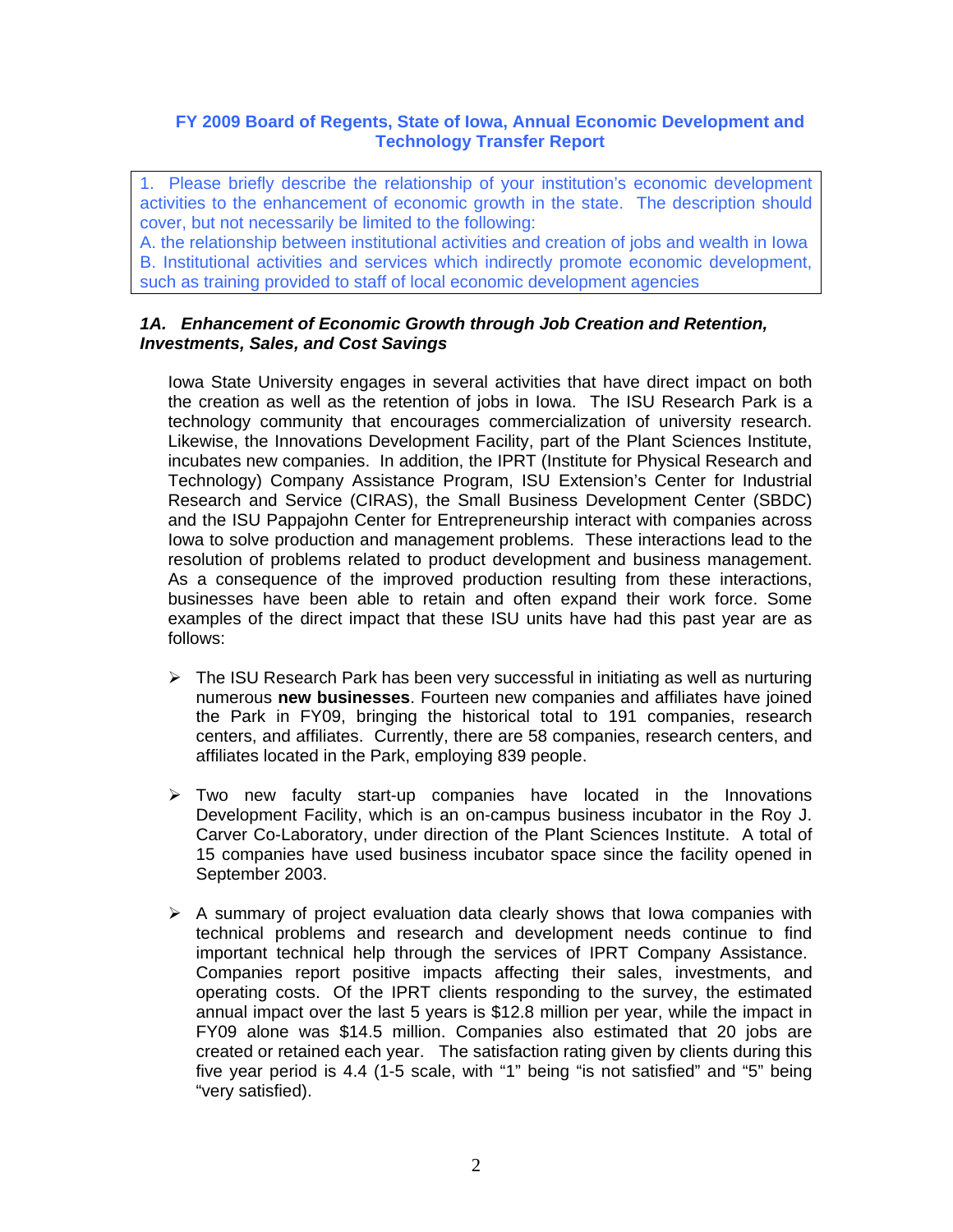## FY 2009 Board of Regents, State of Iowa, Annual Economic Development and Technology Transfer Report

1. Please briefly describe the relationship of your institution's economic development activities to the enhancement of economic growth in the state. The description should cover, but not necessarily be limited to the following:
A. the relationship between institutional activities and creation of jobs and wealth in Iowa
B. Institutional activities and services which indirectly promote economic development, such as training provided to staff of local economic development agencies

### *1A. Enhancement of Economic Growth through Job Creation and Retention, Investments, Sales, and Cost Savings*

Iowa State University engages in several activities that have direct impact on both the creation as well as the retention of jobs in Iowa. The ISU Research Park is a technology community that encourages commercialization of university research. Likewise, the Innovations Development Facility, part of the Plant Sciences Institute, incubates new companies. In addition, the IPRT (Institute for Physical Research and Technology) Company Assistance Program, ISU Extension's Center for Industrial Research and Service (CIRAS), the Small Business Development Center (SBDC) and the ISU Pappajohn Center for Entrepreneurship interact with companies across Iowa to solve production and management problems. These interactions lead to the resolution of problems related to product development and business management. As a consequence of the improved production resulting from these interactions, businesses have been able to retain and often expand their work force. Some examples of the direct impact that these ISU units have had this past year are as follows:

- The ISU Research Park has been very successful in initiating as well as nurturing numerous **new businesses**. Fourteen new companies and affiliates have joined the Park in FY09, bringing the historical total to 191 companies, research centers, and affiliates. Currently, there are 58 companies, research centers, and affiliates located in the Park, employing 839 people.

- Two new faculty start-up companies have located in the Innovations Development Facility, which is an on-campus business incubator in the Roy J. Carver Co-Laboratory, under direction of the Plant Sciences Institute. A total of 15 companies have used business incubator space since the facility opened in September 2003.

- A summary of project evaluation data clearly shows that Iowa companies with technical problems and research and development needs continue to find important technical help through the services of IPRT Company Assistance. Companies report positive impacts affecting their sales, investments, and operating costs. Of the IPRT clients responding to the survey, the estimated annual impact over the last 5 years is $12.8 million per year, while the impact in FY09 alone was $14.5 million. Companies also estimated that 20 jobs are created or retained each year. The satisfaction rating given by clients during this five year period is 4.4 (1-5 scale, with "1" being "is not satisfied" and "5" being "very satisfied).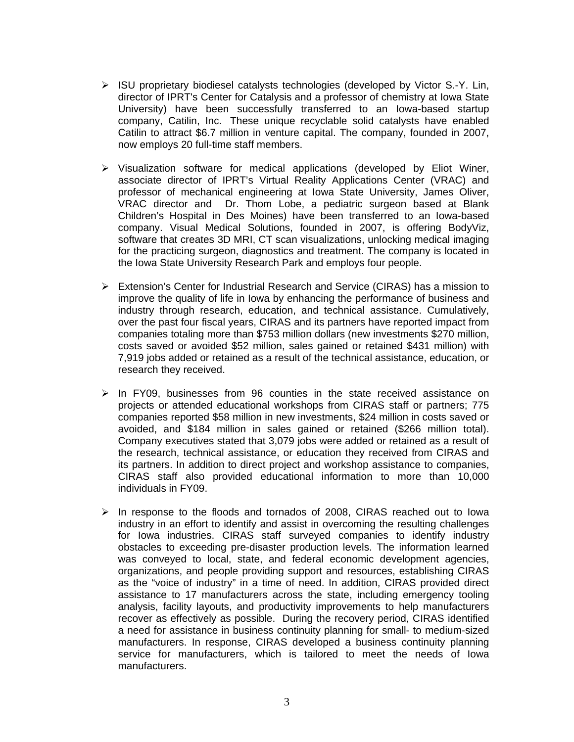- ISU proprietary biodiesel catalysts technologies (developed by Victor S.-Y. Lin, director of IPRT's Center for Catalysis and a professor of chemistry at Iowa State University) have been successfully transferred to an Iowa-based startup company, Catilin, Inc. These unique recyclable solid catalysts have enabled Catilin to attract $6.7 million in venture capital. The company, founded in 2007, now employs 20 full-time staff members.

- Visualization software for medical applications (developed by Eliot Winer, associate director of IPRT's Virtual Reality Applications Center (VRAC) and professor of mechanical engineering at Iowa State University, James Oliver, VRAC director and Dr. Thom Lobe, a pediatric surgeon based at Blank Children's Hospital in Des Moines) have been transferred to an Iowa-based company. Visual Medical Solutions, founded in 2007, is offering BodyViz, software that creates 3D MRI, CT scan visualizations, unlocking medical imaging for the practicing surgeon, diagnostics and treatment. The company is located in the Iowa State University Research Park and employs four people.

- Extension's Center for Industrial Research and Service (CIRAS) has a mission to improve the quality of life in Iowa by enhancing the performance of business and industry through research, education, and technical assistance. Cumulatively, over the past four fiscal years, CIRAS and its partners have reported impact from companies totaling more than $753 million dollars (new investments $270 million, costs saved or avoided $52 million, sales gained or retained $431 million) with 7,919 jobs added or retained as a result of the technical assistance, education, or research they received.

- In FY09, businesses from 96 counties in the state received assistance on projects or attended educational workshops from CIRAS staff or partners; 775 companies reported $58 million in new investments, $24 million in costs saved or avoided, and $184 million in sales gained or retained ($266 million total). Company executives stated that 3,079 jobs were added or retained as a result of the research, technical assistance, or education they received from CIRAS and its partners. In addition to direct project and workshop assistance to companies, CIRAS staff also provided educational information to more than 10,000 individuals in FY09.

- In response to the floods and tornados of 2008, CIRAS reached out to Iowa industry in an effort to identify and assist in overcoming the resulting challenges for Iowa industries. CIRAS staff surveyed companies to identify industry obstacles to exceeding pre-disaster production levels. The information learned was conveyed to local, state, and federal economic development agencies, organizations, and people providing support and resources, establishing CIRAS as the "voice of industry" in a time of need. In addition, CIRAS provided direct assistance to 17 manufacturers across the state, including emergency tooling analysis, facility layouts, and productivity improvements to help manufacturers recover as effectively as possible. During the recovery period, CIRAS identified a need for assistance in business continuity planning for small- to medium-sized manufacturers. In response, CIRAS developed a business continuity planning service for manufacturers, which is tailored to meet the needs of Iowa manufacturers.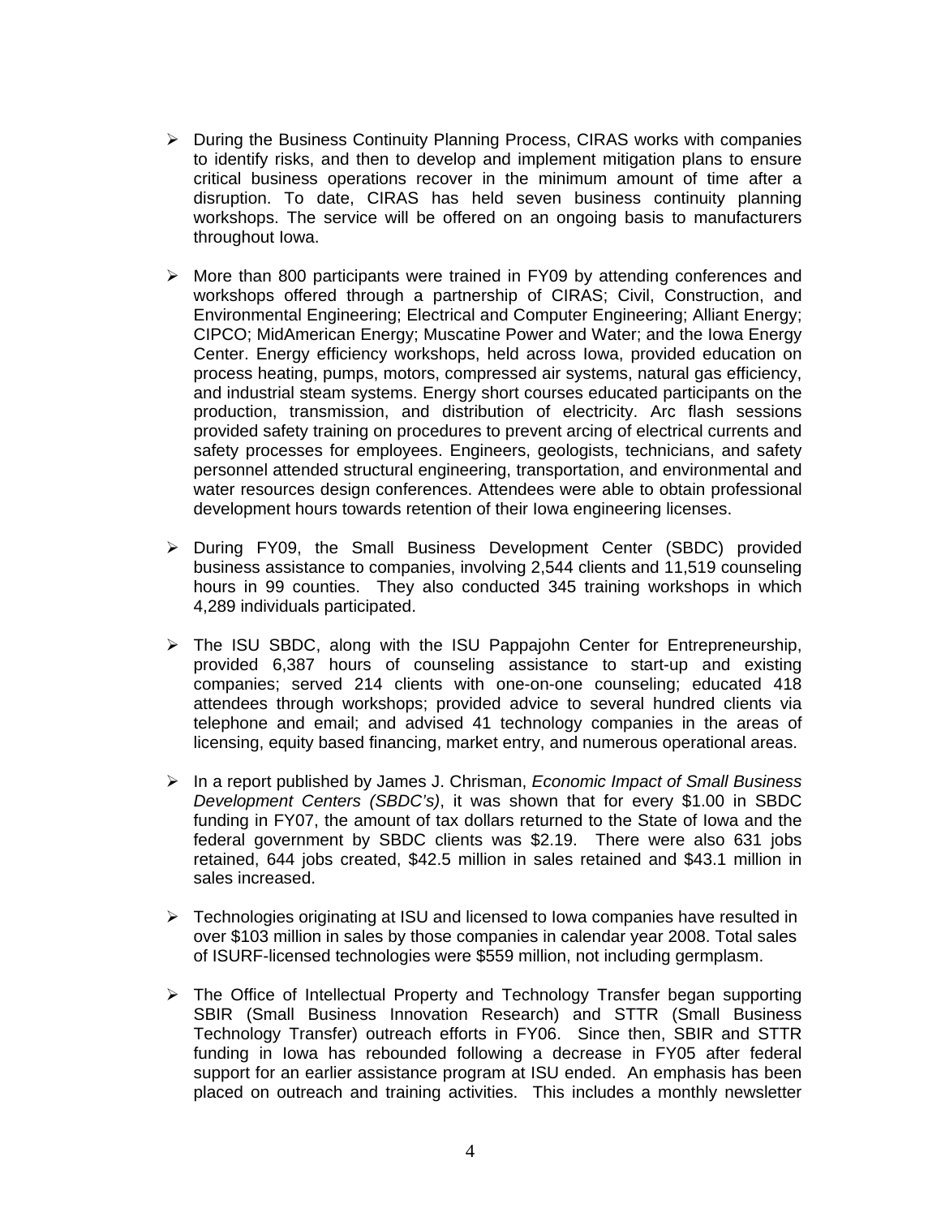- During the Business Continuity Planning Process, CIRAS works with companies to identify risks, and then to develop and implement mitigation plans to ensure critical business operations recover in the minimum amount of time after a disruption. To date, CIRAS has held seven business continuity planning workshops. The service will be offered on an ongoing basis to manufacturers throughout Iowa.

- More than 800 participants were trained in FY09 by attending conferences and workshops offered through a partnership of CIRAS; Civil, Construction, and Environmental Engineering; Electrical and Computer Engineering; Alliant Energy; CIPCO; MidAmerican Energy; Muscatine Power and Water; and the Iowa Energy Center. Energy efficiency workshops, held across Iowa, provided education on process heating, pumps, motors, compressed air systems, natural gas efficiency, and industrial steam systems. Energy short courses educated participants on the production, transmission, and distribution of electricity. Arc flash sessions provided safety training on procedures to prevent arcing of electrical currents and safety processes for employees. Engineers, geologists, technicians, and safety personnel attended structural engineering, transportation, and environmental and water resources design conferences. Attendees were able to obtain professional development hours towards retention of their Iowa engineering licenses.

- During FY09, the Small Business Development Center (SBDC) provided business assistance to companies, involving 2,544 clients and 11,519 counseling hours in 99 counties. They also conducted 345 training workshops in which 4,289 individuals participated.

- The ISU SBDC, along with the ISU Pappajohn Center for Entrepreneurship, provided 6,387 hours of counseling assistance to start-up and existing companies; served 214 clients with one-on-one counseling; educated 418 attendees through workshops; provided advice to several hundred clients via telephone and email; and advised 41 technology companies in the areas of licensing, equity based financing, market entry, and numerous operational areas.

- In a report published by James J. Chrisman, *Economic Impact of Small Business Development Centers (SBDC's)*, it was shown that for every $1.00 in SBDC funding in FY07, the amount of tax dollars returned to the State of Iowa and the federal government by SBDC clients was $2.19. There were also 631 jobs retained, 644 jobs created, $42.5 million in sales retained and $43.1 million in sales increased.

- Technologies originating at ISU and licensed to Iowa companies have resulted in over $103 million in sales by those companies in calendar year 2008. Total sales of ISURF-licensed technologies were $559 million, not including germplasm.

- The Office of Intellectual Property and Technology Transfer began supporting SBIR (Small Business Innovation Research) and STTR (Small Business Technology Transfer) outreach efforts in FY06. Since then, SBIR and STTR funding in Iowa has rebounded following a decrease in FY05 after federal support for an earlier assistance program at ISU ended. An emphasis has been placed on outreach and training activities. This includes a monthly newsletter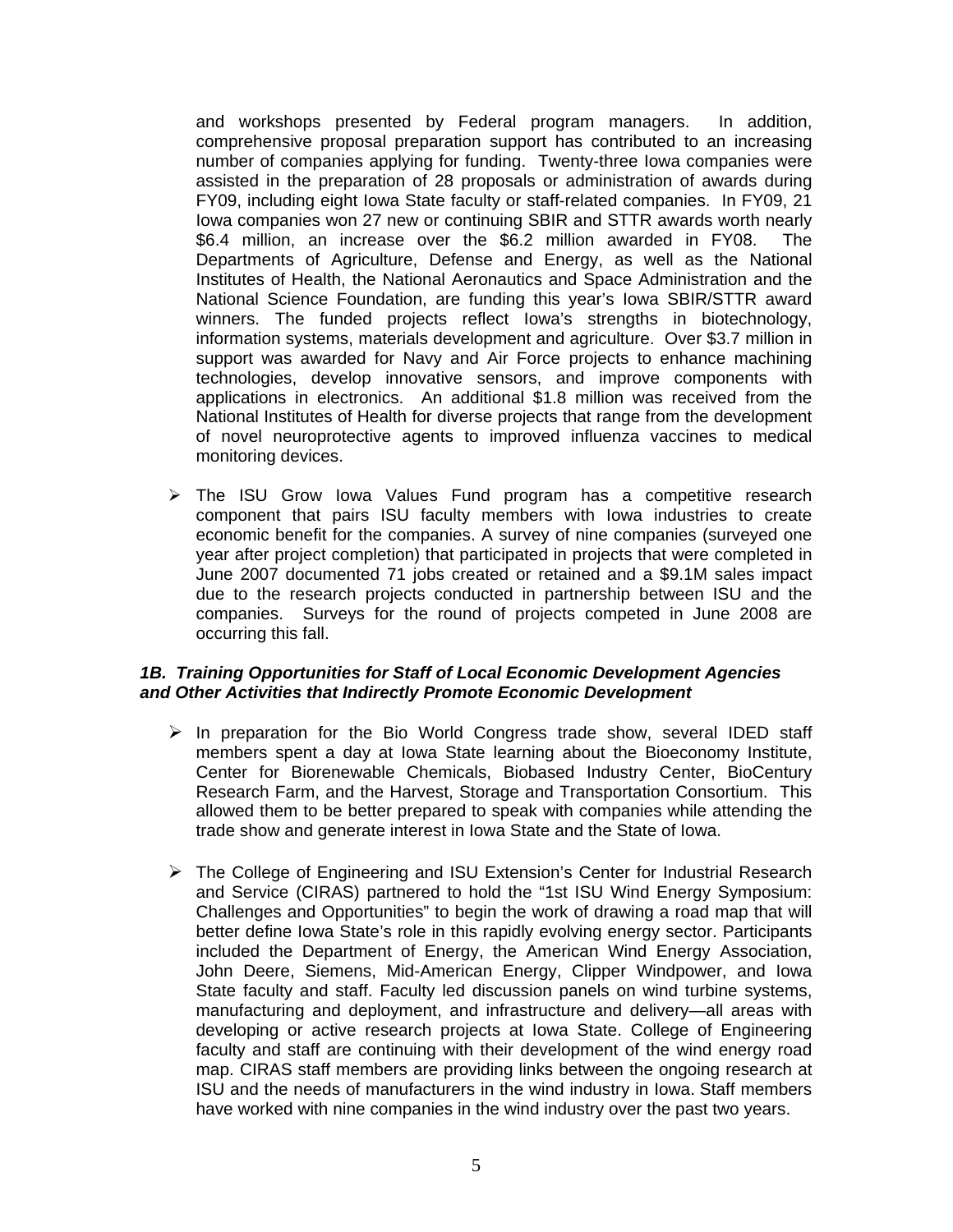and workshops presented by Federal program managers. In addition, comprehensive proposal preparation support has contributed to an increasing number of companies applying for funding. Twenty-three Iowa companies were assisted in the preparation of 28 proposals or administration of awards during FY09, including eight Iowa State faculty or staff-related companies. In FY09, 21 Iowa companies won 27 new or continuing SBIR and STTR awards worth nearly \$6.4 million, an increase over the \$6.2 million awarded in FY08. The Departments of Agriculture, Defense and Energy, as well as the National Institutes of Health, the National Aeronautics and Space Administration and the National Science Foundation, are funding this year's Iowa SBIR/STTR award winners. The funded projects reflect Iowa's strengths in biotechnology, information systems, materials development and agriculture. Over \$3.7 million in support was awarded for Navy and Air Force projects to enhance machining technologies, develop innovative sensors, and improve components with applications in electronics. An additional \$1.8 million was received from the National Institutes of Health for diverse projects that range from the development of novel neuroprotective agents to improved influenza vaccines to medical monitoring devices.

- The ISU Grow Iowa Values Fund program has a competitive research component that pairs ISU faculty members with Iowa industries to create economic benefit for the companies. A survey of nine companies (surveyed one year after project completion) that participated in projects that were completed in June 2007 documented 71 jobs created or retained and a \$9.1M sales impact due to the research projects conducted in partnership between ISU and the companies. Surveys for the round of projects competed in June 2008 are occurring this fall.

### *1B. Training Opportunities for Staff of Local Economic Development Agencies and Other Activities that Indirectly Promote Economic Development*

- In preparation for the Bio World Congress trade show, several IDED staff members spent a day at Iowa State learning about the Bioeconomy Institute, Center for Biorenewable Chemicals, Biobased Industry Center, BioCentury Research Farm, and the Harvest, Storage and Transportation Consortium. This allowed them to be better prepared to speak with companies while attending the trade show and generate interest in Iowa State and the State of Iowa.

- The College of Engineering and ISU Extension's Center for Industrial Research and Service (CIRAS) partnered to hold the "1st ISU Wind Energy Symposium: Challenges and Opportunities" to begin the work of drawing a road map that will better define Iowa State's role in this rapidly evolving energy sector. Participants included the Department of Energy, the American Wind Energy Association, John Deere, Siemens, Mid-American Energy, Clipper Windpower, and Iowa State faculty and staff. Faculty led discussion panels on wind turbine systems, manufacturing and deployment, and infrastructure and delivery—all areas with developing or active research projects at Iowa State. College of Engineering faculty and staff are continuing with their development of the wind energy road map. CIRAS staff members are providing links between the ongoing research at ISU and the needs of manufacturers in the wind industry in Iowa. Staff members have worked with nine companies in the wind industry over the past two years.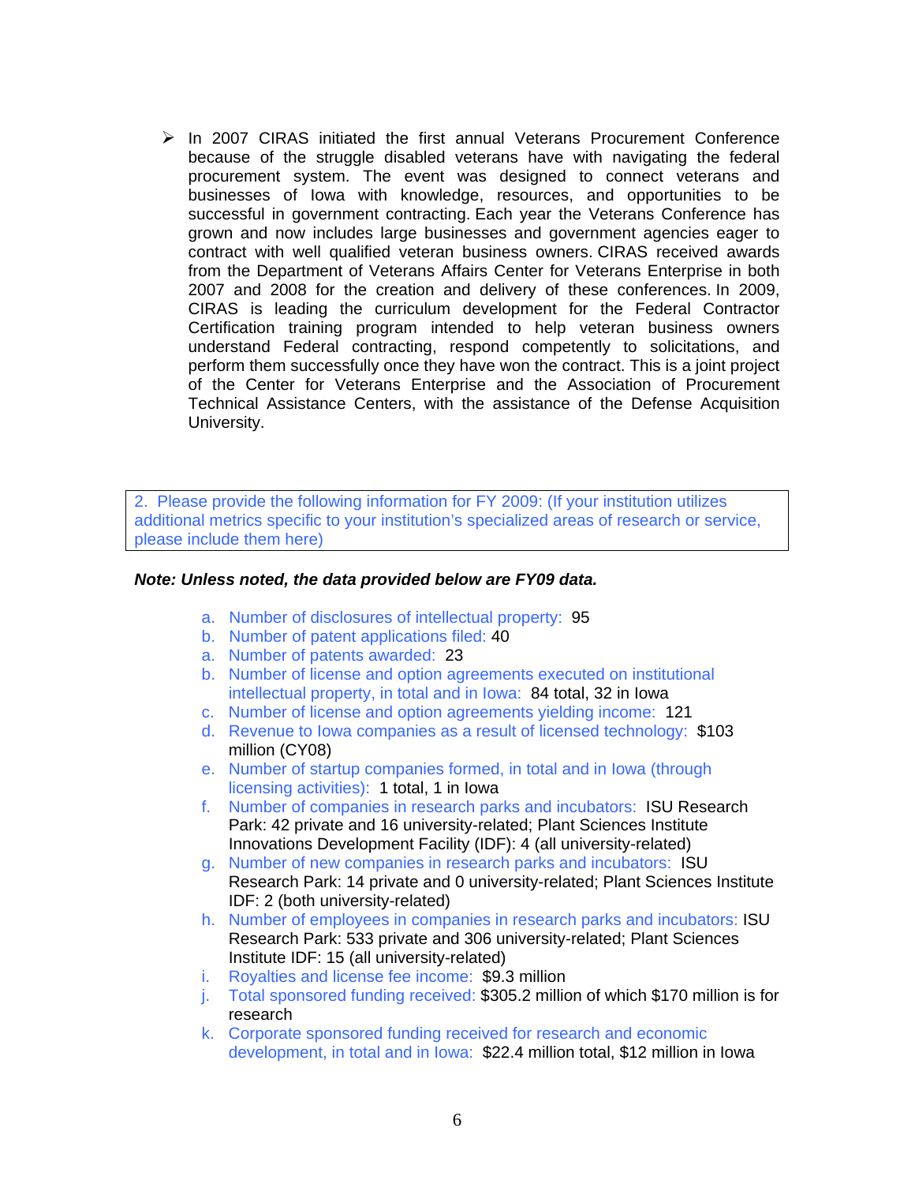- In 2007 CIRAS initiated the first annual Veterans Procurement Conference because of the struggle disabled veterans have with navigating the federal procurement system. The event was designed to connect veterans and businesses of Iowa with knowledge, resources, and opportunities to be successful in government contracting. Each year the Veterans Conference has grown and now includes large businesses and government agencies eager to contract with well qualified veteran business owners. CIRAS received awards from the Department of Veterans Affairs Center for Veterans Enterprise in both 2007 and 2008 for the creation and delivery of these conferences. In 2009, CIRAS is leading the curriculum development for the Federal Contractor Certification training program intended to help veteran business owners understand Federal contracting, respond competently to solicitations, and perform them successfully once they have won the contract. This is a joint project of the Center for Veterans Enterprise and the Association of Procurement Technical Assistance Centers, with the assistance of the Defense Acquisition University.

2. Please provide the following information for FY 2009: (If your institution utilizes additional metrics specific to your institution's specialized areas of research or service, please include them here)

***Note: Unless noted, the data provided below are FY09 data.***

a. Number of disclosures of intellectual property: 95
b. Number of patent applications filed: 40
a. Number of patents awarded: 23
b. Number of license and option agreements executed on institutional intellectual property, in total and in Iowa: 84 total, 32 in Iowa
c. Number of license and option agreements yielding income: 121
d. Revenue to Iowa companies as a result of licensed technology: $103 million (CY08)
e. Number of startup companies formed, in total and in Iowa (through licensing activities): 1 total, 1 in Iowa
f. Number of companies in research parks and incubators: ISU Research Park: 42 private and 16 university-related; Plant Sciences Institute Innovations Development Facility (IDF): 4 (all university-related)
g. Number of new companies in research parks and incubators: ISU Research Park: 14 private and 0 university-related; Plant Sciences Institute IDF: 2 (both university-related)
h. Number of employees in companies in research parks and incubators: ISU Research Park: 533 private and 306 university-related; Plant Sciences Institute IDF: 15 (all university-related)
i. Royalties and license fee income: $9.3 million
j. Total sponsored funding received: $305.2 million of which $170 million is for research
k. Corporate sponsored funding received for research and economic development, in total and in Iowa: $22.4 million total, $12 million in Iowa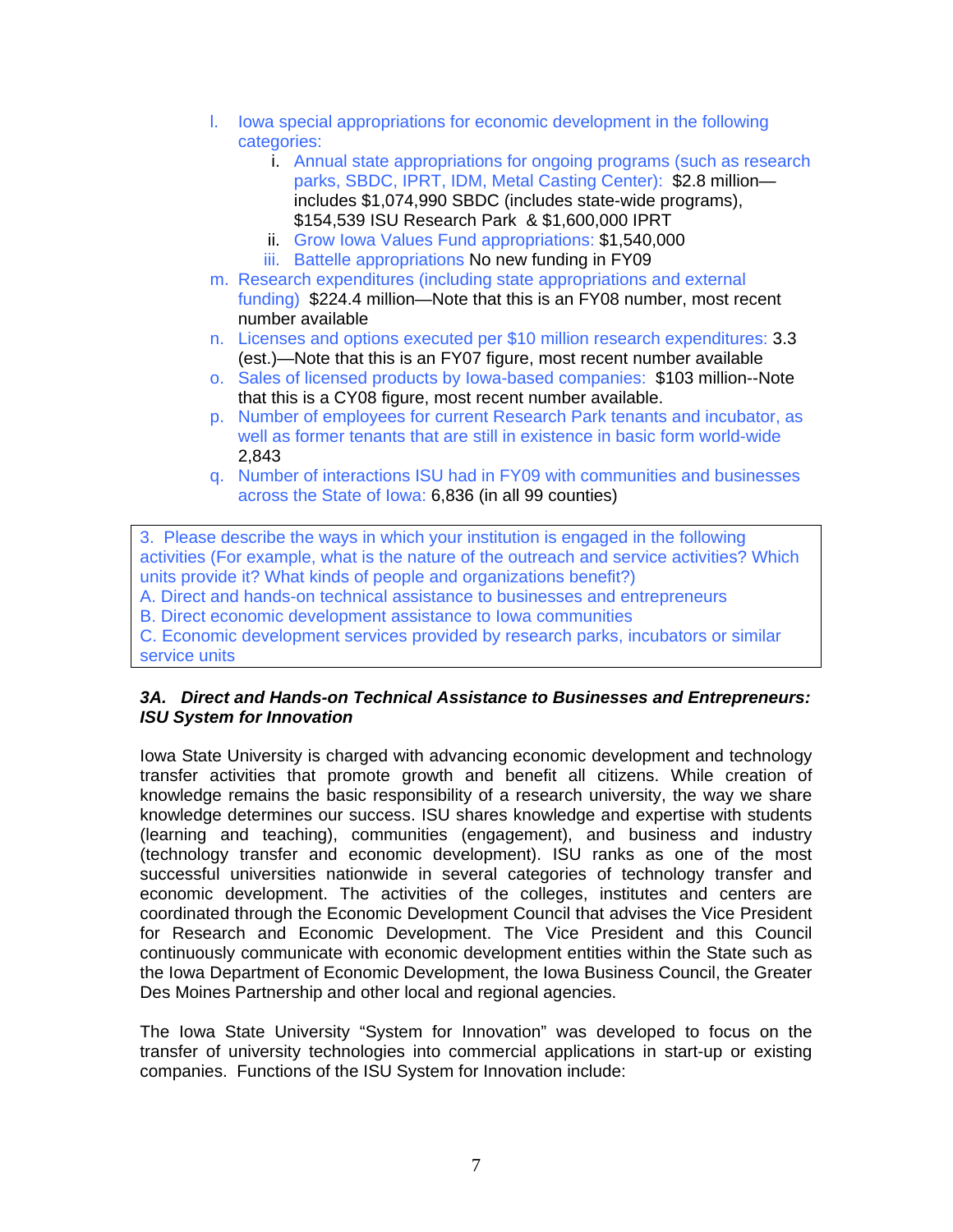l. Iowa special appropriations for economic development in the following categories:
   i. Annual state appropriations for ongoing programs (such as research parks, SBDC, IPRT, IDM, Metal Casting Center): $2.8 million—includes $1,074,990 SBDC (includes state-wide programs), $154,539 ISU Research Park & $1,600,000 IPRT
   ii. Grow Iowa Values Fund appropriations: $1,540,000
   iii. Battelle appropriations No new funding in FY09

m. Research expenditures (including state appropriations and external funding) $224.4 million—Note that this is an FY08 number, most recent number available

n. Licenses and options executed per $10 million research expenditures: 3.3 (est.)—Note that this is an FY07 figure, most recent number available

o. Sales of licensed products by Iowa-based companies: $103 million--Note that this is a CY08 figure, most recent number available.

p. Number of employees for current Research Park tenants and incubator, as well as former tenants that are still in existence in basic form world-wide 2,843

q. Number of interactions ISU had in FY09 with communities and businesses across the State of Iowa: 6,836 (in all 99 counties)

> 3. Please describe the ways in which your institution is engaged in the following activities (For example, what is the nature of the outreach and service activities? Which units provide it? What kinds of people and organizations benefit?)
> A. Direct and hands-on technical assistance to businesses and entrepreneurs
> B. Direct economic development assistance to Iowa communities
> C. Economic development services provided by research parks, incubators or similar service units

***3A. Direct and Hands-on Technical Assistance to Businesses and Entrepreneurs: ISU System for Innovation***

Iowa State University is charged with advancing economic development and technology transfer activities that promote growth and benefit all citizens. While creation of knowledge remains the basic responsibility of a research university, the way we share knowledge determines our success. ISU shares knowledge and expertise with students (learning and teaching), communities (engagement), and business and industry (technology transfer and economic development). ISU ranks as one of the most successful universities nationwide in several categories of technology transfer and economic development. The activities of the colleges, institutes and centers are coordinated through the Economic Development Council that advises the Vice President for Research and Economic Development. The Vice President and this Council continuously communicate with economic development entities within the State such as the Iowa Department of Economic Development, the Iowa Business Council, the Greater Des Moines Partnership and other local and regional agencies.

The Iowa State University "System for Innovation" was developed to focus on the transfer of university technologies into commercial applications in start-up or existing companies. Functions of the ISU System for Innovation include: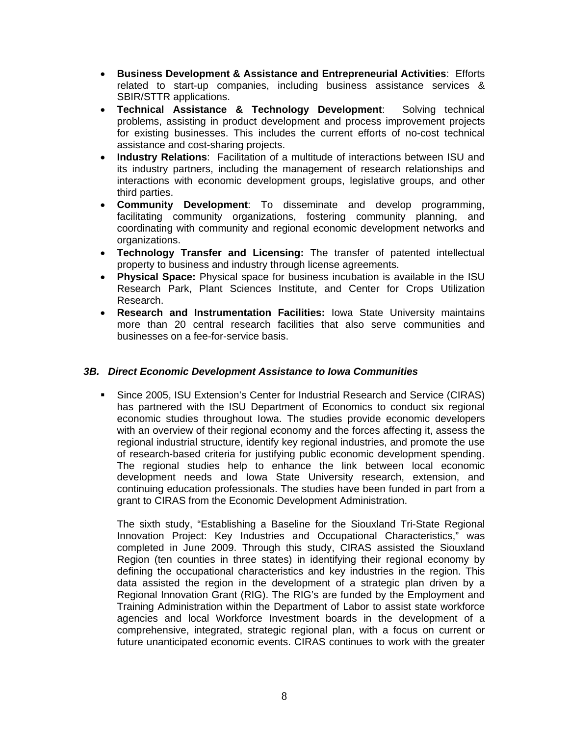- **Business Development & Assistance and Entrepreneurial Activities**: Efforts related to start-up companies, including business assistance services & SBIR/STTR applications.
- **Technical Assistance & Technology Development**: Solving technical problems, assisting in product development and process improvement projects for existing businesses. This includes the current efforts of no-cost technical assistance and cost-sharing projects.
- **Industry Relations**: Facilitation of a multitude of interactions between ISU and its industry partners, including the management of research relationships and interactions with economic development groups, legislative groups, and other third parties.
- **Community Development**: To disseminate and develop programming, facilitating community organizations, fostering community planning, and coordinating with community and regional economic development networks and organizations.
- **Technology Transfer and Licensing:** The transfer of patented intellectual property to business and industry through license agreements.
- **Physical Space:** Physical space for business incubation is available in the ISU Research Park, Plant Sciences Institute, and Center for Crops Utilization Research.
- **Research and Instrumentation Facilities:** Iowa State University maintains more than 20 central research facilities that also serve communities and businesses on a fee-for-service basis.

### *3B. Direct Economic Development Assistance to Iowa Communities*

- Since 2005, ISU Extension's Center for Industrial Research and Service (CIRAS) has partnered with the ISU Department of Economics to conduct six regional economic studies throughout Iowa. The studies provide economic developers with an overview of their regional economy and the forces affecting it, assess the regional industrial structure, identify key regional industries, and promote the use of research-based criteria for justifying public economic development spending. The regional studies help to enhance the link between local economic development needs and Iowa State University research, extension, and continuing education professionals. The studies have been funded in part from a grant to CIRAS from the Economic Development Administration.

  The sixth study, "Establishing a Baseline for the Siouxland Tri-State Regional Innovation Project: Key Industries and Occupational Characteristics," was completed in June 2009. Through this study, CIRAS assisted the Siouxland Region (ten counties in three states) in identifying their regional economy by defining the occupational characteristics and key industries in the region. This data assisted the region in the development of a strategic plan driven by a Regional Innovation Grant (RIG). The RIG's are funded by the Employment and Training Administration within the Department of Labor to assist state workforce agencies and local Workforce Investment boards in the development of a comprehensive, integrated, strategic regional plan, with a focus on current or future unanticipated economic events. CIRAS continues to work with the greater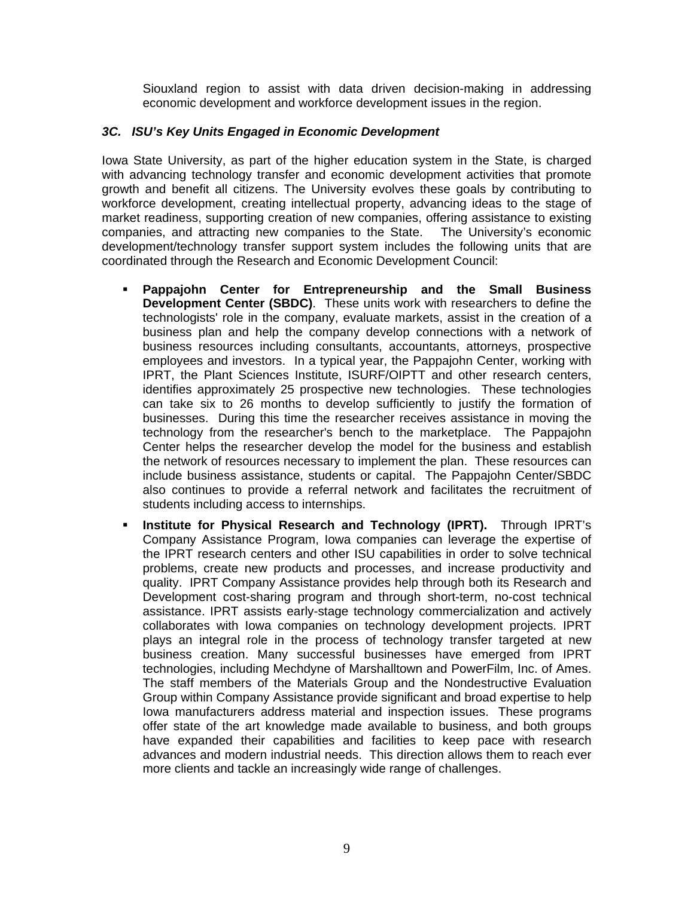Siouxland region to assist with data driven decision-making in addressing economic development and workforce development issues in the region.

### *3C. ISU's Key Units Engaged in Economic Development*

Iowa State University, as part of the higher education system in the State, is charged with advancing technology transfer and economic development activities that promote growth and benefit all citizens. The University evolves these goals by contributing to workforce development, creating intellectual property, advancing ideas to the stage of market readiness, supporting creation of new companies, offering assistance to existing companies, and attracting new companies to the State. The University's economic development/technology transfer support system includes the following units that are coordinated through the Research and Economic Development Council:

- **Pappajohn Center for Entrepreneurship and the Small Business Development Center (SBDC)**. These units work with researchers to define the technologists' role in the company, evaluate markets, assist in the creation of a business plan and help the company develop connections with a network of business resources including consultants, accountants, attorneys, prospective employees and investors. In a typical year, the Pappajohn Center, working with IPRT, the Plant Sciences Institute, ISURF/OIPTT and other research centers, identifies approximately 25 prospective new technologies. These technologies can take six to 26 months to develop sufficiently to justify the formation of businesses. During this time the researcher receives assistance in moving the technology from the researcher's bench to the marketplace. The Pappajohn Center helps the researcher develop the model for the business and establish the network of resources necessary to implement the plan. These resources can include business assistance, students or capital. The Pappajohn Center/SBDC also continues to provide a referral network and facilitates the recruitment of students including access to internships.
- **Institute for Physical Research and Technology (IPRT).** Through IPRT's Company Assistance Program, Iowa companies can leverage the expertise of the IPRT research centers and other ISU capabilities in order to solve technical problems, create new products and processes, and increase productivity and quality. IPRT Company Assistance provides help through both its Research and Development cost-sharing program and through short-term, no-cost technical assistance. IPRT assists early-stage technology commercialization and actively collaborates with Iowa companies on technology development projects. IPRT plays an integral role in the process of technology transfer targeted at new business creation. Many successful businesses have emerged from IPRT technologies, including Mechdyne of Marshalltown and PowerFilm, Inc. of Ames. The staff members of the Materials Group and the Nondestructive Evaluation Group within Company Assistance provide significant and broad expertise to help Iowa manufacturers address material and inspection issues. These programs offer state of the art knowledge made available to business, and both groups have expanded their capabilities and facilities to keep pace with research advances and modern industrial needs. This direction allows them to reach ever more clients and tackle an increasingly wide range of challenges.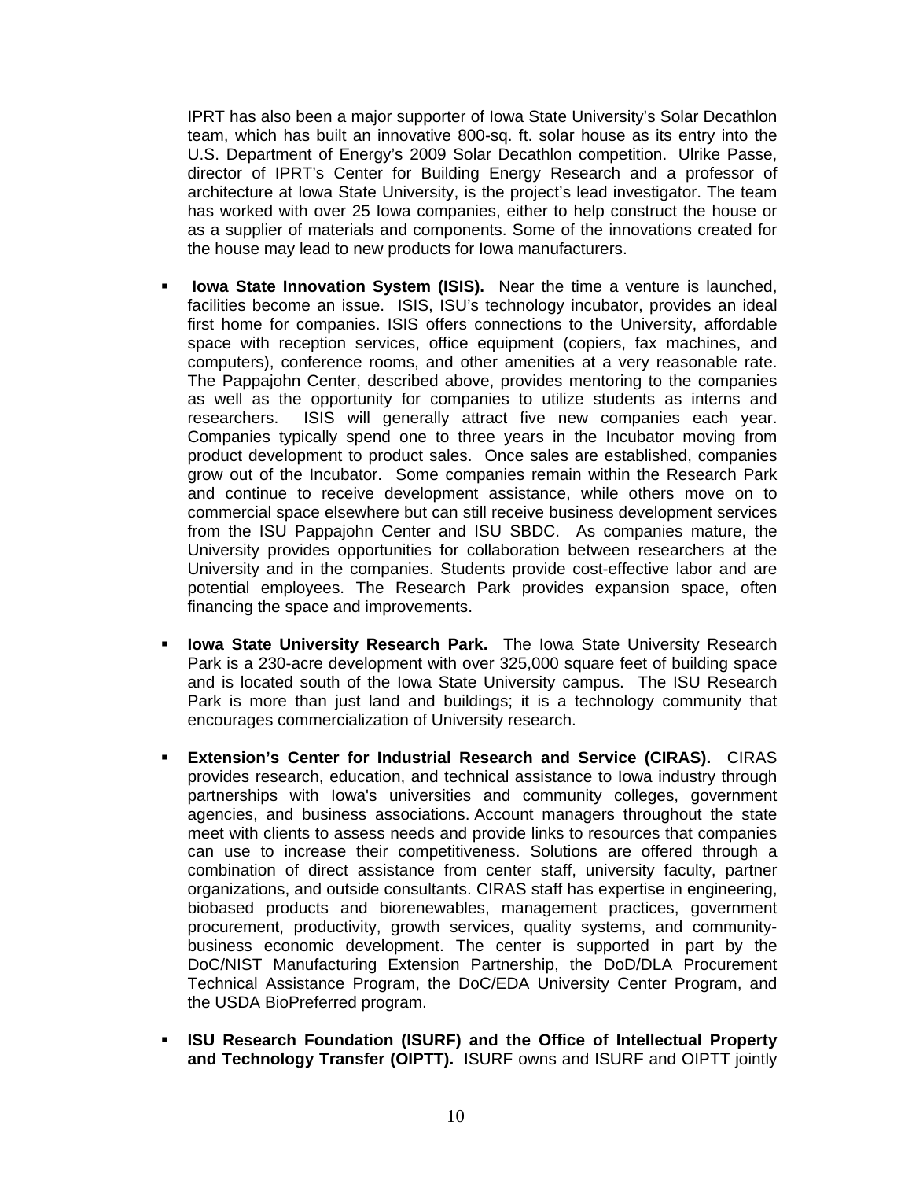IPRT has also been a major supporter of Iowa State University's Solar Decathlon team, which has built an innovative 800-sq. ft. solar house as its entry into the U.S. Department of Energy's 2009 Solar Decathlon competition. Ulrike Passe, director of IPRT's Center for Building Energy Research and a professor of architecture at Iowa State University, is the project's lead investigator. The team has worked with over 25 Iowa companies, either to help construct the house or as a supplier of materials and components. Some of the innovations created for the house may lead to new products for Iowa manufacturers.

- **Iowa State Innovation System (ISIS).** Near the time a venture is launched, facilities become an issue. ISIS, ISU's technology incubator, provides an ideal first home for companies. ISIS offers connections to the University, affordable space with reception services, office equipment (copiers, fax machines, and computers), conference rooms, and other amenities at a very reasonable rate. The Pappajohn Center, described above, provides mentoring to the companies as well as the opportunity for companies to utilize students as interns and researchers. ISIS will generally attract five new companies each year. Companies typically spend one to three years in the Incubator moving from product development to product sales. Once sales are established, companies grow out of the Incubator. Some companies remain within the Research Park and continue to receive development assistance, while others move on to commercial space elsewhere but can still receive business development services from the ISU Pappajohn Center and ISU SBDC. As companies mature, the University provides opportunities for collaboration between researchers at the University and in the companies. Students provide cost-effective labor and are potential employees. The Research Park provides expansion space, often financing the space and improvements.

- **Iowa State University Research Park.** The Iowa State University Research Park is a 230-acre development with over 325,000 square feet of building space and is located south of the Iowa State University campus. The ISU Research Park is more than just land and buildings; it is a technology community that encourages commercialization of University research.

- **Extension's Center for Industrial Research and Service (CIRAS).** CIRAS provides research, education, and technical assistance to Iowa industry through partnerships with Iowa's universities and community colleges, government agencies, and business associations. Account managers throughout the state meet with clients to assess needs and provide links to resources that companies can use to increase their competitiveness. Solutions are offered through a combination of direct assistance from center staff, university faculty, partner organizations, and outside consultants. CIRAS staff has expertise in engineering, biobased products and biorenewables, management practices, government procurement, productivity, growth services, quality systems, and community-business economic development. The center is supported in part by the DoC/NIST Manufacturing Extension Partnership, the DoD/DLA Procurement Technical Assistance Program, the DoC/EDA University Center Program, and the USDA BioPreferred program.

- **ISU Research Foundation (ISURF) and the Office of Intellectual Property and Technology Transfer (OIPTT).** ISURF owns and ISURF and OIPTT jointly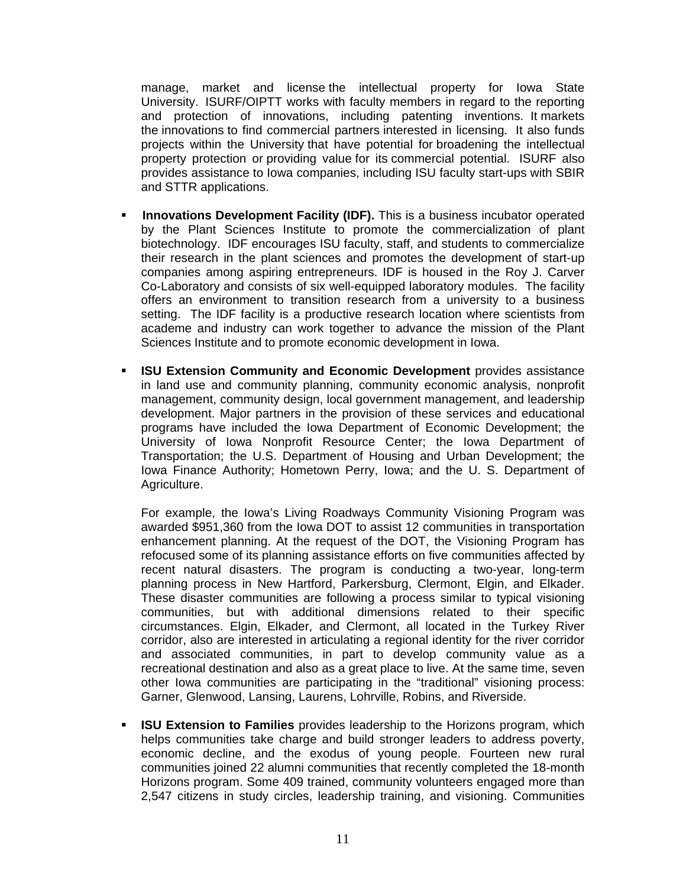manage, market and license the intellectual property for Iowa State University. ISURF/OIPTT works with faculty members in regard to the reporting and protection of innovations, including patenting inventions. It markets the innovations to find commercial partners interested in licensing. It also funds projects within the University that have potential for broadening the intellectual property protection or providing value for its commercial potential. ISURF also provides assistance to Iowa companies, including ISU faculty start-ups with SBIR and STTR applications.

- **Innovations Development Facility (IDF).** This is a business incubator operated by the Plant Sciences Institute to promote the commercialization of plant biotechnology. IDF encourages ISU faculty, staff, and students to commercialize their research in the plant sciences and promotes the development of start-up companies among aspiring entrepreneurs. IDF is housed in the Roy J. Carver Co-Laboratory and consists of six well-equipped laboratory modules. The facility offers an environment to transition research from a university to a business setting. The IDF facility is a productive research location where scientists from academe and industry can work together to advance the mission of the Plant Sciences Institute and to promote economic development in Iowa.

- **ISU Extension Community and Economic Development** provides assistance in land use and community planning, community economic analysis, nonprofit management, community design, local government management, and leadership development. Major partners in the provision of these services and educational programs have included the Iowa Department of Economic Development; the University of Iowa Nonprofit Resource Center; the Iowa Department of Transportation; the U.S. Department of Housing and Urban Development; the Iowa Finance Authority; Hometown Perry, Iowa; and the U. S. Department of Agriculture.

  For example, the Iowa's Living Roadways Community Visioning Program was awarded $951,360 from the Iowa DOT to assist 12 communities in transportation enhancement planning. At the request of the DOT, the Visioning Program has refocused some of its planning assistance efforts on five communities affected by recent natural disasters. The program is conducting a two-year, long-term planning process in New Hartford, Parkersburg, Clermont, Elgin, and Elkader. These disaster communities are following a process similar to typical visioning communities, but with additional dimensions related to their specific circumstances. Elgin, Elkader, and Clermont, all located in the Turkey River corridor, also are interested in articulating a regional identity for the river corridor and associated communities, in part to develop community value as a recreational destination and also as a great place to live. At the same time, seven other Iowa communities are participating in the "traditional" visioning process: Garner, Glenwood, Lansing, Laurens, Lohrville, Robins, and Riverside.

- **ISU Extension to Families** provides leadership to the Horizons program, which helps communities take charge and build stronger leaders to address poverty, economic decline, and the exodus of young people. Fourteen new rural communities joined 22 alumni communities that recently completed the 18-month Horizons program. Some 409 trained, community volunteers engaged more than 2,547 citizens in study circles, leadership training, and visioning. Communities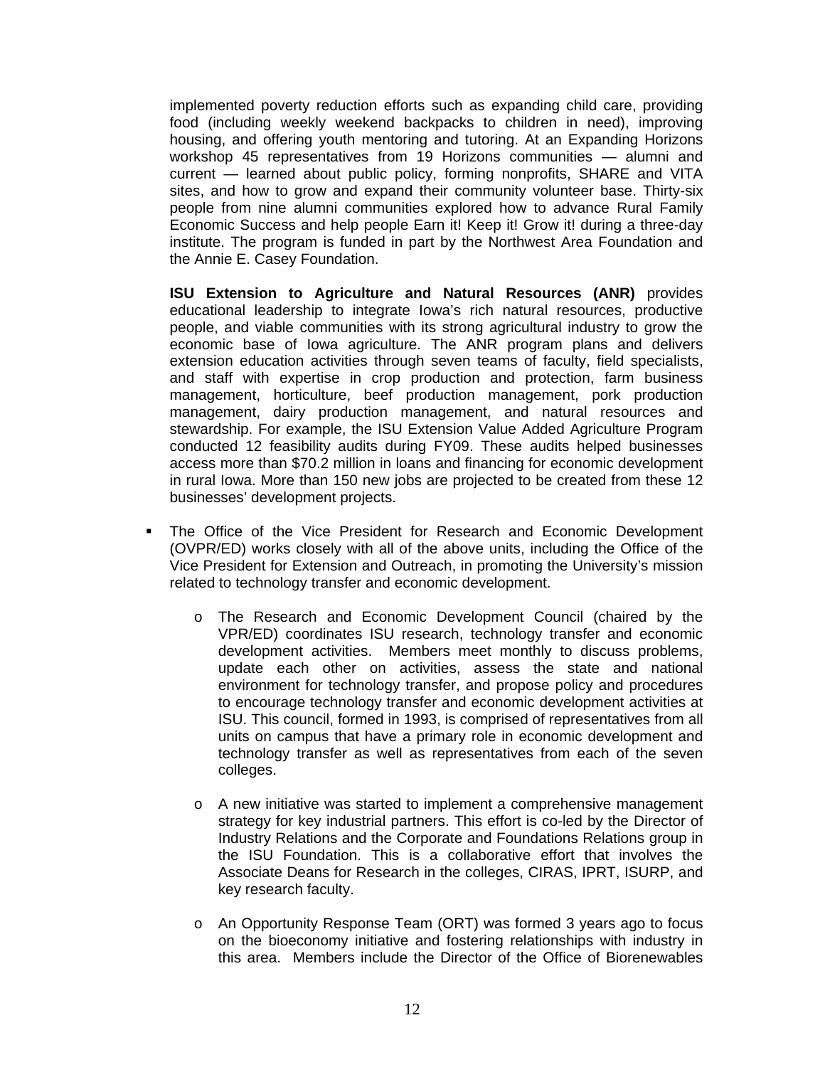implemented poverty reduction efforts such as expanding child care, providing food (including weekly weekend backpacks to children in need), improving housing, and offering youth mentoring and tutoring. At an Expanding Horizons workshop 45 representatives from 19 Horizons communities — alumni and current — learned about public policy, forming nonprofits, SHARE and VITA sites, and how to grow and expand their community volunteer base. Thirty-six people from nine alumni communities explored how to advance Rural Family Economic Success and help people Earn it! Keep it! Grow it! during a three-day institute. The program is funded in part by the Northwest Area Foundation and the Annie E. Casey Foundation.

**ISU Extension to Agriculture and Natural Resources (ANR)** provides educational leadership to integrate Iowa's rich natural resources, productive people, and viable communities with its strong agricultural industry to grow the economic base of Iowa agriculture. The ANR program plans and delivers extension education activities through seven teams of faculty, field specialists, and staff with expertise in crop production and protection, farm business management, horticulture, beef production management, pork production management, dairy production management, and natural resources and stewardship. For example, the ISU Extension Value Added Agriculture Program conducted 12 feasibility audits during FY09. These audits helped businesses access more than $70.2 million in loans and financing for economic development in rural Iowa. More than 150 new jobs are projected to be created from these 12 businesses' development projects.

- The Office of the Vice President for Research and Economic Development (OVPR/ED) works closely with all of the above units, including the Office of the Vice President for Extension and Outreach, in promoting the University's mission related to technology transfer and economic development.
  - The Research and Economic Development Council (chaired by the VPR/ED) coordinates ISU research, technology transfer and economic development activities. Members meet monthly to discuss problems, update each other on activities, assess the state and national environment for technology transfer, and propose policy and procedures to encourage technology transfer and economic development activities at ISU. This council, formed in 1993, is comprised of representatives from all units on campus that have a primary role in economic development and technology transfer as well as representatives from each of the seven colleges.
  - A new initiative was started to implement a comprehensive management strategy for key industrial partners. This effort is co-led by the Director of Industry Relations and the Corporate and Foundations Relations group in the ISU Foundation. This is a collaborative effort that involves the Associate Deans for Research in the colleges, CIRAS, IPRT, ISURP, and key research faculty.
  - An Opportunity Response Team (ORT) was formed 3 years ago to focus on the bioeconomy initiative and fostering relationships with industry in this area. Members include the Director of the Office of Biorenewables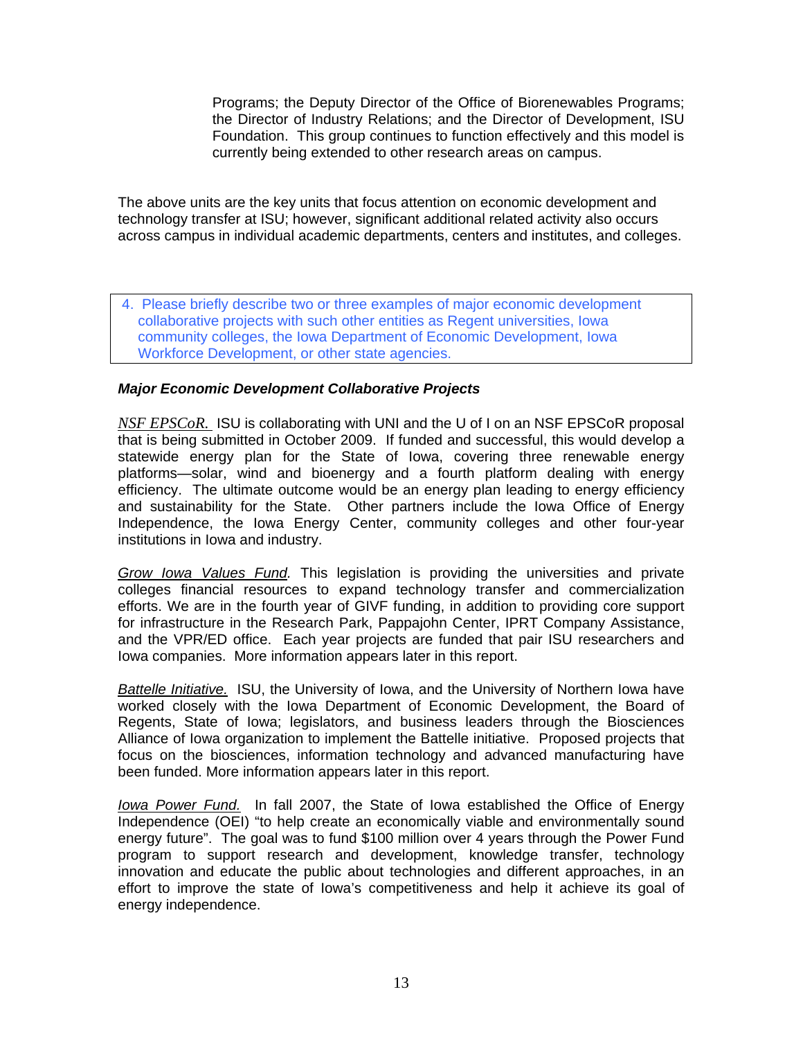Programs; the Deputy Director of the Office of Biorenewables Programs; the Director of Industry Relations; and the Director of Development, ISU Foundation. This group continues to function effectively and this model is currently being extended to other research areas on campus.

The above units are the key units that focus attention on economic development and technology transfer at ISU; however, significant additional related activity also occurs across campus in individual academic departments, centers and institutes, and colleges.

4. Please briefly describe two or three examples of major economic development collaborative projects with such other entities as Regent universities, Iowa community colleges, the Iowa Department of Economic Development, Iowa Workforce Development, or other state agencies.

***Major Economic Development Collaborative Projects***

*NSF EPSCoR.* ISU is collaborating with UNI and the U of I on an NSF EPSCoR proposal that is being submitted in October 2009. If funded and successful, this would develop a statewide energy plan for the State of Iowa, covering three renewable energy platforms—solar, wind and bioenergy and a fourth platform dealing with energy efficiency. The ultimate outcome would be an energy plan leading to energy efficiency and sustainability for the State. Other partners include the Iowa Office of Energy Independence, the Iowa Energy Center, community colleges and other four-year institutions in Iowa and industry.

*Grow Iowa Values Fund.* This legislation is providing the universities and private colleges financial resources to expand technology transfer and commercialization efforts. We are in the fourth year of GIVF funding, in addition to providing core support for infrastructure in the Research Park, Pappajohn Center, IPRT Company Assistance, and the VPR/ED office. Each year projects are funded that pair ISU researchers and Iowa companies. More information appears later in this report.

*Battelle Initiative.* ISU, the University of Iowa, and the University of Northern Iowa have worked closely with the Iowa Department of Economic Development, the Board of Regents, State of Iowa; legislators, and business leaders through the Biosciences Alliance of Iowa organization to implement the Battelle initiative. Proposed projects that focus on the biosciences, information technology and advanced manufacturing have been funded. More information appears later in this report.

*Iowa Power Fund.* In fall 2007, the State of Iowa established the Office of Energy Independence (OEI) "to help create an economically viable and environmentally sound energy future". The goal was to fund $100 million over 4 years through the Power Fund program to support research and development, knowledge transfer, technology innovation and educate the public about technologies and different approaches, in an effort to improve the state of Iowa's competitiveness and help it achieve its goal of energy independence.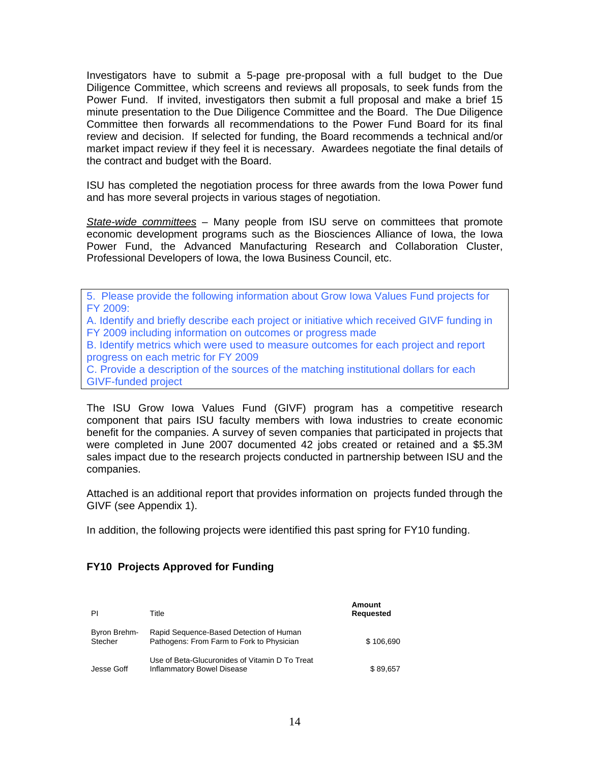Investigators have to submit a 5-page pre-proposal with a full budget to the Due Diligence Committee, which screens and reviews all proposals, to seek funds from the Power Fund. If invited, investigators then submit a full proposal and make a brief 15 minute presentation to the Due Diligence Committee and the Board. The Due Diligence Committee then forwards all recommendations to the Power Fund Board for its final review and decision. If selected for funding, the Board recommends a technical and/or market impact review if they feel it is necessary. Awardees negotiate the final details of the contract and budget with the Board.

ISU has completed the negotiation process for three awards from the Iowa Power fund and has more several projects in various stages of negotiation.

*State-wide committees* – Many people from ISU serve on committees that promote economic development programs such as the Biosciences Alliance of Iowa, the Iowa Power Fund, the Advanced Manufacturing Research and Collaboration Cluster, Professional Developers of Iowa, the Iowa Business Council, etc.

5. Please provide the following information about Grow Iowa Values Fund projects for FY 2009:
A. Identify and briefly describe each project or initiative which received GIVF funding in FY 2009 including information on outcomes or progress made
B. Identify metrics which were used to measure outcomes for each project and report progress on each metric for FY 2009
C. Provide a description of the sources of the matching institutional dollars for each GIVF-funded project

The ISU Grow Iowa Values Fund (GIVF) program has a competitive research component that pairs ISU faculty members with Iowa industries to create economic benefit for the companies. A survey of seven companies that participated in projects that were completed in June 2007 documented 42 jobs created or retained and a $5.3M sales impact due to the research projects conducted in partnership between ISU and the companies.

Attached is an additional report that provides information on projects funded through the GIVF (see Appendix 1).

In addition, the following projects were identified this past spring for FY10 funding.

**FY10 Projects Approved for Funding**

| PI | Title | **Amount Requested** |
|---|---|---|
| Byron Brehm-Stecher | Rapid Sequence-Based Detection of Human Pathogens: From Farm to Fork to Physician | $ 106,690 |
| Jesse Goff | Use of Beta-Glucuronides of Vitamin D To Treat Inflammatory Bowel Disease | $ 89,657 |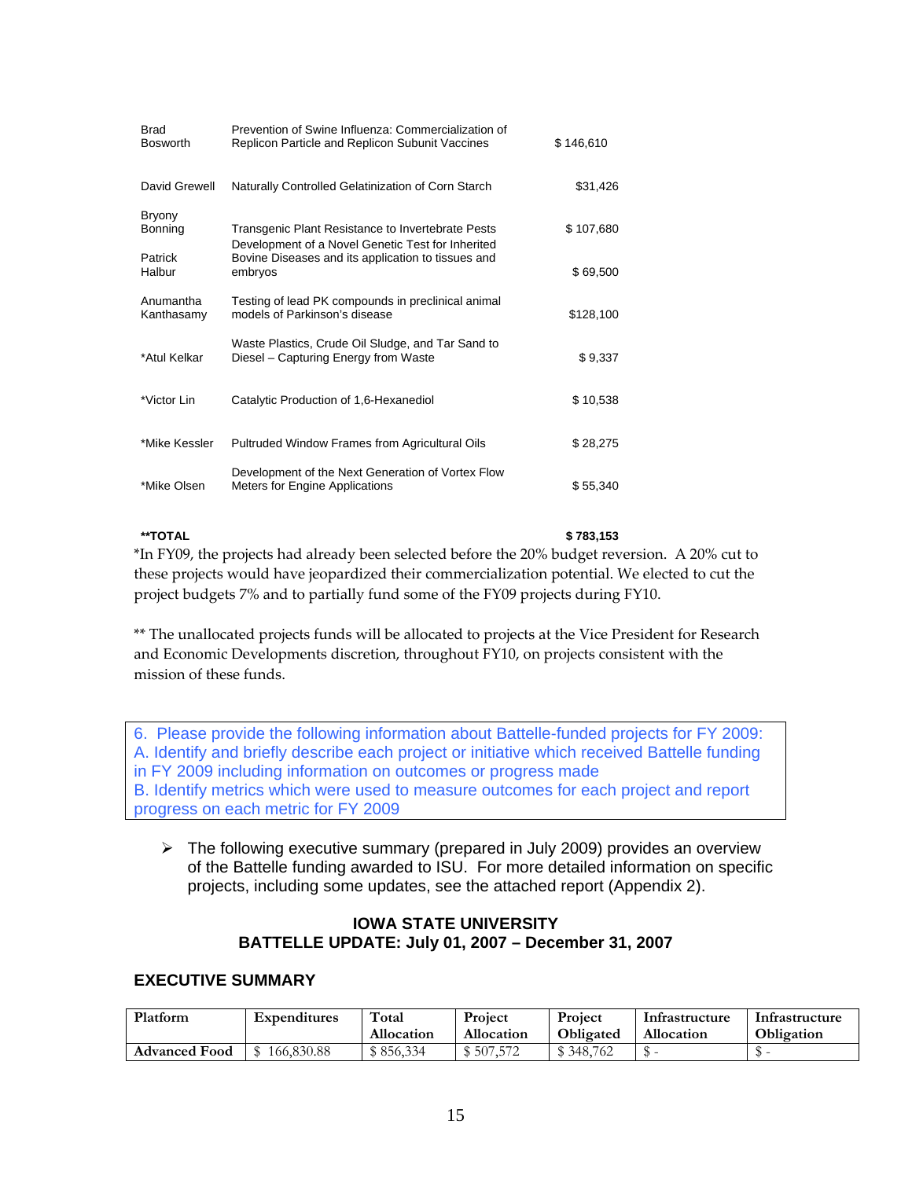| | | |
|---|---|---|
| Brad Bosworth | Prevention of Swine Influenza: Commercialization of Replicon Particle and Replicon Subunit Vaccines | $ 146,610 |
| David Grewell | Naturally Controlled Gelatinization of Corn Starch | $31,426 |
| Bryony Bonning | Transgenic Plant Resistance to Invertebrate Pests | $ 107,680 |
| Patrick Halbur | Development of a Novel Genetic Test for Inherited Bovine Diseases and its application to tissues and embryos | $ 69,500 |
| Anumantha Kanthasamy | Testing of lead PK compounds in preclinical animal models of Parkinson's disease | $128,100 |
| *Atul Kelkar | Waste Plastics, Crude Oil Sludge, and Tar Sand to Diesel – Capturing Energy from Waste | $ 9,337 |
| *Victor Lin | Catalytic Production of 1,6-Hexanediol | $ 10,538 |
| *Mike Kessler | Pultruded Window Frames from Agricultural Oils | $ 28,275 |
| *Mike Olsen | Development of the Next Generation of Vortex Flow Meters for Engine Applications | $ 55,340 |
| **TOTAL** | | **$ 783,153** |

*In FY09, the projects had already been selected before the 20% budget reversion. A 20% cut to these projects would have jeopardized their commercialization potential. We elected to cut the project budgets 7% and to partially fund some of the FY09 projects during FY10.

** The unallocated projects funds will be allocated to projects at the Vice President for Research and Economic Developments discretion, throughout FY10, on projects consistent with the mission of these funds.

6. Please provide the following information about Battelle-funded projects for FY 2009:
A. Identify and briefly describe each project or initiative which received Battelle funding in FY 2009 including information on outcomes or progress made
B. Identify metrics which were used to measure outcomes for each project and report progress on each metric for FY 2009

- The following executive summary (prepared in July 2009) provides an overview of the Battelle funding awarded to ISU. For more detailed information on specific projects, including some updates, see the attached report (Appendix 2).

### IOWA STATE UNIVERSITY
### BATTELLE UPDATE: July 01, 2007 – December 31, 2007

### EXECUTIVE SUMMARY

| Platform | Expenditures | Total Allocation | Project Allocation | Project Obligated | Infrastructure Allocation | Infrastructure Obligation |
|---|---|---|---|---|---|---|
| Advanced Food | $ 166,830.88 | $ 856,334 | $ 507,572 | $ 348,762 | $ - | $ - |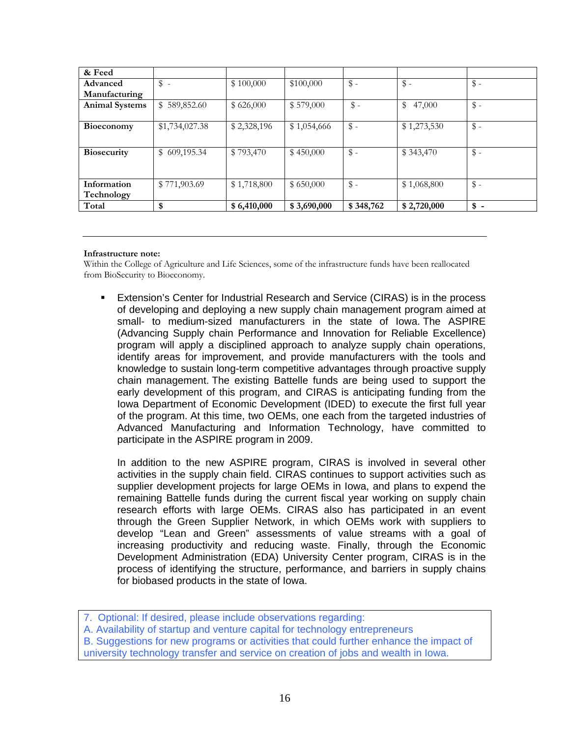| & Feed | | | | | | |
|---|---|---|---|---|---|---|
| **Advanced Manufacturing** | $ - | $ 100,000 | $100,000 | $ - | $ - | $ - |
| **Animal Systems** | $ 589,852.60 | $ 626,000 | $ 579,000 | $ - | $ 47,000 | $ - |
| **Bioeconomy** | $1,734,027.38 | $ 2,328,196 | $ 1,054,666 | $ - | $ 1,273,530 | $ - |
| **Biosecurity** | $ 609,195.34 | $ 793,470 | $ 450,000 | $ - | $ 343,470 | $ - |
| **Information Technology** | $ 771,903.69 | $ 1,718,800 | $ 650,000 | $ - | $ 1,068,800 | $ - |
| **Total** | **$** | **$ 6,410,000** | **$ 3,690,000** | **$ 348,762** | **$ 2,720,000** | **$ -** |

---

**Infrastructure note:**
Within the College of Agriculture and Life Sciences, some of the infrastructure funds have been reallocated from BioSecurity to Bioeconomy.

- Extension's Center for Industrial Research and Service (CIRAS) is in the process of developing and deploying a new supply chain management program aimed at small- to medium-sized manufacturers in the state of Iowa. The ASPIRE (Advancing Supply chain Performance and Innovation for Reliable Excellence) program will apply a disciplined approach to analyze supply chain operations, identify areas for improvement, and provide manufacturers with the tools and knowledge to sustain long-term competitive advantages through proactive supply chain management. The existing Battelle funds are being used to support the early development of this program, and CIRAS is anticipating funding from the Iowa Department of Economic Development (IDED) to execute the first full year of the program. At this time, two OEMs, one each from the targeted industries of Advanced Manufacturing and Information Technology, have committed to participate in the ASPIRE program in 2009.

  In addition to the new ASPIRE program, CIRAS is involved in several other activities in the supply chain field. CIRAS continues to support activities such as supplier development projects for large OEMs in Iowa, and plans to expend the remaining Battelle funds during the current fiscal year working on supply chain research efforts with large OEMs. CIRAS also has participated in an event through the Green Supplier Network, in which OEMs work with suppliers to develop "Lean and Green" assessments of value streams with a goal of increasing productivity and reducing waste. Finally, through the Economic Development Administration (EDA) University Center program, CIRAS is in the process of identifying the structure, performance, and barriers in supply chains for biobased products in the state of Iowa.

7. Optional: If desired, please include observations regarding:
A. Availability of startup and venture capital for technology entrepreneurs
B. Suggestions for new programs or activities that could further enhance the impact of university technology transfer and service on creation of jobs and wealth in Iowa.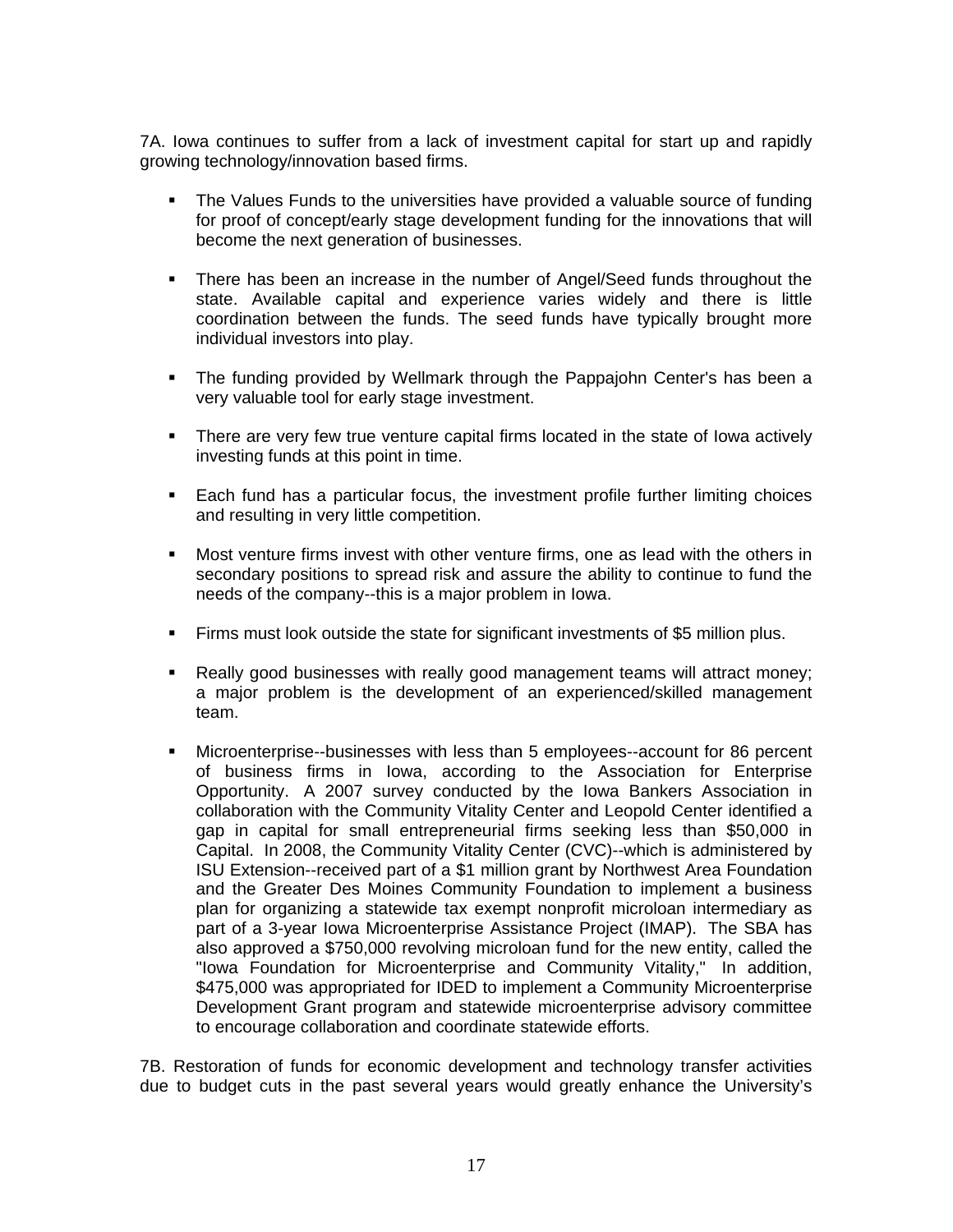7A. Iowa continues to suffer from a lack of investment capital for start up and rapidly growing technology/innovation based firms.

- The Values Funds to the universities have provided a valuable source of funding for proof of concept/early stage development funding for the innovations that will become the next generation of businesses.
- There has been an increase in the number of Angel/Seed funds throughout the state. Available capital and experience varies widely and there is little coordination between the funds. The seed funds have typically brought more individual investors into play.
- The funding provided by Wellmark through the Pappajohn Center's has been a very valuable tool for early stage investment.
- There are very few true venture capital firms located in the state of Iowa actively investing funds at this point in time.
- Each fund has a particular focus, the investment profile further limiting choices and resulting in very little competition.
- Most venture firms invest with other venture firms, one as lead with the others in secondary positions to spread risk and assure the ability to continue to fund the needs of the company--this is a major problem in Iowa.
- Firms must look outside the state for significant investments of $5 million plus.
- Really good businesses with really good management teams will attract money; a major problem is the development of an experienced/skilled management team.
- Microenterprise--businesses with less than 5 employees--account for 86 percent of business firms in Iowa, according to the Association for Enterprise Opportunity. A 2007 survey conducted by the Iowa Bankers Association in collaboration with the Community Vitality Center and Leopold Center identified a gap in capital for small entrepreneurial firms seeking less than $50,000 in Capital. In 2008, the Community Vitality Center (CVC)--which is administered by ISU Extension--received part of a $1 million grant by Northwest Area Foundation and the Greater Des Moines Community Foundation to implement a business plan for organizing a statewide tax exempt nonprofit microloan intermediary as part of a 3-year Iowa Microenterprise Assistance Project (IMAP). The SBA has also approved a $750,000 revolving microloan fund for the new entity, called the "Iowa Foundation for Microenterprise and Community Vitality," In addition, $475,000 was appropriated for IDED to implement a Community Microenterprise Development Grant program and statewide microenterprise advisory committee to encourage collaboration and coordinate statewide efforts.

7B. Restoration of funds for economic development and technology transfer activities due to budget cuts in the past several years would greatly enhance the University's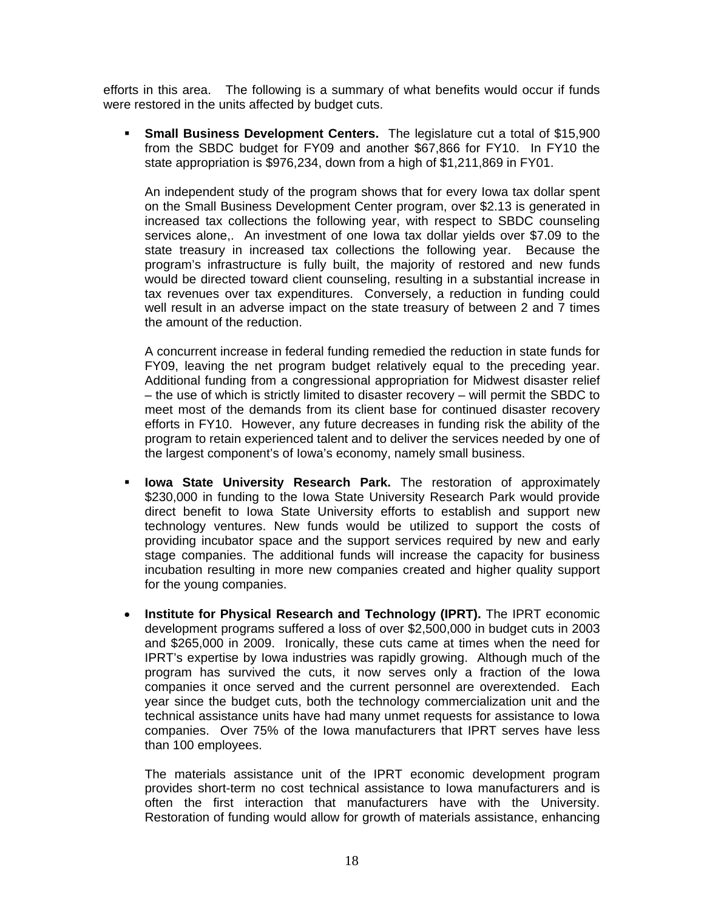efforts in this area. The following is a summary of what benefits would occur if funds were restored in the units affected by budget cuts.

- **Small Business Development Centers.** The legislature cut a total of $15,900 from the SBDC budget for FY09 and another $67,866 for FY10. In FY10 the state appropriation is $976,234, down from a high of $1,211,869 in FY01.

  An independent study of the program shows that for every Iowa tax dollar spent on the Small Business Development Center program, over $2.13 is generated in increased tax collections the following year, with respect to SBDC counseling services alone,. An investment of one Iowa tax dollar yields over $7.09 to the state treasury in increased tax collections the following year. Because the program's infrastructure is fully built, the majority of restored and new funds would be directed toward client counseling, resulting in a substantial increase in tax revenues over tax expenditures. Conversely, a reduction in funding could well result in an adverse impact on the state treasury of between 2 and 7 times the amount of the reduction.

  A concurrent increase in federal funding remedied the reduction in state funds for FY09, leaving the net program budget relatively equal to the preceding year. Additional funding from a congressional appropriation for Midwest disaster relief – the use of which is strictly limited to disaster recovery – will permit the SBDC to meet most of the demands from its client base for continued disaster recovery efforts in FY10. However, any future decreases in funding risk the ability of the program to retain experienced talent and to deliver the services needed by one of the largest component's of Iowa's economy, namely small business.

- **Iowa State University Research Park.** The restoration of approximately $230,000 in funding to the Iowa State University Research Park would provide direct benefit to Iowa State University efforts to establish and support new technology ventures. New funds would be utilized to support the costs of providing incubator space and the support services required by new and early stage companies. The additional funds will increase the capacity for business incubation resulting in more new companies created and higher quality support for the young companies.

- **Institute for Physical Research and Technology (IPRT).** The IPRT economic development programs suffered a loss of over $2,500,000 in budget cuts in 2003 and $265,000 in 2009. Ironically, these cuts came at times when the need for IPRT's expertise by Iowa industries was rapidly growing. Although much of the program has survived the cuts, it now serves only a fraction of the Iowa companies it once served and the current personnel are overextended. Each year since the budget cuts, both the technology commercialization unit and the technical assistance units have had many unmet requests for assistance to Iowa companies. Over 75% of the Iowa manufacturers that IPRT serves have less than 100 employees.

  The materials assistance unit of the IPRT economic development program provides short-term no cost technical assistance to Iowa manufacturers and is often the first interaction that manufacturers have with the University. Restoration of funding would allow for growth of materials assistance, enhancing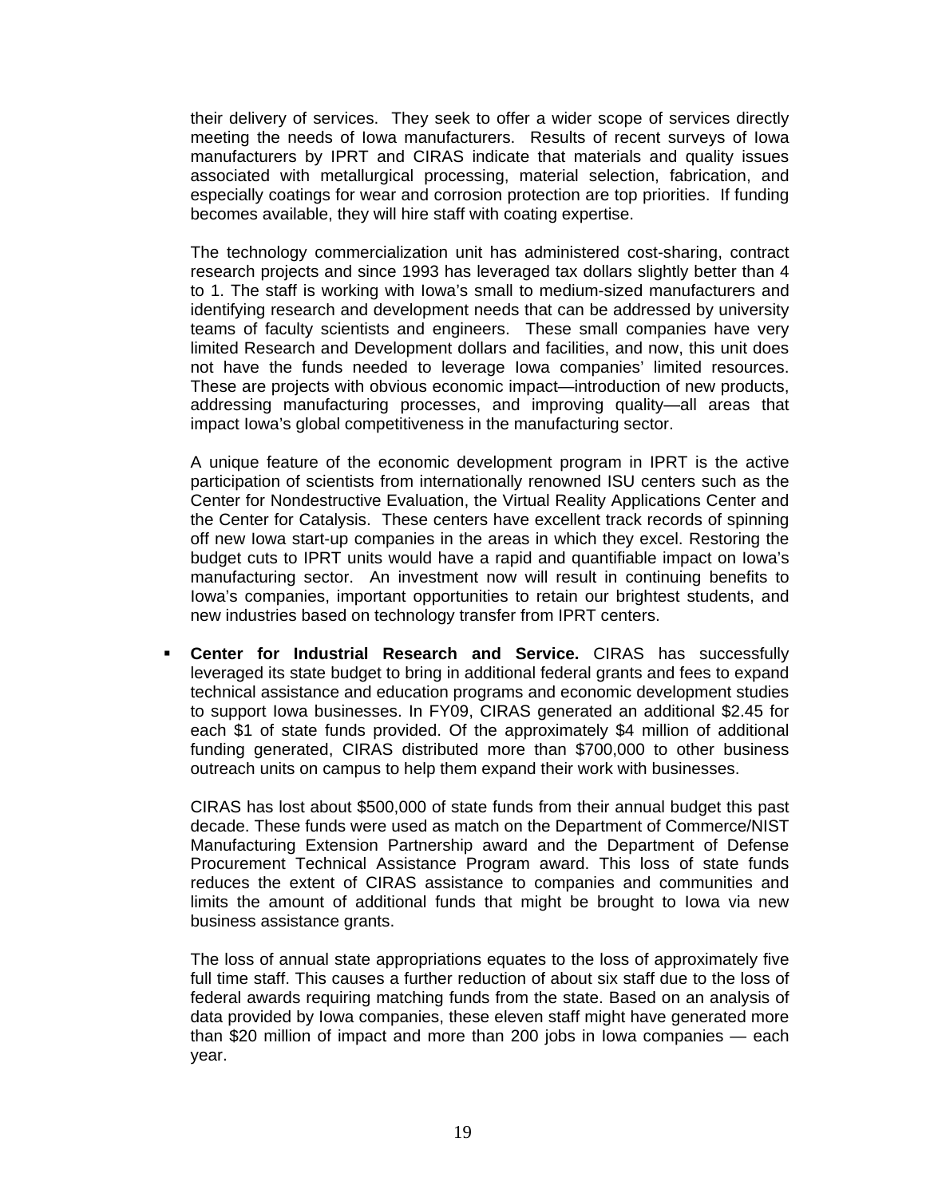their delivery of services. They seek to offer a wider scope of services directly meeting the needs of Iowa manufacturers. Results of recent surveys of Iowa manufacturers by IPRT and CIRAS indicate that materials and quality issues associated with metallurgical processing, material selection, fabrication, and especially coatings for wear and corrosion protection are top priorities. If funding becomes available, they will hire staff with coating expertise.

The technology commercialization unit has administered cost-sharing, contract research projects and since 1993 has leveraged tax dollars slightly better than 4 to 1. The staff is working with Iowa's small to medium-sized manufacturers and identifying research and development needs that can be addressed by university teams of faculty scientists and engineers. These small companies have very limited Research and Development dollars and facilities, and now, this unit does not have the funds needed to leverage Iowa companies' limited resources. These are projects with obvious economic impact—introduction of new products, addressing manufacturing processes, and improving quality—all areas that impact Iowa's global competitiveness in the manufacturing sector.

A unique feature of the economic development program in IPRT is the active participation of scientists from internationally renowned ISU centers such as the Center for Nondestructive Evaluation, the Virtual Reality Applications Center and the Center for Catalysis. These centers have excellent track records of spinning off new Iowa start-up companies in the areas in which they excel. Restoring the budget cuts to IPRT units would have a rapid and quantifiable impact on Iowa's manufacturing sector. An investment now will result in continuing benefits to Iowa's companies, important opportunities to retain our brightest students, and new industries based on technology transfer from IPRT centers.

- **Center for Industrial Research and Service.** CIRAS has successfully leveraged its state budget to bring in additional federal grants and fees to expand technical assistance and education programs and economic development studies to support Iowa businesses. In FY09, CIRAS generated an additional $2.45 for each $1 of state funds provided. Of the approximately $4 million of additional funding generated, CIRAS distributed more than $700,000 to other business outreach units on campus to help them expand their work with businesses.

  CIRAS has lost about $500,000 of state funds from their annual budget this past decade. These funds were used as match on the Department of Commerce/NIST Manufacturing Extension Partnership award and the Department of Defense Procurement Technical Assistance Program award. This loss of state funds reduces the extent of CIRAS assistance to companies and communities and limits the amount of additional funds that might be brought to Iowa via new business assistance grants.

  The loss of annual state appropriations equates to the loss of approximately five full time staff. This causes a further reduction of about six staff due to the loss of federal awards requiring matching funds from the state. Based on an analysis of data provided by Iowa companies, these eleven staff might have generated more than $20 million of impact and more than 200 jobs in Iowa companies — each year.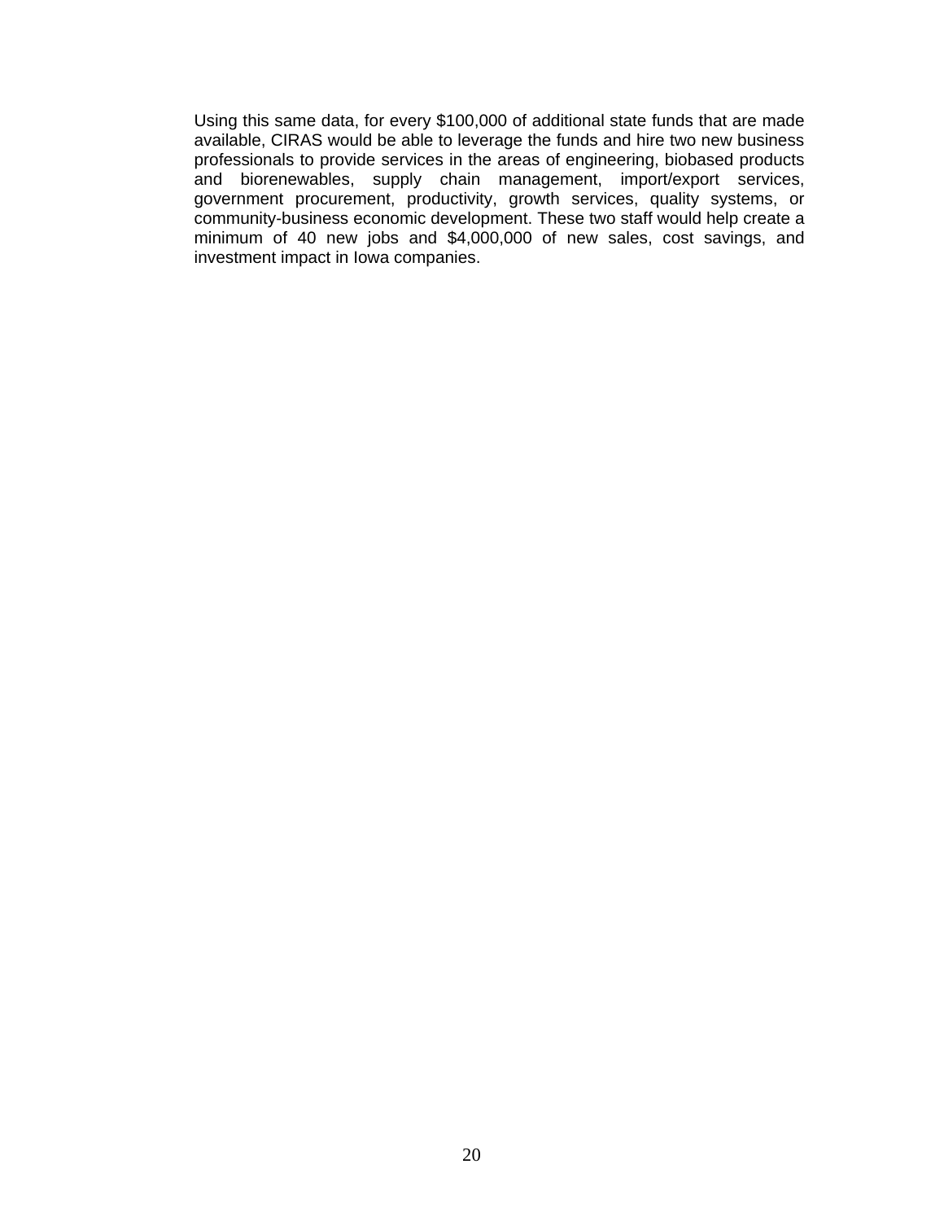Using this same data, for every $100,000 of additional state funds that are made available, CIRAS would be able to leverage the funds and hire two new business professionals to provide services in the areas of engineering, biobased products and biorenewables, supply chain management, import/export services, government procurement, productivity, growth services, quality systems, or community-business economic development. These two staff would help create a minimum of 40 new jobs and $4,000,000 of new sales, cost savings, and investment impact in Iowa companies.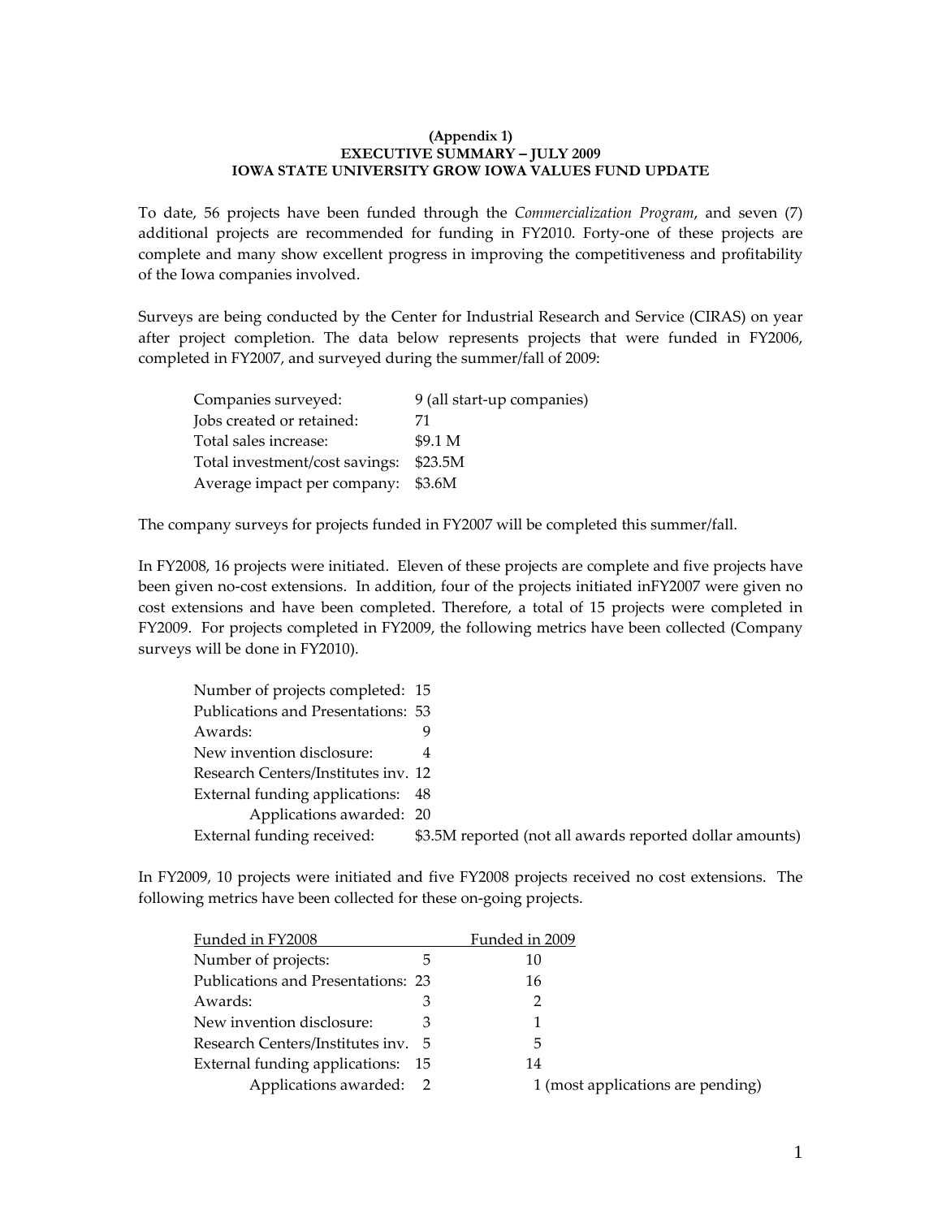**(Appendix 1)**
**EXECUTIVE SUMMARY – JULY 2009**
**IOWA STATE UNIVERSITY GROW IOWA VALUES FUND UPDATE**

To date, 56 projects have been funded through the *Commercialization Program*, and seven (7) additional projects are recommended for funding in FY2010. Forty-one of these projects are complete and many show excellent progress in improving the competitiveness and profitability of the Iowa companies involved.

Surveys are being conducted by the Center for Industrial Research and Service (CIRAS) on year after project completion. The data below represents projects that were funded in FY2006, completed in FY2007, and surveyed during the summer/fall of 2009:

| | |
|---|---|
| Companies surveyed: | 9 (all start-up companies) |
| Jobs created or retained: | 71 |
| Total sales increase: | $9.1 M |
| Total investment/cost savings: | $23.5M |
| Average impact per company: | $3.6M |

The company surveys for projects funded in FY2007 will be completed this summer/fall.

In FY2008, 16 projects were initiated. Eleven of these projects are complete and five projects have been given no-cost extensions. In addition, four of the projects initiated inFY2007 were given no cost extensions and have been completed. Therefore, a total of 15 projects were completed in FY2009. For projects completed in FY2009, the following metrics have been collected (Company surveys will be done in FY2010).

| | |
|---|---|
| Number of projects completed: | 15 |
| Publications and Presentations: | 53 |
| Awards: | 9 |
| New invention disclosure: | 4 |
| Research Centers/Institutes inv. | 12 |
| External funding applications: | 48 |
| Applications awarded: | 20 |
| External funding received: | $3.5M reported (not all awards reported dollar amounts) |

In FY2009, 10 projects were initiated and five FY2008 projects received no cost extensions. The following metrics have been collected for these on-going projects.

| Funded in FY2008 | | Funded in 2009 |
|---|---|---|
| Number of projects: | 5 | 10 |
| Publications and Presentations: | 23 | 16 |
| Awards: | 3 | 2 |
| New invention disclosure: | 3 | 1 |
| Research Centers/Institutes inv. | 5 | 5 |
| External funding applications: | 15 | 14 |
| Applications awarded: | 2 | 1 (most applications are pending) |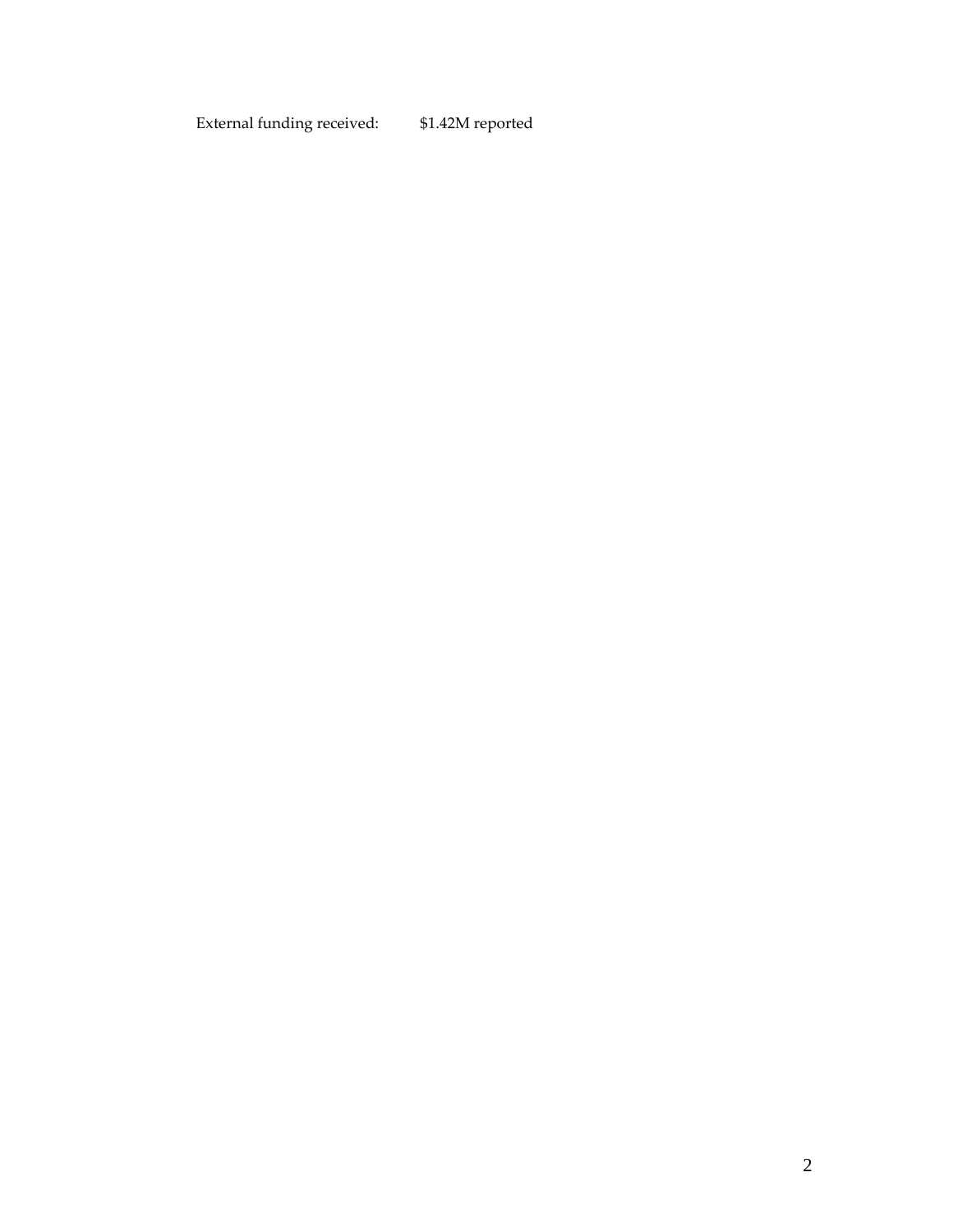External funding received: $1.42M reported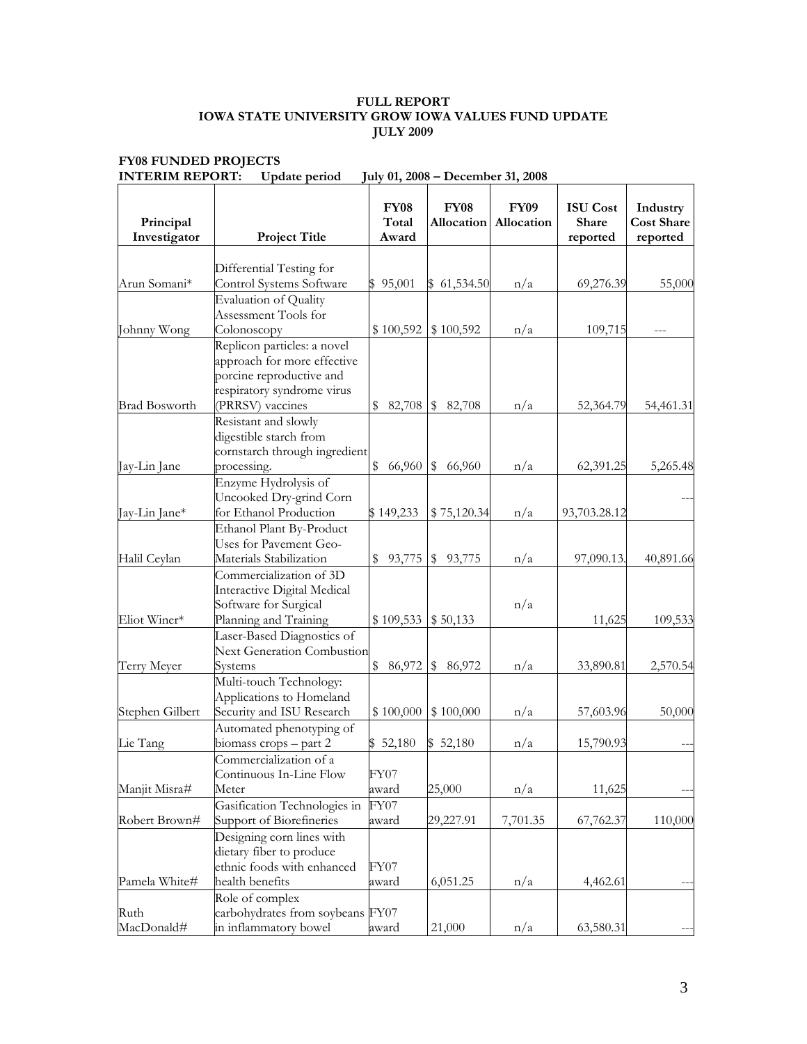**FULL REPORT**
**IOWA STATE UNIVERSITY GROW IOWA VALUES FUND UPDATE**
**JULY 2009**

**FY08 FUNDED PROJECTS**
**INTERIM REPORT: Update period July 01, 2008 – December 31, 2008**

| Principal Investigator | Project Title | FY08 Total Award | FY08 Allocation | FY09 Allocation | ISU Cost Share reported | Industry Cost Share reported |
|---|---|---|---|---|---|---|
| Arun Somani* | Differential Testing for Control Systems Software | $ 95,001 | $ 61,534.50 | n/a | 69,276.39 | 55,000 |
| Johnny Wong | Evaluation of Quality Assessment Tools for Colonoscopy | $ 100,592 | $ 100,592 | n/a | 109,715 | --- |
| Brad Bosworth | Replicon particles: a novel approach for more effective porcine reproductive and respiratory syndrome virus (PRRSV) vaccines | $ 82,708 | $ 82,708 | n/a | 52,364.79 | 54,461.31 |
| Jay-Lin Jane | Resistant and slowly digestible starch from cornstarch through ingredient processing. | $ 66,960 | $ 66,960 | n/a | 62,391.25 | 5,265.48 |
| Jay-Lin Jane* | Enzyme Hydrolysis of Uncooked Dry-grind Corn for Ethanol Production | $ 149,233 | $ 75,120.34 | n/a | 93,703.28.12 | --- |
| Halil Ceylan | Ethanol Plant By-Product Uses for Pavement Geo-Materials Stabilization | $ 93,775 | $ 93,775 | n/a | 97,090.13. | 40,891.66 |
| Eliot Winer* | Commercialization of 3D Interactive Digital Medical Software for Surgical Planning and Training | $ 109,533 | $ 50,133 | n/a | 11,625 | 109,533 |
| Terry Meyer | Laser-Based Diagnostics of Next Generation Combustion Systems | $ 86,972 | $ 86,972 | n/a | 33,890.81 | 2,570.54 |
| Stephen Gilbert | Multi-touch Technology: Applications to Homeland Security and ISU Research | $ 100,000 | $ 100,000 | n/a | 57,603.96 | 50,000 |
| Lie Tang | Automated phenotyping of biomass crops – part 2 | $ 52,180 | $ 52,180 | n/a | 15,790.93 | --- |
| Manjit Misra# | Commercialization of a Continuous In-Line Flow Meter | FY07 award | 25,000 | n/a | 11,625 | --- |
| Robert Brown# | Gasification Technologies in Support of Biorefineries | FY07 award | 29,227.91 | 7,701.35 | 67,762.37 | 110,000 |
| Pamela White# | Designing corn lines with dietary fiber to produce ethnic foods with enhanced health benefits | FY07 award | 6,051.25 | n/a | 4,462.61 | --- |
| Ruth MacDonald# | Role of complex carbohydrates from soybeans in inflammatory bowel | FY07 award | 21,000 | n/a | 63,580.31 | --- |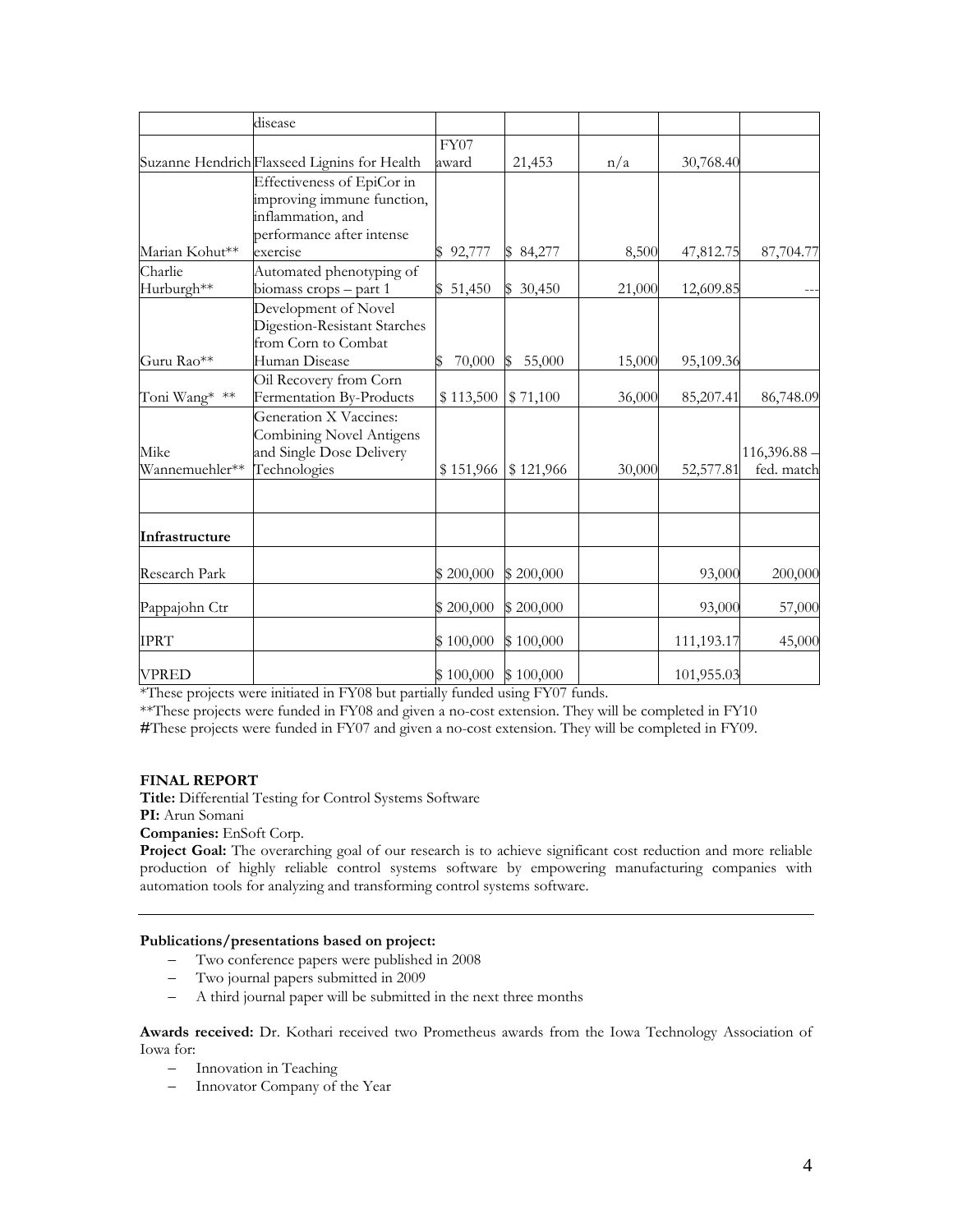| | disease | | | | | |
|---|---|---|---|---|---|---|
| Suzanne Hendrich | Flaxseed Lignins for Health | FY07 award | 21,453 | n/a | 30,768.40 | |
| Marian Kohut** | Effectiveness of EpiCor in improving immune function, inflammation, and performance after intense exercise | $ 92,777 | $ 84,277 | 8,500 | 47,812.75 | 87,704.77 |
| Charlie Hurburgh** | Automated phenotyping of biomass crops – part 1 | $ 51,450 | $ 30,450 | 21,000 | 12,609.85 | --- |
| Guru Rao** | Development of Novel Digestion-Resistant Starches from Corn to Combat Human Disease | $ 70,000 | $ 55,000 | 15,000 | 95,109.36 | |
| Toni Wang* ** | Oil Recovery from Corn Fermentation By-Products | $ 113,500 | $ 71,100 | 36,000 | 85,207.41 | 86,748.09 |
| Mike Wannemuehler** | Generation X Vaccines: Combining Novel Antigens and Single Dose Delivery Technologies | $ 151,966 | $ 121,966 | 30,000 | 52,577.81 | 116,396.88 – fed. match |
| | | | | | | |
| **Infrastructure** | | | | | | |
| Research Park | | $ 200,000 | $ 200,000 | | 93,000 | 200,000 |
| Pappajohn Ctr | | $ 200,000 | $ 200,000 | | 93,000 | 57,000 |
| IPRT | | $ 100,000 | $ 100,000 | | 111,193.17 | 45,000 |
| VPRED | | $ 100,000 | $ 100,000 | | 101,955.03 | |

*These projects were initiated in FY08 but partially funded using FY07 funds.

**These projects were funded in FY08 and given a no-cost extension. They will be completed in FY10

**#**These projects were funded in FY07 and given a no-cost extension. They will be completed in FY09.

**FINAL REPORT**

**Title:** Differential Testing for Control Systems Software

**PI:** Arun Somani

**Companies:** EnSoft Corp.

**Project Goal:** The overarching goal of our research is to achieve significant cost reduction and more reliable production of highly reliable control systems software by empowering manufacturing companies with automation tools for analyzing and transforming control systems software.

---

**Publications/presentations based on project:**

- Two conference papers were published in 2008
- Two journal papers submitted in 2009
- A third journal paper will be submitted in the next three months

**Awards received:** Dr. Kothari received two Prometheus awards from the Iowa Technology Association of Iowa for:

- Innovation in Teaching
- Innovator Company of the Year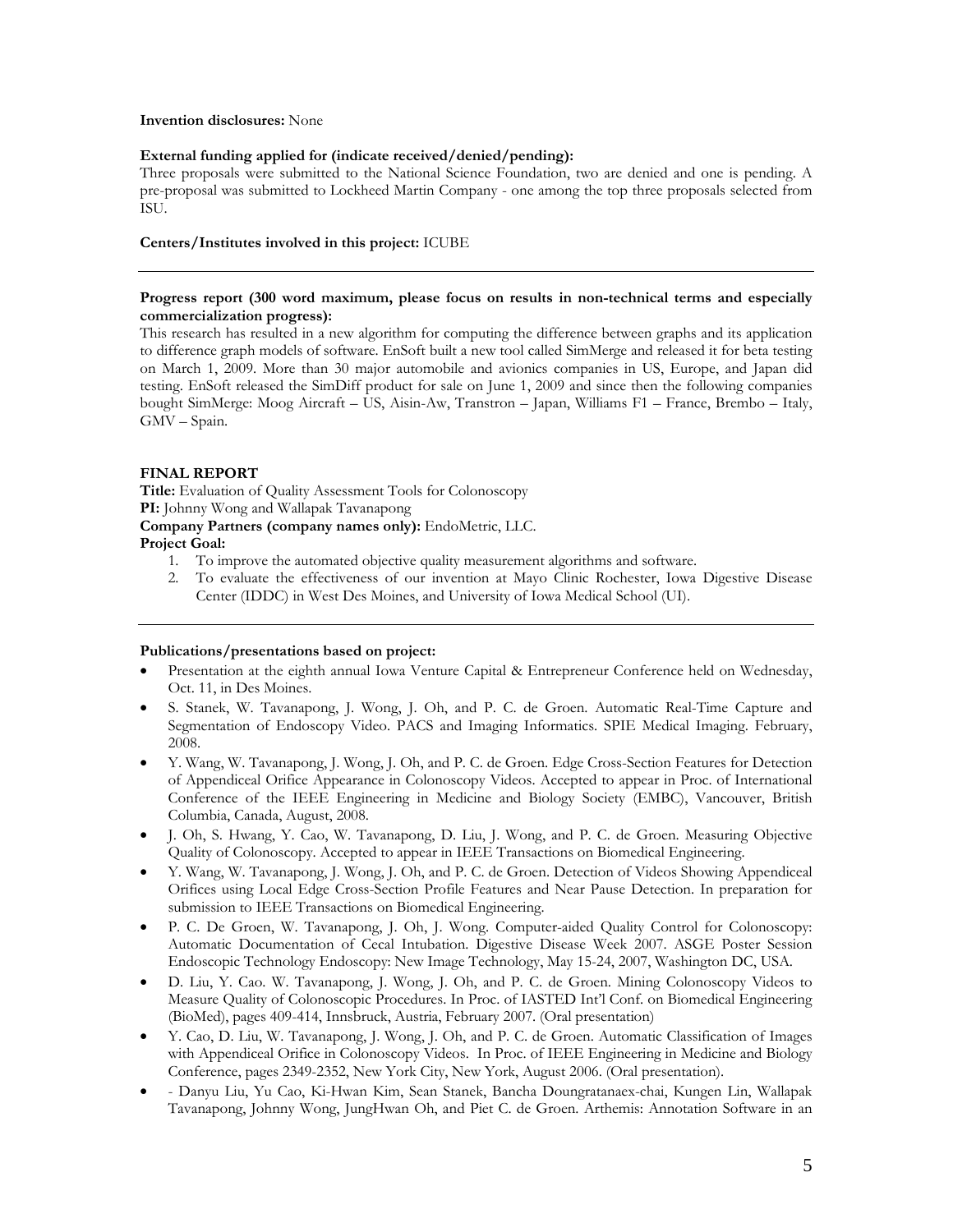**Invention disclosures:** None

**External funding applied for (indicate received/denied/pending):**
Three proposals were submitted to the National Science Foundation, two are denied and one is pending. A pre-proposal was submitted to Lockheed Martin Company - one among the top three proposals selected from ISU.

**Centers/Institutes involved in this project:** ICUBE

---

**Progress report (300 word maximum, please focus on results in non-technical terms and especially commercialization progress):**
This research has resulted in a new algorithm for computing the difference between graphs and its application to difference graph models of software. EnSoft built a new tool called SimMerge and released it for beta testing on March 1, 2009. More than 30 major automobile and avionics companies in US, Europe, and Japan did testing. EnSoft released the SimDiff product for sale on June 1, 2009 and since then the following companies bought SimMerge: Moog Aircraft – US, Aisin-Aw, Transtron – Japan, Williams F1 – France, Brembo – Italy, GMV – Spain.

**FINAL REPORT**
**Title:** Evaluation of Quality Assessment Tools for Colonoscopy
**PI:** Johnny Wong and Wallapak Tavanapong
**Company Partners (company names only):** EndoMetric, LLC.
**Project Goal:**

1. To improve the automated objective quality measurement algorithms and software.
2. To evaluate the effectiveness of our invention at Mayo Clinic Rochester, Iowa Digestive Disease Center (IDDC) in West Des Moines, and University of Iowa Medical School (UI).

---

**Publications/presentations based on project:**

- Presentation at the eighth annual Iowa Venture Capital & Entrepreneur Conference held on Wednesday, Oct. 11, in Des Moines.
- S. Stanek, W. Tavanapong, J. Wong, J. Oh, and P. C. de Groen. Automatic Real-Time Capture and Segmentation of Endoscopy Video. PACS and Imaging Informatics. SPIE Medical Imaging. February, 2008.
- Y. Wang, W. Tavanapong, J. Wong, J. Oh, and P. C. de Groen. Edge Cross-Section Features for Detection of Appendiceal Orifice Appearance in Colonoscopy Videos. Accepted to appear in Proc. of International Conference of the IEEE Engineering in Medicine and Biology Society (EMBC), Vancouver, British Columbia, Canada, August, 2008.
- J. Oh, S. Hwang, Y. Cao, W. Tavanapong, D. Liu, J. Wong, and P. C. de Groen. Measuring Objective Quality of Colonoscopy. Accepted to appear in IEEE Transactions on Biomedical Engineering.
- Y. Wang, W. Tavanapong, J. Wong, J. Oh, and P. C. de Groen. Detection of Videos Showing Appendiceal Orifices using Local Edge Cross-Section Profile Features and Near Pause Detection. In preparation for submission to IEEE Transactions on Biomedical Engineering.
- P. C. De Groen, W. Tavanapong, J. Oh, J. Wong. Computer-aided Quality Control for Colonoscopy: Automatic Documentation of Cecal Intubation. Digestive Disease Week 2007. ASGE Poster Session Endoscopic Technology Endoscopy: New Image Technology, May 15-24, 2007, Washington DC, USA.
- D. Liu, Y. Cao. W. Tavanapong, J. Wong, J. Oh, and P. C. de Groen. Mining Colonoscopy Videos to Measure Quality of Colonoscopic Procedures. In Proc. of IASTED Int'l Conf. on Biomedical Engineering (BioMed), pages 409-414, Innsbruck, Austria, February 2007. (Oral presentation)
- Y. Cao, D. Liu, W. Tavanapong, J. Wong, J. Oh, and P. C. de Groen. Automatic Classification of Images with Appendiceal Orifice in Colonoscopy Videos. In Proc. of IEEE Engineering in Medicine and Biology Conference, pages 2349-2352, New York City, New York, August 2006. (Oral presentation).
- - Danyu Liu, Yu Cao, Ki-Hwan Kim, Sean Stanek, Bancha Doungratanaex-chai, Kungen Lin, Wallapak Tavanapong, Johnny Wong, JungHwan Oh, and Piet C. de Groen. Arthemis: Annotation Software in an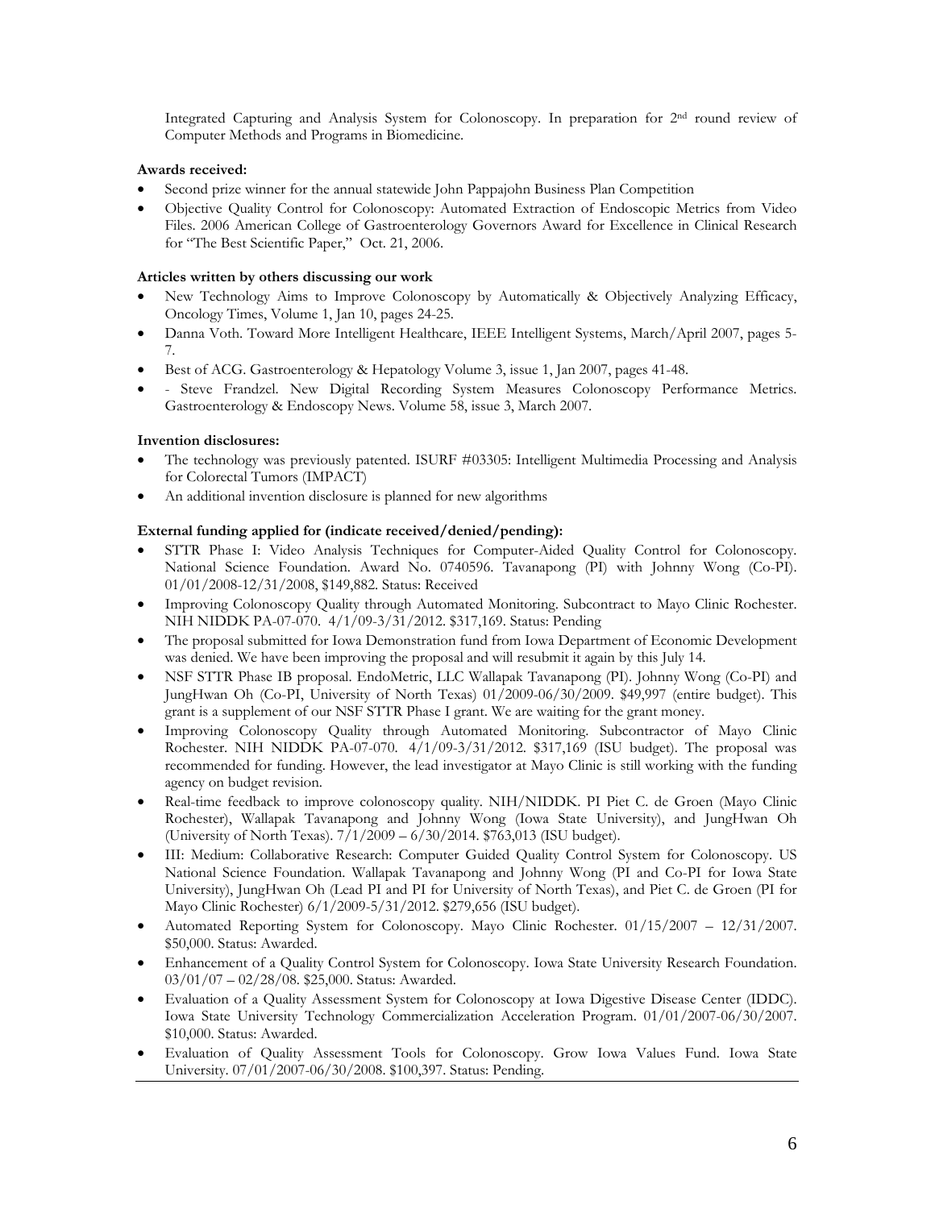Integrated Capturing and Analysis System for Colonoscopy. In preparation for 2nd round review of Computer Methods and Programs in Biomedicine.

**Awards received:**

- Second prize winner for the annual statewide John Pappajohn Business Plan Competition
- Objective Quality Control for Colonoscopy: Automated Extraction of Endoscopic Metrics from Video Files. 2006 American College of Gastroenterology Governors Award for Excellence in Clinical Research for "The Best Scientific Paper," Oct. 21, 2006.

**Articles written by others discussing our work**

- New Technology Aims to Improve Colonoscopy by Automatically & Objectively Analyzing Efficacy, Oncology Times, Volume 1, Jan 10, pages 24-25.
- Danna Voth. Toward More Intelligent Healthcare, IEEE Intelligent Systems, March/April 2007, pages 5-7.
- Best of ACG. Gastroenterology & Hepatology Volume 3, issue 1, Jan 2007, pages 41-48.
- - Steve Frandzel. New Digital Recording System Measures Colonoscopy Performance Metrics. Gastroenterology & Endoscopy News. Volume 58, issue 3, March 2007.

**Invention disclosures:**

- The technology was previously patented. ISURF #03305: Intelligent Multimedia Processing and Analysis for Colorectal Tumors (IMPACT)
- An additional invention disclosure is planned for new algorithms

**External funding applied for (indicate received/denied/pending):**

- STTR Phase I: Video Analysis Techniques for Computer-Aided Quality Control for Colonoscopy. National Science Foundation. Award No. 0740596. Tavanapong (PI) with Johnny Wong (Co-PI). 01/01/2008-12/31/2008, $149,882. Status: Received
- Improving Colonoscopy Quality through Automated Monitoring. Subcontract to Mayo Clinic Rochester. NIH NIDDK PA-07-070. 4/1/09-3/31/2012. $317,169. Status: Pending
- The proposal submitted for Iowa Demonstration fund from Iowa Department of Economic Development was denied. We have been improving the proposal and will resubmit it again by this July 14.
- NSF STTR Phase IB proposal. EndoMetric, LLC Wallapak Tavanapong (PI). Johnny Wong (Co-PI) and JungHwan Oh (Co-PI, University of North Texas) 01/2009-06/30/2009. $49,997 (entire budget). This grant is a supplement of our NSF STTR Phase I grant. We are waiting for the grant money.
- Improving Colonoscopy Quality through Automated Monitoring. Subcontractor of Mayo Clinic Rochester. NIH NIDDK PA-07-070. 4/1/09-3/31/2012. $317,169 (ISU budget). The proposal was recommended for funding. However, the lead investigator at Mayo Clinic is still working with the funding agency on budget revision.
- Real-time feedback to improve colonoscopy quality. NIH/NIDDK. PI Piet C. de Groen (Mayo Clinic Rochester), Wallapak Tavanapong and Johnny Wong (Iowa State University), and JungHwan Oh (University of North Texas). 7/1/2009 – 6/30/2014. $763,013 (ISU budget).
- III: Medium: Collaborative Research: Computer Guided Quality Control System for Colonoscopy. US National Science Foundation. Wallapak Tavanapong and Johnny Wong (PI and Co-PI for Iowa State University), JungHwan Oh (Lead PI and PI for University of North Texas), and Piet C. de Groen (PI for Mayo Clinic Rochester) 6/1/2009-5/31/2012. $279,656 (ISU budget).
- Automated Reporting System for Colonoscopy. Mayo Clinic Rochester. 01/15/2007 – 12/31/2007. $50,000. Status: Awarded.
- Enhancement of a Quality Control System for Colonoscopy. Iowa State University Research Foundation. 03/01/07 – 02/28/08. $25,000. Status: Awarded.
- Evaluation of a Quality Assessment System for Colonoscopy at Iowa Digestive Disease Center (IDDC). Iowa State University Technology Commercialization Acceleration Program. 01/01/2007-06/30/2007. $10,000. Status: Awarded.
- Evaluation of Quality Assessment Tools for Colonoscopy. Grow Iowa Values Fund. Iowa State University. 07/01/2007-06/30/2008. $100,397. Status: Pending.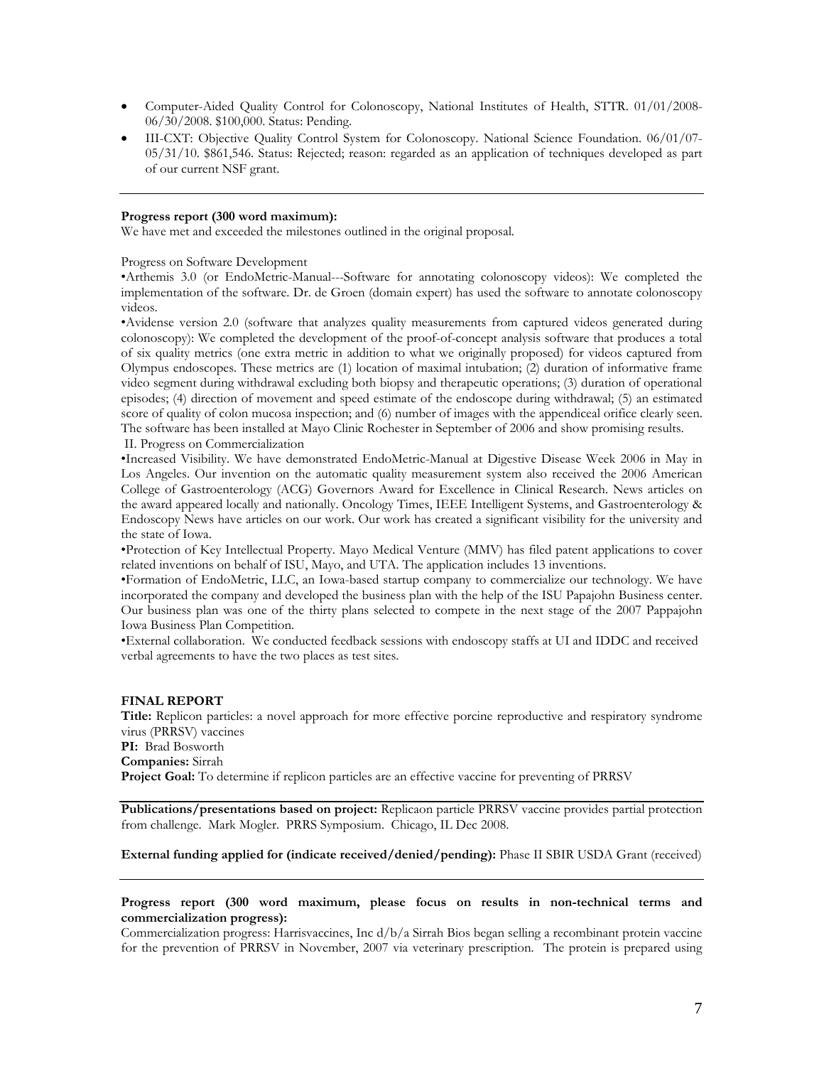- Computer-Aided Quality Control for Colonoscopy, National Institutes of Health, STTR. 01/01/2008-06/30/2008. $100,000. Status: Pending.
- III-CXT: Objective Quality Control System for Colonoscopy. National Science Foundation. 06/01/07-05/31/10. $861,546. Status: Rejected; reason: regarded as an application of techniques developed as part of our current NSF grant.

---

**Progress report (300 word maximum):**
We have met and exceeded the milestones outlined in the original proposal.

Progress on Software Development

•Arthemis 3.0 (or EndoMetric-Manual---Software for annotating colonoscopy videos): We completed the implementation of the software. Dr. de Groen (domain expert) has used the software to annotate colonoscopy videos.

•Avidense version 2.0 (software that analyzes quality measurements from captured videos generated during colonoscopy): We completed the development of the proof-of-concept analysis software that produces a total of six quality metrics (one extra metric in addition to what we originally proposed) for videos captured from Olympus endoscopes. These metrics are (1) location of maximal intubation; (2) duration of informative frame video segment during withdrawal excluding both biopsy and therapeutic operations; (3) duration of operational episodes; (4) direction of movement and speed estimate of the endoscope during withdrawal; (5) an estimated score of quality of colon mucosa inspection; and (6) number of images with the appendiceal orifice clearly seen. The software has been installed at Mayo Clinic Rochester in September of 2006 and show promising results.

II. Progress on Commercialization

•Increased Visibility. We have demonstrated EndoMetric-Manual at Digestive Disease Week 2006 in May in Los Angeles. Our invention on the automatic quality measurement system also received the 2006 American College of Gastroenterology (ACG) Governors Award for Excellence in Clinical Research. News articles on the award appeared locally and nationally. Oncology Times, IEEE Intelligent Systems, and Gastroenterology & Endoscopy News have articles on our work. Our work has created a significant visibility for the university and the state of Iowa.

•Protection of Key Intellectual Property. Mayo Medical Venture (MMV) has filed patent applications to cover related inventions on behalf of ISU, Mayo, and UTA. The application includes 13 inventions.

•Formation of EndoMetric, LLC, an Iowa-based startup company to commercialize our technology. We have incorporated the company and developed the business plan with the help of the ISU Papajohn Business center. Our business plan was one of the thirty plans selected to compete in the next stage of the 2007 Pappajohn Iowa Business Plan Competition.

•External collaboration. We conducted feedback sessions with endoscopy staffs at UI and IDDC and received verbal agreements to have the two places as test sites.

**FINAL REPORT**

**Title:** Replicon particles: a novel approach for more effective porcine reproductive and respiratory syndrome virus (PRRSV) vaccines

**PI:** Brad Bosworth

**Companies:** Sirrah

**Project Goal:** To determine if replicon particles are an effective vaccine for preventing of PRRSV

---

**Publications/presentations based on project:** Replicaon particle PRRSV vaccine provides partial protection from challenge. Mark Mogler. PRRS Symposium. Chicago, IL Dec 2008.

**External funding applied for (indicate received/denied/pending):** Phase II SBIR USDA Grant (received)

---

**Progress report (300 word maximum, please focus on results in non-technical terms and commercialization progress):**

Commercialization progress: Harrisvaccines, Inc d/b/a Sirrah Bios began selling a recombinant protein vaccine for the prevention of PRRSV in November, 2007 via veterinary prescription. The protein is prepared using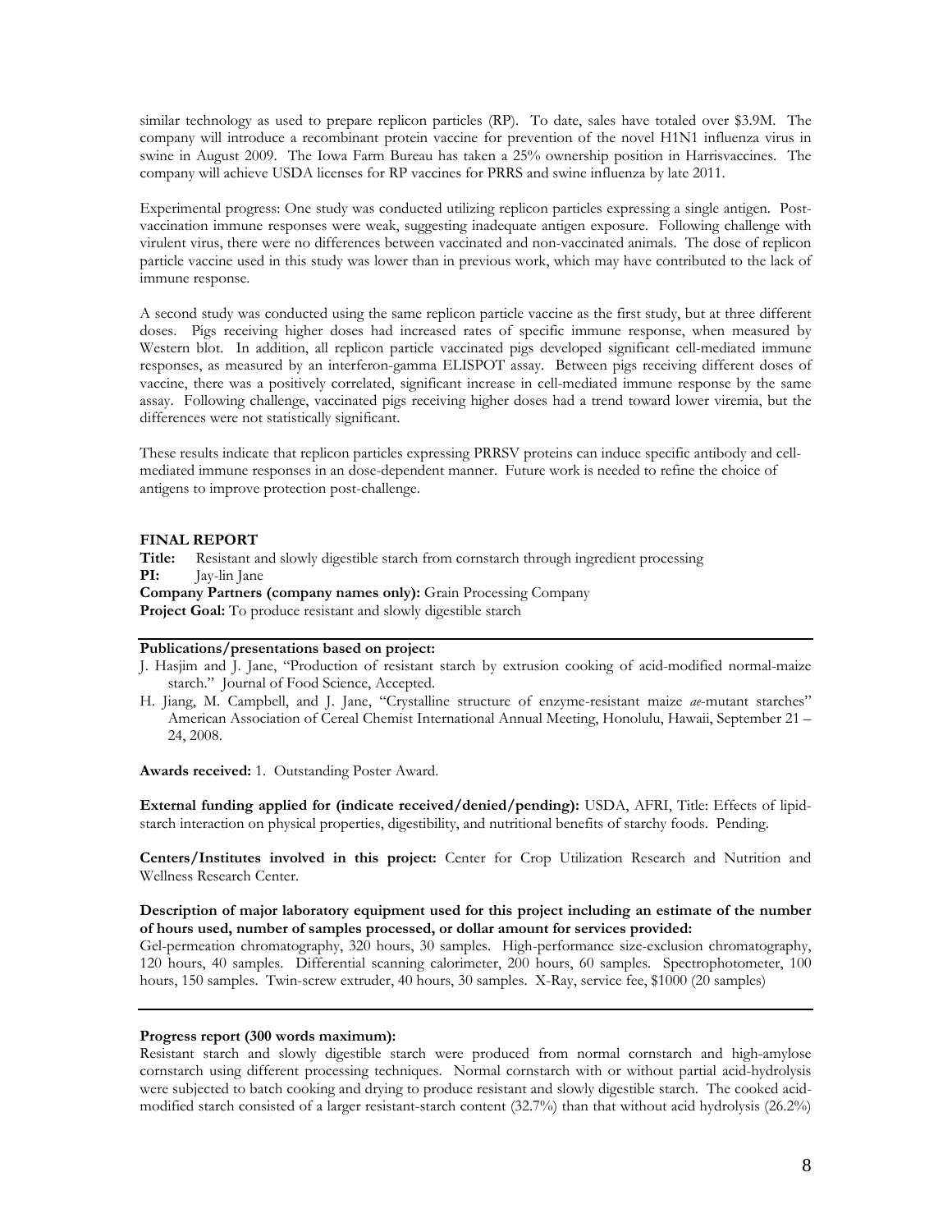similar technology as used to prepare replicon particles (RP). To date, sales have totaled over \$3.9M. The company will introduce a recombinant protein vaccine for prevention of the novel H1N1 influenza virus in swine in August 2009. The Iowa Farm Bureau has taken a 25% ownership position in Harrisvaccines. The company will achieve USDA licenses for RP vaccines for PRRS and swine influenza by late 2011.

Experimental progress: One study was conducted utilizing replicon particles expressing a single antigen. Post-vaccination immune responses were weak, suggesting inadequate antigen exposure. Following challenge with virulent virus, there were no differences between vaccinated and non-vaccinated animals. The dose of replicon particle vaccine used in this study was lower than in previous work, which may have contributed to the lack of immune response.

A second study was conducted using the same replicon particle vaccine as the first study, but at three different doses. Pigs receiving higher doses had increased rates of specific immune response, when measured by Western blot. In addition, all replicon particle vaccinated pigs developed significant cell-mediated immune responses, as measured by an interferon-gamma ELISPOT assay. Between pigs receiving different doses of vaccine, there was a positively correlated, significant increase in cell-mediated immune response by the same assay. Following challenge, vaccinated pigs receiving higher doses had a trend toward lower viremia, but the differences were not statistically significant.

These results indicate that replicon particles expressing PRRSV proteins can induce specific antibody and cell-mediated immune responses in an dose-dependent manner. Future work is needed to refine the choice of antigens to improve protection post-challenge.

**FINAL REPORT**
**Title:** Resistant and slowly digestible starch from cornstarch through ingredient processing
**PI:** Jay-lin Jane
**Company Partners (company names only):** Grain Processing Company
**Project Goal:** To produce resistant and slowly digestible starch

---

**Publications/presentations based on project:**

J. Hasjim and J. Jane, "Production of resistant starch by extrusion cooking of acid-modified normal-maize starch." Journal of Food Science, Accepted.

H. Jiang, M. Campbell, and J. Jane, "Crystalline structure of enzyme-resistant maize *ae*-mutant starches" American Association of Cereal Chemist International Annual Meeting, Honolulu, Hawaii, September 21 – 24, 2008.

**Awards received:** 1. Outstanding Poster Award.

**External funding applied for (indicate received/denied/pending):** USDA, AFRI, Title: Effects of lipid-starch interaction on physical properties, digestibility, and nutritional benefits of starchy foods. Pending.

**Centers/Institutes involved in this project:** Center for Crop Utilization Research and Nutrition and Wellness Research Center.

**Description of major laboratory equipment used for this project including an estimate of the number of hours used, number of samples processed, or dollar amount for services provided:**
Gel-permeation chromatography, 320 hours, 30 samples. High-performance size-exclusion chromatography, 120 hours, 40 samples. Differential scanning calorimeter, 200 hours, 60 samples. Spectrophotometer, 100 hours, 150 samples. Twin-screw extruder, 40 hours, 30 samples. X-Ray, service fee, \$1000 (20 samples)

---

**Progress report (300 words maximum):**
Resistant starch and slowly digestible starch were produced from normal cornstarch and high-amylose cornstarch using different processing techniques. Normal cornstarch with or without partial acid-hydrolysis were subjected to batch cooking and drying to produce resistant and slowly digestible starch. The cooked acid-modified starch consisted of a larger resistant-starch content (32.7%) than that without acid hydrolysis (26.2%)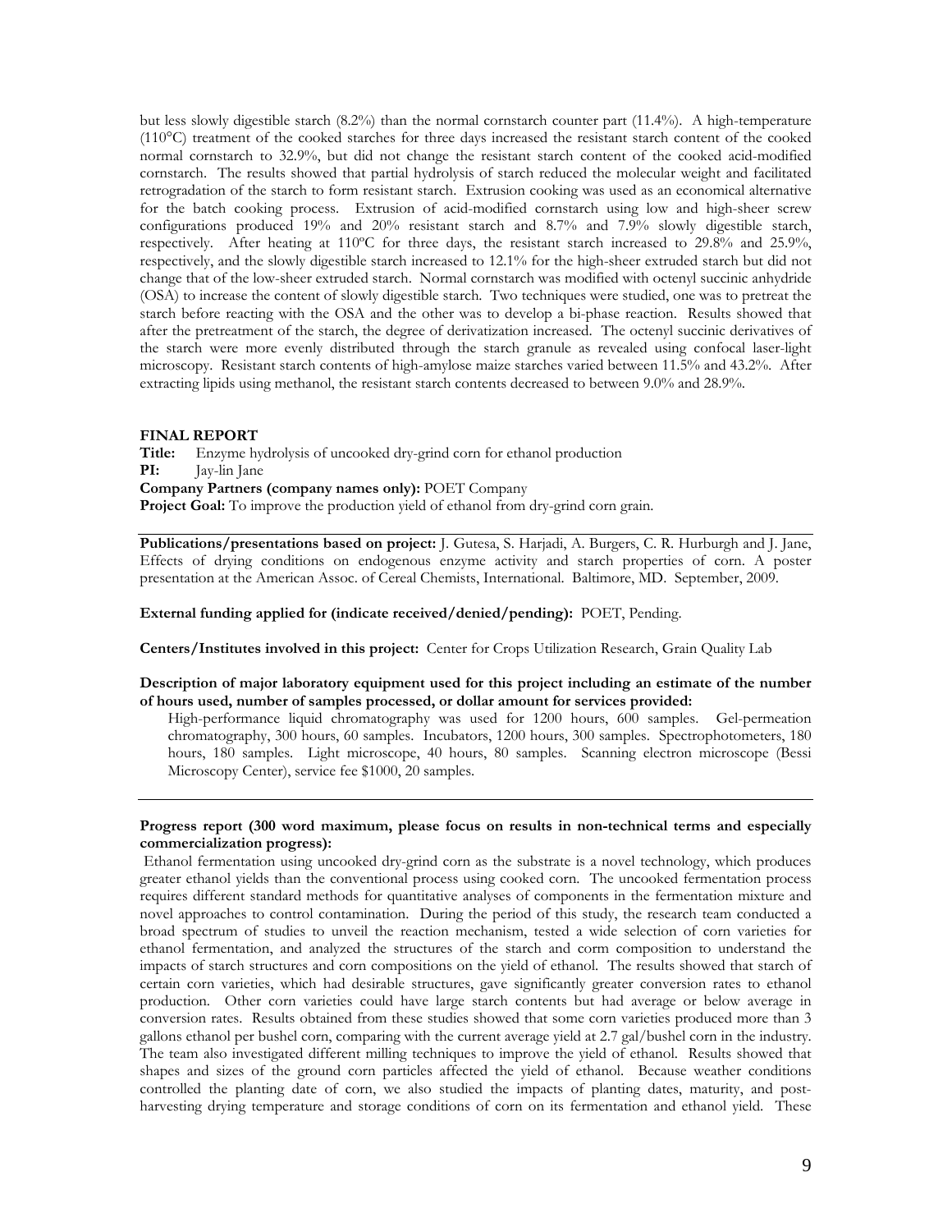but less slowly digestible starch (8.2%) than the normal cornstarch counter part (11.4%). A high-temperature (110°C) treatment of the cooked starches for three days increased the resistant starch content of the cooked normal cornstarch to 32.9%, but did not change the resistant starch content of the cooked acid-modified cornstarch. The results showed that partial hydrolysis of starch reduced the molecular weight and facilitated retrogradation of the starch to form resistant starch. Extrusion cooking was used as an economical alternative for the batch cooking process. Extrusion of acid-modified cornstarch using low and high-sheer screw configurations produced 19% and 20% resistant starch and 8.7% and 7.9% slowly digestible starch, respectively. After heating at 110ºC for three days, the resistant starch increased to 29.8% and 25.9%, respectively, and the slowly digestible starch increased to 12.1% for the high-sheer extruded starch but did not change that of the low-sheer extruded starch. Normal cornstarch was modified with octenyl succinic anhydride (OSA) to increase the content of slowly digestible starch. Two techniques were studied, one was to pretreat the starch before reacting with the OSA and the other was to develop a bi-phase reaction. Results showed that after the pretreatment of the starch, the degree of derivatization increased. The octenyl succinic derivatives of the starch were more evenly distributed through the starch granule as revealed using confocal laser-light microscopy. Resistant starch contents of high-amylose maize starches varied between 11.5% and 43.2%. After extracting lipids using methanol, the resistant starch contents decreased to between 9.0% and 28.9%.

**FINAL REPORT**
**Title:** Enzyme hydrolysis of uncooked dry-grind corn for ethanol production
**PI:** Jay-lin Jane
**Company Partners (company names only):** POET Company
**Project Goal:** To improve the production yield of ethanol from dry-grind corn grain.

**Publications/presentations based on project:** J. Gutesa, S. Harjadi, A. Burgers, C. R. Hurburgh and J. Jane, Effects of drying conditions on endogenous enzyme activity and starch properties of corn. A poster presentation at the American Assoc. of Cereal Chemists, International. Baltimore, MD. September, 2009.

**External funding applied for (indicate received/denied/pending):** POET, Pending.

**Centers/Institutes involved in this project:** Center for Crops Utilization Research, Grain Quality Lab

**Description of major laboratory equipment used for this project including an estimate of the number of hours used, number of samples processed, or dollar amount for services provided:**

High-performance liquid chromatography was used for 1200 hours, 600 samples. Gel-permeation chromatography, 300 hours, 60 samples. Incubators, 1200 hours, 300 samples. Spectrophotometers, 180 hours, 180 samples. Light microscope, 40 hours, 80 samples. Scanning electron microscope (Bessi Microscopy Center), service fee $1000, 20 samples.

**Progress report (300 word maximum, please focus on results in non-technical terms and especially commercialization progress):**

Ethanol fermentation using uncooked dry-grind corn as the substrate is a novel technology, which produces greater ethanol yields than the conventional process using cooked corn. The uncooked fermentation process requires different standard methods for quantitative analyses of components in the fermentation mixture and novel approaches to control contamination. During the period of this study, the research team conducted a broad spectrum of studies to unveil the reaction mechanism, tested a wide selection of corn varieties for ethanol fermentation, and analyzed the structures of the starch and corn composition to understand the impacts of starch structures and corn compositions on the yield of ethanol. The results showed that starch of certain corn varieties, which had desirable structures, gave significantly greater conversion rates to ethanol production. Other corn varieties could have large starch contents but had average or below average in conversion rates. Results obtained from these studies showed that some corn varieties produced more than 3 gallons ethanol per bushel corn, comparing with the current average yield at 2.7 gal/bushel corn in the industry. The team also investigated different milling techniques to improve the yield of ethanol. Results showed that shapes and sizes of the ground corn particles affected the yield of ethanol. Because weather conditions controlled the planting date of corn, we also studied the impacts of planting dates, maturity, and post-harvesting drying temperature and storage conditions of corn on its fermentation and ethanol yield. These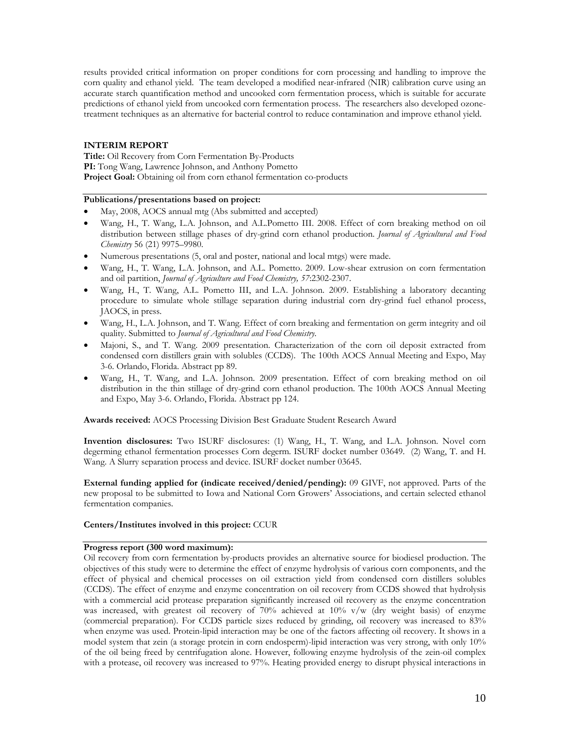results provided critical information on proper conditions for corn processing and handling to improve the corn quality and ethanol yield. The team developed a modified near-infrared (NIR) calibration curve using an accurate starch quantification method and uncooked corn fermentation process, which is suitable for accurate predictions of ethanol yield from uncooked corn fermentation process. The researchers also developed ozone-treatment techniques as an alternative for bacterial control to reduce contamination and improve ethanol yield.

### INTERIM REPORT

**Title:** Oil Recovery from Corn Fermentation By-Products
**PI:** Tong Wang, Lawrence Johnson, and Anthony Pometto
**Project Goal:** Obtaining oil from corn ethanol fermentation co-products

**Publications/presentations based on project:**

- May, 2008, AOCS annual mtg (Abs submitted and accepted)
- Wang, H., T. Wang, L.A. Johnson, and A.L.Pometto III. 2008. Effect of corn breaking method on oil distribution between stillage phases of dry-grind corn ethanol production. *Journal of Agricultural and Food Chemistry* 56 (21) 9975–9980.
- Numerous presentations (5, oral and poster, national and local mtgs) were made.
- Wang, H., T. Wang, L.A. Johnson, and A.L. Pometto. 2009. Low-shear extrusion on corn fermentation and oil partition, *Journal of Agriculture and Food Chemistry, 57*:2302-2307.
- Wang, H., T. Wang, A.L. Pometto III, and L.A. Johnson. 2009. Establishing a laboratory decanting procedure to simulate whole stillage separation during industrial corn dry-grind fuel ethanol process, JAOCS, in press.
- Wang, H., L.A. Johnson, and T. Wang. Effect of corn breaking and fermentation on germ integrity and oil quality. Submitted to *Journal of Agricultural and Food Chemistry*.
- Majoni, S., and T. Wang. 2009 presentation. Characterization of the corn oil deposit extracted from condensed corn distillers grain with solubles (CCDS). The 100th AOCS Annual Meeting and Expo, May 3-6. Orlando, Florida. Abstract pp 89.
- Wang, H., T. Wang, and L.A. Johnson. 2009 presentation. Effect of corn breaking method on oil distribution in the thin stillage of dry-grind corn ethanol production. The 100th AOCS Annual Meeting and Expo, May 3-6. Orlando, Florida. Abstract pp 124.

**Awards received:** AOCS Processing Division Best Graduate Student Research Award

**Invention disclosures:** Two ISURF disclosures: (1) Wang, H., T. Wang, and L.A. Johnson. Novel corn degerming ethanol fermentation processes Corn degerm. ISURF docket number 03649. (2) Wang, T. and H. Wang. A Slurry separation process and device. ISURF docket number 03645.

**External funding applied for (indicate received/denied/pending):** 09 GIVF, not approved. Parts of the new proposal to be submitted to Iowa and National Corn Growers' Associations, and certain selected ethanol fermentation companies.

**Centers/Institutes involved in this project:** CCUR

**Progress report (300 word maximum):**

Oil recovery from corn fermentation by-products provides an alternative source for biodiesel production. The objectives of this study were to determine the effect of enzyme hydrolysis of various corn components, and the effect of physical and chemical processes on oil extraction yield from condensed corn distillers solubles (CCDS). The effect of enzyme and enzyme concentration on oil recovery from CCDS showed that hydrolysis with a commercial acid protease preparation significantly increased oil recovery as the enzyme concentration was increased, with greatest oil recovery of 70% achieved at 10% v/w (dry weight basis) of enzyme (commercial preparation). For CCDS particle sizes reduced by grinding, oil recovery was increased to 83% when enzyme was used. Protein-lipid interaction may be one of the factors affecting oil recovery. It shows in a model system that zein (a storage protein in corn endosperm)-lipid interaction was very strong, with only 10% of the oil being freed by centrifugation alone. However, following enzyme hydrolysis of the zein-oil complex with a protease, oil recovery was increased to 97%. Heating provided energy to disrupt physical interactions in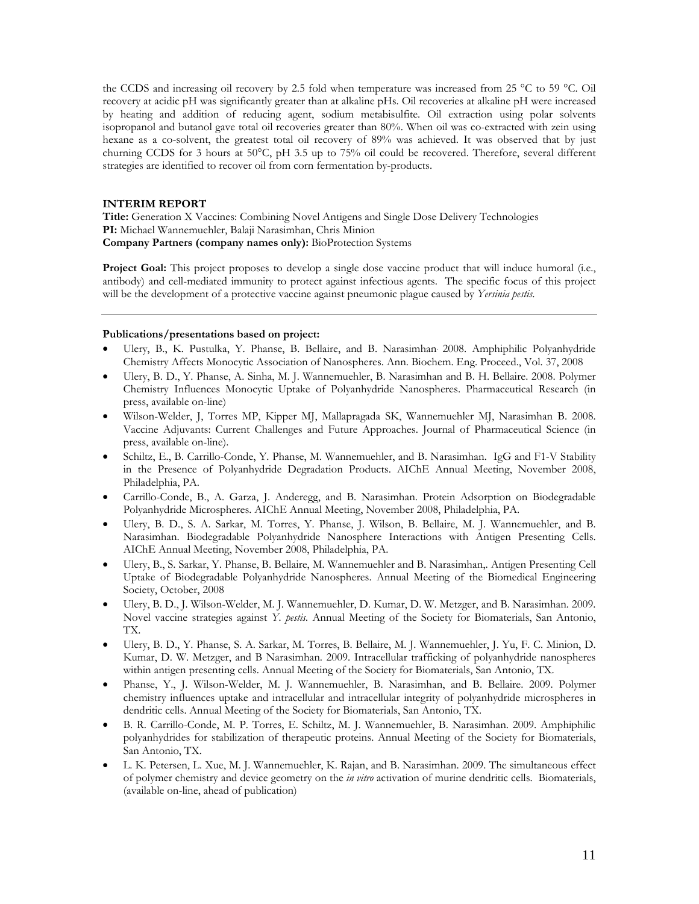the CCDS and increasing oil recovery by 2.5 fold when temperature was increased from 25 °C to 59 °C. Oil recovery at acidic pH was significantly greater than at alkaline pHs. Oil recoveries at alkaline pH were increased by heating and addition of reducing agent, sodium metabisulfite. Oil extraction using polar solvents isopropanol and butanol gave total oil recoveries greater than 80%. When oil was co-extracted with zein using hexane as a co-solvent, the greatest total oil recovery of 89% was achieved. It was observed that by just churning CCDS for 3 hours at 50°C, pH 3.5 up to 75% oil could be recovered. Therefore, several different strategies are identified to recover oil from corn fermentation by-products.

**INTERIM REPORT**

**Title:** Generation X Vaccines: Combining Novel Antigens and Single Dose Delivery Technologies
**PI:** Michael Wannemuehler, Balaji Narasimhan, Chris Minion
**Company Partners (company names only):** BioProtection Systems

**Project Goal:** This project proposes to develop a single dose vaccine product that will induce humoral (i.e., antibody) and cell-mediated immunity to protect against infectious agents. The specific focus of this project will be the development of a protective vaccine against pneumonic plague caused by *Yersinia pestis*.

---

**Publications/presentations based on project:**

- Ulery, B., K. Pustulka, Y. Phanse, B. Bellaire, and B. Narasimhan. 2008. Amphiphilic Polyanhydride Chemistry Affects Monocytic Association of Nanospheres. Ann. Biochem. Eng. Proceed., Vol. 37, 2008
- Ulery, B. D., Y. Phanse, A. Sinha, M. J. Wannemuehler, B. Narasimhan and B. H. Bellaire. 2008. Polymer Chemistry Influences Monocytic Uptake of Polyanhydride Nanospheres. Pharmaceutical Research (in press, available on-line)
- Wilson-Welder, J, Torres MP, Kipper MJ, Mallapragada SK, Wannemuehler MJ, Narasimhan B. 2008. Vaccine Adjuvants: Current Challenges and Future Approaches. Journal of Pharmaceutical Science (in press, available on-line).
- Schiltz, E., B. Carrillo-Conde, Y. Phanse, M. Wannemuehler, and B. Narasimhan. IgG and F1-V Stability in the Presence of Polyanhydride Degradation Products. AIChE Annual Meeting, November 2008, Philadelphia, PA.
- Carrillo-Conde, B., A. Garza, J. Anderegg, and B. Narasimhan. Protein Adsorption on Biodegradable Polyanhydride Microspheres. AIChE Annual Meeting, November 2008, Philadelphia, PA.
- Ulery, B. D., S. A. Sarkar, M. Torres, Y. Phanse, J. Wilson, B. Bellaire, M. J. Wannemuehler, and B. Narasimhan. Biodegradable Polyanhydride Nanosphere Interactions with Antigen Presenting Cells. AIChE Annual Meeting, November 2008, Philadelphia, PA.
- Ulery, B., S. Sarkar, Y. Phanse, B. Bellaire, M. Wannemuehler and B. Narasimhan,. Antigen Presenting Cell Uptake of Biodegradable Polyanhydride Nanospheres. Annual Meeting of the Biomedical Engineering Society, October, 2008
- Ulery, B. D., J. Wilson-Welder, M. J. Wannemuehler, D. Kumar, D. W. Metzger, and B. Narasimhan. 2009. Novel vaccine strategies against *Y. pestis*. Annual Meeting of the Society for Biomaterials, San Antonio, TX.
- Ulery, B. D., Y. Phanse, S. A. Sarkar, M. Torres, B. Bellaire, M. J. Wannemuehler, J. Yu, F. C. Minion, D. Kumar, D. W. Metzger, and B Narasimhan. 2009. Intracellular trafficking of polyanhydride nanospheres within antigen presenting cells. Annual Meeting of the Society for Biomaterials, San Antonio, TX.
- Phanse, Y., J. Wilson-Welder, M. J. Wannemuehler, B. Narasimhan, and B. Bellaire. 2009. Polymer chemistry influences uptake and intracellular and intracellular integrity of polyanhydride microspheres in dendritic cells. Annual Meeting of the Society for Biomaterials, San Antonio, TX.
- B. R. Carrillo-Conde, M. P. Torres, E. Schiltz, M. J. Wannemuehler, B. Narasimhan. 2009. Amphiphilic polyanhydrides for stabilization of therapeutic proteins. Annual Meeting of the Society for Biomaterials, San Antonio, TX.
- L. K. Petersen, L. Xue, M. J. Wannemuehler, K. Rajan, and B. Narasimhan. 2009. The simultaneous effect of polymer chemistry and device geometry on the *in vitro* activation of murine dendritic cells. Biomaterials, (available on-line, ahead of publication)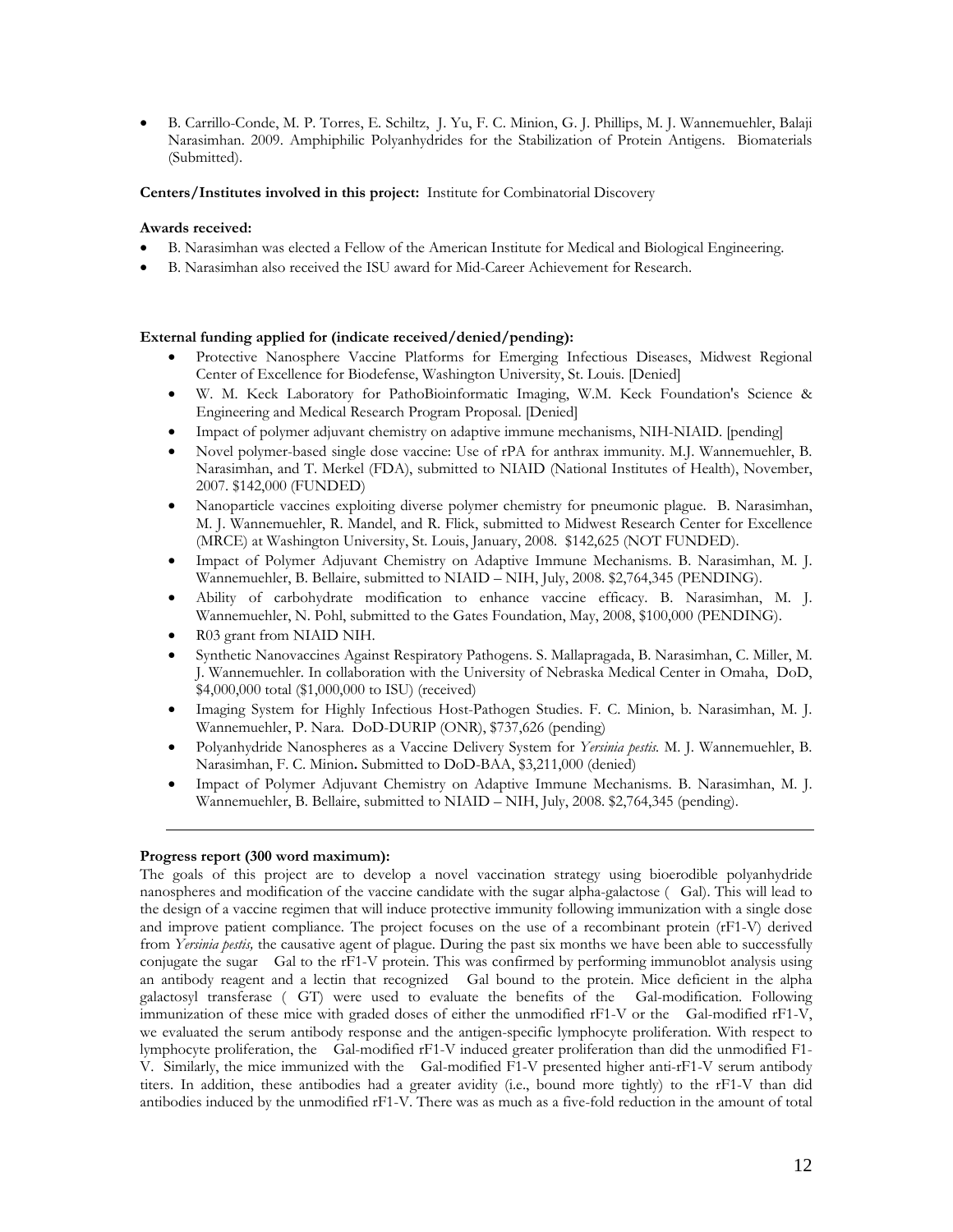- B. Carrillo-Conde, M. P. Torres, E. Schiltz, J. Yu, F. C. Minion, G. J. Phillips, M. J. Wannemuehler, Balaji Narasimhan. 2009. Amphiphilic Polyanhydrides for the Stabilization of Protein Antigens. Biomaterials (Submitted).

**Centers/Institutes involved in this project:** Institute for Combinatorial Discovery

**Awards received:**

- B. Narasimhan was elected a Fellow of the American Institute for Medical and Biological Engineering.
- B. Narasimhan also received the ISU award for Mid-Career Achievement for Research.

**External funding applied for (indicate received/denied/pending):**

- Protective Nanosphere Vaccine Platforms for Emerging Infectious Diseases, Midwest Regional Center of Excellence for Biodefense, Washington University, St. Louis. [Denied]
- W. M. Keck Laboratory for PathoBioinformatic Imaging, W.M. Keck Foundation's Science & Engineering and Medical Research Program Proposal. [Denied]
- Impact of polymer adjuvant chemistry on adaptive immune mechanisms, NIH-NIAID. [pending]
- Novel polymer-based single dose vaccine: Use of rPA for anthrax immunity. M.J. Wannemuehler, B. Narasimhan, and T. Merkel (FDA), submitted to NIAID (National Institutes of Health), November, 2007. $142,000 (FUNDED)
- Nanoparticle vaccines exploiting diverse polymer chemistry for pneumonic plague. B. Narasimhan, M. J. Wannemuehler, R. Mandel, and R. Flick, submitted to Midwest Research Center for Excellence (MRCE) at Washington University, St. Louis, January, 2008. $142,625 (NOT FUNDED).
- Impact of Polymer Adjuvant Chemistry on Adaptive Immune Mechanisms. B. Narasimhan, M. J. Wannemuehler, B. Bellaire, submitted to NIAID – NIH, July, 2008. $2,764,345 (PENDING).
- Ability of carbohydrate modification to enhance vaccine efficacy. B. Narasimhan, M. J. Wannemuehler, N. Pohl, submitted to the Gates Foundation, May, 2008, $100,000 (PENDING).
- R03 grant from NIAID NIH.
- Synthetic Nanovaccines Against Respiratory Pathogens. S. Mallapragada, B. Narasimhan, C. Miller, M. J. Wannemuehler. In collaboration with the University of Nebraska Medical Center in Omaha, DoD, $4,000,000 total ($1,000,000 to ISU) (received)
- Imaging System for Highly Infectious Host-Pathogen Studies. F. C. Minion, b. Narasimhan, M. J. Wannemuehler, P. Nara. DoD-DURIP (ONR), $737,626 (pending)
- Polyanhydride Nanospheres as a Vaccine Delivery System for *Yersinia pestis*. M. J. Wannemuehler, B. Narasimhan, F. C. Minion**.** Submitted to DoD-BAA, $3,211,000 (denied)
- Impact of Polymer Adjuvant Chemistry on Adaptive Immune Mechanisms. B. Narasimhan, M. J. Wannemuehler, B. Bellaire, submitted to NIAID – NIH, July, 2008. $2,764,345 (pending).

---

**Progress report (300 word maximum):**

The goals of this project are to develop a novel vaccination strategy using bioerodible polyanhydride nanospheres and modification of the vaccine candidate with the sugar alpha-galactose ( Gal). This will lead to the design of a vaccine regimen that will induce protective immunity following immunization with a single dose and improve patient compliance. The project focuses on the use of a recombinant protein (rF1-V) derived from *Yersinia pestis,* the causative agent of plague. During the past six months we have been able to successfully conjugate the sugar Gal to the rF1-V protein. This was confirmed by performing immunoblot analysis using an antibody reagent and a lectin that recognized Gal bound to the protein. Mice deficient in the alpha galactosyl transferase ( GT) were used to evaluate the benefits of the Gal-modification. Following immunization of these mice with graded doses of either the unmodified rF1-V or the Gal-modified rF1-V, we evaluated the serum antibody response and the antigen-specific lymphocyte proliferation. With respect to lymphocyte proliferation, the Gal-modified rF1-V induced greater proliferation than did the unmodified F1-V. Similarly, the mice immunized with the Gal-modified F1-V presented higher anti-rF1-V serum antibody titers. In addition, these antibodies had a greater avidity (i.e., bound more tightly) to the rF1-V than did antibodies induced by the unmodified rF1-V. There was as much as a five-fold reduction in the amount of total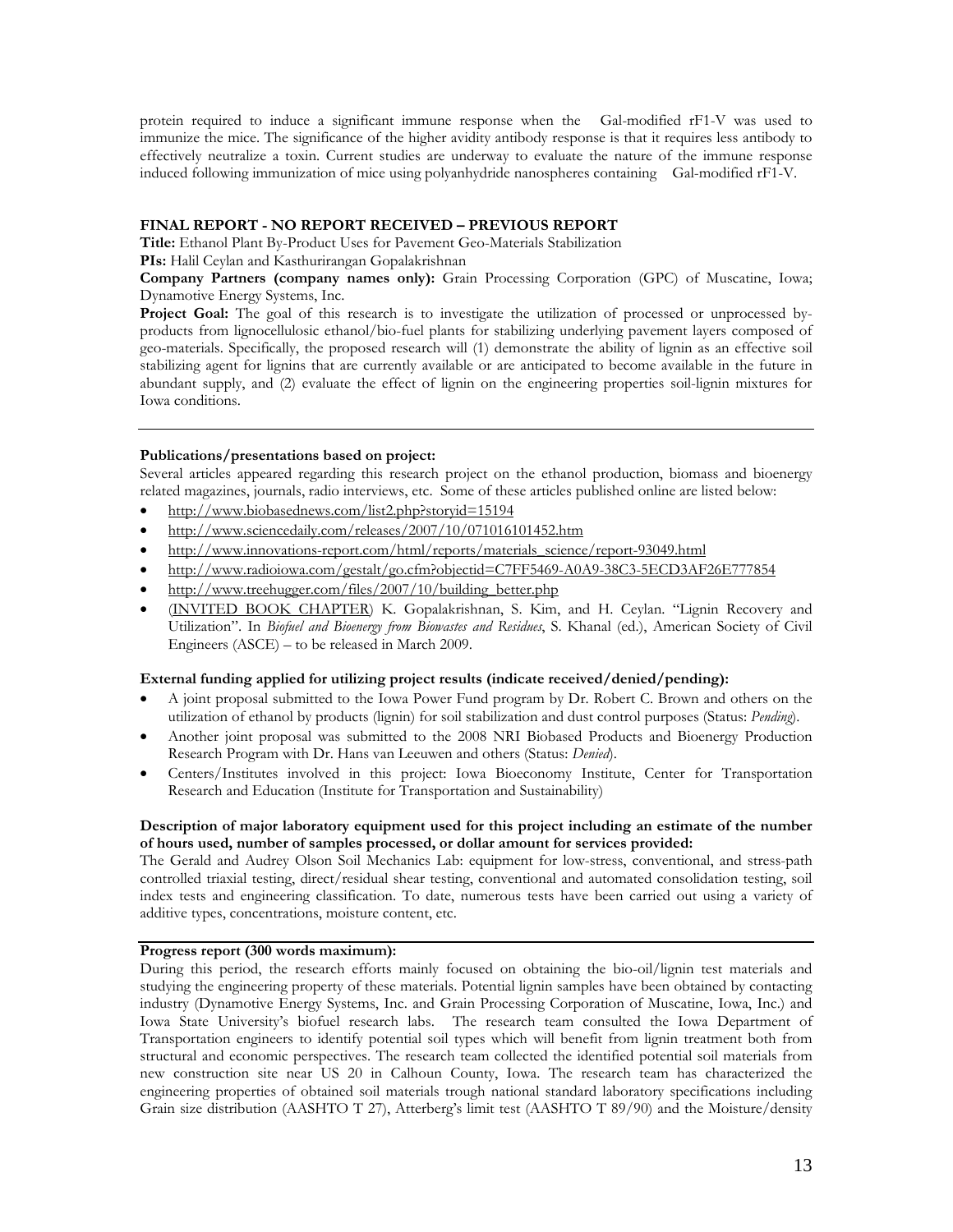protein required to induce a significant immune response when the Gal-modified rF1-V was used to immunize the mice. The significance of the higher avidity antibody response is that it requires less antibody to effectively neutralize a toxin. Current studies are underway to evaluate the nature of the immune response induced following immunization of mice using polyanhydride nanospheres containing Gal-modified rF1-V.

**FINAL REPORT - NO REPORT RECEIVED – PREVIOUS REPORT**

**Title:** Ethanol Plant By-Product Uses for Pavement Geo-Materials Stabilization

**PIs:** Halil Ceylan and Kasthurirangan Gopalakrishnan

**Company Partners (company names only):** Grain Processing Corporation (GPC) of Muscatine, Iowa; Dynamotive Energy Systems, Inc.

**Project Goal:** The goal of this research is to investigate the utilization of processed or unprocessed by-products from lignocellulosic ethanol/bio-fuel plants for stabilizing underlying pavement layers composed of geo-materials. Specifically, the proposed research will (1) demonstrate the ability of lignin as an effective soil stabilizing agent for lignins that are currently available or are anticipated to become available in the future in abundant supply, and (2) evaluate the effect of lignin on the engineering properties soil-lignin mixtures for Iowa conditions.

---

**Publications/presentations based on project:**

Several articles appeared regarding this research project on the ethanol production, biomass and bioenergy related magazines, journals, radio interviews, etc. Some of these articles published online are listed below:

- http://www.biobasednews.com/list2.php?storyid=15194
- http://www.sciencedaily.com/releases/2007/10/071016101452.htm
- http://www.innovations-report.com/html/reports/materials_science/report-93049.html
- http://www.radioiowa.com/gestalt/go.cfm?objectid=C7FF5469-A0A9-38C3-5ECD3AF26E777854
- http://www.treehugger.com/files/2007/10/building_better.php
- (INVITED BOOK CHAPTER) K. Gopalakrishnan, S. Kim, and H. Ceylan. "Lignin Recovery and Utilization". In *Biofuel and Bioenergy from Biowastes and Residues*, S. Khanal (ed.), American Society of Civil Engineers (ASCE) – to be released in March 2009.

**External funding applied for utilizing project results (indicate received/denied/pending):**

- A joint proposal submitted to the Iowa Power Fund program by Dr. Robert C. Brown and others on the utilization of ethanol by products (lignin) for soil stabilization and dust control purposes (Status: *Pending*).
- Another joint proposal was submitted to the 2008 NRI Biobased Products and Bioenergy Production Research Program with Dr. Hans van Leeuwen and others (Status: *Denied*).
- Centers/Institutes involved in this project: Iowa Bioeconomy Institute, Center for Transportation Research and Education (Institute for Transportation and Sustainability)

**Description of major laboratory equipment used for this project including an estimate of the number of hours used, number of samples processed, or dollar amount for services provided:**

The Gerald and Audrey Olson Soil Mechanics Lab: equipment for low-stress, conventional, and stress-path controlled triaxial testing, direct/residual shear testing, conventional and automated consolidation testing, soil index tests and engineering classification. To date, numerous tests have been carried out using a variety of additive types, concentrations, moisture content, etc.

---

**Progress report (300 words maximum):**

During this period, the research efforts mainly focused on obtaining the bio-oil/lignin test materials and studying the engineering property of these materials. Potential lignin samples have been obtained by contacting industry (Dynamotive Energy Systems, Inc. and Grain Processing Corporation of Muscatine, Iowa, Inc.) and Iowa State University's biofuel research labs. The research team consulted the Iowa Department of Transportation engineers to identify potential soil types which will benefit from lignin treatment both from structural and economic perspectives. The research team collected the identified potential soil materials from new construction site near US 20 in Calhoun County, Iowa. The research team has characterized the engineering properties of obtained soil materials trough national standard laboratory specifications including Grain size distribution (AASHTO T 27), Atterberg's limit test (AASHTO T 89/90) and the Moisture/density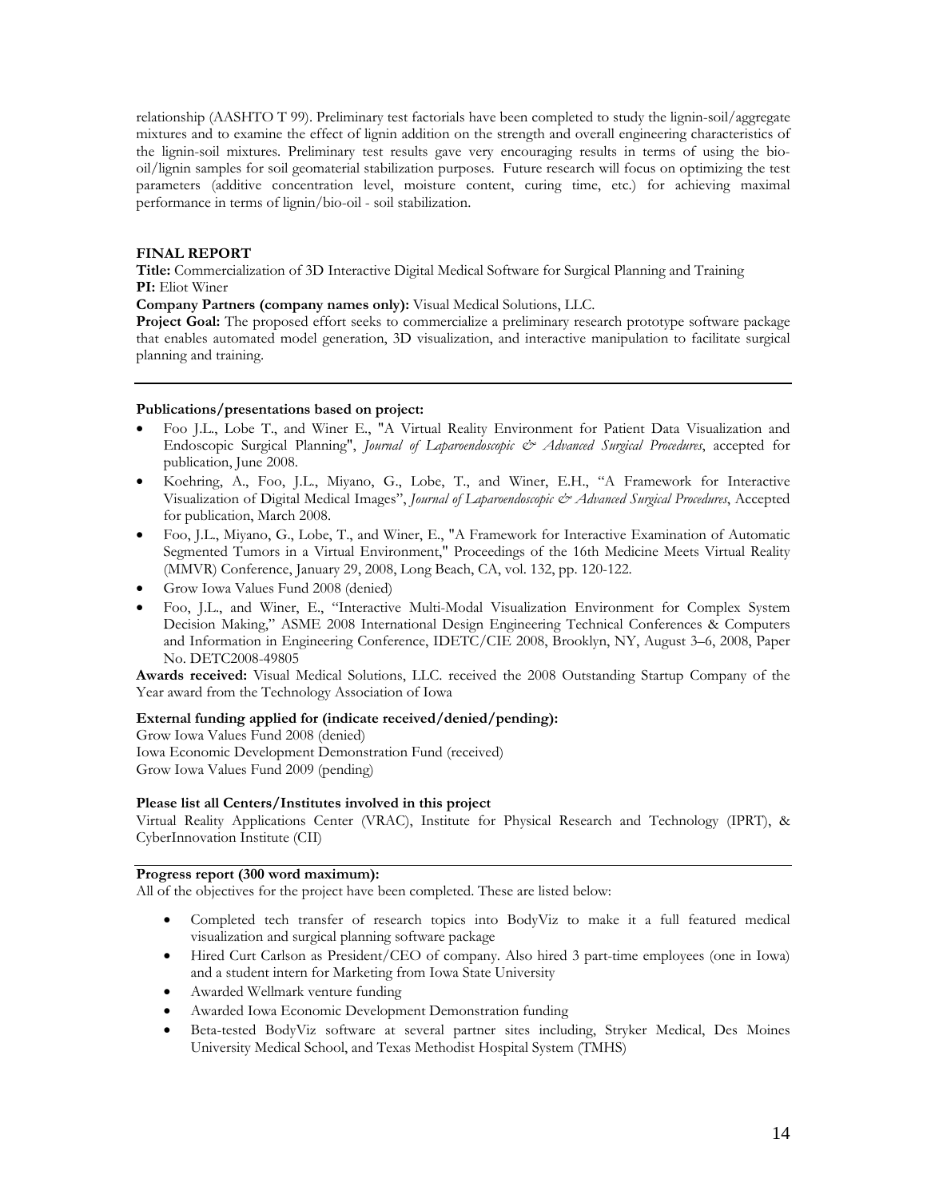relationship (AASHTO T 99). Preliminary test factorials have been completed to study the lignin-soil/aggregate mixtures and to examine the effect of lignin addition on the strength and overall engineering characteristics of the lignin-soil mixtures. Preliminary test results gave very encouraging results in terms of using the bio-oil/lignin samples for soil geomaterial stabilization purposes. Future research will focus on optimizing the test parameters (additive concentration level, moisture content, curing time, etc.) for achieving maximal performance in terms of lignin/bio-oil - soil stabilization.

**FINAL REPORT**

**Title:** Commercialization of 3D Interactive Digital Medical Software for Surgical Planning and Training

**PI:** Eliot Winer

**Company Partners (company names only):** Visual Medical Solutions, LLC.

**Project Goal:** The proposed effort seeks to commercialize a preliminary research prototype software package that enables automated model generation, 3D visualization, and interactive manipulation to facilitate surgical planning and training.

---

**Publications/presentations based on project:**

- Foo J.L., Lobe T., and Winer E., "A Virtual Reality Environment for Patient Data Visualization and Endoscopic Surgical Planning", *Journal of Laparoendoscopic & Advanced Surgical Procedures*, accepted for publication, June 2008.
- Koehring, A., Foo, J.L., Miyano, G., Lobe, T., and Winer, E.H., "A Framework for Interactive Visualization of Digital Medical Images", *Journal of Laparoendoscopic & Advanced Surgical Procedures*, Accepted for publication, March 2008.
- Foo, J.L., Miyano, G., Lobe, T., and Winer, E., "A Framework for Interactive Examination of Automatic Segmented Tumors in a Virtual Environment," Proceedings of the 16th Medicine Meets Virtual Reality (MMVR) Conference, January 29, 2008, Long Beach, CA, vol. 132, pp. 120-122.
- Grow Iowa Values Fund 2008 (denied)
- Foo, J.L., and Winer, E., "Interactive Multi-Modal Visualization Environment for Complex System Decision Making," ASME 2008 International Design Engineering Technical Conferences & Computers and Information in Engineering Conference, IDETC/CIE 2008, Brooklyn, NY, August 3–6, 2008, Paper No. DETC2008-49805

**Awards received:** Visual Medical Solutions, LLC. received the 2008 Outstanding Startup Company of the Year award from the Technology Association of Iowa

**External funding applied for (indicate received/denied/pending):**

Grow Iowa Values Fund 2008 (denied)
Iowa Economic Development Demonstration Fund (received)
Grow Iowa Values Fund 2009 (pending)

**Please list all Centers/Institutes involved in this project**

Virtual Reality Applications Center (VRAC), Institute for Physical Research and Technology (IPRT), & CyberInnovation Institute (CII)

---

**Progress report (300 word maximum):**

All of the objectives for the project have been completed. These are listed below:

- Completed tech transfer of research topics into BodyViz to make it a full featured medical visualization and surgical planning software package
- Hired Curt Carlson as President/CEO of company. Also hired 3 part-time employees (one in Iowa) and a student intern for Marketing from Iowa State University
- Awarded Wellmark venture funding
- Awarded Iowa Economic Development Demonstration funding
- Beta-tested BodyViz software at several partner sites including, Stryker Medical, Des Moines University Medical School, and Texas Methodist Hospital System (TMHS)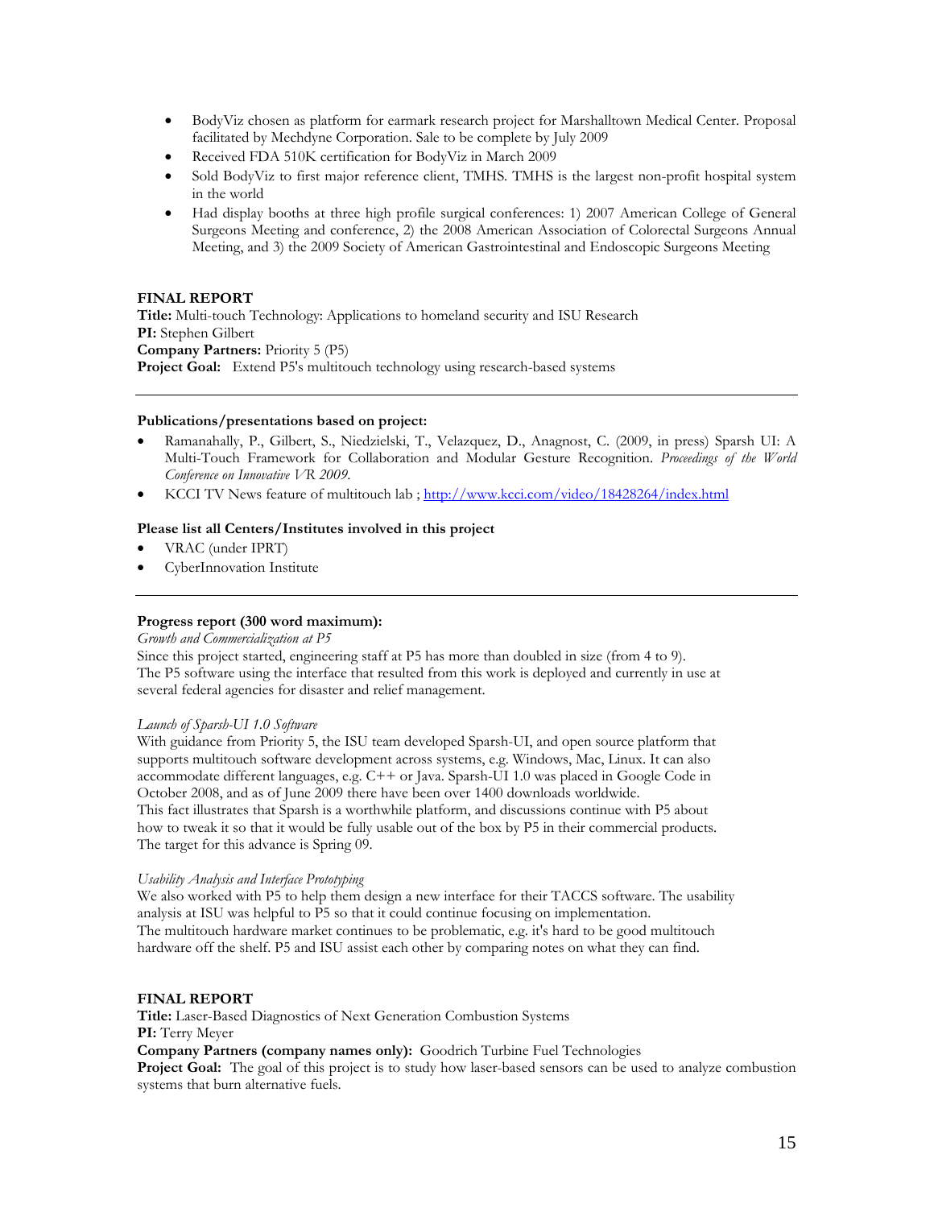- BodyViz chosen as platform for earmark research project for Marshalltown Medical Center. Proposal facilitated by Mechdyne Corporation. Sale to be complete by July 2009
- Received FDA 510K certification for BodyViz in March 2009
- Sold BodyViz to first major reference client, TMHS. TMHS is the largest non-profit hospital system in the world
- Had display booths at three high profile surgical conferences: 1) 2007 American College of General Surgeons Meeting and conference, 2) the 2008 American Association of Colorectal Surgeons Annual Meeting, and 3) the 2009 Society of American Gastrointestinal and Endoscopic Surgeons Meeting

**FINAL REPORT**
**Title:** Multi-touch Technology: Applications to homeland security and ISU Research
**PI:** Stephen Gilbert
**Company Partners:** Priority 5 (P5)
**Project Goal:** Extend P5's multitouch technology using research-based systems

---

**Publications/presentations based on project:**

- Ramanahally, P., Gilbert, S., Niedzielski, T., Velazquez, D., Anagnost, C. (2009, in press) Sparsh UI: A Multi-Touch Framework for Collaboration and Modular Gesture Recognition. *Proceedings of the World Conference on Innovative VR 2009.*
- KCCI TV News feature of multitouch lab ; http://www.kcci.com/video/18428264/index.html

**Please list all Centers/Institutes involved in this project**

- VRAC (under IPRT)
- CyberInnovation Institute

---

**Progress report (300 word maximum):**

*Growth and Commercialization at P5*
Since this project started, engineering staff at P5 has more than doubled in size (from 4 to 9). The P5 software using the interface that resulted from this work is deployed and currently in use at several federal agencies for disaster and relief management.

*Launch of Sparsh-UI 1.0 Software*
With guidance from Priority 5, the ISU team developed Sparsh-UI, and open source platform that supports multitouch software development across systems, e.g. Windows, Mac, Linux. It can also accommodate different languages, e.g. C++ or Java. Sparsh-UI 1.0 was placed in Google Code in October 2008, and as of June 2009 there have been over 1400 downloads worldwide.
This fact illustrates that Sparsh is a worthwhile platform, and discussions continue with P5 about how to tweak it so that it would be fully usable out of the box by P5 in their commercial products. The target for this advance is Spring 09.

*Usability Analysis and Interface Prototyping*
We also worked with P5 to help them design a new interface for their TACCS software. The usability analysis at ISU was helpful to P5 so that it could continue focusing on implementation.
The multitouch hardware market continues to be problematic, e.g. it's hard to be good multitouch hardware off the shelf. P5 and ISU assist each other by comparing notes on what they can find.

**FINAL REPORT**
**Title:** Laser-Based Diagnostics of Next Generation Combustion Systems
**PI:** Terry Meyer
**Company Partners (company names only):** Goodrich Turbine Fuel Technologies
**Project Goal:** The goal of this project is to study how laser-based sensors can be used to analyze combustion systems that burn alternative fuels.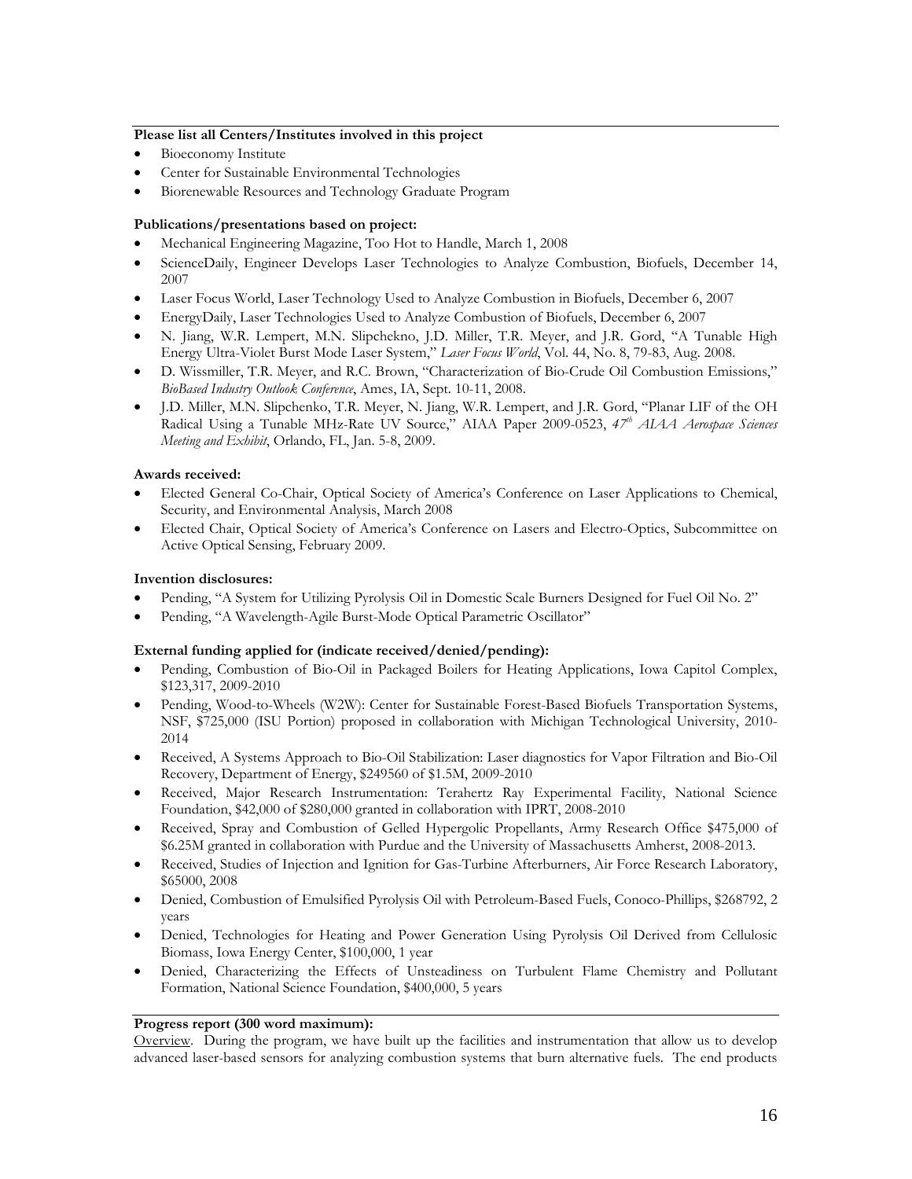**Please list all Centers/Institutes involved in this project**

- Bioeconomy Institute
- Center for Sustainable Environmental Technologies
- Biorenewable Resources and Technology Graduate Program

**Publications/presentations based on project:**

- Mechanical Engineering Magazine, Too Hot to Handle, March 1, 2008
- ScienceDaily, Engineer Develops Laser Technologies to Analyze Combustion, Biofuels, December 14, 2007
- Laser Focus World, Laser Technology Used to Analyze Combustion in Biofuels, December 6, 2007
- EnergyDaily, Laser Technologies Used to Analyze Combustion of Biofuels, December 6, 2007
- N. Jiang, W.R. Lempert, M.N. Slipchekno, J.D. Miller, T.R. Meyer, and J.R. Gord, "A Tunable High Energy Ultra-Violet Burst Mode Laser System," *Laser Focus World*, Vol. 44, No. 8, 79-83, Aug. 2008.
- D. Wissmiller, T.R. Meyer, and R.C. Brown, "Characterization of Bio-Crude Oil Combustion Emissions," *BioBased Industry Outlook Conference*, Ames, IA, Sept. 10-11, 2008.
- J.D. Miller, M.N. Slipchenko, T.R. Meyer, N. Jiang, W.R. Lempert, and J.R. Gord, "Planar LIF of the OH Radical Using a Tunable MHz-Rate UV Source," AIAA Paper 2009-0523, *47th AIAA Aerospace Sciences Meeting and Exhibit*, Orlando, FL, Jan. 5-8, 2009.

**Awards received:**

- Elected General Co-Chair, Optical Society of America's Conference on Laser Applications to Chemical, Security, and Environmental Analysis, March 2008
- Elected Chair, Optical Society of America's Conference on Lasers and Electro-Optics, Subcommittee on Active Optical Sensing, February 2009.

**Invention disclosures:**

- Pending, "A System for Utilizing Pyrolysis Oil in Domestic Scale Burners Designed for Fuel Oil No. 2"
- Pending, "A Wavelength-Agile Burst-Mode Optical Parametric Oscillator"

**External funding applied for (indicate received/denied/pending):**

- Pending, Combustion of Bio-Oil in Packaged Boilers for Heating Applications, Iowa Capitol Complex, $123,317, 2009-2010
- Pending, Wood-to-Wheels (W2W): Center for Sustainable Forest-Based Biofuels Transportation Systems, NSF, $725,000 (ISU Portion) proposed in collaboration with Michigan Technological University, 2010-2014
- Received, A Systems Approach to Bio-Oil Stabilization: Laser diagnostics for Vapor Filtration and Bio-Oil Recovery, Department of Energy, $249560 of $1.5M, 2009-2010
- Received, Major Research Instrumentation: Terahertz Ray Experimental Facility, National Science Foundation, $42,000 of $280,000 granted in collaboration with IPRT, 2008-2010
- Received, Spray and Combustion of Gelled Hypergolic Propellants, Army Research Office $475,000 of $6.25M granted in collaboration with Purdue and the University of Massachusetts Amherst, 2008-2013.
- Received, Studies of Injection and Ignition for Gas-Turbine Afterburners, Air Force Research Laboratory, $65000, 2008
- Denied, Combustion of Emulsified Pyrolysis Oil with Petroleum-Based Fuels, Conoco-Phillips, $268792, 2 years
- Denied, Technologies for Heating and Power Generation Using Pyrolysis Oil Derived from Cellulosic Biomass, Iowa Energy Center, $100,000, 1 year
- Denied, Characterizing the Effects of Unsteadiness on Turbulent Flame Chemistry and Pollutant Formation, National Science Foundation, $400,000, 5 years

**Progress report (300 word maximum):**

Overview. During the program, we have built up the facilities and instrumentation that allow us to develop advanced laser-based sensors for analyzing combustion systems that burn alternative fuels. The end products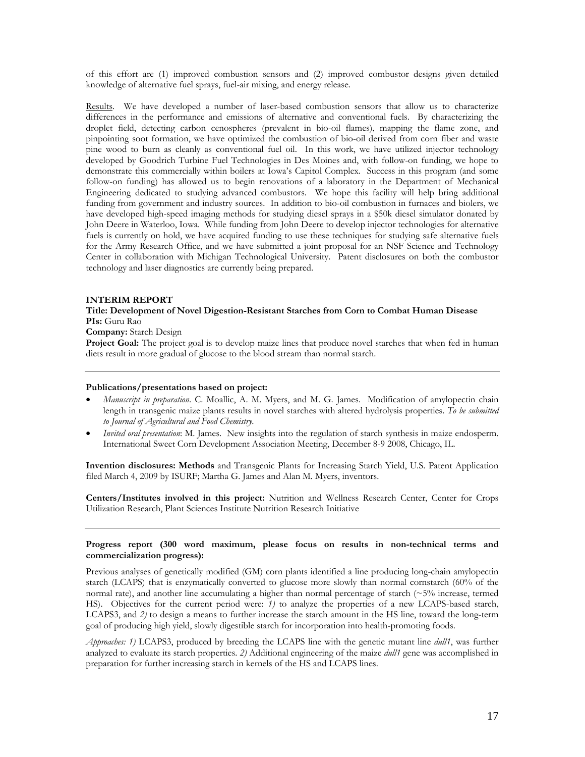of this effort are (1) improved combustion sensors and (2) improved combustor designs given detailed knowledge of alternative fuel sprays, fuel-air mixing, and energy release.

Results. We have developed a number of laser-based combustion sensors that allow us to characterize differences in the performance and emissions of alternative and conventional fuels. By characterizing the droplet field, detecting carbon cenospheres (prevalent in bio-oil flames), mapping the flame zone, and pinpointing soot formation, we have optimized the combustion of bio-oil derived from corn fiber and waste pine wood to burn as cleanly as conventional fuel oil. In this work, we have utilized injector technology developed by Goodrich Turbine Fuel Technologies in Des Moines and, with follow-on funding, we hope to demonstrate this commercially within boilers at Iowa's Capitol Complex. Success in this program (and some follow-on funding) has allowed us to begin renovations of a laboratory in the Department of Mechanical Engineering dedicated to studying advanced combustors. We hope this facility will help bring additional funding from government and industry sources. In addition to bio-oil combustion in furnaces and biolers, we have developed high-speed imaging methods for studying diesel sprays in a $50k diesel simulator donated by John Deere in Waterloo, Iowa. While funding from John Deere to develop injector technologies for alternative fuels is currently on hold, we have acquired funding to use these techniques for studying safe alternative fuels for the Army Research Office, and we have submitted a joint proposal for an NSF Science and Technology Center in collaboration with Michigan Technological University. Patent disclosures on both the combustor technology and laser diagnostics are currently being prepared.

**INTERIM REPORT**

**Title: Development of Novel Digestion-Resistant Starches from Corn to Combat Human Disease**

**PIs:** Guru Rao

**Company:** Starch Design

**Project Goal:** The project goal is to develop maize lines that produce novel starches that when fed in human diets result in more gradual of glucose to the blood stream than normal starch.

---

**Publications/presentations based on project:**

- *Manuscript in preparation*. C. Moallic, A. M. Myers, and M. G. James. Modification of amylopectin chain length in transgenic maize plants results in novel starches with altered hydrolysis properties. *To be submitted to Journal of Agricultural and Food Chemistry.*
- *Invited oral presentation*: M. James. New insights into the regulation of starch synthesis in maize endosperm. International Sweet Corn Development Association Meeting, December 8-9 2008, Chicago, IL.

**Invention disclosures: Methods** and Transgenic Plants for Increasing Starch Yield, U.S. Patent Application filed March 4, 2009 by ISURF; Martha G. James and Alan M. Myers, inventors.

**Centers/Institutes involved in this project:** Nutrition and Wellness Research Center, Center for Crops Utilization Research, Plant Sciences Institute Nutrition Research Initiative

---

**Progress report (300 word maximum, please focus on results in non-technical terms and commercialization progress):**

Previous analyses of genetically modified (GM) corn plants identified a line producing long-chain amylopectin starch (LCAPS) that is enzymatically converted to glucose more slowly than normal cornstarch (60% of the normal rate), and another line accumulating a higher than normal percentage of starch (~5% increase, termed HS). Objectives for the current period were: *1)* to analyze the properties of a new LCAPS-based starch, LCAPS3, and *2)* to design a means to further increase the starch amount in the HS line, toward the long-term goal of producing high yield, slowly digestible starch for incorporation into health-promoting foods.

*Approaches: 1)* LCAPS3, produced by breeding the LCAPS line with the genetic mutant line *dull1*, was further analyzed to evaluate its starch properties. *2)* Additional engineering of the maize *dull1* gene was accomplished in preparation for further increasing starch in kernels of the HS and LCAPS lines.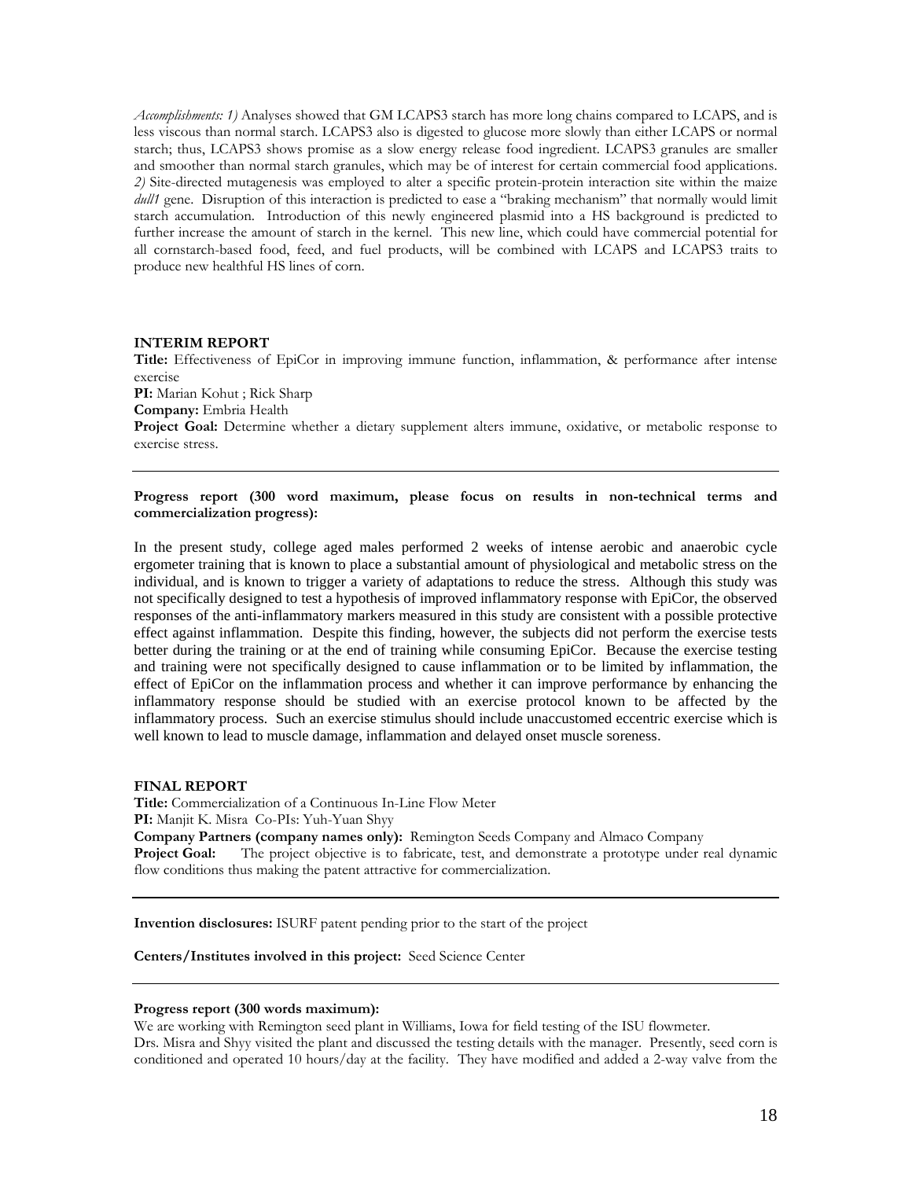*Accomplishments: 1)* Analyses showed that GM LCAPS3 starch has more long chains compared to LCAPS, and is less viscous than normal starch. LCAPS3 also is digested to glucose more slowly than either LCAPS or normal starch; thus, LCAPS3 shows promise as a slow energy release food ingredient. LCAPS3 granules are smaller and smoother than normal starch granules, which may be of interest for certain commercial food applications. *2)* Site-directed mutagenesis was employed to alter a specific protein-protein interaction site within the maize *dull1* gene. Disruption of this interaction is predicted to ease a "braking mechanism" that normally would limit starch accumulation. Introduction of this newly engineered plasmid into a HS background is predicted to further increase the amount of starch in the kernel. This new line, which could have commercial potential for all cornstarch-based food, feed, and fuel products, will be combined with LCAPS and LCAPS3 traits to produce new healthful HS lines of corn.

**INTERIM REPORT**

**Title:** Effectiveness of EpiCor in improving immune function, inflammation, & performance after intense exercise

**PI:** Marian Kohut ; Rick Sharp

**Company:** Embria Health

**Project Goal:** Determine whether a dietary supplement alters immune, oxidative, or metabolic response to exercise stress.

---

**Progress report (300 word maximum, please focus on results in non-technical terms and commercialization progress):**

In the present study, college aged males performed 2 weeks of intense aerobic and anaerobic cycle ergometer training that is known to place a substantial amount of physiological and metabolic stress on the individual, and is known to trigger a variety of adaptations to reduce the stress. Although this study was not specifically designed to test a hypothesis of improved inflammatory response with EpiCor, the observed responses of the anti-inflammatory markers measured in this study are consistent with a possible protective effect against inflammation. Despite this finding, however, the subjects did not perform the exercise tests better during the training or at the end of training while consuming EpiCor. Because the exercise testing and training were not specifically designed to cause inflammation or to be limited by inflammation, the effect of EpiCor on the inflammation process and whether it can improve performance by enhancing the inflammatory response should be studied with an exercise protocol known to be affected by the inflammatory process. Such an exercise stimulus should include unaccustomed eccentric exercise which is well known to lead to muscle damage, inflammation and delayed onset muscle soreness.

**FINAL REPORT**

**Title:** Commercialization of a Continuous In-Line Flow Meter

**PI:** Manjit K. Misra Co-PIs: Yuh-Yuan Shyy

**Company Partners (company names only):** Remington Seeds Company and Almaco Company

**Project Goal:** The project objective is to fabricate, test, and demonstrate a prototype under real dynamic flow conditions thus making the patent attractive for commercialization.

---

**Invention disclosures:** ISURF patent pending prior to the start of the project

**Centers/Institutes involved in this project:** Seed Science Center

---

**Progress report (300 words maximum):**

We are working with Remington seed plant in Williams, Iowa for field testing of the ISU flowmeter.
Drs. Misra and Shyy visited the plant and discussed the testing details with the manager. Presently, seed corn is conditioned and operated 10 hours/day at the facility. They have modified and added a 2-way valve from the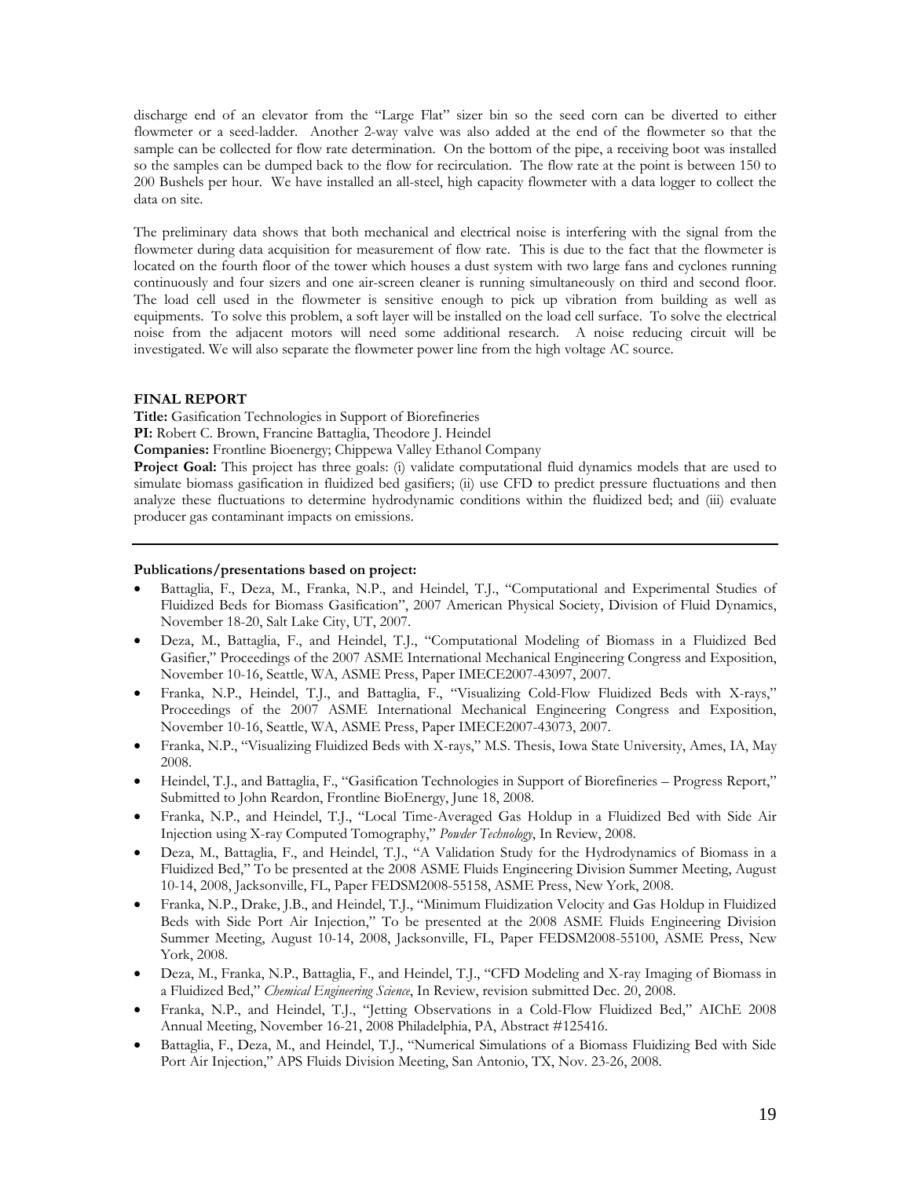discharge end of an elevator from the "Large Flat" sizer bin so the seed corn can be diverted to either flowmeter or a seed-ladder. Another 2-way valve was also added at the end of the flowmeter so that the sample can be collected for flow rate determination. On the bottom of the pipe, a receiving boot was installed so the samples can be dumped back to the flow for recirculation. The flow rate at the point is between 150 to 200 Bushels per hour. We have installed an all-steel, high capacity flowmeter with a data logger to collect the data on site.

The preliminary data shows that both mechanical and electrical noise is interfering with the signal from the flowmeter during data acquisition for measurement of flow rate. This is due to the fact that the flowmeter is located on the fourth floor of the tower which houses a dust system with two large fans and cyclones running continuously and four sizers and one air-screen cleaner is running simultaneously on third and second floor. The load cell used in the flowmeter is sensitive enough to pick up vibration from building as well as equipments. To solve this problem, a soft layer will be installed on the load cell surface. To solve the electrical noise from the adjacent motors will need some additional research. A noise reducing circuit will be investigated. We will also separate the flowmeter power line from the high voltage AC source.

**FINAL REPORT**

**Title:** Gasification Technologies in Support of Biorefineries

**PI:** Robert C. Brown, Francine Battaglia, Theodore J. Heindel

**Companies:** Frontline Bioenergy; Chippewa Valley Ethanol Company

**Project Goal:** This project has three goals: (i) validate computational fluid dynamics models that are used to simulate biomass gasification in fluidized bed gasifiers; (ii) use CFD to predict pressure fluctuations and then analyze these fluctuations to determine hydrodynamic conditions within the fluidized bed; and (iii) evaluate producer gas contaminant impacts on emissions.

---

**Publications/presentations based on project:**

- Battaglia, F., Deza, M., Franka, N.P., and Heindel, T.J., "Computational and Experimental Studies of Fluidized Beds for Biomass Gasification", 2007 American Physical Society, Division of Fluid Dynamics, November 18-20, Salt Lake City, UT, 2007.
- Deza, M., Battaglia, F., and Heindel, T.J., "Computational Modeling of Biomass in a Fluidized Bed Gasifier," Proceedings of the 2007 ASME International Mechanical Engineering Congress and Exposition, November 10-16, Seattle, WA, ASME Press, Paper IMECE2007-43097, 2007.
- Franka, N.P., Heindel, T.J., and Battaglia, F., "Visualizing Cold-Flow Fluidized Beds with X-rays," Proceedings of the 2007 ASME International Mechanical Engineering Congress and Exposition, November 10-16, Seattle, WA, ASME Press, Paper IMECE2007-43073, 2007.
- Franka, N.P., "Visualizing Fluidized Beds with X-rays," M.S. Thesis, Iowa State University, Ames, IA, May 2008.
- Heindel, T.J., and Battaglia, F., "Gasification Technologies in Support of Biorefineries – Progress Report," Submitted to John Reardon, Frontline BioEnergy, June 18, 2008.
- Franka, N.P., and Heindel, T.J., "Local Time-Averaged Gas Holdup in a Fluidized Bed with Side Air Injection using X-ray Computed Tomography," *Powder Technology*, In Review, 2008.
- Deza, M., Battaglia, F., and Heindel, T.J., "A Validation Study for the Hydrodynamics of Biomass in a Fluidized Bed," To be presented at the 2008 ASME Fluids Engineering Division Summer Meeting, August 10-14, 2008, Jacksonville, FL, Paper FEDSM2008-55158, ASME Press, New York, 2008.
- Franka, N.P., Drake, J.B., and Heindel, T.J., "Minimum Fluidization Velocity and Gas Holdup in Fluidized Beds with Side Port Air Injection," To be presented at the 2008 ASME Fluids Engineering Division Summer Meeting, August 10-14, 2008, Jacksonville, FL, Paper FEDSM2008-55100, ASME Press, New York, 2008.
- Deza, M., Franka, N.P., Battaglia, F., and Heindel, T.J., "CFD Modeling and X-ray Imaging of Biomass in a Fluidized Bed," *Chemical Engineering Science*, In Review, revision submitted Dec. 20, 2008.
- Franka, N.P., and Heindel, T.J., "Jetting Observations in a Cold-Flow Fluidized Bed," AIChE 2008 Annual Meeting, November 16-21, 2008 Philadelphia, PA, Abstract #125416.
- Battaglia, F., Deza, M., and Heindel, T.J., "Numerical Simulations of a Biomass Fluidizing Bed with Side Port Air Injection," APS Fluids Division Meeting, San Antonio, TX, Nov. 23-26, 2008.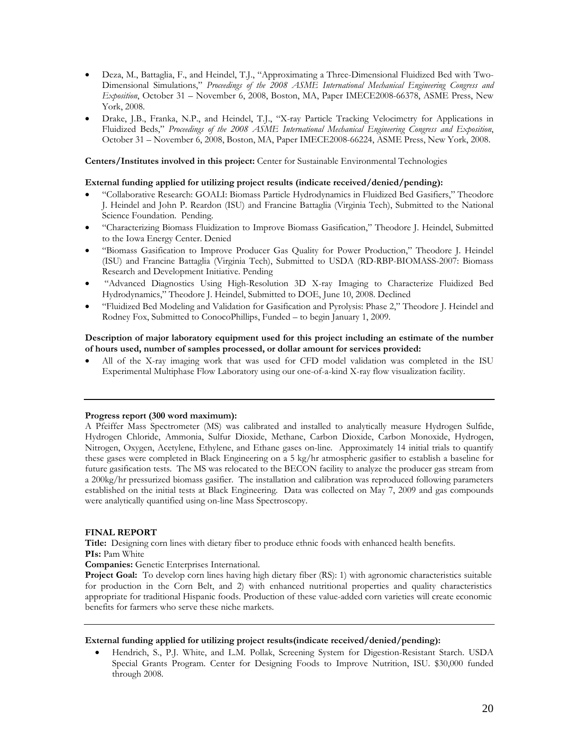- Deza, M., Battaglia, F., and Heindel, T.J., "Approximating a Three-Dimensional Fluidized Bed with Two-Dimensional Simulations," *Proceedings of the 2008 ASME International Mechanical Engineering Congress and Exposition*, October 31 – November 6, 2008, Boston, MA, Paper IMECE2008-66378, ASME Press, New York, 2008.
- Drake, J.B., Franka, N.P., and Heindel, T.J., "X-ray Particle Tracking Velocimetry for Applications in Fluidized Beds," *Proceedings of the 2008 ASME International Mechanical Engineering Congress and Exposition*, October 31 – November 6, 2008, Boston, MA, Paper IMECE2008-66224, ASME Press, New York, 2008.

**Centers/Institutes involved in this project:** Center for Sustainable Environmental Technologies

**External funding applied for utilizing project results (indicate received/denied/pending):**

- "Collaborative Research: GOALI: Biomass Particle Hydrodynamics in Fluidized Bed Gasifiers," Theodore J. Heindel and John P. Reardon (ISU) and Francine Battaglia (Virginia Tech), Submitted to the National Science Foundation. Pending.
- "Characterizing Biomass Fluidization to Improve Biomass Gasification," Theodore J. Heindel, Submitted to the Iowa Energy Center. Denied
- "Biomass Gasification to Improve Producer Gas Quality for Power Production," Theodore J. Heindel (ISU) and Francine Battaglia (Virginia Tech), Submitted to USDA (RD-RBP-BIOMASS-2007: Biomass Research and Development Initiative. Pending
- "Advanced Diagnostics Using High-Resolution 3D X-ray Imaging to Characterize Fluidized Bed Hydrodynamics," Theodore J. Heindel, Submitted to DOE, June 10, 2008. Declined
- "Fluidized Bed Modeling and Validation for Gasification and Pyrolysis: Phase 2," Theodore J. Heindel and Rodney Fox, Submitted to ConocoPhillips, Funded – to begin January 1, 2009.

**Description of major laboratory equipment used for this project including an estimate of the number of hours used, number of samples processed, or dollar amount for services provided:**

- All of the X-ray imaging work that was used for CFD model validation was completed in the ISU Experimental Multiphase Flow Laboratory using our one-of-a-kind X-ray flow visualization facility.

---

**Progress report (300 word maximum):**

A Pfeiffer Mass Spectrometer (MS) was calibrated and installed to analytically measure Hydrogen Sulfide, Hydrogen Chloride, Ammonia, Sulfur Dioxide, Methane, Carbon Dioxide, Carbon Monoxide, Hydrogen, Nitrogen, Oxygen, Acetylene, Ethylene, and Ethane gases on-line. Approximately 14 initial trials to quantify these gases were completed in Black Engineering on a 5 kg/hr atmospheric gasifier to establish a baseline for future gasification tests. The MS was relocated to the BECON facility to analyze the producer gas stream from a 200kg/hr pressurized biomass gasifier. The installation and calibration was reproduced following parameters established on the initial tests at Black Engineering. Data was collected on May 7, 2009 and gas compounds were analytically quantified using on-line Mass Spectroscopy.

**FINAL REPORT**

**Title:** Designing corn lines with dietary fiber to produce ethnic foods with enhanced health benefits.
**PIs:** Pam White
**Companies:** Genetic Enterprises International.
**Project Goal:** To develop corn lines having high dietary fiber (RS): 1) with agronomic characteristics suitable for production in the Corn Belt, and 2) with enhanced nutritional properties and quality characteristics appropriate for traditional Hispanic foods. Production of these value-added corn varieties will create economic benefits for farmers who serve these niche markets.

---

**External funding applied for utilizing project results(indicate received/denied/pending):**

- Hendrich, S., P.J. White, and L.M. Pollak, Screening System for Digestion-Resistant Starch. USDA Special Grants Program. Center for Designing Foods to Improve Nutrition, ISU. $30,000 funded through 2008.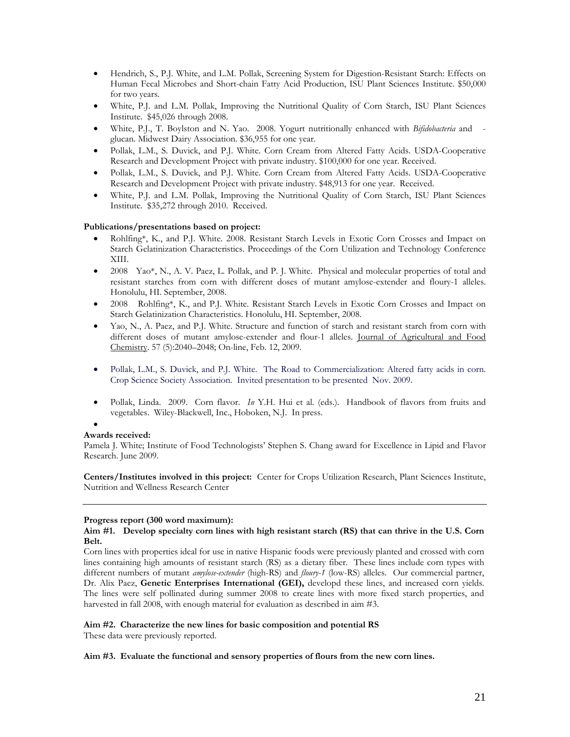- Hendrich, S., P.J. White, and L.M. Pollak, Screening System for Digestion-Resistant Starch: Effects on Human Fecal Microbes and Short-chain Fatty Acid Production, ISU Plant Sciences Institute. $50,000 for two years.
- White, P.J. and L.M. Pollak, Improving the Nutritional Quality of Corn Starch, ISU Plant Sciences Institute. $45,026 through 2008.
- White, P.J., T. Boylston and N. Yao. 2008. Yogurt nutritionally enhanced with *Bifidobacteria* and -glucan. Midwest Dairy Association. $36,955 for one year.
- Pollak, L.M., S. Duvick, and P.J. White. Corn Cream from Altered Fatty Acids. USDA-Cooperative Research and Development Project with private industry. $100,000 for one year. Received.
- Pollak, L.M., S. Duvick, and P.J. White. Corn Cream from Altered Fatty Acids. USDA-Cooperative Research and Development Project with private industry. $48,913 for one year. Received.
- White, P.J. and L.M. Pollak, Improving the Nutritional Quality of Corn Starch, ISU Plant Sciences Institute. $35,272 through 2010. Received.

**Publications/presentations based on project:**

- Rohlfing*, K., and P.J. White. 2008. Resistant Starch Levels in Exotic Corn Crosses and Impact on Starch Gelatinization Characteristics. Proceedings of the Corn Utilization and Technology Conference XIII.
- 2008 Yao*, N., A. V. Paez, L. Pollak, and P. J. White. Physical and molecular properties of total and resistant starches from corn with different doses of mutant amylose-extender and floury-1 alleles. Honolulu, HI. September, 2008.
- 2008 Rohlfing*, K., and P.J. White. Resistant Starch Levels in Exotic Corn Crosses and Impact on Starch Gelatinization Characteristics. Honolulu, HI. September, 2008.
- Yao, N., A. Paez, and P.J. White. Structure and function of starch and resistant starch from corn with different doses of mutant amylose-extender and flour-1 alleles. Journal of Agricultural and Food Chemistry. 57 (5):2040–2048; On-line, Feb. 12, 2009.
- Pollak, L.M., S. Duvick, and P.J. White. The Road to Commercialization: Altered fatty acids in corn. Crop Science Society Association. Invited presentation to be presented Nov. 2009.
- Pollak, Linda. 2009. Corn flavor. *In* Y.H. Hui et al. (eds.). Handbook of flavors from fruits and vegetables. Wiley-Blackwell, Inc., Hoboken, N.J. In press.

**Awards received:**

Pamela J. White; Institute of Food Technologists' Stephen S. Chang award for Excellence in Lipid and Flavor Research. June 2009.

**Centers/Institutes involved in this project:** Center for Crops Utilization Research, Plant Sciences Institute, Nutrition and Wellness Research Center

---

**Progress report (300 word maximum):**

**Aim #1. Develop specialty corn lines with high resistant starch (RS) that can thrive in the U.S. Corn Belt.**

Corn lines with properties ideal for use in native Hispanic foods were previously planted and crossed with corn lines containing high amounts of resistant starch (RS) as a dietary fiber. These lines include corn types with different numbers of mutant *amylose-extender* (high-RS) and *floury-1* (low-RS) alleles. Our commercial partner, Dr. Alix Paez, **Genetic Enterprises International (GEI),** developd these lines, and increased corn yields. The lines were self pollinated during summer 2008 to create lines with more fixed starch properties, and harvested in fall 2008, with enough material for evaluation as described in aim #3.

**Aim #2. Characterize the new lines for basic composition and potential RS**

These data were previously reported.

**Aim #3. Evaluate the functional and sensory properties of flours from the new corn lines.**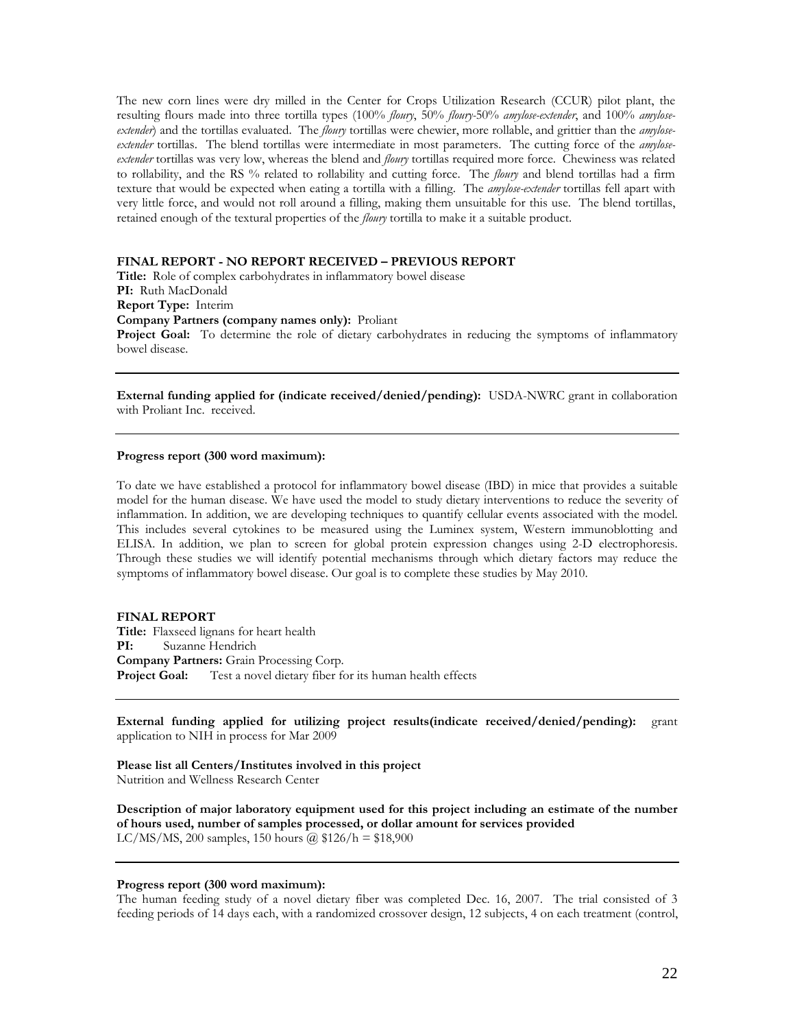The new corn lines were dry milled in the Center for Crops Utilization Research (CCUR) pilot plant, the resulting flours made into three tortilla types (100% *floury*, 50% *floury*-50% *amylose-extender*, and 100% *amylose-extender*) and the tortillas evaluated. The *floury* tortillas were chewier, more rollable, and grittier than the *amylose-extender* tortillas. The blend tortillas were intermediate in most parameters. The cutting force of the *amylose-extender* tortillas was very low, whereas the blend and *floury* tortillas required more force. Chewiness was related to rollability, and the RS % related to rollability and cutting force. The *floury* and blend tortillas had a firm texture that would be expected when eating a tortilla with a filling. The *amylose-extender* tortillas fell apart with very little force, and would not roll around a filling, making them unsuitable for this use. The blend tortillas, retained enough of the textural properties of the *floury* tortilla to make it a suitable product.

**FINAL REPORT - NO REPORT RECEIVED – PREVIOUS REPORT**

**Title:** Role of complex carbohydrates in inflammatory bowel disease
**PI:** Ruth MacDonald
**Report Type:** Interim
**Company Partners (company names only):** Proliant
**Project Goal:** To determine the role of dietary carbohydrates in reducing the symptoms of inflammatory bowel disease.

---

**External funding applied for (indicate received/denied/pending):** USDA-NWRC grant in collaboration with Proliant Inc. received.

---

**Progress report (300 word maximum):**

To date we have established a protocol for inflammatory bowel disease (IBD) in mice that provides a suitable model for the human disease. We have used the model to study dietary interventions to reduce the severity of inflammation. In addition, we are developing techniques to quantify cellular events associated with the model. This includes several cytokines to be measured using the Luminex system, Western immunoblotting and ELISA. In addition, we plan to screen for global protein expression changes using 2-D electrophoresis. Through these studies we will identify potential mechanisms through which dietary factors may reduce the symptoms of inflammatory bowel disease. Our goal is to complete these studies by May 2010.

**FINAL REPORT**

**Title:** Flaxseed lignans for heart health
**PI:** Suzanne Hendrich
**Company Partners:** Grain Processing Corp.
**Project Goal:** Test a novel dietary fiber for its human health effects

---

**External funding applied for utilizing project results(indicate received/denied/pending):** grant application to NIH in process for Mar 2009

**Please list all Centers/Institutes involved in this project**
Nutrition and Wellness Research Center

**Description of major laboratory equipment used for this project including an estimate of the number of hours used, number of samples processed, or dollar amount for services provided**
LC/MS/MS, 200 samples, 150 hours @ $126/h = $18,900

---

**Progress report (300 word maximum):**
The human feeding study of a novel dietary fiber was completed Dec. 16, 2007. The trial consisted of 3 feeding periods of 14 days each, with a randomized crossover design, 12 subjects, 4 on each treatment (control,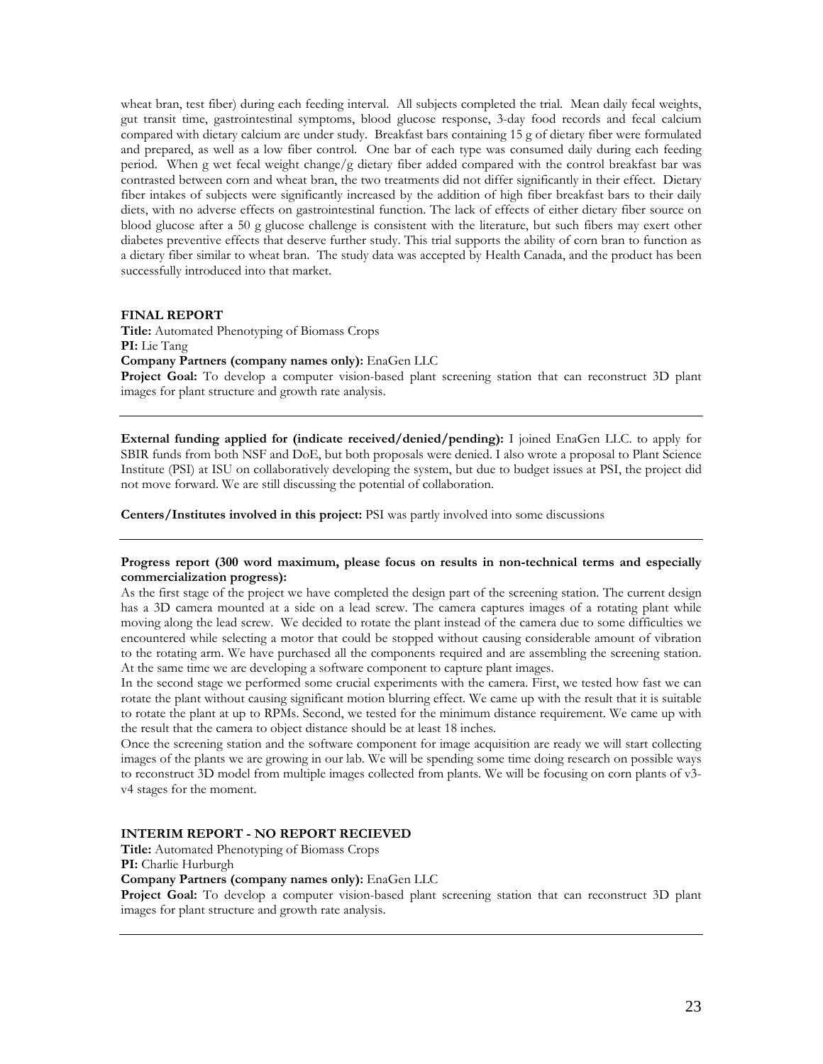wheat bran, test fiber) during each feeding interval. All subjects completed the trial. Mean daily fecal weights, gut transit time, gastrointestinal symptoms, blood glucose response, 3-day food records and fecal calcium compared with dietary calcium are under study. Breakfast bars containing 15 g of dietary fiber were formulated and prepared, as well as a low fiber control. One bar of each type was consumed daily during each feeding period. When g wet fecal weight change/g dietary fiber added compared with the control breakfast bar was contrasted between corn and wheat bran, the two treatments did not differ significantly in their effect. Dietary fiber intakes of subjects were significantly increased by the addition of high fiber breakfast bars to their daily diets, with no adverse effects on gastrointestinal function. The lack of effects of either dietary fiber source on blood glucose after a 50 g glucose challenge is consistent with the literature, but such fibers may exert other diabetes preventive effects that deserve further study. This trial supports the ability of corn bran to function as a dietary fiber similar to wheat bran. The study data was accepted by Health Canada, and the product has been successfully introduced into that market.

**FINAL REPORT**

**Title:** Automated Phenotyping of Biomass Crops

**PI:** Lie Tang

**Company Partners (company names only):** EnaGen LLC

**Project Goal:** To develop a computer vision-based plant screening station that can reconstruct 3D plant images for plant structure and growth rate analysis.

---

**External funding applied for (indicate received/denied/pending):** I joined EnaGen LLC. to apply for SBIR funds from both NSF and DoE, but both proposals were denied. I also wrote a proposal to Plant Science Institute (PSI) at ISU on collaboratively developing the system, but due to budget issues at PSI, the project did not move forward. We are still discussing the potential of collaboration.

**Centers/Institutes involved in this project:** PSI was partly involved into some discussions

---

**Progress report (300 word maximum, please focus on results in non-technical terms and especially commercialization progress):**

As the first stage of the project we have completed the design part of the screening station. The current design has a 3D camera mounted at a side on a lead screw. The camera captures images of a rotating plant while moving along the lead screw. We decided to rotate the plant instead of the camera due to some difficulties we encountered while selecting a motor that could be stopped without causing considerable amount of vibration to the rotating arm. We have purchased all the components required and are assembling the screening station. At the same time we are developing a software component to capture plant images.

In the second stage we performed some crucial experiments with the camera. First, we tested how fast we can rotate the plant without causing significant motion blurring effect. We came up with the result that it is suitable to rotate the plant at up to RPMs. Second, we tested for the minimum distance requirement. We came up with the result that the camera to object distance should be at least 18 inches.

Once the screening station and the software component for image acquisition are ready we will start collecting images of the plants we are growing in our lab. We will be spending some time doing research on possible ways to reconstruct 3D model from multiple images collected from plants. We will be focusing on corn plants of v3-v4 stages for the moment.

**INTERIM REPORT - NO REPORT RECIEVED**

**Title:** Automated Phenotyping of Biomass Crops

**PI:** Charlie Hurburgh

**Company Partners (company names only):** EnaGen LLC

**Project Goal:** To develop a computer vision-based plant screening station that can reconstruct 3D plant images for plant structure and growth rate analysis.

---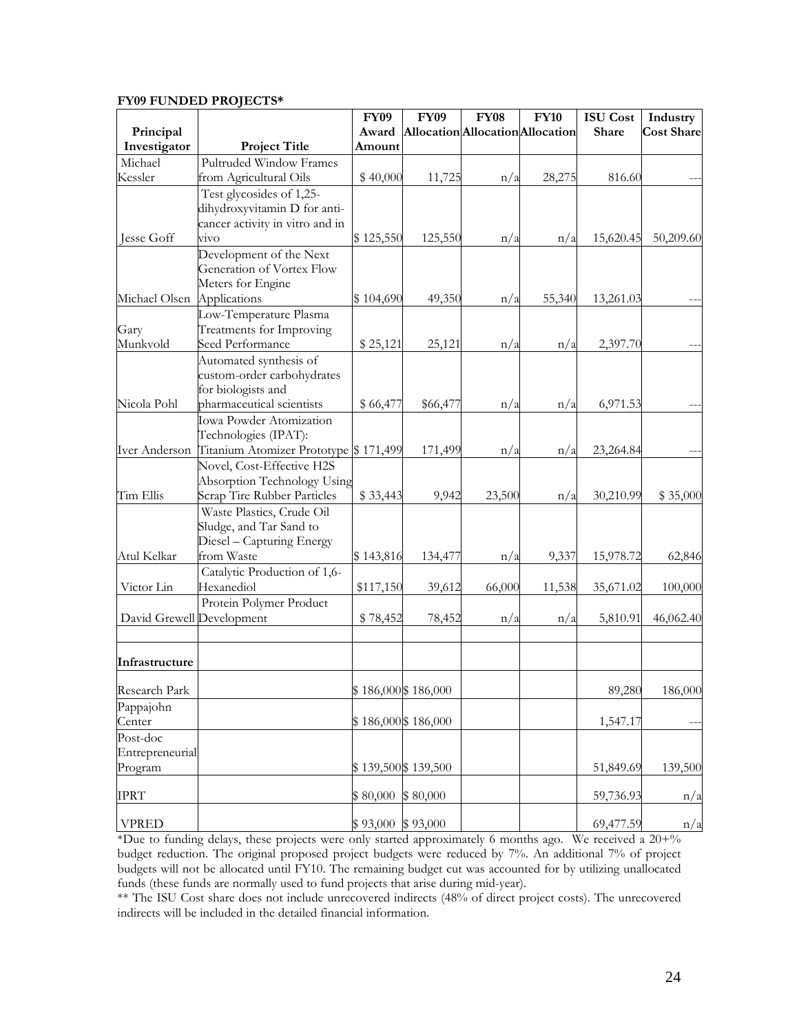**FY09 FUNDED PROJECTS***

| Principal Investigator | Project Title | FY09 Award Amount | FY09 Allocation | FY08 Allocation | FY10 Allocation | ISU Cost Share | Industry Cost Share |
|---|---|---|---|---|---|---|---|
| Michael Kessler | Pultruded Window Frames from Agricultural Oils | $ 40,000 | 11,725 | n/a | 28,275 | 816.60 | --- |
| Jesse Goff | Test glycosides of 1,25-dihydroxyvitamin D for anti-cancer activity in vitro and in vivo | $ 125,550 | 125,550 | n/a | n/a | 15,620.45 | 50,209.60 |
| Michael Olsen | Development of the Next Generation of Vortex Flow Meters for Engine Applications | $ 104,690 | 49,350 | n/a | 55,340 | 13,261.03 | --- |
| Gary Munkvold | Low-Temperature Plasma Treatments for Improving Seed Performance | $ 25,121 | 25,121 | n/a | n/a | 2,397.70 | --- |
| Nicola Pohl | Automated synthesis of custom-order carbohydrates for biologists and pharmaceutical scientists | $ 66,477 | $66,477 | n/a | n/a | 6,971.53 | --- |
| Iver Anderson | Iowa Powder Atomization Technologies (IPAT): Titanium Atomizer Prototype | $ 171,499 | 171,499 | n/a | n/a | 23,264.84 | --- |
| Tim Ellis | Novel, Cost-Effective H2S Absorption Technology Using Scrap Tire Rubber Particles | $ 33,443 | 9,942 | 23,500 | n/a | 30,210.99 | $ 35,000 |
| Atul Kelkar | Waste Plastics, Crude Oil Sludge, and Tar Sand to Diesel – Capturing Energy from Waste | $ 143,816 | 134,477 | n/a | 9,337 | 15,978.72 | 62,846 |
| Victor Lin | Catalytic Production of 1,6-Hexanediol | $117,150 | 39,612 | 66,000 | 11,538 | 35,671.02 | 100,000 |
| David Grewell | Protein Polymer Product Development | $ 78,452 | 78,452 | n/a | n/a | 5,810.91 | 46,062.40 |
| | | | | | | | |
| **Infrastructure** | | | | | | | |
| Research Park | | $ 186,000 | $ 186,000 | | | 89,280 | 186,000 |
| Pappajohn Center | | $ 186,000 | $ 186,000 | | | 1,547.17 | --- |
| Post-doc Entrepreneurial Program | | $ 139,500 | $ 139,500 | | | 51,849.69 | 139,500 |
| IPRT | | $ 80,000 | $ 80,000 | | | 59,736.93 | n/a |
| VPRED | | $ 93,000 | $ 93,000 | | | 69,477.59 | n/a |

*Due to funding delays, these projects were only started approximately 6 months ago. We received a 20+% budget reduction. The original proposed project budgets were reduced by 7%. An additional 7% of project budgets will not be allocated until FY10. The remaining budget cut was accounted for by utilizing unallocated funds (these funds are normally used to fund projects that arise during mid-year).

** The ISU Cost share does not include unrecovered indirects (48% of direct project costs). The unrecovered indirects will be included in the detailed financial information.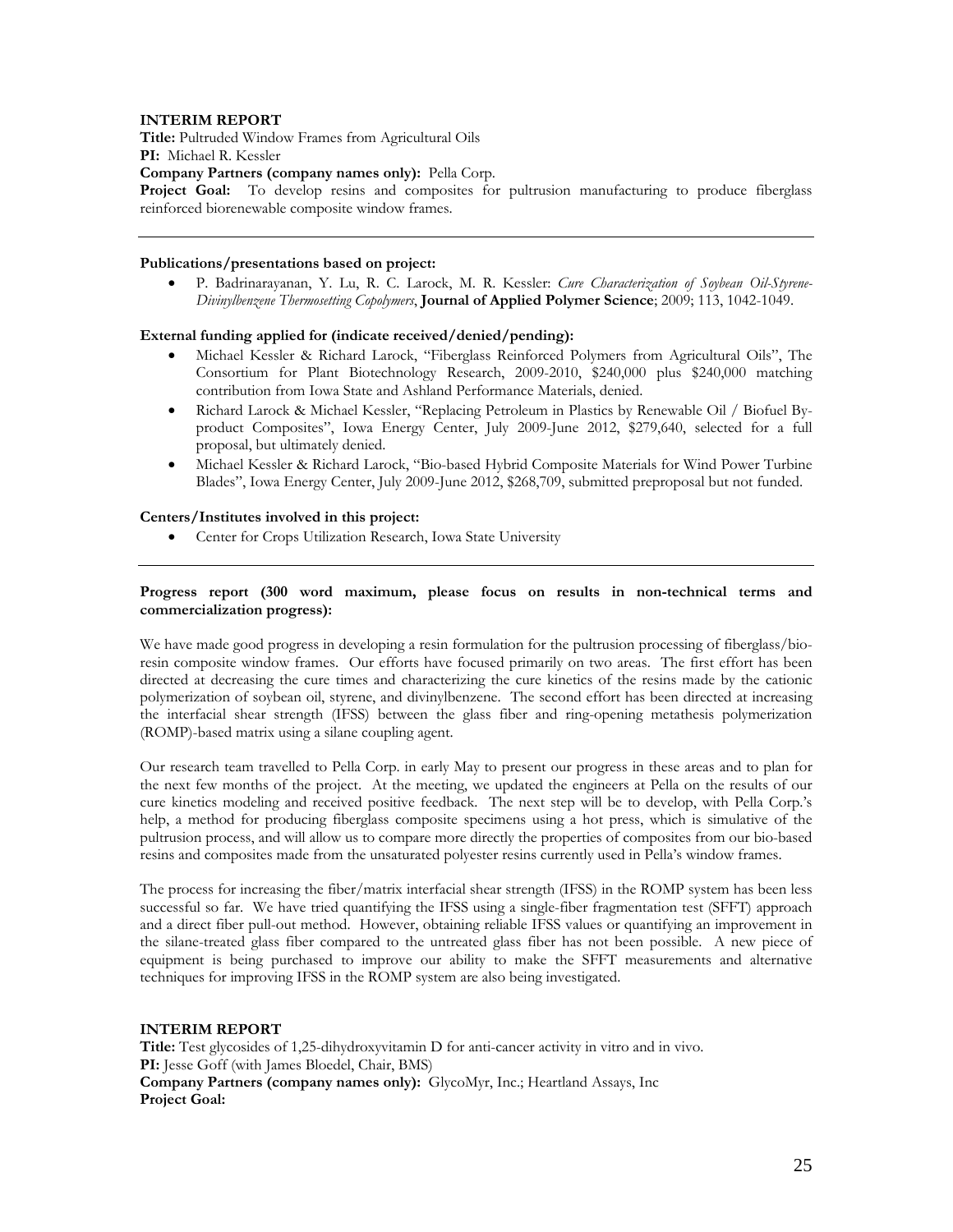**INTERIM REPORT**

**Title:** Pultruded Window Frames from Agricultural Oils

**PI:** Michael R. Kessler

**Company Partners (company names only):** Pella Corp.

**Project Goal:** To develop resins and composites for pultrusion manufacturing to produce fiberglass reinforced biorenewable composite window frames.

---

**Publications/presentations based on project:**

- P. Badrinarayanan, Y. Lu, R. C. Larock, M. R. Kessler: *Cure Characterization of Soybean Oil-Styrene-Divinylbenzene Thermosetting Copolymers*, **Journal of Applied Polymer Science**; 2009; 113, 1042-1049.

**External funding applied for (indicate received/denied/pending):**

- Michael Kessler & Richard Larock, "Fiberglass Reinforced Polymers from Agricultural Oils", The Consortium for Plant Biotechnology Research, 2009-2010, $240,000 plus $240,000 matching contribution from Iowa State and Ashland Performance Materials, denied.
- Richard Larock & Michael Kessler, "Replacing Petroleum in Plastics by Renewable Oil / Biofuel By-product Composites", Iowa Energy Center, July 2009-June 2012, $279,640, selected for a full proposal, but ultimately denied.
- Michael Kessler & Richard Larock, "Bio-based Hybrid Composite Materials for Wind Power Turbine Blades", Iowa Energy Center, July 2009-June 2012, $268,709, submitted preproposal but not funded.

**Centers/Institutes involved in this project:**

- Center for Crops Utilization Research, Iowa State University

---

**Progress report (300 word maximum, please focus on results in non-technical terms and commercialization progress):**

We have made good progress in developing a resin formulation for the pultrusion processing of fiberglass/bio-resin composite window frames. Our efforts have focused primarily on two areas. The first effort has been directed at decreasing the cure times and characterizing the cure kinetics of the resins made by the cationic polymerization of soybean oil, styrene, and divinylbenzene. The second effort has been directed at increasing the interfacial shear strength (IFSS) between the glass fiber and ring-opening metathesis polymerization (ROMP)-based matrix using a silane coupling agent.

Our research team travelled to Pella Corp. in early May to present our progress in these areas and to plan for the next few months of the project. At the meeting, we updated the engineers at Pella on the results of our cure kinetics modeling and received positive feedback. The next step will be to develop, with Pella Corp.'s help, a method for producing fiberglass composite specimens using a hot press, which is simulative of the pultrusion process, and will allow us to compare more directly the properties of composites from our bio-based resins and composites made from the unsaturated polyester resins currently used in Pella's window frames.

The process for increasing the fiber/matrix interfacial shear strength (IFSS) in the ROMP system has been less successful so far. We have tried quantifying the IFSS using a single-fiber fragmentation test (SFFT) approach and a direct fiber pull-out method. However, obtaining reliable IFSS values or quantifying an improvement in the silane-treated glass fiber compared to the untreated glass fiber has not been possible. A new piece of equipment is being purchased to improve our ability to make the SFFT measurements and alternative techniques for improving IFSS in the ROMP system are also being investigated.

**INTERIM REPORT**

**Title:** Test glycosides of 1,25-dihydroxyvitamin D for anti-cancer activity in vitro and in vivo.

**PI:** Jesse Goff (with James Bloedel, Chair, BMS)

**Company Partners (company names only):** GlycoMyr, Inc.; Heartland Assays, Inc

**Project Goal:**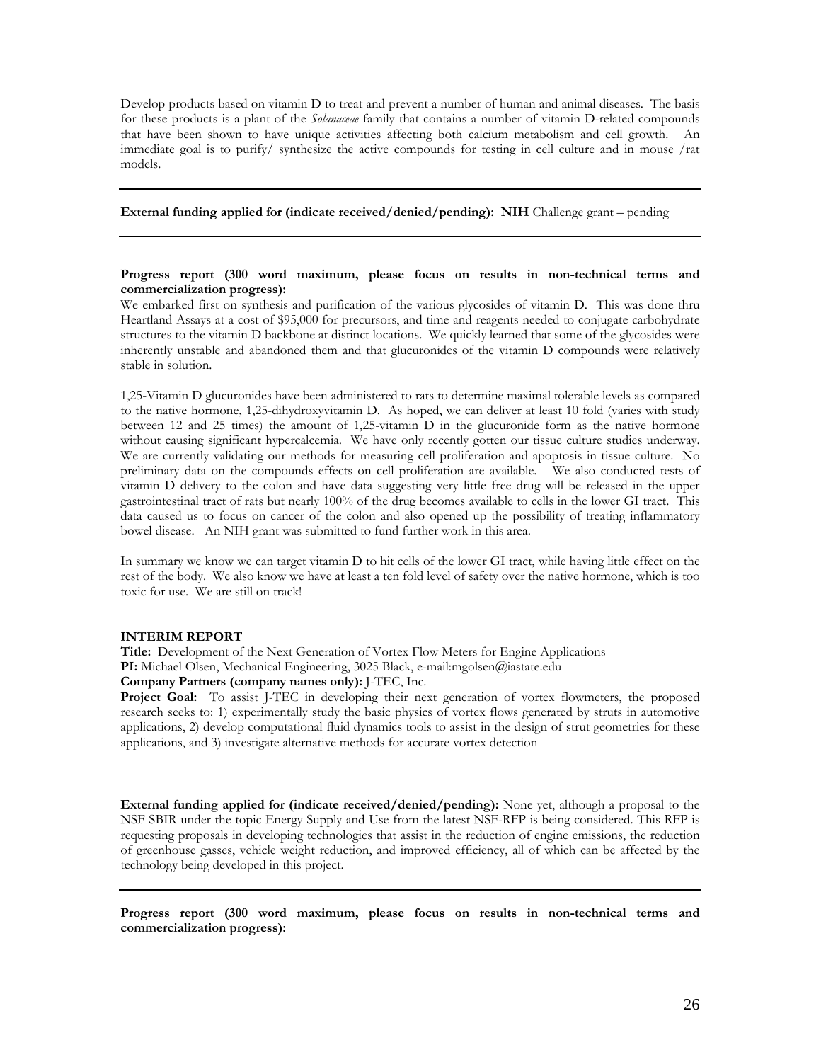Develop products based on vitamin D to treat and prevent a number of human and animal diseases. The basis for these products is a plant of the *Solanaceae* family that contains a number of vitamin D-related compounds that have been shown to have unique activities affecting both calcium metabolism and cell growth. An immediate goal is to purify/ synthesize the active compounds for testing in cell culture and in mouse /rat models.

---

**External funding applied for (indicate received/denied/pending): NIH** Challenge grant – pending

---

**Progress report (300 word maximum, please focus on results in non-technical terms and commercialization progress):**

We embarked first on synthesis and purification of the various glycosides of vitamin D. This was done thru Heartland Assays at a cost of $95,000 for precursors, and time and reagents needed to conjugate carbohydrate structures to the vitamin D backbone at distinct locations. We quickly learned that some of the glycosides were inherently unstable and abandoned them and that glucuronides of the vitamin D compounds were relatively stable in solution.

1,25-Vitamin D glucuronides have been administered to rats to determine maximal tolerable levels as compared to the native hormone, 1,25-dihydroxyvitamin D. As hoped, we can deliver at least 10 fold (varies with study between 12 and 25 times) the amount of 1,25-vitamin D in the glucuronide form as the native hormone without causing significant hypercalcemia. We have only recently gotten our tissue culture studies underway. We are currently validating our methods for measuring cell proliferation and apoptosis in tissue culture. No preliminary data on the compounds effects on cell proliferation are available. We also conducted tests of vitamin D delivery to the colon and have data suggesting very little free drug will be released in the upper gastrointestinal tract of rats but nearly 100% of the drug becomes available to cells in the lower GI tract. This data caused us to focus on cancer of the colon and also opened up the possibility of treating inflammatory bowel disease. An NIH grant was submitted to fund further work in this area.

In summary we know we can target vitamin D to hit cells of the lower GI tract, while having little effect on the rest of the body. We also know we have at least a ten fold level of safety over the native hormone, which is too toxic for use. We are still on track!

**INTERIM REPORT**

**Title:** Development of the Next Generation of Vortex Flow Meters for Engine Applications

**PI:** Michael Olsen, Mechanical Engineering, 3025 Black, e-mail:mgolsen@iastate.edu

**Company Partners (company names only):** J-TEC, Inc.

**Project Goal:** To assist J-TEC in developing their next generation of vortex flowmeters, the proposed research seeks to: 1) experimentally study the basic physics of vortex flows generated by struts in automotive applications, 2) develop computational fluid dynamics tools to assist in the design of strut geometries for these applications, and 3) investigate alternative methods for accurate vortex detection

---

**External funding applied for (indicate received/denied/pending):** None yet, although a proposal to the NSF SBIR under the topic Energy Supply and Use from the latest NSF-RFP is being considered. This RFP is requesting proposals in developing technologies that assist in the reduction of engine emissions, the reduction of greenhouse gasses, vehicle weight reduction, and improved efficiency, all of which can be affected by the technology being developed in this project.

---

**Progress report (300 word maximum, please focus on results in non-technical terms and commercialization progress):**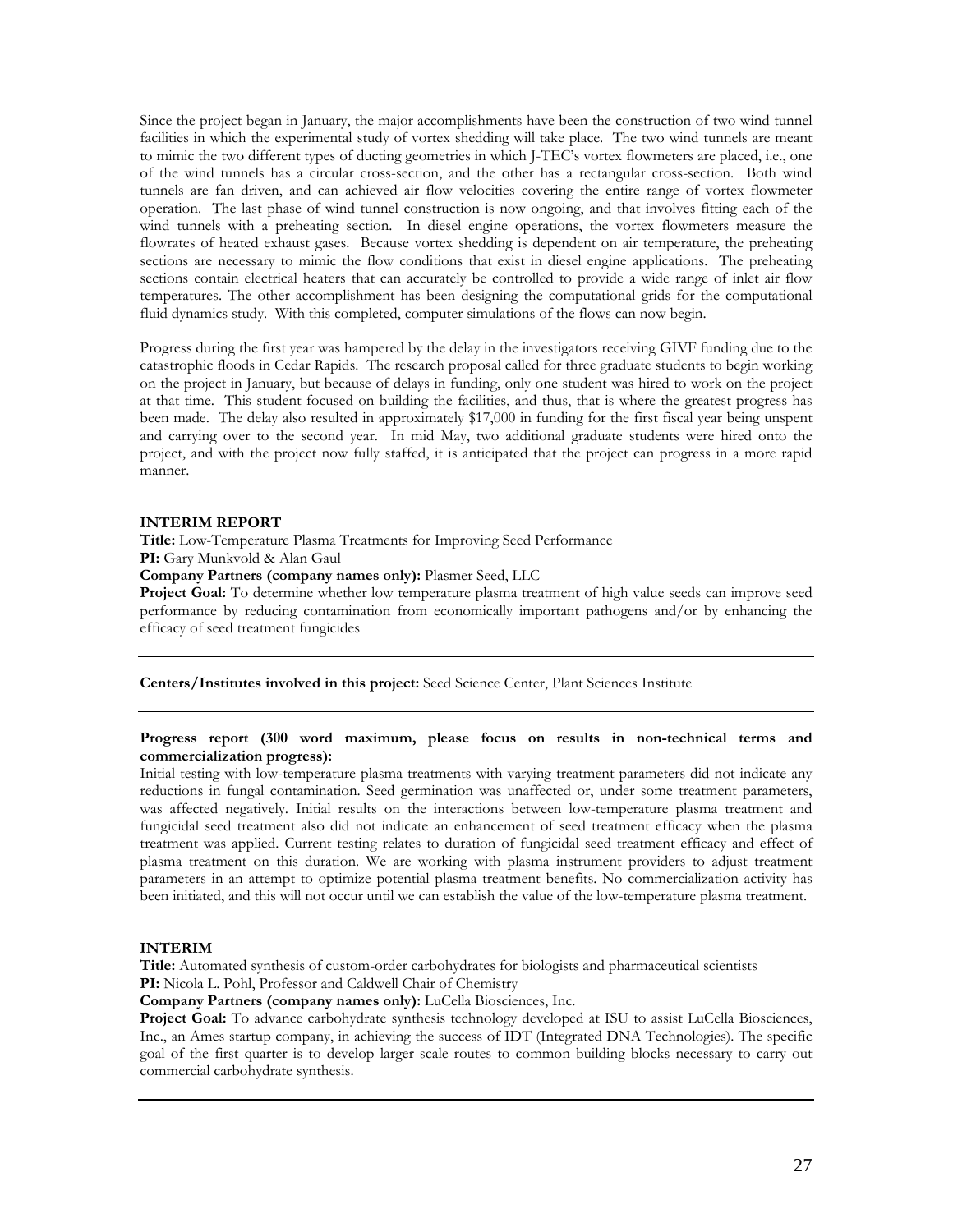Since the project began in January, the major accomplishments have been the construction of two wind tunnel facilities in which the experimental study of vortex shedding will take place. The two wind tunnels are meant to mimic the two different types of ducting geometries in which J-TEC's vortex flowmeters are placed, i.e., one of the wind tunnels has a circular cross-section, and the other has a rectangular cross-section. Both wind tunnels are fan driven, and can achieved air flow velocities covering the entire range of vortex flowmeter operation. The last phase of wind tunnel construction is now ongoing, and that involves fitting each of the wind tunnels with a preheating section. In diesel engine operations, the vortex flowmeters measure the flowrates of heated exhaust gases. Because vortex shedding is dependent on air temperature, the preheating sections are necessary to mimic the flow conditions that exist in diesel engine applications. The preheating sections contain electrical heaters that can accurately be controlled to provide a wide range of inlet air flow temperatures. The other accomplishment has been designing the computational grids for the computational fluid dynamics study. With this completed, computer simulations of the flows can now begin.

Progress during the first year was hampered by the delay in the investigators receiving GIVF funding due to the catastrophic floods in Cedar Rapids. The research proposal called for three graduate students to begin working on the project in January, but because of delays in funding, only one student was hired to work on the project at that time. This student focused on building the facilities, and thus, that is where the greatest progress has been made. The delay also resulted in approximately $17,000 in funding for the first fiscal year being unspent and carrying over to the second year. In mid May, two additional graduate students were hired onto the project, and with the project now fully staffed, it is anticipated that the project can progress in a more rapid manner.

**INTERIM REPORT**

**Title:** Low-Temperature Plasma Treatments for Improving Seed Performance

**PI:** Gary Munkvold & Alan Gaul

**Company Partners (company names only):** Plasmer Seed, LLC

**Project Goal:** To determine whether low temperature plasma treatment of high value seeds can improve seed performance by reducing contamination from economically important pathogens and/or by enhancing the efficacy of seed treatment fungicides

---

**Centers/Institutes involved in this project:** Seed Science Center, Plant Sciences Institute

---

**Progress report (300 word maximum, please focus on results in non-technical terms and commercialization progress):**

Initial testing with low-temperature plasma treatments with varying treatment parameters did not indicate any reductions in fungal contamination. Seed germination was unaffected or, under some treatment parameters, was affected negatively. Initial results on the interactions between low-temperature plasma treatment and fungicidal seed treatment also did not indicate an enhancement of seed treatment efficacy when the plasma treatment was applied. Current testing relates to duration of fungicidal seed treatment efficacy and effect of plasma treatment on this duration. We are working with plasma instrument providers to adjust treatment parameters in an attempt to optimize potential plasma treatment benefits. No commercialization activity has been initiated, and this will not occur until we can establish the value of the low-temperature plasma treatment.

**INTERIM**

**Title:** Automated synthesis of custom-order carbohydrates for biologists and pharmaceutical scientists

**PI:** Nicola L. Pohl, Professor and Caldwell Chair of Chemistry

**Company Partners (company names only):** LuCella Biosciences, Inc.

**Project Goal:** To advance carbohydrate synthesis technology developed at ISU to assist LuCella Biosciences, Inc., an Ames startup company, in achieving the success of IDT (Integrated DNA Technologies). The specific goal of the first quarter is to develop larger scale routes to common building blocks necessary to carry out commercial carbohydrate synthesis.

---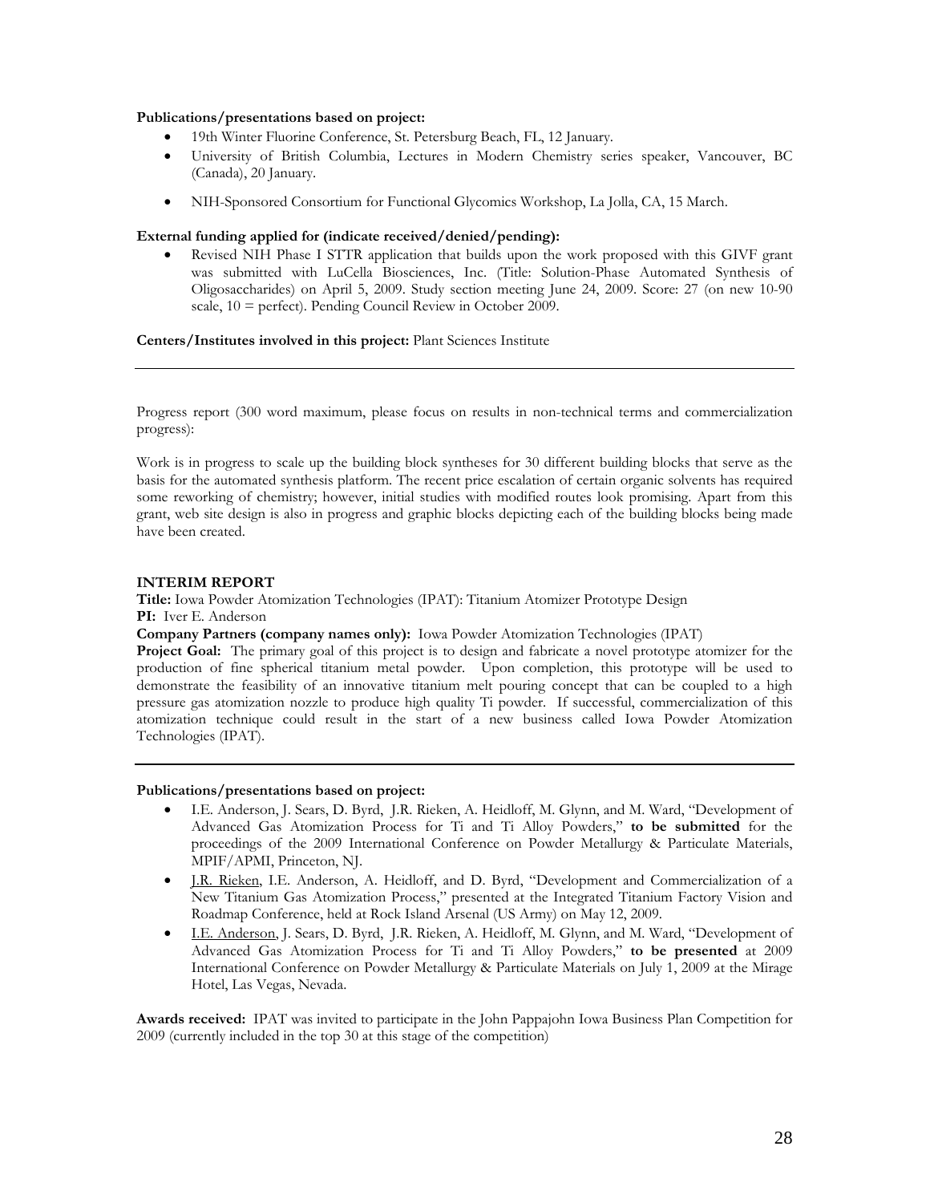**Publications/presentations based on project:**

- 19th Winter Fluorine Conference, St. Petersburg Beach, FL, 12 January.
- University of British Columbia, Lectures in Modern Chemistry series speaker, Vancouver, BC (Canada), 20 January.
- NIH-Sponsored Consortium for Functional Glycomics Workshop, La Jolla, CA, 15 March.

**External funding applied for (indicate received/denied/pending):**

- Revised NIH Phase I STTR application that builds upon the work proposed with this GIVF grant was submitted with LuCella Biosciences, Inc. (Title: Solution-Phase Automated Synthesis of Oligosaccharides) on April 5, 2009. Study section meeting June 24, 2009. Score: 27 (on new 10-90 scale, 10 = perfect). Pending Council Review in October 2009.

**Centers/Institutes involved in this project:** Plant Sciences Institute

---

Progress report (300 word maximum, please focus on results in non-technical terms and commercialization progress):

Work is in progress to scale up the building block syntheses for 30 different building blocks that serve as the basis for the automated synthesis platform. The recent price escalation of certain organic solvents has required some reworking of chemistry; however, initial studies with modified routes look promising. Apart from this grant, web site design is also in progress and graphic blocks depicting each of the building blocks being made have been created.

**INTERIM REPORT**

**Title:** Iowa Powder Atomization Technologies (IPAT): Titanium Atomizer Prototype Design

**PI:** Iver E. Anderson

**Company Partners (company names only):** Iowa Powder Atomization Technologies (IPAT)

**Project Goal:** The primary goal of this project is to design and fabricate a novel prototype atomizer for the production of fine spherical titanium metal powder. Upon completion, this prototype will be used to demonstrate the feasibility of an innovative titanium melt pouring concept that can be coupled to a high pressure gas atomization nozzle to produce high quality Ti powder. If successful, commercialization of this atomization technique could result in the start of a new business called Iowa Powder Atomization Technologies (IPAT).

---

**Publications/presentations based on project:**

- I.E. Anderson, J. Sears, D. Byrd, J.R. Rieken, A. Heidloff, M. Glynn, and M. Ward, "Development of Advanced Gas Atomization Process for Ti and Ti Alloy Powders," **to be submitted** for the proceedings of the 2009 International Conference on Powder Metallurgy & Particulate Materials, MPIF/APMI, Princeton, NJ.
- J.R. Rieken, I.E. Anderson, A. Heidloff, and D. Byrd, "Development and Commercialization of a New Titanium Gas Atomization Process," presented at the Integrated Titanium Factory Vision and Roadmap Conference, held at Rock Island Arsenal (US Army) on May 12, 2009.
- I.E. Anderson, J. Sears, D. Byrd, J.R. Rieken, A. Heidloff, M. Glynn, and M. Ward, "Development of Advanced Gas Atomization Process for Ti and Ti Alloy Powders," **to be presented** at 2009 International Conference on Powder Metallurgy & Particulate Materials on July 1, 2009 at the Mirage Hotel, Las Vegas, Nevada.

**Awards received:** IPAT was invited to participate in the John Pappajohn Iowa Business Plan Competition for 2009 (currently included in the top 30 at this stage of the competition)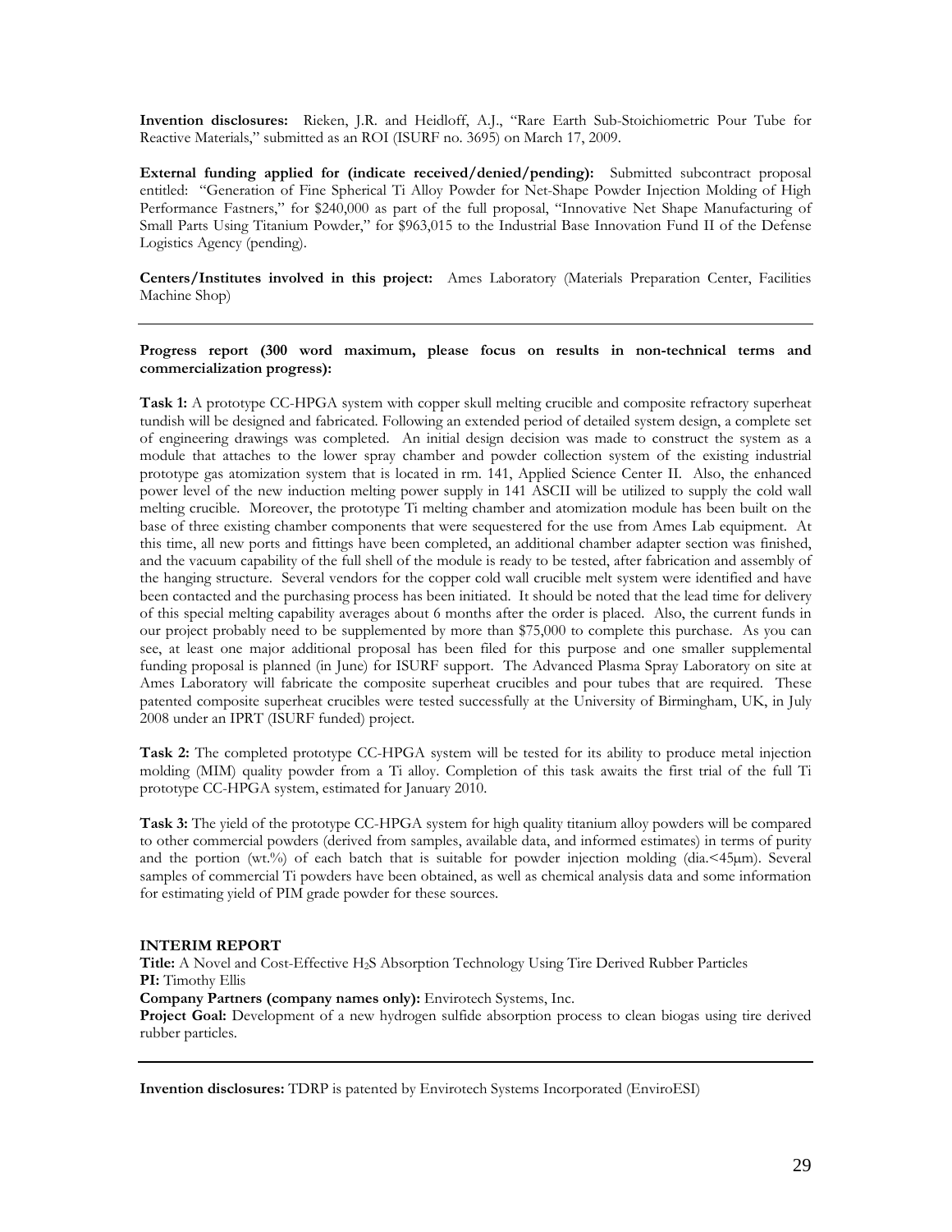**Invention disclosures:** Rieken, J.R. and Heidloff, A.J., "Rare Earth Sub-Stoichiometric Pour Tube for Reactive Materials," submitted as an ROI (ISURF no. 3695) on March 17, 2009.

**External funding applied for (indicate received/denied/pending):** Submitted subcontract proposal entitled: "Generation of Fine Spherical Ti Alloy Powder for Net-Shape Powder Injection Molding of High Performance Fastners," for $240,000 as part of the full proposal, "Innovative Net Shape Manufacturing of Small Parts Using Titanium Powder," for $963,015 to the Industrial Base Innovation Fund II of the Defense Logistics Agency (pending).

**Centers/Institutes involved in this project:** Ames Laboratory (Materials Preparation Center, Facilities Machine Shop)

---

**Progress report (300 word maximum, please focus on results in non-technical terms and commercialization progress):**

**Task 1:** A prototype CC-HPGA system with copper skull melting crucible and composite refractory superheat tundish will be designed and fabricated. Following an extended period of detailed system design, a complete set of engineering drawings was completed. An initial design decision was made to construct the system as a module that attaches to the lower spray chamber and powder collection system of the existing industrial prototype gas atomization system that is located in rm. 141, Applied Science Center II. Also, the enhanced power level of the new induction melting power supply in 141 ASCII will be utilized to supply the cold wall melting crucible. Moreover, the prototype Ti melting chamber and atomization module has been built on the base of three existing chamber components that were sequestered for the use from Ames Lab equipment. At this time, all new ports and fittings have been completed, an additional chamber adapter section was finished, and the vacuum capability of the full shell of the module is ready to be tested, after fabrication and assembly of the hanging structure. Several vendors for the copper cold wall crucible melt system were identified and have been contacted and the purchasing process has been initiated. It should be noted that the lead time for delivery of this special melting capability averages about 6 months after the order is placed. Also, the current funds in our project probably need to be supplemented by more than $75,000 to complete this purchase. As you can see, at least one major additional proposal has been filed for this purpose and one smaller supplemental funding proposal is planned (in June) for ISURF support. The Advanced Plasma Spray Laboratory on site at Ames Laboratory will fabricate the composite superheat crucibles and pour tubes that are required. These patented composite superheat crucibles were tested successfully at the University of Birmingham, UK, in July 2008 under an IPRT (ISURF funded) project.

**Task 2:** The completed prototype CC-HPGA system will be tested for its ability to produce metal injection molding (MIM) quality powder from a Ti alloy. Completion of this task awaits the first trial of the full Ti prototype CC-HPGA system, estimated for January 2010.

**Task 3:** The yield of the prototype CC-HPGA system for high quality titanium alloy powders will be compared to other commercial powders (derived from samples, available data, and informed estimates) in terms of purity and the portion (wt.%) of each batch that is suitable for powder injection molding (dia.<45μm). Several samples of commercial Ti powders have been obtained, as well as chemical analysis data and some information for estimating yield of PIM grade powder for these sources.

**INTERIM REPORT**
**Title:** A Novel and Cost-Effective $H_2S$ Absorption Technology Using Tire Derived Rubber Particles
**PI:** Timothy Ellis
**Company Partners (company names only):** Envirotech Systems, Inc.
**Project Goal:** Development of a new hydrogen sulfide absorption process to clean biogas using tire derived rubber particles.

---

**Invention disclosures:** TDRP is patented by Envirotech Systems Incorporated (EnviroESI)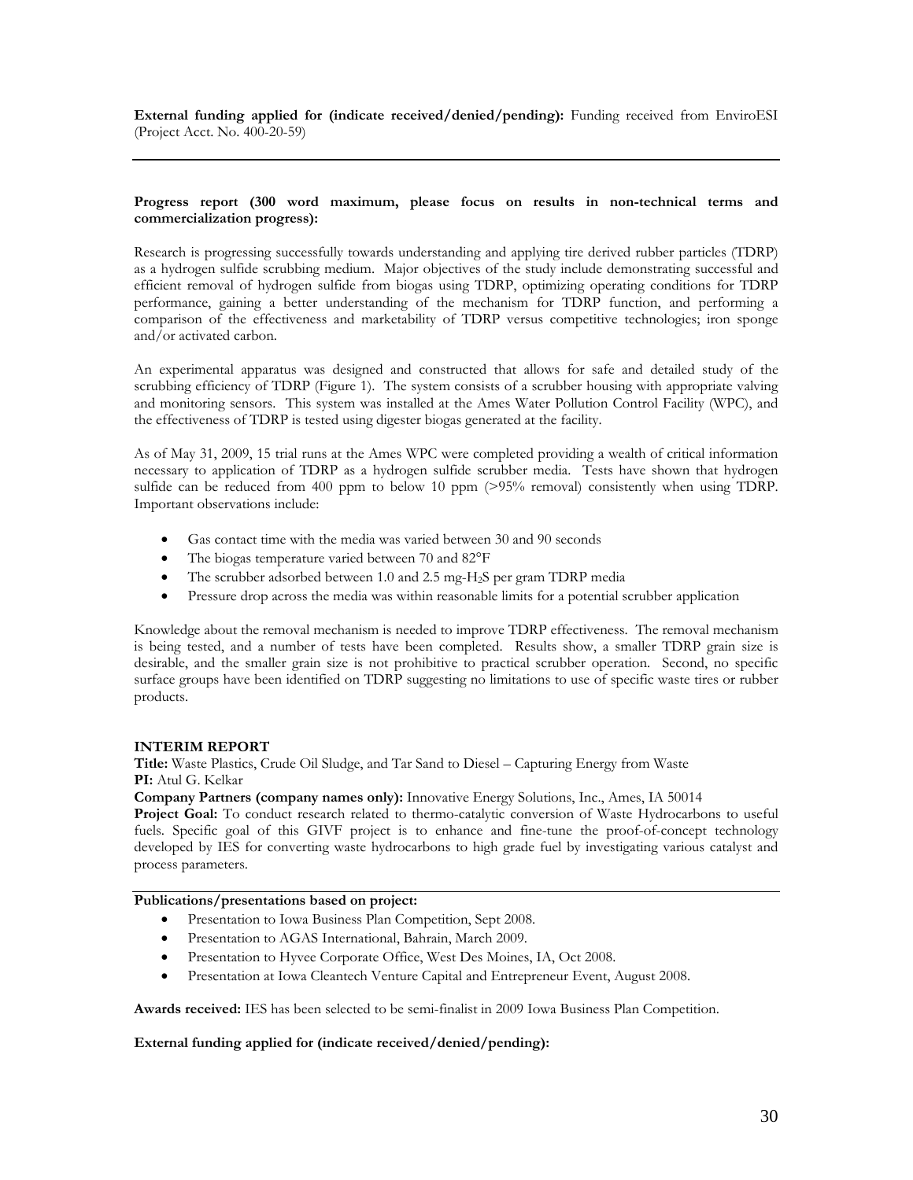**External funding applied for (indicate received/denied/pending):** Funding received from EnviroESI (Project Acct. No. 400-20-59)

---

**Progress report (300 word maximum, please focus on results in non-technical terms and commercialization progress):**

Research is progressing successfully towards understanding and applying tire derived rubber particles (TDRP) as a hydrogen sulfide scrubbing medium. Major objectives of the study include demonstrating successful and efficient removal of hydrogen sulfide from biogas using TDRP, optimizing operating conditions for TDRP performance, gaining a better understanding of the mechanism for TDRP function, and performing a comparison of the effectiveness and marketability of TDRP versus competitive technologies; iron sponge and/or activated carbon.

An experimental apparatus was designed and constructed that allows for safe and detailed study of the scrubbing efficiency of TDRP (Figure 1). The system consists of a scrubber housing with appropriate valving and monitoring sensors. This system was installed at the Ames Water Pollution Control Facility (WPC), and the effectiveness of TDRP is tested using digester biogas generated at the facility.

As of May 31, 2009, 15 trial runs at the Ames WPC were completed providing a wealth of critical information necessary to application of TDRP as a hydrogen sulfide scrubber media. Tests have shown that hydrogen sulfide can be reduced from 400 ppm to below 10 ppm (>95% removal) consistently when using TDRP. Important observations include:

- Gas contact time with the media was varied between 30 and 90 seconds
- The biogas temperature varied between 70 and 82°F
- The scrubber adsorbed between 1.0 and 2.5 mg-$H_2S$ per gram TDRP media
- Pressure drop across the media was within reasonable limits for a potential scrubber application

Knowledge about the removal mechanism is needed to improve TDRP effectiveness. The removal mechanism is being tested, and a number of tests have been completed. Results show, a smaller TDRP grain size is desirable, and the smaller grain size is not prohibitive to practical scrubber operation. Second, no specific surface groups have been identified on TDRP suggesting no limitations to use of specific waste tires or rubber products.

## INTERIM REPORT

**Title:** Waste Plastics, Crude Oil Sludge, and Tar Sand to Diesel – Capturing Energy from Waste
**PI:** Atul G. Kelkar
**Company Partners (company names only):** Innovative Energy Solutions, Inc., Ames, IA 50014
**Project Goal:** To conduct research related to thermo-catalytic conversion of Waste Hydrocarbons to useful fuels. Specific goal of this GIVF project is to enhance and fine-tune the proof-of-concept technology developed by IES for converting waste hydrocarbons to high grade fuel by investigating various catalyst and process parameters.

---

**Publications/presentations based on project:**

- Presentation to Iowa Business Plan Competition, Sept 2008.
- Presentation to AGAS International, Bahrain, March 2009.
- Presentation to Hyvee Corporate Office, West Des Moines, IA, Oct 2008.
- Presentation at Iowa Cleantech Venture Capital and Entrepreneur Event, August 2008.

**Awards received:** IES has been selected to be semi-finalist in 2009 Iowa Business Plan Competition.

**External funding applied for (indicate received/denied/pending):**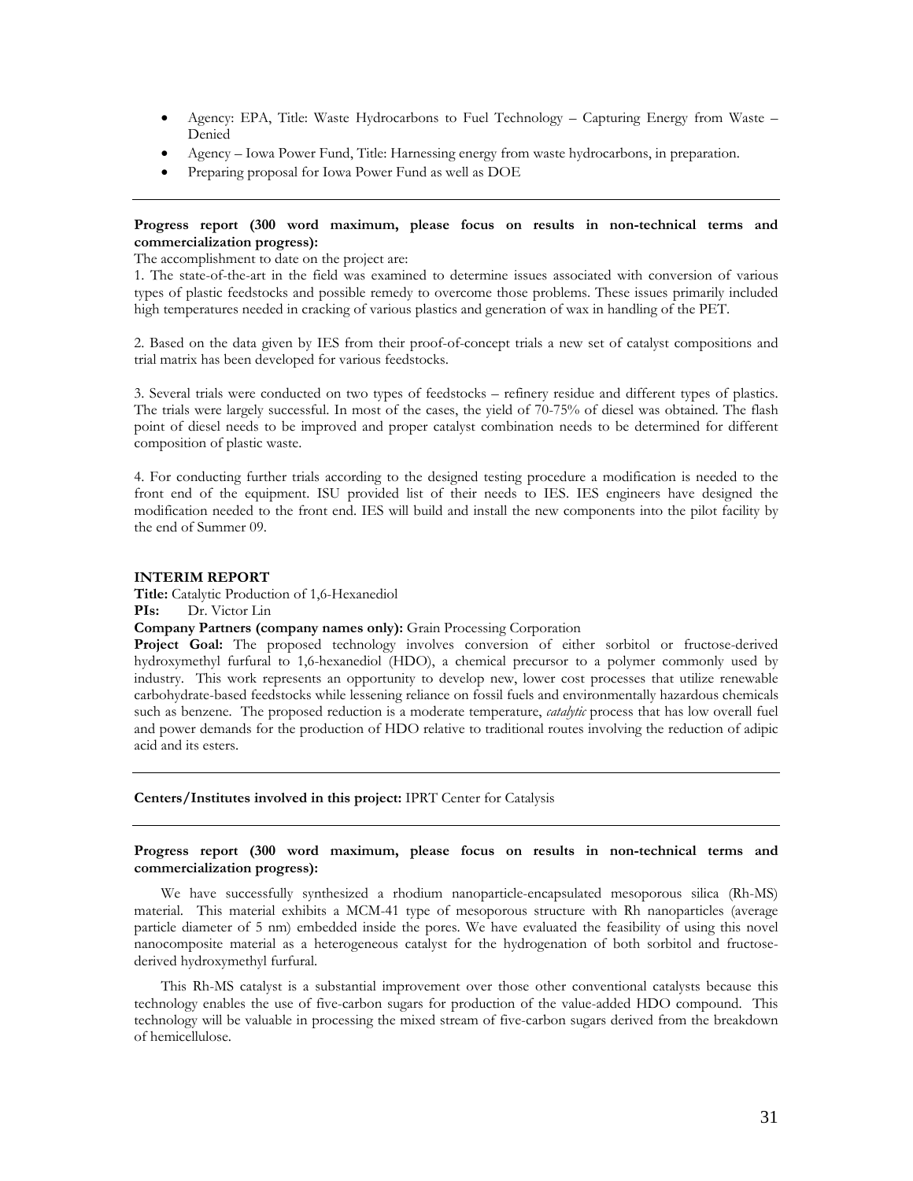- Agency: EPA, Title: Waste Hydrocarbons to Fuel Technology – Capturing Energy from Waste – Denied
- Agency – Iowa Power Fund, Title: Harnessing energy from waste hydrocarbons, in preparation.
- Preparing proposal for Iowa Power Fund as well as DOE

---

**Progress report (300 word maximum, please focus on results in non-technical terms and commercialization progress):**

The accomplishment to date on the project are:

1. The state-of-the-art in the field was examined to determine issues associated with conversion of various types of plastic feedstocks and possible remedy to overcome those problems. These issues primarily included high temperatures needed in cracking of various plastics and generation of wax in handling of the PET.

2. Based on the data given by IES from their proof-of-concept trials a new set of catalyst compositions and trial matrix has been developed for various feedstocks.

3. Several trials were conducted on two types of feedstocks – refinery residue and different types of plastics. The trials were largely successful. In most of the cases, the yield of 70-75% of diesel was obtained. The flash point of diesel needs to be improved and proper catalyst combination needs to be determined for different composition of plastic waste.

4. For conducting further trials according to the designed testing procedure a modification is needed to the front end of the equipment. ISU provided list of their needs to IES. IES engineers have designed the modification needed to the front end. IES will build and install the new components into the pilot facility by the end of Summer 09.

## INTERIM REPORT

**Title:** Catalytic Production of 1,6-Hexanediol

**PIs:** Dr. Victor Lin

**Company Partners (company names only):** Grain Processing Corporation

**Project Goal:** The proposed technology involves conversion of either sorbitol or fructose-derived hydroxymethyl furfural to 1,6-hexanediol (HDO), a chemical precursor to a polymer commonly used by industry. This work represents an opportunity to develop new, lower cost processes that utilize renewable carbohydrate-based feedstocks while lessening reliance on fossil fuels and environmentally hazardous chemicals such as benzene. The proposed reduction is a moderate temperature, *catalytic* process that has low overall fuel and power demands for the production of HDO relative to traditional routes involving the reduction of adipic acid and its esters.

---

**Centers/Institutes involved in this project:** IPRT Center for Catalysis

---

**Progress report (300 word maximum, please focus on results in non-technical terms and commercialization progress):**

We have successfully synthesized a rhodium nanoparticle-encapsulated mesoporous silica (Rh-MS) material. This material exhibits a MCM-41 type of mesoporous structure with Rh nanoparticles (average particle diameter of 5 nm) embedded inside the pores. We have evaluated the feasibility of using this novel nanocomposite material as a heterogeneous catalyst for the hydrogenation of both sorbitol and fructose-derived hydroxymethyl furfural.

This Rh-MS catalyst is a substantial improvement over those other conventional catalysts because this technology enables the use of five-carbon sugars for production of the value-added HDO compound. This technology will be valuable in processing the mixed stream of five-carbon sugars derived from the breakdown of hemicellulose.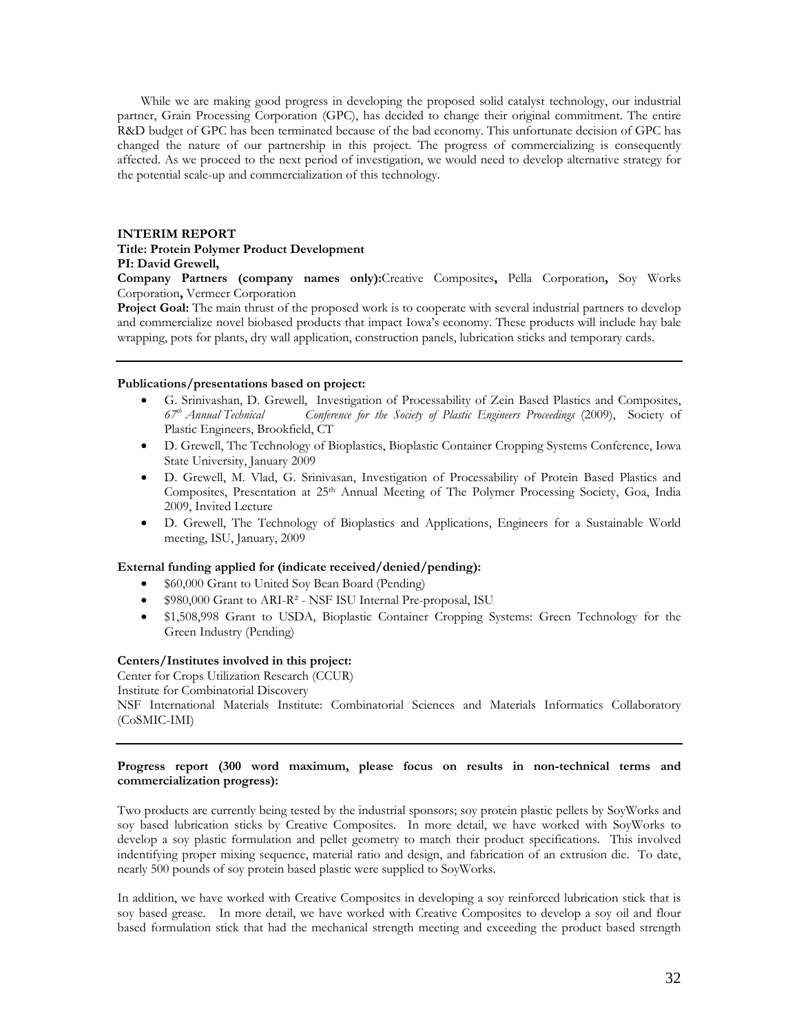While we are making good progress in developing the proposed solid catalyst technology, our industrial partner, Grain Processing Corporation (GPC), has decided to change their original commitment. The entire R&D budget of GPC has been terminated because of the bad economy. This unfortunate decision of GPC has changed the nature of our partnership in this project. The progress of commercializing is consequently affected. As we proceed to the next period of investigation, we would need to develop alternative strategy for the potential scale-up and commercialization of this technology.

**INTERIM REPORT**

**Title: Protein Polymer Product Development**

**PI: David Grewell,**

**Company Partners (company names only):** Creative Composites**,** Pella Corporation**,** Soy Works Corporation**,** Vermeer Corporation

**Project Goal:** The main thrust of the proposed work is to cooperate with several industrial partners to develop and commercialize novel biobased products that impact Iowa's economy. These products will include hay bale wrapping, pots for plants, dry wall application, construction panels, lubrication sticks and temporary cards.

---

**Publications/presentations based on project:**

- G. Srinivashan, D. Grewell, Investigation of Processability of Zein Based Plastics and Composites, *67th Annual Technical Conference for the Society of Plastic Engineers Proceedings* (2009), Society of Plastic Engineers, Brookfield, CT
- D. Grewell, The Technology of Bioplastics, Bioplastic Container Cropping Systems Conference, Iowa State University, January 2009
- D. Grewell, M. Vlad, G. Srinivasan, Investigation of Processability of Protein Based Plastics and Composites, Presentation at 25th Annual Meeting of The Polymer Processing Society, Goa, India 2009, Invited Lecture
- D. Grewell, The Technology of Bioplastics and Applications, Engineers for a Sustainable World meeting, ISU, January, 2009

**External funding applied for (indicate received/denied/pending):**

- \$60,000 Grant to United Soy Bean Board (Pending)
- \$980,000 Grant to ARI-R² - NSF ISU Internal Pre-proposal, ISU
- \$1,508,998 Grant to USDA, Bioplastic Container Cropping Systems: Green Technology for the Green Industry (Pending)

**Centers/Institutes involved in this project:**

Center for Crops Utilization Research (CCUR)
Institute for Combinatorial Discovery
NSF International Materials Institute: Combinatorial Sciences and Materials Informatics Collaboratory (CoSMIC-IMI)

---

**Progress report (300 word maximum, please focus on results in non-technical terms and commercialization progress):**

Two products are currently being tested by the industrial sponsors; soy protein plastic pellets by SoyWorks and soy based lubrication sticks by Creative Composites. In more detail, we have worked with SoyWorks to develop a soy plastic formulation and pellet geometry to match their product specifications. This involved indentifying proper mixing sequence, material ratio and design, and fabrication of an extrusion die. To date, nearly 500 pounds of soy protein based plastic were supplied to SoyWorks.

In addition, we have worked with Creative Composites in developing a soy reinforced lubrication stick that is soy based grease. In more detail, we have worked with Creative Composites to develop a soy oil and flour based formulation stick that had the mechanical strength meeting and exceeding the product based strength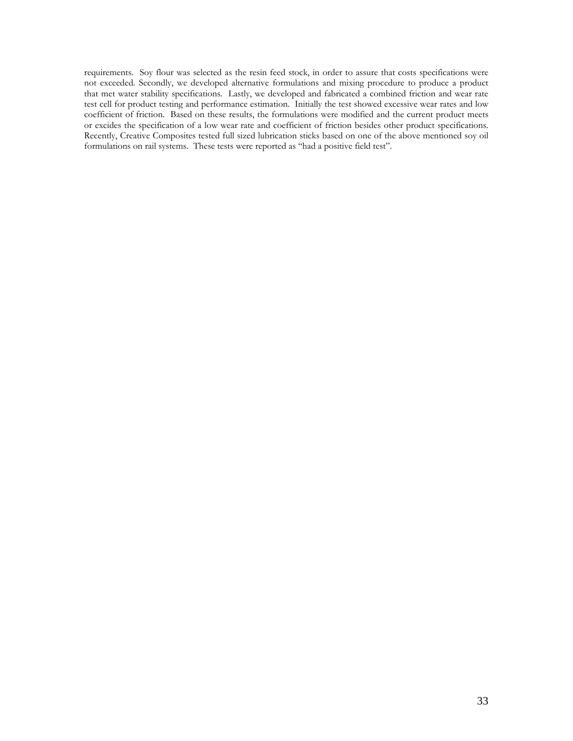requirements. Soy flour was selected as the resin feed stock, in order to assure that costs specifications were not exceeded. Secondly, we developed alternative formulations and mixing procedure to produce a product that met water stability specifications. Lastly, we developed and fabricated a combined friction and wear rate test cell for product testing and performance estimation. Initially the test showed excessive wear rates and low coefficient of friction. Based on these results, the formulations were modified and the current product meets or excides the specification of a low wear rate and coefficient of friction besides other product specifications. Recently, Creative Composites tested full sized lubrication sticks based on one of the above mentioned soy oil formulations on rail systems. These tests were reported as "had a positive field test".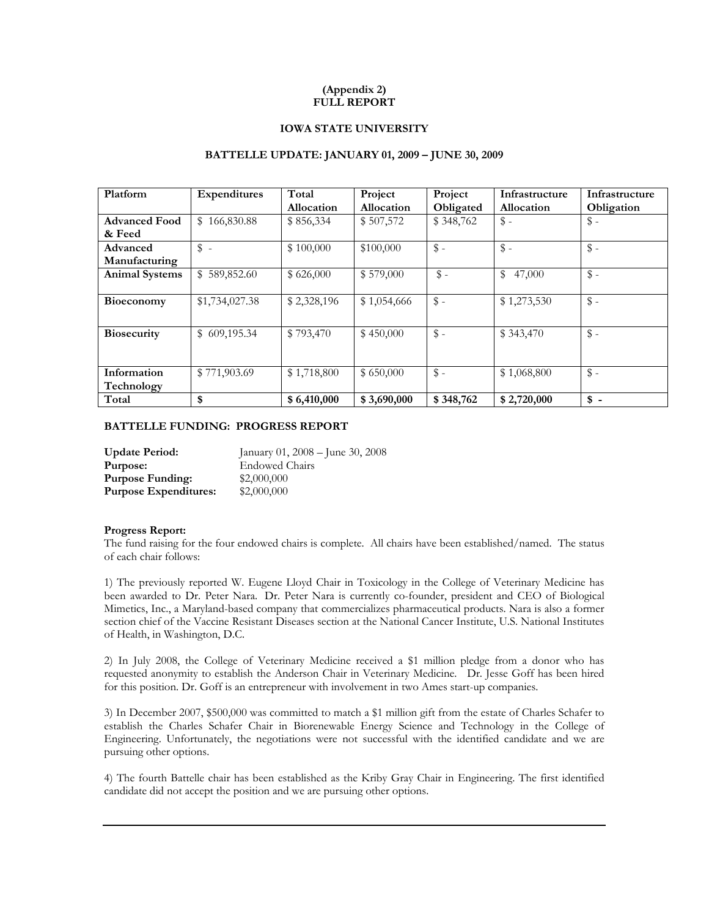**(Appendix 2)**
**FULL REPORT**

**IOWA STATE UNIVERSITY**

**BATTELLE UPDATE: JANUARY 01, 2009 – JUNE 30, 2009**

| Platform | Expenditures | Total Allocation | Project Allocation | Project Obligated | Infrastructure Allocation | Infrastructure Obligation |
|---|---|---|---|---|---|---|
| **Advanced Food & Feed** | $ 166,830.88 | $ 856,334 | $ 507,572 | $ 348,762 | $ - | $ - |
| **Advanced Manufacturing** | $ - | $ 100,000 | $100,000 | $ - | $ - | $ - |
| **Animal Systems** | $ 589,852.60 | $ 626,000 | $ 579,000 | $ - | $ 47,000 | $ - |
| **Bioeconomy** | $1,734,027.38 | $ 2,328,196 | $ 1,054,666 | $ - | $ 1,273,530 | $ - |
| **Biosecurity** | $ 609,195.34 | $ 793,470 | $ 450,000 | $ - | $ 343,470 | $ - |
| **Information Technology** | $ 771,903.69 | $ 1,718,800 | $ 650,000 | $ - | $ 1,068,800 | $ - |
| **Total** | **$** | **$ 6,410,000** | **$ 3,690,000** | **$ 348,762** | **$ 2,720,000** | **$ -** |

**BATTELLE FUNDING: PROGRESS REPORT**

**Update Period:** January 01, 2008 – June 30, 2008
**Purpose:** Endowed Chairs
**Purpose Funding:** $2,000,000
**Purpose Expenditures:** $2,000,000

**Progress Report:**
The fund raising for the four endowed chairs is complete. All chairs have been established/named. The status of each chair follows:

1) The previously reported W. Eugene Lloyd Chair in Toxicology in the College of Veterinary Medicine has been awarded to Dr. Peter Nara. Dr. Peter Nara is currently co-founder, president and CEO of Biological Mimetics, Inc., a Maryland-based company that commercializes pharmaceutical products. Nara is also a former section chief of the Vaccine Resistant Diseases section at the National Cancer Institute, U.S. National Institutes of Health, in Washington, D.C.

2) In July 2008, the College of Veterinary Medicine received a $1 million pledge from a donor who has requested anonymity to establish the Anderson Chair in Veterinary Medicine. Dr. Jesse Goff has been hired for this position. Dr. Goff is an entrepreneur with involvement in two Ames start-up companies.

3) In December 2007, $500,000 was committed to match a $1 million gift from the estate of Charles Schafer to establish the Charles Schafer Chair in Biorenewable Energy Science and Technology in the College of Engineering. Unfortunately, the negotiations were not successful with the identified candidate and we are pursuing other options.

4) The fourth Battelle chair has been established as the Kriby Gray Chair in Engineering. The first identified candidate did not accept the position and we are pursuing other options.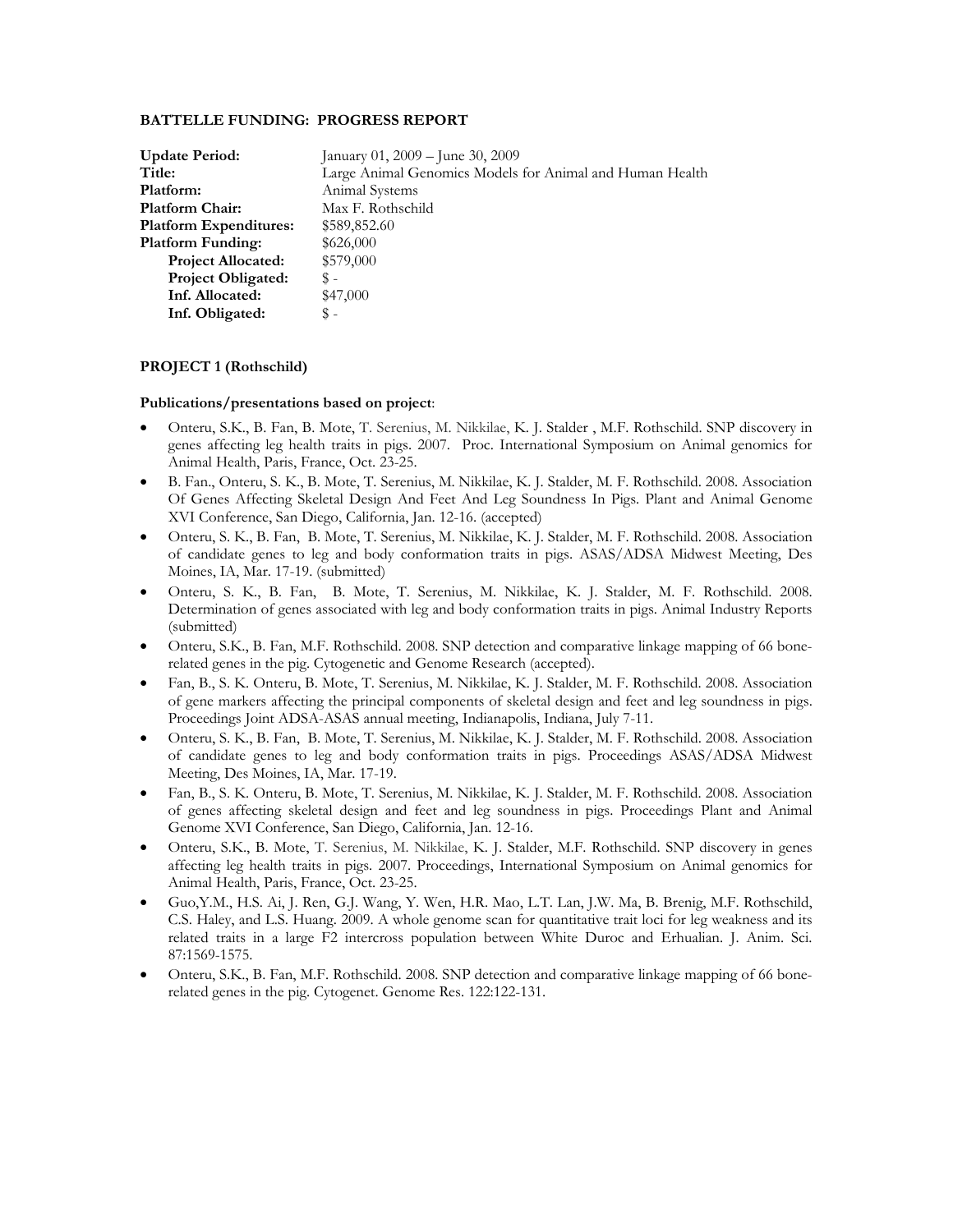**BATTELLE FUNDING: PROGRESS REPORT**

| | |
|---|---|
| **Update Period:** | January 01, 2009 – June 30, 2009 |
| **Title:** | Large Animal Genomics Models for Animal and Human Health |
| **Platform:** | Animal Systems |
| **Platform Chair:** | Max F. Rothschild |
| **Platform Expenditures:** | $589,852.60 |
| **Platform Funding:** | $626,000 |
| **Project Allocated:** | $579,000 |
| **Project Obligated:** | $ - |
| **Inf. Allocated:** | $47,000 |
| **Inf. Obligated:** | $ - |

**PROJECT 1 (Rothschild)**

**Publications/presentations based on project**:

- Onteru, S.K., B. Fan, B. Mote, T. Serenius, M. Nikkilae, K. J. Stalder , M.F. Rothschild. SNP discovery in genes affecting leg health traits in pigs. 2007. Proc. International Symposium on Animal genomics for Animal Health, Paris, France, Oct. 23-25.
- B. Fan., Onteru, S. K., B. Mote, T. Serenius, M. Nikkilae, K. J. Stalder, M. F. Rothschild. 2008. Association Of Genes Affecting Skeletal Design And Feet And Leg Soundness In Pigs. Plant and Animal Genome XVI Conference, San Diego, California, Jan. 12-16. (accepted)
- Onteru, S. K., B. Fan, B. Mote, T. Serenius, M. Nikkilae, K. J. Stalder, M. F. Rothschild. 2008. Association of candidate genes to leg and body conformation traits in pigs. ASAS/ADSA Midwest Meeting, Des Moines, IA, Mar. 17-19. (submitted)
- Onteru, S. K., B. Fan, B. Mote, T. Serenius, M. Nikkilae, K. J. Stalder, M. F. Rothschild. 2008. Determination of genes associated with leg and body conformation traits in pigs. Animal Industry Reports (submitted)
- Onteru, S.K., B. Fan, M.F. Rothschild. 2008. SNP detection and comparative linkage mapping of 66 bone-related genes in the pig. Cytogenetic and Genome Research (accepted).
- Fan, B., S. K. Onteru, B. Mote, T. Serenius, M. Nikkilae, K. J. Stalder, M. F. Rothschild. 2008. Association of gene markers affecting the principal components of skeletal design and feet and leg soundness in pigs. Proceedings Joint ADSA-ASAS annual meeting, Indianapolis, Indiana, July 7-11.
- Onteru, S. K., B. Fan, B. Mote, T. Serenius, M. Nikkilae, K. J. Stalder, M. F. Rothschild. 2008. Association of candidate genes to leg and body conformation traits in pigs. Proceedings ASAS/ADSA Midwest Meeting, Des Moines, IA, Mar. 17-19.
- Fan, B., S. K. Onteru, B. Mote, T. Serenius, M. Nikkilae, K. J. Stalder, M. F. Rothschild. 2008. Association of genes affecting skeletal design and feet and leg soundness in pigs. Proceedings Plant and Animal Genome XVI Conference, San Diego, California, Jan. 12-16.
- Onteru, S.K., B. Mote, T. Serenius, M. Nikkilae, K. J. Stalder, M.F. Rothschild. SNP discovery in genes affecting leg health traits in pigs. 2007. Proceedings, International Symposium on Animal genomics for Animal Health, Paris, France, Oct. 23-25.
- Guo,Y.M., H.S. Ai, J. Ren, G.J. Wang, Y. Wen, H.R. Mao, L.T. Lan, J.W. Ma, B. Brenig, M.F. Rothschild, C.S. Haley, and L.S. Huang. 2009. A whole genome scan for quantitative trait loci for leg weakness and its related traits in a large F2 intercross population between White Duroc and Erhualian. J. Anim. Sci. 87:1569-1575.
- Onteru, S.K., B. Fan, M.F. Rothschild. 2008. SNP detection and comparative linkage mapping of 66 bone-related genes in the pig. Cytogenet. Genome Res. 122:122-131.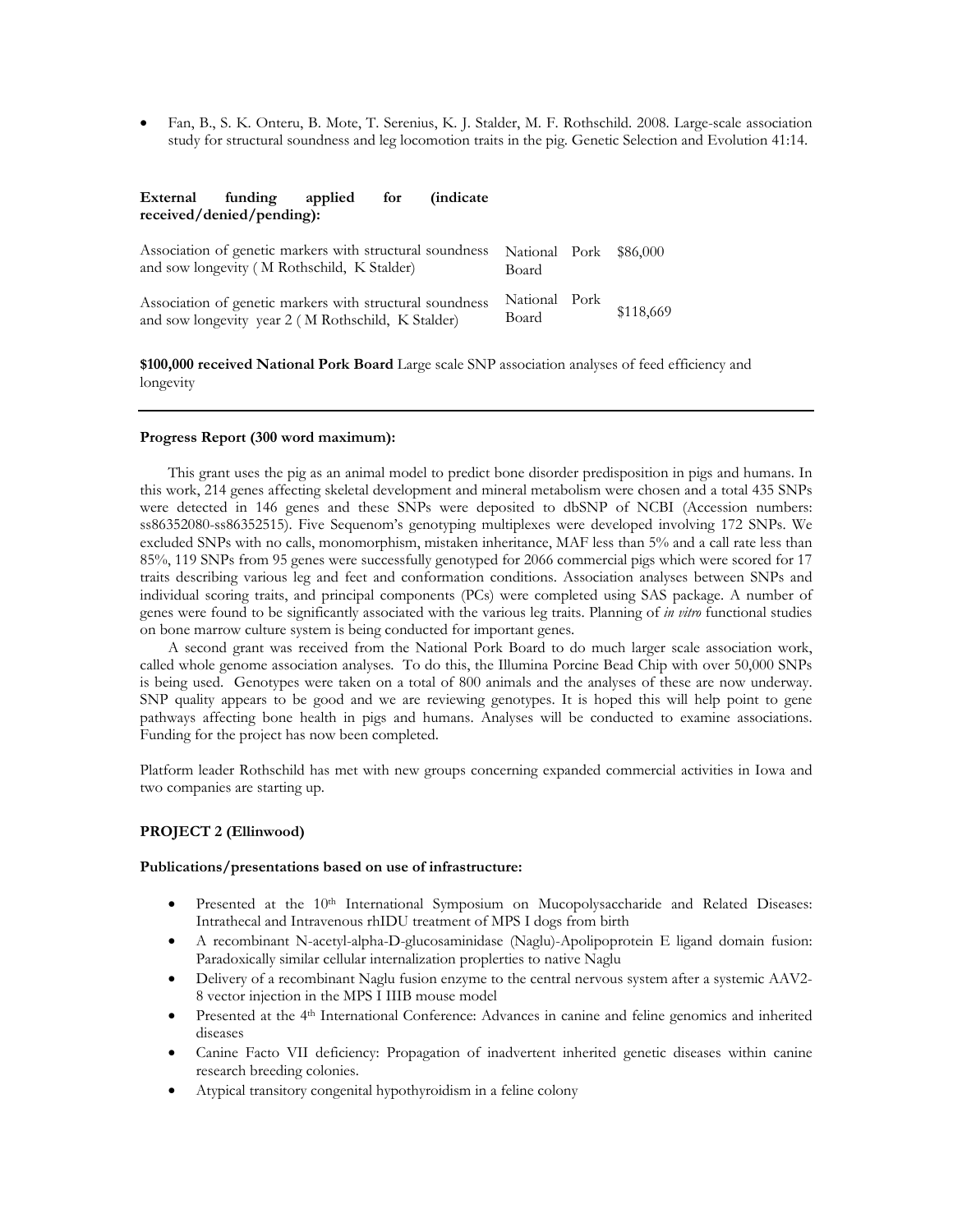- Fan, B., S. K. Onteru, B. Mote, T. Serenius, K. J. Stalder, M. F. Rothschild. 2008. Large-scale association study for structural soundness and leg locomotion traits in the pig. Genetic Selection and Evolution 41:14.

**External funding applied for (indicate received/denied/pending):**

| | | |
|---|---|---|
| Association of genetic markers with structural soundness and sow longevity ( M Rothschild, K Stalder) | National Pork Board | $86,000 |
| Association of genetic markers with structural soundness and sow longevity year 2 ( M Rothschild, K Stalder) | National Pork Board | $118,669 |

**$100,000 received National Pork Board** Large scale SNP association analyses of feed efficiency and longevity

---

**Progress Report (300 word maximum):**

This grant uses the pig as an animal model to predict bone disorder predisposition in pigs and humans. In this work, 214 genes affecting skeletal development and mineral metabolism were chosen and a total 435 SNPs were detected in 146 genes and these SNPs were deposited to dbSNP of NCBI (Accession numbers: ss86352080-ss86352515). Five Sequenom's genotyping multiplexes were developed involving 172 SNPs. We excluded SNPs with no calls, monomorphism, mistaken inheritance, MAF less than 5% and a call rate less than 85%, 119 SNPs from 95 genes were successfully genotyped for 2066 commercial pigs which were scored for 17 traits describing various leg and feet and conformation conditions. Association analyses between SNPs and individual scoring traits, and principal components (PCs) were completed using SAS package. A number of genes were found to be significantly associated with the various leg traits. Planning of *in vitro* functional studies on bone marrow culture system is being conducted for important genes.

A second grant was received from the National Pork Board to do much larger scale association work, called whole genome association analyses. To do this, the Illumina Porcine Bead Chip with over 50,000 SNPs is being used. Genotypes were taken on a total of 800 animals and the analyses of these are now underway. SNP quality appears to be good and we are reviewing genotypes. It is hoped this will help point to gene pathways affecting bone health in pigs and humans. Analyses will be conducted to examine associations. Funding for the project has now been completed.

Platform leader Rothschild has met with new groups concerning expanded commercial activities in Iowa and two companies are starting up.

**PROJECT 2 (Ellinwood)**

**Publications/presentations based on use of infrastructure:**

- Presented at the 10th International Symposium on Mucopolysaccharide and Related Diseases: Intrathecal and Intravenous rhIDU treatment of MPS I dogs from birth
- A recombinant N-acetyl-alpha-D-glucosaminidase (Naglu)-Apolipoprotein E ligand domain fusion: Paradoxically similar cellular internalization proplerties to native Naglu
- Delivery of a recombinant Naglu fusion enzyme to the central nervous system after a systemic AAV2-8 vector injection in the MPS I IIIB mouse model
- Presented at the 4th International Conference: Advances in canine and feline genomics and inherited diseases
- Canine Facto VII deficiency: Propagation of inadvertent inherited genetic diseases within canine research breeding colonies.
- Atypical transitory congenital hypothyroidism in a feline colony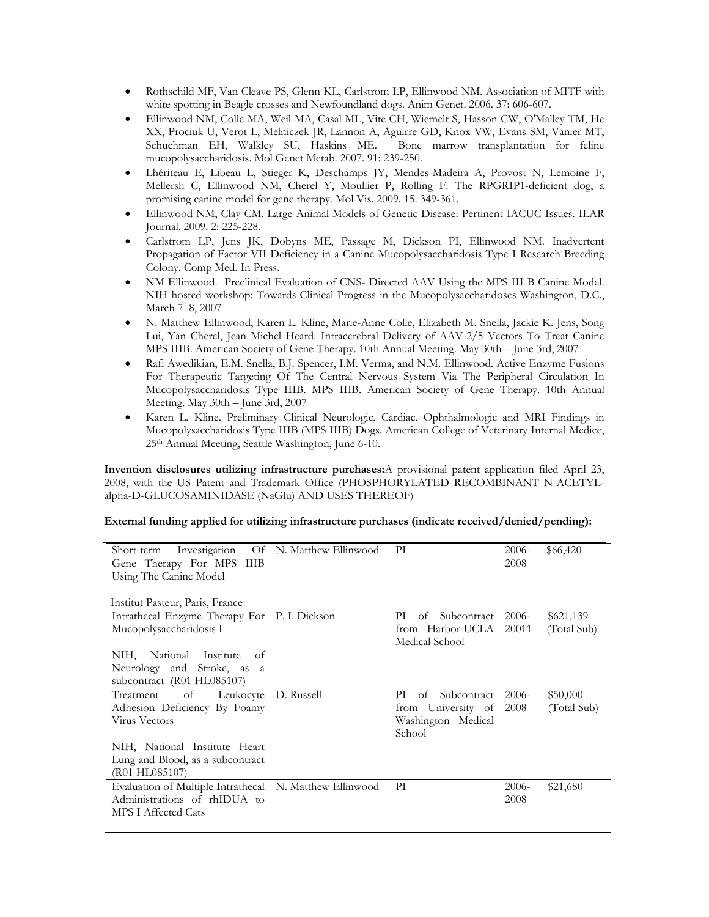- Rothschild MF, Van Cleave PS, Glenn KL, Carlstrom LP, Ellinwood NM. Association of MITF with white spotting in Beagle crosses and Newfoundland dogs. Anim Genet. 2006. 37: 606-607.
- Ellinwood NM, Colle MA, Weil MA, Casal ML, Vite CH, Wiemelt S, Hasson CW, O'Malley TM, He XX, Prociuk U, Verot L, Melniczek JR, Lannon A, Aguirre GD, Knox VW, Evans SM, Vanier MT, Schuchman EH, Walkley SU, Haskins ME. Bone marrow transplantation for feline mucopolysaccharidosis. Mol Genet Metab. 2007. 91: 239-250.
- Lhériteau E, Libeau L, Stieger K, Deschamps JY, Mendes-Madeira A, Provost N, Lemoine F, Mellersh C, Ellinwood NM, Cherel Y, Moullier P, Rolling F. The RPGRIP1-deficient dog, a promising canine model for gene therapy. Mol Vis. 2009. 15. 349-361.
- Ellinwood NM, Clay CM. Large Animal Models of Genetic Disease: Pertinent IACUC Issues. ILAR Journal. 2009. 2: 225-228.
- Carlstrom LP, Jens JK, Dobyns ME, Passage M, Dickson PI, Ellinwood NM. Inadvertent Propagation of Factor VII Deficiency in a Canine Mucopolysaccharidosis Type I Research Breeding Colony. Comp Med. In Press.
- NM Ellinwood. Preclinical Evaluation of CNS- Directed AAV Using the MPS III B Canine Model. NIH hosted workshop: Towards Clinical Progress in the Mucopolysaccharidoses Washington, D.C., March 7–8, 2007
- N. Matthew Ellinwood, Karen L. Kline, Marie-Anne Colle, Elizabeth M. Snella, Jackie K. Jens, Song Lui, Yan Cherel, Jean Michel Heard. Intracerebral Delivery of AAV-2/5 Vectors To Treat Canine MPS IIIB. American Society of Gene Therapy. 10th Annual Meeting. May 30th – June 3rd, 2007
- Rafi Awedikian, E.M. Snella, B.J. Spencer, I.M. Verma, and N.M. Ellinwood. Active Enzyme Fusions For Therapeutic Targeting Of The Central Nervous System Via The Peripheral Circulation In Mucopolysaccharidosis Type IIIB. MPS IIIB. American Society of Gene Therapy. 10th Annual Meeting. May 30th – June 3rd, 2007
- Karen L. Kline. Preliminary Clinical Neurologic, Cardiac, Ophthalmologic and MRI Findings in Mucopolysaccharidosis Type IIIB (MPS IIIB) Dogs. American College of Veterinary Internal Medice, 25th Annual Meeting, Seattle Washington, June 6-10.

**Invention disclosures utilizing infrastructure purchases:** A provisional patent application filed April 23, 2008, with the US Patent and Trademark Office (PHOSPHORYLATED RECOMBINANT N-ACETYL-alpha-D-GLUCOSAMINIDASE (NaGlu) AND USES THEREOF)

**External funding applied for utilizing infrastructure purchases (indicate received/denied/pending):**

| | | | | |
|---|---|---|---|---|
| Short-term Investigation Of Gene Therapy For MPS IIIB Using The Canine Model<br><br>Institut Pasteur, Paris, France | N. Matthew Ellinwood | PI | 2006-2008 | $66,420 |
| Intrathecal Enzyme Therapy For Mucopolysaccharidosis I<br><br>NIH, National Institute of Neurology and Stroke, as a subcontract (R01 HL085107) | P. I. Dickson | PI of Subcontract from Harbor-UCLA Medical School | 2006-20011 | $621,139 (Total Sub) |
| Treatment of Leukocyte Adhesion Deficiency By Foamy Virus Vectors<br><br>NIH, National Institute Heart Lung and Blood, as a subcontract (R01 HL085107) | D. Russell | PI of Subcontract from University of Washington Medical School | 2006-2008 | $50,000 (Total Sub) |
| Evaluation of Multiple Intrathecal Administrations of rhIDUA to MPS I Affected Cats | N. Matthew Ellinwood | PI | 2006-2008 | $21,680 |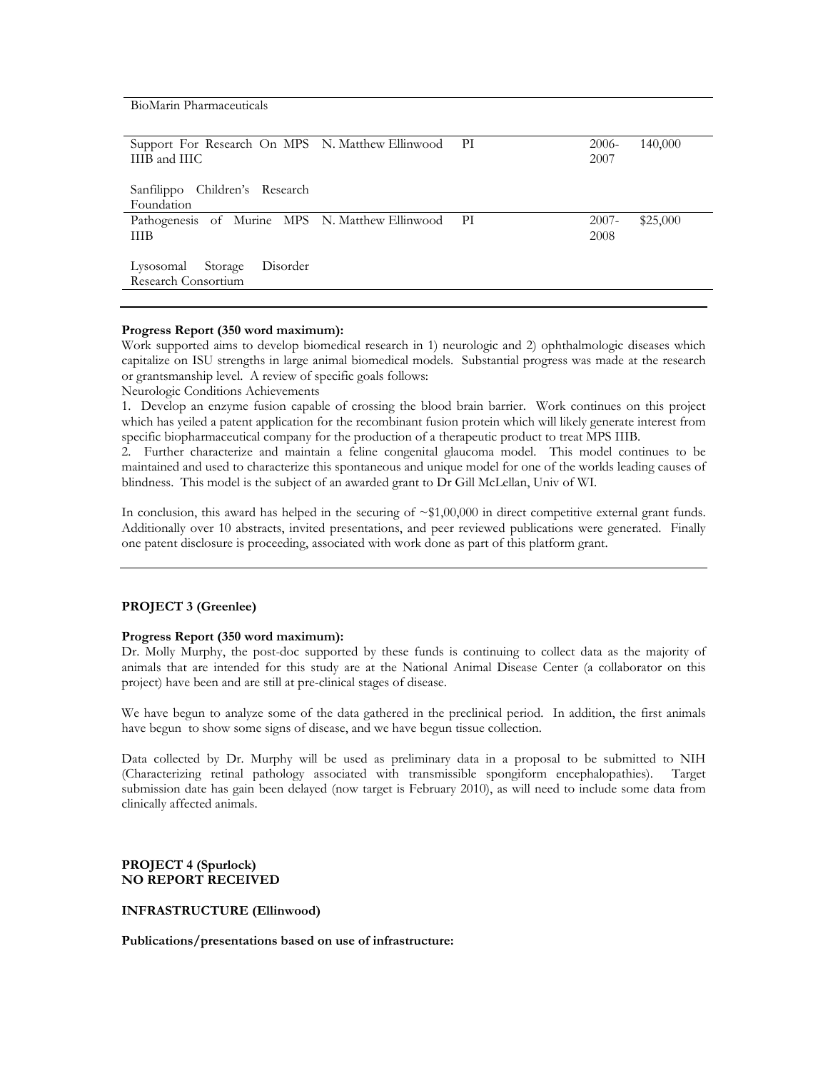| | | | | |
|---|---|---|---|---|
| BioMarin Pharmaceuticals | | | | |
| Support For Research On MPS IIIB and IIIC | N. Matthew Ellinwood | PI | 2006-2007 | 140,000 |
| Sanfilippo Children's Research Foundation | | | | |
| Pathogenesis of Murine MPS IIIB | N. Matthew Ellinwood | PI | 2007-2008 | $25,000 |
| Lysosomal Storage Disorder Research Consortium | | | | |

**Progress Report (350 word maximum):**

Work supported aims to develop biomedical research in 1) neurologic and 2) ophthalmologic diseases which capitalize on ISU strengths in large animal biomedical models. Substantial progress was made at the research or grantsmanship level. A review of specific goals follows:

Neurologic Conditions Achievements

1. Develop an enzyme fusion capable of crossing the blood brain barrier. Work continues on this project which has yeiled a patent application for the recombinant fusion protein which will likely generate interest from specific biopharmaceutical company for the production of a therapeutic product to treat MPS IIIB.
2. Further characterize and maintain a feline congenital glaucoma model. This model continues to be maintained and used to characterize this spontaneous and unique model for one of the worlds leading causes of blindness. This model is the subject of an awarded grant to Dr Gill McLellan, Univ of WI.

In conclusion, this award has helped in the securing of ~$1,00,000 in direct competitive external grant funds. Additionally over 10 abstracts, invited presentations, and peer reviewed publications were generated. Finally one patent disclosure is proceeding, associated with work done as part of this platform grant.

**PROJECT 3 (Greenlee)**

**Progress Report (350 word maximum):**

Dr. Molly Murphy, the post-doc supported by these funds is continuing to collect data as the majority of animals that are intended for this study are at the National Animal Disease Center (a collaborator on this project) have been and are still at pre-clinical stages of disease.

We have begun to analyze some of the data gathered in the preclinical period. In addition, the first animals have begun to show some signs of disease, and we have begun tissue collection.

Data collected by Dr. Murphy will be used as preliminary data in a proposal to be submitted to NIH (Characterizing retinal pathology associated with transmissible spongiform encephalopathies). Target submission date has gain been delayed (now target is February 2010), as will need to include some data from clinically affected animals.

**PROJECT 4 (Spurlock)**
**NO REPORT RECEIVED**

**INFRASTRUCTURE (Ellinwood)**

**Publications/presentations based on use of infrastructure:**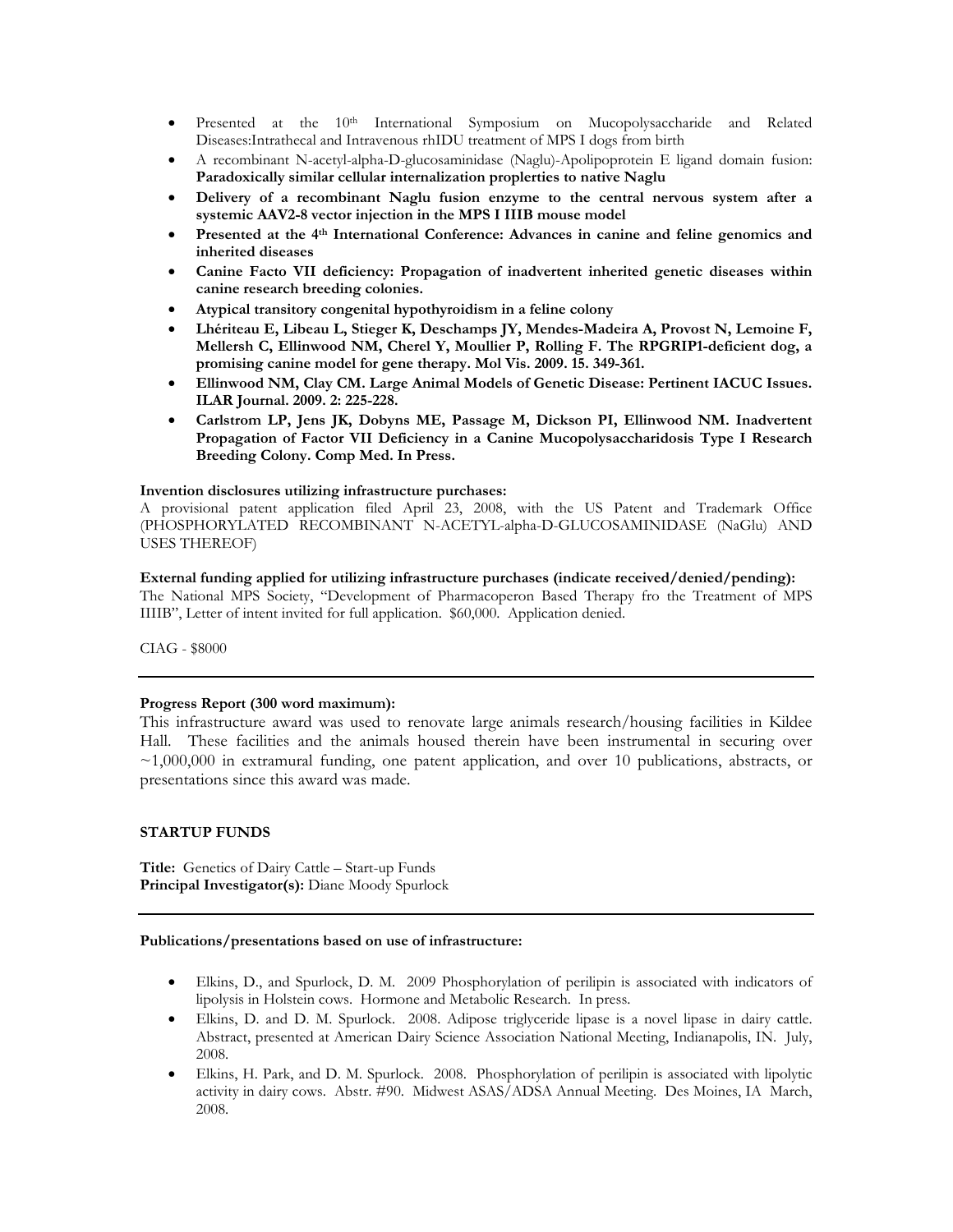- Presented at the 10th International Symposium on Mucopolysaccharide and Related Diseases:Intrathecal and Intravenous rhIDU treatment of MPS I dogs from birth
- A recombinant N-acetyl-alpha-D-glucosaminidase (Naglu)-Apolipoprotein E ligand domain fusion: **Paradoxically similar cellular internalization proplerties to native Naglu**
- **Delivery of a recombinant Naglu fusion enzyme to the central nervous system after a systemic AAV2-8 vector injection in the MPS I IIIB mouse model**
- **Presented at the 4th International Conference: Advances in canine and feline genomics and inherited diseases**
- **Canine Facto VII deficiency: Propagation of inadvertent inherited genetic diseases within canine research breeding colonies.**
- **Atypical transitory congenital hypothyroidism in a feline colony**
- **Lhériteau E, Libeau L, Stieger K, Deschamps JY, Mendes-Madeira A, Provost N, Lemoine F, Mellersh C, Ellinwood NM, Cherel Y, Moullier P, Rolling F. The RPGRIP1-deficient dog, a promising canine model for gene therapy. Mol Vis. 2009. 15. 349-361.**
- **Ellinwood NM, Clay CM. Large Animal Models of Genetic Disease: Pertinent IACUC Issues. ILAR Journal. 2009. 2: 225-228.**
- **Carlstrom LP, Jens JK, Dobyns ME, Passage M, Dickson PI, Ellinwood NM. Inadvertent Propagation of Factor VII Deficiency in a Canine Mucopolysaccharidosis Type I Research Breeding Colony. Comp Med. In Press.**

**Invention disclosures utilizing infrastructure purchases:**
A provisional patent application filed April 23, 2008, with the US Patent and Trademark Office (PHOSPHORYLATED RECOMBINANT N-ACETYL-alpha-D-GLUCOSAMINIDASE (NaGlu) AND USES THEREOF)

**External funding applied for utilizing infrastructure purchases (indicate received/denied/pending):**
The National MPS Society, "Development of Pharmacoperon Based Therapy fro the Treatment of MPS IIIB", Letter of intent invited for full application. $60,000. Application denied.

CIAG - $8000

---

**Progress Report (300 word maximum):**
This infrastructure award was used to renovate large animals research/housing facilities in Kildee Hall. These facilities and the animals housed therein have been instrumental in securing over ~1,000,000 in extramural funding, one patent application, and over 10 publications, abstracts, or presentations since this award was made.

**STARTUP FUNDS**

**Title:** Genetics of Dairy Cattle – Start-up Funds
**Principal Investigator(s):** Diane Moody Spurlock

---

**Publications/presentations based on use of infrastructure:**

- Elkins, D., and Spurlock, D. M. 2009 Phosphorylation of perilipin is associated with indicators of lipolysis in Holstein cows. Hormone and Metabolic Research. In press.
- Elkins, D. and D. M. Spurlock. 2008. Adipose triglyceride lipase is a novel lipase in dairy cattle. Abstract, presented at American Dairy Science Association National Meeting, Indianapolis, IN. July, 2008.
- Elkins, H. Park, and D. M. Spurlock. 2008. Phosphorylation of perilipin is associated with lipolytic activity in dairy cows. Abstr. #90. Midwest ASAS/ADSA Annual Meeting. Des Moines, IA March, 2008.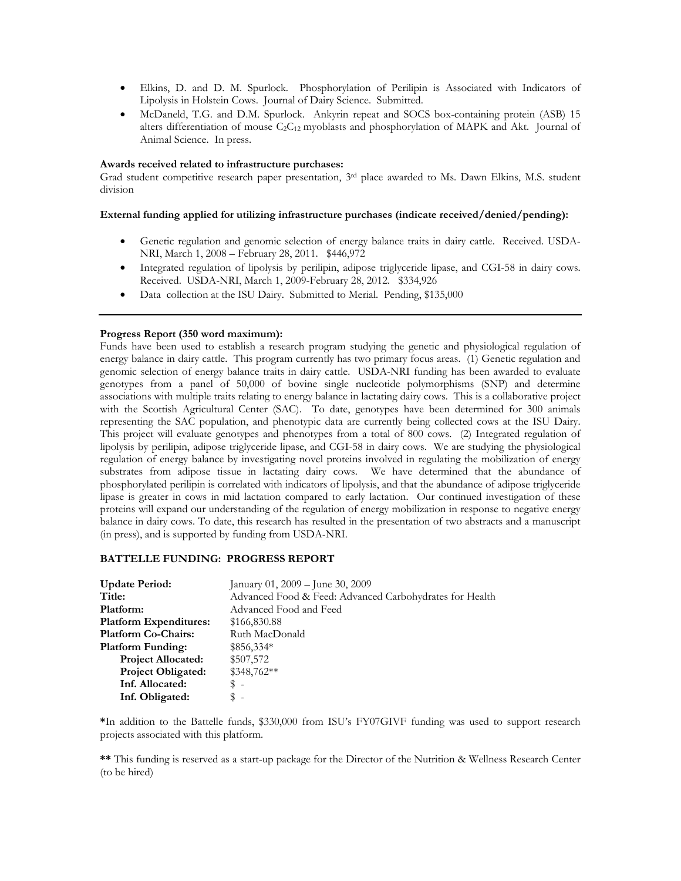- Elkins, D. and D. M. Spurlock. Phosphorylation of Perilipin is Associated with Indicators of Lipolysis in Holstein Cows. Journal of Dairy Science. Submitted.
- McDaneld, T.G. and D.M. Spurlock. Ankyrin repeat and SOCS box-containing protein (ASB) 15 alters differentiation of mouse $C_2C_{12}$ myoblasts and phosphorylation of MAPK and Akt. Journal of Animal Science. In press.

**Awards received related to infrastructure purchases:**

Grad student competitive research paper presentation, 3rd place awarded to Ms. Dawn Elkins, M.S. student division

**External funding applied for utilizing infrastructure purchases (indicate received/denied/pending):**

- Genetic regulation and genomic selection of energy balance traits in dairy cattle. Received. USDA-NRI, March 1, 2008 – February 28, 2011. $446,972
- Integrated regulation of lipolysis by perilipin, adipose triglyceride lipase, and CGI-58 in dairy cows. Received. USDA-NRI, March 1, 2009-February 28, 2012. $334,926
- Data collection at the ISU Dairy. Submitted to Merial. Pending, $135,000

---

**Progress Report (350 word maximum):**

Funds have been used to establish a research program studying the genetic and physiological regulation of energy balance in dairy cattle. This program currently has two primary focus areas. (1) Genetic regulation and genomic selection of energy balance traits in dairy cattle. USDA-NRI funding has been awarded to evaluate genotypes from a panel of 50,000 of bovine single nucleotide polymorphisms (SNP) and determine associations with multiple traits relating to energy balance in lactating dairy cows. This is a collaborative project with the Scottish Agricultural Center (SAC). To date, genotypes have been determined for 300 animals representing the SAC population, and phenotypic data are currently being collected cows at the ISU Dairy. This project will evaluate genotypes and phenotypes from a total of 800 cows. (2) Integrated regulation of lipolysis by perilipin, adipose triglyceride lipase, and CGI-58 in dairy cows. We are studying the physiological regulation of energy balance by investigating novel proteins involved in regulating the mobilization of energy substrates from adipose tissue in lactating dairy cows. We have determined that the abundance of phosphorylated perilipin is correlated with indicators of lipolysis, and that the abundance of adipose triglyceride lipase is greater in cows in mid lactation compared to early lactation. Our continued investigation of these proteins will expand our understanding of the regulation of energy mobilization in response to negative energy balance in dairy cows. To date, this research has resulted in the presentation of two abstracts and a manuscript (in press), and is supported by funding from USDA-NRI.

**BATTELLE FUNDING: PROGRESS REPORT**

| | |
|---|---|
| **Update Period:** | January 01, 2009 – June 30, 2009 |
| **Title:** | Advanced Food & Feed: Advanced Carbohydrates for Health |
| **Platform:** | Advanced Food and Feed |
| **Platform Expenditures:** | $166,830.88 |
| **Platform Co-Chairs:** | Ruth MacDonald |
| **Platform Funding:** | $856,334* |
| **Project Allocated:** | $507,572 |
| **Project Obligated:** | $348,762** |
| **Inf. Allocated:** | $ - |
| **Inf. Obligated:** | $ - |

***In addition to the Battelle funds, $330,000 from ISU's FY07GIVF funding was used to support research projects associated with this platform.

**** This funding is reserved as a start-up package for the Director of the Nutrition & Wellness Research Center (to be hired)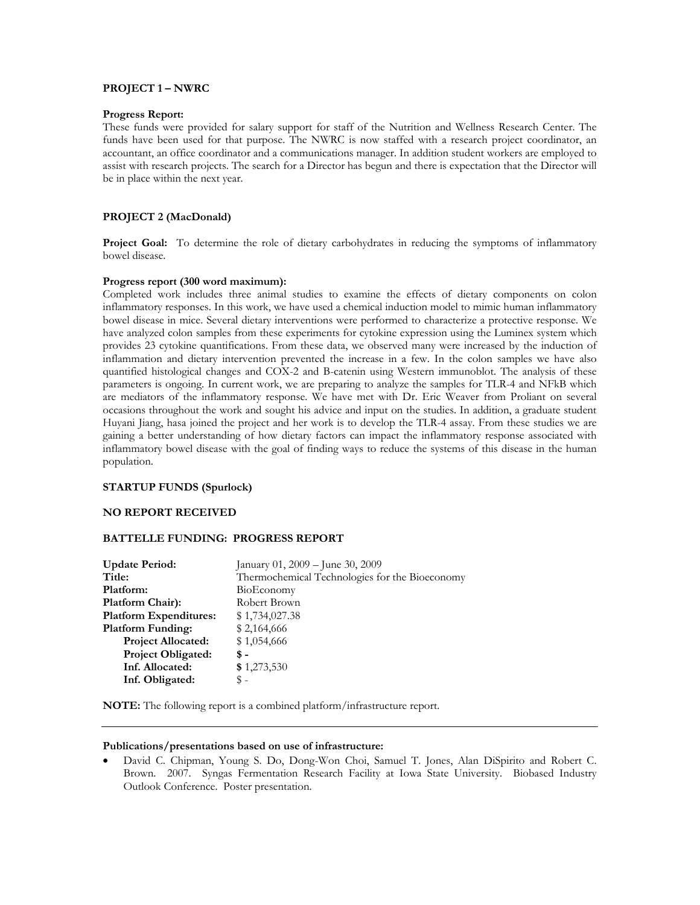**PROJECT 1 – NWRC**

**Progress Report:**
These funds were provided for salary support for staff of the Nutrition and Wellness Research Center. The funds have been used for that purpose. The NWRC is now staffed with a research project coordinator, an accountant, an office coordinator and a communications manager. In addition student workers are employed to assist with research projects. The search for a Director has begun and there is expectation that the Director will be in place within the next year.

**PROJECT 2 (MacDonald)**

**Project Goal:** To determine the role of dietary carbohydrates in reducing the symptoms of inflammatory bowel disease.

**Progress report (300 word maximum):**
Completed work includes three animal studies to examine the effects of dietary components on colon inflammatory responses. In this work, we have used a chemical induction model to mimic human inflammatory bowel disease in mice. Several dietary interventions were performed to characterize a protective response. We have analyzed colon samples from these experiments for cytokine expression using the Luminex system which provides 23 cytokine quantifications. From these data, we observed many were increased by the induction of inflammation and dietary intervention prevented the increase in a few. In the colon samples we have also quantified histological changes and COX-2 and B-catenin using Western immunoblot. The analysis of these parameters is ongoing. In current work, we are preparing to analyze the samples for TLR-4 and NFkB which are mediators of the inflammatory response. We have met with Dr. Eric Weaver from Proliant on several occasions throughout the work and sought his advice and input on the studies. In addition, a graduate student Huyani Jiang, hasa joined the project and her work is to develop the TLR-4 assay. From these studies we are gaining a better understanding of how dietary factors can impact the inflammatory response associated with inflammatory bowel disease with the goal of finding ways to reduce the systems of this disease in the human population.

**STARTUP FUNDS (Spurlock)**

**NO REPORT RECEIVED**

**BATTELLE FUNDING: PROGRESS REPORT**

| | |
|---|---|
| **Update Period:** | January 01, 2009 – June 30, 2009 |
| **Title:** | Thermochemical Technologies for the Bioeconomy |
| **Platform:** | BioEconomy |
| **Platform Chair):** | Robert Brown |
| **Platform Expenditures:** | $ 1,734,027.38 |
| **Platform Funding:** | $ 2,164,666 |
| **Project Allocated:** | $ 1,054,666 |
| **Project Obligated:** | **$ -** |
| **Inf. Allocated:** | **$** 1,273,530 |
| **Inf. Obligated:** | $ - |

**NOTE:** The following report is a combined platform/infrastructure report.

---

**Publications/presentations based on use of infrastructure:**

- David C. Chipman, Young S. Do, Dong-Won Choi, Samuel T. Jones, Alan DiSpirito and Robert C. Brown. 2007. Syngas Fermentation Research Facility at Iowa State University. Biobased Industry Outlook Conference. Poster presentation.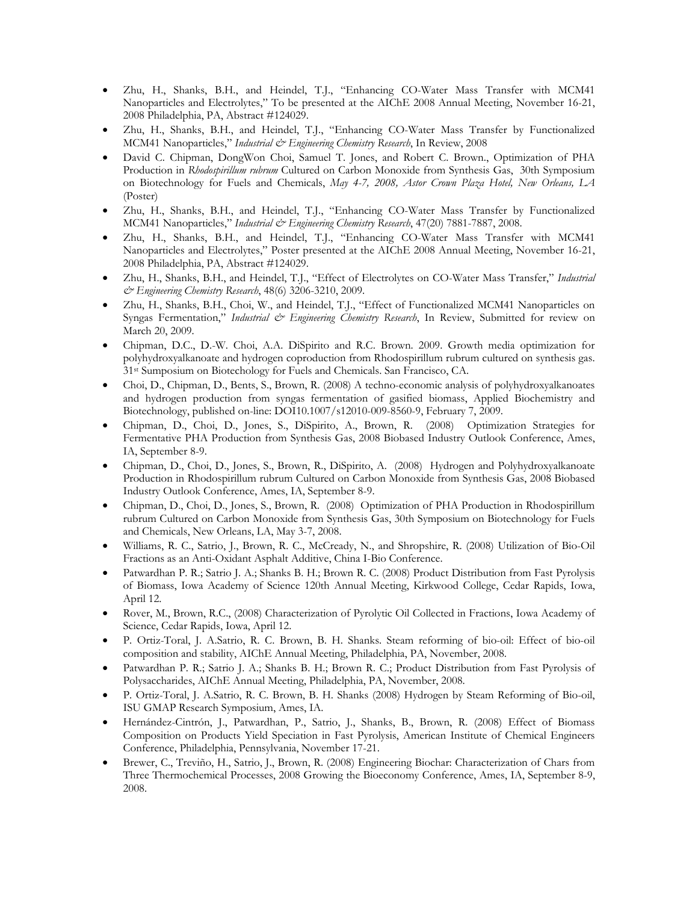- Zhu, H., Shanks, B.H., and Heindel, T.J., "Enhancing CO-Water Mass Transfer with MCM41 Nanoparticles and Electrolytes," To be presented at the AIChE 2008 Annual Meeting, November 16-21, 2008 Philadelphia, PA, Abstract #124029.
- Zhu, H., Shanks, B.H., and Heindel, T.J., "Enhancing CO-Water Mass Transfer by Functionalized MCM41 Nanoparticles," *Industrial & Engineering Chemistry Research*, In Review, 2008
- David C. Chipman, DongWon Choi, Samuel T. Jones, and Robert C. Brown., Optimization of PHA Production in *Rhodospirillum rubrum* Cultured on Carbon Monoxide from Synthesis Gas, 30th Symposium on Biotechnology for Fuels and Chemicals, *May 4-7, 2008, Astor Crown Plaza Hotel, New Orleans, LA* (Poster)
- Zhu, H., Shanks, B.H., and Heindel, T.J., "Enhancing CO-Water Mass Transfer by Functionalized MCM41 Nanoparticles," *Industrial & Engineering Chemistry Research*, 47(20) 7881-7887, 2008.
- Zhu, H., Shanks, B.H., and Heindel, T.J., "Enhancing CO-Water Mass Transfer with MCM41 Nanoparticles and Electrolytes," Poster presented at the AIChE 2008 Annual Meeting, November 16-21, 2008 Philadelphia, PA, Abstract #124029.
- Zhu, H., Shanks, B.H., and Heindel, T.J., "Effect of Electrolytes on CO-Water Mass Transfer," *Industrial & Engineering Chemistry Research*, 48(6) 3206-3210, 2009.
- Zhu, H., Shanks, B.H., Choi, W., and Heindel, T.J., "Effect of Functionalized MCM41 Nanoparticles on Syngas Fermentation," *Industrial & Engineering Chemistry Research*, In Review, Submitted for review on March 20, 2009.
- Chipman, D.C., D.-W. Choi, A.A. DiSpirito and R.C. Brown. 2009. Growth media optimization for polyhydroxyalkanoate and hydrogen coproduction from Rhodospirillum rubrum cultured on synthesis gas. 31st Sumposium on Biotechology for Fuels and Chemicals. San Francisco, CA.
- Choi, D., Chipman, D., Bents, S., Brown, R. (2008) A techno-economic analysis of polyhydroxyalkanoates and hydrogen production from syngas fermentation of gasified biomass, Applied Biochemistry and Biotechnology, published on-line: DOI10.1007/s12010-009-8560-9, February 7, 2009.
- Chipman, D., Choi, D., Jones, S., DiSpirito, A., Brown, R. (2008) Optimization Strategies for Fermentative PHA Production from Synthesis Gas, 2008 Biobased Industry Outlook Conference, Ames, IA, September 8-9.
- Chipman, D., Choi, D., Jones, S., Brown, R., DiSpirito, A. (2008) Hydrogen and Polyhydroxyalkanoate Production in Rhodospirillum rubrum Cultured on Carbon Monoxide from Synthesis Gas, 2008 Biobased Industry Outlook Conference, Ames, IA, September 8-9.
- Chipman, D., Choi, D., Jones, S., Brown, R. (2008) Optimization of PHA Production in Rhodospirillum rubrum Cultured on Carbon Monoxide from Synthesis Gas, 30th Symposium on Biotechnology for Fuels and Chemicals, New Orleans, LA, May 3-7, 2008.
- Williams, R. C., Satrio, J., Brown, R. C., McCready, N., and Shropshire, R. (2008) Utilization of Bio-Oil Fractions as an Anti-Oxidant Asphalt Additive, China I-Bio Conference.
- Patwardhan P. R.; Satrio J. A.; Shanks B. H.; Brown R. C. (2008) Product Distribution from Fast Pyrolysis of Biomass, Iowa Academy of Science 120th Annual Meeting, Kirkwood College, Cedar Rapids, Iowa, April 12.
- Rover, M., Brown, R.C., (2008) Characterization of Pyrolytic Oil Collected in Fractions, Iowa Academy of Science, Cedar Rapids, Iowa, April 12.
- P. Ortiz-Toral, J. A.Satrio, R. C. Brown, B. H. Shanks. Steam reforming of bio-oil: Effect of bio-oil composition and stability, AIChE Annual Meeting, Philadelphia, PA, November, 2008.
- Patwardhan P. R.; Satrio J. A.; Shanks B. H.; Brown R. C.; Product Distribution from Fast Pyrolysis of Polysaccharides, AIChE Annual Meeting, Philadelphia, PA, November, 2008.
- P. Ortiz-Toral, J. A.Satrio, R. C. Brown, B. H. Shanks (2008) Hydrogen by Steam Reforming of Bio-oil, ISU GMAP Research Symposium, Ames, IA.
- Hernández-Cintrón, J., Patwardhan, P., Satrio, J., Shanks, B., Brown, R. (2008) Effect of Biomass Composition on Products Yield Speciation in Fast Pyrolysis, American Institute of Chemical Engineers Conference, Philadelphia, Pennsylvania, November 17-21.
- Brewer, C., Treviño, H., Satrio, J., Brown, R. (2008) Engineering Biochar: Characterization of Chars from Three Thermochemical Processes, 2008 Growing the Bioeconomy Conference, Ames, IA, September 8-9, 2008.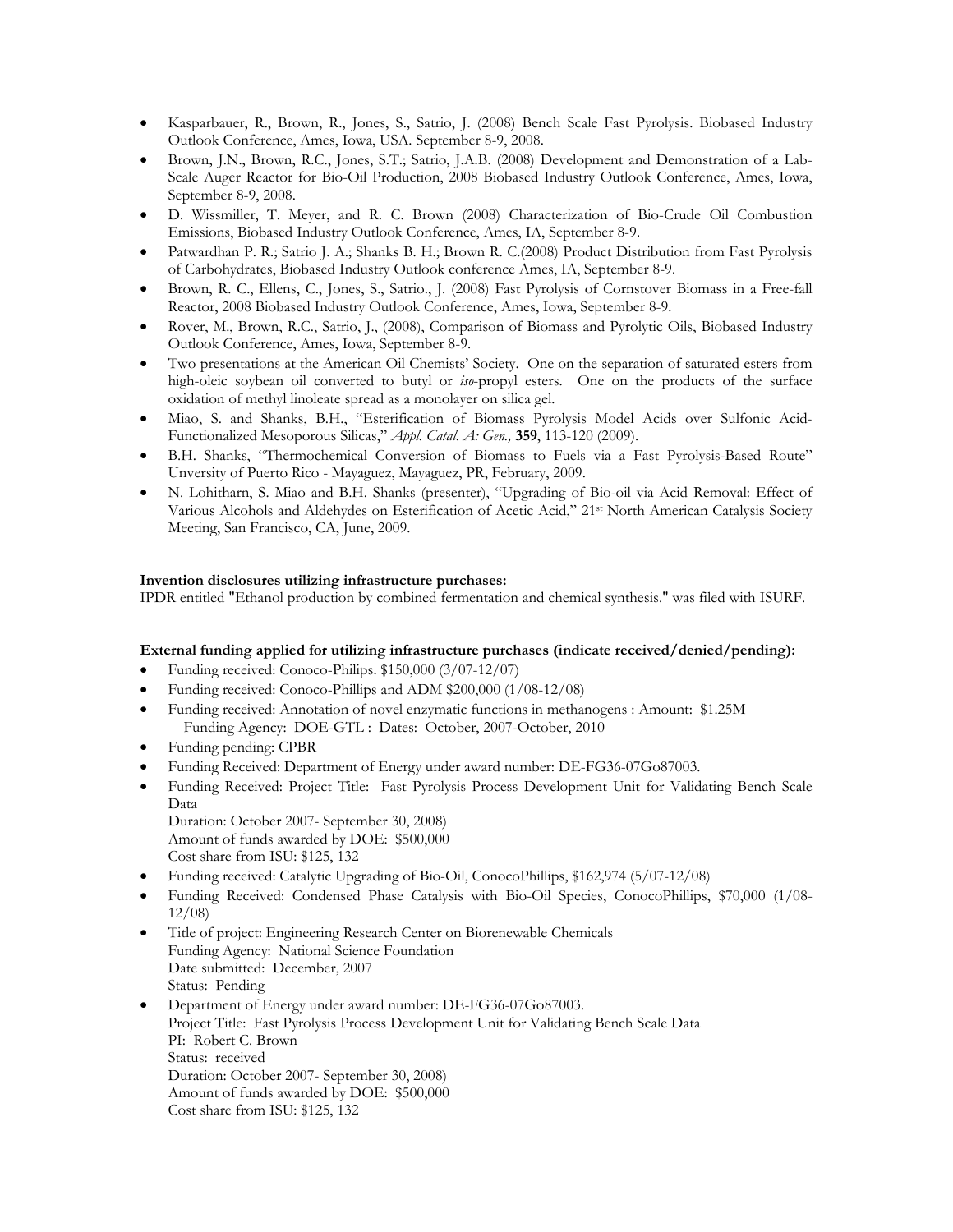- Kasparbauer, R., Brown, R., Jones, S., Satrio, J. (2008) Bench Scale Fast Pyrolysis. Biobased Industry Outlook Conference, Ames, Iowa, USA. September 8-9, 2008.
- Brown, J.N., Brown, R.C., Jones, S.T.; Satrio, J.A.B. (2008) Development and Demonstration of a Lab-Scale Auger Reactor for Bio-Oil Production, 2008 Biobased Industry Outlook Conference, Ames, Iowa, September 8-9, 2008.
- D. Wissmiller, T. Meyer, and R. C. Brown (2008) Characterization of Bio-Crude Oil Combustion Emissions, Biobased Industry Outlook Conference, Ames, IA, September 8-9.
- Patwardhan P. R.; Satrio J. A.; Shanks B. H.; Brown R. C.(2008) Product Distribution from Fast Pyrolysis of Carbohydrates, Biobased Industry Outlook conference Ames, IA, September 8-9.
- Brown, R. C., Ellens, C., Jones, S., Satrio., J. (2008) Fast Pyrolysis of Cornstover Biomass in a Free-fall Reactor, 2008 Biobased Industry Outlook Conference, Ames, Iowa, September 8-9.
- Rover, M., Brown, R.C., Satrio, J., (2008), Comparison of Biomass and Pyrolytic Oils, Biobased Industry Outlook Conference, Ames, Iowa, September 8-9.
- Two presentations at the American Oil Chemists' Society. One on the separation of saturated esters from high-oleic soybean oil converted to butyl or *iso*-propyl esters. One on the products of the surface oxidation of methyl linoleate spread as a monolayer on silica gel.
- Miao, S. and Shanks, B.H., "Esterification of Biomass Pyrolysis Model Acids over Sulfonic Acid-Functionalized Mesoporous Silicas," *Appl. Catal. A: Gen.,* **359**, 113-120 (2009).
- B.H. Shanks, "Thermochemical Conversion of Biomass to Fuels via a Fast Pyrolysis-Based Route" Unversity of Puerto Rico - Mayaguez, Mayaguez, PR, February, 2009.
- N. Lohitharn, S. Miao and B.H. Shanks (presenter), "Upgrading of Bio-oil via Acid Removal: Effect of Various Alcohols and Aldehydes on Esterification of Acetic Acid," 21st North American Catalysis Society Meeting, San Francisco, CA, June, 2009.

**Invention disclosures utilizing infrastructure purchases:**

IPDR entitled "Ethanol production by combined fermentation and chemical synthesis." was filed with ISURF.

**External funding applied for utilizing infrastructure purchases (indicate received/denied/pending):**

- Funding received: Conoco-Philips. $150,000 (3/07-12/07)
- Funding received: Conoco-Phillips and ADM $200,000 (1/08-12/08)
- Funding received: Annotation of novel enzymatic functions in methanogens : Amount: $1.25M
  Funding Agency: DOE-GTL : Dates: October, 2007-October, 2010
- Funding pending: CPBR
- Funding Received: Department of Energy under award number: DE-FG36-07Go87003.
- Funding Received: Project Title: Fast Pyrolysis Process Development Unit for Validating Bench Scale Data
  Duration: October 2007- September 30, 2008)
  Amount of funds awarded by DOE: $500,000
  Cost share from ISU: $125, 132
- Funding received: Catalytic Upgrading of Bio-Oil, ConocoPhillips, $162,974 (5/07-12/08)
- Funding Received: Condensed Phase Catalysis with Bio-Oil Species, ConocoPhillips, $70,000 (1/08-12/08)
- Title of project: Engineering Research Center on Biorenewable Chemicals
  Funding Agency: National Science Foundation
  Date submitted: December, 2007
  Status: Pending
- Department of Energy under award number: DE-FG36-07Go87003.
  Project Title: Fast Pyrolysis Process Development Unit for Validating Bench Scale Data
  PI: Robert C. Brown
  Status: received
  Duration: October 2007- September 30, 2008)
  Amount of funds awarded by DOE: $500,000
  Cost share from ISU: $125, 132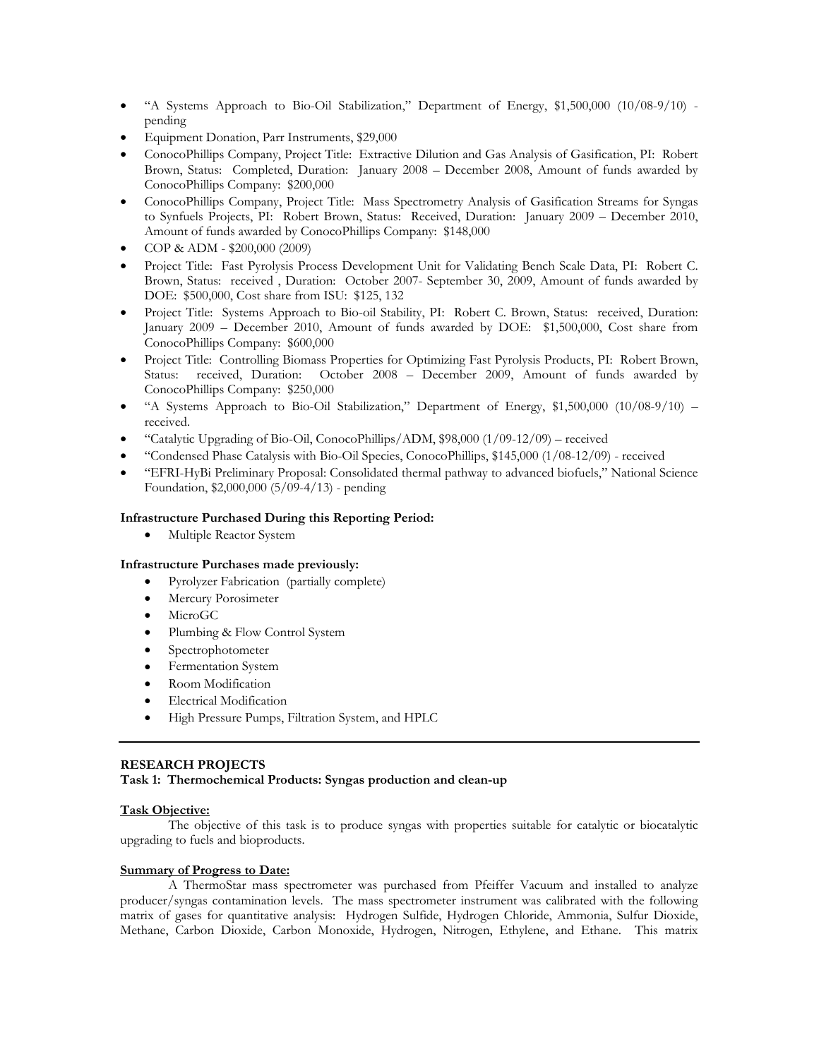- "A Systems Approach to Bio-Oil Stabilization," Department of Energy, $1,500,000 (10/08-9/10) - pending
- Equipment Donation, Parr Instruments, $29,000
- ConocoPhillips Company, Project Title: Extractive Dilution and Gas Analysis of Gasification, PI: Robert Brown, Status: Completed, Duration: January 2008 – December 2008, Amount of funds awarded by ConocoPhillips Company: $200,000
- ConocoPhillips Company, Project Title: Mass Spectrometry Analysis of Gasification Streams for Syngas to Synfuels Projects, PI: Robert Brown, Status: Received, Duration: January 2009 – December 2010, Amount of funds awarded by ConocoPhillips Company: $148,000
- COP & ADM - $200,000 (2009)
- Project Title: Fast Pyrolysis Process Development Unit for Validating Bench Scale Data, PI: Robert C. Brown, Status: received , Duration: October 2007- September 30, 2009, Amount of funds awarded by DOE: $500,000, Cost share from ISU: $125, 132
- Project Title: Systems Approach to Bio-oil Stability, PI: Robert C. Brown, Status: received, Duration: January 2009 – December 2010, Amount of funds awarded by DOE: $1,500,000, Cost share from ConocoPhillips Company: $600,000
- Project Title: Controlling Biomass Properties for Optimizing Fast Pyrolysis Products, PI: Robert Brown, Status: received, Duration: October 2008 – December 2009, Amount of funds awarded by ConocoPhillips Company: $250,000
- "A Systems Approach to Bio-Oil Stabilization," Department of Energy, $1,500,000 (10/08-9/10) – received.
- "Catalytic Upgrading of Bio-Oil, ConocoPhillips/ADM, $98,000 (1/09-12/09) – received
- "Condensed Phase Catalysis with Bio-Oil Species, ConocoPhillips, $145,000 (1/08-12/09) - received
- "EFRI-HyBi Preliminary Proposal: Consolidated thermal pathway to advanced biofuels," National Science Foundation, $2,000,000 (5/09-4/13) - pending

**Infrastructure Purchased During this Reporting Period:**

- Multiple Reactor System

**Infrastructure Purchases made previously:**

- Pyrolyzer Fabrication (partially complete)
- Mercury Porosimeter
- MicroGC
- Plumbing & Flow Control System
- Spectrophotometer
- Fermentation System
- Room Modification
- Electrical Modification
- High Pressure Pumps, Filtration System, and HPLC

---

**RESEARCH PROJECTS**

**Task 1: Thermochemical Products: Syngas production and clean-up**

**Task Objective:**

The objective of this task is to produce syngas with properties suitable for catalytic or biocatalytic upgrading to fuels and bioproducts.

**Summary of Progress to Date:**

A ThermoStar mass spectrometer was purchased from Pfeiffer Vacuum and installed to analyze producer/syngas contamination levels. The mass spectrometer instrument was calibrated with the following matrix of gases for quantitative analysis: Hydrogen Sulfide, Hydrogen Chloride, Ammonia, Sulfur Dioxide, Methane, Carbon Dioxide, Carbon Monoxide, Hydrogen, Nitrogen, Ethylene, and Ethane. This matrix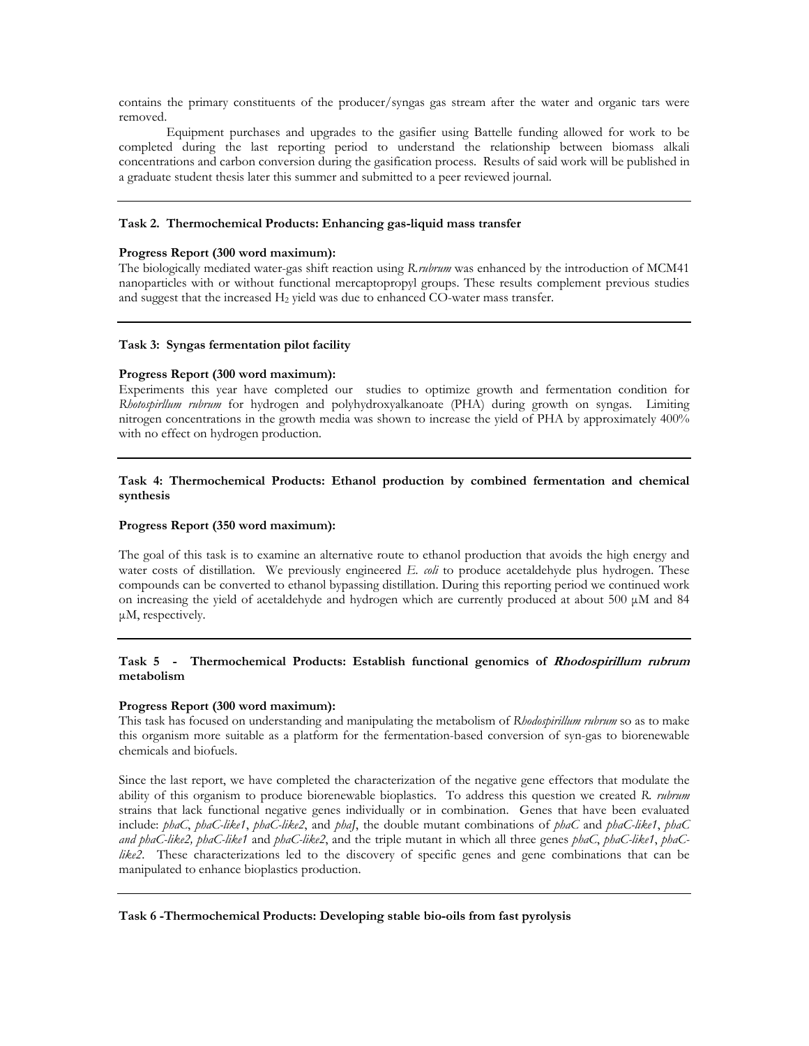contains the primary constituents of the producer/syngas gas stream after the water and organic tars were removed.

Equipment purchases and upgrades to the gasifier using Battelle funding allowed for work to be completed during the last reporting period to understand the relationship between biomass alkali concentrations and carbon conversion during the gasification process. Results of said work will be published in a graduate student thesis later this summer and submitted to a peer reviewed journal.

---

**Task 2. Thermochemical Products: Enhancing gas-liquid mass transfer**

**Progress Report (300 word maximum):**

The biologically mediated water-gas shift reaction using *R.rubrum* was enhanced by the introduction of MCM41 nanoparticles with or without functional mercaptopropyl groups. These results complement previous studies and suggest that the increased $H_2$ yield was due to enhanced CO-water mass transfer.

---

**Task 3: Syngas fermentation pilot facility**

**Progress Report (300 word maximum):**

Experiments this year have completed our studies to optimize growth and fermentation condition for *Rhotospirllum rubrum* for hydrogen and polyhydroxyalkanoate (PHA) during growth on syngas. Limiting nitrogen concentrations in the growth media was shown to increase the yield of PHA by approximately 400% with no effect on hydrogen production.

---

**Task 4: Thermochemical Products: Ethanol production by combined fermentation and chemical synthesis**

**Progress Report (350 word maximum):**

The goal of this task is to examine an alternative route to ethanol production that avoids the high energy and water costs of distillation. We previously engineered *E. coli* to produce acetaldehyde plus hydrogen. These compounds can be converted to ethanol bypassing distillation. During this reporting period we continued work on increasing the yield of acetaldehyde and hydrogen which are currently produced at about 500 μM and 84 μM, respectively.

---

**Task 5 - Thermochemical Products: Establish functional genomics of *Rhodospirillum rubrum* metabolism**

**Progress Report (300 word maximum):**

This task has focused on understanding and manipulating the metabolism of *Rhodospirillum rubrum* so as to make this organism more suitable as a platform for the fermentation-based conversion of syn-gas to biorenewable chemicals and biofuels.

Since the last report, we have completed the characterization of the negative gene effectors that modulate the ability of this organism to produce biorenewable bioplastics. To address this question we created *R. rubrum* strains that lack functional negative genes individually or in combination. Genes that have been evaluated include: *phaC*, *phaC-like1*, *phaC-like2*, and *phaJ*, the double mutant combinations of *phaC* and *phaC-like1*, *phaC and phaC-like2, phaC-like1* and *phaC-like2*, and the triple mutant in which all three genes *phaC*, *phaC-like1*, *phaC-like2*. These characterizations led to the discovery of specific genes and gene combinations that can be manipulated to enhance bioplastics production.

---

**Task 6 -Thermochemical Products: Developing stable bio-oils from fast pyrolysis**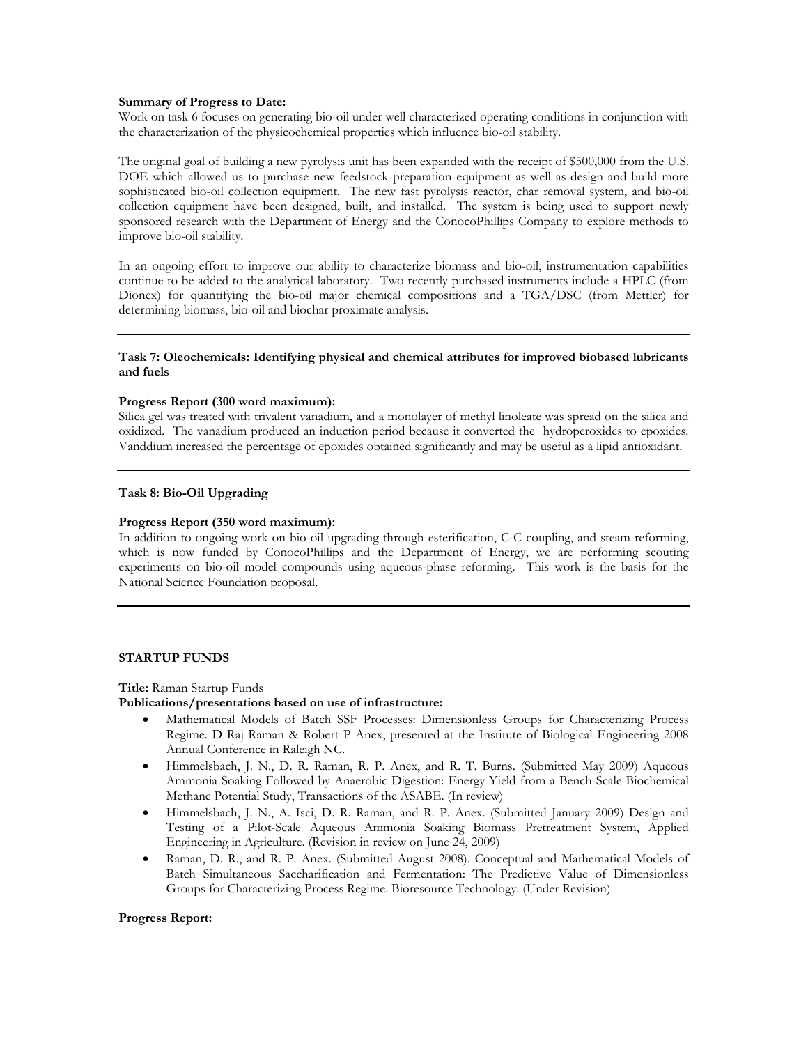**Summary of Progress to Date:**
Work on task 6 focuses on generating bio-oil under well characterized operating conditions in conjunction with the characterization of the physicochemical properties which influence bio-oil stability.

The original goal of building a new pyrolysis unit has been expanded with the receipt of $500,000 from the U.S. DOE which allowed us to purchase new feedstock preparation equipment as well as design and build more sophisticated bio-oil collection equipment. The new fast pyrolysis reactor, char removal system, and bio-oil collection equipment have been designed, built, and installed. The system is being used to support newly sponsored research with the Department of Energy and the ConocoPhillips Company to explore methods to improve bio-oil stability.

In an ongoing effort to improve our ability to characterize biomass and bio-oil, instrumentation capabilities continue to be added to the analytical laboratory. Two recently purchased instruments include a HPLC (from Dionex) for quantifying the bio-oil major chemical compositions and a TGA/DSC (from Mettler) for determining biomass, bio-oil and biochar proximate analysis.

---

**Task 7: Oleochemicals: Identifying physical and chemical attributes for improved biobased lubricants and fuels**

**Progress Report (300 word maximum):**
Silica gel was treated with trivalent vanadium, and a monolayer of methyl linoleate was spread on the silica and oxidized. The vanadium produced an induction period because it converted the hydroperoxides to epoxides. Vanddium increased the percentage of epoxides obtained significantly and may be useful as a lipid antioxidant.

---

**Task 8: Bio-Oil Upgrading**

**Progress Report (350 word maximum):**
In addition to ongoing work on bio-oil upgrading through esterification, C-C coupling, and steam reforming, which is now funded by ConocoPhillips and the Department of Energy, we are performing scouting experiments on bio-oil model compounds using aqueous-phase reforming. This work is the basis for the National Science Foundation proposal.

---

**STARTUP FUNDS**

**Title:** Raman Startup Funds

**Publications/presentations based on use of infrastructure:**

- Mathematical Models of Batch SSF Processes: Dimensionless Groups for Characterizing Process Regime. D Raj Raman & Robert P Anex, presented at the Institute of Biological Engineering 2008 Annual Conference in Raleigh NC.
- Himmelsbach, J. N., D. R. Raman, R. P. Anex, and R. T. Burns. (Submitted May 2009) Aqueous Ammonia Soaking Followed by Anaerobic Digestion: Energy Yield from a Bench-Scale Biochemical Methane Potential Study, Transactions of the ASABE. (In review)
- Himmelsbach, J. N., A. Isci, D. R. Raman, and R. P. Anex. (Submitted January 2009) Design and Testing of a Pilot-Scale Aqueous Ammonia Soaking Biomass Pretreatment System, Applied Engineering in Agriculture. (Revision in review on June 24, 2009)
- Raman, D. R., and R. P. Anex. (Submitted August 2008). Conceptual and Mathematical Models of Batch Simultaneous Saccharification and Fermentation: The Predictive Value of Dimensionless Groups for Characterizing Process Regime. Bioresource Technology. (Under Revision)

**Progress Report:**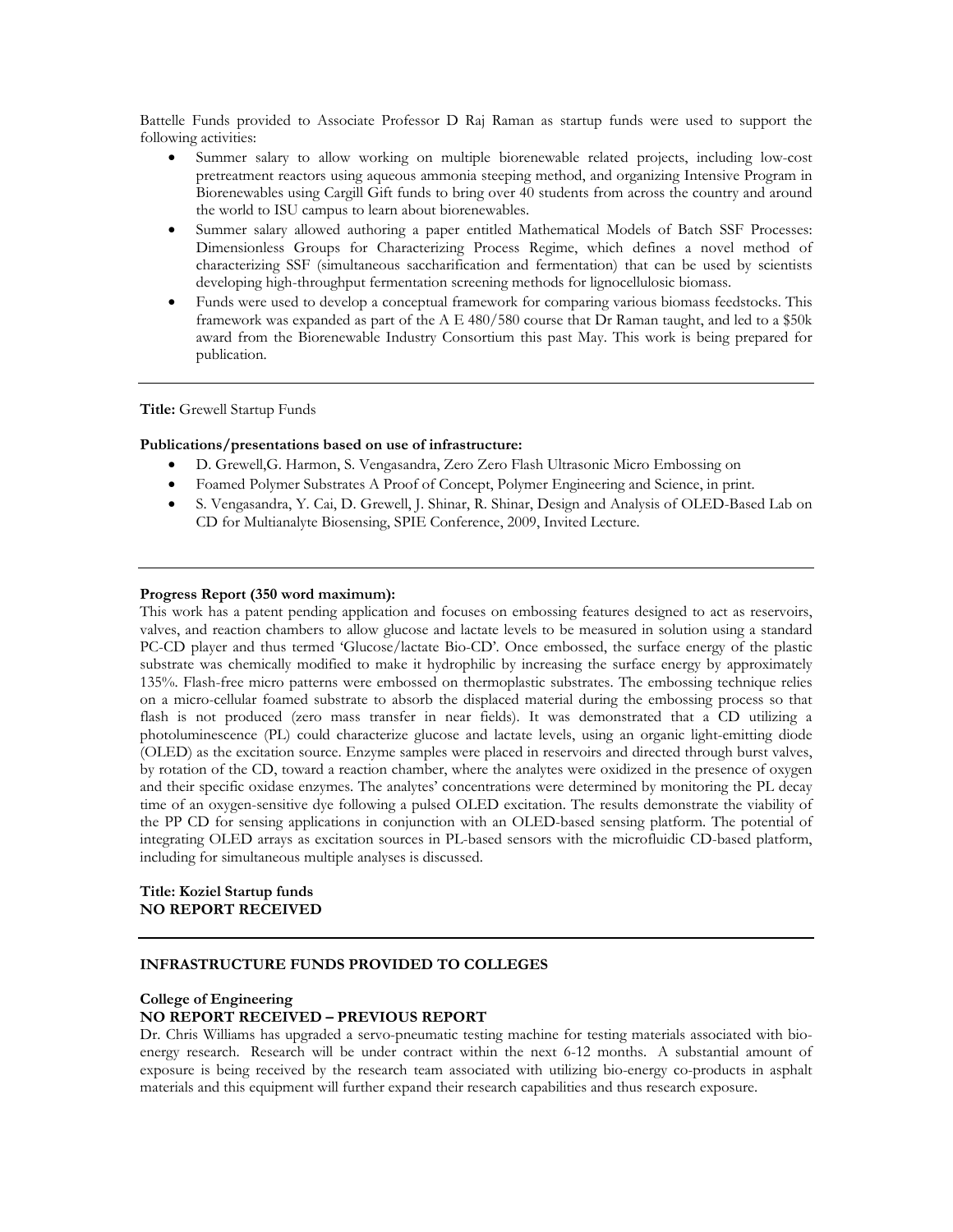Battelle Funds provided to Associate Professor D Raj Raman as startup funds were used to support the following activities:

- Summer salary to allow working on multiple biorenewable related projects, including low-cost pretreatment reactors using aqueous ammonia steeping method, and organizing Intensive Program in Biorenewables using Cargill Gift funds to bring over 40 students from across the country and around the world to ISU campus to learn about biorenewables.
- Summer salary allowed authoring a paper entitled Mathematical Models of Batch SSF Processes: Dimensionless Groups for Characterizing Process Regime, which defines a novel method of characterizing SSF (simultaneous saccharification and fermentation) that can be used by scientists developing high-throughput fermentation screening methods for lignocellulosic biomass.
- Funds were used to develop a conceptual framework for comparing various biomass feedstocks. This framework was expanded as part of the A E 480/580 course that Dr Raman taught, and led to a $50k award from the Biorenewable Industry Consortium this past May. This work is being prepared for publication.

---

**Title:** Grewell Startup Funds

**Publications/presentations based on use of infrastructure:**

- D. Grewell,G. Harmon, S. Vengasandra, Zero Zero Flash Ultrasonic Micro Embossing on
- Foamed Polymer Substrates A Proof of Concept, Polymer Engineering and Science, in print.
- S. Vengasandra, Y. Cai, D. Grewell, J. Shinar, R. Shinar, Design and Analysis of OLED-Based Lab on CD for Multianalyte Biosensing, SPIE Conference, 2009, Invited Lecture.

---

**Progress Report (350 word maximum):**

This work has a patent pending application and focuses on embossing features designed to act as reservoirs, valves, and reaction chambers to allow glucose and lactate levels to be measured in solution using a standard PC-CD player and thus termed 'Glucose/lactate Bio-CD'. Once embossed, the surface energy of the plastic substrate was chemically modified to make it hydrophilic by increasing the surface energy by approximately 135%. Flash-free micro patterns were embossed on thermoplastic substrates. The embossing technique relies on a micro-cellular foamed substrate to absorb the displaced material during the embossing process so that flash is not produced (zero mass transfer in near fields). It was demonstrated that a CD utilizing a photoluminescence (PL) could characterize glucose and lactate levels, using an organic light-emitting diode (OLED) as the excitation source. Enzyme samples were placed in reservoirs and directed through burst valves, by rotation of the CD, toward a reaction chamber, where the analytes were oxidized in the presence of oxygen and their specific oxidase enzymes. The analytes' concentrations were determined by monitoring the PL decay time of an oxygen-sensitive dye following a pulsed OLED excitation. The results demonstrate the viability of the PP CD for sensing applications in conjunction with an OLED-based sensing platform. The potential of integrating OLED arrays as excitation sources in PL-based sensors with the microfluidic CD-based platform, including for simultaneous multiple analyses is discussed.

**Title: Koziel Startup funds**
**NO REPORT RECEIVED**

---

**INFRASTRUCTURE FUNDS PROVIDED TO COLLEGES**

**College of Engineering**
**NO REPORT RECEIVED – PREVIOUS REPORT**

Dr. Chris Williams has upgraded a servo-pneumatic testing machine for testing materials associated with bio-energy research. Research will be under contract within the next 6-12 months. A substantial amount of exposure is being received by the research team associated with utilizing bio-energy co-products in asphalt materials and this equipment will further expand their research capabilities and thus research exposure.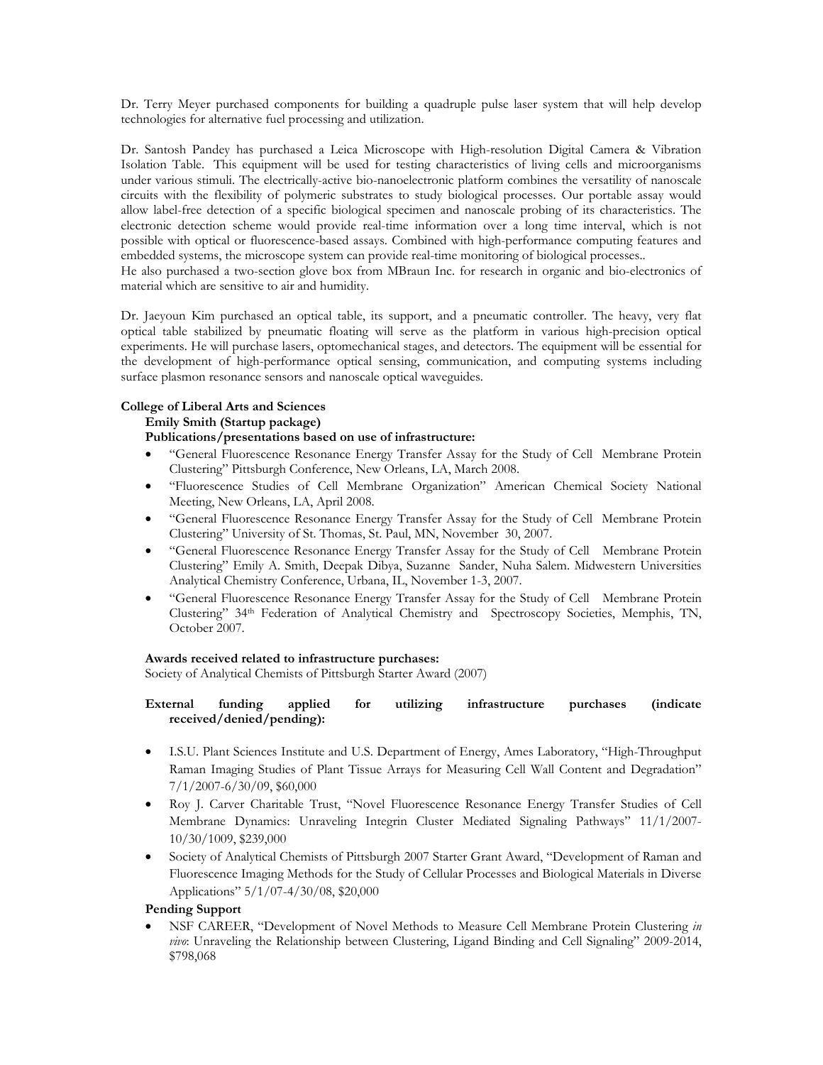Dr. Terry Meyer purchased components for building a quadruple pulse laser system that will help develop technologies for alternative fuel processing and utilization.

Dr. Santosh Pandey has purchased a Leica Microscope with High-resolution Digital Camera & Vibration Isolation Table. This equipment will be used for testing characteristics of living cells and microorganisms under various stimuli. The electrically-active bio-nanoelectronic platform combines the versatility of nanoscale circuits with the flexibility of polymeric substrates to study biological processes. Our portable assay would allow label-free detection of a specific biological specimen and nanoscale probing of its characteristics. The electronic detection scheme would provide real-time information over a long time interval, which is not possible with optical or fluorescence-based assays. Combined with high-performance computing features and embedded systems, the microscope system can provide real-time monitoring of biological processes..
He also purchased a two-section glove box from MBraun Inc. for research in organic and bio-electronics of material which are sensitive to air and humidity.

Dr. Jaeyoun Kim purchased an optical table, its support, and a pneumatic controller. The heavy, very flat optical table stabilized by pneumatic floating will serve as the platform in various high-precision optical experiments. He will purchase lasers, optomechanical stages, and detectors. The equipment will be essential for the development of high-performance optical sensing, communication, and computing systems including surface plasmon resonance sensors and nanoscale optical waveguides.

**College of Liberal Arts and Sciences**

**Emily Smith (Startup package)**

**Publications/presentations based on use of infrastructure:**

- "General Fluorescence Resonance Energy Transfer Assay for the Study of Cell Membrane Protein Clustering" Pittsburgh Conference, New Orleans, LA, March 2008.
- "Fluorescence Studies of Cell Membrane Organization" American Chemical Society National Meeting, New Orleans, LA, April 2008.
- "General Fluorescence Resonance Energy Transfer Assay for the Study of Cell Membrane Protein Clustering" University of St. Thomas, St. Paul, MN, November 30, 2007.
- "General Fluorescence Resonance Energy Transfer Assay for the Study of Cell Membrane Protein Clustering" Emily A. Smith, Deepak Dibya, Suzanne Sander, Nuha Salem. Midwestern Universities Analytical Chemistry Conference, Urbana, IL, November 1-3, 2007.
- "General Fluorescence Resonance Energy Transfer Assay for the Study of Cell Membrane Protein Clustering" 34th Federation of Analytical Chemistry and Spectroscopy Societies, Memphis, TN, October 2007.

**Awards received related to infrastructure purchases:**

Society of Analytical Chemists of Pittsburgh Starter Award (2007)

**External funding applied for utilizing infrastructure purchases (indicate received/denied/pending):**

- I.S.U. Plant Sciences Institute and U.S. Department of Energy, Ames Laboratory, "High-Throughput Raman Imaging Studies of Plant Tissue Arrays for Measuring Cell Wall Content and Degradation" 7/1/2007-6/30/09, $60,000
- Roy J. Carver Charitable Trust, "Novel Fluorescence Resonance Energy Transfer Studies of Cell Membrane Dynamics: Unraveling Integrin Cluster Mediated Signaling Pathways" 11/1/2007-10/30/1009, $239,000
- Society of Analytical Chemists of Pittsburgh 2007 Starter Grant Award, "Development of Raman and Fluorescence Imaging Methods for the Study of Cellular Processes and Biological Materials in Diverse Applications" 5/1/07-4/30/08, $20,000

**Pending Support**

- NSF CAREER, "Development of Novel Methods to Measure Cell Membrane Protein Clustering *in vivo*: Unraveling the Relationship between Clustering, Ligand Binding and Cell Signaling" 2009-2014, $798,068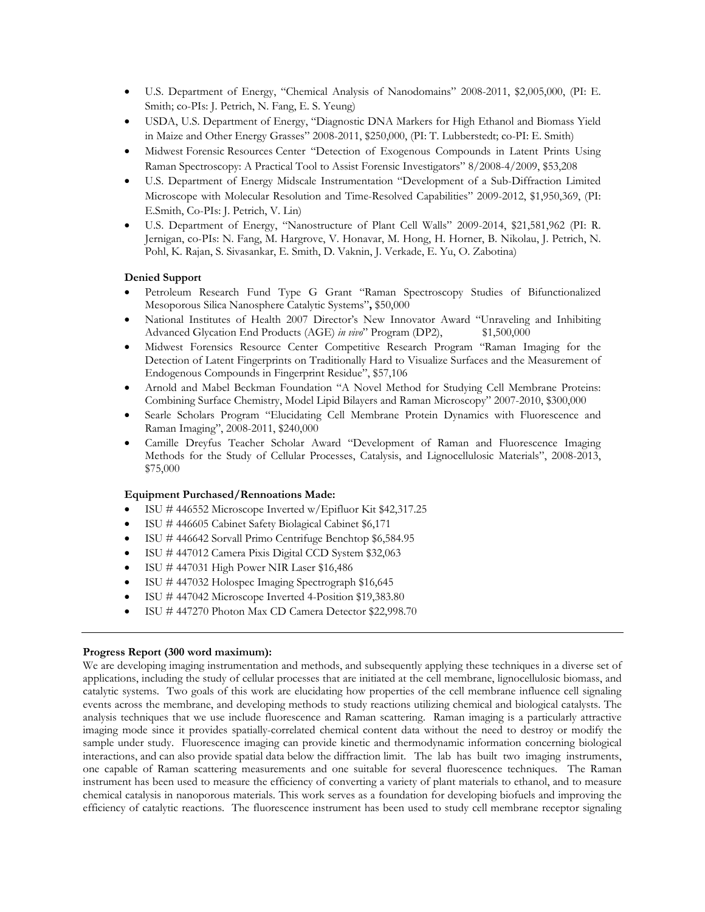- U.S. Department of Energy, "Chemical Analysis of Nanodomains" 2008-2011, $2,005,000, (PI: E. Smith; co-PIs: J. Petrich, N. Fang, E. S. Yeung)
- USDA, U.S. Department of Energy, "Diagnostic DNA Markers for High Ethanol and Biomass Yield in Maize and Other Energy Grasses" 2008-2011, $250,000, (PI: T. Lubberstedt; co-PI: E. Smith)
- Midwest Forensic Resources Center "Detection of Exogenous Compounds in Latent Prints Using Raman Spectroscopy: A Practical Tool to Assist Forensic Investigators" 8/2008-4/2009, $53,208
- U.S. Department of Energy Midscale Instrumentation "Development of a Sub-Diffraction Limited Microscope with Molecular Resolution and Time-Resolved Capabilities" 2009-2012, $1,950,369, (PI: E.Smith, Co-PIs: J. Petrich, V. Lin)
- U.S. Department of Energy, "Nanostructure of Plant Cell Walls" 2009-2014, $21,581,962 (PI: R. Jernigan, co-PIs: N. Fang, M. Hargrove, V. Honavar, M. Hong, H. Horner, B. Nikolau, J. Petrich, N. Pohl, K. Rajan, S. Sivasankar, E. Smith, D. Vaknin, J. Verkade, E. Yu, O. Zabotina)

**Denied Support**

- Petroleum Research Fund Type G Grant "Raman Spectroscopy Studies of Bifunctionalized Mesoporous Silica Nanosphere Catalytic Systems"**,** $50,000
- National Institutes of Health 2007 Director's New Innovator Award "Unraveling and Inhibiting Advanced Glycation End Products (AGE) *in vivo*" Program (DP2), $1,500,000
- Midwest Forensics Resource Center Competitive Research Program "Raman Imaging for the Detection of Latent Fingerprints on Traditionally Hard to Visualize Surfaces and the Measurement of Endogenous Compounds in Fingerprint Residue", $57,106
- Arnold and Mabel Beckman Foundation "A Novel Method for Studying Cell Membrane Proteins: Combining Surface Chemistry, Model Lipid Bilayers and Raman Microscopy" 2007-2010, $300,000
- Searle Scholars Program "Elucidating Cell Membrane Protein Dynamics with Fluorescence and Raman Imaging", 2008-2011, $240,000
- Camille Dreyfus Teacher Scholar Award "Development of Raman and Fluorescence Imaging Methods for the Study of Cellular Processes, Catalysis, and Lignocellulosic Materials", 2008-2013, $75,000

**Equipment Purchased/Rennoations Made:**

- ISU # 446552 Microscope Inverted w/Epifluor Kit $42,317.25
- ISU # 446605 Cabinet Safety Biolagical Cabinet $6,171
- ISU # 446642 Sorvall Primo Centrifuge Benchtop $6,584.95
- ISU # 447012 Camera Pixis Digital CCD System $32,063
- ISU # 447031 High Power NIR Laser $16,486
- ISU # 447032 Holospec Imaging Spectrograph $16,645
- ISU # 447042 Microscope Inverted 4-Position $19,383.80
- ISU # 447270 Photon Max CD Camera Detector $22,998.70

---

**Progress Report (300 word maximum):**

We are developing imaging instrumentation and methods, and subsequently applying these techniques in a diverse set of applications, including the study of cellular processes that are initiated at the cell membrane, lignocellulosic biomass, and catalytic systems. Two goals of this work are elucidating how properties of the cell membrane influence cell signaling events across the membrane, and developing methods to study reactions utilizing chemical and biological catalysts. The analysis techniques that we use include fluorescence and Raman scattering. Raman imaging is a particularly attractive imaging mode since it provides spatially-correlated chemical content data without the need to destroy or modify the sample under study. Fluorescence imaging can provide kinetic and thermodynamic information concerning biological interactions, and can also provide spatial data below the diffraction limit. The lab has built two imaging instruments, one capable of Raman scattering measurements and one suitable for several fluorescence techniques. The Raman instrument has been used to measure the efficiency of converting a variety of plant materials to ethanol, and to measure chemical catalysis in nanoporous materials. This work serves as a foundation for developing biofuels and improving the efficiency of catalytic reactions. The fluorescence instrument has been used to study cell membrane receptor signaling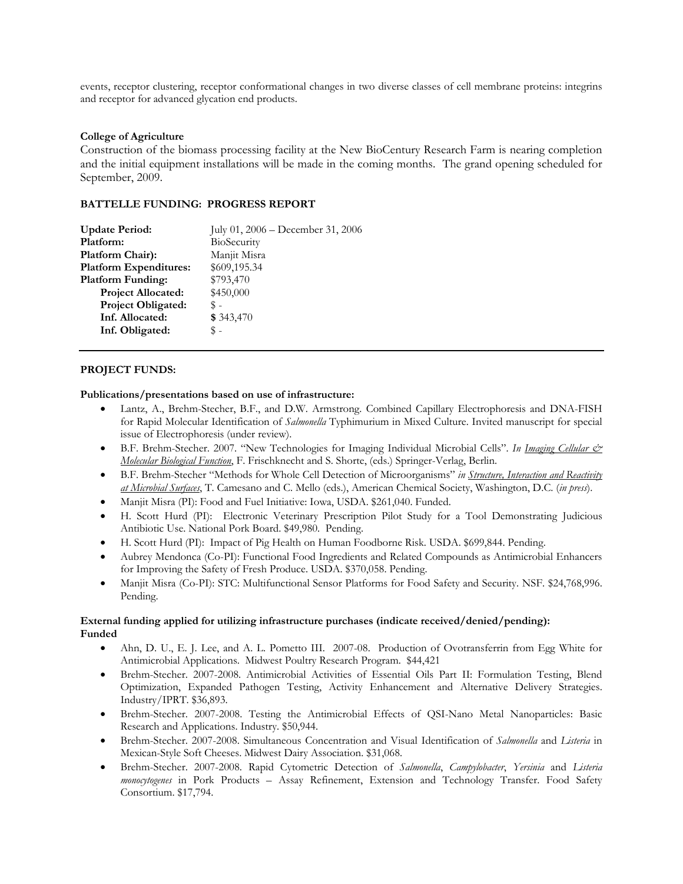events, receptor clustering, receptor conformational changes in two diverse classes of cell membrane proteins: integrins and receptor for advanced glycation end products.

**College of Agriculture**

Construction of the biomass processing facility at the New BioCentury Research Farm is nearing completion and the initial equipment installations will be made in the coming months. The grand opening scheduled for September, 2009.

**BATTELLE FUNDING: PROGRESS REPORT**

| | |
|---|---|
| **Update Period:** | July 01, 2006 – December 31, 2006 |
| **Platform:** | BioSecurity |
| **Platform Chair):** | Manjit Misra |
| **Platform Expenditures:** | $609,195.34 |
| **Platform Funding:** | $793,470 |
| **Project Allocated:** | $450,000 |
| **Project Obligated:** | $ - |
| **Inf. Allocated:** | **$** 343,470 |
| **Inf. Obligated:** | $ - |

---

**PROJECT FUNDS:**

**Publications/presentations based on use of infrastructure:**

- Lantz, A., Brehm-Stecher, B.F., and D.W. Armstrong. Combined Capillary Electrophoresis and DNA-FISH for Rapid Molecular Identification of *Salmonella* Typhimurium in Mixed Culture. Invited manuscript for special issue of Electrophoresis (under review).
- B.F. Brehm-Stecher. 2007. "New Technologies for Imaging Individual Microbial Cells". *In* *Imaging Cellular & Molecular Biological Function*, F. Frischknecht and S. Shorte, (eds.) Springer-Verlag, Berlin.
- B.F. Brehm-Stecher "Methods for Whole Cell Detection of Microorganisms" *in* *Structure, Interaction and Reactivity at Microbial Surfaces*, T. Camesano and C. Mello (eds.), American Chemical Society, Washington, D.C. (*in press*).
- Manjit Misra (PI): Food and Fuel Initiative: Iowa, USDA. $261,040. Funded.
- H. Scott Hurd (PI): Electronic Veterinary Prescription Pilot Study for a Tool Demonstrating Judicious Antibiotic Use. National Pork Board. $49,980. Pending.
- H. Scott Hurd (PI): Impact of Pig Health on Human Foodborne Risk. USDA. $699,844. Pending.
- Aubrey Mendonca (Co-PI): Functional Food Ingredients and Related Compounds as Antimicrobial Enhancers for Improving the Safety of Fresh Produce. USDA. $370,058. Pending.
- Manjit Misra (Co-PI): STC: Multifunctional Sensor Platforms for Food Safety and Security. NSF. $24,768,996. Pending.

**External funding applied for utilizing infrastructure purchases (indicate received/denied/pending):**
**Funded**

- Ahn, D. U., E. J. Lee, and A. L. Pometto III. 2007-08. Production of Ovotransferrin from Egg White for Antimicrobial Applications. Midwest Poultry Research Program. $44,421
- Brehm-Stecher. 2007-2008. Antimicrobial Activities of Essential Oils Part II: Formulation Testing, Blend Optimization, Expanded Pathogen Testing, Activity Enhancement and Alternative Delivery Strategies. Industry/IPRT. $36,893.
- Brehm-Stecher. 2007-2008. Testing the Antimicrobial Effects of QSI-Nano Metal Nanoparticles: Basic Research and Applications. Industry. $50,944.
- Brehm-Stecher. 2007-2008. Simultaneous Concentration and Visual Identification of *Salmonella* and *Listeria* in Mexican-Style Soft Cheeses. Midwest Dairy Association. $31,068.
- Brehm-Stecher. 2007-2008. Rapid Cytometric Detection of *Salmonella*, *Campylobacter*, *Yersinia* and *Listeria monocytogenes* in Pork Products – Assay Refinement, Extension and Technology Transfer. Food Safety Consortium. $17,794.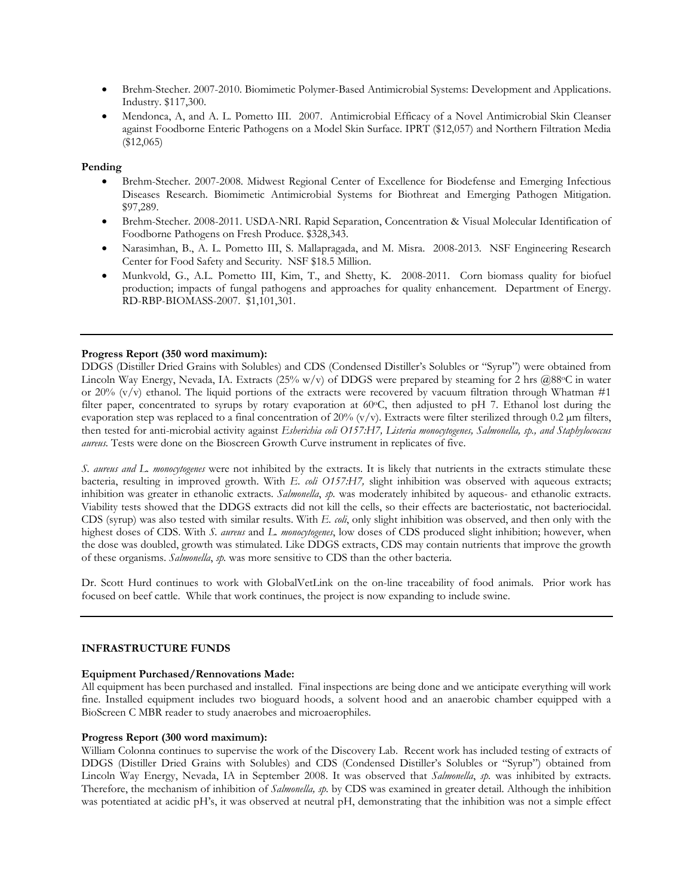- Brehm-Stecher. 2007-2010. Biomimetic Polymer-Based Antimicrobial Systems: Development and Applications. Industry. $117,300.
- Mendonca, A, and A. L. Pometto III. 2007. Antimicrobial Efficacy of a Novel Antimicrobial Skin Cleanser against Foodborne Enteric Pathogens on a Model Skin Surface. IPRT ($12,057) and Northern Filtration Media ($12,065)

**Pending**

- Brehm-Stecher. 2007-2008. Midwest Regional Center of Excellence for Biodefense and Emerging Infectious Diseases Research. Biomimetic Antimicrobial Systems for Biothreat and Emerging Pathogen Mitigation. $97,289.
- Brehm-Stecher. 2008-2011. USDA-NRI. Rapid Separation, Concentration & Visual Molecular Identification of Foodborne Pathogens on Fresh Produce. $328,343.
- Narasimhan, B., A. L. Pometto III, S. Mallapragada, and M. Misra. 2008-2013. NSF Engineering Research Center for Food Safety and Security. NSF $18.5 Million.
- Munkvold, G., A.L. Pometto III, Kim, T., and Shetty, K. 2008-2011. Corn biomass quality for biofuel production; impacts of fungal pathogens and approaches for quality enhancement. Department of Energy. RD-RBP-BIOMASS-2007. $1,101,301.

---

**Progress Report (350 word maximum):**

DDGS (Distiller Dried Grains with Solubles) and CDS (Condensed Distiller's Solubles or "Syrup") were obtained from Lincoln Way Energy, Nevada, IA. Extracts (25% w/v) of DDGS were prepared by steaming for 2 hrs @88°C in water or 20% (v/v) ethanol. The liquid portions of the extracts were recovered by vacuum filtration through Whatman #1 filter paper, concentrated to syrups by rotary evaporation at 60°C, then adjusted to pH 7. Ethanol lost during the evaporation step was replaced to a final concentration of 20% (v/v). Extracts were filter sterilized through 0.2 µm filters, then tested for anti-microbial activity against *Esherichia coli O157:H7, Listeria monocytogenes, Salmonella, sp., and Staphylococcus aureus*. Tests were done on the Bioscreen Growth Curve instrument in replicates of five.

*S. aureus and L. monocytogenes* were not inhibited by the extracts. It is likely that nutrients in the extracts stimulate these bacteria, resulting in improved growth. With *E. coli O157:H7,* slight inhibition was observed with aqueous extracts; inhibition was greater in ethanolic extracts. *Salmonella*, *sp.* was moderately inhibited by aqueous- and ethanolic extracts. Viability tests showed that the DDGS extracts did not kill the cells, so their effects are bacteriostatic, not bacteriocidal. CDS (syrup) was also tested with similar results. With *E. coli*, only slight inhibition was observed, and then only with the highest doses of CDS. With *S. aureus* and *L. monocytogenes*, low doses of CDS produced slight inhibition; however, when the dose was doubled, growth was stimulated. Like DDGS extracts, CDS may contain nutrients that improve the growth of these organisms. *Salmonella*, *sp.* was more sensitive to CDS than the other bacteria.

Dr. Scott Hurd continues to work with GlobalVetLink on the on-line traceability of food animals. Prior work has focused on beef cattle. While that work continues, the project is now expanding to include swine.

---

**INFRASTRUCTURE FUNDS**

**Equipment Purchased/Rennovations Made:**

All equipment has been purchased and installed. Final inspections are being done and we anticipate everything will work fine. Installed equipment includes two bioguard hoods, a solvent hood and an anaerobic chamber equipped with a BioScreen C MBR reader to study anaerobes and microaerophiles.

**Progress Report (300 word maximum):**

William Colonna continues to supervise the work of the Discovery Lab. Recent work has included testing of extracts of DDGS (Distiller Dried Grains with Solubles) and CDS (Condensed Distiller's Solubles or "Syrup") obtained from Lincoln Way Energy, Nevada, IA in September 2008. It was observed that *Salmonella*, *sp.* was inhibited by extracts. Therefore, the mechanism of inhibition of *Salmonella, sp.* by CDS was examined in greater detail. Although the inhibition was potentiated at acidic pH's, it was observed at neutral pH, demonstrating that the inhibition was not a simple effect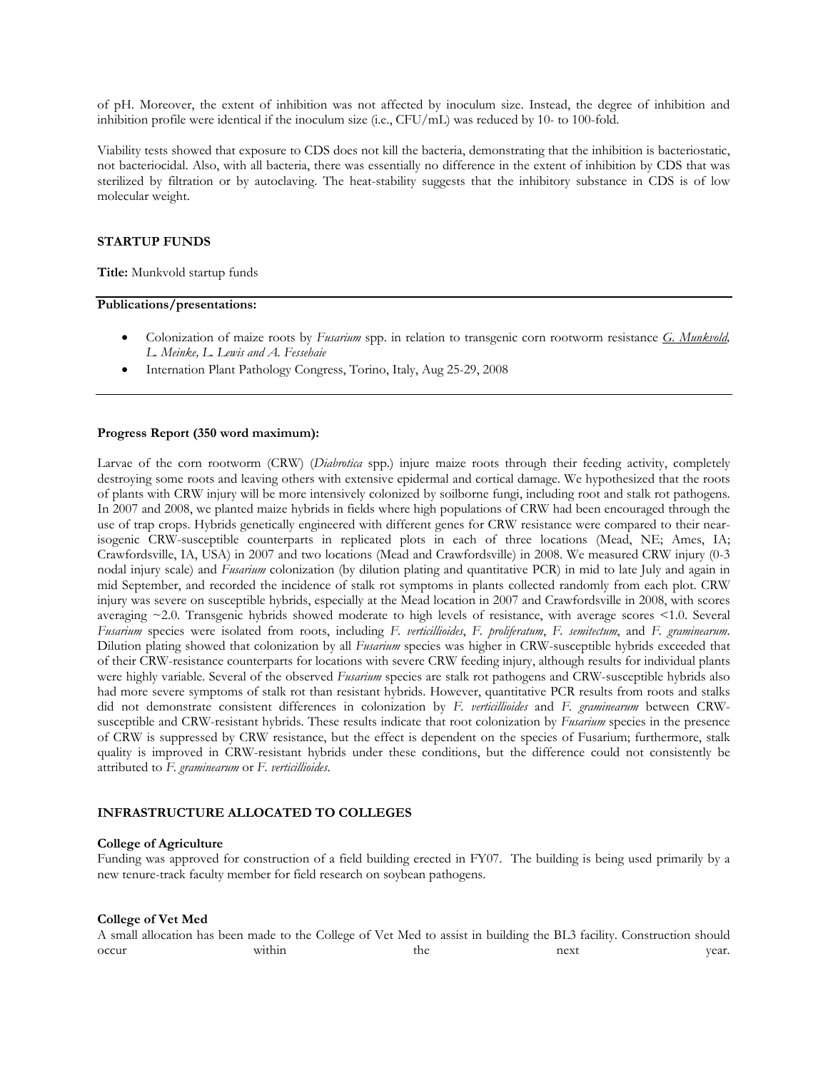of pH. Moreover, the extent of inhibition was not affected by inoculum size. Instead, the degree of inhibition and inhibition profile were identical if the inoculum size (i.e., CFU/mL) was reduced by 10- to 100-fold.

Viability tests showed that exposure to CDS does not kill the bacteria, demonstrating that the inhibition is bacteriostatic, not bacteriocidal. Also, with all bacteria, there was essentially no difference in the extent of inhibition by CDS that was sterilized by filtration or by autoclaving. The heat-stability suggests that the inhibitory substance in CDS is of low molecular weight.

### STARTUP FUNDS

**Title:** Munkvold startup funds

**Publications/presentations:**

- Colonization of maize roots by *Fusarium* spp. in relation to transgenic corn rootworm resistance G. Munkvold, L. Meinke, L. Lewis and A. Fessehaie
- Internation Plant Pathology Congress, Torino, Italy, Aug 25-29, 2008

**Progress Report (350 word maximum):**

Larvae of the corn rootworm (CRW) (*Diabrotica* spp.) injure maize roots through their feeding activity, completely destroying some roots and leaving others with extensive epidermal and cortical damage. We hypothesized that the roots of plants with CRW injury will be more intensively colonized by soilborne fungi, including root and stalk rot pathogens. In 2007 and 2008, we planted maize hybrids in fields where high populations of CRW had been encouraged through the use of trap crops. Hybrids genetically engineered with different genes for CRW resistance were compared to their near-isogenic CRW-susceptible counterparts in replicated plots in each of three locations (Mead, NE; Ames, IA; Crawfordsville, IA, USA) in 2007 and two locations (Mead and Crawfordsville) in 2008. We measured CRW injury (0-3 nodal injury scale) and *Fusarium* colonization (by dilution plating and quantitative PCR) in mid to late July and again in mid September, and recorded the incidence of stalk rot symptoms in plants collected randomly from each plot. CRW injury was severe on susceptible hybrids, especially at the Mead location in 2007 and Crawfordsville in 2008, with scores averaging ~2.0. Transgenic hybrids showed moderate to high levels of resistance, with average scores <1.0. Several *Fusarium* species were isolated from roots, including *F. verticillioides*, *F. proliferatum*, *F. semitectum*, and *F. graminearum*. Dilution plating showed that colonization by all *Fusarium* species was higher in CRW-susceptible hybrids exceeded that of their CRW-resistance counterparts for locations with severe CRW feeding injury, although results for individual plants were highly variable. Several of the observed *Fusarium* species are stalk rot pathogens and CRW-susceptible hybrids also had more severe symptoms of stalk rot than resistant hybrids. However, quantitative PCR results from roots and stalks did not demonstrate consistent differences in colonization by *F. verticillioides* and *F. graminearum* between CRW-susceptible and CRW-resistant hybrids. These results indicate that root colonization by *Fusarium* species in the presence of CRW is suppressed by CRW resistance, but the effect is dependent on the species of Fusarium; furthermore, stalk quality is improved in CRW-resistant hybrids under these conditions, but the difference could not consistently be attributed to *F. graminearum* or *F. verticillioides*.

### INFRASTRUCTURE ALLOCATED TO COLLEGES

**College of Agriculture**

Funding was approved for construction of a field building erected in FY07. The building is being used primarily by a new tenure-track faculty member for field research on soybean pathogens.

**College of Vet Med**

A small allocation has been made to the College of Vet Med to assist in building the BL3 facility. Construction should occur within the next year.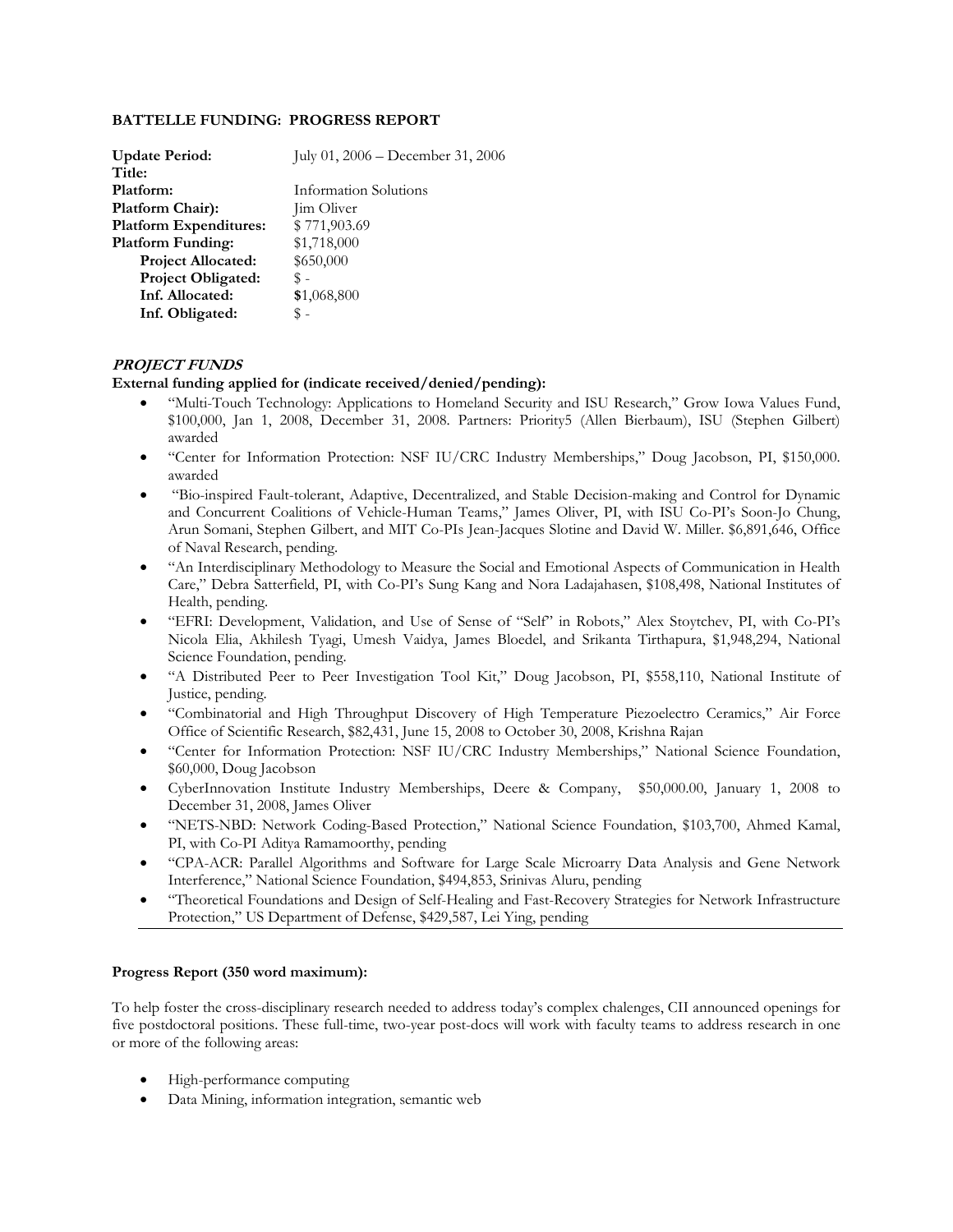**BATTELLE FUNDING: PROGRESS REPORT**

| | |
|---|---|
| **Update Period:** | July 01, 2006 – December 31, 2006 |
| **Title:** | |
| **Platform:** | Information Solutions |
| **Platform Chair):** | Jim Oliver |
| **Platform Expenditures:** | $ 771,903.69 |
| **Platform Funding:** | $1,718,000 |
| **Project Allocated:** | $650,000 |
| **Project Obligated:** | $ - |
| **Inf. Allocated:** | **$**1,068,800 |
| **Inf. Obligated:** | $ - |

***PROJECT FUNDS***

**External funding applied for (indicate received/denied/pending):**

- "Multi-Touch Technology: Applications to Homeland Security and ISU Research," Grow Iowa Values Fund, $100,000, Jan 1, 2008, December 31, 2008. Partners: Priority5 (Allen Bierbaum), ISU (Stephen Gilbert) awarded
- "Center for Information Protection: NSF IU/CRC Industry Memberships," Doug Jacobson, PI, $150,000. awarded
- "Bio-inspired Fault-tolerant, Adaptive, Decentralized, and Stable Decision-making and Control for Dynamic and Concurrent Coalitions of Vehicle-Human Teams," James Oliver, PI, with ISU Co-PI's Soon-Jo Chung, Arun Somani, Stephen Gilbert, and MIT Co-PIs Jean-Jacques Slotine and David W. Miller. $6,891,646, Office of Naval Research, pending.
- "An Interdisciplinary Methodology to Measure the Social and Emotional Aspects of Communication in Health Care," Debra Satterfield, PI, with Co-PI's Sung Kang and Nora Ladajahasen, $108,498, National Institutes of Health, pending.
- "EFRI: Development, Validation, and Use of Sense of "Self" in Robots," Alex Stoytchev, PI, with Co-PI's Nicola Elia, Akhilesh Tyagi, Umesh Vaidya, James Bloedel, and Srikanta Tirthapura, $1,948,294, National Science Foundation, pending.
- "A Distributed Peer to Peer Investigation Tool Kit," Doug Jacobson, PI, $558,110, National Institute of Justice, pending.
- "Combinatorial and High Throughput Discovery of High Temperature Piezoelectro Ceramics," Air Force Office of Scientific Research, $82,431, June 15, 2008 to October 30, 2008, Krishna Rajan
- "Center for Information Protection: NSF IU/CRC Industry Memberships," National Science Foundation, $60,000, Doug Jacobson
- CyberInnovation Institute Industry Memberships, Deere & Company, $50,000.00, January 1, 2008 to December 31, 2008, James Oliver
- "NETS-NBD: Network Coding-Based Protection," National Science Foundation, $103,700, Ahmed Kamal, PI, with Co-PI Aditya Ramamoorthy, pending
- "CPA-ACR: Parallel Algorithms and Software for Large Scale Microarry Data Analysis and Gene Network Interference," National Science Foundation, $494,853, Srinivas Aluru, pending
- "Theoretical Foundations and Design of Self-Healing and Fast-Recovery Strategies for Network Infrastructure Protection," US Department of Defense, $429,587, Lei Ying, pending

---

**Progress Report (350 word maximum):**

To help foster the cross-disciplinary research needed to address today's complex chalenges, CII announced openings for five postdoctoral positions. These full-time, two-year post-docs will work with faculty teams to address research in one or more of the following areas:

- High-performance computing
- Data Mining, information integration, semantic web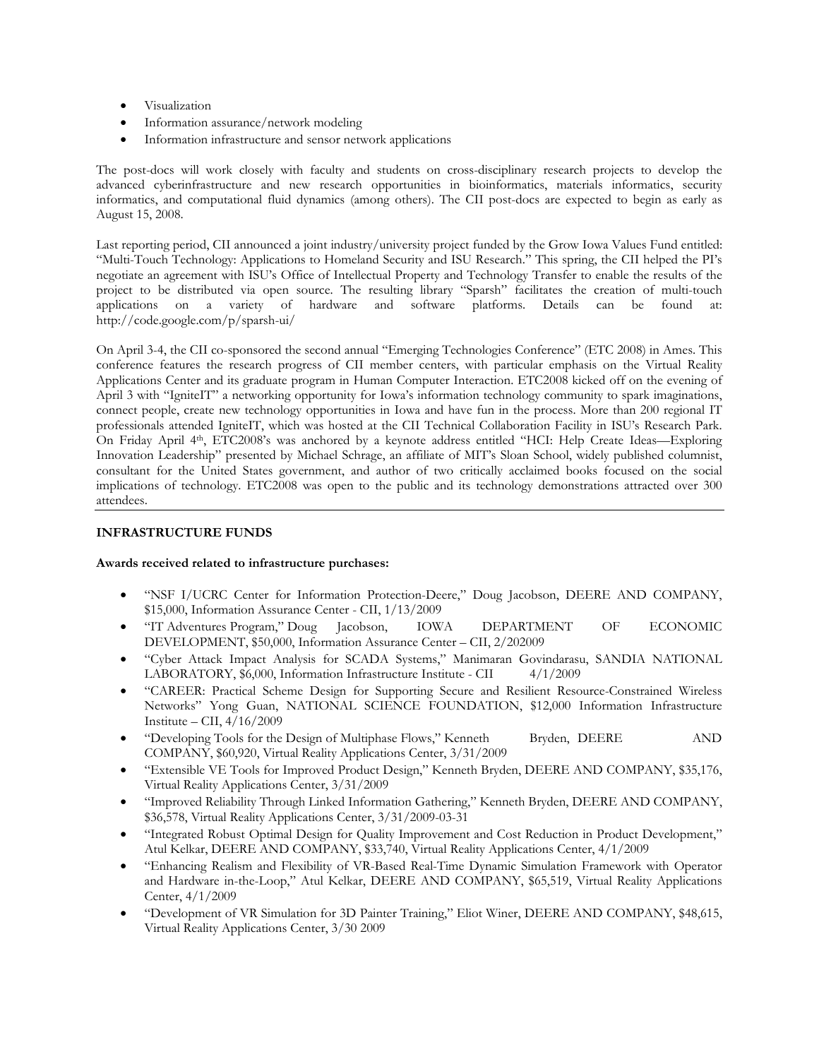- Visualization
- Information assurance/network modeling
- Information infrastructure and sensor network applications

The post-docs will work closely with faculty and students on cross-disciplinary research projects to develop the advanced cyberinfrastructure and new research opportunities in bioinformatics, materials informatics, security informatics, and computational fluid dynamics (among others). The CII post-docs are expected to begin as early as August 15, 2008.

Last reporting period, CII announced a joint industry/university project funded by the Grow Iowa Values Fund entitled: "Multi-Touch Technology: Applications to Homeland Security and ISU Research." This spring, the CII helped the PI's negotiate an agreement with ISU's Office of Intellectual Property and Technology Transfer to enable the results of the project to be distributed via open source. The resulting library "Sparsh" facilitates the creation of multi-touch applications on a variety of hardware and software platforms. Details can be found at: http://code.google.com/p/sparsh-ui/

On April 3-4, the CII co-sponsored the second annual "Emerging Technologies Conference" (ETC 2008) in Ames. This conference features the research progress of CII member centers, with particular emphasis on the Virtual Reality Applications Center and its graduate program in Human Computer Interaction. ETC2008 kicked off on the evening of April 3 with "IgniteIT" a networking opportunity for Iowa's information technology community to spark imaginations, connect people, create new technology opportunities in Iowa and have fun in the process. More than 200 regional IT professionals attended IgniteIT, which was hosted at the CII Technical Collaboration Facility in ISU's Research Park. On Friday April 4th, ETC2008's was anchored by a keynote address entitled "HCI: Help Create Ideas—Exploring Innovation Leadership" presented by Michael Schrage, an affiliate of MIT's Sloan School, widely published columnist, consultant for the United States government, and author of two critically acclaimed books focused on the social implications of technology. ETC2008 was open to the public and its technology demonstrations attracted over 300 attendees.

---

**INFRASTRUCTURE FUNDS**

**Awards received related to infrastructure purchases:**

- "NSF I/UCRC Center for Information Protection-Deere," Doug Jacobson, DEERE AND COMPANY, $15,000, Information Assurance Center - CII, 1/13/2009
- "IT Adventures Program," Doug Jacobson, IOWA DEPARTMENT OF ECONOMIC DEVELOPMENT, $50,000, Information Assurance Center – CII, 2/202009
- "Cyber Attack Impact Analysis for SCADA Systems," Manimaran Govindarasu, SANDIA NATIONAL LABORATORY, $6,000, Information Infrastructure Institute - CII 4/1/2009
- "CAREER: Practical Scheme Design for Supporting Secure and Resilient Resource-Constrained Wireless Networks" Yong Guan, NATIONAL SCIENCE FOUNDATION, $12,000 Information Infrastructure Institute – CII, 4/16/2009
- "Developing Tools for the Design of Multiphase Flows," Kenneth Bryden, DEERE AND COMPANY, $60,920, Virtual Reality Applications Center, 3/31/2009
- "Extensible VE Tools for Improved Product Design," Kenneth Bryden, DEERE AND COMPANY, $35,176, Virtual Reality Applications Center, 3/31/2009
- "Improved Reliability Through Linked Information Gathering," Kenneth Bryden, DEERE AND COMPANY, $36,578, Virtual Reality Applications Center, 3/31/2009-03-31
- "Integrated Robust Optimal Design for Quality Improvement and Cost Reduction in Product Development," Atul Kelkar, DEERE AND COMPANY, $33,740, Virtual Reality Applications Center, 4/1/2009
- "Enhancing Realism and Flexibility of VR-Based Real-Time Dynamic Simulation Framework with Operator and Hardware in-the-Loop," Atul Kelkar, DEERE AND COMPANY, $65,519, Virtual Reality Applications Center, 4/1/2009
- "Development of VR Simulation for 3D Painter Training," Eliot Winer, DEERE AND COMPANY, $48,615, Virtual Reality Applications Center, 3/30 2009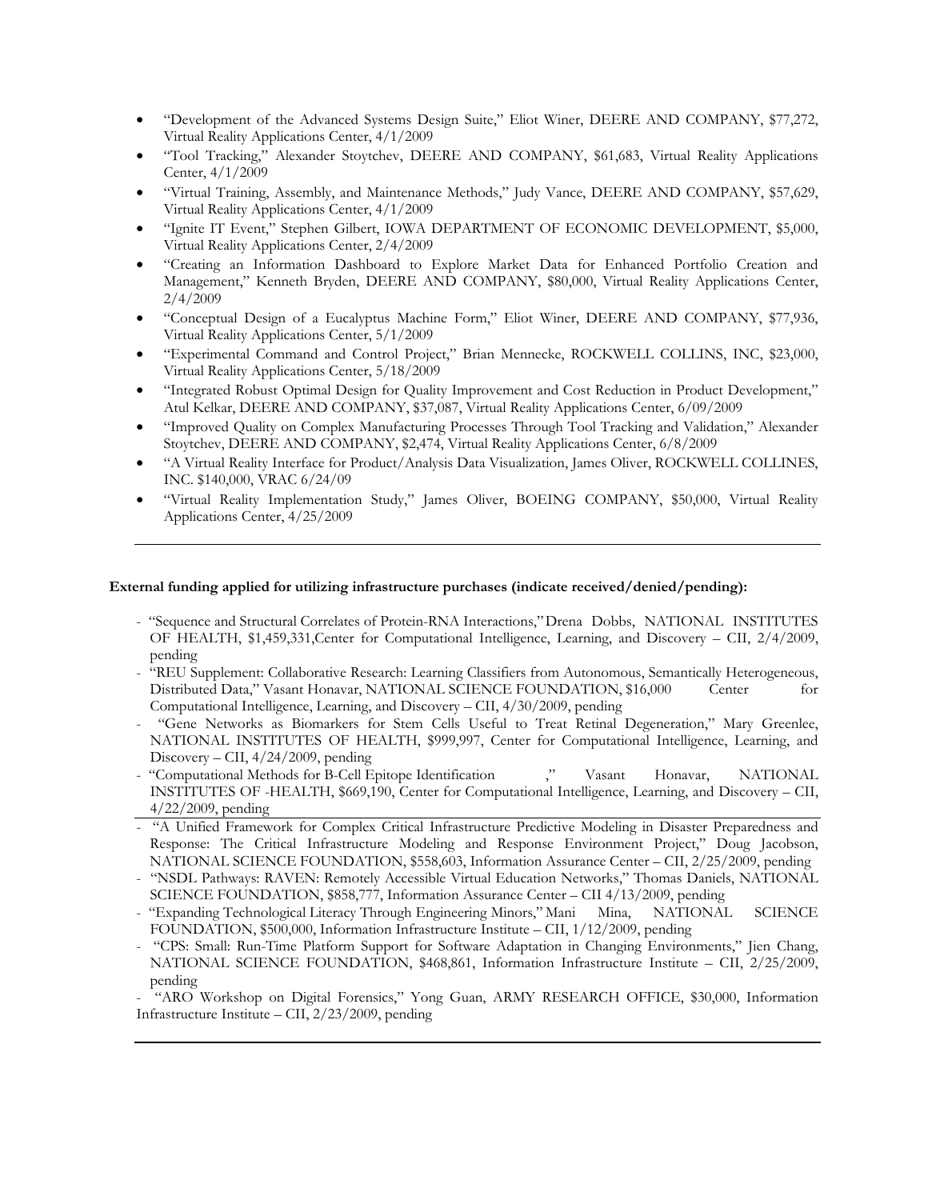- "Development of the Advanced Systems Design Suite," Eliot Winer, DEERE AND COMPANY, $77,272, Virtual Reality Applications Center, 4/1/2009
- "Tool Tracking," Alexander Stoytchev, DEERE AND COMPANY, $61,683, Virtual Reality Applications Center, 4/1/2009
- "Virtual Training, Assembly, and Maintenance Methods," Judy Vance, DEERE AND COMPANY, $57,629, Virtual Reality Applications Center, 4/1/2009
- "Ignite IT Event," Stephen Gilbert, IOWA DEPARTMENT OF ECONOMIC DEVELOPMENT, $5,000, Virtual Reality Applications Center, 2/4/2009
- "Creating an Information Dashboard to Explore Market Data for Enhanced Portfolio Creation and Management," Kenneth Bryden, DEERE AND COMPANY, $80,000, Virtual Reality Applications Center, 2/4/2009
- "Conceptual Design of a Eucalyptus Machine Form," Eliot Winer, DEERE AND COMPANY, $77,936, Virtual Reality Applications Center, 5/1/2009
- "Experimental Command and Control Project," Brian Mennecke, ROCKWELL COLLINS, INC, $23,000, Virtual Reality Applications Center, 5/18/2009
- "Integrated Robust Optimal Design for Quality Improvement and Cost Reduction in Product Development," Atul Kelkar, DEERE AND COMPANY, $37,087, Virtual Reality Applications Center, 6/09/2009
- "Improved Quality on Complex Manufacturing Processes Through Tool Tracking and Validation," Alexander Stoytchev, DEERE AND COMPANY, $2,474, Virtual Reality Applications Center, 6/8/2009
- "A Virtual Reality Interface for Product/Analysis Data Visualization, James Oliver, ROCKWELL COLLINES, INC. $140,000, VRAC 6/24/09
- "Virtual Reality Implementation Study," James Oliver, BOEING COMPANY, $50,000, Virtual Reality Applications Center, 4/25/2009

---

**External funding applied for utilizing infrastructure purchases (indicate received/denied/pending):**

- "Sequence and Structural Correlates of Protein-RNA Interactions," Drena Dobbs, NATIONAL INSTITUTES OF HEALTH, $1,459,331,Center for Computational Intelligence, Learning, and Discovery – CII, 2/4/2009, pending
- "REU Supplement: Collaborative Research: Learning Classifiers from Autonomous, Semantically Heterogeneous, Distributed Data," Vasant Honavar, NATIONAL SCIENCE FOUNDATION, $16,000 Center for Computational Intelligence, Learning, and Discovery – CII, 4/30/2009, pending
- "Gene Networks as Biomarkers for Stem Cells Useful to Treat Retinal Degeneration," Mary Greenlee, NATIONAL INSTITUTES OF HEALTH, $999,997, Center for Computational Intelligence, Learning, and Discovery – CII, 4/24/2009, pending
- "Computational Methods for B-Cell Epitope Identification ," Vasant Honavar, NATIONAL INSTITUTES OF -HEALTH, $669,190, Center for Computational Intelligence, Learning, and Discovery – CII, 4/22/2009, pending
- "A Unified Framework for Complex Critical Infrastructure Predictive Modeling in Disaster Preparedness and Response: The Critical Infrastructure Modeling and Response Environment Project," Doug Jacobson, NATIONAL SCIENCE FOUNDATION, $558,603, Information Assurance Center – CII, 2/25/2009, pending
- "NSDL Pathways: RAVEN: Remotely Accessible Virtual Education Networks," Thomas Daniels, NATIONAL SCIENCE FOUNDATION, $858,777, Information Assurance Center – CII 4/13/2009, pending
- "Expanding Technological Literacy Through Engineering Minors," Mani Mina, NATIONAL SCIENCE FOUNDATION, $500,000, Information Infrastructure Institute – CII, 1/12/2009, pending
- "CPS: Small: Run-Time Platform Support for Software Adaptation in Changing Environments," Jien Chang, NATIONAL SCIENCE FOUNDATION, $468,861, Information Infrastructure Institute – CII, 2/25/2009, pending
- "ARO Workshop on Digital Forensics," Yong Guan, ARMY RESEARCH OFFICE, $30,000, Information Infrastructure Institute – CII, 2/23/2009, pending

---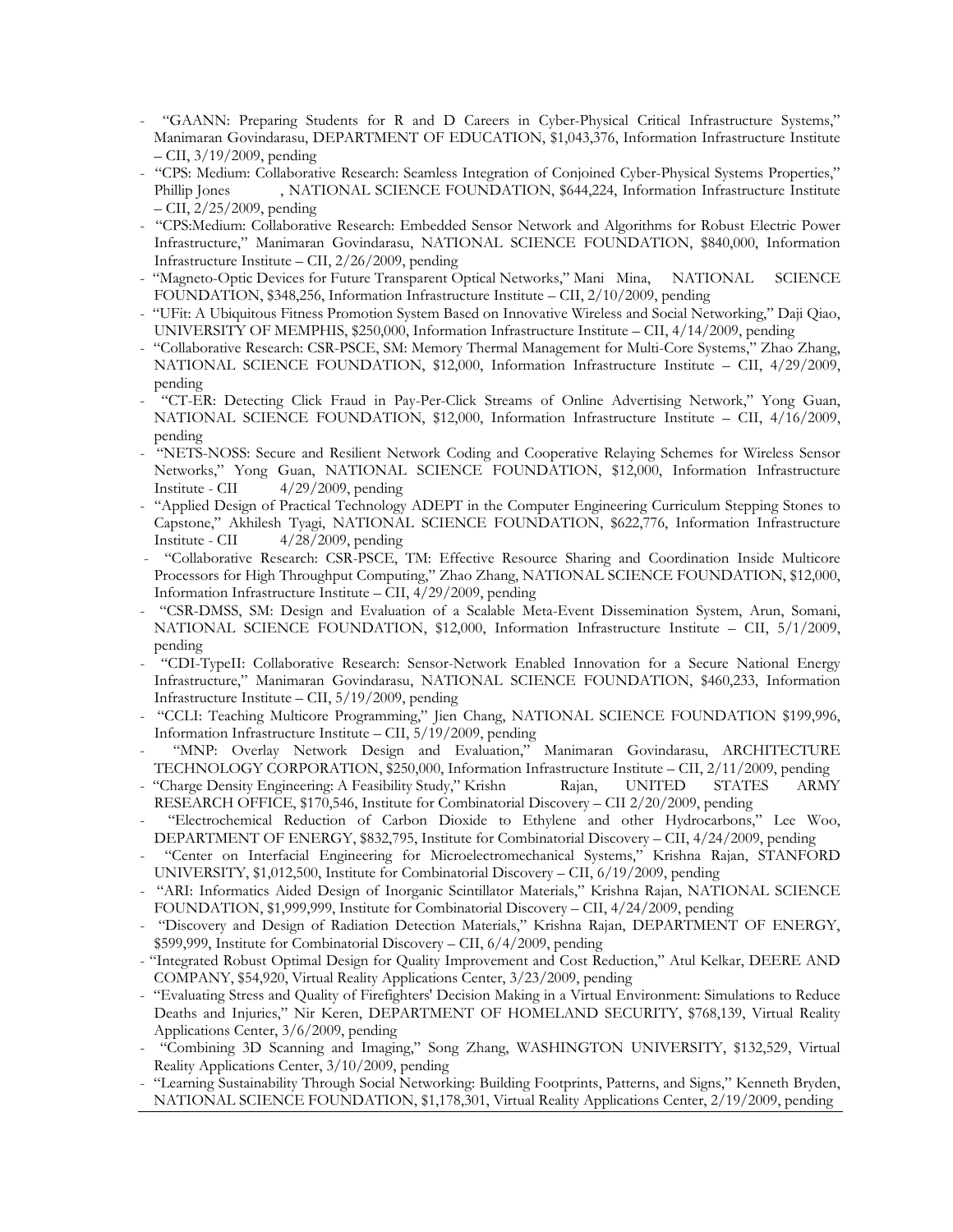- "GAANN: Preparing Students for R and D Careers in Cyber-Physical Critical Infrastructure Systems," Manimaran Govindarasu, DEPARTMENT OF EDUCATION, $1,043,376, Information Infrastructure Institute – CII, 3/19/2009, pending
- "CPS: Medium: Collaborative Research: Seamless Integration of Conjoined Cyber-Physical Systems Properties," Phillip Jones , NATIONAL SCIENCE FOUNDATION, $644,224, Information Infrastructure Institute – CII, 2/25/2009, pending
- "CPS:Medium: Collaborative Research: Embedded Sensor Network and Algorithms for Robust Electric Power Infrastructure," Manimaran Govindarasu, NATIONAL SCIENCE FOUNDATION, $840,000, Information Infrastructure Institute – CII, 2/26/2009, pending
- "Magneto-Optic Devices for Future Transparent Optical Networks," Mani Mina, NATIONAL SCIENCE FOUNDATION, $348,256, Information Infrastructure Institute – CII, 2/10/2009, pending
- "UFit: A Ubiquitous Fitness Promotion System Based on Innovative Wireless and Social Networking," Daji Qiao, UNIVERSITY OF MEMPHIS, $250,000, Information Infrastructure Institute – CII, 4/14/2009, pending
- "Collaborative Research: CSR-PSCE, SM: Memory Thermal Management for Multi-Core Systems," Zhao Zhang, NATIONAL SCIENCE FOUNDATION, $12,000, Information Infrastructure Institute – CII, 4/29/2009, pending
- "CT-ER: Detecting Click Fraud in Pay-Per-Click Streams of Online Advertising Network," Yong Guan, NATIONAL SCIENCE FOUNDATION, $12,000, Information Infrastructure Institute – CII, 4/16/2009, pending
- "NETS-NOSS: Secure and Resilient Network Coding and Cooperative Relaying Schemes for Wireless Sensor Networks," Yong Guan, NATIONAL SCIENCE FOUNDATION, $12,000, Information Infrastructure Institute - CII 4/29/2009, pending
- "Applied Design of Practical Technology ADEPT in the Computer Engineering Curriculum Stepping Stones to Capstone," Akhilesh Tyagi, NATIONAL SCIENCE FOUNDATION, $622,776, Information Infrastructure Institute - CII 4/28/2009, pending
- "Collaborative Research: CSR-PSCE, TM: Effective Resource Sharing and Coordination Inside Multicore Processors for High Throughput Computing," Zhao Zhang, NATIONAL SCIENCE FOUNDATION, $12,000, Information Infrastructure Institute – CII, 4/29/2009, pending
- "CSR-DMSS, SM: Design and Evaluation of a Scalable Meta-Event Dissemination System, Arun, Somani, NATIONAL SCIENCE FOUNDATION, $12,000, Information Infrastructure Institute – CII, 5/1/2009, pending
- "CDI-TypeII: Collaborative Research: Sensor-Network Enabled Innovation for a Secure National Energy Infrastructure," Manimaran Govindarasu, NATIONAL SCIENCE FOUNDATION, $460,233, Information Infrastructure Institute – CII, 5/19/2009, pending
- "CCLI: Teaching Multicore Programming," Jien Chang, NATIONAL SCIENCE FOUNDATION $199,996, Information Infrastructure Institute – CII, 5/19/2009, pending
- "MNP: Overlay Network Design and Evaluation," Manimaran Govindarasu, ARCHITECTURE TECHNOLOGY CORPORATION, $250,000, Information Infrastructure Institute – CII, 2/11/2009, pending
- "Charge Density Engineering: A Feasibility Study," Krishn Rajan, UNITED STATES ARMY RESEARCH OFFICE, $170,546, Institute for Combinatorial Discovery – CII 2/20/2009, pending
- "Electrochemical Reduction of Carbon Dioxide to Ethylene and other Hydrocarbons," Lee Woo, DEPARTMENT OF ENERGY, $832,795, Institute for Combinatorial Discovery – CII, 4/24/2009, pending
- "Center on Interfacial Engineering for Microelectromechanical Systems," Krishna Rajan, STANFORD UNIVERSITY, $1,012,500, Institute for Combinatorial Discovery – CII, 6/19/2009, pending
- "ARI: Informatics Aided Design of Inorganic Scintillator Materials," Krishna Rajan, NATIONAL SCIENCE FOUNDATION, $1,999,999, Institute for Combinatorial Discovery – CII, 4/24/2009, pending
- "Discovery and Design of Radiation Detection Materials," Krishna Rajan, DEPARTMENT OF ENERGY, $599,999, Institute for Combinatorial Discovery – CII, 6/4/2009, pending
- "Integrated Robust Optimal Design for Quality Improvement and Cost Reduction," Atul Kelkar, DEERE AND COMPANY, $54,920, Virtual Reality Applications Center, 3/23/2009, pending
- "Evaluating Stress and Quality of Firefighters' Decision Making in a Virtual Environment: Simulations to Reduce Deaths and Injuries," Nir Keren, DEPARTMENT OF HOMELAND SECURITY, $768,139, Virtual Reality Applications Center, 3/6/2009, pending
- "Combining 3D Scanning and Imaging," Song Zhang, WASHINGTON UNIVERSITY, $132,529, Virtual Reality Applications Center, 3/10/2009, pending
- "Learning Sustainability Through Social Networking: Building Footprints, Patterns, and Signs," Kenneth Bryden, NATIONAL SCIENCE FOUNDATION, $1,178,301, Virtual Reality Applications Center, 2/19/2009, pending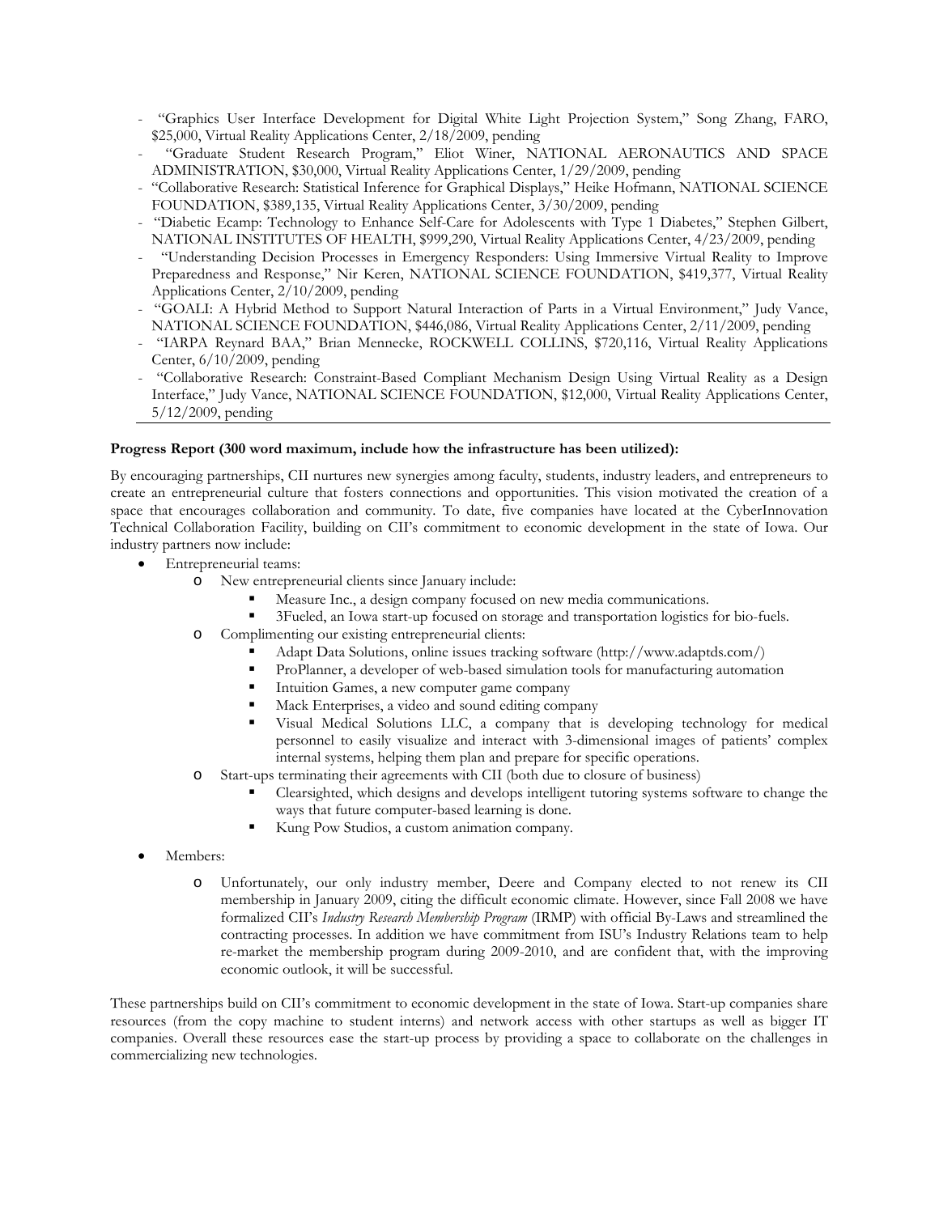- "Graphics User Interface Development for Digital White Light Projection System," Song Zhang, FARO, $25,000, Virtual Reality Applications Center, 2/18/2009, pending
- "Graduate Student Research Program," Eliot Winer, NATIONAL AERONAUTICS AND SPACE ADMINISTRATION, $30,000, Virtual Reality Applications Center, 1/29/2009, pending
- "Collaborative Research: Statistical Inference for Graphical Displays," Heike Hofmann, NATIONAL SCIENCE FOUNDATION, $389,135, Virtual Reality Applications Center, 3/30/2009, pending
- "Diabetic Ecamp: Technology to Enhance Self-Care for Adolescents with Type 1 Diabetes," Stephen Gilbert, NATIONAL INSTITUTES OF HEALTH, $999,290, Virtual Reality Applications Center, 4/23/2009, pending
- "Understanding Decision Processes in Emergency Responders: Using Immersive Virtual Reality to Improve Preparedness and Response," Nir Keren, NATIONAL SCIENCE FOUNDATION, $419,377, Virtual Reality Applications Center, 2/10/2009, pending
- "GOALI: A Hybrid Method to Support Natural Interaction of Parts in a Virtual Environment," Judy Vance, NATIONAL SCIENCE FOUNDATION, $446,086, Virtual Reality Applications Center, 2/11/2009, pending
- "IARPA Reynard BAA," Brian Mennecke, ROCKWELL COLLINS, $720,116, Virtual Reality Applications Center, 6/10/2009, pending
- "Collaborative Research: Constraint-Based Compliant Mechanism Design Using Virtual Reality as a Design Interface," Judy Vance, NATIONAL SCIENCE FOUNDATION, $12,000, Virtual Reality Applications Center, 5/12/2009, pending

**Progress Report (300 word maximum, include how the infrastructure has been utilized):**

By encouraging partnerships, CII nurtures new synergies among faculty, students, industry leaders, and entrepreneurs to create an entrepreneurial culture that fosters connections and opportunities. This vision motivated the creation of a space that encourages collaboration and community. To date, five companies have located at the CyberInnovation Technical Collaboration Facility, building on CII's commitment to economic development in the state of Iowa. Our industry partners now include:

- Entrepreneurial teams:
  - New entrepreneurial clients since January include:
    - Measure Inc., a design company focused on new media communications.
    - 3Fueled, an Iowa start-up focused on storage and transportation logistics for bio-fuels.
  - Complimenting our existing entrepreneurial clients:
    - Adapt Data Solutions, online issues tracking software (http://www.adaptds.com/)
    - ProPlanner, a developer of web-based simulation tools for manufacturing automation
    - Intuition Games, a new computer game company
    - Mack Enterprises, a video and sound editing company
    - Visual Medical Solutions LLC, a company that is developing technology for medical personnel to easily visualize and interact with 3-dimensional images of patients' complex internal systems, helping them plan and prepare for specific operations.
  - Start-ups terminating their agreements with CII (both due to closure of business)
    - Clearsighted, which designs and develops intelligent tutoring systems software to change the ways that future computer-based learning is done.
    - Kung Pow Studios, a custom animation company.

- Members:
  - Unfortunately, our only industry member, Deere and Company elected to not renew its CII membership in January 2009, citing the difficult economic climate. However, since Fall 2008 we have formalized CII's *Industry Research Membership Program* (IRMP) with official By-Laws and streamlined the contracting processes. In addition we have commitment from ISU's Industry Relations team to help re-market the membership program during 2009-2010, and are confident that, with the improving economic outlook, it will be successful.

These partnerships build on CII's commitment to economic development in the state of Iowa. Start-up companies share resources (from the copy machine to student interns) and network access with other startups as well as bigger IT companies. Overall these resources ease the start-up process by providing a space to collaborate on the challenges in commercializing new technologies.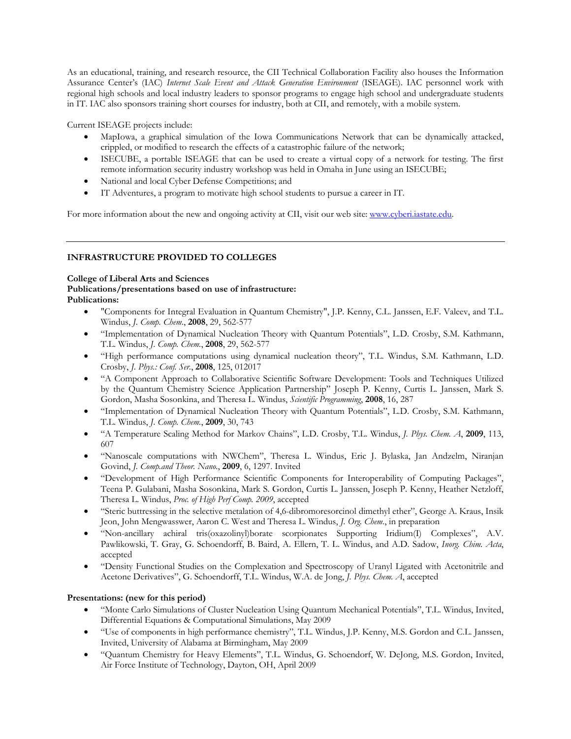As an educational, training, and research resource, the CII Technical Collaboration Facility also houses the Information Assurance Center's (IAC) *Internet Scale Event and Attack Generation Environment* (ISEAGE). IAC personnel work with regional high schools and local industry leaders to sponsor programs to engage high school and undergraduate students in IT. IAC also sponsors training short courses for industry, both at CII, and remotely, with a mobile system.

Current ISEAGE projects include:

- MapIowa, a graphical simulation of the Iowa Communications Network that can be dynamically attacked, crippled, or modified to research the effects of a catastrophic failure of the network;
- ISECUBE, a portable ISEAGE that can be used to create a virtual copy of a network for testing. The first remote information security industry workshop was held in Omaha in June using an ISECUBE;
- National and local Cyber Defense Competitions; and
- IT Adventures, a program to motivate high school students to pursue a career in IT.

For more information about the new and ongoing activity at CII, visit our web site: www.cyberi.iastate.edu.

---

## INFRASTRUCTURE PROVIDED TO COLLEGES

**College of Liberal Arts and Sciences**
**Publications/presentations based on use of infrastructure:**
**Publications:**

- "Components for Integral Evaluation in Quantum Chemistry", J.P. Kenny, C.L. Janssen, E.F. Valeev, and T.L. Windus, *J. Comp. Chem.*, **2008**, 29, 562-577
- "Implementation of Dynamical Nucleation Theory with Quantum Potentials", L.D. Crosby, S.M. Kathmann, T.L. Windus, *J. Comp. Chem.*, **2008**, 29, 562-577
- "High performance computations using dynamical nucleation theory", T.L. Windus, S.M. Kathmann, L.D. Crosby, *J. Phys.: Conf. Ser.*, **2008**, 125, 012017
- "A Component Approach to Collaborative Scientific Software Development: Tools and Techniques Utilized by the Quantum Chemistry Science Application Partnership" Joseph P. Kenny, Curtis L. Janssen, Mark S. Gordon, Masha Sosonkina, and Theresa L. Windus, *Scientific Programming*, **2008**, 16, 287
- "Implementation of Dynamical Nucleation Theory with Quantum Potentials", L.D. Crosby, S.M. Kathmann, T.L. Windus, *J. Comp. Chem.*, **2009**, 30, 743
- "A Temperature Scaling Method for Markov Chains", L.D. Crosby, T.L. Windus, *J. Phys. Chem. A*, **2009**, 113, 607
- "Nanoscale computations with NWChem", Theresa L. Windus, Eric J. Bylaska, Jan Andzelm, Niranjan Govind, *J. Comp.and Theor. Nano.*, **2009**, 6, 1297. Invited
- "Development of High Performance Scientific Components for Interoperability of Computing Packages", Teena P. Gulabani, Masha Sosonkina, Mark S. Gordon, Curtis L. Janssen, Joseph P. Kenny, Heather Netzloff, Theresa L. Windus, *Proc. of High Perf Comp. 2009*, accepted
- "Steric buttressing in the selective metalation of 4,6-dibromoresorcinol dimethyl ether", George A. Kraus, Insik Jeon, John Mengwasswer, Aaron C. West and Theresa L. Windus, *J. Org. Chem.*, in preparation
- "Non-ancillary achiral tris(oxazolinyl)borate scorpionates Supporting Iridium(I) Complexes", A.V. Pawlikowski, T. Gray, G. Schoendorff, B. Baird, A. Ellern, T. L. Windus, and A.D. Sadow, *Inorg. Chim. Acta*, accepted
- "Density Functional Studies on the Complexation and Spectroscopy of Uranyl Ligated with Acetonitrile and Acetone Derivatives", G. Schoendorff, T.L. Windus, W.A. de Jong, *J. Phys. Chem. A*, accepted

**Presentations: (new for this period)**

- "Monte Carlo Simulations of Cluster Nucleation Using Quantum Mechanical Potentials", T.L. Windus, Invited, Differential Equations & Computational Simulations, May 2009
- "Use of components in high performance chemistry", T.L. Windus, J.P. Kenny, M.S. Gordon and C.L. Janssen, Invited, University of Alabama at Birmingham, May 2009
- "Quantum Chemistry for Heavy Elements", T.L. Windus, G. Schoendorf, W. DeJong, M.S. Gordon, Invited, Air Force Institute of Technology, Dayton, OH, April 2009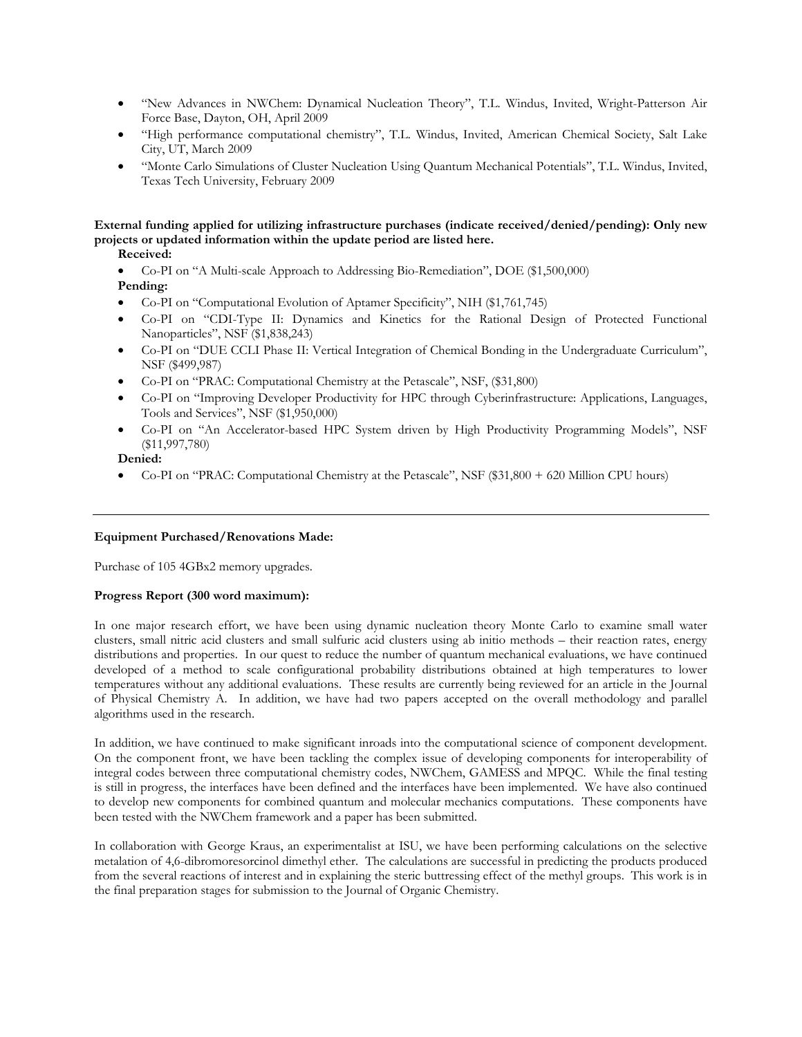- "New Advances in NWChem: Dynamical Nucleation Theory", T.L. Windus, Invited, Wright-Patterson Air Force Base, Dayton, OH, April 2009
- "High performance computational chemistry", T.L. Windus, Invited, American Chemical Society, Salt Lake City, UT, March 2009
- "Monte Carlo Simulations of Cluster Nucleation Using Quantum Mechanical Potentials", T.L. Windus, Invited, Texas Tech University, February 2009

**External funding applied for utilizing infrastructure purchases (indicate received/denied/pending): Only new projects or updated information within the update period are listed here.**

**Received:**

- Co-PI on "A Multi-scale Approach to Addressing Bio-Remediation", DOE ($1,500,000)

**Pending:**

- Co-PI on "Computational Evolution of Aptamer Specificity", NIH ($1,761,745)
- Co-PI on "CDI-Type II: Dynamics and Kinetics for the Rational Design of Protected Functional Nanoparticles", NSF ($1,838,243)
- Co-PI on "DUE CCLI Phase II: Vertical Integration of Chemical Bonding in the Undergraduate Curriculum", NSF ($499,987)
- Co-PI on "PRAC: Computational Chemistry at the Petascale", NSF, ($31,800)
- Co-PI on "Improving Developer Productivity for HPC through Cyberinfrastructure: Applications, Languages, Tools and Services", NSF ($1,950,000)
- Co-PI on "An Accelerator-based HPC System driven by High Productivity Programming Models", NSF ($11,997,780)

**Denied:**

- Co-PI on "PRAC: Computational Chemistry at the Petascale", NSF ($31,800 + 620 Million CPU hours)

---

**Equipment Purchased/Renovations Made:**

Purchase of 105 4GBx2 memory upgrades.

**Progress Report (300 word maximum):**

In one major research effort, we have been using dynamic nucleation theory Monte Carlo to examine small water clusters, small nitric acid clusters and small sulfuric acid clusters using ab initio methods – their reaction rates, energy distributions and properties. In our quest to reduce the number of quantum mechanical evaluations, we have continued developed of a method to scale configurational probability distributions obtained at high temperatures to lower temperatures without any additional evaluations. These results are currently being reviewed for an article in the Journal of Physical Chemistry A. In addition, we have had two papers accepted on the overall methodology and parallel algorithms used in the research.

In addition, we have continued to make significant inroads into the computational science of component development. On the component front, we have been tackling the complex issue of developing components for interoperability of integral codes between three computational chemistry codes, NWChem, GAMESS and MPQC. While the final testing is still in progress, the interfaces have been defined and the interfaces have been implemented. We have also continued to develop new components for combined quantum and molecular mechanics computations. These components have been tested with the NWChem framework and a paper has been submitted.

In collaboration with George Kraus, an experimentalist at ISU, we have been performing calculations on the selective metalation of 4,6-dibromoresorcinol dimethyl ether. The calculations are successful in predicting the products produced from the several reactions of interest and in explaining the steric buttressing effect of the methyl groups. This work is in the final preparation stages for submission to the Journal of Organic Chemistry.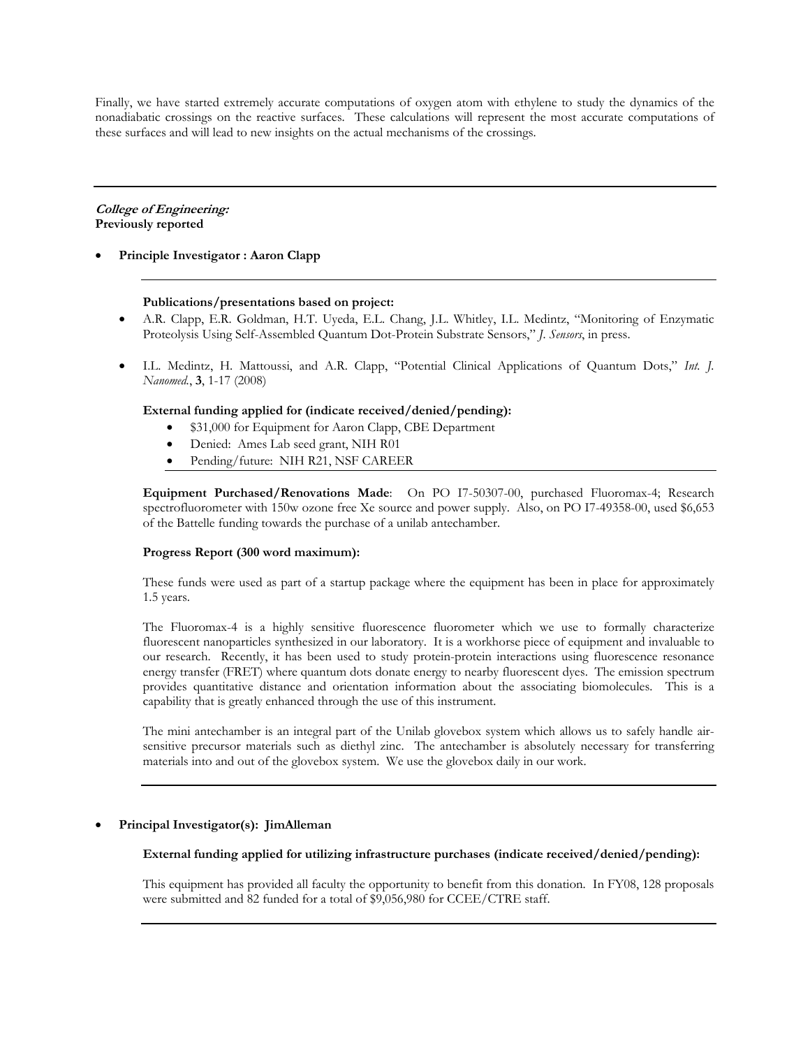Finally, we have started extremely accurate computations of oxygen atom with ethylene to study the dynamics of the nonadiabatic crossings on the reactive surfaces. These calculations will represent the most accurate computations of these surfaces and will lead to new insights on the actual mechanisms of the crossings.

---

***College of Engineering:***
**Previously reported**

- **Principle Investigator : Aaron Clapp**

---

**Publications/presentations based on project:**

- A.R. Clapp, E.R. Goldman, H.T. Uyeda, E.L. Chang, J.L. Whitley, I.L. Medintz, "Monitoring of Enzymatic Proteolysis Using Self-Assembled Quantum Dot-Protein Substrate Sensors," *J. Sensors*, in press.
- I.L. Medintz, H. Mattoussi, and A.R. Clapp, "Potential Clinical Applications of Quantum Dots," *Int. J. Nanomed.*, **3**, 1-17 (2008)

**External funding applied for (indicate received/denied/pending):**

- $31,000 for Equipment for Aaron Clapp, CBE Department
- Denied: Ames Lab seed grant, NIH R01
- Pending/future: NIH R21, NSF CAREER

---

**Equipment Purchased/Renovations Made**: On PO I7-50307-00, purchased Fluoromax-4; Research spectrofluorometer with 150w ozone free Xe source and power supply. Also, on PO I7-49358-00, used $6,653 of the Battelle funding towards the purchase of a unilab antechamber.

**Progress Report (300 word maximum):**

These funds were used as part of a startup package where the equipment has been in place for approximately 1.5 years.

The Fluoromax-4 is a highly sensitive fluorescence fluorometer which we use to formally characterize fluorescent nanoparticles synthesized in our laboratory. It is a workhorse piece of equipment and invaluable to our research. Recently, it has been used to study protein-protein interactions using fluorescence resonance energy transfer (FRET) where quantum dots donate energy to nearby fluorescent dyes. The emission spectrum provides quantitative distance and orientation information about the associating biomolecules. This is a capability that is greatly enhanced through the use of this instrument.

The mini antechamber is an integral part of the Unilab glovebox system which allows us to safely handle air-sensitive precursor materials such as diethyl zinc. The antechamber is absolutely necessary for transferring materials into and out of the glovebox system. We use the glovebox daily in our work.

---

- **Principal Investigator(s): JimAlleman**

**External funding applied for utilizing infrastructure purchases (indicate received/denied/pending):**

This equipment has provided all faculty the opportunity to benefit from this donation. In FY08, 128 proposals were submitted and 82 funded for a total of $9,056,980 for CCEE/CTRE staff.

---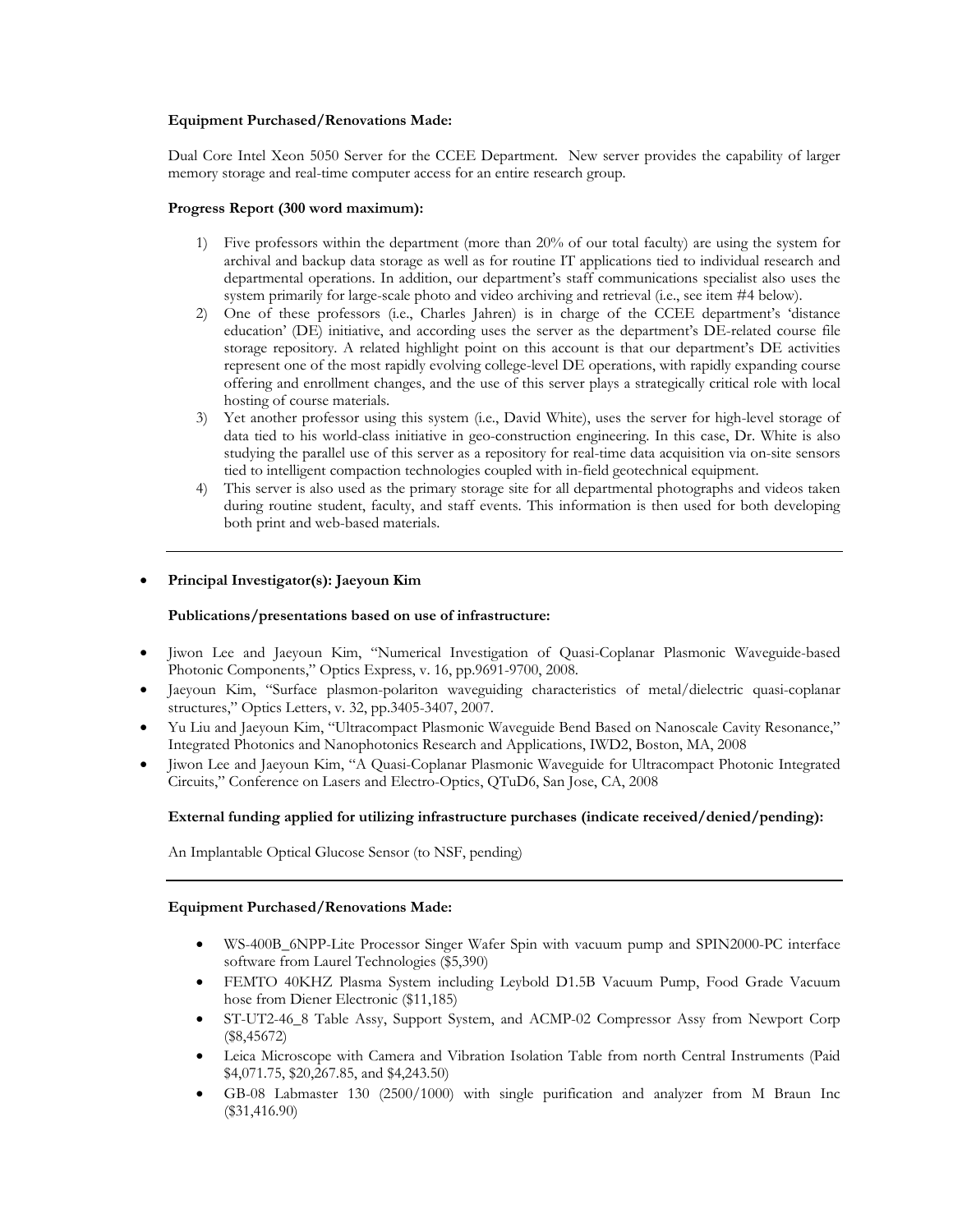**Equipment Purchased/Renovations Made:**

Dual Core Intel Xeon 5050 Server for the CCEE Department. New server provides the capability of larger memory storage and real-time computer access for an entire research group.

**Progress Report (300 word maximum):**

1) Five professors within the department (more than 20% of our total faculty) are using the system for archival and backup data storage as well as for routine IT applications tied to individual research and departmental operations. In addition, our department's staff communications specialist also uses the system primarily for large-scale photo and video archiving and retrieval (i.e., see item #4 below).
2) One of these professors (i.e., Charles Jahren) is in charge of the CCEE department's 'distance education' (DE) initiative, and according uses the server as the department's DE-related course file storage repository. A related highlight point on this account is that our department's DE activities represent one of the most rapidly evolving college-level DE operations, with rapidly expanding course offering and enrollment changes, and the use of this server plays a strategically critical role with local hosting of course materials.
3) Yet another professor using this system (i.e., David White), uses the server for high-level storage of data tied to his world-class initiative in geo-construction engineering. In this case, Dr. White is also studying the parallel use of this server as a repository for real-time data acquisition via on-site sensors tied to intelligent compaction technologies coupled with in-field geotechnical equipment.
4) This server is also used as the primary storage site for all departmental photographs and videos taken during routine student, faculty, and staff events. This information is then used for both developing both print and web-based materials.

---

- **Principal Investigator(s): Jaeyoun Kim**

**Publications/presentations based on use of infrastructure:**

- Jiwon Lee and Jaeyoun Kim, "Numerical Investigation of Quasi-Coplanar Plasmonic Waveguide-based Photonic Components," Optics Express, v. 16, pp.9691-9700, 2008.
- Jaeyoun Kim, "Surface plasmon-polariton waveguiding characteristics of metal/dielectric quasi-coplanar structures," Optics Letters, v. 32, pp.3405-3407, 2007.
- Yu Liu and Jaeyoun Kim, "Ultracompact Plasmonic Waveguide Bend Based on Nanoscale Cavity Resonance," Integrated Photonics and Nanophotonics Research and Applications, IWD2, Boston, MA, 2008
- Jiwon Lee and Jaeyoun Kim, "A Quasi-Coplanar Plasmonic Waveguide for Ultracompact Photonic Integrated Circuits," Conference on Lasers and Electro-Optics, QTuD6, San Jose, CA, 2008

**External funding applied for utilizing infrastructure purchases (indicate received/denied/pending):**

An Implantable Optical Glucose Sensor (to NSF, pending)

---

**Equipment Purchased/Renovations Made:**

- WS-400B_6NPP-Lite Processor Singer Wafer Spin with vacuum pump and SPIN2000-PC interface software from Laurel Technologies ($5,390)
- FEMTO 40KHZ Plasma System including Leybold D1.5B Vacuum Pump, Food Grade Vacuum hose from Diener Electronic ($11,185)
- ST-UT2-46_8 Table Assy, Support System, and ACMP-02 Compressor Assy from Newport Corp ($8,45672)
- Leica Microscope with Camera and Vibration Isolation Table from north Central Instruments (Paid $4,071.75, $20,267.85, and $4,243.50)
- GB-08 Labmaster 130 (2500/1000) with single purification and analyzer from M Braun Inc ($31,416.90)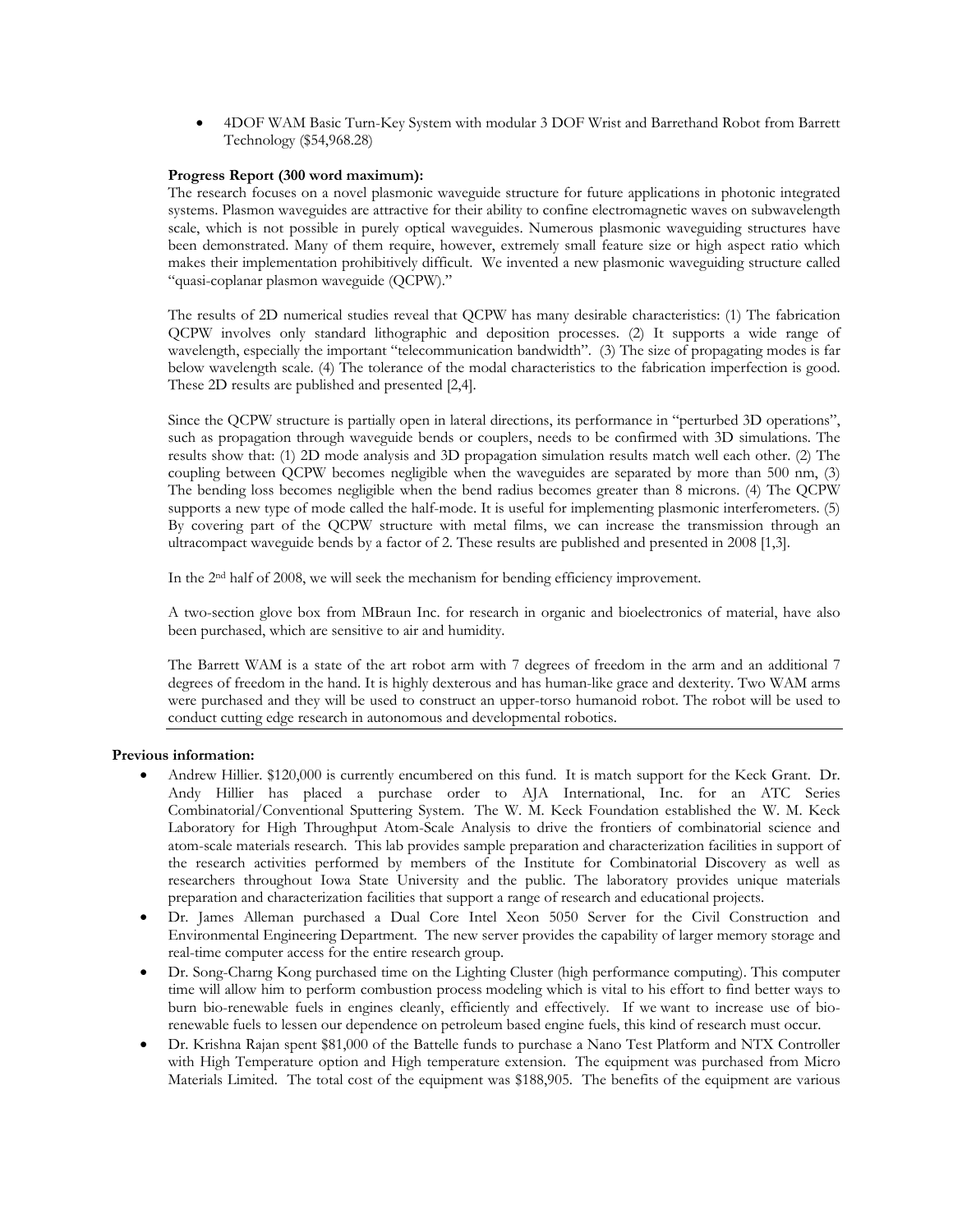- 4DOF WAM Basic Turn-Key System with modular 3 DOF Wrist and Barrethand Robot from Barrett Technology ($54,968.28)

**Progress Report (300 word maximum):**

The research focuses on a novel plasmonic waveguide structure for future applications in photonic integrated systems. Plasmon waveguides are attractive for their ability to confine electromagnetic waves on subwavelength scale, which is not possible in purely optical waveguides. Numerous plasmonic waveguiding structures have been demonstrated. Many of them require, however, extremely small feature size or high aspect ratio which makes their implementation prohibitively difficult. We invented a new plasmonic waveguiding structure called "quasi-coplanar plasmon waveguide (QCPW)."

The results of 2D numerical studies reveal that QCPW has many desirable characteristics: (1) The fabrication QCPW involves only standard lithographic and deposition processes. (2) It supports a wide range of wavelength, especially the important "telecommunication bandwidth". (3) The size of propagating modes is far below wavelength scale. (4) The tolerance of the modal characteristics to the fabrication imperfection is good. These 2D results are published and presented [2,4].

Since the QCPW structure is partially open in lateral directions, its performance in "perturbed 3D operations", such as propagation through waveguide bends or couplers, needs to be confirmed with 3D simulations. The results show that: (1) 2D mode analysis and 3D propagation simulation results match well each other. (2) The coupling between QCPW becomes negligible when the waveguides are separated by more than 500 nm, (3) The bending loss becomes negligible when the bend radius becomes greater than 8 microns. (4) The QCPW supports a new type of mode called the half-mode. It is useful for implementing plasmonic interferometers. (5) By covering part of the QCPW structure with metal films, we can increase the transmission through an ultracompact waveguide bends by a factor of 2. These results are published and presented in 2008 [1,3].

In the 2nd half of 2008, we will seek the mechanism for bending efficiency improvement.

A two-section glove box from MBraun Inc. for research in organic and bioelectronics of material, have also been purchased, which are sensitive to air and humidity.

The Barrett WAM is a state of the art robot arm with 7 degrees of freedom in the arm and an additional 7 degrees of freedom in the hand. It is highly dexterous and has human-like grace and dexterity. Two WAM arms were purchased and they will be used to construct an upper-torso humanoid robot. The robot will be used to conduct cutting edge research in autonomous and developmental robotics.

**Previous information:**

- Andrew Hillier. $120,000 is currently encumbered on this fund. It is match support for the Keck Grant. Dr. Andy Hillier has placed a purchase order to AJA International, Inc. for an ATC Series Combinatorial/Conventional Sputtering System. The W. M. Keck Foundation established the W. M. Keck Laboratory for High Throughput Atom-Scale Analysis to drive the frontiers of combinatorial science and atom-scale materials research. This lab provides sample preparation and characterization facilities in support of the research activities performed by members of the Institute for Combinatorial Discovery as well as researchers throughout Iowa State University and the public. The laboratory provides unique materials preparation and characterization facilities that support a range of research and educational projects.
- Dr. James Alleman purchased a Dual Core Intel Xeon 5050 Server for the Civil Construction and Environmental Engineering Department. The new server provides the capability of larger memory storage and real-time computer access for the entire research group.
- Dr. Song-Charng Kong purchased time on the Lighting Cluster (high performance computing). This computer time will allow him to perform combustion process modeling which is vital to his effort to find better ways to burn bio-renewable fuels in engines cleanly, efficiently and effectively. If we want to increase use of bio-renewable fuels to lessen our dependence on petroleum based engine fuels, this kind of research must occur.
- Dr. Krishna Rajan spent $81,000 of the Battelle funds to purchase a Nano Test Platform and NTX Controller with High Temperature option and High temperature extension. The equipment was purchased from Micro Materials Limited. The total cost of the equipment was $188,905. The benefits of the equipment are various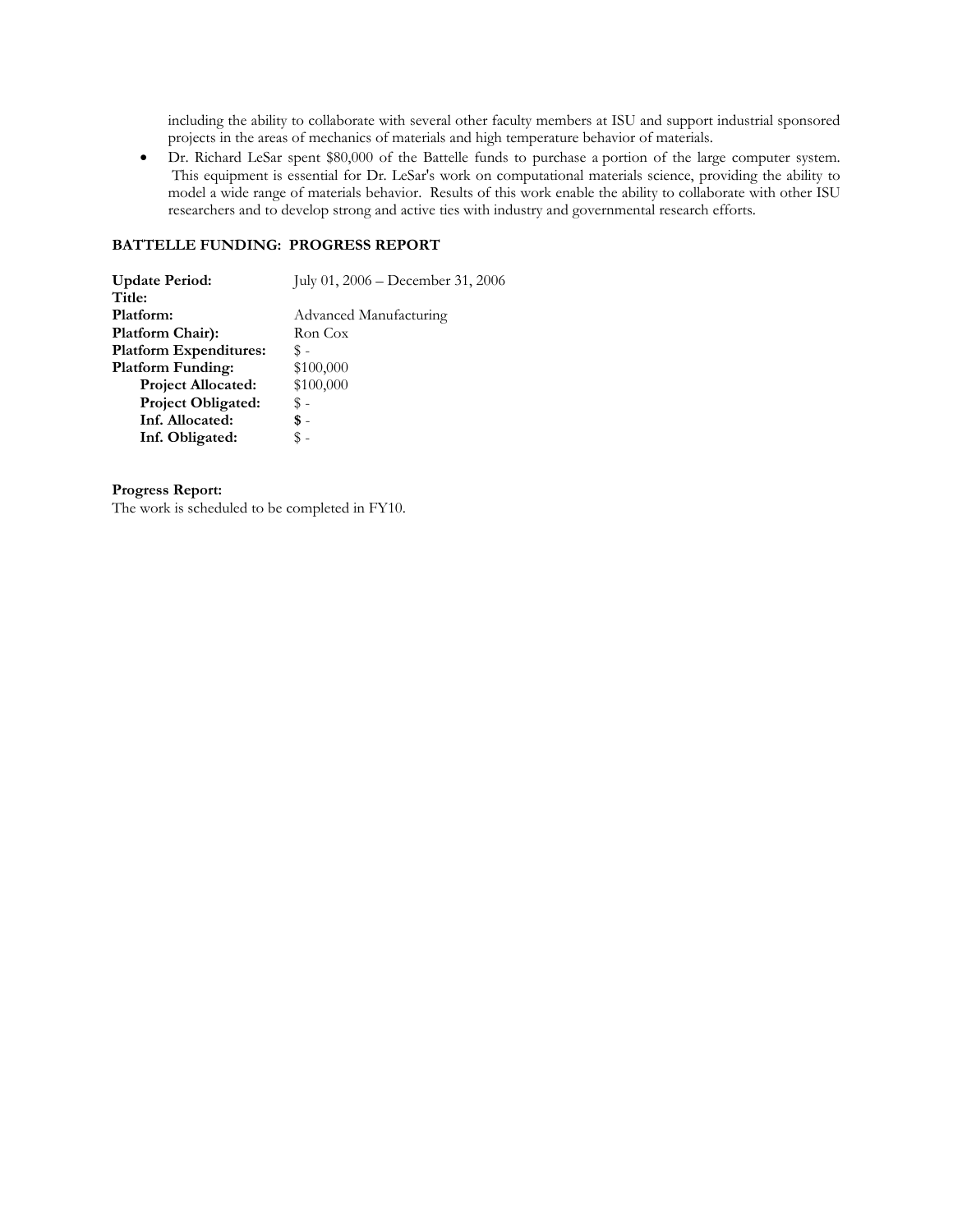including the ability to collaborate with several other faculty members at ISU and support industrial sponsored projects in the areas of mechanics of materials and high temperature behavior of materials.

- Dr. Richard LeSar spent $80,000 of the Battelle funds to purchase a portion of the large computer system. This equipment is essential for Dr. LeSar's work on computational materials science, providing the ability to model a wide range of materials behavior. Results of this work enable the ability to collaborate with other ISU researchers and to develop strong and active ties with industry and governmental research efforts.

**BATTELLE FUNDING: PROGRESS REPORT**

| | |
|---|---|
| **Update Period:** | July 01, 2006 – December 31, 2006 |
| **Title:** | |
| **Platform:** | Advanced Manufacturing |
| **Platform Chair):** | Ron Cox |
| **Platform Expenditures:** | $ - |
| **Platform Funding:** | $100,000 |
| **Project Allocated:** | $100,000 |
| **Project Obligated:** | $ - |
| **Inf. Allocated:** | **$** - |
| **Inf. Obligated:** | $ - |

**Progress Report:**
The work is scheduled to be completed in FY10.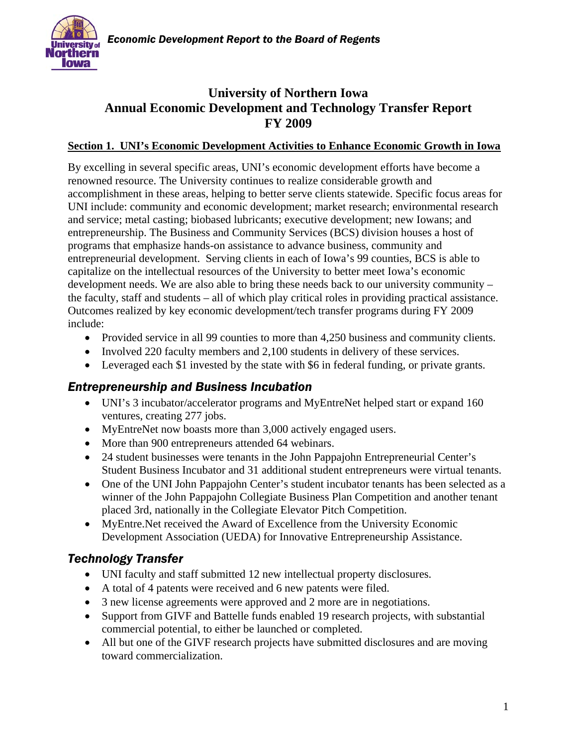# University of Northern Iowa
# Annual Economic Development and Technology Transfer Report
# FY 2009

## Section 1. UNI's Economic Development Activities to Enhance Economic Growth in Iowa

By excelling in several specific areas, UNI's economic development efforts have become a renowned resource. The University continues to realize considerable growth and accomplishment in these areas, helping to better serve clients statewide. Specific focus areas for UNI include: community and economic development; market research; environmental research and service; metal casting; biobased lubricants; executive development; new Iowans; and entrepreneurship. The Business and Community Services (BCS) division houses a host of programs that emphasize hands-on assistance to advance business, community and entrepreneurial development. Serving clients in each of Iowa's 99 counties, BCS is able to capitalize on the intellectual resources of the University to better meet Iowa's economic development needs. We are also able to bring these needs back to our university community – the faculty, staff and students – all of which play critical roles in providing practical assistance. Outcomes realized by key economic development/tech transfer programs during FY 2009 include:

- Provided service in all 99 counties to more than 4,250 business and community clients.
- Involved 220 faculty members and 2,100 students in delivery of these services.
- Leveraged each $1 invested by the state with $6 in federal funding, or private grants.

### *Entrepreneurship and Business Incubation*

- UNI's 3 incubator/accelerator programs and MyEntreNet helped start or expand 160 ventures, creating 277 jobs.
- MyEntreNet now boasts more than 3,000 actively engaged users.
- More than 900 entrepreneurs attended 64 webinars.
- 24 student businesses were tenants in the John Pappajohn Entrepreneurial Center's Student Business Incubator and 31 additional student entrepreneurs were virtual tenants.
- One of the UNI John Pappajohn Center's student incubator tenants has been selected as a winner of the John Pappajohn Collegiate Business Plan Competition and another tenant placed 3rd, nationally in the Collegiate Elevator Pitch Competition.
- MyEntre.Net received the Award of Excellence from the University Economic Development Association (UEDA) for Innovative Entrepreneurship Assistance.

### *Technology Transfer*

- UNI faculty and staff submitted 12 new intellectual property disclosures.
- A total of 4 patents were received and 6 new patents were filed.
- 3 new license agreements were approved and 2 more are in negotiations.
- Support from GIVF and Battelle funds enabled 19 research projects, with substantial commercial potential, to either be launched or completed.
- All but one of the GIVF research projects have submitted disclosures and are moving toward commercialization.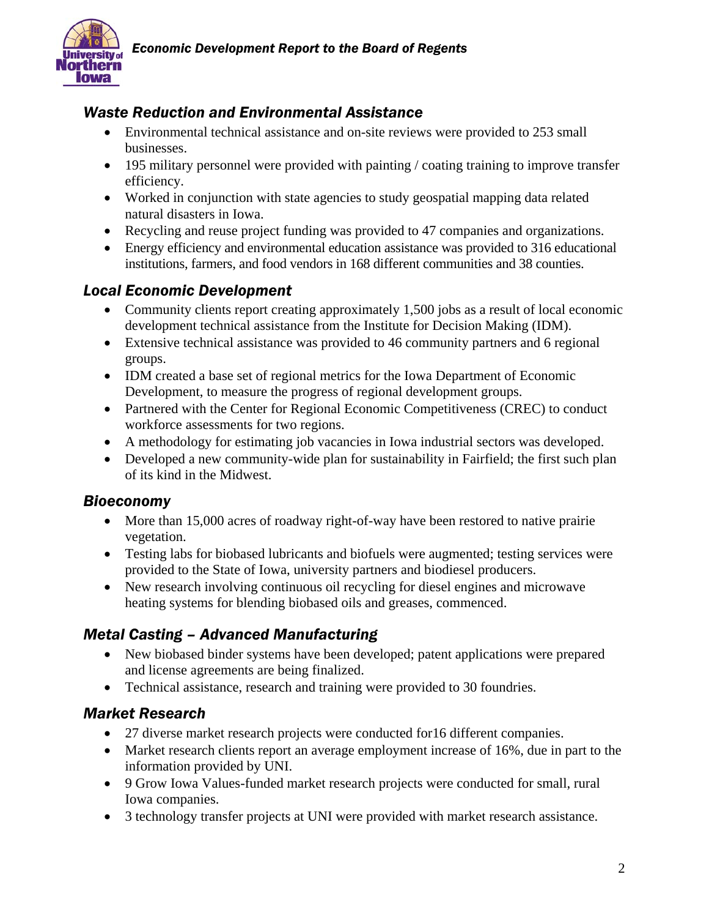## Waste Reduction and Environmental Assistance

- Environmental technical assistance and on-site reviews were provided to 253 small businesses.
- 195 military personnel were provided with painting / coating training to improve transfer efficiency.
- Worked in conjunction with state agencies to study geospatial mapping data related natural disasters in Iowa.
- Recycling and reuse project funding was provided to 47 companies and organizations.
- Energy efficiency and environmental education assistance was provided to 316 educational institutions, farmers, and food vendors in 168 different communities and 38 counties.

## Local Economic Development

- Community clients report creating approximately 1,500 jobs as a result of local economic development technical assistance from the Institute for Decision Making (IDM).
- Extensive technical assistance was provided to 46 community partners and 6 regional groups.
- IDM created a base set of regional metrics for the Iowa Department of Economic Development, to measure the progress of regional development groups.
- Partnered with the Center for Regional Economic Competitiveness (CREC) to conduct workforce assessments for two regions.
- A methodology for estimating job vacancies in Iowa industrial sectors was developed.
- Developed a new community-wide plan for sustainability in Fairfield; the first such plan of its kind in the Midwest.

## Bioeconomy

- More than 15,000 acres of roadway right-of-way have been restored to native prairie vegetation.
- Testing labs for biobased lubricants and biofuels were augmented; testing services were provided to the State of Iowa, university partners and biodiesel producers.
- New research involving continuous oil recycling for diesel engines and microwave heating systems for blending biobased oils and greases, commenced.

## Metal Casting – Advanced Manufacturing

- New biobased binder systems have been developed; patent applications were prepared and license agreements are being finalized.
- Technical assistance, research and training were provided to 30 foundries.

## Market Research

- 27 diverse market research projects were conducted for16 different companies.
- Market research clients report an average employment increase of 16%, due in part to the information provided by UNI.
- 9 Grow Iowa Values-funded market research projects were conducted for small, rural Iowa companies.
- 3 technology transfer projects at UNI were provided with market research assistance.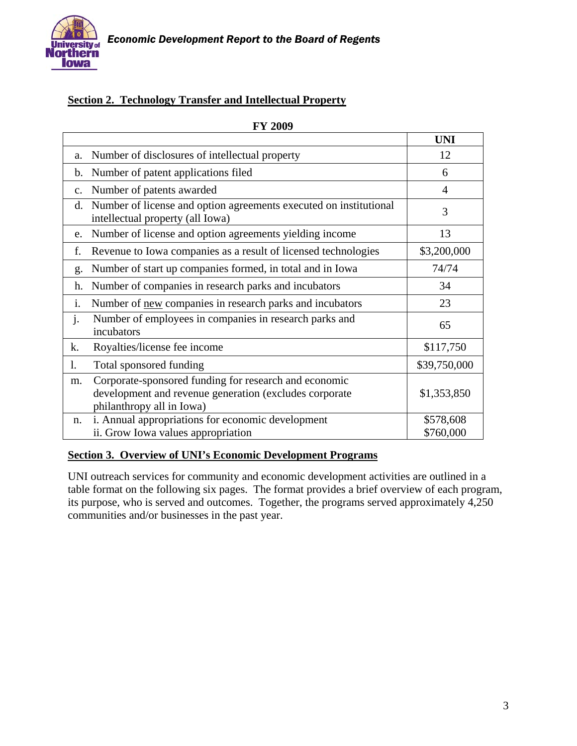## Section 2. Technology Transfer and Intellectual Property

**FY 2009**

| | | UNI |
|---|---|---|
| a. | Number of disclosures of intellectual property | 12 |
| b. | Number of patent applications filed | 6 |
| c. | Number of patents awarded | 4 |
| d. | Number of license and option agreements executed on institutional intellectual property (all Iowa) | 3 |
| e. | Number of license and option agreements yielding income | 13 |
| f. | Revenue to Iowa companies as a result of licensed technologies | $3,200,000 |
| g. | Number of start up companies formed, in total and in Iowa | 74/74 |
| h. | Number of companies in research parks and incubators | 34 |
| i. | Number of new companies in research parks and incubators | 23 |
| j. | Number of employees in companies in research parks and incubators | 65 |
| k. | Royalties/license fee income | $117,750 |
| l. | Total sponsored funding | $39,750,000 |
| m. | Corporate-sponsored funding for research and economic development and revenue generation (excludes corporate philanthropy all in Iowa) | $1,353,850 |
| n. | i. Annual appropriations for economic development<br>ii. Grow Iowa values appropriation | $578,608<br>$760,000 |

## Section 3. Overview of UNI's Economic Development Programs

UNI outreach services for community and economic development activities are outlined in a table format on the following six pages. The format provides a brief overview of each program, its purpose, who is served and outcomes. Together, the programs served approximately 4,250 communities and/or businesses in the past year.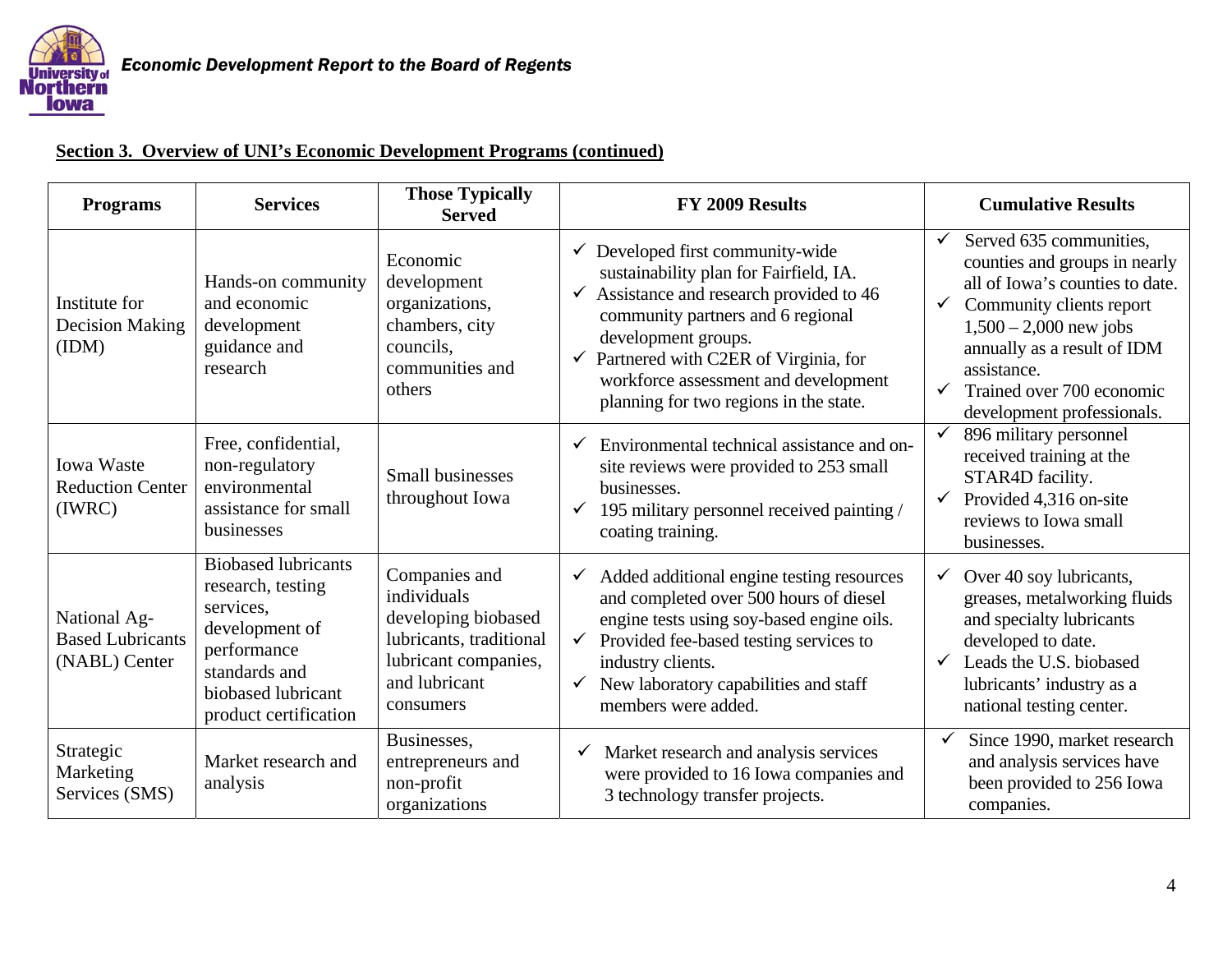## Section 3. Overview of UNI's Economic Development Programs (continued)

| Programs | Services | Those Typically Served | FY 2009 Results | Cumulative Results |
|---|---|---|---|---|
| Institute for Decision Making (IDM) | Hands-on community and economic development guidance and research | Economic development organizations, chambers, city councils, communities and others | ✓ Developed first community-wide sustainability plan for Fairfield, IA.<br>✓ Assistance and research provided to 46 community partners and 6 regional development groups.<br>✓ Partnered with C2ER of Virginia, for workforce assessment and development planning for two regions in the state. | ✓ Served 635 communities, counties and groups in nearly all of Iowa's counties to date.<br>✓ Community clients report 1,500 – 2,000 new jobs annually as a result of IDM assistance.<br>✓ Trained over 700 economic development professionals. |
| Iowa Waste Reduction Center (IWRC) | Free, confidential, non-regulatory environmental assistance for small businesses | Small businesses throughout Iowa | ✓ Environmental technical assistance and on-site reviews were provided to 253 small businesses.<br>✓ 195 military personnel received painting / coating training. | ✓ 896 military personnel received training at the STAR4D facility.<br>✓ Provided 4,316 on-site reviews to Iowa small businesses. |
| National Ag-Based Lubricants (NABL) Center | Biobased lubricants research, testing services, development of performance standards and biobased lubricant product certification | Companies and individuals developing biobased lubricants, traditional lubricant companies, and lubricant consumers | ✓ Added additional engine testing resources and completed over 500 hours of diesel engine tests using soy-based engine oils.<br>✓ Provided fee-based testing services to industry clients.<br>✓ New laboratory capabilities and staff members were added. | ✓ Over 40 soy lubricants, greases, metalworking fluids and specialty lubricants developed to date.<br>✓ Leads the U.S. biobased lubricants' industry as a national testing center. |
| Strategic Marketing Services (SMS) | Market research and analysis | Businesses, entrepreneurs and non-profit organizations | ✓ Market research and analysis services were provided to 16 Iowa companies and 3 technology transfer projects. | ✓ Since 1990, market research and analysis services have been provided to 256 Iowa companies. |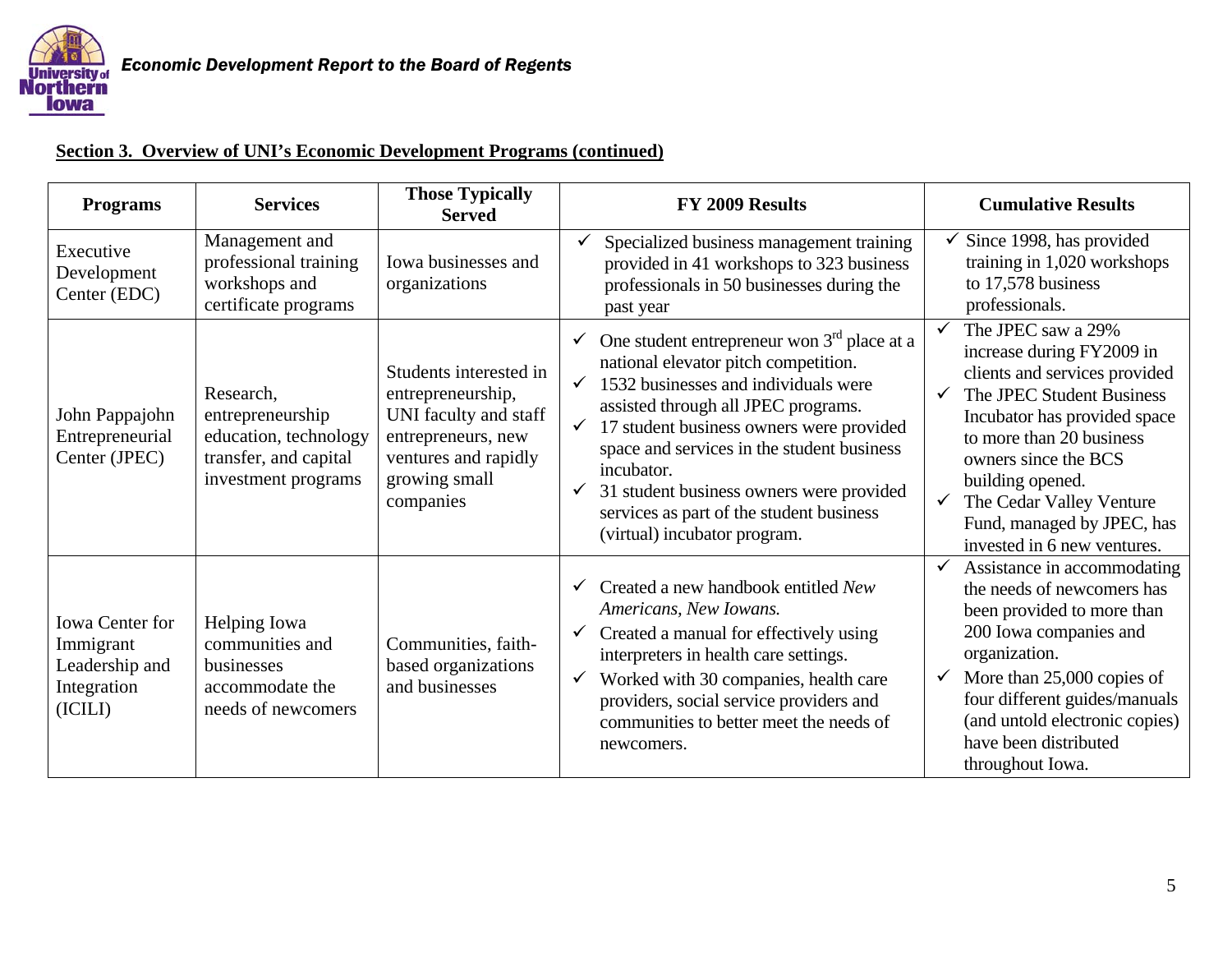**Section 3. Overview of UNI's Economic Development Programs (continued)**

| Programs | Services | Those Typically Served | FY 2009 Results | Cumulative Results |
|---|---|---|---|---|
| Executive Development Center (EDC) | Management and professional training workshops and certificate programs | Iowa businesses and organizations | ✓ Specialized business management training provided in 41 workshops to 323 business professionals in 50 businesses during the past year | ✓ Since 1998, has provided training in 1,020 workshops to 17,578 business professionals. |
| John Pappajohn Entrepreneurial Center (JPEC) | Research, entrepreneurship education, technology transfer, and capital investment programs | Students interested in entrepreneurship, UNI faculty and staff entrepreneurs, new ventures and rapidly growing small companies | ✓ One student entrepreneur won 3rd place at a national elevator pitch competition.<br>✓ 1532 businesses and individuals were assisted through all JPEC programs.<br>✓ 17 student business owners were provided space and services in the student business incubator.<br>✓ 31 student business owners were provided services as part of the student business (virtual) incubator program. | ✓ The JPEC saw a 29% increase during FY2009 in clients and services provided<br>✓ The JPEC Student Business Incubator has provided space to more than 20 business owners since the BCS building opened.<br>✓ The Cedar Valley Venture Fund, managed by JPEC, has invested in 6 new ventures. |
| Iowa Center for Immigrant Leadership and Integration (ICILI) | Helping Iowa communities and businesses accommodate the needs of newcomers | Communities, faith-based organizations and businesses | ✓ Created a new handbook entitled *New Americans, New Iowans.*<br>✓ Created a manual for effectively using interpreters in health care settings.<br>✓ Worked with 30 companies, health care providers, social service providers and communities to better meet the needs of newcomers. | ✓ Assistance in accommodating the needs of newcomers has been provided to more than 200 Iowa companies and organization.<br>✓ More than 25,000 copies of four different guides/manuals (and untold electronic copies) have been distributed throughout Iowa. |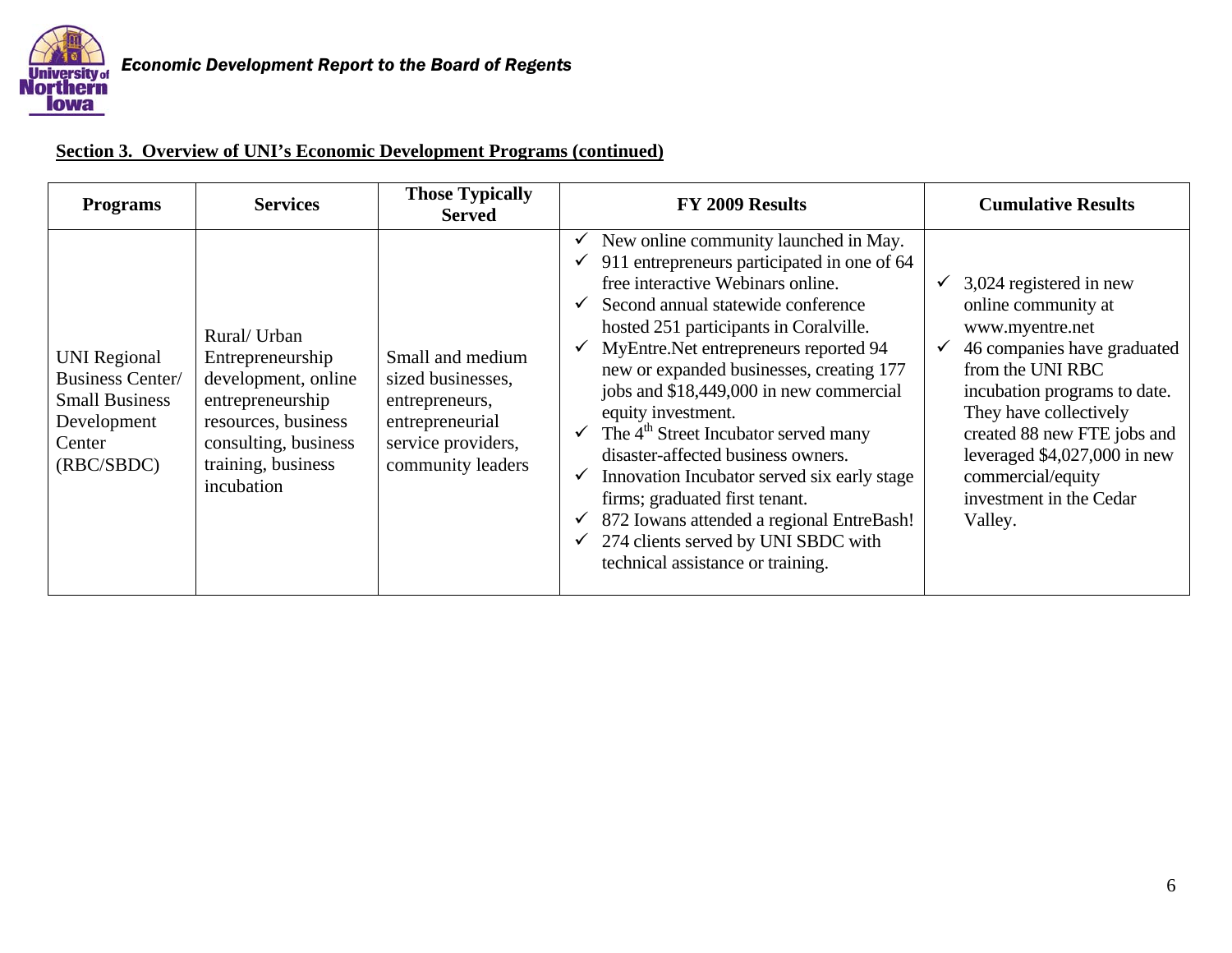## Section 3. Overview of UNI's Economic Development Programs (continued)

| Programs | Services | Those Typically Served | FY 2009 Results | Cumulative Results |
|---|---|---|---|---|
| UNI Regional Business Center/ Small Business Development Center (RBC/SBDC) | Rural/ Urban Entrepreneurship development, online entrepreneurship resources, business consulting, business training, business incubation | Small and medium sized businesses, entrepreneurs, entrepreneurial service providers, community leaders | ✓ New online community launched in May.<br>✓ 911 entrepreneurs participated in one of 64 free interactive Webinars online.<br>✓ Second annual statewide conference hosted 251 participants in Coralville.<br>✓ MyEntre.Net entrepreneurs reported 94 new or expanded businesses, creating 177 jobs and $18,449,000 in new commercial equity investment.<br>✓ The 4th Street Incubator served many disaster-affected business owners.<br>✓ Innovation Incubator served six early stage firms; graduated first tenant.<br>✓ 872 Iowans attended a regional EntreBash!<br>✓ 274 clients served by UNI SBDC with technical assistance or training. | ✓ 3,024 registered in new online community at www.myentre.net<br>✓ 46 companies have graduated from the UNI RBC incubation programs to date. They have collectively created 88 new FTE jobs and leveraged $4,027,000 in new commercial/equity investment in the Cedar Valley. |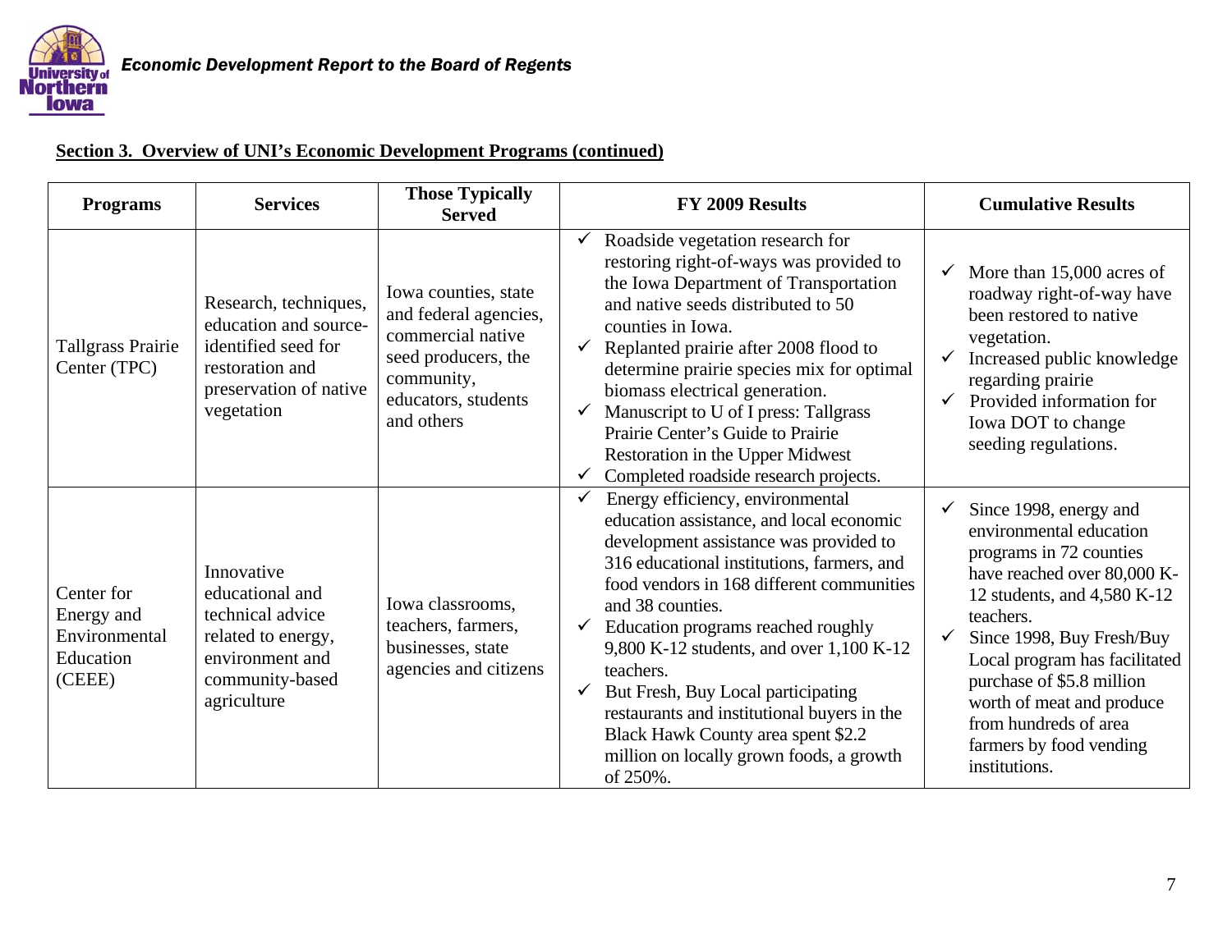*Economic Development Report to the Board of Regents*

**Section 3. Overview of UNI's Economic Development Programs (continued)**

| Programs | Services | Those Typically Served | FY 2009 Results | Cumulative Results |
|---|---|---|---|---|
| Tallgrass Prairie Center (TPC) | Research, techniques, education and source-identified seed for restoration and preservation of native vegetation | Iowa counties, state and federal agencies, commercial native seed producers, the community, educators, students and others | ✓ Roadside vegetation research for restoring right-of-ways was provided to the Iowa Department of Transportation and native seeds distributed to 50 counties in Iowa.<br>✓ Replanted prairie after 2008 flood to determine prairie species mix for optimal biomass electrical generation.<br>✓ Manuscript to U of I press: Tallgrass Prairie Center's Guide to Prairie Restoration in the Upper Midwest<br>✓ Completed roadside research projects. | ✓ More than 15,000 acres of roadway right-of-way have been restored to native vegetation.<br>✓ Increased public knowledge regarding prairie<br>✓ Provided information for Iowa DOT to change seeding regulations. |
| Center for Energy and Environmental Education (CEEE) | Innovative educational and technical advice related to energy, environment and community-based agriculture | Iowa classrooms, teachers, farmers, businesses, state agencies and citizens | ✓ Energy efficiency, environmental education assistance, and local economic development assistance was provided to 316 educational institutions, farmers, and food vendors in 168 different communities and 38 counties.<br>✓ Education programs reached roughly 9,800 K-12 students, and over 1,100 K-12 teachers.<br>✓ But Fresh, Buy Local participating restaurants and institutional buyers in the Black Hawk County area spent $2.2 million on locally grown foods, a growth of 250%. | ✓ Since 1998, energy and environmental education programs in 72 counties have reached over 80,000 K-12 students, and 4,580 K-12 teachers.<br>✓ Since 1998, Buy Fresh/Buy Local program has facilitated purchase of $5.8 million worth of meat and produce from hundreds of area farmers by food vending institutions. |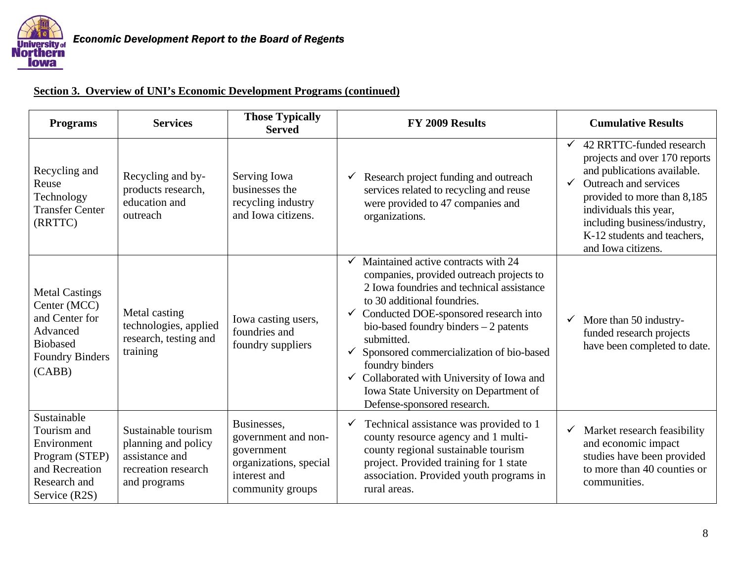**Section 3. Overview of UNI's Economic Development Programs (continued)**

| Programs | Services | Those Typically Served | FY 2009 Results | Cumulative Results |
|---|---|---|---|---|
| Recycling and Reuse Technology Transfer Center (RRTTC) | Recycling and by-products research, education and outreach | Serving Iowa businesses the recycling industry and Iowa citizens. | ✓ Research project funding and outreach services related to recycling and reuse were provided to 47 companies and organizations. | ✓ 42 RRTTC-funded research projects and over 170 reports and publications available.<br>✓ Outreach and services provided to more than 8,185 individuals this year, including business/industry, K-12 students and teachers, and Iowa citizens. |
| Metal Castings Center (MCC) and Center for Advanced Biobased Foundry Binders (CABB) | Metal casting technologies, applied research, testing and training | Iowa casting users, foundries and foundry suppliers | ✓ Maintained active contracts with 24 companies, provided outreach projects to 2 Iowa foundries and technical assistance to 30 additional foundries.<br>✓ Conducted DOE-sponsored research into bio-based foundry binders – 2 patents submitted.<br>✓ Sponsored commercialization of bio-based foundry binders<br>✓ Collaborated with University of Iowa and Iowa State University on Department of Defense-sponsored research. | ✓ More than 50 industry-funded research projects have been completed to date. |
| Sustainable Tourism and Environment Program (STEP) and Recreation Research and Service (R2S) | Sustainable tourism planning and policy assistance and recreation research and programs | Businesses, government and non-government organizations, special interest and community groups | ✓ Technical assistance was provided to 1 county resource agency and 1 multi-county regional sustainable tourism project. Provided training for 1 state association. Provided youth programs in rural areas. | ✓ Market research feasibility and economic impact studies have been provided to more than 40 counties or communities. |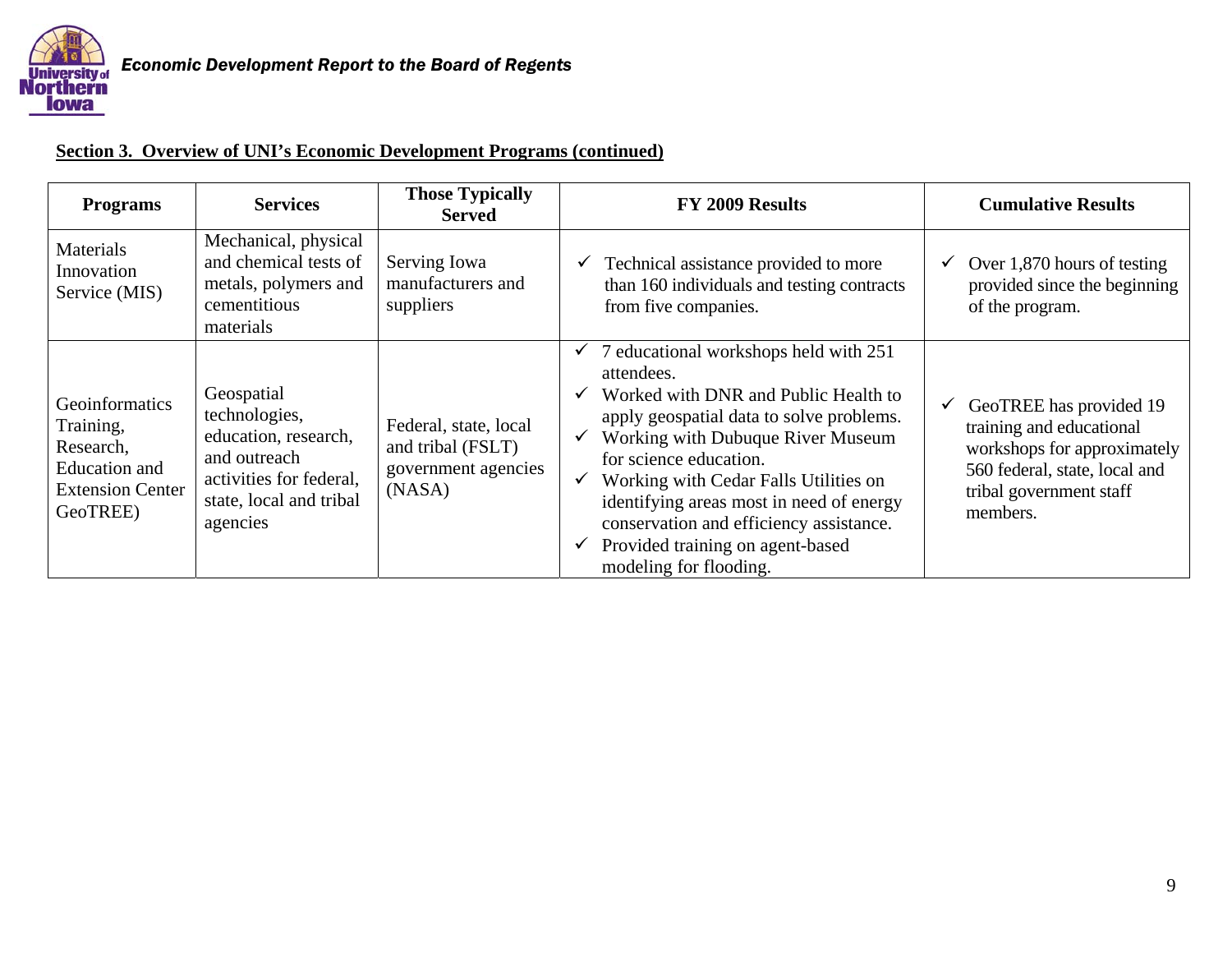## Section 3. Overview of UNI's Economic Development Programs (continued)

| Programs | Services | Those Typically Served | FY 2009 Results | Cumulative Results |
|---|---|---|---|---|
| Materials Innovation Service (MIS) | Mechanical, physical and chemical tests of metals, polymers and cementitious materials | Serving Iowa manufacturers and suppliers | ✓ Technical assistance provided to more than 160 individuals and testing contracts from five companies. | ✓ Over 1,870 hours of testing provided since the beginning of the program. |
| Geoinformatics Training, Research, Education and Extension Center GeoTREE) | Geospatial technologies, education, research, and outreach activities for federal, state, local and tribal agencies | Federal, state, local and tribal (FSLT) government agencies (NASA) | ✓ 7 educational workshops held with 251 attendees.<br>✓ Worked with DNR and Public Health to apply geospatial data to solve problems.<br>✓ Working with Dubuque River Museum for science education.<br>✓ Working with Cedar Falls Utilities on identifying areas most in need of energy conservation and efficiency assistance.<br>✓ Provided training on agent-based modeling for flooding. | ✓ GeoTREE has provided 19 training and educational workshops for approximately 560 federal, state, local and tribal government staff members. |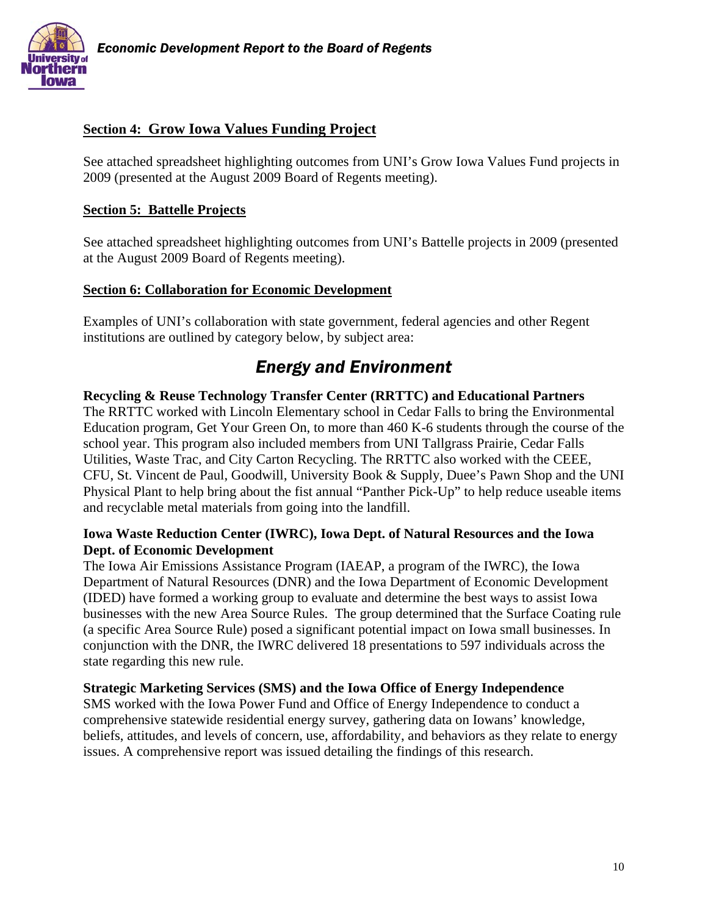## Section 4: Grow Iowa Values Funding Project

See attached spreadsheet highlighting outcomes from UNI's Grow Iowa Values Fund projects in 2009 (presented at the August 2009 Board of Regents meeting).

## Section 5: Battelle Projects

See attached spreadsheet highlighting outcomes from UNI's Battelle projects in 2009 (presented at the August 2009 Board of Regents meeting).

## Section 6: Collaboration for Economic Development

Examples of UNI's collaboration with state government, federal agencies and other Regent institutions are outlined by category below, by subject area:

# *Energy and Environment*

**Recycling & Reuse Technology Transfer Center (RRTTC) and Educational Partners**
The RRTTC worked with Lincoln Elementary school in Cedar Falls to bring the Environmental Education program, Get Your Green On, to more than 460 K-6 students through the course of the school year. This program also included members from UNI Tallgrass Prairie, Cedar Falls Utilities, Waste Trac, and City Carton Recycling. The RRTTC also worked with the CEEE, CFU, St. Vincent de Paul, Goodwill, University Book & Supply, Duee's Pawn Shop and the UNI Physical Plant to help bring about the fist annual "Panther Pick-Up" to help reduce useable items and recyclable metal materials from going into the landfill.

**Iowa Waste Reduction Center (IWRC), Iowa Dept. of Natural Resources and the Iowa Dept. of Economic Development**
The Iowa Air Emissions Assistance Program (IAEAP, a program of the IWRC), the Iowa Department of Natural Resources (DNR) and the Iowa Department of Economic Development (IDED) have formed a working group to evaluate and determine the best ways to assist Iowa businesses with the new Area Source Rules. The group determined that the Surface Coating rule (a specific Area Source Rule) posed a significant potential impact on Iowa small businesses. In conjunction with the DNR, the IWRC delivered 18 presentations to 597 individuals across the state regarding this new rule.

**Strategic Marketing Services (SMS) and the Iowa Office of Energy Independence**
SMS worked with the Iowa Power Fund and Office of Energy Independence to conduct a comprehensive statewide residential energy survey, gathering data on Iowans' knowledge, beliefs, attitudes, and levels of concern, use, affordability, and behaviors as they relate to energy issues. A comprehensive report was issued detailing the findings of this research.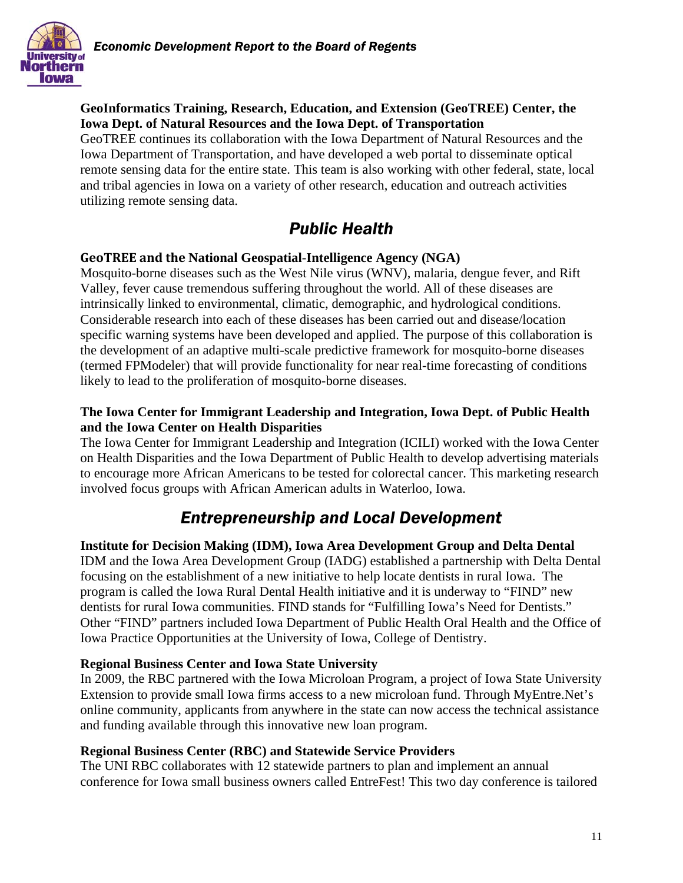**GeoInformatics Training, Research, Education, and Extension (GeoTREE) Center, the Iowa Dept. of Natural Resources and the Iowa Dept. of Transportation**

GeoTREE continues its collaboration with the Iowa Department of Natural Resources and the Iowa Department of Transportation, and have developed a web portal to disseminate optical remote sensing data for the entire state. This team is also working with other federal, state, local and tribal agencies in Iowa on a variety of other research, education and outreach activities utilizing remote sensing data.

## *Public Health*

**GeoTREE and the National Geospatial-Intelligence Agency (NGA)**

Mosquito-borne diseases such as the West Nile virus (WNV), malaria, dengue fever, and Rift Valley, fever cause tremendous suffering throughout the world. All of these diseases are intrinsically linked to environmental, climatic, demographic, and hydrological conditions. Considerable research into each of these diseases has been carried out and disease/location specific warning systems have been developed and applied. The purpose of this collaboration is the development of an adaptive multi-scale predictive framework for mosquito-borne diseases (termed FPModeler) that will provide functionality for near real-time forecasting of conditions likely to lead to the proliferation of mosquito-borne diseases.

**The Iowa Center for Immigrant Leadership and Integration, Iowa Dept. of Public Health and the Iowa Center on Health Disparities**

The Iowa Center for Immigrant Leadership and Integration (ICILI) worked with the Iowa Center on Health Disparities and the Iowa Department of Public Health to develop advertising materials to encourage more African Americans to be tested for colorectal cancer. This marketing research involved focus groups with African American adults in Waterloo, Iowa.

## *Entrepreneurship and Local Development*

**Institute for Decision Making (IDM), Iowa Area Development Group and Delta Dental**

IDM and the Iowa Area Development Group (IADG) established a partnership with Delta Dental focusing on the establishment of a new initiative to help locate dentists in rural Iowa. The program is called the Iowa Rural Dental Health initiative and it is underway to "FIND" new dentists for rural Iowa communities. FIND stands for "Fulfilling Iowa's Need for Dentists." Other "FIND" partners included Iowa Department of Public Health Oral Health and the Office of Iowa Practice Opportunities at the University of Iowa, College of Dentistry.

**Regional Business Center and Iowa State University**

In 2009, the RBC partnered with the Iowa Microloan Program, a project of Iowa State University Extension to provide small Iowa firms access to a new microloan fund. Through MyEntre.Net's online community, applicants from anywhere in the state can now access the technical assistance and funding available through this innovative new loan program.

**Regional Business Center (RBC) and Statewide Service Providers**

The UNI RBC collaborates with 12 statewide partners to plan and implement an annual conference for Iowa small business owners called EntreFest! This two day conference is tailored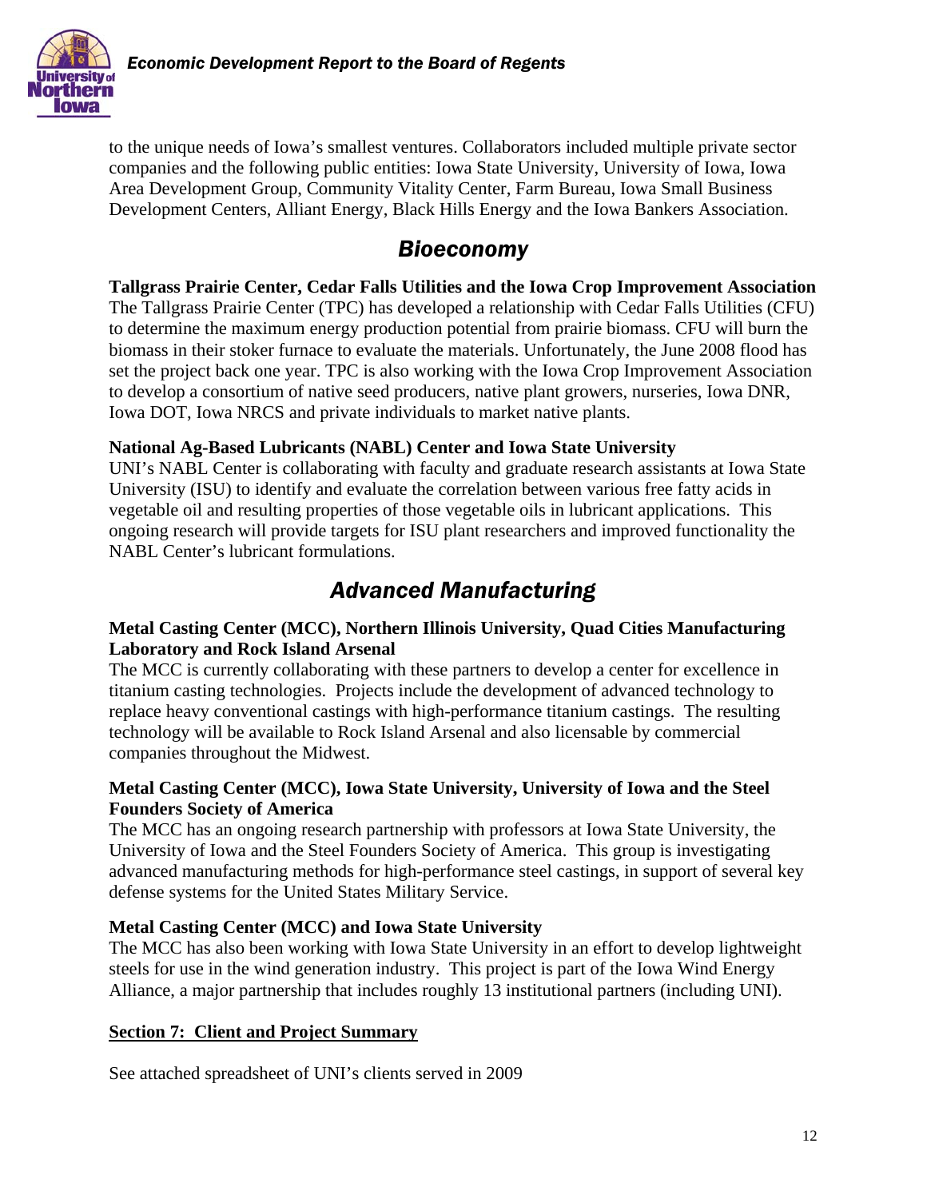to the unique needs of Iowa's smallest ventures. Collaborators included multiple private sector companies and the following public entities: Iowa State University, University of Iowa, Iowa Area Development Group, Community Vitality Center, Farm Bureau, Iowa Small Business Development Centers, Alliant Energy, Black Hills Energy and the Iowa Bankers Association.

## *Bioeconomy*

**Tallgrass Prairie Center, Cedar Falls Utilities and the Iowa Crop Improvement Association**

The Tallgrass Prairie Center (TPC) has developed a relationship with Cedar Falls Utilities (CFU) to determine the maximum energy production potential from prairie biomass. CFU will burn the biomass in their stoker furnace to evaluate the materials. Unfortunately, the June 2008 flood has set the project back one year. TPC is also working with the Iowa Crop Improvement Association to develop a consortium of native seed producers, native plant growers, nurseries, Iowa DNR, Iowa DOT, Iowa NRCS and private individuals to market native plants.

**National Ag-Based Lubricants (NABL) Center and Iowa State University**

UNI's NABL Center is collaborating with faculty and graduate research assistants at Iowa State University (ISU) to identify and evaluate the correlation between various free fatty acids in vegetable oil and resulting properties of those vegetable oils in lubricant applications. This ongoing research will provide targets for ISU plant researchers and improved functionality the NABL Center's lubricant formulations.

## *Advanced Manufacturing*

**Metal Casting Center (MCC), Northern Illinois University, Quad Cities Manufacturing Laboratory and Rock Island Arsenal**

The MCC is currently collaborating with these partners to develop a center for excellence in titanium casting technologies. Projects include the development of advanced technology to replace heavy conventional castings with high-performance titanium castings. The resulting technology will be available to Rock Island Arsenal and also licensable by commercial companies throughout the Midwest.

**Metal Casting Center (MCC), Iowa State University, University of Iowa and the Steel Founders Society of America**

The MCC has an ongoing research partnership with professors at Iowa State University, the University of Iowa and the Steel Founders Society of America. This group is investigating advanced manufacturing methods for high-performance steel castings, in support of several key defense systems for the United States Military Service.

**Metal Casting Center (MCC) and Iowa State University**

The MCC has also been working with Iowa State University in an effort to develop lightweight steels for use in the wind generation industry. This project is part of the Iowa Wind Energy Alliance, a major partnership that includes roughly 13 institutional partners (including UNI).

**Section 7: Client and Project Summary**

See attached spreadsheet of UNI's clients served in 2009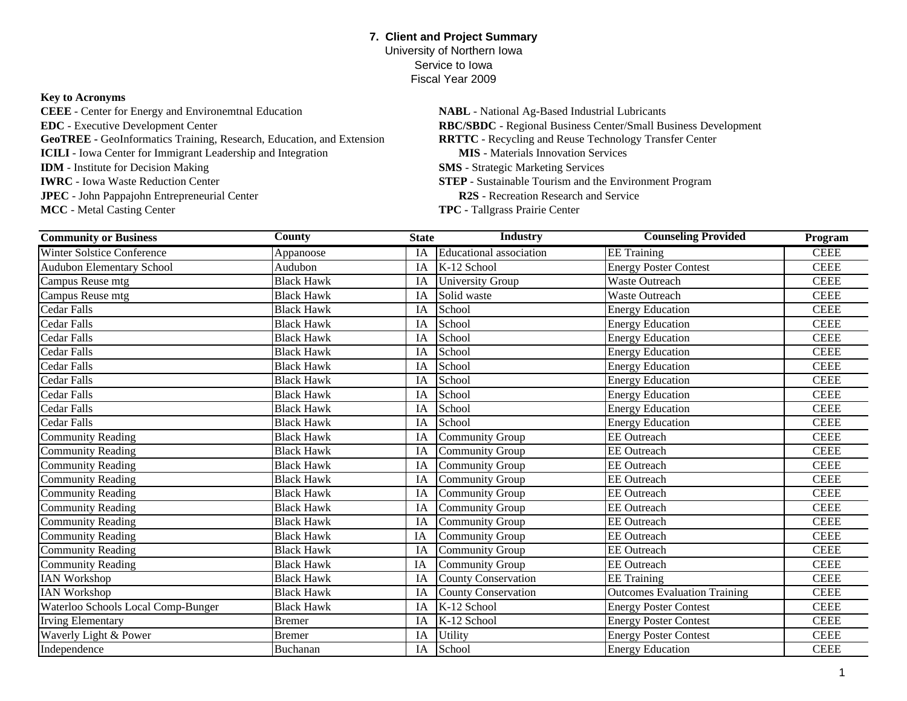**7. Client and Project Summary**
University of Northern Iowa
Service to Iowa
Fiscal Year 2009

**Key to Acronyms**

**CEEE** - Center for Energy and Environemtnal Education
**EDC** - Executive Development Center
**GeoTREE -** GeoInformatics Training, Research, Education, and Extension
**ICILI** - Iowa Center for Immigrant Leadership and Integration
**IDM** - Institute for Decision Making
**IWRC** - Iowa Waste Reduction Center
**JPEC** - John Pappajohn Entrepreneurial Center
**MCC** - Metal Casting Center
**NABL** - National Ag-Based Industrial Lubricants
**RBC/SBDC** - Regional Business Center/Small Business Development
**RRTTC** - Recycling and Reuse Technology Transfer Center
**MIS** - Materials Innovation Services
**SMS** - Strategic Marketing Services
**STEP** - Sustainable Tourism and the Environment Program
**R2S** - Recreation Research and Service
**TPC** - Tallgrass Prairie Center

| Community or Business | County | State | Industry | Counseling Provided | Program |
|---|---|---|---|---|---|
| Winter Solstice Conference | Appanoose | IA | Educational association | EE Training | CEEE |
| Audubon Elementary School | Audubon | IA | K-12 School | Energy Poster Contest | CEEE |
| Campus Reuse mtg | Black Hawk | IA | University Group | Waste Outreach | CEEE |
| Campus Reuse mtg | Black Hawk | IA | Solid waste | Waste Outreach | CEEE |
| Cedar Falls | Black Hawk | IA | School | Energy Education | CEEE |
| Cedar Falls | Black Hawk | IA | School | Energy Education | CEEE |
| Cedar Falls | Black Hawk | IA | School | Energy Education | CEEE |
| Cedar Falls | Black Hawk | IA | School | Energy Education | CEEE |
| Cedar Falls | Black Hawk | IA | School | Energy Education | CEEE |
| Cedar Falls | Black Hawk | IA | School | Energy Education | CEEE |
| Cedar Falls | Black Hawk | IA | School | Energy Education | CEEE |
| Cedar Falls | Black Hawk | IA | School | Energy Education | CEEE |
| Cedar Falls | Black Hawk | IA | School | Energy Education | CEEE |
| Community Reading | Black Hawk | IA | Community Group | EE Outreach | CEEE |
| Community Reading | Black Hawk | IA | Community Group | EE Outreach | CEEE |
| Community Reading | Black Hawk | IA | Community Group | EE Outreach | CEEE |
| Community Reading | Black Hawk | IA | Community Group | EE Outreach | CEEE |
| Community Reading | Black Hawk | IA | Community Group | EE Outreach | CEEE |
| Community Reading | Black Hawk | IA | Community Group | EE Outreach | CEEE |
| Community Reading | Black Hawk | IA | Community Group | EE Outreach | CEEE |
| Community Reading | Black Hawk | IA | Community Group | EE Outreach | CEEE |
| Community Reading | Black Hawk | IA | Community Group | EE Outreach | CEEE |
| Community Reading | Black Hawk | IA | Community Group | EE Outreach | CEEE |
| IAN Workshop | Black Hawk | IA | County Conservation | EE Training | CEEE |
| IAN Workshop | Black Hawk | IA | County Conservation | Outcomes Evaluation Training | CEEE |
| Waterloo Schools Local Comp-Bunger | Black Hawk | IA | K-12 School | Energy Poster Contest | CEEE |
| Irving Elementary | Bremer | IA | K-12 School | Energy Poster Contest | CEEE |
| Waverly Light & Power | Bremer | IA | Utility | Energy Poster Contest | CEEE |
| Independence | Buchanan | IA | School | Energy Education | CEEE |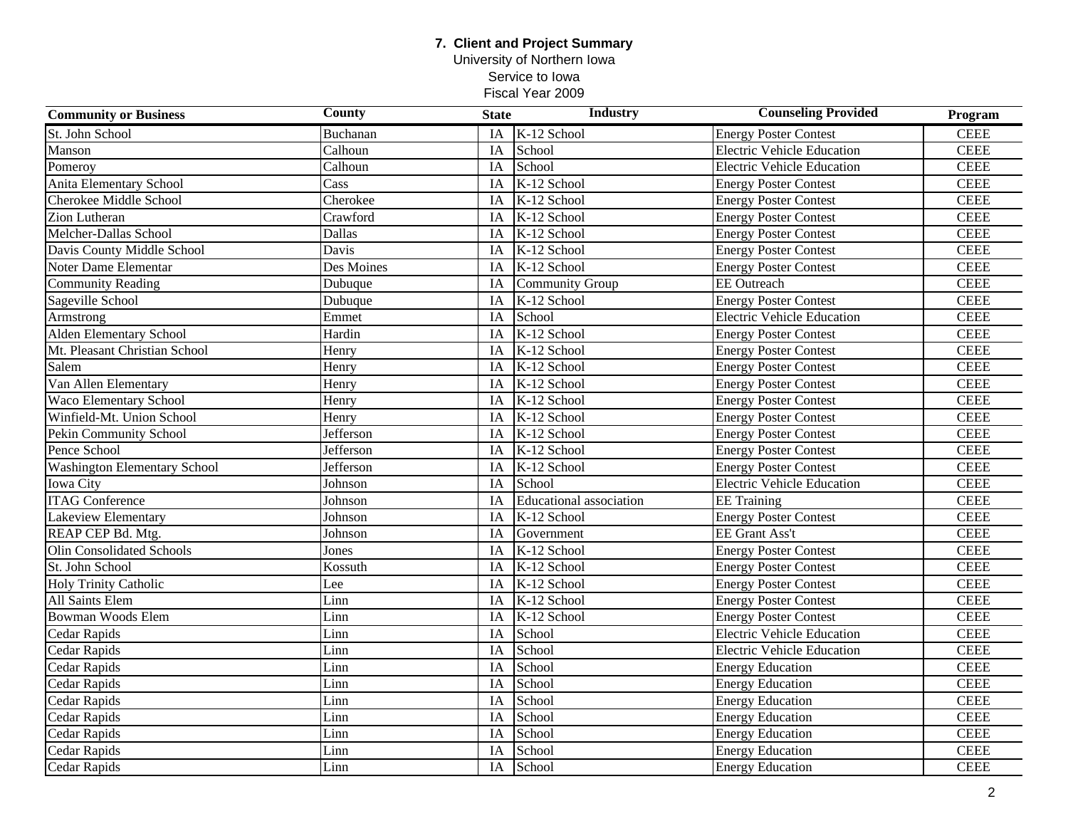**7. Client and Project Summary**
University of Northern Iowa
Service to Iowa
Fiscal Year 2009

| Community or Business | County | State | Industry | Counseling Provided | Program |
|---|---|---|---|---|---|
| St. John School | Buchanan | IA | K-12 School | Energy Poster Contest | CEEE |
| Manson | Calhoun | IA | School | Electric Vehicle Education | CEEE |
| Pomeroy | Calhoun | IA | School | Electric Vehicle Education | CEEE |
| Anita Elementary School | Cass | IA | K-12 School | Energy Poster Contest | CEEE |
| Cherokee Middle School | Cherokee | IA | K-12 School | Energy Poster Contest | CEEE |
| Zion Lutheran | Crawford | IA | K-12 School | Energy Poster Contest | CEEE |
| Melcher-Dallas School | Dallas | IA | K-12 School | Energy Poster Contest | CEEE |
| Davis County Middle School | Davis | IA | K-12 School | Energy Poster Contest | CEEE |
| Noter Dame Elementar | Des Moines | IA | K-12 School | Energy Poster Contest | CEEE |
| Community Reading | Dubuque | IA | Community Group | EE Outreach | CEEE |
| Sageville School | Dubuque | IA | K-12 School | Energy Poster Contest | CEEE |
| Armstrong | Emmet | IA | School | Electric Vehicle Education | CEEE |
| Alden Elementary School | Hardin | IA | K-12 School | Energy Poster Contest | CEEE |
| Mt. Pleasant Christian School | Henry | IA | K-12 School | Energy Poster Contest | CEEE |
| Salem | Henry | IA | K-12 School | Energy Poster Contest | CEEE |
| Van Allen Elementary | Henry | IA | K-12 School | Energy Poster Contest | CEEE |
| Waco Elementary School | Henry | IA | K-12 School | Energy Poster Contest | CEEE |
| Winfield-Mt. Union School | Henry | IA | K-12 School | Energy Poster Contest | CEEE |
| Pekin Community School | Jefferson | IA | K-12 School | Energy Poster Contest | CEEE |
| Pence School | Jefferson | IA | K-12 School | Energy Poster Contest | CEEE |
| Washington Elementary School | Jefferson | IA | K-12 School | Energy Poster Contest | CEEE |
| Iowa City | Johnson | IA | School | Electric Vehicle Education | CEEE |
| ITAG Conference | Johnson | IA | Educational association | EE Training | CEEE |
| Lakeview Elementary | Johnson | IA | K-12 School | Energy Poster Contest | CEEE |
| REAP CEP Bd. Mtg. | Johnson | IA | Government | EE Grant Ass't | CEEE |
| Olin Consolidated Schools | Jones | IA | K-12 School | Energy Poster Contest | CEEE |
| St. John School | Kossuth | IA | K-12 School | Energy Poster Contest | CEEE |
| Holy Trinity Catholic | Lee | IA | K-12 School | Energy Poster Contest | CEEE |
| All Saints Elem | Linn | IA | K-12 School | Energy Poster Contest | CEEE |
| Bowman Woods Elem | Linn | IA | K-12 School | Energy Poster Contest | CEEE |
| Cedar Rapids | Linn | IA | School | Electric Vehicle Education | CEEE |
| Cedar Rapids | Linn | IA | School | Electric Vehicle Education | CEEE |
| Cedar Rapids | Linn | IA | School | Energy Education | CEEE |
| Cedar Rapids | Linn | IA | School | Energy Education | CEEE |
| Cedar Rapids | Linn | IA | School | Energy Education | CEEE |
| Cedar Rapids | Linn | IA | School | Energy Education | CEEE |
| Cedar Rapids | Linn | IA | School | Energy Education | CEEE |
| Cedar Rapids | Linn | IA | School | Energy Education | CEEE |
| Cedar Rapids | Linn | IA | School | Energy Education | CEEE |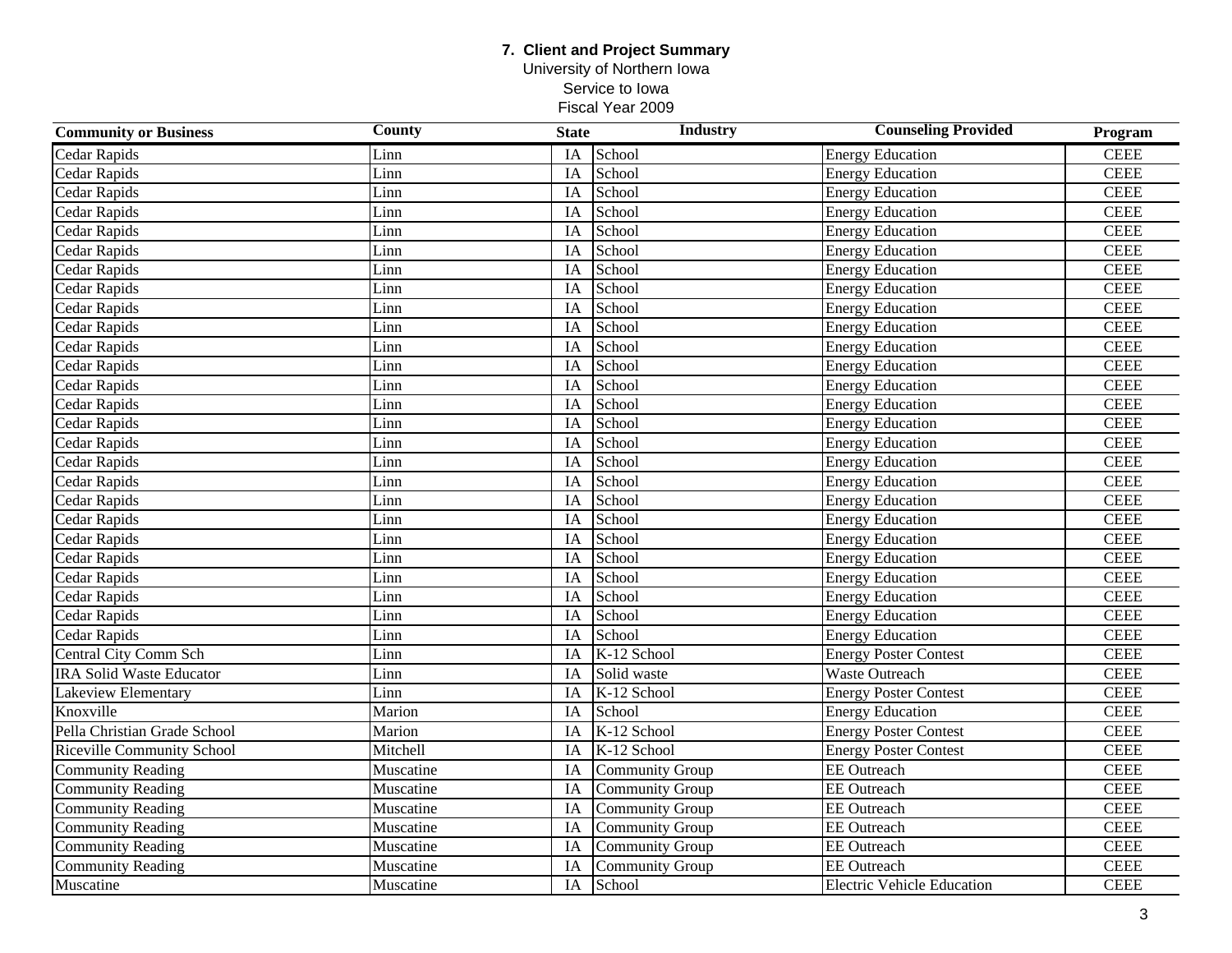**7. Client and Project Summary**
University of Northern Iowa
Service to Iowa
Fiscal Year 2009

| Community or Business | County | State | Industry | Counseling Provided | Program |
|---|---|---|---|---|---|
| Cedar Rapids | Linn | IA | School | Energy Education | CEEE |
| Cedar Rapids | Linn | IA | School | Energy Education | CEEE |
| Cedar Rapids | Linn | IA | School | Energy Education | CEEE |
| Cedar Rapids | Linn | IA | School | Energy Education | CEEE |
| Cedar Rapids | Linn | IA | School | Energy Education | CEEE |
| Cedar Rapids | Linn | IA | School | Energy Education | CEEE |
| Cedar Rapids | Linn | IA | School | Energy Education | CEEE |
| Cedar Rapids | Linn | IA | School | Energy Education | CEEE |
| Cedar Rapids | Linn | IA | School | Energy Education | CEEE |
| Cedar Rapids | Linn | IA | School | Energy Education | CEEE |
| Cedar Rapids | Linn | IA | School | Energy Education | CEEE |
| Cedar Rapids | Linn | IA | School | Energy Education | CEEE |
| Cedar Rapids | Linn | IA | School | Energy Education | CEEE |
| Cedar Rapids | Linn | IA | School | Energy Education | CEEE |
| Cedar Rapids | Linn | IA | School | Energy Education | CEEE |
| Cedar Rapids | Linn | IA | School | Energy Education | CEEE |
| Cedar Rapids | Linn | IA | School | Energy Education | CEEE |
| Cedar Rapids | Linn | IA | School | Energy Education | CEEE |
| Cedar Rapids | Linn | IA | School | Energy Education | CEEE |
| Cedar Rapids | Linn | IA | School | Energy Education | CEEE |
| Cedar Rapids | Linn | IA | School | Energy Education | CEEE |
| Cedar Rapids | Linn | IA | School | Energy Education | CEEE |
| Cedar Rapids | Linn | IA | School | Energy Education | CEEE |
| Cedar Rapids | Linn | IA | School | Energy Education | CEEE |
| Cedar Rapids | Linn | IA | School | Energy Education | CEEE |
| Cedar Rapids | Linn | IA | School | Energy Education | CEEE |
| Central City Comm Sch | Linn | IA | K-12 School | Energy Poster Contest | CEEE |
| IRA Solid Waste Educator | Linn | IA | Solid waste | Waste Outreach | CEEE |
| Lakeview Elementary | Linn | IA | K-12 School | Energy Poster Contest | CEEE |
| Knoxville | Marion | IA | School | Energy Education | CEEE |
| Pella Christian Grade School | Marion | IA | K-12 School | Energy Poster Contest | CEEE |
| Riceville Community School | Mitchell | IA | K-12 School | Energy Poster Contest | CEEE |
| Community Reading | Muscatine | IA | Community Group | EE Outreach | CEEE |
| Community Reading | Muscatine | IA | Community Group | EE Outreach | CEEE |
| Community Reading | Muscatine | IA | Community Group | EE Outreach | CEEE |
| Community Reading | Muscatine | IA | Community Group | EE Outreach | CEEE |
| Community Reading | Muscatine | IA | Community Group | EE Outreach | CEEE |
| Community Reading | Muscatine | IA | Community Group | EE Outreach | CEEE |
| Muscatine | Muscatine | IA | School | Electric Vehicle Education | CEEE |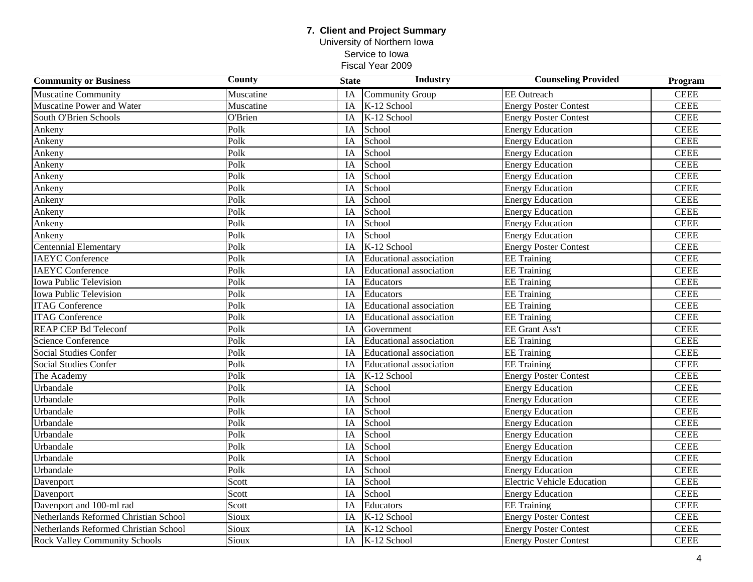# 7. Client and Project Summary

University of Northern Iowa

Service to Iowa

Fiscal Year 2009

| Community or Business | County | State | Industry | Counseling Provided | Program |
|---|---|---|---|---|---|
| Muscatine Community | Muscatine | IA | Community Group | EE Outreach | CEEE |
| Muscatine Power and Water | Muscatine | IA | K-12 School | Energy Poster Contest | CEEE |
| South O'Brien Schools | O'Brien | IA | K-12 School | Energy Poster Contest | CEEE |
| Ankeny | Polk | IA | School | Energy Education | CEEE |
| Ankeny | Polk | IA | School | Energy Education | CEEE |
| Ankeny | Polk | IA | School | Energy Education | CEEE |
| Ankeny | Polk | IA | School | Energy Education | CEEE |
| Ankeny | Polk | IA | School | Energy Education | CEEE |
| Ankeny | Polk | IA | School | Energy Education | CEEE |
| Ankeny | Polk | IA | School | Energy Education | CEEE |
| Ankeny | Polk | IA | School | Energy Education | CEEE |
| Ankeny | Polk | IA | School | Energy Education | CEEE |
| Ankeny | Polk | IA | School | Energy Education | CEEE |
| Centennial Elementary | Polk | IA | K-12 School | Energy Poster Contest | CEEE |
| IAEYC Conference | Polk | IA | Educational association | EE Training | CEEE |
| IAEYC Conference | Polk | IA | Educational association | EE Training | CEEE |
| Iowa Public Television | Polk | IA | Educators | EE Training | CEEE |
| Iowa Public Television | Polk | IA | Educators | EE Training | CEEE |
| ITAG Conference | Polk | IA | Educational association | EE Training | CEEE |
| ITAG Conference | Polk | IA | Educational association | EE Training | CEEE |
| REAP CEP Bd Teleconf | Polk | IA | Government | EE Grant Ass't | CEEE |
| Science Conference | Polk | IA | Educational association | EE Training | CEEE |
| Social Studies Confer | Polk | IA | Educational association | EE Training | CEEE |
| Social Studies Confer | Polk | IA | Educational association | EE Training | CEEE |
| The Academy | Polk | IA | K-12 School | Energy Poster Contest | CEEE |
| Urbandale | Polk | IA | School | Energy Education | CEEE |
| Urbandale | Polk | IA | School | Energy Education | CEEE |
| Urbandale | Polk | IA | School | Energy Education | CEEE |
| Urbandale | Polk | IA | School | Energy Education | CEEE |
| Urbandale | Polk | IA | School | Energy Education | CEEE |
| Urbandale | Polk | IA | School | Energy Education | CEEE |
| Urbandale | Polk | IA | School | Energy Education | CEEE |
| Urbandale | Polk | IA | School | Energy Education | CEEE |
| Davenport | Scott | IA | School | Electric Vehicle Education | CEEE |
| Davenport | Scott | IA | School | Energy Education | CEEE |
| Davenport and 100-ml rad | Scott | IA | Educators | EE Training | CEEE |
| Netherlands Reformed Christian School | Sioux | IA | K-12 School | Energy Poster Contest | CEEE |
| Netherlands Reformed Christian School | Sioux | IA | K-12 School | Energy Poster Contest | CEEE |
| Rock Valley Community Schools | Sioux | IA | K-12 School | Energy Poster Contest | CEEE |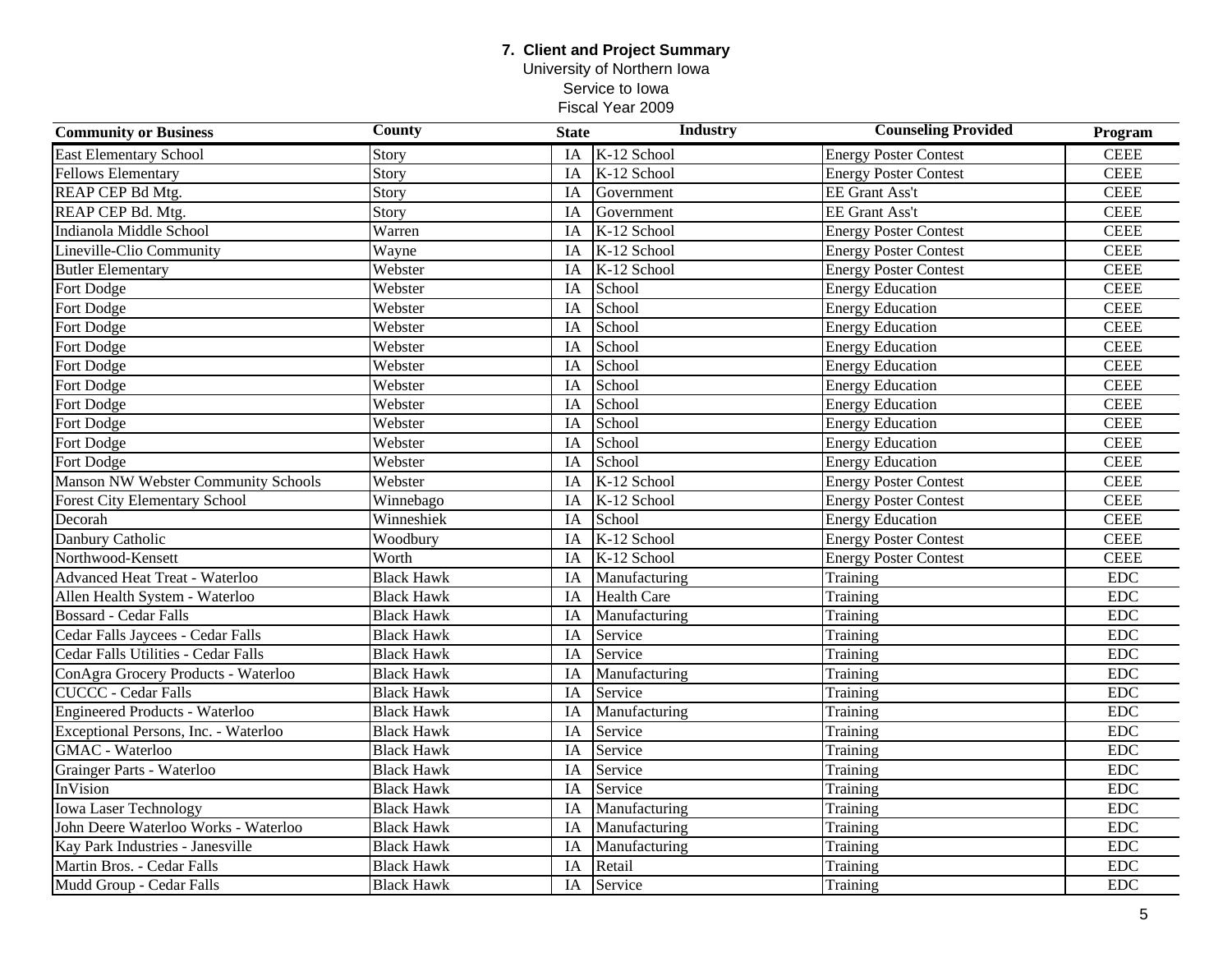**7. Client and Project Summary**
University of Northern Iowa
Service to Iowa
Fiscal Year 2009

| Community or Business | County | State | Industry | Counseling Provided | Program |
|---|---|---|---|---|---|
| East Elementary School | Story | IA | K-12 School | Energy Poster Contest | CEEE |
| Fellows Elementary | Story | IA | K-12 School | Energy Poster Contest | CEEE |
| REAP CEP Bd Mtg. | Story | IA | Government | EE Grant Ass't | CEEE |
| REAP CEP Bd. Mtg. | Story | IA | Government | EE Grant Ass't | CEEE |
| Indianola Middle School | Warren | IA | K-12 School | Energy Poster Contest | CEEE |
| Lineville-Clio Community | Wayne | IA | K-12 School | Energy Poster Contest | CEEE |
| Butler Elementary | Webster | IA | K-12 School | Energy Poster Contest | CEEE |
| Fort Dodge | Webster | IA | School | Energy Education | CEEE |
| Fort Dodge | Webster | IA | School | Energy Education | CEEE |
| Fort Dodge | Webster | IA | School | Energy Education | CEEE |
| Fort Dodge | Webster | IA | School | Energy Education | CEEE |
| Fort Dodge | Webster | IA | School | Energy Education | CEEE |
| Fort Dodge | Webster | IA | School | Energy Education | CEEE |
| Fort Dodge | Webster | IA | School | Energy Education | CEEE |
| Fort Dodge | Webster | IA | School | Energy Education | CEEE |
| Fort Dodge | Webster | IA | School | Energy Education | CEEE |
| Fort Dodge | Webster | IA | School | Energy Education | CEEE |
| Manson NW Webster Community Schools | Webster | IA | K-12 School | Energy Poster Contest | CEEE |
| Forest City Elementary School | Winnebago | IA | K-12 School | Energy Poster Contest | CEEE |
| Decorah | Winneshiek | IA | School | Energy Education | CEEE |
| Danbury Catholic | Woodbury | IA | K-12 School | Energy Poster Contest | CEEE |
| Northwood-Kensett | Worth | IA | K-12 School | Energy Poster Contest | CEEE |
| Advanced Heat Treat - Waterloo | Black Hawk | IA | Manufacturing | Training | EDC |
| Allen Health System - Waterloo | Black Hawk | IA | Health Care | Training | EDC |
| Bossard - Cedar Falls | Black Hawk | IA | Manufacturing | Training | EDC |
| Cedar Falls Jaycees - Cedar Falls | Black Hawk | IA | Service | Training | EDC |
| Cedar Falls Utilities - Cedar Falls | Black Hawk | IA | Service | Training | EDC |
| ConAgra Grocery Products - Waterloo | Black Hawk | IA | Manufacturing | Training | EDC |
| CUCCC - Cedar Falls | Black Hawk | IA | Service | Training | EDC |
| Engineered Products - Waterloo | Black Hawk | IA | Manufacturing | Training | EDC |
| Exceptional Persons, Inc. - Waterloo | Black Hawk | IA | Service | Training | EDC |
| GMAC - Waterloo | Black Hawk | IA | Service | Training | EDC |
| Grainger Parts - Waterloo | Black Hawk | IA | Service | Training | EDC |
| InVision | Black Hawk | IA | Service | Training | EDC |
| Iowa Laser Technology | Black Hawk | IA | Manufacturing | Training | EDC |
| John Deere Waterloo Works - Waterloo | Black Hawk | IA | Manufacturing | Training | EDC |
| Kay Park Industries - Janesville | Black Hawk | IA | Manufacturing | Training | EDC |
| Martin Bros. - Cedar Falls | Black Hawk | IA | Retail | Training | EDC |
| Mudd Group - Cedar Falls | Black Hawk | IA | Service | Training | EDC |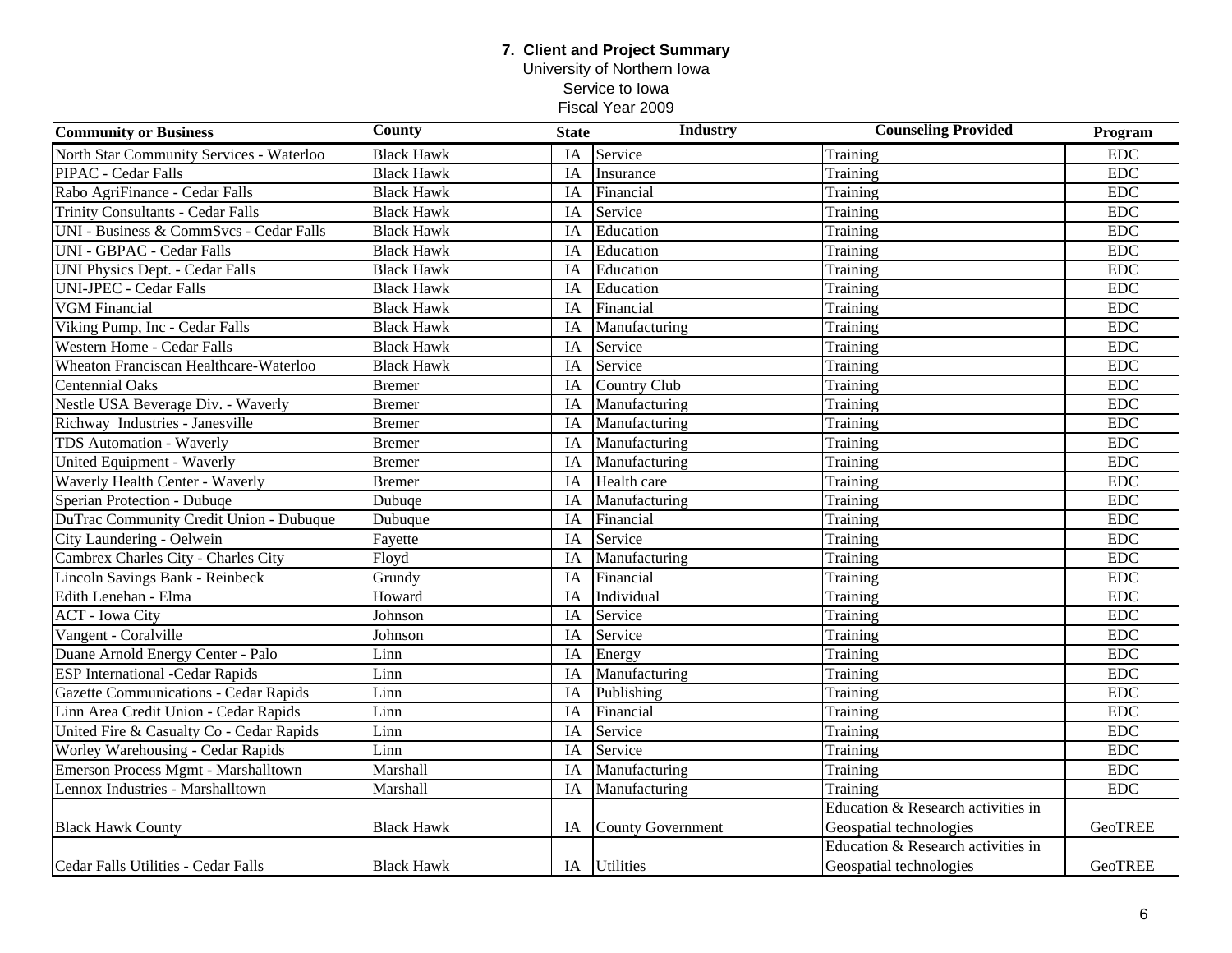**7. Client and Project Summary**
University of Northern Iowa
Service to Iowa
Fiscal Year 2009

| Community or Business | County | State | Industry | Counseling Provided | Program |
|---|---|---|---|---|---|
| North Star Community Services - Waterloo | Black Hawk | IA | Service | Training | EDC |
| PIPAC - Cedar Falls | Black Hawk | IA | Insurance | Training | EDC |
| Rabo AgriFinance - Cedar Falls | Black Hawk | IA | Financial | Training | EDC |
| Trinity Consultants - Cedar Falls | Black Hawk | IA | Service | Training | EDC |
| UNI - Business & CommSvcs - Cedar Falls | Black Hawk | IA | Education | Training | EDC |
| UNI - GBPAC - Cedar Falls | Black Hawk | IA | Education | Training | EDC |
| UNI Physics Dept. - Cedar Falls | Black Hawk | IA | Education | Training | EDC |
| UNI-JPEC - Cedar Falls | Black Hawk | IA | Education | Training | EDC |
| VGM Financial | Black Hawk | IA | Financial | Training | EDC |
| Viking Pump, Inc - Cedar Falls | Black Hawk | IA | Manufacturing | Training | EDC |
| Western Home - Cedar Falls | Black Hawk | IA | Service | Training | EDC |
| Wheaton Franciscan Healthcare-Waterloo | Black Hawk | IA | Service | Training | EDC |
| Centennial Oaks | Bremer | IA | Country Club | Training | EDC |
| Nestle USA Beverage Div. - Waverly | Bremer | IA | Manufacturing | Training | EDC |
| Richway Industries - Janesville | Bremer | IA | Manufacturing | Training | EDC |
| TDS Automation - Waverly | Bremer | IA | Manufacturing | Training | EDC |
| United Equipment - Waverly | Bremer | IA | Manufacturing | Training | EDC |
| Waverly Health Center - Waverly | Bremer | IA | Health care | Training | EDC |
| Sperian Protection - Dubuqe | Dubuqe | IA | Manufacturing | Training | EDC |
| DuTrac Community Credit Union - Dubuque | Dubuque | IA | Financial | Training | EDC |
| City Laundering - Oelwein | Fayette | IA | Service | Training | EDC |
| Cambrex Charles City - Charles City | Floyd | IA | Manufacturing | Training | EDC |
| Lincoln Savings Bank - Reinbeck | Grundy | IA | Financial | Training | EDC |
| Edith Lenehan - Elma | Howard | IA | Individual | Training | EDC |
| ACT - Iowa City | Johnson | IA | Service | Training | EDC |
| Vangent - Coralville | Johnson | IA | Service | Training | EDC |
| Duane Arnold Energy Center - Palo | Linn | IA | Energy | Training | EDC |
| ESP International -Cedar Rapids | Linn | IA | Manufacturing | Training | EDC |
| Gazette Communications - Cedar Rapids | Linn | IA | Publishing | Training | EDC |
| Linn Area Credit Union - Cedar Rapids | Linn | IA | Financial | Training | EDC |
| United Fire & Casualty Co - Cedar Rapids | Linn | IA | Service | Training | EDC |
| Worley Warehousing - Cedar Rapids | Linn | IA | Service | Training | EDC |
| Emerson Process Mgmt - Marshalltown | Marshall | IA | Manufacturing | Training | EDC |
| Lennox Industries - Marshalltown | Marshall | IA | Manufacturing | Training | EDC |
| Black Hawk County | Black Hawk | IA | County Government | Education & Research activities in Geospatial technologies | GeoTREE |
| Cedar Falls Utilities - Cedar Falls | Black Hawk | IA | Utilities | Education & Research activities in Geospatial technologies | GeoTREE |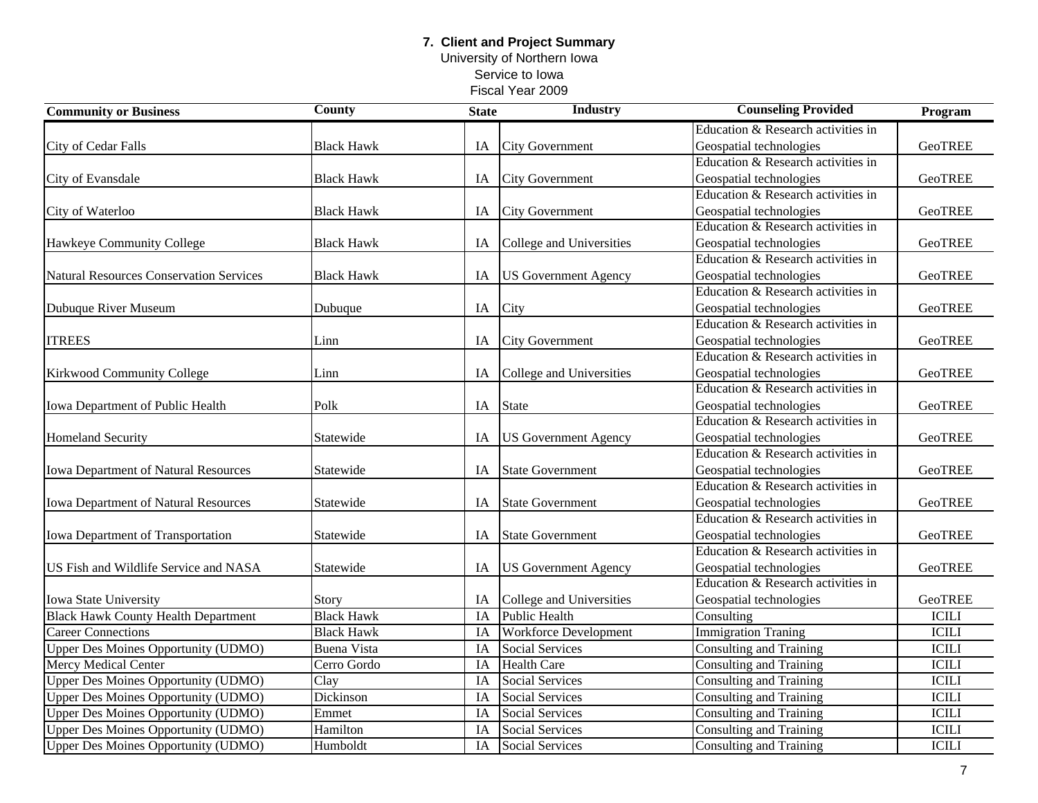**7. Client and Project Summary**
University of Northern Iowa
Service to Iowa
Fiscal Year 2009

| Community or Business | County | State | Industry | Counseling Provided | Program |
|---|---|---|---|---|---|
| City of Cedar Falls | Black Hawk | IA | City Government | Education & Research activities in Geospatial technologies | GeoTREE |
| City of Evansdale | Black Hawk | IA | City Government | Education & Research activities in Geospatial technologies | GeoTREE |
| City of Waterloo | Black Hawk | IA | City Government | Education & Research activities in Geospatial technologies | GeoTREE |
| Hawkeye Community College | Black Hawk | IA | College and Universities | Education & Research activities in Geospatial technologies | GeoTREE |
| Natural Resources Conservation Services | Black Hawk | IA | US Government Agency | Education & Research activities in Geospatial technologies | GeoTREE |
| Dubuque River Museum | Dubuque | IA | City | Education & Research activities in Geospatial technologies | GeoTREE |
| ITREES | Linn | IA | City Government | Education & Research activities in Geospatial technologies | GeoTREE |
| Kirkwood Community College | Linn | IA | College and Universities | Education & Research activities in Geospatial technologies | GeoTREE |
| Iowa Department of Public Health | Polk | IA | State | Education & Research activities in Geospatial technologies | GeoTREE |
| Homeland Security | Statewide | IA | US Government Agency | Education & Research activities in Geospatial technologies | GeoTREE |
| Iowa Department of Natural Resources | Statewide | IA | State Government | Education & Research activities in Geospatial technologies | GeoTREE |
| Iowa Department of Natural Resources | Statewide | IA | State Government | Education & Research activities in Geospatial technologies | GeoTREE |
| Iowa Department of Transportation | Statewide | IA | State Government | Education & Research activities in Geospatial technologies | GeoTREE |
| US Fish and Wildlife Service and NASA | Statewide | IA | US Government Agency | Education & Research activities in Geospatial technologies | GeoTREE |
| Iowa State University | Story | IA | College and Universities | Education & Research activities in Geospatial technologies | GeoTREE |
| Black Hawk County Health Department | Black Hawk | IA | Public Health | Consulting | ICILI |
| Career Connections | Black Hawk | IA | Workforce Development | Immigration Traning | ICILI |
| Upper Des Moines Opportunity (UDMO) | Buena Vista | IA | Social Services | Consulting and Training | ICILI |
| Mercy Medical Center | Cerro Gordo | IA | Health Care | Consulting and Training | ICILI |
| Upper Des Moines Opportunity (UDMO) | Clay | IA | Social Services | Consulting and Training | ICILI |
| Upper Des Moines Opportunity (UDMO) | Dickinson | IA | Social Services | Consulting and Training | ICILI |
| Upper Des Moines Opportunity (UDMO) | Emmet | IA | Social Services | Consulting and Training | ICILI |
| Upper Des Moines Opportunity (UDMO) | Hamilton | IA | Social Services | Consulting and Training | ICILI |
| Upper Des Moines Opportunity (UDMO) | Humboldt | IA | Social Services | Consulting and Training | ICILI |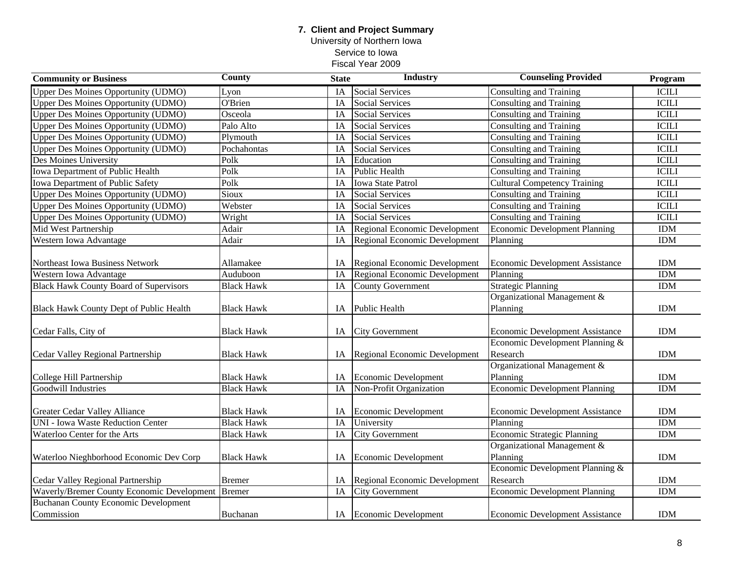**7. Client and Project Summary**
University of Northern Iowa
Service to Iowa
Fiscal Year 2009

| Community or Business | County | State | Industry | Counseling Provided | Program |
|---|---|---|---|---|---|
| Upper Des Moines Opportunity (UDMO) | Lyon | IA | Social Services | Consulting and Training | ICILI |
| Upper Des Moines Opportunity (UDMO) | O'Brien | IA | Social Services | Consulting and Training | ICILI |
| Upper Des Moines Opportunity (UDMO) | Osceola | IA | Social Services | Consulting and Training | ICILI |
| Upper Des Moines Opportunity (UDMO) | Palo Alto | IA | Social Services | Consulting and Training | ICILI |
| Upper Des Moines Opportunity (UDMO) | Plymouth | IA | Social Services | Consulting and Training | ICILI |
| Upper Des Moines Opportunity (UDMO) | Pochahontas | IA | Social Services | Consulting and Training | ICILI |
| Des Moines University | Polk | IA | Education | Consulting and Training | ICILI |
| Iowa Department of Public Health | Polk | IA | Public Health | Consulting and Training | ICILI |
| Iowa Department of Public Safety | Polk | IA | Iowa State Patrol | Cultural Competency Training | ICILI |
| Upper Des Moines Opportunity (UDMO) | Sioux | IA | Social Services | Consulting and Training | ICILI |
| Upper Des Moines Opportunity (UDMO) | Webster | IA | Social Services | Consulting and Training | ICILI |
| Upper Des Moines Opportunity (UDMO) | Wright | IA | Social Services | Consulting and Training | ICILI |
| Mid West Partnership | Adair | IA | Regional Economic Development | Economic Development Planning | IDM |
| Western Iowa Advantage | Adair | IA | Regional Economic Development | Planning | IDM |
| Northeast Iowa Business Network | Allamakee | IA | Regional Economic Development | Economic Development Assistance | IDM |
| Western Iowa Advantage | Auduboon | IA | Regional Economic Development | Planning | IDM |
| Black Hawk County Board of Supervisors | Black Hawk | IA | County Government | Strategic Planning | IDM |
| Black Hawk County Dept of Public Health | Black Hawk | IA | Public Health | Organizational Management & Planning | IDM |
| Cedar Falls, City of | Black Hawk | IA | City Government | Economic Development Assistance | IDM |
| Cedar Valley Regional Partnership | Black Hawk | IA | Regional Economic Development | Economic Development Planning & Research | IDM |
| College Hill Partnership | Black Hawk | IA | Economic Development | Organizational Management & Planning | IDM |
| Goodwill Industries | Black Hawk | IA | Non-Profit Organization | Economic Development Planning | IDM |
| Greater Cedar Valley Alliance | Black Hawk | IA | Economic Development | Economic Development Assistance | IDM |
| UNI - Iowa Waste Reduction Center | Black Hawk | IA | University | Planning | IDM |
| Waterloo Center for the Arts | Black Hawk | IA | City Government | Economic Strategic Planning | IDM |
| Waterloo Nieghborhood Economic Dev Corp | Black Hawk | IA | Economic Development | Organizational Management & Planning | IDM |
| Cedar Valley Regional Partnership | Bremer | IA | Regional Economic Development | Economic Development Planning & Research | IDM |
| Waverly/Bremer County Economic Development | Bremer | IA | City Government | Economic Development Planning | IDM |
| Buchanan County Economic Development Commission | Buchanan | IA | Economic Development | Economic Development Assistance | IDM |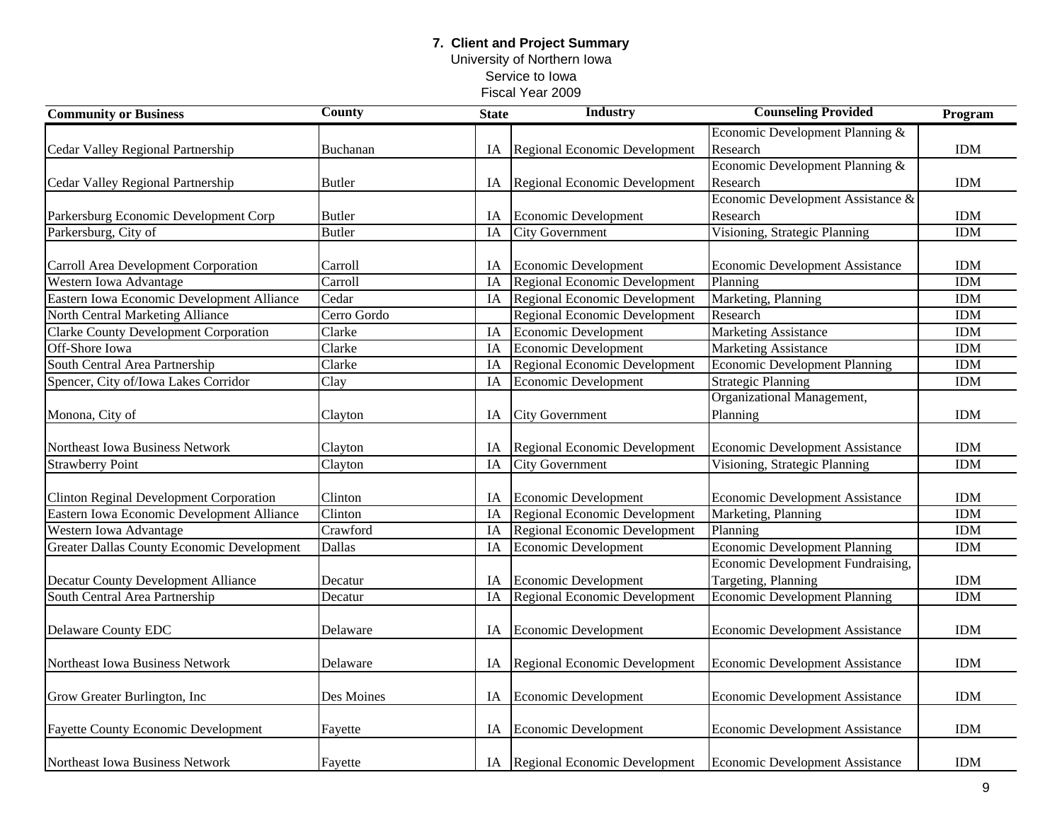**7. Client and Project Summary**
University of Northern Iowa
Service to Iowa
Fiscal Year 2009

| Community or Business | County | State | Industry | Counseling Provided | Program |
|---|---|---|---|---|---|
| Cedar Valley Regional Partnership | Buchanan | IA | Regional Economic Development | Economic Development Planning & Research | IDM |
| Cedar Valley Regional Partnership | Butler | IA | Regional Economic Development | Economic Development Planning & Research | IDM |
| Parkersburg Economic Development Corp | Butler | IA | Economic Development | Economic Development Assistance & Research | IDM |
| Parkersburg, City of | Butler | IA | City Government | Visioning, Strategic Planning | IDM |
| Carroll Area Development Corporation | Carroll | IA | Economic Development | Economic Development Assistance | IDM |
| Western Iowa Advantage | Carroll | IA | Regional Economic Development | Planning | IDM |
| Eastern Iowa Economic Development Alliance | Cedar | IA | Regional Economic Development | Marketing, Planning | IDM |
| North Central Marketing Alliance | Cerro Gordo | | Regional Economic Development | Research | IDM |
| Clarke County Development Corporation | Clarke | IA | Economic Development | Marketing Assistance | IDM |
| Off-Shore Iowa | Clarke | IA | Economic Development | Marketing Assistance | IDM |
| South Central Area Partnership | Clarke | IA | Regional Economic Development | Economic Development Planning | IDM |
| Spencer, City of/Iowa Lakes Corridor | Clay | IA | Economic Development | Strategic Planning | IDM |
| Monona, City of | Clayton | IA | City Government | Organizational Management, Planning | IDM |
| Northeast Iowa Business Network | Clayton | IA | Regional Economic Development | Economic Development Assistance | IDM |
| Strawberry Point | Clayton | IA | City Government | Visioning, Strategic Planning | IDM |
| Clinton Reginal Development Corporation | Clinton | IA | Economic Development | Economic Development Assistance | IDM |
| Eastern Iowa Economic Development Alliance | Clinton | IA | Regional Economic Development | Marketing, Planning | IDM |
| Western Iowa Advantage | Crawford | IA | Regional Economic Development | Planning | IDM |
| Greater Dallas County Economic Development | Dallas | IA | Economic Development | Economic Development Planning | IDM |
| Decatur County Development Alliance | Decatur | IA | Economic Development | Economic Development Fundraising, Targeting, Planning | IDM |
| South Central Area Partnership | Decatur | IA | Regional Economic Development | Economic Development Planning | IDM |
| Delaware County EDC | Delaware | IA | Economic Development | Economic Development Assistance | IDM |
| Northeast Iowa Business Network | Delaware | IA | Regional Economic Development | Economic Development Assistance | IDM |
| Grow Greater Burlington, Inc | Des Moines | IA | Economic Development | Economic Development Assistance | IDM |
| Fayette County Economic Development | Fayette | IA | Economic Development | Economic Development Assistance | IDM |
| Northeast Iowa Business Network | Fayette | IA | Regional Economic Development | Economic Development Assistance | IDM |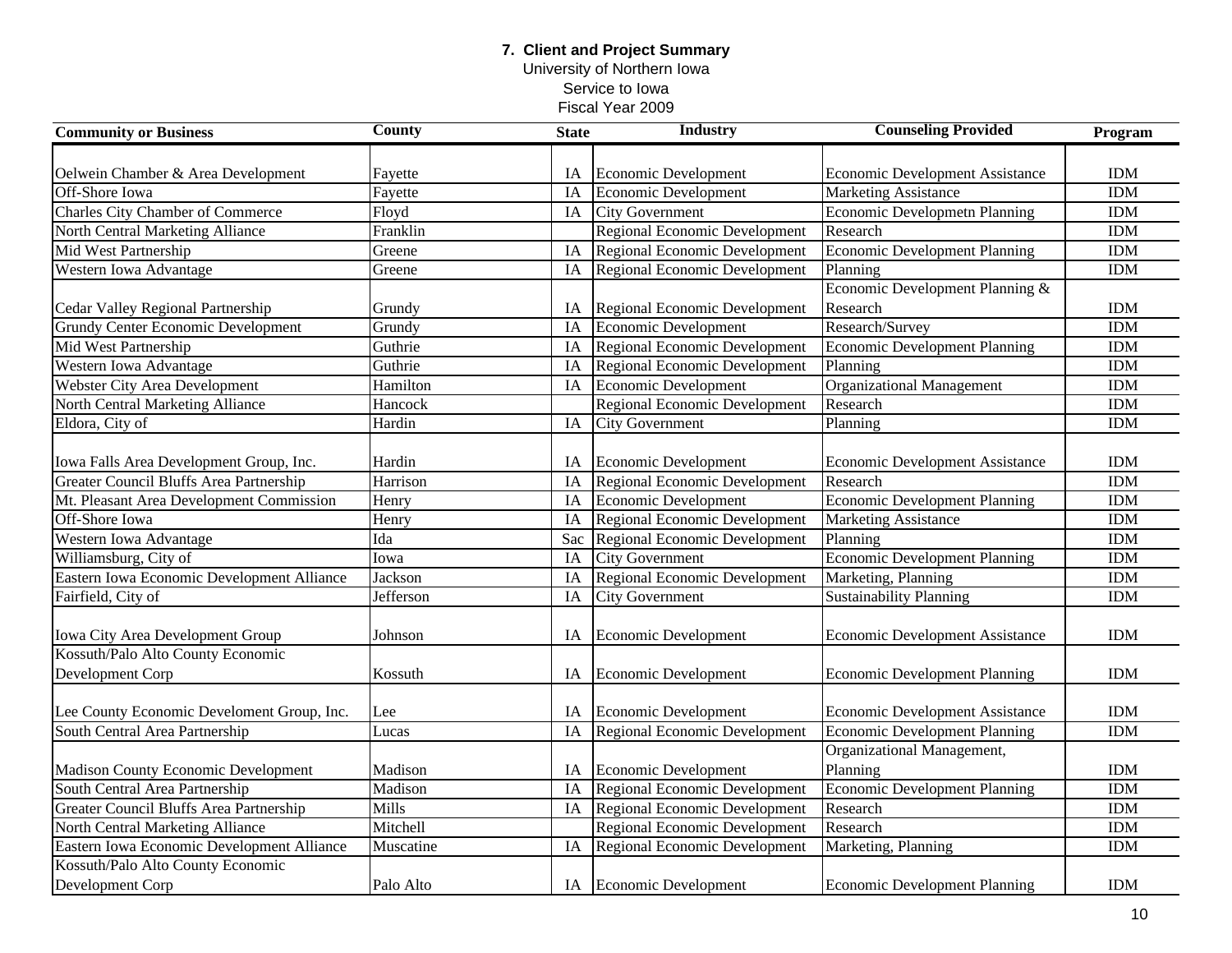**7. Client and Project Summary**
University of Northern Iowa
Service to Iowa
Fiscal Year 2009

| Community or Business | County | State | Industry | Counseling Provided | Program |
|---|---|---|---|---|---|
| Oelwein Chamber & Area Development | Fayette | IA | Economic Development | Economic Development Assistance | IDM |
| Off-Shore Iowa | Fayette | IA | Economic Development | Marketing Assistance | IDM |
| Charles City Chamber of Commerce | Floyd | IA | City Government | Economic Developmetn Planning | IDM |
| North Central Marketing Alliance | Franklin | | Regional Economic Development | Research | IDM |
| Mid West Partnership | Greene | IA | Regional Economic Development | Economic Development Planning | IDM |
| Western Iowa Advantage | Greene | IA | Regional Economic Development | Planning | IDM |
| Cedar Valley Regional Partnership | Grundy | IA | Regional Economic Development | Economic Development Planning & Research | IDM |
| Grundy Center Economic Development | Grundy | IA | Economic Development | Research/Survey | IDM |
| Mid West Partnership | Guthrie | IA | Regional Economic Development | Economic Development Planning | IDM |
| Western Iowa Advantage | Guthrie | IA | Regional Economic Development | Planning | IDM |
| Webster City Area Development | Hamilton | IA | Economic Development | Organizational Management | IDM |
| North Central Marketing Alliance | Hancock | | Regional Economic Development | Research | IDM |
| Eldora, City of | Hardin | IA | City Government | Planning | IDM |
| Iowa Falls Area Development Group, Inc. | Hardin | IA | Economic Development | Economic Development Assistance | IDM |
| Greater Council Bluffs Area Partnership | Harrison | IA | Regional Economic Development | Research | IDM |
| Mt. Pleasant Area Development Commission | Henry | IA | Economic Development | Economic Development Planning | IDM |
| Off-Shore Iowa | Henry | IA | Regional Economic Development | Marketing Assistance | IDM |
| Western Iowa Advantage | Ida | Sac | Regional Economic Development | Planning | IDM |
| Williamsburg, City of | Iowa | IA | City Government | Economic Development Planning | IDM |
| Eastern Iowa Economic Development Alliance | Jackson | IA | Regional Economic Development | Marketing, Planning | IDM |
| Fairfield, City of | Jefferson | IA | City Government | Sustainability Planning | IDM |
| Iowa City Area Development Group | Johnson | IA | Economic Development | Economic Development Assistance | IDM |
| Kossuth/Palo Alto County Economic Development Corp | Kossuth | IA | Economic Development | Economic Development Planning | IDM |
| Lee County Economic Develoment Group, Inc. | Lee | IA | Economic Development | Economic Development Assistance | IDM |
| South Central Area Partnership | Lucas | IA | Regional Economic Development | Economic Development Planning | IDM |
| Madison County Economic Development | Madison | IA | Economic Development | Organizational Management, Planning | IDM |
| South Central Area Partnership | Madison | IA | Regional Economic Development | Economic Development Planning | IDM |
| Greater Council Bluffs Area Partnership | Mills | IA | Regional Economic Development | Research | IDM |
| North Central Marketing Alliance | Mitchell | | Regional Economic Development | Research | IDM |
| Eastern Iowa Economic Development Alliance | Muscatine | IA | Regional Economic Development | Marketing, Planning | IDM |
| Kossuth/Palo Alto County Economic Development Corp | Palo Alto | IA | Economic Development | Economic Development Planning | IDM |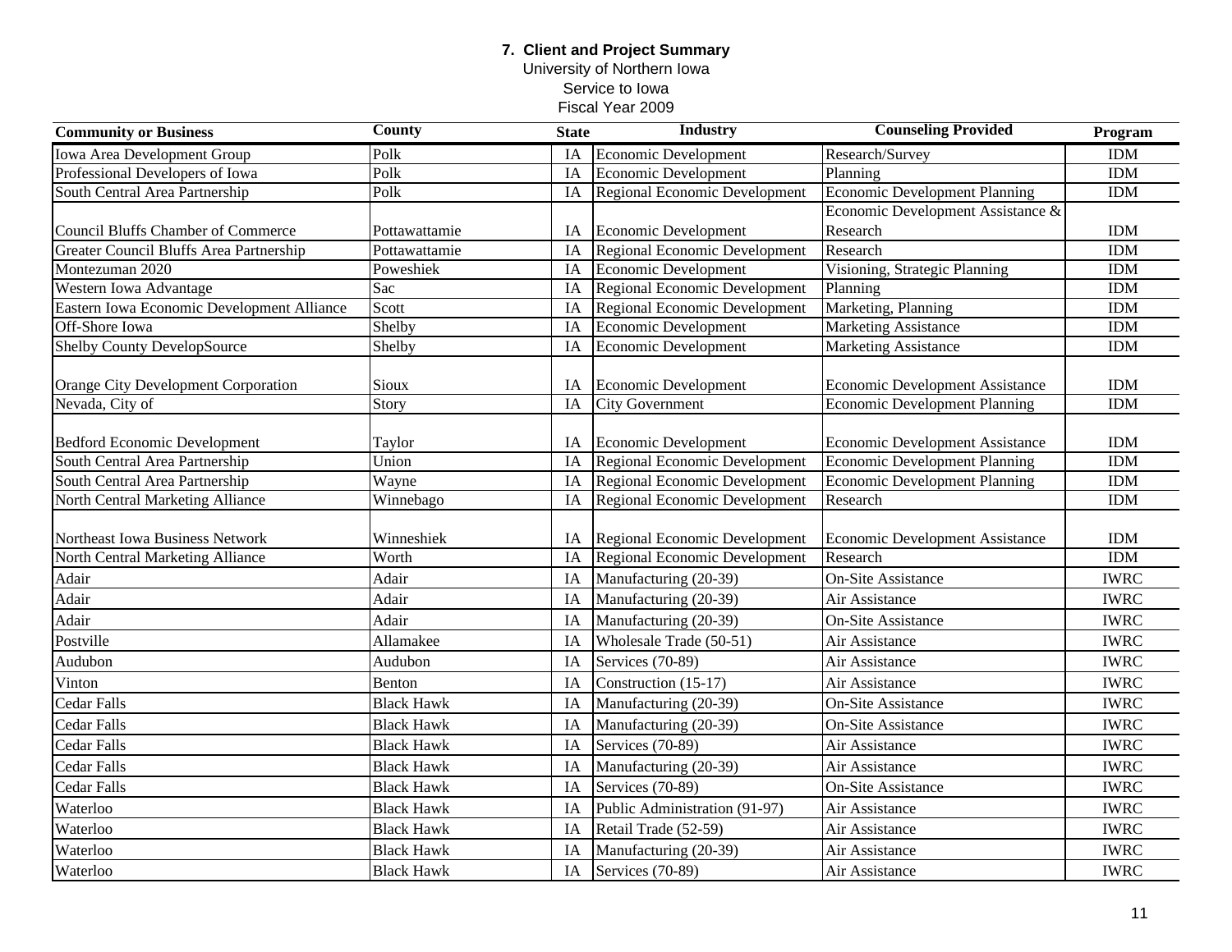**7. Client and Project Summary**
University of Northern Iowa
Service to Iowa
Fiscal Year 2009

| Community or Business | County | State | Industry | Counseling Provided | Program |
|---|---|---|---|---|---|
| Iowa Area Development Group | Polk | IA | Economic Development | Research/Survey | IDM |
| Professional Developers of Iowa | Polk | IA | Economic Development | Planning | IDM |
| South Central Area Partnership | Polk | IA | Regional Economic Development | Economic Development Planning | IDM |
| Council Bluffs Chamber of Commerce | Pottawattamie | IA | Economic Development | Economic Development Assistance & Research | IDM |
| Greater Council Bluffs Area Partnership | Pottawattamie | IA | Regional Economic Development | Research | IDM |
| Montezuman 2020 | Poweshiek | IA | Economic Development | Visioning, Strategic Planning | IDM |
| Western Iowa Advantage | Sac | IA | Regional Economic Development | Planning | IDM |
| Eastern Iowa Economic Development Alliance | Scott | IA | Regional Economic Development | Marketing, Planning | IDM |
| Off-Shore Iowa | Shelby | IA | Economic Development | Marketing Assistance | IDM |
| Shelby County DevelopSource | Shelby | IA | Economic Development | Marketing Assistance | IDM |
| Orange City Development Corporation | Sioux | IA | Economic Development | Economic Development Assistance | IDM |
| Nevada, City of | Story | IA | City Government | Economic Development Planning | IDM |
| Bedford Economic Development | Taylor | IA | Economic Development | Economic Development Assistance | IDM |
| South Central Area Partnership | Union | IA | Regional Economic Development | Economic Development Planning | IDM |
| South Central Area Partnership | Wayne | IA | Regional Economic Development | Economic Development Planning | IDM |
| North Central Marketing Alliance | Winnebago | IA | Regional Economic Development | Research | IDM |
| Northeast Iowa Business Network | Winneshiek | IA | Regional Economic Development | Economic Development Assistance | IDM |
| North Central Marketing Alliance | Worth | IA | Regional Economic Development | Research | IDM |
| Adair | Adair | IA | Manufacturing (20-39) | On-Site Assistance | IWRC |
| Adair | Adair | IA | Manufacturing (20-39) | Air Assistance | IWRC |
| Adair | Adair | IA | Manufacturing (20-39) | On-Site Assistance | IWRC |
| Postville | Allamakee | IA | Wholesale Trade (50-51) | Air Assistance | IWRC |
| Audubon | Audubon | IA | Services (70-89) | Air Assistance | IWRC |
| Vinton | Benton | IA | Construction (15-17) | Air Assistance | IWRC |
| Cedar Falls | Black Hawk | IA | Manufacturing (20-39) | On-Site Assistance | IWRC |
| Cedar Falls | Black Hawk | IA | Manufacturing (20-39) | On-Site Assistance | IWRC |
| Cedar Falls | Black Hawk | IA | Services (70-89) | Air Assistance | IWRC |
| Cedar Falls | Black Hawk | IA | Manufacturing (20-39) | Air Assistance | IWRC |
| Cedar Falls | Black Hawk | IA | Services (70-89) | On-Site Assistance | IWRC |
| Waterloo | Black Hawk | IA | Public Administration (91-97) | Air Assistance | IWRC |
| Waterloo | Black Hawk | IA | Retail Trade (52-59) | Air Assistance | IWRC |
| Waterloo | Black Hawk | IA | Manufacturing (20-39) | Air Assistance | IWRC |
| Waterloo | Black Hawk | IA | Services (70-89) | Air Assistance | IWRC |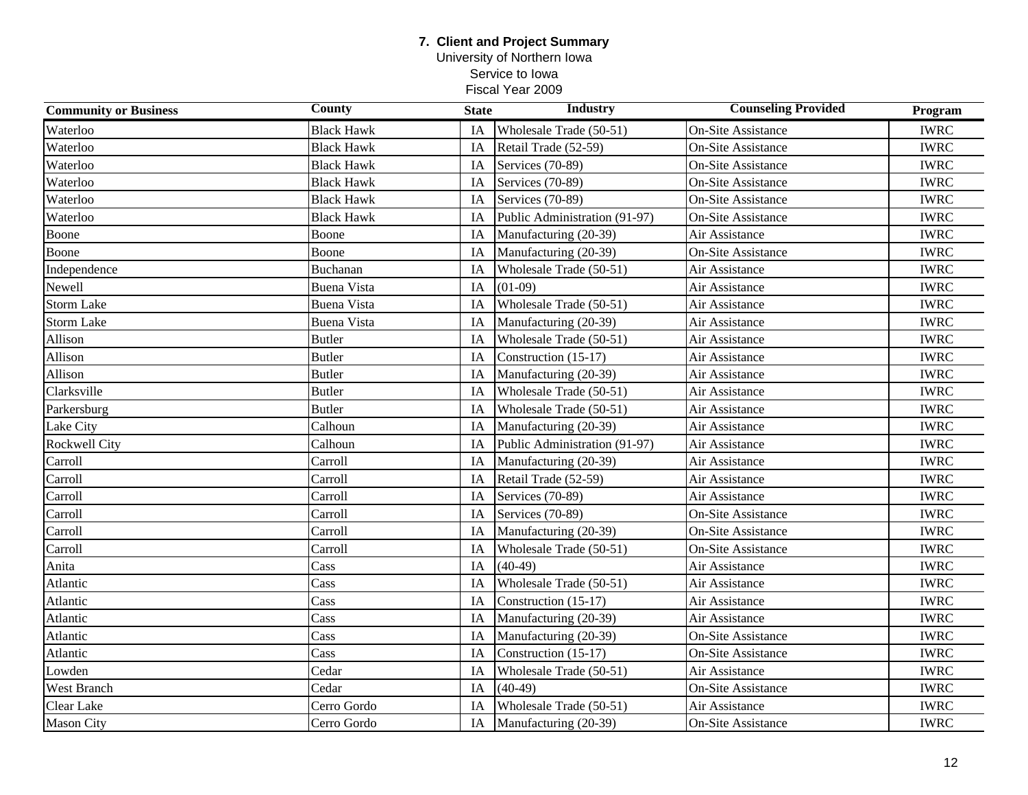# 7. Client and Project Summary

University of Northern Iowa
Service to Iowa
Fiscal Year 2009

| Community or Business | County | State | Industry | Counseling Provided | Program |
|---|---|---|---|---|---|
| Waterloo | Black Hawk | IA | Wholesale Trade (50-51) | On-Site Assistance | IWRC |
| Waterloo | Black Hawk | IA | Retail Trade (52-59) | On-Site Assistance | IWRC |
| Waterloo | Black Hawk | IA | Services (70-89) | On-Site Assistance | IWRC |
| Waterloo | Black Hawk | IA | Services (70-89) | On-Site Assistance | IWRC |
| Waterloo | Black Hawk | IA | Services (70-89) | On-Site Assistance | IWRC |
| Waterloo | Black Hawk | IA | Public Administration (91-97) | On-Site Assistance | IWRC |
| Boone | Boone | IA | Manufacturing (20-39) | Air Assistance | IWRC |
| Boone | Boone | IA | Manufacturing (20-39) | On-Site Assistance | IWRC |
| Independence | Buchanan | IA | Wholesale Trade (50-51) | Air Assistance | IWRC |
| Newell | Buena Vista | IA | (01-09) | Air Assistance | IWRC |
| Storm Lake | Buena Vista | IA | Wholesale Trade (50-51) | Air Assistance | IWRC |
| Storm Lake | Buena Vista | IA | Manufacturing (20-39) | Air Assistance | IWRC |
| Allison | Butler | IA | Wholesale Trade (50-51) | Air Assistance | IWRC |
| Allison | Butler | IA | Construction (15-17) | Air Assistance | IWRC |
| Allison | Butler | IA | Manufacturing (20-39) | Air Assistance | IWRC |
| Clarksville | Butler | IA | Wholesale Trade (50-51) | Air Assistance | IWRC |
| Parkersburg | Butler | IA | Wholesale Trade (50-51) | Air Assistance | IWRC |
| Lake City | Calhoun | IA | Manufacturing (20-39) | Air Assistance | IWRC |
| Rockwell City | Calhoun | IA | Public Administration (91-97) | Air Assistance | IWRC |
| Carroll | Carroll | IA | Manufacturing (20-39) | Air Assistance | IWRC |
| Carroll | Carroll | IA | Retail Trade (52-59) | Air Assistance | IWRC |
| Carroll | Carroll | IA | Services (70-89) | Air Assistance | IWRC |
| Carroll | Carroll | IA | Services (70-89) | On-Site Assistance | IWRC |
| Carroll | Carroll | IA | Manufacturing (20-39) | On-Site Assistance | IWRC |
| Carroll | Carroll | IA | Wholesale Trade (50-51) | On-Site Assistance | IWRC |
| Anita | Cass | IA | (40-49) | Air Assistance | IWRC |
| Atlantic | Cass | IA | Wholesale Trade (50-51) | Air Assistance | IWRC |
| Atlantic | Cass | IA | Construction (15-17) | Air Assistance | IWRC |
| Atlantic | Cass | IA | Manufacturing (20-39) | Air Assistance | IWRC |
| Atlantic | Cass | IA | Manufacturing (20-39) | On-Site Assistance | IWRC |
| Atlantic | Cass | IA | Construction (15-17) | On-Site Assistance | IWRC |
| Lowden | Cedar | IA | Wholesale Trade (50-51) | Air Assistance | IWRC |
| West Branch | Cedar | IA | (40-49) | On-Site Assistance | IWRC |
| Clear Lake | Cerro Gordo | IA | Wholesale Trade (50-51) | Air Assistance | IWRC |
| Mason City | Cerro Gordo | IA | Manufacturing (20-39) | On-Site Assistance | IWRC |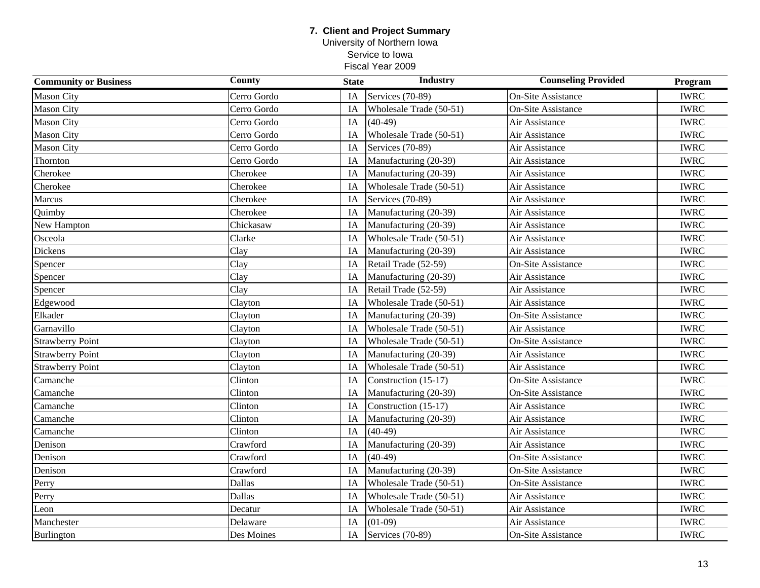**7. Client and Project Summary**
University of Northern Iowa
Service to Iowa
Fiscal Year 2009

| Community or Business | County | State | Industry | Counseling Provided | Program |
|---|---|---|---|---|---|
| Mason City | Cerro Gordo | IA | Services (70-89) | On-Site Assistance | IWRC |
| Mason City | Cerro Gordo | IA | Wholesale Trade (50-51) | On-Site Assistance | IWRC |
| Mason City | Cerro Gordo | IA | (40-49) | Air Assistance | IWRC |
| Mason City | Cerro Gordo | IA | Wholesale Trade (50-51) | Air Assistance | IWRC |
| Mason City | Cerro Gordo | IA | Services (70-89) | Air Assistance | IWRC |
| Thornton | Cerro Gordo | IA | Manufacturing (20-39) | Air Assistance | IWRC |
| Cherokee | Cherokee | IA | Manufacturing (20-39) | Air Assistance | IWRC |
| Cherokee | Cherokee | IA | Wholesale Trade (50-51) | Air Assistance | IWRC |
| Marcus | Cherokee | IA | Services (70-89) | Air Assistance | IWRC |
| Quimby | Cherokee | IA | Manufacturing (20-39) | Air Assistance | IWRC |
| New Hampton | Chickasaw | IA | Manufacturing (20-39) | Air Assistance | IWRC |
| Osceola | Clarke | IA | Wholesale Trade (50-51) | Air Assistance | IWRC |
| Dickens | Clay | IA | Manufacturing (20-39) | Air Assistance | IWRC |
| Spencer | Clay | IA | Retail Trade (52-59) | On-Site Assistance | IWRC |
| Spencer | Clay | IA | Manufacturing (20-39) | Air Assistance | IWRC |
| Spencer | Clay | IA | Retail Trade (52-59) | Air Assistance | IWRC |
| Edgewood | Clayton | IA | Wholesale Trade (50-51) | Air Assistance | IWRC |
| Elkader | Clayton | IA | Manufacturing (20-39) | On-Site Assistance | IWRC |
| Garnavillo | Clayton | IA | Wholesale Trade (50-51) | Air Assistance | IWRC |
| Strawberry Point | Clayton | IA | Wholesale Trade (50-51) | On-Site Assistance | IWRC |
| Strawberry Point | Clayton | IA | Manufacturing (20-39) | Air Assistance | IWRC |
| Strawberry Point | Clayton | IA | Wholesale Trade (50-51) | Air Assistance | IWRC |
| Camanche | Clinton | IA | Construction (15-17) | On-Site Assistance | IWRC |
| Camanche | Clinton | IA | Manufacturing (20-39) | On-Site Assistance | IWRC |
| Camanche | Clinton | IA | Construction (15-17) | Air Assistance | IWRC |
| Camanche | Clinton | IA | Manufacturing (20-39) | Air Assistance | IWRC |
| Camanche | Clinton | IA | (40-49) | Air Assistance | IWRC |
| Denison | Crawford | IA | Manufacturing (20-39) | Air Assistance | IWRC |
| Denison | Crawford | IA | (40-49) | On-Site Assistance | IWRC |
| Denison | Crawford | IA | Manufacturing (20-39) | On-Site Assistance | IWRC |
| Perry | Dallas | IA | Wholesale Trade (50-51) | On-Site Assistance | IWRC |
| Perry | Dallas | IA | Wholesale Trade (50-51) | Air Assistance | IWRC |
| Leon | Decatur | IA | Wholesale Trade (50-51) | Air Assistance | IWRC |
| Manchester | Delaware | IA | (01-09) | Air Assistance | IWRC |
| Burlington | Des Moines | IA | Services (70-89) | On-Site Assistance | IWRC |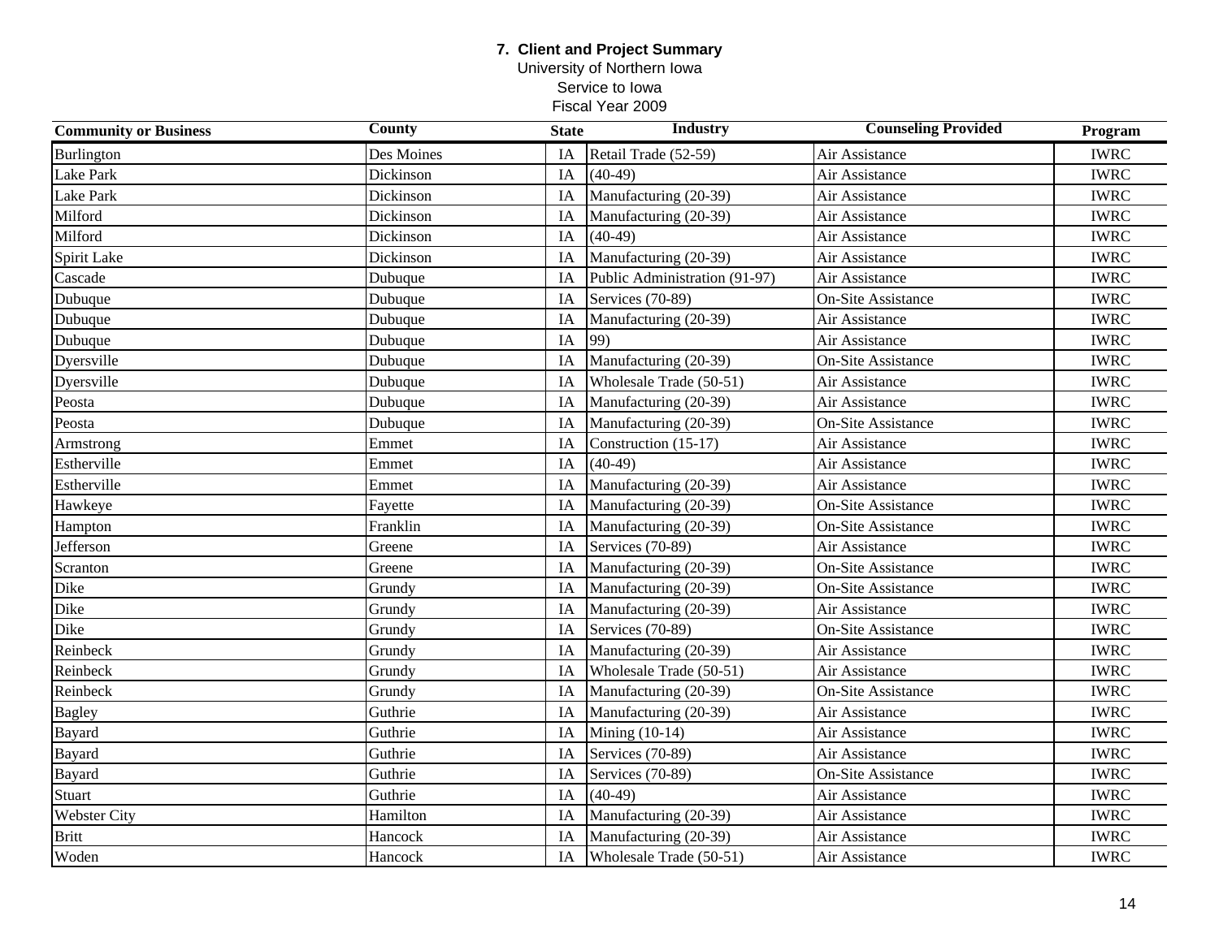## 7. Client and Project Summary

University of Northern Iowa
Service to Iowa
Fiscal Year 2009

| Community or Business | County | State | Industry | Counseling Provided | Program |
|---|---|---|---|---|---|
| Burlington | Des Moines | IA | Retail Trade (52-59) | Air Assistance | IWRC |
| Lake Park | Dickinson | IA | (40-49) | Air Assistance | IWRC |
| Lake Park | Dickinson | IA | Manufacturing (20-39) | Air Assistance | IWRC |
| Milford | Dickinson | IA | Manufacturing (20-39) | Air Assistance | IWRC |
| Milford | Dickinson | IA | (40-49) | Air Assistance | IWRC |
| Spirit Lake | Dickinson | IA | Manufacturing (20-39) | Air Assistance | IWRC |
| Cascade | Dubuque | IA | Public Administration (91-97) | Air Assistance | IWRC |
| Dubuque | Dubuque | IA | Services (70-89) | On-Site Assistance | IWRC |
| Dubuque | Dubuque | IA | Manufacturing (20-39) | Air Assistance | IWRC |
| Dubuque | Dubuque | IA | 99) | Air Assistance | IWRC |
| Dyersville | Dubuque | IA | Manufacturing (20-39) | On-Site Assistance | IWRC |
| Dyersville | Dubuque | IA | Wholesale Trade (50-51) | Air Assistance | IWRC |
| Peosta | Dubuque | IA | Manufacturing (20-39) | Air Assistance | IWRC |
| Peosta | Dubuque | IA | Manufacturing (20-39) | On-Site Assistance | IWRC |
| Armstrong | Emmet | IA | Construction (15-17) | Air Assistance | IWRC |
| Estherville | Emmet | IA | (40-49) | Air Assistance | IWRC |
| Estherville | Emmet | IA | Manufacturing (20-39) | Air Assistance | IWRC |
| Hawkeye | Fayette | IA | Manufacturing (20-39) | On-Site Assistance | IWRC |
| Hampton | Franklin | IA | Manufacturing (20-39) | On-Site Assistance | IWRC |
| Jefferson | Greene | IA | Services (70-89) | Air Assistance | IWRC |
| Scranton | Greene | IA | Manufacturing (20-39) | On-Site Assistance | IWRC |
| Dike | Grundy | IA | Manufacturing (20-39) | On-Site Assistance | IWRC |
| Dike | Grundy | IA | Manufacturing (20-39) | Air Assistance | IWRC |
| Dike | Grundy | IA | Services (70-89) | On-Site Assistance | IWRC |
| Reinbeck | Grundy | IA | Manufacturing (20-39) | Air Assistance | IWRC |
| Reinbeck | Grundy | IA | Wholesale Trade (50-51) | Air Assistance | IWRC |
| Reinbeck | Grundy | IA | Manufacturing (20-39) | On-Site Assistance | IWRC |
| Bagley | Guthrie | IA | Manufacturing (20-39) | Air Assistance | IWRC |
| Bayard | Guthrie | IA | Mining (10-14) | Air Assistance | IWRC |
| Bayard | Guthrie | IA | Services (70-89) | Air Assistance | IWRC |
| Bayard | Guthrie | IA | Services (70-89) | On-Site Assistance | IWRC |
| Stuart | Guthrie | IA | (40-49) | Air Assistance | IWRC |
| Webster City | Hamilton | IA | Manufacturing (20-39) | Air Assistance | IWRC |
| Britt | Hancock | IA | Manufacturing (20-39) | Air Assistance | IWRC |
| Woden | Hancock | IA | Wholesale Trade (50-51) | Air Assistance | IWRC |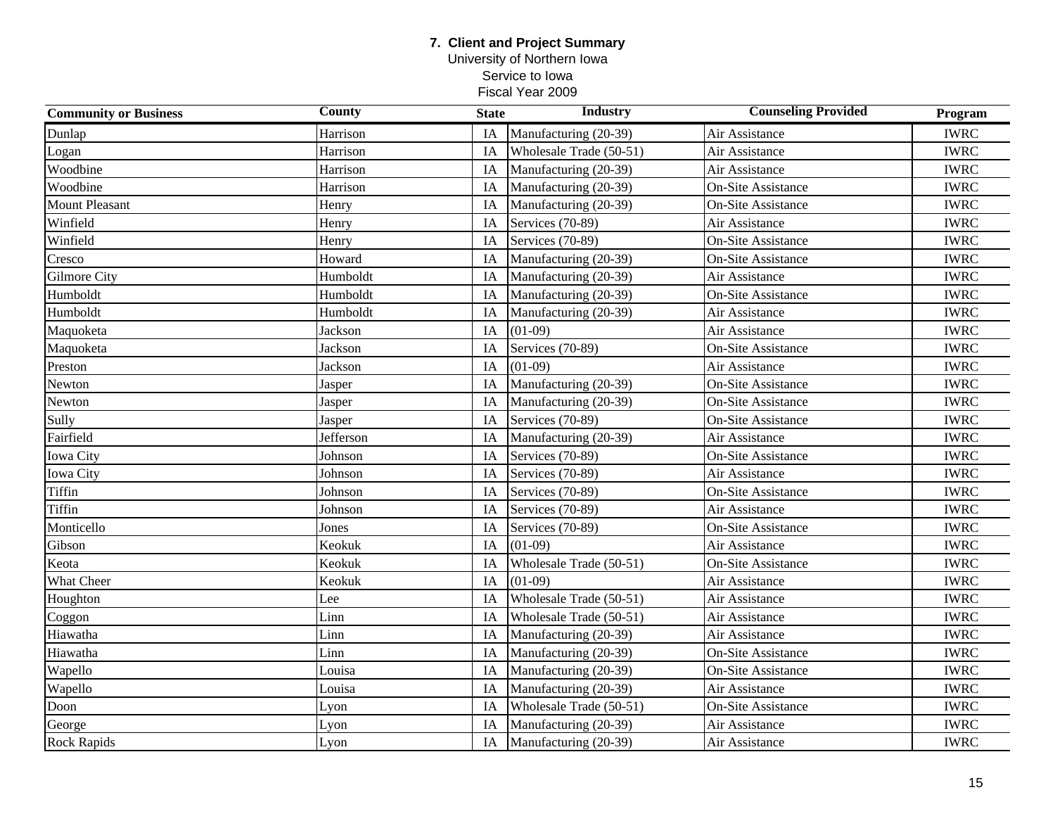**7. Client and Project Summary**
University of Northern Iowa
Service to Iowa
Fiscal Year 2009

| Community or Business | County | State | Industry | Counseling Provided | Program |
|---|---|---|---|---|---|
| Dunlap | Harrison | IA | Manufacturing (20-39) | Air Assistance | IWRC |
| Logan | Harrison | IA | Wholesale Trade (50-51) | Air Assistance | IWRC |
| Woodbine | Harrison | IA | Manufacturing (20-39) | Air Assistance | IWRC |
| Woodbine | Harrison | IA | Manufacturing (20-39) | On-Site Assistance | IWRC |
| Mount Pleasant | Henry | IA | Manufacturing (20-39) | On-Site Assistance | IWRC |
| Winfield | Henry | IA | Services (70-89) | Air Assistance | IWRC |
| Winfield | Henry | IA | Services (70-89) | On-Site Assistance | IWRC |
| Cresco | Howard | IA | Manufacturing (20-39) | On-Site Assistance | IWRC |
| Gilmore City | Humboldt | IA | Manufacturing (20-39) | Air Assistance | IWRC |
| Humboldt | Humboldt | IA | Manufacturing (20-39) | On-Site Assistance | IWRC |
| Humboldt | Humboldt | IA | Manufacturing (20-39) | Air Assistance | IWRC |
| Maquoketa | Jackson | IA | (01-09) | Air Assistance | IWRC |
| Maquoketa | Jackson | IA | Services (70-89) | On-Site Assistance | IWRC |
| Preston | Jackson | IA | (01-09) | Air Assistance | IWRC |
| Newton | Jasper | IA | Manufacturing (20-39) | On-Site Assistance | IWRC |
| Newton | Jasper | IA | Manufacturing (20-39) | On-Site Assistance | IWRC |
| Sully | Jasper | IA | Services (70-89) | On-Site Assistance | IWRC |
| Fairfield | Jefferson | IA | Manufacturing (20-39) | Air Assistance | IWRC |
| Iowa City | Johnson | IA | Services (70-89) | On-Site Assistance | IWRC |
| Iowa City | Johnson | IA | Services (70-89) | Air Assistance | IWRC |
| Tiffin | Johnson | IA | Services (70-89) | On-Site Assistance | IWRC |
| Tiffin | Johnson | IA | Services (70-89) | Air Assistance | IWRC |
| Monticello | Jones | IA | Services (70-89) | On-Site Assistance | IWRC |
| Gibson | Keokuk | IA | (01-09) | Air Assistance | IWRC |
| Keota | Keokuk | IA | Wholesale Trade (50-51) | On-Site Assistance | IWRC |
| What Cheer | Keokuk | IA | (01-09) | Air Assistance | IWRC |
| Houghton | Lee | IA | Wholesale Trade (50-51) | Air Assistance | IWRC |
| Coggon | Linn | IA | Wholesale Trade (50-51) | Air Assistance | IWRC |
| Hiawatha | Linn | IA | Manufacturing (20-39) | Air Assistance | IWRC |
| Hiawatha | Linn | IA | Manufacturing (20-39) | On-Site Assistance | IWRC |
| Wapello | Louisa | IA | Manufacturing (20-39) | On-Site Assistance | IWRC |
| Wapello | Louisa | IA | Manufacturing (20-39) | Air Assistance | IWRC |
| Doon | Lyon | IA | Wholesale Trade (50-51) | On-Site Assistance | IWRC |
| George | Lyon | IA | Manufacturing (20-39) | Air Assistance | IWRC |
| Rock Rapids | Lyon | IA | Manufacturing (20-39) | Air Assistance | IWRC |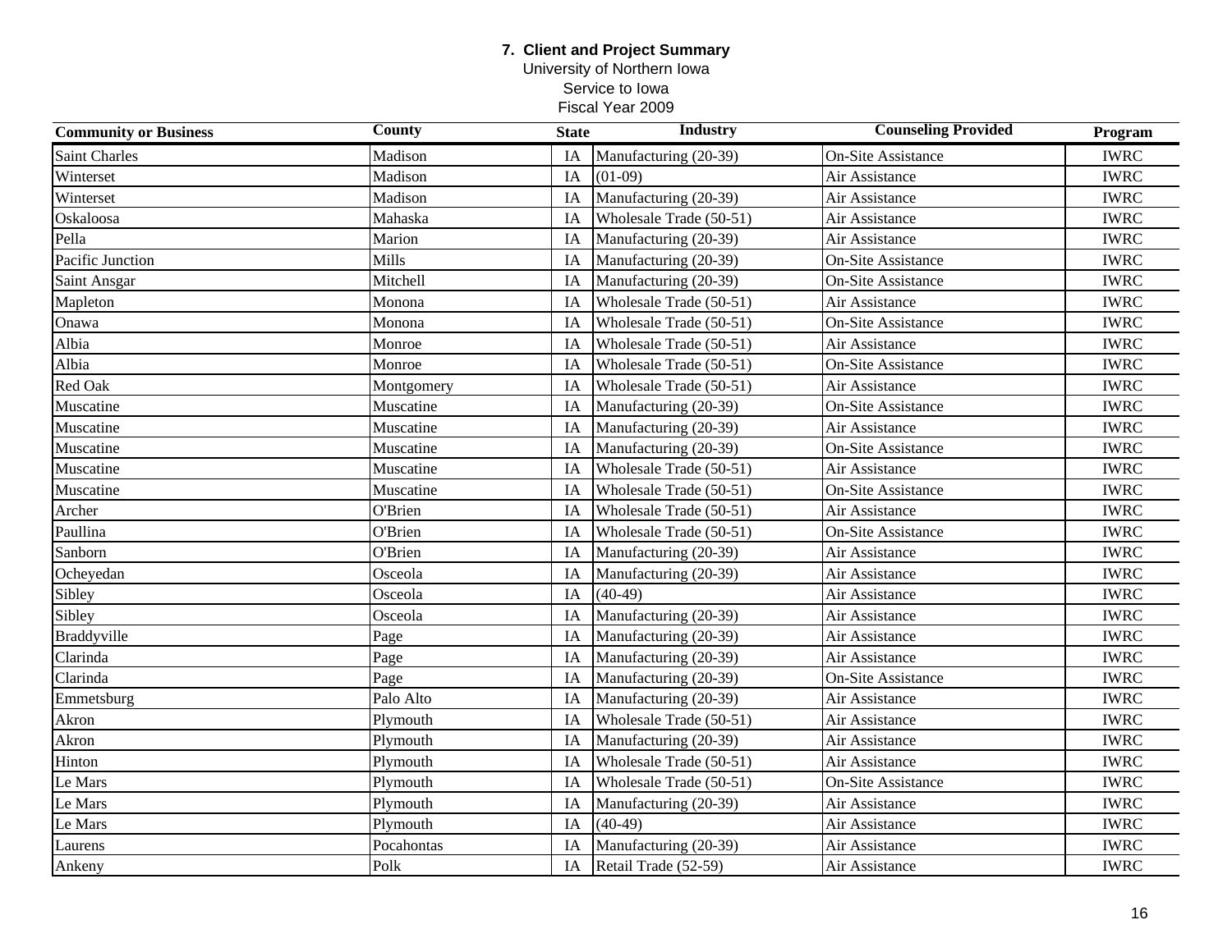**7. Client and Project Summary**
University of Northern Iowa
Service to Iowa
Fiscal Year 2009

| Community or Business | County | State | Industry | Counseling Provided | Program |
|---|---|---|---|---|---|
| Saint Charles | Madison | IA | Manufacturing (20-39) | On-Site Assistance | IWRC |
| Winterset | Madison | IA | (01-09) | Air Assistance | IWRC |
| Winterset | Madison | IA | Manufacturing (20-39) | Air Assistance | IWRC |
| Oskaloosa | Mahaska | IA | Wholesale Trade (50-51) | Air Assistance | IWRC |
| Pella | Marion | IA | Manufacturing (20-39) | Air Assistance | IWRC |
| Pacific Junction | Mills | IA | Manufacturing (20-39) | On-Site Assistance | IWRC |
| Saint Ansgar | Mitchell | IA | Manufacturing (20-39) | On-Site Assistance | IWRC |
| Mapleton | Monona | IA | Wholesale Trade (50-51) | Air Assistance | IWRC |
| Onawa | Monona | IA | Wholesale Trade (50-51) | On-Site Assistance | IWRC |
| Albia | Monroe | IA | Wholesale Trade (50-51) | Air Assistance | IWRC |
| Albia | Monroe | IA | Wholesale Trade (50-51) | On-Site Assistance | IWRC |
| Red Oak | Montgomery | IA | Wholesale Trade (50-51) | Air Assistance | IWRC |
| Muscatine | Muscatine | IA | Manufacturing (20-39) | On-Site Assistance | IWRC |
| Muscatine | Muscatine | IA | Manufacturing (20-39) | Air Assistance | IWRC |
| Muscatine | Muscatine | IA | Manufacturing (20-39) | On-Site Assistance | IWRC |
| Muscatine | Muscatine | IA | Wholesale Trade (50-51) | Air Assistance | IWRC |
| Muscatine | Muscatine | IA | Wholesale Trade (50-51) | On-Site Assistance | IWRC |
| Archer | O'Brien | IA | Wholesale Trade (50-51) | Air Assistance | IWRC |
| Paullina | O'Brien | IA | Wholesale Trade (50-51) | On-Site Assistance | IWRC |
| Sanborn | O'Brien | IA | Manufacturing (20-39) | Air Assistance | IWRC |
| Ocheyedan | Osceola | IA | Manufacturing (20-39) | Air Assistance | IWRC |
| Sibley | Osceola | IA | (40-49) | Air Assistance | IWRC |
| Sibley | Osceola | IA | Manufacturing (20-39) | Air Assistance | IWRC |
| Braddyville | Page | IA | Manufacturing (20-39) | Air Assistance | IWRC |
| Clarinda | Page | IA | Manufacturing (20-39) | Air Assistance | IWRC |
| Clarinda | Page | IA | Manufacturing (20-39) | On-Site Assistance | IWRC |
| Emmetsburg | Palo Alto | IA | Manufacturing (20-39) | Air Assistance | IWRC |
| Akron | Plymouth | IA | Wholesale Trade (50-51) | Air Assistance | IWRC |
| Akron | Plymouth | IA | Manufacturing (20-39) | Air Assistance | IWRC |
| Hinton | Plymouth | IA | Wholesale Trade (50-51) | Air Assistance | IWRC |
| Le Mars | Plymouth | IA | Wholesale Trade (50-51) | On-Site Assistance | IWRC |
| Le Mars | Plymouth | IA | Manufacturing (20-39) | Air Assistance | IWRC |
| Le Mars | Plymouth | IA | (40-49) | Air Assistance | IWRC |
| Laurens | Pocahontas | IA | Manufacturing (20-39) | Air Assistance | IWRC |
| Ankeny | Polk | IA | Retail Trade (52-59) | Air Assistance | IWRC |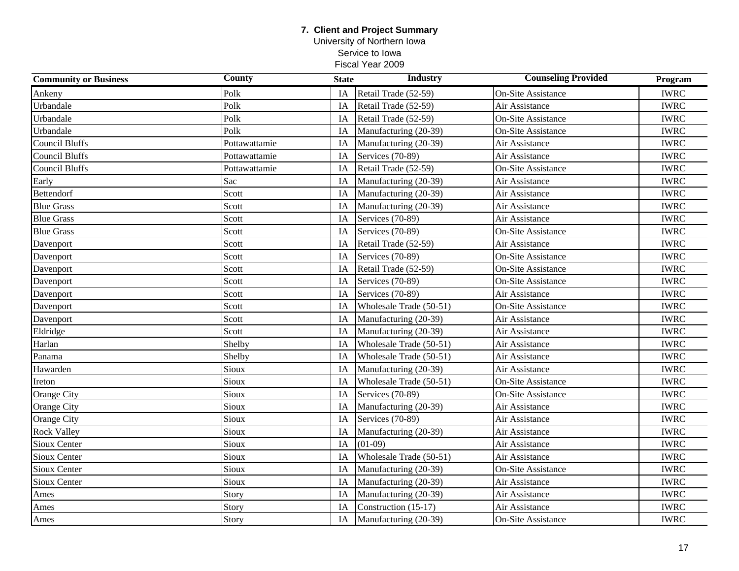**7. Client and Project Summary**
University of Northern Iowa
Service to Iowa
Fiscal Year 2009

| Community or Business | County | State | Industry | Counseling Provided | Program |
|---|---|---|---|---|---|
| Ankeny | Polk | IA | Retail Trade (52-59) | On-Site Assistance | IWRC |
| Urbandale | Polk | IA | Retail Trade (52-59) | Air Assistance | IWRC |
| Urbandale | Polk | IA | Retail Trade (52-59) | On-Site Assistance | IWRC |
| Urbandale | Polk | IA | Manufacturing (20-39) | On-Site Assistance | IWRC |
| Council Bluffs | Pottawattamie | IA | Manufacturing (20-39) | Air Assistance | IWRC |
| Council Bluffs | Pottawattamie | IA | Services (70-89) | Air Assistance | IWRC |
| Council Bluffs | Pottawattamie | IA | Retail Trade (52-59) | On-Site Assistance | IWRC |
| Early | Sac | IA | Manufacturing (20-39) | Air Assistance | IWRC |
| Bettendorf | Scott | IA | Manufacturing (20-39) | Air Assistance | IWRC |
| Blue Grass | Scott | IA | Manufacturing (20-39) | Air Assistance | IWRC |
| Blue Grass | Scott | IA | Services (70-89) | Air Assistance | IWRC |
| Blue Grass | Scott | IA | Services (70-89) | On-Site Assistance | IWRC |
| Davenport | Scott | IA | Retail Trade (52-59) | Air Assistance | IWRC |
| Davenport | Scott | IA | Services (70-89) | On-Site Assistance | IWRC |
| Davenport | Scott | IA | Retail Trade (52-59) | On-Site Assistance | IWRC |
| Davenport | Scott | IA | Services (70-89) | On-Site Assistance | IWRC |
| Davenport | Scott | IA | Services (70-89) | Air Assistance | IWRC |
| Davenport | Scott | IA | Wholesale Trade (50-51) | On-Site Assistance | IWRC |
| Davenport | Scott | IA | Manufacturing (20-39) | Air Assistance | IWRC |
| Eldridge | Scott | IA | Manufacturing (20-39) | Air Assistance | IWRC |
| Harlan | Shelby | IA | Wholesale Trade (50-51) | Air Assistance | IWRC |
| Panama | Shelby | IA | Wholesale Trade (50-51) | Air Assistance | IWRC |
| Hawarden | Sioux | IA | Manufacturing (20-39) | Air Assistance | IWRC |
| Ireton | Sioux | IA | Wholesale Trade (50-51) | On-Site Assistance | IWRC |
| Orange City | Sioux | IA | Services (70-89) | On-Site Assistance | IWRC |
| Orange City | Sioux | IA | Manufacturing (20-39) | Air Assistance | IWRC |
| Orange City | Sioux | IA | Services (70-89) | Air Assistance | IWRC |
| Rock Valley | Sioux | IA | Manufacturing (20-39) | Air Assistance | IWRC |
| Sioux Center | Sioux | IA | (01-09) | Air Assistance | IWRC |
| Sioux Center | Sioux | IA | Wholesale Trade (50-51) | Air Assistance | IWRC |
| Sioux Center | Sioux | IA | Manufacturing (20-39) | On-Site Assistance | IWRC |
| Sioux Center | Sioux | IA | Manufacturing (20-39) | Air Assistance | IWRC |
| Ames | Story | IA | Manufacturing (20-39) | Air Assistance | IWRC |
| Ames | Story | IA | Construction (15-17) | Air Assistance | IWRC |
| Ames | Story | IA | Manufacturing (20-39) | On-Site Assistance | IWRC |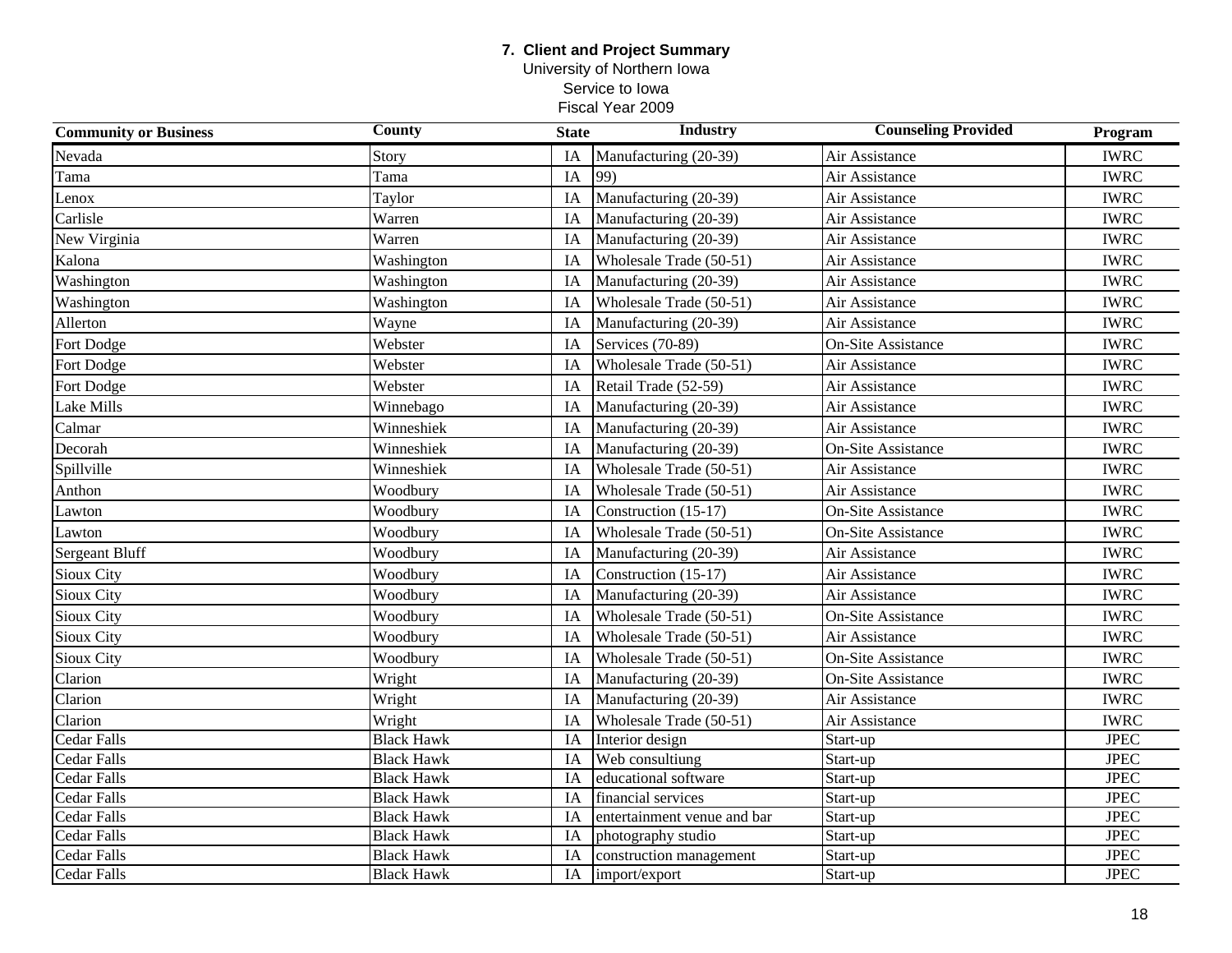**7. Client and Project Summary**
University of Northern Iowa
Service to Iowa
Fiscal Year 2009

| Community or Business | County | State | Industry | Counseling Provided | Program |
|---|---|---|---|---|---|
| Nevada | Story | IA | Manufacturing (20-39) | Air Assistance | IWRC |
| Tama | Tama | IA | 99) | Air Assistance | IWRC |
| Lenox | Taylor | IA | Manufacturing (20-39) | Air Assistance | IWRC |
| Carlisle | Warren | IA | Manufacturing (20-39) | Air Assistance | IWRC |
| New Virginia | Warren | IA | Manufacturing (20-39) | Air Assistance | IWRC |
| Kalona | Washington | IA | Wholesale Trade (50-51) | Air Assistance | IWRC |
| Washington | Washington | IA | Manufacturing (20-39) | Air Assistance | IWRC |
| Washington | Washington | IA | Wholesale Trade (50-51) | Air Assistance | IWRC |
| Allerton | Wayne | IA | Manufacturing (20-39) | Air Assistance | IWRC |
| Fort Dodge | Webster | IA | Services (70-89) | On-Site Assistance | IWRC |
| Fort Dodge | Webster | IA | Wholesale Trade (50-51) | Air Assistance | IWRC |
| Fort Dodge | Webster | IA | Retail Trade (52-59) | Air Assistance | IWRC |
| Lake Mills | Winnebago | IA | Manufacturing (20-39) | Air Assistance | IWRC |
| Calmar | Winneshiek | IA | Manufacturing (20-39) | Air Assistance | IWRC |
| Decorah | Winneshiek | IA | Manufacturing (20-39) | On-Site Assistance | IWRC |
| Spillville | Winneshiek | IA | Wholesale Trade (50-51) | Air Assistance | IWRC |
| Anthon | Woodbury | IA | Wholesale Trade (50-51) | Air Assistance | IWRC |
| Lawton | Woodbury | IA | Construction (15-17) | On-Site Assistance | IWRC |
| Lawton | Woodbury | IA | Wholesale Trade (50-51) | On-Site Assistance | IWRC |
| Sergeant Bluff | Woodbury | IA | Manufacturing (20-39) | Air Assistance | IWRC |
| Sioux City | Woodbury | IA | Construction (15-17) | Air Assistance | IWRC |
| Sioux City | Woodbury | IA | Manufacturing (20-39) | Air Assistance | IWRC |
| Sioux City | Woodbury | IA | Wholesale Trade (50-51) | On-Site Assistance | IWRC |
| Sioux City | Woodbury | IA | Wholesale Trade (50-51) | Air Assistance | IWRC |
| Sioux City | Woodbury | IA | Wholesale Trade (50-51) | On-Site Assistance | IWRC |
| Clarion | Wright | IA | Manufacturing (20-39) | On-Site Assistance | IWRC |
| Clarion | Wright | IA | Manufacturing (20-39) | Air Assistance | IWRC |
| Clarion | Wright | IA | Wholesale Trade (50-51) | Air Assistance | IWRC |
| Cedar Falls | Black Hawk | IA | Interior design | Start-up | JPEC |
| Cedar Falls | Black Hawk | IA | Web consultiung | Start-up | JPEC |
| Cedar Falls | Black Hawk | IA | educational software | Start-up | JPEC |
| Cedar Falls | Black Hawk | IA | financial services | Start-up | JPEC |
| Cedar Falls | Black Hawk | IA | entertainment venue and bar | Start-up | JPEC |
| Cedar Falls | Black Hawk | IA | photography studio | Start-up | JPEC |
| Cedar Falls | Black Hawk | IA | construction management | Start-up | JPEC |
| Cedar Falls | Black Hawk | IA | import/export | Start-up | JPEC |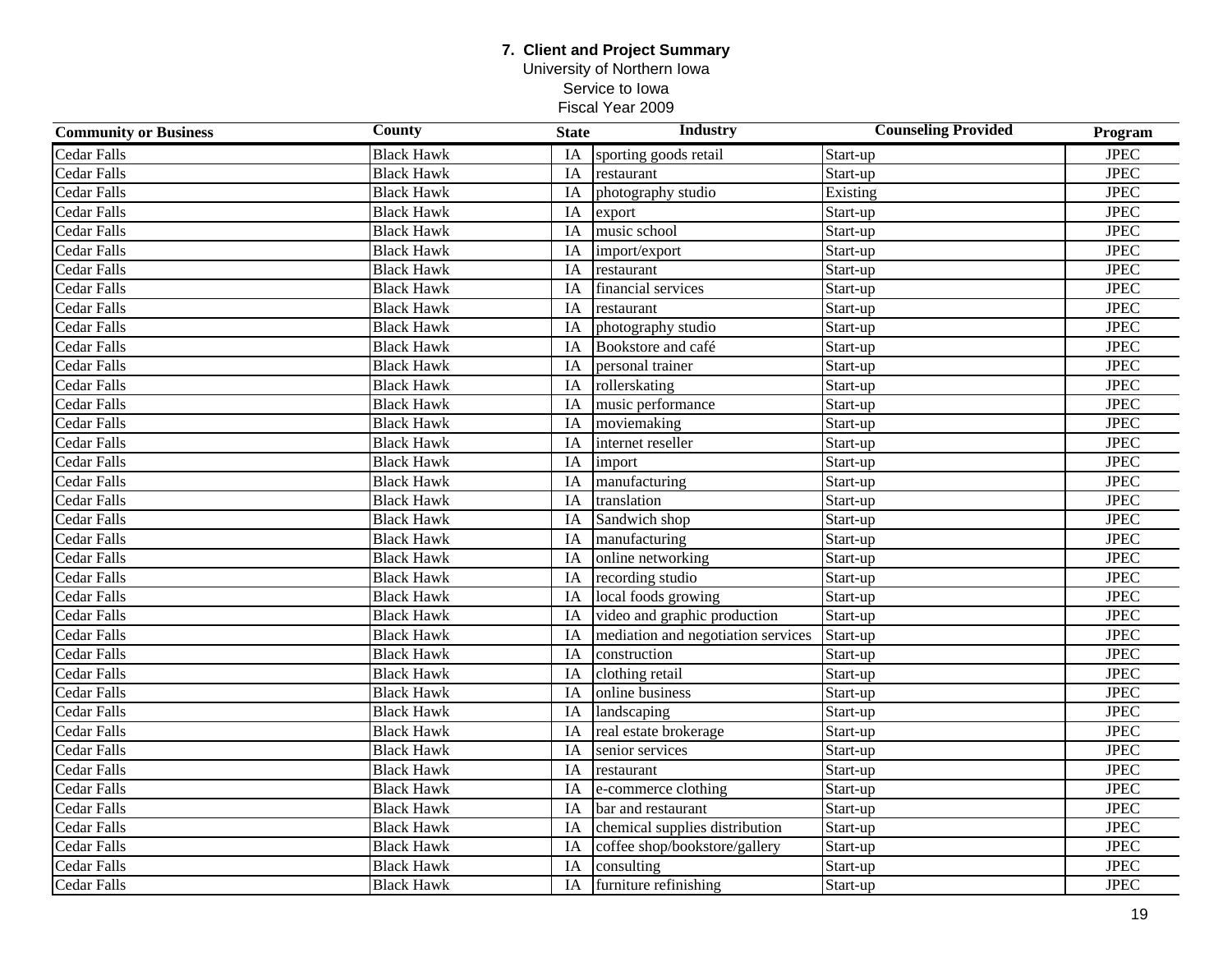**7. Client and Project Summary**
University of Northern Iowa
Service to Iowa
Fiscal Year 2009

| Community or Business | County | State | Industry | Counseling Provided | Program |
|---|---|---|---|---|---|
| Cedar Falls | Black Hawk | IA | sporting goods retail | Start-up | JPEC |
| Cedar Falls | Black Hawk | IA | restaurant | Start-up | JPEC |
| Cedar Falls | Black Hawk | IA | photography studio | Existing | JPEC |
| Cedar Falls | Black Hawk | IA | export | Start-up | JPEC |
| Cedar Falls | Black Hawk | IA | music school | Start-up | JPEC |
| Cedar Falls | Black Hawk | IA | import/export | Start-up | JPEC |
| Cedar Falls | Black Hawk | IA | restaurant | Start-up | JPEC |
| Cedar Falls | Black Hawk | IA | financial services | Start-up | JPEC |
| Cedar Falls | Black Hawk | IA | restaurant | Start-up | JPEC |
| Cedar Falls | Black Hawk | IA | photography studio | Start-up | JPEC |
| Cedar Falls | Black Hawk | IA | Bookstore and café | Start-up | JPEC |
| Cedar Falls | Black Hawk | IA | personal trainer | Start-up | JPEC |
| Cedar Falls | Black Hawk | IA | rollerskating | Start-up | JPEC |
| Cedar Falls | Black Hawk | IA | music performance | Start-up | JPEC |
| Cedar Falls | Black Hawk | IA | moviemaking | Start-up | JPEC |
| Cedar Falls | Black Hawk | IA | internet reseller | Start-up | JPEC |
| Cedar Falls | Black Hawk | IA | import | Start-up | JPEC |
| Cedar Falls | Black Hawk | IA | manufacturing | Start-up | JPEC |
| Cedar Falls | Black Hawk | IA | translation | Start-up | JPEC |
| Cedar Falls | Black Hawk | IA | Sandwich shop | Start-up | JPEC |
| Cedar Falls | Black Hawk | IA | manufacturing | Start-up | JPEC |
| Cedar Falls | Black Hawk | IA | online networking | Start-up | JPEC |
| Cedar Falls | Black Hawk | IA | recording studio | Start-up | JPEC |
| Cedar Falls | Black Hawk | IA | local foods growing | Start-up | JPEC |
| Cedar Falls | Black Hawk | IA | video and graphic production | Start-up | JPEC |
| Cedar Falls | Black Hawk | IA | mediation and negotiation services | Start-up | JPEC |
| Cedar Falls | Black Hawk | IA | construction | Start-up | JPEC |
| Cedar Falls | Black Hawk | IA | clothing retail | Start-up | JPEC |
| Cedar Falls | Black Hawk | IA | online business | Start-up | JPEC |
| Cedar Falls | Black Hawk | IA | landscaping | Start-up | JPEC |
| Cedar Falls | Black Hawk | IA | real estate brokerage | Start-up | JPEC |
| Cedar Falls | Black Hawk | IA | senior services | Start-up | JPEC |
| Cedar Falls | Black Hawk | IA | restaurant | Start-up | JPEC |
| Cedar Falls | Black Hawk | IA | e-commerce clothing | Start-up | JPEC |
| Cedar Falls | Black Hawk | IA | bar and restaurant | Start-up | JPEC |
| Cedar Falls | Black Hawk | IA | chemical supplies distribution | Start-up | JPEC |
| Cedar Falls | Black Hawk | IA | coffee shop/bookstore/gallery | Start-up | JPEC |
| Cedar Falls | Black Hawk | IA | consulting | Start-up | JPEC |
| Cedar Falls | Black Hawk | IA | furniture refinishing | Start-up | JPEC |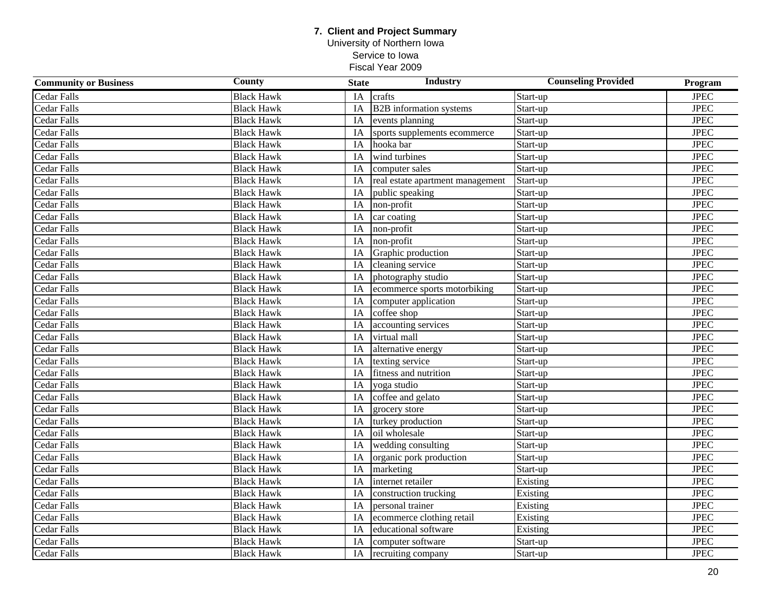**7. Client and Project Summary**
University of Northern Iowa
Service to Iowa
Fiscal Year 2009

| Community or Business | County | State | Industry | Counseling Provided | Program |
|---|---|---|---|---|---|
| Cedar Falls | Black Hawk | IA | crafts | Start-up | JPEC |
| Cedar Falls | Black Hawk | IA | B2B information systems | Start-up | JPEC |
| Cedar Falls | Black Hawk | IA | events planning | Start-up | JPEC |
| Cedar Falls | Black Hawk | IA | sports supplements ecommerce | Start-up | JPEC |
| Cedar Falls | Black Hawk | IA | hooka bar | Start-up | JPEC |
| Cedar Falls | Black Hawk | IA | wind turbines | Start-up | JPEC |
| Cedar Falls | Black Hawk | IA | computer sales | Start-up | JPEC |
| Cedar Falls | Black Hawk | IA | real estate apartment management | Start-up | JPEC |
| Cedar Falls | Black Hawk | IA | public speaking | Start-up | JPEC |
| Cedar Falls | Black Hawk | IA | non-profit | Start-up | JPEC |
| Cedar Falls | Black Hawk | IA | car coating | Start-up | JPEC |
| Cedar Falls | Black Hawk | IA | non-profit | Start-up | JPEC |
| Cedar Falls | Black Hawk | IA | non-profit | Start-up | JPEC |
| Cedar Falls | Black Hawk | IA | Graphic production | Start-up | JPEC |
| Cedar Falls | Black Hawk | IA | cleaning service | Start-up | JPEC |
| Cedar Falls | Black Hawk | IA | photography studio | Start-up | JPEC |
| Cedar Falls | Black Hawk | IA | ecommerce sports motorbiking | Start-up | JPEC |
| Cedar Falls | Black Hawk | IA | computer application | Start-up | JPEC |
| Cedar Falls | Black Hawk | IA | coffee shop | Start-up | JPEC |
| Cedar Falls | Black Hawk | IA | accounting services | Start-up | JPEC |
| Cedar Falls | Black Hawk | IA | virtual mall | Start-up | JPEC |
| Cedar Falls | Black Hawk | IA | alternative energy | Start-up | JPEC |
| Cedar Falls | Black Hawk | IA | texting service | Start-up | JPEC |
| Cedar Falls | Black Hawk | IA | fitness and nutrition | Start-up | JPEC |
| Cedar Falls | Black Hawk | IA | yoga studio | Start-up | JPEC |
| Cedar Falls | Black Hawk | IA | coffee and gelato | Start-up | JPEC |
| Cedar Falls | Black Hawk | IA | grocery store | Start-up | JPEC |
| Cedar Falls | Black Hawk | IA | turkey production | Start-up | JPEC |
| Cedar Falls | Black Hawk | IA | oil wholesale | Start-up | JPEC |
| Cedar Falls | Black Hawk | IA | wedding consulting | Start-up | JPEC |
| Cedar Falls | Black Hawk | IA | organic pork production | Start-up | JPEC |
| Cedar Falls | Black Hawk | IA | marketing | Start-up | JPEC |
| Cedar Falls | Black Hawk | IA | internet retailer | Existing | JPEC |
| Cedar Falls | Black Hawk | IA | construction trucking | Existing | JPEC |
| Cedar Falls | Black Hawk | IA | personal trainer | Existing | JPEC |
| Cedar Falls | Black Hawk | IA | ecommerce clothing retail | Existing | JPEC |
| Cedar Falls | Black Hawk | IA | educational software | Existing | JPEC |
| Cedar Falls | Black Hawk | IA | computer software | Start-up | JPEC |
| Cedar Falls | Black Hawk | IA | recruiting company | Start-up | JPEC |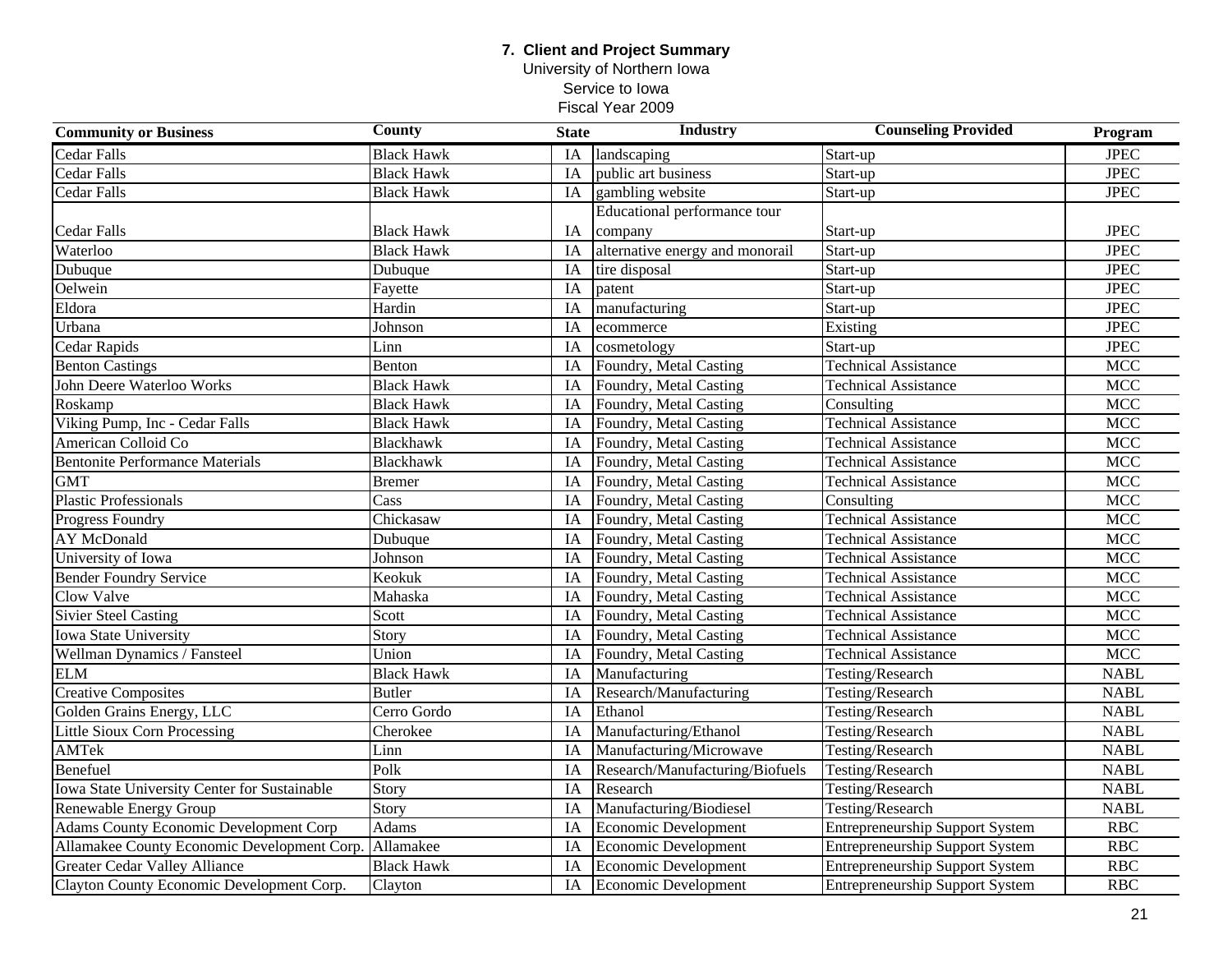**7. Client and Project Summary**
University of Northern Iowa
Service to Iowa
Fiscal Year 2009

| Community or Business | County | State | Industry | Counseling Provided | Program |
|---|---|---|---|---|---|
| Cedar Falls | Black Hawk | IA | landscaping | Start-up | JPEC |
| Cedar Falls | Black Hawk | IA | public art business | Start-up | JPEC |
| Cedar Falls | Black Hawk | IA | gambling website | Start-up | JPEC |
| Cedar Falls | Black Hawk | IA | Educational performance tour company | Start-up | JPEC |
| Waterloo | Black Hawk | IA | alternative energy and monorail | Start-up | JPEC |
| Dubuque | Dubuque | IA | tire disposal | Start-up | JPEC |
| Oelwein | Fayette | IA | patent | Start-up | JPEC |
| Eldora | Hardin | IA | manufacturing | Start-up | JPEC |
| Urbana | Johnson | IA | ecommerce | Existing | JPEC |
| Cedar Rapids | Linn | IA | cosmetology | Start-up | JPEC |
| Benton Castings | Benton | IA | Foundry, Metal Casting | Technical Assistance | MCC |
| John Deere Waterloo Works | Black Hawk | IA | Foundry, Metal Casting | Technical Assistance | MCC |
| Roskamp | Black Hawk | IA | Foundry, Metal Casting | Consulting | MCC |
| Viking Pump, Inc - Cedar Falls | Black Hawk | IA | Foundry, Metal Casting | Technical Assistance | MCC |
| American Colloid Co | Blackhawk | IA | Foundry, Metal Casting | Technical Assistance | MCC |
| Bentonite Performance Materials | Blackhawk | IA | Foundry, Metal Casting | Technical Assistance | MCC |
| GMT | Bremer | IA | Foundry, Metal Casting | Technical Assistance | MCC |
| Plastic Professionals | Cass | IA | Foundry, Metal Casting | Consulting | MCC |
| Progress Foundry | Chickasaw | IA | Foundry, Metal Casting | Technical Assistance | MCC |
| AY McDonald | Dubuque | IA | Foundry, Metal Casting | Technical Assistance | MCC |
| University of Iowa | Johnson | IA | Foundry, Metal Casting | Technical Assistance | MCC |
| Bender Foundry Service | Keokuk | IA | Foundry, Metal Casting | Technical Assistance | MCC |
| Clow Valve | Mahaska | IA | Foundry, Metal Casting | Technical Assistance | MCC |
| Sivier Steel Casting | Scott | IA | Foundry, Metal Casting | Technical Assistance | MCC |
| Iowa State University | Story | IA | Foundry, Metal Casting | Technical Assistance | MCC |
| Wellman Dynamics / Fansteel | Union | IA | Foundry, Metal Casting | Technical Assistance | MCC |
| ELM | Black Hawk | IA | Manufacturing | Testing/Research | NABL |
| Creative Composites | Butler | IA | Research/Manufacturing | Testing/Research | NABL |
| Golden Grains Energy, LLC | Cerro Gordo | IA | Ethanol | Testing/Research | NABL |
| Little Sioux Corn Processing | Cherokee | IA | Manufacturing/Ethanol | Testing/Research | NABL |
| AMTek | Linn | IA | Manufacturing/Microwave | Testing/Research | NABL |
| Benefuel | Polk | IA | Research/Manufacturing/Biofuels | Testing/Research | NABL |
| Iowa State University Center for Sustainable | Story | IA | Research | Testing/Research | NABL |
| Renewable Energy Group | Story | IA | Manufacturing/Biodiesel | Testing/Research | NABL |
| Adams County Economic Development Corp | Adams | IA | Economic Development | Entrepreneurship Support System | RBC |
| Allamakee County Economic Development Corp. | Allamakee | IA | Economic Development | Entrepreneurship Support System | RBC |
| Greater Cedar Valley Alliance | Black Hawk | IA | Economic Development | Entrepreneurship Support System | RBC |
| Clayton County Economic Development Corp. | Clayton | IA | Economic Development | Entrepreneurship Support System | RBC |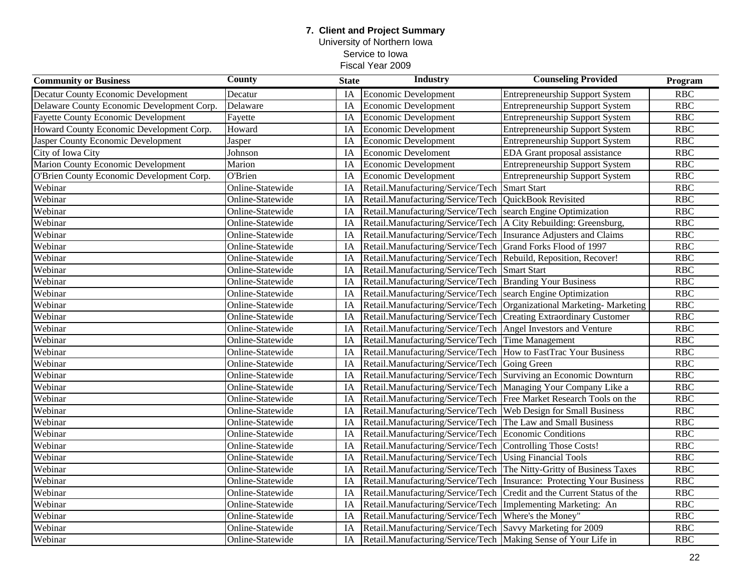**7. Client and Project Summary**
University of Northern Iowa
Service to Iowa
Fiscal Year 2009

| Community or Business | County | State | Industry | Counseling Provided | Program |
|---|---|---|---|---|---|
| Decatur County Economic Development | Decatur | IA | Economic Development | Entrepreneurship Support System | RBC |
| Delaware County Economic Development Corp. | Delaware | IA | Economic Development | Entrepreneurship Support System | RBC |
| Fayette County Economic Development | Fayette | IA | Economic Development | Entrepreneurship Support System | RBC |
| Howard County Economic Development Corp. | Howard | IA | Economic Development | Entrepreneurship Support System | RBC |
| Jasper County Economic Development | Jasper | IA | Economic Development | Entrepreneurship Support System | RBC |
| City of Iowa City | Johnson | IA | Economic Develoment | EDA Grant proposal assistance | RBC |
| Marion County Economic Development | Marion | IA | Economic Development | Entrepreneurship Support System | RBC |
| O'Brien County Economic Development Corp. | O'Brien | IA | Economic Development | Entrepreneurship Support System | RBC |
| Webinar | Online-Statewide | IA | Retail.Manufacturing/Service/Tech | Smart Start | RBC |
| Webinar | Online-Statewide | IA | Retail.Manufacturing/Service/Tech | QuickBook Revisited | RBC |
| Webinar | Online-Statewide | IA | Retail.Manufacturing/Service/Tech | search Engine Optimization | RBC |
| Webinar | Online-Statewide | IA | Retail.Manufacturing/Service/Tech | A City Rebuilding: Greensburg, | RBC |
| Webinar | Online-Statewide | IA | Retail.Manufacturing/Service/Tech | Insurance Adjusters and Claims | RBC |
| Webinar | Online-Statewide | IA | Retail.Manufacturing/Service/Tech | Grand Forks Flood of 1997 | RBC |
| Webinar | Online-Statewide | IA | Retail.Manufacturing/Service/Tech | Rebuild, Reposition, Recover! | RBC |
| Webinar | Online-Statewide | IA | Retail.Manufacturing/Service/Tech | Smart Start | RBC |
| Webinar | Online-Statewide | IA | Retail.Manufacturing/Service/Tech | Branding Your Business | RBC |
| Webinar | Online-Statewide | IA | Retail.Manufacturing/Service/Tech | search Engine Optimization | RBC |
| Webinar | Online-Statewide | IA | Retail.Manufacturing/Service/Tech | Organizational Marketing- Marketing | RBC |
| Webinar | Online-Statewide | IA | Retail.Manufacturing/Service/Tech | Creating Extraordinary Customer | RBC |
| Webinar | Online-Statewide | IA | Retail.Manufacturing/Service/Tech | Angel Investors and Venture | RBC |
| Webinar | Online-Statewide | IA | Retail.Manufacturing/Service/Tech | Time Management | RBC |
| Webinar | Online-Statewide | IA | Retail.Manufacturing/Service/Tech | How to FastTrac Your Business | RBC |
| Webinar | Online-Statewide | IA | Retail.Manufacturing/Service/Tech | Going Green | RBC |
| Webinar | Online-Statewide | IA | Retail.Manufacturing/Service/Tech | Surviving an Economic Downturn | RBC |
| Webinar | Online-Statewide | IA | Retail.Manufacturing/Service/Tech | Managing Your Company Like a | RBC |
| Webinar | Online-Statewide | IA | Retail.Manufacturing/Service/Tech | Free Market Research Tools on the | RBC |
| Webinar | Online-Statewide | IA | Retail.Manufacturing/Service/Tech | Web Design for Small Business | RBC |
| Webinar | Online-Statewide | IA | Retail.Manufacturing/Service/Tech | The Law and Small Business | RBC |
| Webinar | Online-Statewide | IA | Retail.Manufacturing/Service/Tech | Economic Conditions | RBC |
| Webinar | Online-Statewide | IA | Retail.Manufacturing/Service/Tech | Controlling Those Costs! | RBC |
| Webinar | Online-Statewide | IA | Retail.Manufacturing/Service/Tech | Using Financial Tools | RBC |
| Webinar | Online-Statewide | IA | Retail.Manufacturing/Service/Tech | The Nitty-Gritty of Business Taxes | RBC |
| Webinar | Online-Statewide | IA | Retail.Manufacturing/Service/Tech | Insurance: Protecting Your Business | RBC |
| Webinar | Online-Statewide | IA | Retail.Manufacturing/Service/Tech | Credit and the Current Status of the | RBC |
| Webinar | Online-Statewide | IA | Retail.Manufacturing/Service/Tech | Implementing Marketing: An | RBC |
| Webinar | Online-Statewide | IA | Retail.Manufacturing/Service/Tech | Where's the Money" | RBC |
| Webinar | Online-Statewide | IA | Retail.Manufacturing/Service/Tech | Savvy Marketing for 2009 | RBC |
| Webinar | Online-Statewide | IA | Retail.Manufacturing/Service/Tech | Making Sense of Your Life in | RBC |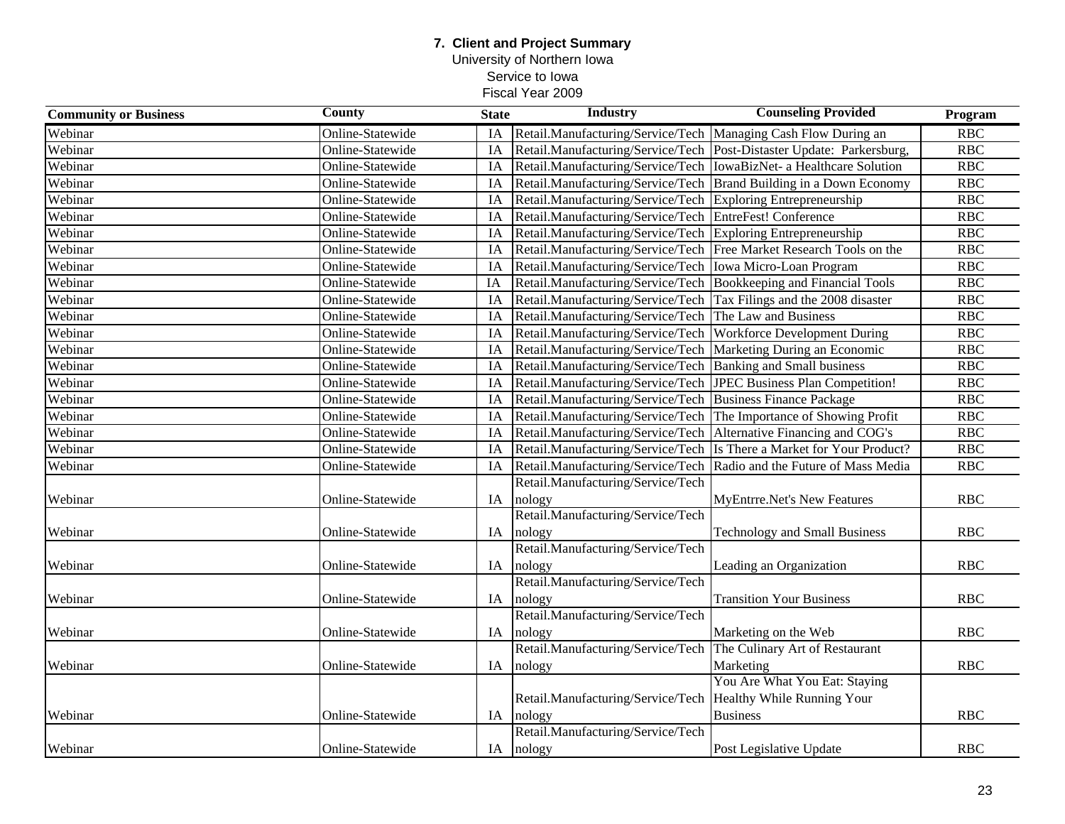**7. Client and Project Summary**
University of Northern Iowa
Service to Iowa
Fiscal Year 2009

| Community or Business | County | State | Industry | Counseling Provided | Program |
|---|---|---|---|---|---|
| Webinar | Online-Statewide | IA | Retail.Manufacturing/Service/Tech | Managing Cash Flow During an | RBC |
| Webinar | Online-Statewide | IA | Retail.Manufacturing/Service/Tech | Post-Distaster Update: Parkersburg, | RBC |
| Webinar | Online-Statewide | IA | Retail.Manufacturing/Service/Tech | IowaBizNet- a Healthcare Solution | RBC |
| Webinar | Online-Statewide | IA | Retail.Manufacturing/Service/Tech | Brand Building in a Down Economy | RBC |
| Webinar | Online-Statewide | IA | Retail.Manufacturing/Service/Tech | Exploring Entrepreneurship | RBC |
| Webinar | Online-Statewide | IA | Retail.Manufacturing/Service/Tech | EntreFest! Conference | RBC |
| Webinar | Online-Statewide | IA | Retail.Manufacturing/Service/Tech | Exploring Entrepreneurship | RBC |
| Webinar | Online-Statewide | IA | Retail.Manufacturing/Service/Tech | Free Market Research Tools on the | RBC |
| Webinar | Online-Statewide | IA | Retail.Manufacturing/Service/Tech | Iowa Micro-Loan Program | RBC |
| Webinar | Online-Statewide | IA | Retail.Manufacturing/Service/Tech | Bookkeeping and Financial Tools | RBC |
| Webinar | Online-Statewide | IA | Retail.Manufacturing/Service/Tech | Tax Filings and the 2008 disaster | RBC |
| Webinar | Online-Statewide | IA | Retail.Manufacturing/Service/Tech | The Law and Business | RBC |
| Webinar | Online-Statewide | IA | Retail.Manufacturing/Service/Tech | Workforce Development During | RBC |
| Webinar | Online-Statewide | IA | Retail.Manufacturing/Service/Tech | Marketing During an Economic | RBC |
| Webinar | Online-Statewide | IA | Retail.Manufacturing/Service/Tech | Banking and Small business | RBC |
| Webinar | Online-Statewide | IA | Retail.Manufacturing/Service/Tech | JPEC Business Plan Competition! | RBC |
| Webinar | Online-Statewide | IA | Retail.Manufacturing/Service/Tech | Business Finance Package | RBC |
| Webinar | Online-Statewide | IA | Retail.Manufacturing/Service/Tech | The Importance of Showing Profit | RBC |
| Webinar | Online-Statewide | IA | Retail.Manufacturing/Service/Tech | Alternative Financing and COG's | RBC |
| Webinar | Online-Statewide | IA | Retail.Manufacturing/Service/Tech | Is There a Market for Your Product? | RBC |
| Webinar | Online-Statewide | IA | Retail.Manufacturing/Service/Tech | Radio and the Future of Mass Media | RBC |
| Webinar | Online-Statewide | IA | Retail.Manufacturing/Service/Technology | MyEntrre.Net's New Features | RBC |
| Webinar | Online-Statewide | IA | Retail.Manufacturing/Service/Technology | Technology and Small Business | RBC |
| Webinar | Online-Statewide | IA | Retail.Manufacturing/Service/Technology | Leading an Organization | RBC |
| Webinar | Online-Statewide | IA | Retail.Manufacturing/Service/Technology | Transition Your Business | RBC |
| Webinar | Online-Statewide | IA | Retail.Manufacturing/Service/Technology | Marketing on the Web | RBC |
| Webinar | Online-Statewide | IA | Retail.Manufacturing/Service/Technology | The Culinary Art of Restaurant Marketing | RBC |
| Webinar | Online-Statewide | IA | Retail.Manufacturing/Service/Technology | You Are What You Eat: Staying Healthy While Running Your Business | RBC |
| Webinar | Online-Statewide | IA | Retail.Manufacturing/Service/Technology | Post Legislative Update | RBC |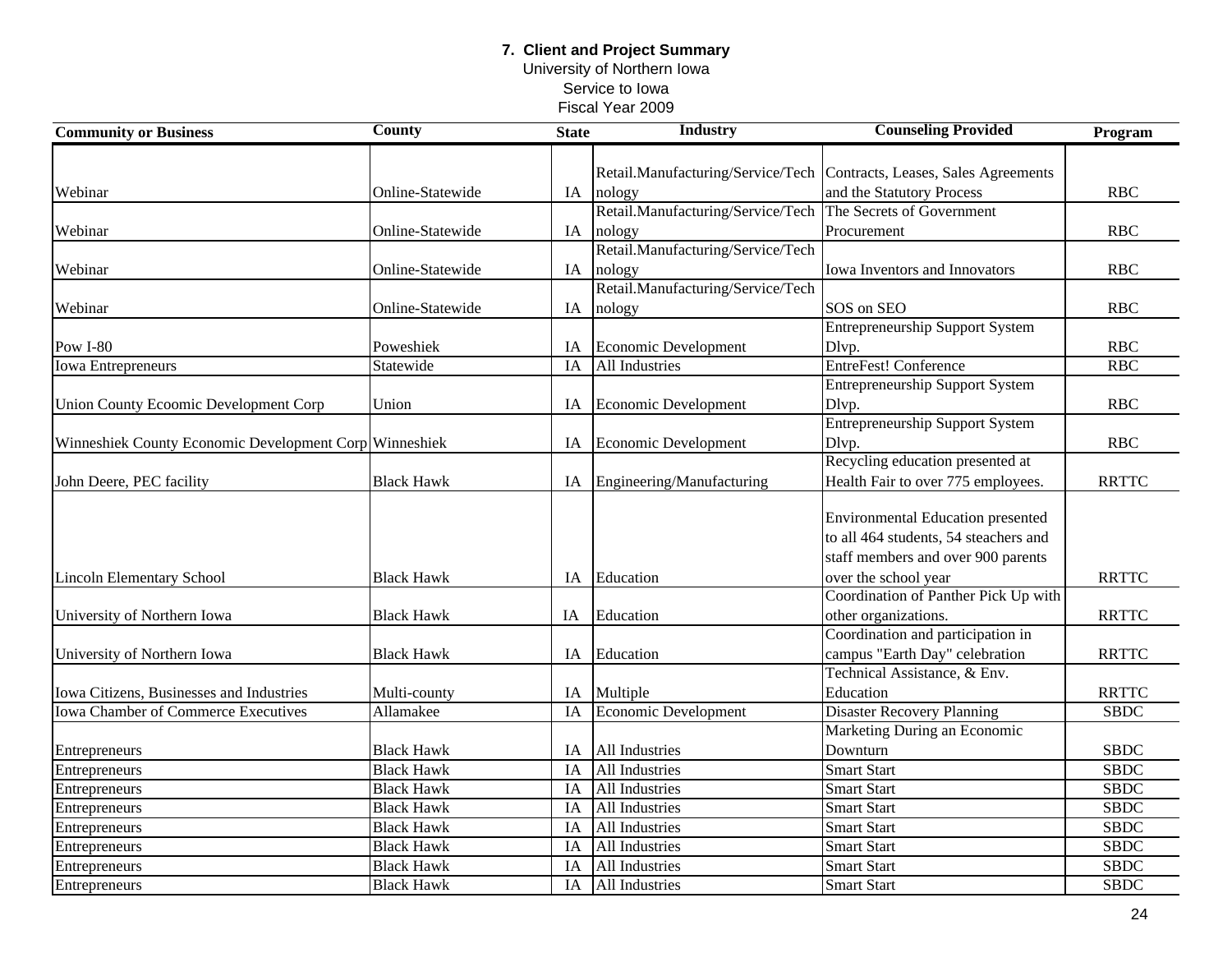**7. Client and Project Summary**
University of Northern Iowa
Service to Iowa
Fiscal Year 2009

| Community or Business | County | State | Industry | Counseling Provided | Program |
|---|---|---|---|---|---|
| Webinar | Online-Statewide | IA | Retail.Manufacturing/Service/Technology | Contracts, Leases, Sales Agreements and the Statutory Process | RBC |
| Webinar | Online-Statewide | IA | Retail.Manufacturing/Service/Technology | The Secrets of Government Procurement | RBC |
| Webinar | Online-Statewide | IA | Retail.Manufacturing/Service/Technology | Iowa Inventors and Innovators | RBC |
| Webinar | Online-Statewide | IA | Retail.Manufacturing/Service/Technology | SOS on SEO | RBC |
| Pow I-80 | Poweshiek | IA | Economic Development | Entrepreneurship Support System Dlvp. | RBC |
| Iowa Entrepreneurs | Statewide | IA | All Industries | EntreFest! Conference | RBC |
| Union County Ecoomic Development Corp | Union | IA | Economic Development | Entrepreneurship Support System Dlvp. | RBC |
| Winneshiek County Economic Development Corp | Winneshiek | IA | Economic Development | Entrepreneurship Support System Dlvp. | RBC |
| John Deere, PEC facility | Black Hawk | IA | Engineering/Manufacturing | Recycling education presented at Health Fair to over 775 employees. | RRTTC |
| Lincoln Elementary School | Black Hawk | IA | Education | Environmental Education presented to all 464 students, 54 steachers and staff members and over 900 parents over the school year | RRTTC |
| University of Northern Iowa | Black Hawk | IA | Education | Coordination of Panther Pick Up with other organizations. | RRTTC |
| University of Northern Iowa | Black Hawk | IA | Education | Coordination and participation in campus "Earth Day" celebration | RRTTC |
| Iowa Citizens, Businesses and Industries | Multi-county | IA | Multiple | Technical Assistance, & Env. Education | RRTTC |
| Iowa Chamber of Commerce Executives | Allamakee | IA | Economic Development | Disaster Recovery Planning | SBDC |
| Entrepreneurs | Black Hawk | IA | All Industries | Marketing During an Economic Downturn | SBDC |
| Entrepreneurs | Black Hawk | IA | All Industries | Smart Start | SBDC |
| Entrepreneurs | Black Hawk | IA | All Industries | Smart Start | SBDC |
| Entrepreneurs | Black Hawk | IA | All Industries | Smart Start | SBDC |
| Entrepreneurs | Black Hawk | IA | All Industries | Smart Start | SBDC |
| Entrepreneurs | Black Hawk | IA | All Industries | Smart Start | SBDC |
| Entrepreneurs | Black Hawk | IA | All Industries | Smart Start | SBDC |
| Entrepreneurs | Black Hawk | IA | All Industries | Smart Start | SBDC |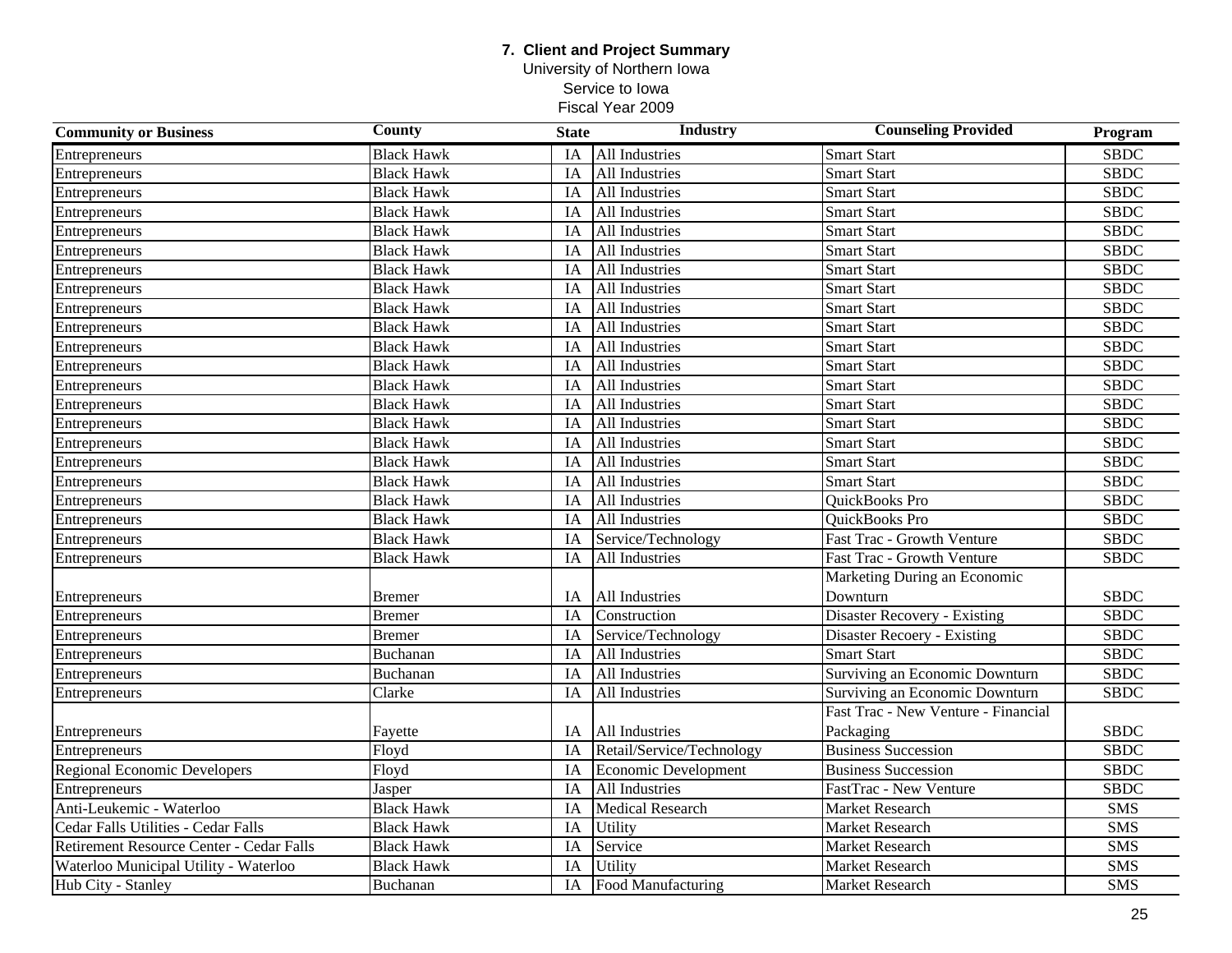## 7. Client and Project Summary

University of Northern Iowa
Service to Iowa
Fiscal Year 2009

| Community or Business | County | State | Industry | Counseling Provided | Program |
|---|---|---|---|---|---|
| Entrepreneurs | Black Hawk | IA | All Industries | Smart Start | SBDC |
| Entrepreneurs | Black Hawk | IA | All Industries | Smart Start | SBDC |
| Entrepreneurs | Black Hawk | IA | All Industries | Smart Start | SBDC |
| Entrepreneurs | Black Hawk | IA | All Industries | Smart Start | SBDC |
| Entrepreneurs | Black Hawk | IA | All Industries | Smart Start | SBDC |
| Entrepreneurs | Black Hawk | IA | All Industries | Smart Start | SBDC |
| Entrepreneurs | Black Hawk | IA | All Industries | Smart Start | SBDC |
| Entrepreneurs | Black Hawk | IA | All Industries | Smart Start | SBDC |
| Entrepreneurs | Black Hawk | IA | All Industries | Smart Start | SBDC |
| Entrepreneurs | Black Hawk | IA | All Industries | Smart Start | SBDC |
| Entrepreneurs | Black Hawk | IA | All Industries | Smart Start | SBDC |
| Entrepreneurs | Black Hawk | IA | All Industries | Smart Start | SBDC |
| Entrepreneurs | Black Hawk | IA | All Industries | Smart Start | SBDC |
| Entrepreneurs | Black Hawk | IA | All Industries | Smart Start | SBDC |
| Entrepreneurs | Black Hawk | IA | All Industries | Smart Start | SBDC |
| Entrepreneurs | Black Hawk | IA | All Industries | Smart Start | SBDC |
| Entrepreneurs | Black Hawk | IA | All Industries | Smart Start | SBDC |
| Entrepreneurs | Black Hawk | IA | All Industries | Smart Start | SBDC |
| Entrepreneurs | Black Hawk | IA | All Industries | QuickBooks Pro | SBDC |
| Entrepreneurs | Black Hawk | IA | All Industries | QuickBooks Pro | SBDC |
| Entrepreneurs | Black Hawk | IA | Service/Technology | Fast Trac - Growth Venture | SBDC |
| Entrepreneurs | Black Hawk | IA | All Industries | Fast Trac - Growth Venture | SBDC |
| Entrepreneurs | Bremer | IA | All Industries | Marketing During an Economic Downturn | SBDC |
| Entrepreneurs | Bremer | IA | Construction | Disaster Recovery - Existing | SBDC |
| Entrepreneurs | Bremer | IA | Service/Technology | Disaster Recoery - Existing | SBDC |
| Entrepreneurs | Buchanan | IA | All Industries | Smart Start | SBDC |
| Entrepreneurs | Buchanan | IA | All Industries | Surviving an Economic Downturn | SBDC |
| Entrepreneurs | Clarke | IA | All Industries | Surviving an Economic Downturn | SBDC |
| Entrepreneurs | Fayette | IA | All Industries | Fast Trac - New Venture - Financial Packaging | SBDC |
| Entrepreneurs | Floyd | IA | Retail/Service/Technology | Business Succession | SBDC |
| Regional Economic Developers | Floyd | IA | Economic Development | Business Succession | SBDC |
| Entrepreneurs | Jasper | IA | All Industries | FastTrac - New Venture | SBDC |
| Anti-Leukemic - Waterloo | Black Hawk | IA | Medical Research | Market Research | SMS |
| Cedar Falls Utilities - Cedar Falls | Black Hawk | IA | Utility | Market Research | SMS |
| Retirement Resource Center - Cedar Falls | Black Hawk | IA | Service | Market Research | SMS |
| Waterloo Municipal Utility - Waterloo | Black Hawk | IA | Utility | Market Research | SMS |
| Hub City - Stanley | Buchanan | IA | Food Manufacturing | Market Research | SMS |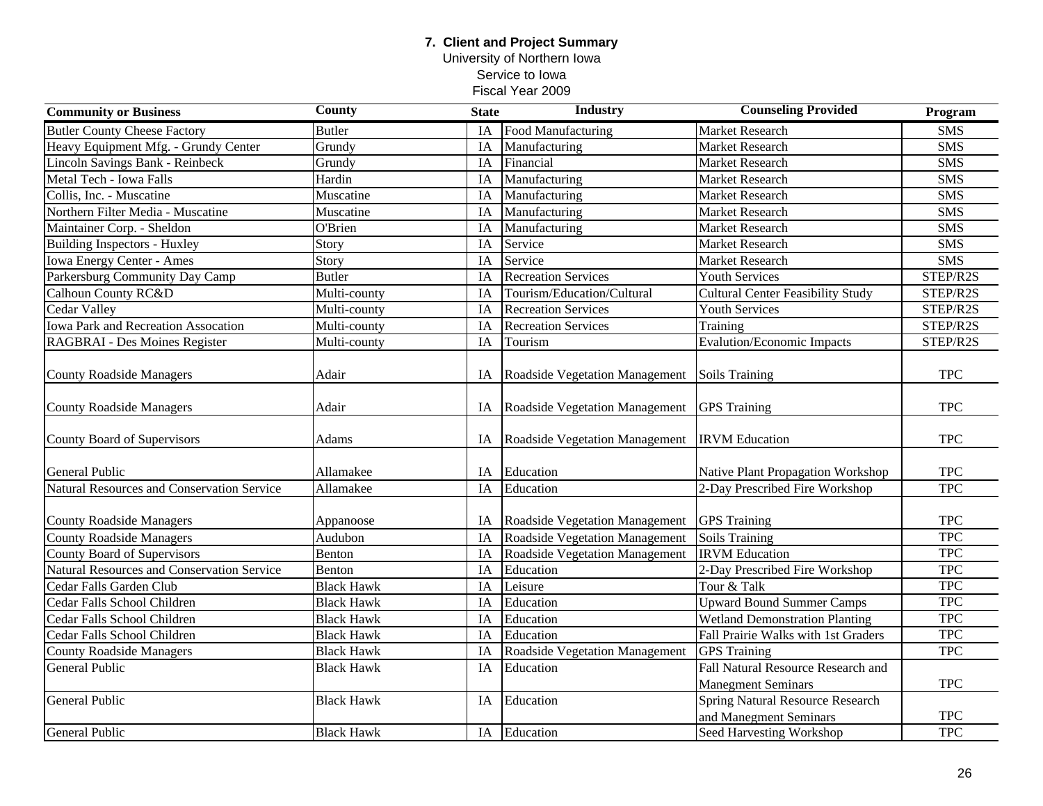**7. Client and Project Summary**

University of Northern Iowa

Service to Iowa

Fiscal Year 2009

| Community or Business | County | State | Industry | Counseling Provided | Program |
|---|---|---|---|---|---|
| Butler County Cheese Factory | Butler | IA | Food Manufacturing | Market Research | SMS |
| Heavy Equipment Mfg. - Grundy Center | Grundy | IA | Manufacturing | Market Research | SMS |
| Lincoln Savings Bank - Reinbeck | Grundy | IA | Financial | Market Research | SMS |
| Metal Tech - Iowa Falls | Hardin | IA | Manufacturing | Market Research | SMS |
| Collis, Inc. - Muscatine | Muscatine | IA | Manufacturing | Market Research | SMS |
| Northern Filter Media - Muscatine | Muscatine | IA | Manufacturing | Market Research | SMS |
| Maintainer Corp. - Sheldon | O'Brien | IA | Manufacturing | Market Research | SMS |
| Building Inspectors - Huxley | Story | IA | Service | Market Research | SMS |
| Iowa Energy Center - Ames | Story | IA | Service | Market Research | SMS |
| Parkersburg Community Day Camp | Butler | IA | Recreation Services | Youth Services | STEP/R2S |
| Calhoun County RC&D | Multi-county | IA | Tourism/Education/Cultural | Cultural Center Feasibility Study | STEP/R2S |
| Cedar Valley | Multi-county | IA | Recreation Services | Youth Services | STEP/R2S |
| Iowa Park and Recreation Assocation | Multi-county | IA | Recreation Services | Training | STEP/R2S |
| RAGBRAI - Des Moines Register | Multi-county | IA | Tourism | Evalution/Economic Impacts | STEP/R2S |
| County Roadside Managers | Adair | IA | Roadside Vegetation Management | Soils Training | TPC |
| County Roadside Managers | Adair | IA | Roadside Vegetation Management | GPS Training | TPC |
| County Board of Supervisors | Adams | IA | Roadside Vegetation Management | IRVM Education | TPC |
| General Public | Allamakee | IA | Education | Native Plant Propagation Workshop | TPC |
| Natural Resources and Conservation Service | Allamakee | IA | Education | 2-Day Prescribed Fire Workshop | TPC |
| County Roadside Managers | Appanoose | IA | Roadside Vegetation Management | GPS Training | TPC |
| County Roadside Managers | Audubon | IA | Roadside Vegetation Management | Soils Training | TPC |
| County Board of Supervisors | Benton | IA | Roadside Vegetation Management | IRVM Education | TPC |
| Natural Resources and Conservation Service | Benton | IA | Education | 2-Day Prescribed Fire Workshop | TPC |
| Cedar Falls Garden Club | Black Hawk | IA | Leisure | Tour & Talk | TPC |
| Cedar Falls School Children | Black Hawk | IA | Education | Upward Bound Summer Camps | TPC |
| Cedar Falls School Children | Black Hawk | IA | Education | Wetland Demonstration Planting | TPC |
| Cedar Falls School Children | Black Hawk | IA | Education | Fall Prairie Walks with 1st Graders | TPC |
| County Roadside Managers | Black Hawk | IA | Roadside Vegetation Management | GPS Training | TPC |
| General Public | Black Hawk | IA | Education | Fall Natural Resource Research and Manegment Seminars | TPC |
| General Public | Black Hawk | IA | Education | Spring Natural Resource Research and Manegment Seminars | TPC |
| General Public | Black Hawk | IA | Education | Seed Harvesting Workshop | TPC |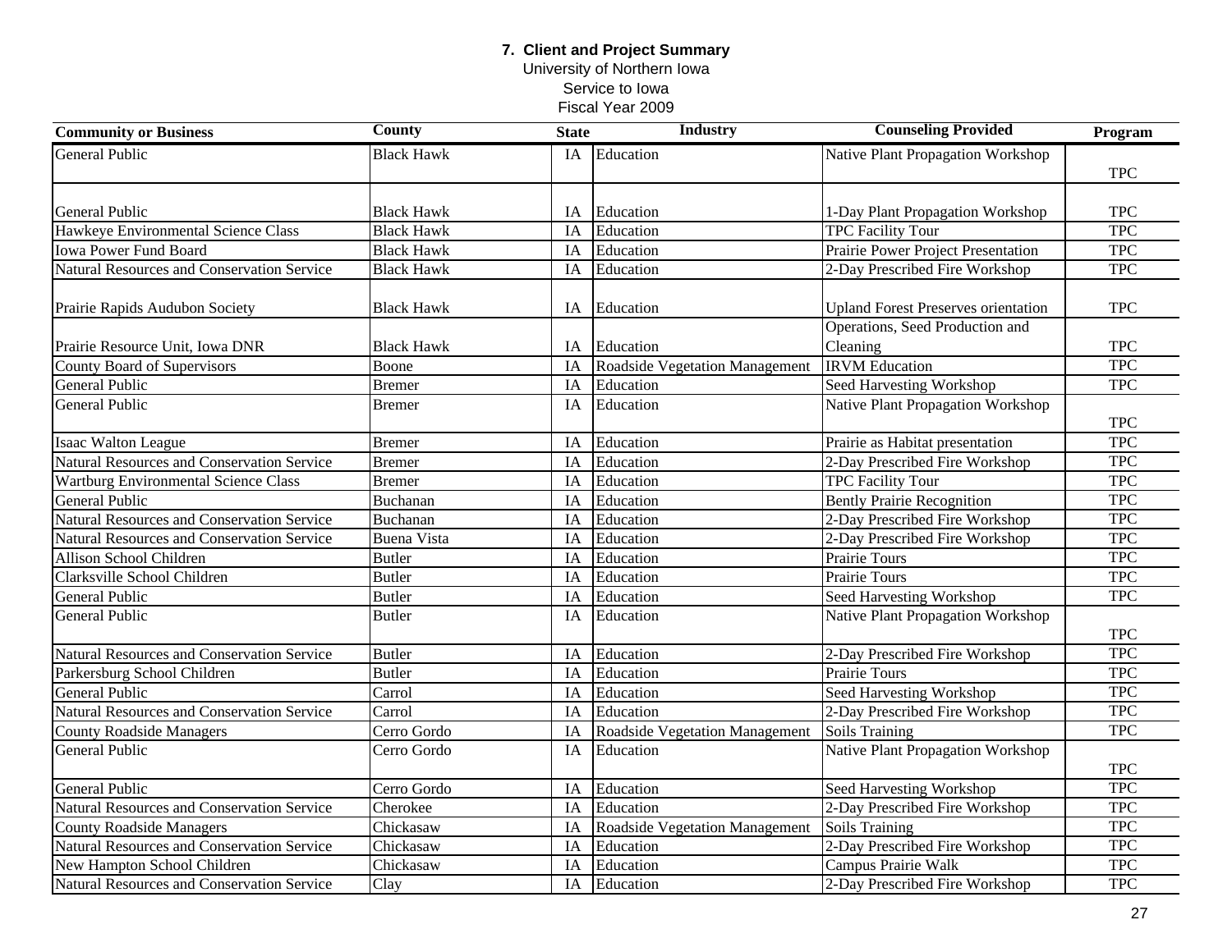**7. Client and Project Summary**
University of Northern Iowa
Service to Iowa
Fiscal Year 2009

| Community or Business | County | State | Industry | Counseling Provided | Program |
|---|---|---|---|---|---|
| General Public | Black Hawk | IA | Education | Native Plant Propagation Workshop | TPC |
| General Public | Black Hawk | IA | Education | 1-Day Plant Propagation Workshop | TPC |
| Hawkeye Environmental Science Class | Black Hawk | IA | Education | TPC Facility Tour | TPC |
| Iowa Power Fund Board | Black Hawk | IA | Education | Prairie Power Project Presentation | TPC |
| Natural Resources and Conservation Service | Black Hawk | IA | Education | 2-Day Prescribed Fire Workshop | TPC |
| Prairie Rapids Audubon Society | Black Hawk | IA | Education | Upland Forest Preserves orientation | TPC |
| Prairie Resource Unit, Iowa DNR | Black Hawk | IA | Education | Operations, Seed Production and Cleaning | TPC |
| County Board of Supervisors | Boone | IA | Roadside Vegetation Management | IRVM Education | TPC |
| General Public | Bremer | IA | Education | Seed Harvesting Workshop | TPC |
| General Public | Bremer | IA | Education | Native Plant Propagation Workshop | TPC |
| Isaac Walton League | Bremer | IA | Education | Prairie as Habitat presentation | TPC |
| Natural Resources and Conservation Service | Bremer | IA | Education | 2-Day Prescribed Fire Workshop | TPC |
| Wartburg Environmental Science Class | Bremer | IA | Education | TPC Facility Tour | TPC |
| General Public | Buchanan | IA | Education | Bently Prairie Recognition | TPC |
| Natural Resources and Conservation Service | Buchanan | IA | Education | 2-Day Prescribed Fire Workshop | TPC |
| Natural Resources and Conservation Service | Buena Vista | IA | Education | 2-Day Prescribed Fire Workshop | TPC |
| Allison School Children | Butler | IA | Education | Prairie Tours | TPC |
| Clarksville School Children | Butler | IA | Education | Prairie Tours | TPC |
| General Public | Butler | IA | Education | Seed Harvesting Workshop | TPC |
| General Public | Butler | IA | Education | Native Plant Propagation Workshop | TPC |
| Natural Resources and Conservation Service | Butler | IA | Education | 2-Day Prescribed Fire Workshop | TPC |
| Parkersburg School Children | Butler | IA | Education | Prairie Tours | TPC |
| General Public | Carrol | IA | Education | Seed Harvesting Workshop | TPC |
| Natural Resources and Conservation Service | Carrol | IA | Education | 2-Day Prescribed Fire Workshop | TPC |
| County Roadside Managers | Cerro Gordo | IA | Roadside Vegetation Management | Soils Training | TPC |
| General Public | Cerro Gordo | IA | Education | Native Plant Propagation Workshop | TPC |
| General Public | Cerro Gordo | IA | Education | Seed Harvesting Workshop | TPC |
| Natural Resources and Conservation Service | Cherokee | IA | Education | 2-Day Prescribed Fire Workshop | TPC |
| County Roadside Managers | Chickasaw | IA | Roadside Vegetation Management | Soils Training | TPC |
| Natural Resources and Conservation Service | Chickasaw | IA | Education | 2-Day Prescribed Fire Workshop | TPC |
| New Hampton School Children | Chickasaw | IA | Education | Campus Prairie Walk | TPC |
| Natural Resources and Conservation Service | Clay | IA | Education | 2-Day Prescribed Fire Workshop | TPC |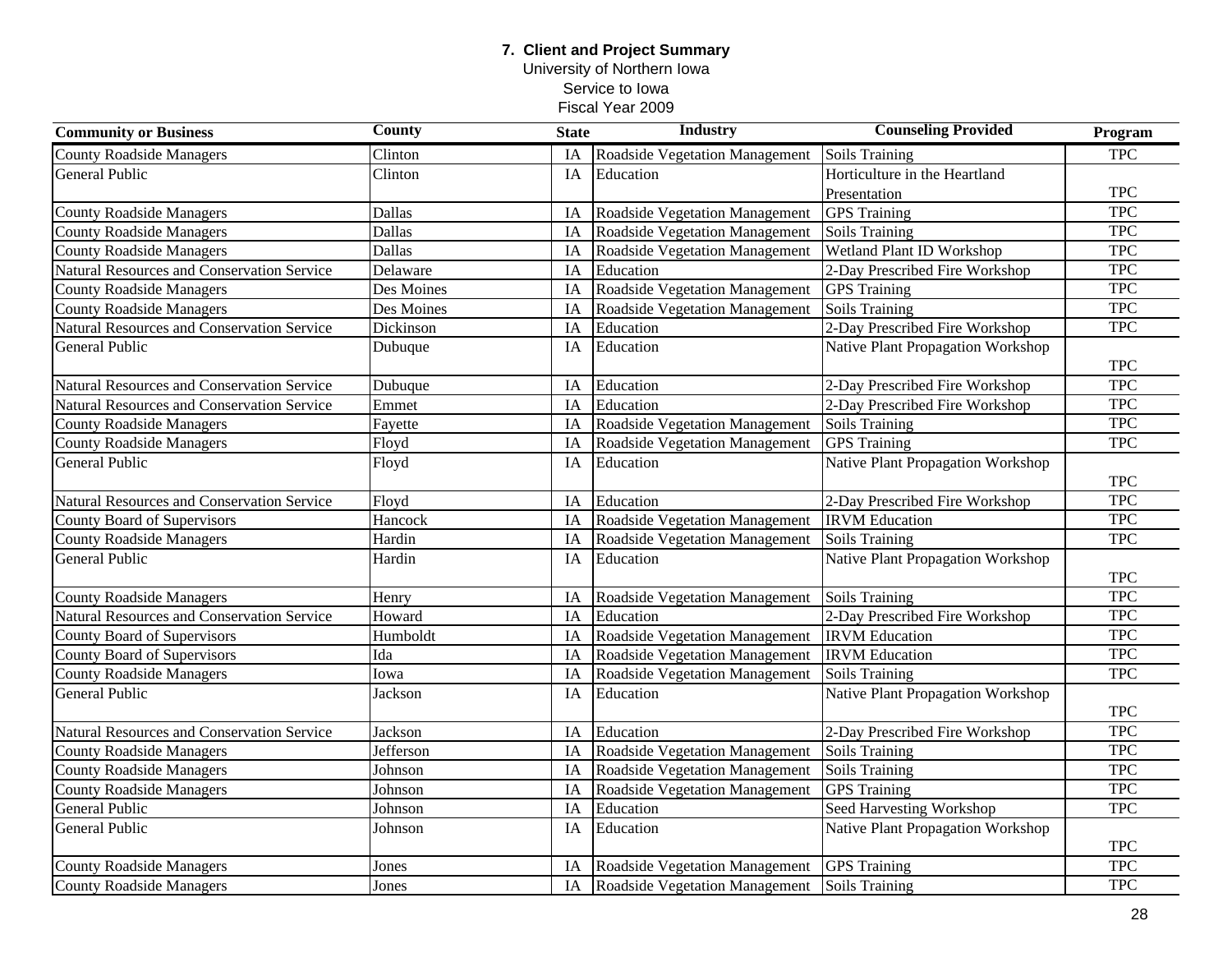**7. Client and Project Summary**
University of Northern Iowa
Service to Iowa
Fiscal Year 2009

| Community or Business | County | State | Industry | Counseling Provided | Program |
|---|---|---|---|---|---|
| County Roadside Managers | Clinton | IA | Roadside Vegetation Management | Soils Training | TPC |
| General Public | Clinton | IA | Education | Horticulture in the Heartland Presentation | TPC |
| County Roadside Managers | Dallas | IA | Roadside Vegetation Management | GPS Training | TPC |
| County Roadside Managers | Dallas | IA | Roadside Vegetation Management | Soils Training | TPC |
| County Roadside Managers | Dallas | IA | Roadside Vegetation Management | Wetland Plant ID Workshop | TPC |
| Natural Resources and Conservation Service | Delaware | IA | Education | 2-Day Prescribed Fire Workshop | TPC |
| County Roadside Managers | Des Moines | IA | Roadside Vegetation Management | GPS Training | TPC |
| County Roadside Managers | Des Moines | IA | Roadside Vegetation Management | Soils Training | TPC |
| Natural Resources and Conservation Service | Dickinson | IA | Education | 2-Day Prescribed Fire Workshop | TPC |
| General Public | Dubuque | IA | Education | Native Plant Propagation Workshop | TPC |
| Natural Resources and Conservation Service | Dubuque | IA | Education | 2-Day Prescribed Fire Workshop | TPC |
| Natural Resources and Conservation Service | Emmet | IA | Education | 2-Day Prescribed Fire Workshop | TPC |
| County Roadside Managers | Fayette | IA | Roadside Vegetation Management | Soils Training | TPC |
| County Roadside Managers | Floyd | IA | Roadside Vegetation Management | GPS Training | TPC |
| General Public | Floyd | IA | Education | Native Plant Propagation Workshop | TPC |
| Natural Resources and Conservation Service | Floyd | IA | Education | 2-Day Prescribed Fire Workshop | TPC |
| County Board of Supervisors | Hancock | IA | Roadside Vegetation Management | IRVM Education | TPC |
| County Roadside Managers | Hardin | IA | Roadside Vegetation Management | Soils Training | TPC |
| General Public | Hardin | IA | Education | Native Plant Propagation Workshop | TPC |
| County Roadside Managers | Henry | IA | Roadside Vegetation Management | Soils Training | TPC |
| Natural Resources and Conservation Service | Howard | IA | Education | 2-Day Prescribed Fire Workshop | TPC |
| County Board of Supervisors | Humboldt | IA | Roadside Vegetation Management | IRVM Education | TPC |
| County Board of Supervisors | Ida | IA | Roadside Vegetation Management | IRVM Education | TPC |
| County Roadside Managers | Iowa | IA | Roadside Vegetation Management | Soils Training | TPC |
| General Public | Jackson | IA | Education | Native Plant Propagation Workshop | TPC |
| Natural Resources and Conservation Service | Jackson | IA | Education | 2-Day Prescribed Fire Workshop | TPC |
| County Roadside Managers | Jefferson | IA | Roadside Vegetation Management | Soils Training | TPC |
| County Roadside Managers | Johnson | IA | Roadside Vegetation Management | Soils Training | TPC |
| County Roadside Managers | Johnson | IA | Roadside Vegetation Management | GPS Training | TPC |
| General Public | Johnson | IA | Education | Seed Harvesting Workshop | TPC |
| General Public | Johnson | IA | Education | Native Plant Propagation Workshop | TPC |
| County Roadside Managers | Jones | IA | Roadside Vegetation Management | GPS Training | TPC |
| County Roadside Managers | Jones | IA | Roadside Vegetation Management | Soils Training | TPC |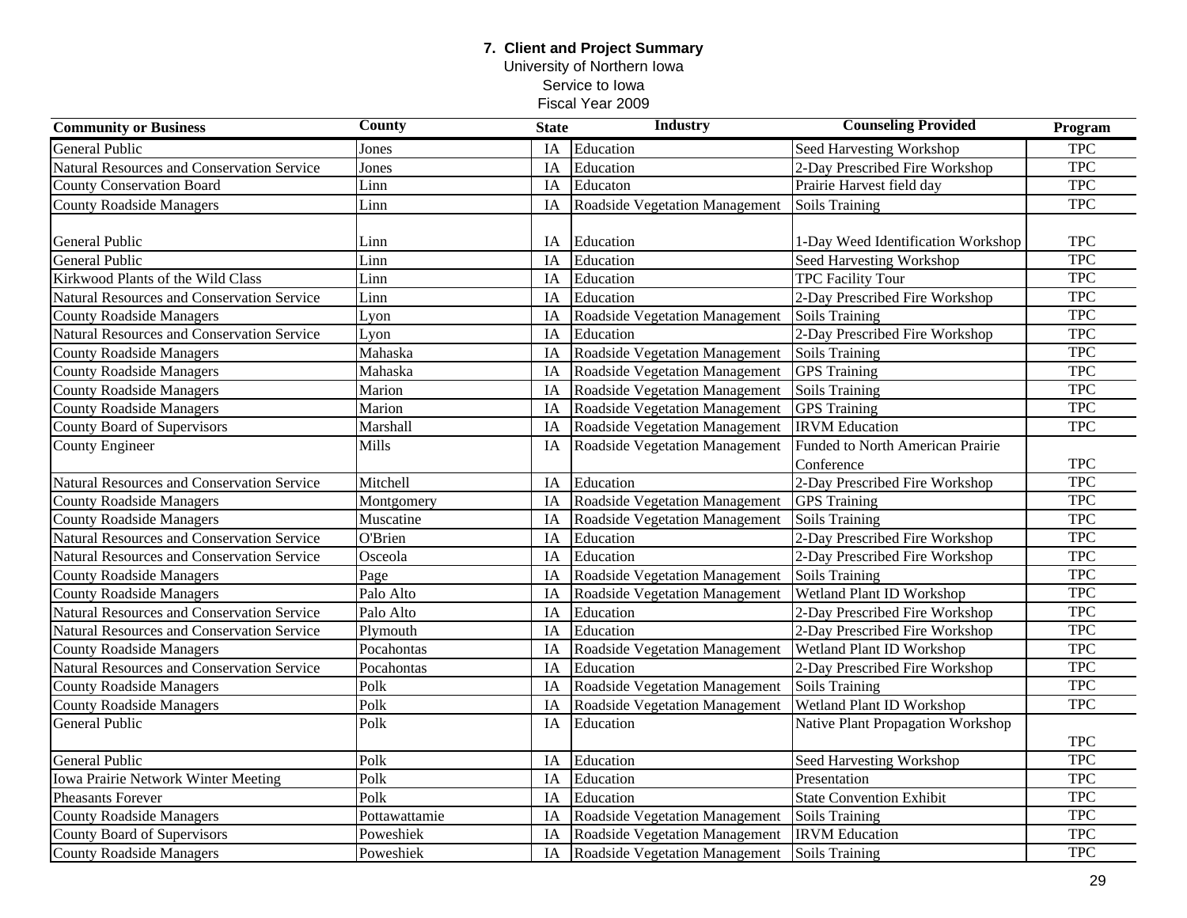**7. Client and Project Summary**
University of Northern Iowa
Service to Iowa
Fiscal Year 2009

| Community or Business | County | State | Industry | Counseling Provided | Program |
|---|---|---|---|---|---|
| General Public | Jones | IA | Education | Seed Harvesting Workshop | TPC |
| Natural Resources and Conservation Service | Jones | IA | Education | 2-Day Prescribed Fire Workshop | TPC |
| County Conservation Board | Linn | IA | Educaton | Prairie Harvest field day | TPC |
| County Roadside Managers | Linn | IA | Roadside Vegetation Management | Soils Training | TPC |
| General Public | Linn | IA | Education | 1-Day Weed Identification Workshop | TPC |
| General Public | Linn | IA | Education | Seed Harvesting Workshop | TPC |
| Kirkwood Plants of the Wild Class | Linn | IA | Education | TPC Facility Tour | TPC |
| Natural Resources and Conservation Service | Linn | IA | Education | 2-Day Prescribed Fire Workshop | TPC |
| County Roadside Managers | Lyon | IA | Roadside Vegetation Management | Soils Training | TPC |
| Natural Resources and Conservation Service | Lyon | IA | Education | 2-Day Prescribed Fire Workshop | TPC |
| County Roadside Managers | Mahaska | IA | Roadside Vegetation Management | Soils Training | TPC |
| County Roadside Managers | Mahaska | IA | Roadside Vegetation Management | GPS Training | TPC |
| County Roadside Managers | Marion | IA | Roadside Vegetation Management | Soils Training | TPC |
| County Roadside Managers | Marion | IA | Roadside Vegetation Management | GPS Training | TPC |
| County Board of Supervisors | Marshall | IA | Roadside Vegetation Management | IRVM Education | TPC |
| County Engineer | Mills | IA | Roadside Vegetation Management | Funded to North American Prairie Conference | TPC |
| Natural Resources and Conservation Service | Mitchell | IA | Education | 2-Day Prescribed Fire Workshop | TPC |
| County Roadside Managers | Montgomery | IA | Roadside Vegetation Management | GPS Training | TPC |
| County Roadside Managers | Muscatine | IA | Roadside Vegetation Management | Soils Training | TPC |
| Natural Resources and Conservation Service | O'Brien | IA | Education | 2-Day Prescribed Fire Workshop | TPC |
| Natural Resources and Conservation Service | Osceola | IA | Education | 2-Day Prescribed Fire Workshop | TPC |
| County Roadside Managers | Page | IA | Roadside Vegetation Management | Soils Training | TPC |
| County Roadside Managers | Palo Alto | IA | Roadside Vegetation Management | Wetland Plant ID Workshop | TPC |
| Natural Resources and Conservation Service | Palo Alto | IA | Education | 2-Day Prescribed Fire Workshop | TPC |
| Natural Resources and Conservation Service | Plymouth | IA | Education | 2-Day Prescribed Fire Workshop | TPC |
| County Roadside Managers | Pocahontas | IA | Roadside Vegetation Management | Wetland Plant ID Workshop | TPC |
| Natural Resources and Conservation Service | Pocahontas | IA | Education | 2-Day Prescribed Fire Workshop | TPC |
| County Roadside Managers | Polk | IA | Roadside Vegetation Management | Soils Training | TPC |
| County Roadside Managers | Polk | IA | Roadside Vegetation Management | Wetland Plant ID Workshop | TPC |
| General Public | Polk | IA | Education | Native Plant Propagation Workshop | TPC |
| General Public | Polk | IA | Education | Seed Harvesting Workshop | TPC |
| Iowa Prairie Network Winter Meeting | Polk | IA | Education | Presentation | TPC |
| Pheasants Forever | Polk | IA | Education | State Convention Exhibit | TPC |
| County Roadside Managers | Pottawattamie | IA | Roadside Vegetation Management | Soils Training | TPC |
| County Board of Supervisors | Poweshiek | IA | Roadside Vegetation Management | IRVM Education | TPC |
| County Roadside Managers | Poweshiek | IA | Roadside Vegetation Management | Soils Training | TPC |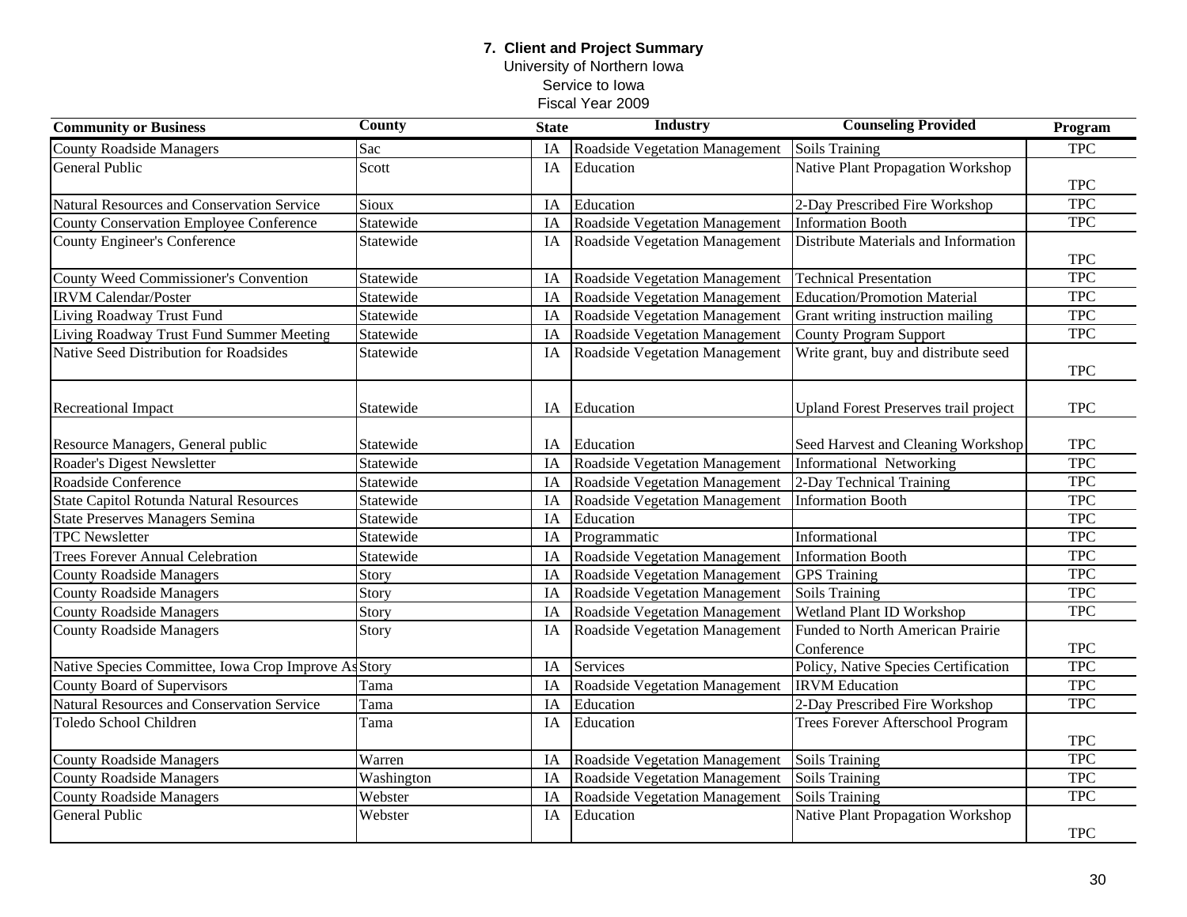**7. Client and Project Summary**
University of Northern Iowa
Service to Iowa
Fiscal Year 2009

| Community or Business | County | State | Industry | Counseling Provided | Program |
|---|---|---|---|---|---|
| County Roadside Managers | Sac | IA | Roadside Vegetation Management | Soils Training | TPC |
| General Public | Scott | IA | Education | Native Plant Propagation Workshop | TPC |
| Natural Resources and Conservation Service | Sioux | IA | Education | 2-Day Prescribed Fire Workshop | TPC |
| County Conservation Employee Conference | Statewide | IA | Roadside Vegetation Management | Information Booth | TPC |
| County Engineer's Conference | Statewide | IA | Roadside Vegetation Management | Distribute Materials and Information | TPC |
| County Weed Commissioner's Convention | Statewide | IA | Roadside Vegetation Management | Technical Presentation | TPC |
| IRVM Calendar/Poster | Statewide | IA | Roadside Vegetation Management | Education/Promotion Material | TPC |
| Living Roadway Trust Fund | Statewide | IA | Roadside Vegetation Management | Grant writing instruction mailing | TPC |
| Living Roadway Trust Fund Summer Meeting | Statewide | IA | Roadside Vegetation Management | County Program Support | TPC |
| Native Seed Distribution for Roadsides | Statewide | IA | Roadside Vegetation Management | Write grant, buy and distribute seed | TPC |
| Recreational Impact | Statewide | IA | Education | Upland Forest Preserves trail project | TPC |
| Resource Managers, General public | Statewide | IA | Education | Seed Harvest and Cleaning Workshop | TPC |
| Roader's Digest Newsletter | Statewide | IA | Roadside Vegetation Management | Informational Networking | TPC |
| Roadside Conference | Statewide | IA | Roadside Vegetation Management | 2-Day Technical Training | TPC |
| State Capitol Rotunda Natural Resources | Statewide | IA | Roadside Vegetation Management | Information Booth | TPC |
| State Preserves Managers Semina | Statewide | IA | Education | | TPC |
| TPC Newsletter | Statewide | IA | Programmatic | Informational | TPC |
| Trees Forever Annual Celebration | Statewide | IA | Roadside Vegetation Management | Information Booth | TPC |
| County Roadside Managers | Story | IA | Roadside Vegetation Management | GPS Training | TPC |
| County Roadside Managers | Story | IA | Roadside Vegetation Management | Soils Training | TPC |
| County Roadside Managers | Story | IA | Roadside Vegetation Management | Wetland Plant ID Workshop | TPC |
| County Roadside Managers | Story | IA | Roadside Vegetation Management | Funded to North American Prairie Conference | TPC |
| Native Species Committee, Iowa Crop Improve As | Story | IA | Services | Policy, Native Species Certification | TPC |
| County Board of Supervisors | Tama | IA | Roadside Vegetation Management | IRVM Education | TPC |
| Natural Resources and Conservation Service | Tama | IA | Education | 2-Day Prescribed Fire Workshop | TPC |
| Toledo School Children | Tama | IA | Education | Trees Forever Afterschool Program | TPC |
| County Roadside Managers | Warren | IA | Roadside Vegetation Management | Soils Training | TPC |
| County Roadside Managers | Washington | IA | Roadside Vegetation Management | Soils Training | TPC |
| County Roadside Managers | Webster | IA | Roadside Vegetation Management | Soils Training | TPC |
| General Public | Webster | IA | Education | Native Plant Propagation Workshop | TPC |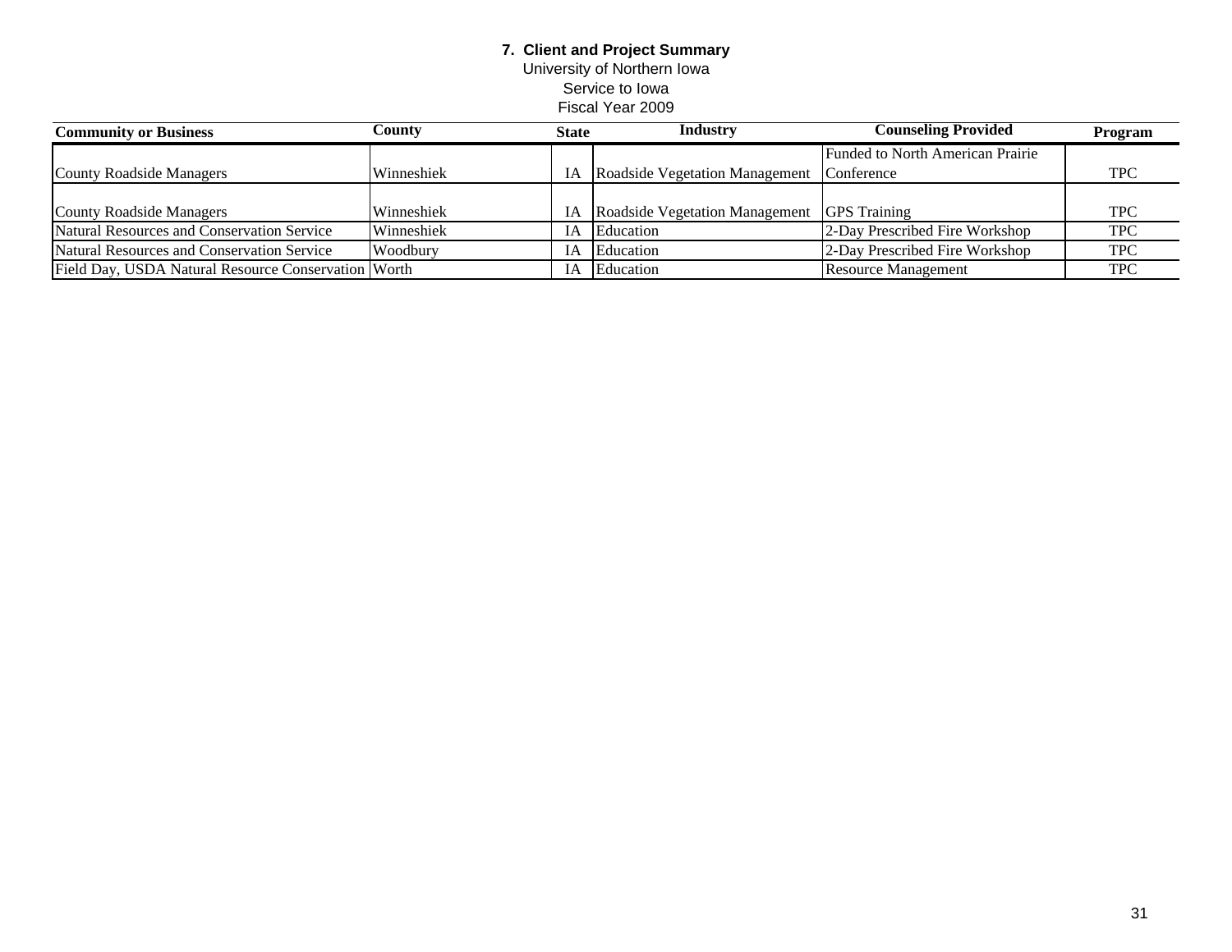**7. Client and Project Summary**
University of Northern Iowa
Service to Iowa
Fiscal Year 2009

| Community or Business | County | State | Industry | Counseling Provided | Program |
|---|---|---|---|---|---|
| County Roadside Managers | Winneshiek | IA | Roadside Vegetation Management | Funded to North American Prairie Conference | TPC |
| County Roadside Managers | Winneshiek | IA | Roadside Vegetation Management | GPS Training | TPC |
| Natural Resources and Conservation Service | Winneshiek | IA | Education | 2-Day Prescribed Fire Workshop | TPC |
| Natural Resources and Conservation Service | Woodbury | IA | Education | 2-Day Prescribed Fire Workshop | TPC |
| Field Day, USDA Natural Resource Conservation | Worth | IA | Education | Resource Management | TPC |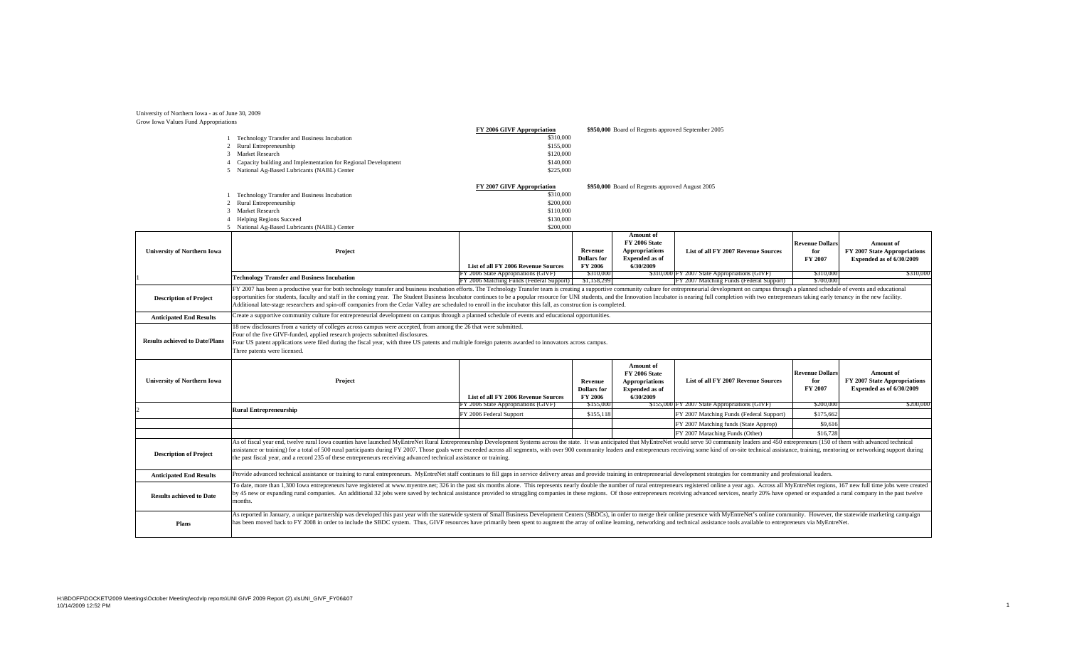University of Northern Iowa - as of June 30, 2009
Grow Iowa Values Fund Appropriations

| | | FY 2006 GIVF Appropriation | |
|---|---|---|---|
| 1 | Technology Transfer and Business Incubation | $310,000 | **$950,000** Board of Regents approved September 2005 |
| 2 | Rural Entrepreneurship | $155,000 | |
| 3 | Market Research | $120,000 | |
| 4 | Capacity building and Implementation for Regional Development | $140,000 | |
| 5 | National Ag-Based Lubricants (NABL) Center | $225,000 | |

| | | FY 2007 GIVF Appropriation | |
|---|---|---|---|
| 1 | Technology Transfer and Business Incubation | $310,000 | **$950,000** Board of Regents approved August 2005 |
| 2 | Rural Entrepreneurship | $200,000 | |
| 3 | Market Research | $110,000 | |
| 4 | Helping Regions Succeed | $130,000 | |
| 5 | National Ag-Based Lubricants (NABL) Center | $200,000 | |

| University of Northern Iowa | Project | List of all FY 2006 Revenue Sources | Revenue Dollars for FY 2006 | Amount of FY 2006 State Appropriations Expended as of 6/30/2009 | List of all FY 2007 Revenue Sources | Revenue Dollars for FY 2007 | Amount of FY 2007 State Appropriations Expended as of 6/30/2009 |
|---|---|---|---|---|---|---|---|
| 1 | **Technology Transfer and Business Incubation** | FY 2006 State Appropriations (GIVF) | $310,000 | $310,000 | FY 2007 State Appropriations (GIVF) | $310,000 | $310,000 |
| | | FY 2006 Matching Funds (Federal Support) | $1,158,299 | | FY 2007 Matching Funds (Federal Support) | $700,000 | |
| **Description of Project** | FY 2007 has been a productive year for both technology transfer and business incubation efforts. The Technology Transfer team is creating a supportive community culture for entrepreneurial development on campus through a planned schedule of events and educational opportunities for students, faculty and staff in the coming year. The Student Business Incubator continues to be a popular resource for UNI students, and the Innovation Incubator is nearing full completion with two entrepreneurs taking early tenancy in the new facility. Additional late-stage researchers and spin-off companies from the Cedar Valley are scheduled to enroll in the incubator this fall, as construction is completed. | | | | | | |
| **Anticipated End Results** | Create a supportive community culture for entrepreneurial development on campus through a planned schedule of events and educational opportunities. | | | | | | |
| **Results achieved to Date/Plans** | 18 new disclosures from a variety of colleges across campus were accepted, from among the 26 that were submitted.<br>Four of the five GIVF-funded, applied research projects submitted disclosures.<br>Four US patent applications were filed during the fiscal year, with three US patents and multiple foreign patents awarded to innovators across campus.<br>Three patents were licensed. | | | | | | |

| University of Northern Iowa | Project | List of all FY 2006 Revenue Sources | Revenue Dollars for FY 2006 | Amount of FY 2006 State Appropriations Expended as of 6/30/2009 | List of all FY 2007 Revenue Sources | Revenue Dollars for FY 2007 | Amount of FY 2007 State Appropriations Expended as of 6/30/2009 |
|---|---|---|---|---|---|---|---|
| 2 | **Rural Entrepreneurship** | FY 2006 State Appropriations (GIVF) | $155,000 | $155,000 | FY 2007 State Appropriations (GIVF) | $200,000 | $200,000 |
| | | FY 2006 Federal Support | $155,118 | | FY 2007 Matching Funds (Federal Support) | $175,662 | |
| | | | | | FY 2007 Matching funds (State Approp) | $9,616 | |
| | | | | | FY 2007 Mataching Funds (Other) | $16,728 | |
| **Description of Project** | As of fiscal year end, twelve rural Iowa counties have launched MyEntreNet Rural Entrepreneurship Development Systems across the state. It was anticipated that MyEntreNet would serve 50 community leaders and 450 entrepreneurs (150 of them with advanced technical assistance or training) for a total of 500 rural participants during FY 2007. Those goals were exceeded across all segments, with over 900 community leaders and entrepreneurs receiving some kind of on-site technical assistance, training, mentoring or networking support during the past fiscal year, and a record 235 of these entrepreneurs receiving advanced technical assistance or training. | | | | | | |
| **Anticipated End Results** | Provide advanced technical assistance or training to rural entrepreneurs. MyEntreNet staff continues to fill gaps in service delivery areas and provide training in entrepreneurial development strategies for community and professional leaders. | | | | | | |
| **Results achieved to Date** | To date, more than 1,300 Iowa entrepreneurs have registered at www.myentre.net; 326 in the past six months alone. This represents nearly double the number of rural entrepreneurs registered online a year ago. Across all MyEntreNet regions, 167 new full time jobs were created by 45 new or expanding rural companies. An additional 32 jobs were saved by technical assistance provided to struggling companies in these regions. Of those entrepreneurs receiving advanced services, nearly 20% have opened or expanded a rural company in the past twelve months. | | | | | | |
| **Plans** | As reported in January, a unique partnership was developed this past year with the statewide system of Small Business Development Centers (SBDCs), in order to merge their online presence with MyEntreNet's online community. However, the statewide marketing campaign has been moved back to FY 2008 in order to include the SBDC system. Thus, GIVF resources have primarily been spent to augment the array of online learning, networking and technical assistance tools available to entrepreneurs via MyEntreNet. | | | | | | |

H:\BDOFF\DOCKET\2009 Meetings\October Meeting\ecdvlp reports\UNI GIVF 2009 Report (2).xlsUNI_GIVF_FY06&07
10/14/2009 12:52 PM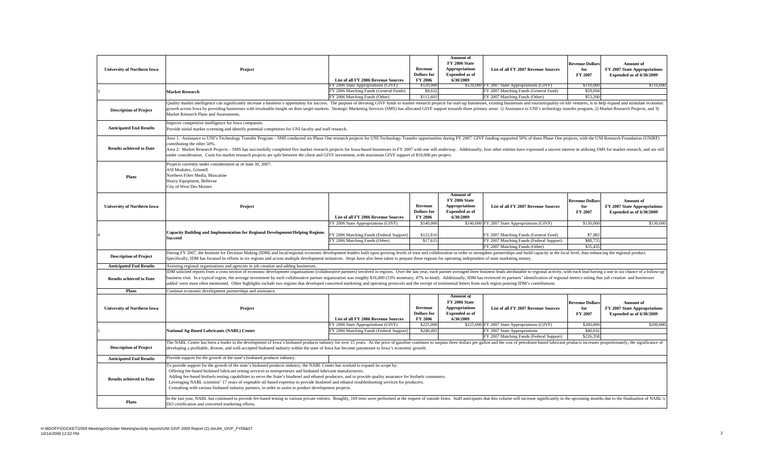| University of Northern Iowa | Project | List of all FY 2006 Revenue Sources | Revenue Dollars for FY 2006 | Amount of FY 2006 State Appropriations Expended as of 6/30/2009 | List of all FY 2007 Revenue Sources | Revenue Dollars for FY 2007 | Amount of FY 2007 State Appropriations Expended as of 6/30/2009 |
|---|---|---|---|---|---|---|---|
| 3 | Market Research | FY 2006 State Appropriations (GIVF) | $120,000 | $120,000 | FY 2007 State Appropriations (GIVF) | $110,000 | $110,000 |
| | | FY 2006 Matching Funds (General Funds) | $8,632 | | FY 2007 Matching Funds (General Fund) | $59,094 | |
| | | FY 2006 Matching Funds (Other) | $112,601 | | FY 2007 Matching Funds (Other) | $53,260 | |
| Description of Project | Quality market intelligence can significantly increase a business's opportunity for success. The purpose of devoting GIVF funds to market research projects for start-up businesses, existing businesses and tourism/quality-of-life ventures, is to help expand and stimulate economic growth across Iowa by providing businesses with invaluable insight on their target markets. Strategic Marketing Services (SMS) has allocated GIVF support towards three primary areas: 1) Assistance to UNI's technology transfer program, 2) Market Research Projects, and 3) Market Research Plans and Assessments. | | | | | | |
| Anticipated End Results | Improve competitive intelligence for Iowa companies.<br>Provide initial market screening and identify potential competitors for UNI faculty and staff research. | | | | | | |
| Results achieved to Date | Area 1: Assistance to UNI's Technology Transfer Program – SMS conducted six Phase One research projects for UNI Technology Transfer opportunities during FY 2007. GIVF funding supported 50% of these Phase One projects, with the UNI Research Foundation (UNIRF) contributing the other 50%.<br>Area 2: Market Research Projects – SMS has successfully completed five market research projects for Iowa-based businesses in FY 2007 with one still underway. Additionally, four other entities have expressed a sincere interest in utilizing SMS for market research, and are still under consideration. Costs for market research projects are split between the client and GIVF investment, with maximum GIVF support of $10,000 per project. | | | | | | |
| Plans | Projects currently under consideration as of June 30, 2007:<br>ASI Modulex, Grinnell<br>Northern Filter Media, Muscatine<br>Heavy Equipment, Bellevue<br>City of West Des Moines | | | | | | |

| University of Northern Iowa | Project | List of all FY 2006 Revenue Sources | Revenue Dollars for FY 2006 | Amount of FY 2006 State Appropriations Expended as of 6/30/2009 | List of all FY 2007 Revenue Sources | Revenue Dollars for FY 2007 | Amount of FY 2007 State Appropriations Expended as of 6/30/2009 |
|---|---|---|---|---|---|---|---|
| 4 | Capacity Building and Implementation for Regional Development/Helping Regions Succeed | FY 2006 State Appropriations (GIVF) | $140,000 | $140,000 | FY 2007 State Appropriations (GIVF) | $130,000 | $130,000 |
| | | FY 2006 Matching Funds (Federal Support) | $122,816 | | FY 2007 Matching Funds (General Fund) | $7,982 | |
| | | FY 2006 Matching Funds (Other) | $17,615 | | FY 2007 Matching Funds (Federal Support) | $88,755 | |
| | | | | | FY 2007 Matching Funds (Other) | $35,435 | |
| Description of Project | During FY 2007, the Institute for Decision Making (IDM) and local/regional economic development leaders built upon growing levels of trust and collaboration in order to strengthen partnerships and build capacity at the local level, thus enhancing the regional product. Specifically, IDM has focused its efforts in six regions and across multiple development initiatives. Steps have also been taken to prepare these regions for operating independent of state marketing money. | | | | | | |
| Anticipated End Results | Assisting regional organizations and agencies in job creation and adding businesses. | | | | | | |
| Results achieved to Date | IDM solicited reports from a cross section of economic development organizations (collaborative partners) involved in regions. Over the last year, each partner averaged three business leads attributable to regional activity, with each lead having a one in six chance of a follow-up business visit. In a typical region, the average investment by each collaborative partner organization was roughly $16,000 (53% monetary; 47% in-kind). Additionally, IDM has reviewed its partners' identification of regional metrics noting that *job creation* and *businesses added* were most often mentioned. Other highlights include two regions that developed concerted marketing and operating protocols and the receipt of testimonial letters from each region praising IDM's contributions. | | | | | | |
| Plans | Continue economic development partnerships and assistance. | | | | | | |

| University of Northern Iowa | Project | List of all FY 2006 Revenue Sources | Revenue Dollars for FY 2006 | Amount of FY 2006 State Appropriations Expended as of 6/30/2009 | List of all FY 2007 Revenue Sources | Revenue Dollars for FY 2007 | Amount of FY 2007 State Appropriations Expended as of 6/30/2009 |
|---|---|---|---|---|---|---|---|
| 5 | National Ag-Based Lubricants (NABL) Center | FY 2006 State Appropriations (GIVF) | $225,000 | $225,000 | FY 2007 State Appropriations (GIVF) | $200,000 | $200,000 |
| | | FY 2006 Matching Funds (Federal Support) | $248,492 | | FY 2007 State Appropriations | $40,032 | |
| | | | | | FY 2007 Matching Funds (Federal Support) | $226,358 | |
| Description of Project | The NABL Center has been a leader in the development of Iowa's biobased products industry for over 15 years. As the price of gasoline continues to surpass three dollars per gallon and the cost of petroleum-based lubricant products increases proportionately, the significance of developing a profitable, diverse, and well-accepted biobased industry within the state of Iowa has become paramount to Iowa's economic growth. | | | | | | |
| Anticipated End Results | Provide support for the growth of the state's biobased products industry. | | | | | | |
| Results achieved to Date | To provide support for the growth of the state's biobased products industry, the NABL Center has worked to expand its scope by:<br>Offering fee-based biobased lubricant testing services to entrepreneurs and biobased lubricant manufacturers.<br>Adding fee-based biofuels testing capabilities to serve the State's biodiesel and ethanol producers, and to provide quality assurance for biofuels consumers.<br>Leveraging NABL scientists' 17 years of vegetable oil-based expertise to provide biodiesel and ethanol troubleshooting services for producers.<br>Consulting with various biobased industry partners, in order to assist in product development projects. | | | | | | |
| Plans | In the last year, NABL has continued to provide fee-based testing to various private entities. Roughly, 169 tests were performed at the request of outside firms. Staff anticipates that this volume will increase significantly in the upcoming months due to the finalization of NABL's ISO certification and concerted marketing efforts. | | | | | | |

H:\BDOFF\DOCKET\2009 Meetings\October Meeting\ecdvlp reports\UNI GIVF 2009 Report (2).xlsUNI_GIVF_FY06&07
10/14/2009 12:52 PM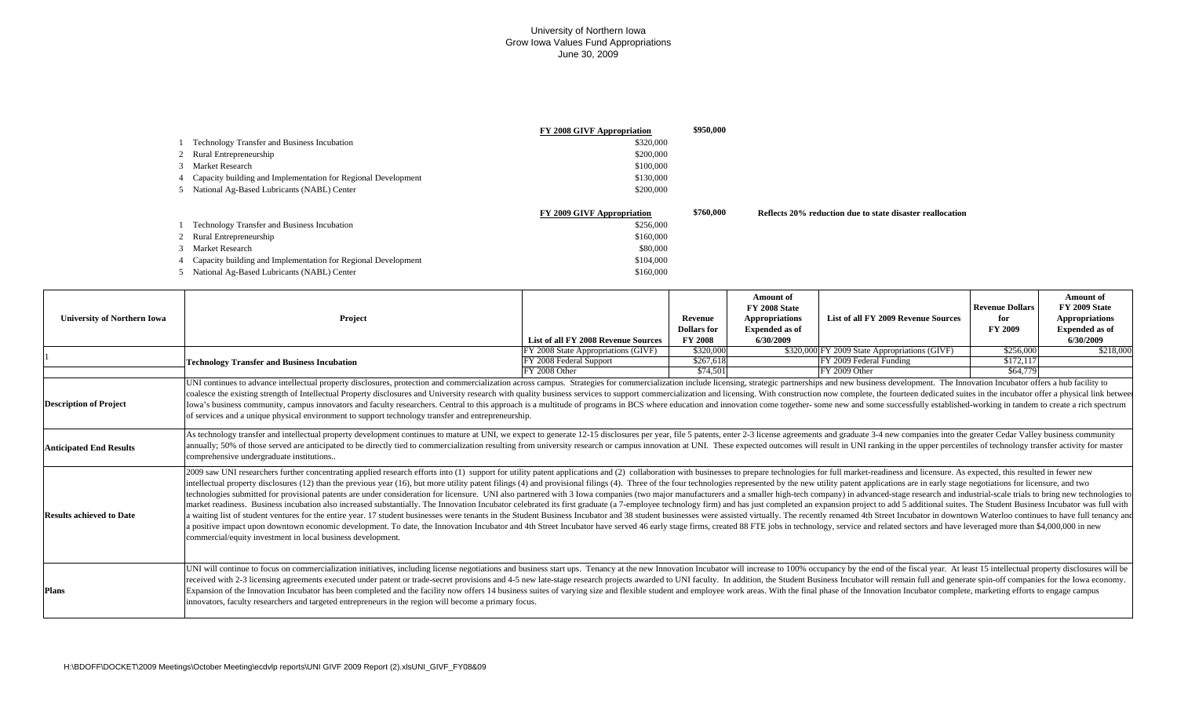# University of Northern Iowa
## Grow Iowa Values Fund Appropriations
### June 30, 2009

| | | **FY 2008 GIVF Appropriation** | **$950,000** |
|---|---|---|---|
| 1 | Technology Transfer and Business Incubation | $320,000 | |
| 2 | Rural Entrepreneurship | $200,000 | |
| 3 | Market Research | $100,000 | |
| 4 | Capacity building and Implementation for Regional Development | $130,000 | |
| 5 | National Ag-Based Lubricants (NABL) Center | $200,000 | |

| | | **FY 2009 GIVF Appropriation** | **$760,000** | **Reflects 20% reduction due to state disaster reallocation** |
|---|---|---|---|---|
| 1 | Technology Transfer and Business Incubation | $256,000 | | |
| 2 | Rural Entrepreneurship | $160,000 | | |
| 3 | Market Research | $80,000 | | |
| 4 | Capacity building and Implementation for Regional Development | $104,000 | | |
| 5 | National Ag-Based Lubricants (NABL) Center | $160,000 | | |

| University of Northern Iowa | Project | List of all FY 2008 Revenue Sources | Revenue Dollars for FY 2008 | Amount of FY 2008 State Appropriations Expended as of 6/30/2009 | List of all FY 2009 Revenue Sources | Revenue Dollars for FY 2009 | Amount of FY 2009 State Appropriations Expended as of 6/30/2009 |
|---|---|---|---|---|---|---|---|
| 1 | **Technology Transfer and Business Incubation** | FY 2008 State Appropriations (GIVF) | $320,000 | $320,000 | FY 2009 State Appropriations (GIVF) | $256,000 | $218,000 |
| | | FY 2008 Federal Support | $267,618 | | FY 2009 Federal Funding | $172,117 | |
| | | FY 2008 Other | $74,501 | | FY 2009 Other | $64,779 | |
| **Description of Project** | UNI continues to advance intellectual property disclosures, protection and commercialization across campus. Strategies for commercialization include licensing, strategic partnerships and new business development. The Innovation Incubator offers a hub facility to coalesce the existing strength of Intellectual Property disclosures and University research with quality business services to support commercialization and licensing. With construction now complete, the fourteen dedicated suites in the incubator offer a physical link between Iowa's business community, campus innovators and faculty researchers. Central to this approach is a multitude of programs in BCS where education and innovation come together- some new and some successfully established-working in tandem to create a rich spectrum of services and a unique physical environment to support technology transfer and entrepreneurship. | | | | | | |
| **Anticipated End Results** | As technology transfer and intellectual property development continues to mature at UNI, we expect to generate 12-15 disclosures per year, file 5 patents, enter 2-3 license agreements and graduate 3-4 new companies into the greater Cedar Valley business community annually; 50% of those served are anticipated to be directly tied to commercialization resulting from university research or campus innovation at UNI. These expected outcomes will result in UNI ranking in the upper percentiles of technology transfer activity for master comprehensive undergraduate institutions.. | | | | | | |
| **Results achieved to Date** | 2009 saw UNI researchers further concentrating applied research efforts into (1) support for utility patent applications and (2) collaboration with businesses to prepare technologies for full market-readiness and licensure. As expected, this resulted in fewer new intellectual property disclosures (12) than the previous year (16), but more utility patent filings (4) and provisional filings (4). Three of the four technologies represented by the new utility patent applications are in early stage negotiations for licensure, and two technologies submitted for provisional patents are under consideration for licensure. UNI also partnered with 3 Iowa companies (two major manufacturers and a smaller high-tech company) in advanced-stage research and industrial-scale trials to bring new technologies to market readiness. Business incubation also increased substantially. The Innovation Incubator celebrated its first graduate (a 7-employee technology firm) and has just completed an expansion project to add 5 additional suites. The Student Business Incubator was full with a waiting list of student ventures for the entire year. 17 student businesses were tenants in the Student Business Incubator and 38 student businesses were assisted virtually. The recently renamed 4th Street Incubator in downtown Waterloo continues to have full tenancy and a positive impact upon downtown economic development. To date, the Innovation Incubator and 4th Street Incubator have served 46 early stage firms, created 88 FTE jobs in technology, service and related sectors and have leveraged more than $4,000,000 in new commercial/equity investment in local business development. | | | | | | |
| **Plans** | UNI will continue to focus on commercialization initiatives, including license negotiations and business start ups. Tenancy at the new Innovation Incubator will increase to 100% occupancy by the end of the fiscal year. At least 15 intellectual property disclosures will be received with 2-3 licensing agreements executed under patent or trade-secret provisions and 4-5 new late-stage research projects awarded to UNI faculty. In addition, the Student Business Incubator will remain full and generate spin-off companies for the Iowa economy. Expansion of the Innovation Incubator has been completed and the facility now offers 14 business suites of varying size and flexible student and employee work areas. With the final phase of the Innovation Incubator complete, marketing efforts to engage campus innovators, faculty researchers and targeted entrepreneurs in the region will become a primary focus. | | | | | | |

H:\BDOFF\DOCKET\2009 Meetings\October Meeting\ecdvlp reports\UNI GIVF 2009 Report (2).xlsUNI_GIVF_FY08&09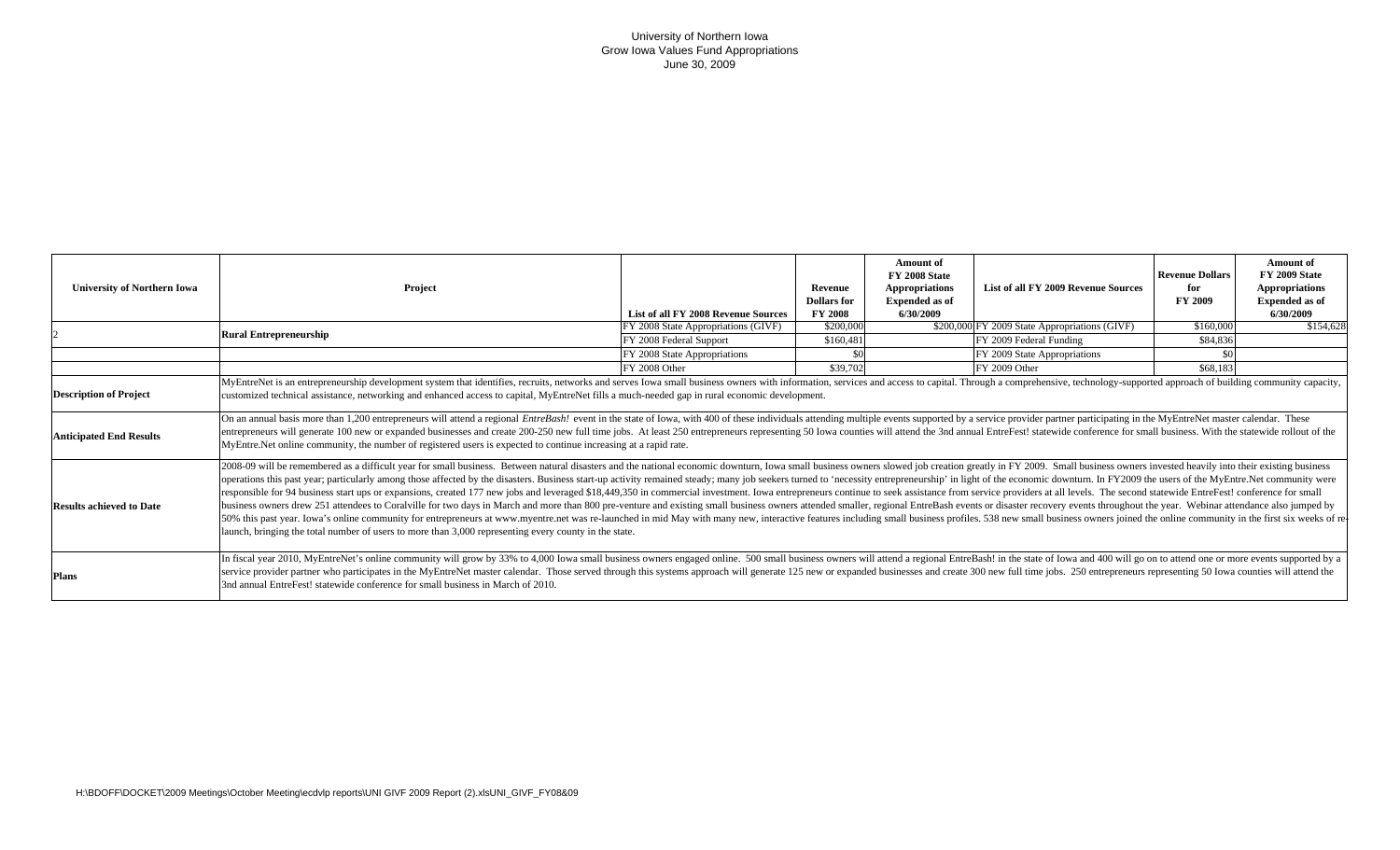University of Northern Iowa
Grow Iowa Values Fund Appropriations
June 30, 2009

| University of Northern Iowa | Project | List of all FY 2008 Revenue Sources | Revenue Dollars for FY 2008 | Amount of FY 2008 State Appropriations Expended as of 6/30/2009 | List of all FY 2009 Revenue Sources | Revenue Dollars for FY 2009 | Amount of FY 2009 State Appropriations Expended as of 6/30/2009 |
|---|---|---|---|---|---|---|---|
| 2 | Rural Entrepreneurship | FY 2008 State Appropriations (GIVF) | $200,000 | $200,000 | FY 2009 State Appropriations (GIVF) | $160,000 | $154,628 |
| | | FY 2008 Federal Support | $160,481 | | FY 2009 Federal Funding | $84,836 | |
| | | FY 2008 State Appropriations | $0 | | FY 2009 State Appropriations | $0 | |
| | | FY 2008 Other | $39,702 | | FY 2009 Other | $68,183 | |

**Description of Project**

MyEntreNet is an entrepreneurship development system that identifies, recruits, networks and serves Iowa small business owners with information, services and access to capital. Through a comprehensive, technology-supported approach of building community capacity, customized technical assistance, networking and enhanced access to capital, MyEntreNet fills a much-needed gap in rural economic development.

**Anticipated End Results**

On an annual basis more than 1,200 entrepreneurs will attend a regional *EntreBash!* event in the state of Iowa, with 400 of these individuals attending multiple events supported by a service provider partner participating in the MyEntreNet master calendar. These entrepreneurs will generate 100 new or expanded businesses and create 200-250 new full time jobs. At least 250 entrepreneurs representing 50 Iowa counties will attend the 3nd annual EntreFest! statewide conference for small business. With the statewide rollout of the MyEntre.Net online community, the number of registered users is expected to continue increasing at a rapid rate.

**Results achieved to Date**

2008-09 will be remembered as a difficult year for small business. Between natural disasters and the national economic downturn, Iowa small business owners slowed job creation greatly in FY 2009. Small business owners invested heavily into their existing business operations this past year; particularly among those affected by the disasters. Business start-up activity remained steady; many job seekers turned to 'necessity entrepreneurship' in light of the economic downturn. In FY2009 the users of the MyEntre.Net community were responsible for 94 business start ups or expansions, created 177 new jobs and leveraged $18,449,350 in commercial investment. Iowa entrepreneurs continue to seek assistance from service providers at all levels. The second statewide EntreFest! conference for small business owners drew 251 attendees to Coralville for two days in March and more than 800 pre-venture and existing small business owners attended smaller, regional EntreBash events or disaster recovery events throughout the year. Webinar attendance also jumped by 50% this past year. Iowa's online community for entrepreneurs at www.myentre.net was re-launched in mid May with many new, interactive features including small business profiles. 538 new small business owners joined the online community in the first six weeks of re-launch, bringing the total number of users to more than 3,000 representing every county in the state.

**Plans**

In fiscal year 2010, MyEntreNet's online community will grow by 33% to 4,000 Iowa small business owners engaged online. 500 small business owners will attend a regional EntreBash! in the state of Iowa and 400 will go on to attend one or more events supported by a service provider partner who participates in the MyEntreNet master calendar. Those served through this systems approach will generate 125 new or expanded businesses and create 300 new full time jobs. 250 entrepreneurs representing 50 Iowa counties will attend the 3nd annual EntreFest! statewide conference for small business in March of 2010.

H:\BDOFF\DOCKET\2009 Meetings\October Meeting\ecdvlp reports\UNI GIVF 2009 Report (2).xlsUNI_GIVF_FY08&09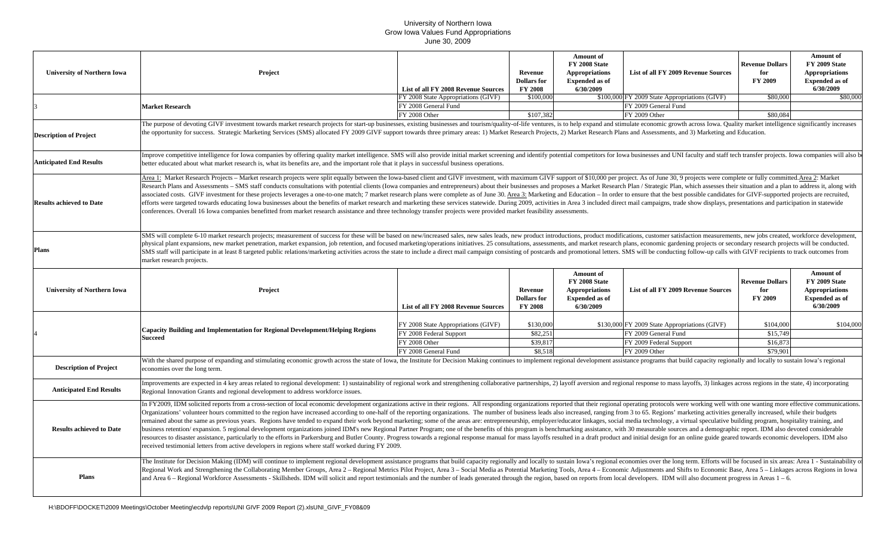# University of Northern Iowa
## Grow Iowa Values Fund Appropriations
### June 30, 2009

| University of Northern Iowa | Project | List of all FY 2008 Revenue Sources | Revenue Dollars for FY 2008 | Amount of FY 2008 State Appropriations Expended as of 6/30/2009 | List of all FY 2009 Revenue Sources | Revenue Dollars for FY 2009 | Amount of FY 2009 State Appropriations Expended as of 6/30/2009 |
|---|---|---|---|---|---|---|---|
| 3 | Market Research | FY 2008 State Appropriations (GIVF) | $100,000 | $100,000 | FY 2009 State Appropriations (GIVF) | $80,000 | $80,000 |
| | | FY 2008 General Fund | | | FY 2009 General Fund | | |
| | | FY 2008 Other | $107,382 | | FY 2009 Other | $80,084 | |

**Description of Project**

The purpose of devoting GIVF investment towards market research projects for start-up businesses, existing businesses and tourism/quality-of-life ventures, is to help expand and stimulate economic growth across Iowa. Quality market intelligence significantly increases the opportunity for success. Strategic Marketing Services (SMS) allocated FY 2009 GIVF support towards three primary areas: 1) Market Research Projects, 2) Market Research Plans and Assessments, and 3) Marketing and Education.

**Anticipated End Results**

Improve competitive intelligence for Iowa companies by offering quality market intelligence. SMS will also provide initial market screening and identify potential competitors for Iowa businesses and UNI faculty and staff tech transfer projects. Iowa companies will also be better educated about what market research is, what its benefits are, and the important role that it plays in successful business operations.

**Results achieved to Date**

Area 1: Market Research Projects – Market research projects were split equally between the Iowa-based client and GIVF investment, with maximum GIVF support of $10,000 per project. As of June 30, 9 projects were complete or fully committed. Area 2: Market Research Plans and Assessments – SMS staff conducts consultations with potential clients (Iowa companies and entrepreneurs) about their businesses and proposes a Market Research Plan / Strategic Plan, which assesses their situation and a plan to address it, along with associated costs. GIVF investment for these projects leverages a one-to-one match; 7 market research plans were complete as of June 30. Area 3: Marketing and Education – In order to ensure that the best possible candidates for GIVF-supported projects are recruited, efforts were targeted towards educating Iowa businesses about the benefits of market research and marketing these services statewide. During 2009, activities in Area 3 included direct mail campaigns, trade show displays, presentations and participation in statewide conferences. Overall 16 Iowa companies benefitted from market research assistance and three technology transfer projects were provided market feasibility assessments.

**Plans**

SMS will complete 6-10 market research projects; measurement of success for these will be based on new/increased sales, new sales leads, new product introductions, product modifications, customer satisfaction measurements, new jobs created, workforce development, physical plant expansions, new market penetration, market expansion, job retention, and focused marketing/operations initiatives. 25 consultations, assessments, and market research plans, economic gardening projects or secondary research projects will be conducted. SMS staff will participate in at least 8 targeted public relations/marketing activities across the state to include a direct mail campaign consisting of postcards and promotional letters. SMS will be conducting follow-up calls with GIVF recipients to track outcomes from market research projects.

| University of Northern Iowa | Project | List of all FY 2008 Revenue Sources | Revenue Dollars for FY 2008 | Amount of FY 2008 State Appropriations Expended as of 6/30/2009 | List of all FY 2009 Revenue Sources | Revenue Dollars for FY 2009 | Amount of FY 2009 State Appropriations Expended as of 6/30/2009 |
|---|---|---|---|---|---|---|---|
| 4 | Capacity Building and Implementation for Regional Development/Helping Regions Succeed | FY 2008 State Appropriations (GIVF) | $130,000 | $130,000 | FY 2009 State Appropriations (GIVF) | $104,000 | $104,000 |
| | | FY 2008 Federal Support | $82,251 | | FY 2009 General Fund | $15,749 | |
| | | FY 2008 Other | $39,817 | | FY 2009 Federal Support | $16,873 | |
| | | FY 2008 General Fund | $8,518 | | FY 2009 Other | $79,901 | |

**Description of Project**

With the shared purpose of expanding and stimulating economic growth across the state of Iowa, the Institute for Decision Making continues to implement regional development assistance programs that build capacity regionally and locally to sustain Iowa's regional economies over the long term.

**Anticipated End Results**

Improvements are expected in 4 key areas related to regional development: 1) sustainability of regional work and strengthening collaborative partnerships, 2) layoff aversion and regional response to mass layoffs, 3) linkages across regions in the state, 4) incorporating Regional Innovation Grants and regional development to address workforce issues.

**Results achieved to Date**

In FY2009, IDM solicited reports from a cross-section of local economic development organizations active in their regions. All responding organizations reported that their regional operating protocols were working well with one wanting more effective communications. Organizations' volunteer hours committed to the region have increased according to one-half of the reporting organizations. The number of business leads also increased, ranging from 3 to 65. Regions' marketing activities generally increased, while their budgets remained about the same as previous years. Regions have tended to expand their work beyond marketing; some of the areas are: entrepreneurship, employer/educator linkages, social media technology, a virtual speculative building program, hospitality training, and business retention/ expansion. 5 regional development organizations joined IDM's new Regional Partner Program; one of the benefits of this program is benchmarking assistance, with 30 measurable sources and a demographic report. IDM also devoted considerable resources to disaster assistance, particularly to the efforts in Parkersburg and Butler County. Progress towards a regional response manual for mass layoffs resulted in a draft product and initial design for an online guide geared towards economic developers. IDM also received testimonial letters from active developers in regions where staff worked during FY 2009.

**Plans**

The Institute for Decision Making (IDM) will continue to implement regional development assistance programs that build capacity regionally and locally to sustain Iowa's regional economies over the long term. Efforts will be focused in six areas: Area 1 - Sustainability of Regional Work and Strengthening the Collaborating Member Groups, Area 2 – Regional Metrics Pilot Project, Area 3 – Social Media as Potential Marketing Tools, Area 4 – Economic Adjustments and Shifts to Economic Base, Area 5 – Linkages across Regions in Iowa and Area 6 – Regional Workforce Assessments - Skillsheds. IDM will solicit and report testimonials and the number of leads generated through the region, based on reports from local developers. IDM will also document progress in Areas 1 – 6.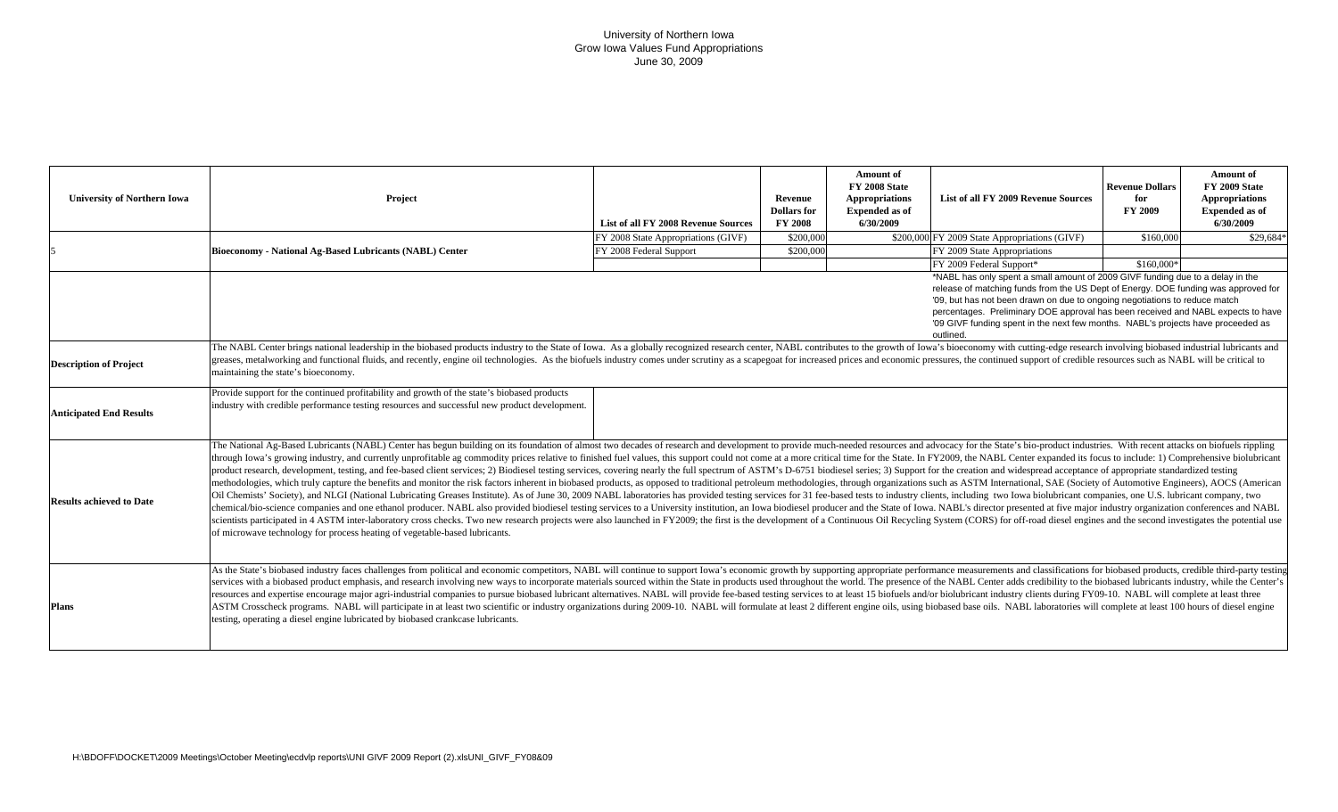# University of Northern Iowa
## Grow Iowa Values Fund Appropriations
## June 30, 2009

| University of Northern Iowa | Project | List of all FY 2008 Revenue Sources | Revenue Dollars for FY 2008 | Amount of FY 2008 State Appropriations Expended as of 6/30/2009 | List of all FY 2009 Revenue Sources | Revenue Dollars for FY 2009 | Amount of FY 2009 State Appropriations Expended as of 6/30/2009 |
|---|---|---|---|---|---|---|---|
| 5 | **Bioeconomy - National Ag-Based Lubricants (NABL) Center** | FY 2008 State Appropriations (GIVF) | $200,000 | $200,000 | FY 2009 State Appropriations (GIVF) | $160,000 | $29,684* |
| | | FY 2008 Federal Support | $200,000 | | FY 2009 State Appropriations | | |
| | | | | | FY 2009 Federal Support* | $160,000* | |
| | | | | | *NABL has only spent a small amount of 2009 GIVF funding due to a delay in the release of matching funds from the US Dept of Energy. DOE funding was approved for '09, but has not been drawn on due to ongoing negotiations to reduce match percentages. Preliminary DOE approval has been received and NABL expects to have '09 GIVF funding spent in the next few months. NABL's projects have proceeded as outlined. | | |
| **Description of Project** | The NABL Center brings national leadership in the biobased products industry to the State of Iowa. As a globally recognized research center, NABL contributes to the growth of Iowa's bioeconomy with cutting-edge research involving biobased industrial lubricants and greases, metalworking and functional fluids, and recently, engine oil technologies. As the biofuels industry comes under scrutiny as a scapegoat for increased prices and economic pressures, the continued support of credible resources such as NABL will be critical to maintaining the state's bioeconomy. | | | | | | |
| **Anticipated End Results** | Provide support for the continued profitability and growth of the state's biobased products industry with credible performance testing resources and successful new product development. | | | | | | |
| **Results achieved to Date** | The National Ag-Based Lubricants (NABL) Center has begun building on its foundation of almost two decades of research and development to provide much-needed resources and advocacy for the State's bio-product industries. With recent attacks on biofuels rippling through Iowa's growing industry, and currently unprofitable ag commodity prices relative to finished fuel values, this support could not come at a more critical time for the State. In FY2009, the NABL Center expanded its focus to include: 1) Comprehensive biolubricant product research, development, testing, and fee-based client services; 2) Biodiesel testing services, covering nearly the full spectrum of ASTM's D-6751 biodiesel series; 3) Support for the creation and widespread acceptance of appropriate standardized testing methodologies, which truly capture the benefits and monitor the risk factors inherent in biobased products, as opposed to traditional petroleum methodologies, through organizations such as ASTM International, SAE (Society of Automotive Engineers), AOCS (American Oil Chemists' Society), and NLGI (National Lubricating Greases Institute). As of June 30, 2009 NABL laboratories has provided testing services for 31 fee-based tests to industry clients, including two Iowa biolubricant companies, one U.S. lubricant company, two chemical/bio-science companies and one ethanol producer. NABL also provided biodiesel testing services to a University institution, an Iowa biodiesel producer and the State of Iowa. NABL's director presented at five major industry organization conferences and NABL scientists participated in 4 ASTM inter-laboratory cross checks. Two new research projects were also launched in FY2009; the first is the development of a Continuous Oil Recycling System (CORS) for off-road diesel engines and the second investigates the potential use of microwave technology for process heating of vegetable-based lubricants. | | | | | | |
| **Plans** | As the State's biobased industry faces challenges from political and economic competitors, NABL will continue to support Iowa's economic growth by supporting appropriate performance measurements and classifications for biobased products, credible third-party testing services with a biobased product emphasis, and research involving new ways to incorporate materials sourced within the State in products used throughout the world. The presence of the NABL Center adds credibility to the biobased lubricants industry, while the Center's resources and expertise encourage major agri-industrial companies to pursue biobased lubricant alternatives. NABL will provide fee-based testing services to at least 15 biofuels and/or biolubricant industry clients during FY09-10. NABL will complete at least three ASTM Crosscheck programs. NABL will participate in at least two scientific or industry organizations during 2009-10. NABL will formulate at least 2 different engine oils, using biobased base oils. NABL laboratories will complete at least 100 hours of diesel engine testing, operating a diesel engine lubricated by biobased crankcase lubricants. | | | | | | |

H:\BDOFF\DOCKET\2009 Meetings\October Meeting\ecdvlp reports\UNI GIVF 2009 Report (2).xlsUNI_GIVF_FY08&09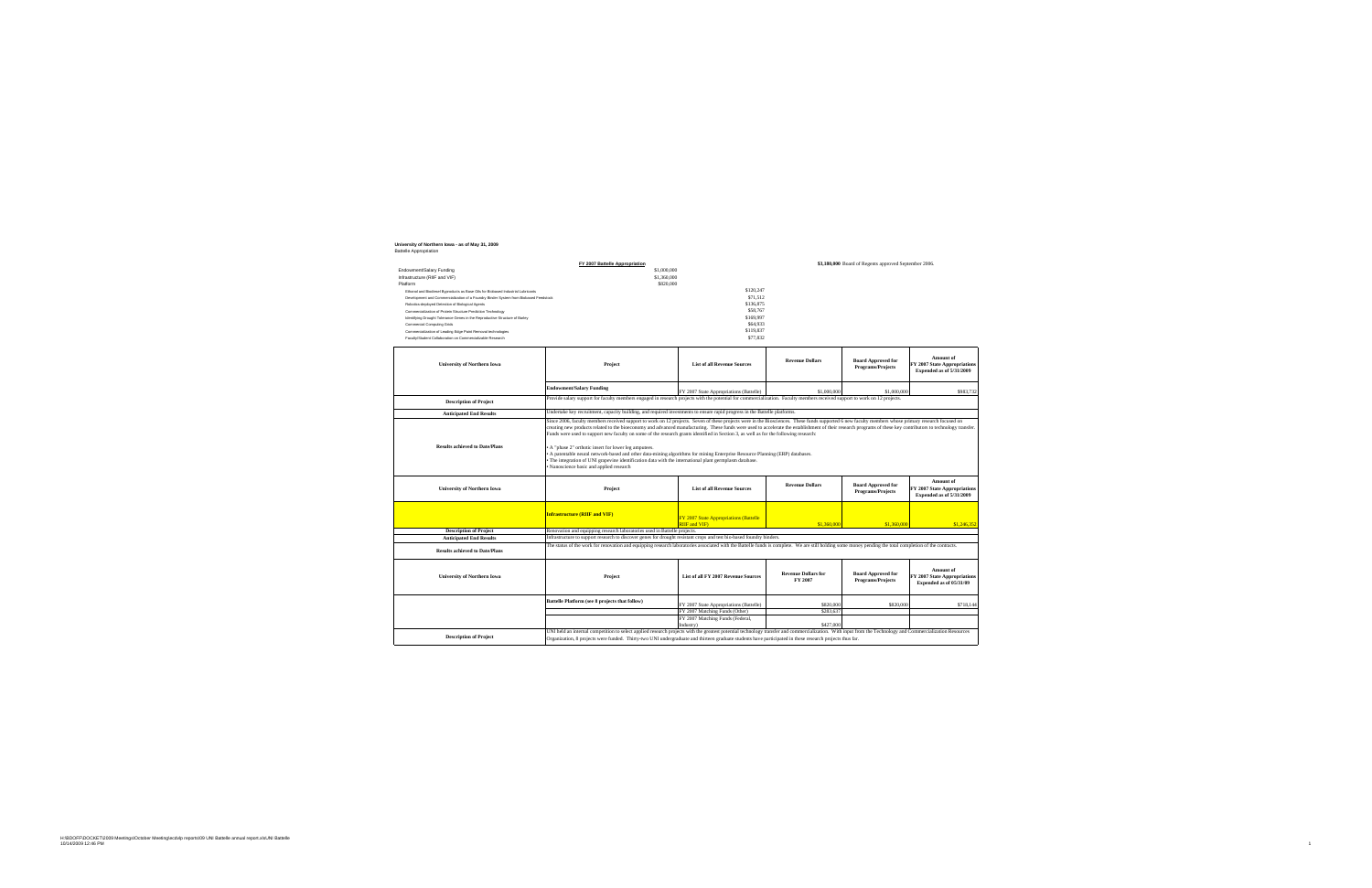**University of Northern Iowa - as of May 31, 2009**
Battelle Appropriation

| FY 2007 Battelle Appropriation | | | |
|---|---|---|---|
| Endowment/Salary Funding | $1,000,000 | | |
| Infrastructure (RIIF and VIF) | $1,360,000 | | |
| Platform | $820,000 | | |
| Ethanol and Biodiesel Byproducts as Base Oils for Biobased Industrial Lubricants | | $120,247 | |
| Development and Commercialization of a Foundry Binder System from Biobased Feedstock | | $71,512 | |
| Robotics-deployed Detection of Biological Agents | | $136,875 | |
| Commercialization of Protein Structure Prediction Technology | | $58,767 | |
| Identifying Drought Tolerance Genes in the Reproductive Structure of Barley | | $169,997 | |
| Commercial Computing Grids | | $64,933 | |
| Commercialization of Leading Edge Paint Removal technologies | | $119,837 | |
| Faculty/Student Collaboration on Commercializable Research | | $77,832 | |

**$3,180,000** Board of Regents approved September 2006.

| University of Northern Iowa | Project | List of all Revenue Sources | Revenue Dollars | Board Approved for Programs/Projects | Amount of FY 2007 State Appropriations Expended as of 5/31/2009 |
|---|---|---|---|---|---|
| | **Endowment/Salary Funding** | FY 2007 State Appropriations (Battelle) | $1,000,000 | $1,000,000 | $983,732 |
| **Description of Project** | Provide salary support for faculty members engaged in research projects with the potential for commercialization. Faculty members received support to work on 12 projects. | | | | |
| **Anticipated End Results** | Undertake key recruitment, capacity building, and required investments to ensure rapid progress in the Battelle platforms. | | | | |
| **Results achieved to Date/Plans** | Since 2006, faculty members received support to work on 12 projects. Seven of these projects were in the Biosciences. These funds supported 6 new faculty members whose primary research focused on creating new products related to the bioeconomy and advanced manufacturing. These funds were used to accelerate the establishment of their research programs of these key contributors to technology transfer. Funds were used to support new faculty on some of the research grants identified in Section 3, as well as for the following research:<br><br>• A "phase 2" orthotic insert for lower leg amputees.<br>• A patentable neural network-based and other data-mining algorithms for mining Enterprise Resource Planning (ERP) databases.<br>• The integration of UNI grapevine identification data with the international plant germplasm database.<br>• Nanoscience basic and applied research | | | | |

| University of Northern Iowa | Project | List of all Revenue Sources | Revenue Dollars | Board Approved for Programs/Projects | Amount of FY 2007 State Appropriations Expended as of 5/31/2009 |
|---|---|---|---|---|---|
| | **Infrastructure (RIIF and VIF)** | FY 2007 State Appropriations (Battelle RIIF and VIF) | $1,360,000 | $1,360,000 | $1,246,352 |
| **Description of Project** | Renovation and equipping research laboratories used in Battelle projects. | | | | |
| **Anticipated End Results** | Infrastructure to support research to discover genes for drought resistant crops and test bio-based foundry binders. | | | | |
| **Results achieved to Date/Plans** | The status of the work for renovation and equipping research laboratories associated with the Battelle funds is complete. We are still holding some money pending the total completion of the contracts. | | | | |

| University of Northern Iowa | Project | List of all FY 2007 Revenue Sources | Revenue Dollars for FY 2007 | Board Approved for Programs/Projects | Amount of FY 2007 State Appropriations Expended as of 05/31/09 |
|---|---|---|---|---|---|
| | **Battelle Platform (see 8 projects that follow)** | FY 2007 State Appropriations (Battelle) | $820,000 | $820,000 | $718,144 |
| | | FY 2007 Matching Funds (Other) | $283,637 | | |
| | | FY 2007 Matching Funds (Federal, Industry) | $427,000 | | |
| **Description of Project** | UNI held an internal competition to select applied research projects with the greatest potential technology transfer and commercialization. With input from the Technology and Commercialization Resources Organization, 8 projects were funded. Thirty-two UNI undergraduate and thirteen graduate students have participated in these research projects thus far. | | | | |

H:\BDOFF\DOCKET\2009 Meetings\October Meeting\ecdvlp reports\09 UNI Battelle annual report.xls\UNI Battelle
10/14/2009 12:46 PM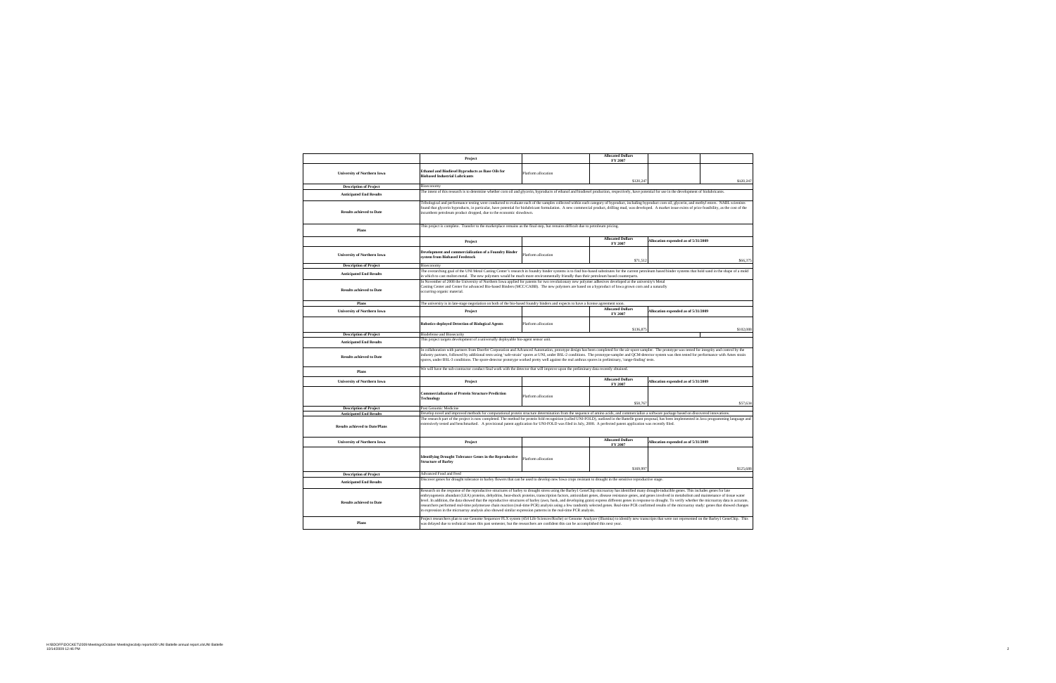| | Project | | Allocated Dollars FY 2007 | | |
|---|---|---|---|---|---|
| **University of Northern Iowa** | **Ethanol and Biodiesel Byproducts as Base Oils for Biobased Industrial Lubricants** | Platform allocation | $120,247 | | $120,247 |
| **Description of Project** | Bioeconomy | | | | |
| **Anticipated End Results** | The intent of this research is to determine whether corn oil and glycerin, byproducts of ethanol and biodiesel production, respectively, have potential for use in the development of biolubricants. | | | | |
| **Results achieved to Date** | Tribological and performance testing were conducted to evaluate each of the samples collected within each category of byproduct, including byproduct corn oil, glycerin, and methyl esters. NABL scientists found that glycerin byproducts, in particular, have potential for biolubricant formulation. A new commercial product, drilling mud, was developed. A market issue exists of price feasibility, as the cost of the incumbent petroleum product dropped, due to the economic slowdown. | | | | |
| **Plans** | This project is complete. Transfer to the marketplace remains as the final step, but remains difficult due to petroleum pricing. | | | | |
| | **Project** | | **Allocated Dollars FY 2007** | **Allocation expended as of 5/31/2009** | |
| **University of Northern Iowa** | **Development and commercialization of a Foundry Binder system from Biobased Feedstock** | Platform allocation | $71,512 | | $66,375 |
| **Description of Project** | Bioeconomy | | | | |
| **Anticipated End Results** | The overarching goal of the UNI Metal Casting Center's research in foundry binder systems is to find bio-based substitutes for the current petroleum based binder systems that hold sand in the shape of a mold in which to cast molten metal. The new polymers would be much more environmentally friendly than their petroleum based counterparts. | | | | |
| **Results achieved to Date** | In November of 2008 the University of Northern Iowa applied for patents for two revolutionary new polymer adhesives developed at the university's Metal Casting Center and Center for advanced Bio-based Binders (MCC/CABB). The new polymers are based on a byproduct of Iowa grown corn and a naturally occurring organic material. | | | | |
| **Plans** | The university is in late-stage negotiation on both of the bio-based foundry binders and expects to have a license agreement soon. | | | | |
| **University of Northern Iowa** | **Project** | | **Allocated Dollars FY 2007** | **Allocation expended as of 5/31/2009** | |
| | **Robotics-deployed Detection of Biological Agents** | Platform allocation | $136,875 | | $102,088 |
| **Description of Project** | Biodefense and Biosecurity | | | | |
| **Anticipated End Results** | This project targets development of a universally deployable bio-agent sensor unit. | | | | |
| **Results achieved to Date** | In collaboration with partners from Doerfer Corporation and Advanced Automation, prototype design has been completed for the air-space sampler. The prototype was tested for integrity and control by the industry partners, followed by additional tests using 'safe-strain' spores at UNI, under BSL-2 conditions. The prototype-sampler and QCM-detector system was then tested for performance with Ames strain spores, under BSL-3 conditions. The spore-detector prototype worked pretty well against the real anthrax spores in preliminary, 'range-finding' tests. | | | | |
| **Plans** | We will have the sub-contractor conduct final work with the detector that will improve upon the preliminary data recently obtained. | | | | |
| **University of Northern Iowa** | **Project** | | **Allocated Dollars FY 2007** | **Allocation expended as of 5/31/2009** | |
| | **Commercialization of Protein Structure Prediction Technology** | Platform allocation | $58,767 | | $57,634 |
| **Description of Project** | Post Genomic Medicine | | | | |
| **Anticipated End Results** | Develop novel and improved methods for computational protein structure determination from the sequence of amino acids, and commercialize a software package based on discovered innovations. | | | | |
| **Results achieved to Date/Plans** | The research part of the project is now completed. The method for protein fold recognition (called UNI-FOLD), outlined in the Battelle grant proposal, has been implemented in Java programming language and extensively tested and benchmarked. A provisional patent application for UNI-FOLD was filed in July, 2008. A preferred patent application was recently filed. | | | | |
| **University of Northern Iowa** | **Project** | | **Allocated Dollars FY 2007** | **Allocation expended as of 5/31/2009** | |
| | **Identifying Drought Tolerance Genes in the Reproductive Structure of Barley** | Platform allocation | $169,997 | | $125,608 |
| **Description of Project** | Advanced Food and Feed | | | | |
| **Anticipated End Results** | Discover genes for drought tolerance in barley flowers that can be used to develop new Iowa crops resistant to drought in the sensitive reproductive stage. | | | | |
| **Results achieved to Date** | Research on the response of the reproductive structures of barley to drought stress using the Barley1 GeneChip microarray has identified many drought-inducible genes. This includes genes for late embryogenesis abundant (LEA) proteins, dehydrins, heat-shock proteins, transcription factors, antioxidant genes, disease resistance genes, and genes involved in metabolism and maintenance of tissue water level. In addition, the data showed that the reproductive structures of barley (awn, husk, and developing grain) express different genes in response to drought. To verify whether the microarray data is accurate, researchers performed real-time polymerase chain reaction (real-time PCR) analysis using a few randomly selected genes. Real-time PCR confirmed results of the microarray study: genes that showed changes in expression in the microarray analysis also showed similar expression patterns in the real-time PCR analysis. | | | | |
| **Plans** | Project researchers plan to use Genome Sequencer FLX system (454 Life Sciences/Roche) or Genome Analyzer (Illumina) to identify new transcripts that were not represented on the Barley1 GeneChip. This was delayed due to technical issues this past semester, but the researchers are confident this can be accomplished this next year. | | | | |

H:\BDOFF\DOCKET\2009 Meetings\October Meeting\activity reports\09 UNI Battelle annual report.xls\UNI Battelle
10/14/2009 12:46 PM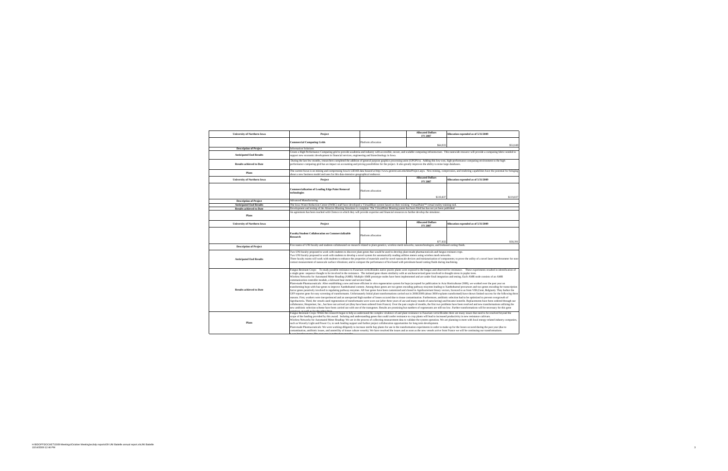| University of Northern Iowa | Project | | Allocated Dollars FY 2007 | Allocation expended as of 5/31/2009 |
|---|---|---|---|---|
| | **Commercial Computing Grids** | Platform allocation | $64,933 | $52,049 |
| **Description of Project** | Information Solutions | | | |
| **Anticipated End Results** | Create a High Performance Computing grid to provide academia and industry with accessible, secure, and scalable computing infrastructure. This statewide resource will provide a computing fabric needed to support new economic development in financial services, engineering and biotechnology in Iowa. | | | |
| **Results achieved to Date** | During the last few months, researchers completed the addition of general purpose graphics processing units (GPGPUs). Adding this low-cost, high-performance computing environment to the high performance computing grid has an impact on accounting and pricing possibilities for the project. It also greatly improves the ability to mine large databases. | | | |
| **Plans** | The current focus is on mining and compressing Iowa's LIDAR data housed at http://www.geotree.uni.edu/lidarProject.aspx. New mining, compression, and rendering capabilities have the potential for bringing about a new business model and uses for this data-intensive geographical endeavor. | | | |
| **University of Northern Iowa** | **Project** | | **Allocated Dollars FY 2007** | **Allocation expended as of 5/31/2009** |
| | **Commercialization of Leading Edge Paint Removal technologies** | Platform allocation | $119,837 | $119,837 |
| **Description of Project** | Advanced Manufacturing | | | |
| **Anticipated End Results** | The Iowa Waste Reduction Center (IWRC) staff have developed a VirtualBlast system based on their existing VirtualPaint™ virtual reality training tool. | | | |
| **Results achieved to Date** | Development and testing of the Abrasive Blasting Simulator is complete. The VirtualPaint Blasting patent has been filed but has not yet been published. | | | |
| **Plans** | An agreement has been reached with Clemco in which they will provide expertise and financial resources to further develop the simulator. | | | |
| **University of Northern Iowa** | **Project** | | **Allocated Dollars FY 2007** | **Allocation expended as of 5/31/2009** |
| | **Faculty/Student Collaboration on Commercializable Research** | Platform allocation | $77,832 | $58,391 |
| **Description of Project** | Five teams of UNI faculty and students collaborated on research related to plant genetics, wireless mesh networks, nanotechnologies, and biobased cutting fluids. | | | |
| **Anticipated End Results** | Two UNI faculty proposed to work with students to discover plant genes that would be used to develop plant-made pharmaceuticals and fungus resistant crops. Two UNI faculty proposed to work with students to develop a novel system for automatically reading utilities meters using wireless mesh networks. Three faculty teams will work with students to enhance the properties of materials used for novel nanoscale devices and miniaturization of components; to prove the utility of a novel laser interferometer for non-contact measurement of nanoscale surface vibrations; and to compare the performance of bio-based with petroleum-based cutting fluids during machining. | | | |
| **Results achieved to Date** | Fungus Resistant Crops: To study possible resistance to Fusarium verticilloides native prairie plants were exposed to the fungus and observed for resistance. These experiments resulted in identification of a single gene sequence thought to be involved in the resistance. The isolated gene shares similarity with an uncharacterized gene involved in drought stress in poplar trees. Wireless Networks for Automated Meter Reading (AMR): Multiple AMR prototype nodes have been implemented and are under final integration and testing. Each AMR node consists of an AMR communication controller module, a kilowatt hour meter and several loads. Plant-made Pharmaceuticals: After establishing a new and more efficient in vitro regeneration system for hops (accepted for publication in Acta Horticulturae 2009), we worked over the past year on transforming hops with four genes to improve Xanthohumol content. Among those genes are two genes encoding pathway enzymes leading to Xanthohumol precursors and two genes encoding for transcription factor genes putatively involved in regulating pathway enzymes. All four genes have been customized and cloned in Agrobacterium binary vectors, licenced to us from VIB (Gent, Belgium). They harbor the GFP reporter gene for easy screening of transformants. Unfortunately initial plant transformations carried out in 2008/2009 (about 3000 explants transformed) have shown limited success for the following three reasons. First, workers were inexperienced and an unexpected high number of losses occured due to tissue contamination. Furthermore, antibiotic selection had to be optimized to prevent overgrowth of Agrobacteria. Third, the vessels used regeneration of transformants were worn out (after three years of use and many rounds of autoclaving) and became instertile. Replacements have been ordered through our collaborator, Hopsteiner, Inc., but have not arrived yet (they have been ordered from France). Over the past couple of months, the first two problems have been resolved and new transformations utilizing the new antibiotic selection scheme have been carried out with one of the transgenes. Results are promising but numbers of regenerants are still too low. Further transformations will be necessary for this gene construct, as well as for the other three. | | | |
| **Plans** | Fungus Resistant Crops: While this research began to help us understand the complex virulence of and plant resistance to Fusarium verticilloides there are many issues that need to be resolved beyond the scope of the funding provided by this award. Isolating and understanding genes that could confer resistance to crop plants will lead to increased productivity in new resistance cultivars. Wireless Networks for Automated Meter Reading: We are in the process of collecting measurement data to validate the system operation. We are planning to meet with local energy-related industry companies, such as Waverly Light and Power Co, to seek funding support and further project collaboration opportunities for long term development. Plant-made Pharmaceuticals: We were working diligently to increase sterile hop plants for use in the transformation experiments in order to make up for the losses occured during the past year (due to contamination, antibiotic issues, and unsterility of tissue culture vessels). We have resolved the issues and as soon as the new vessels arrive from France we will be continuing our transformations. | | | |

H:\BDOFF\DOCKET\2009 Meetings\October Meetings\ecdvlp reports\09 UNI Battelle annual report.xls\UNI Battelle
10/14/2009 12:46 PM